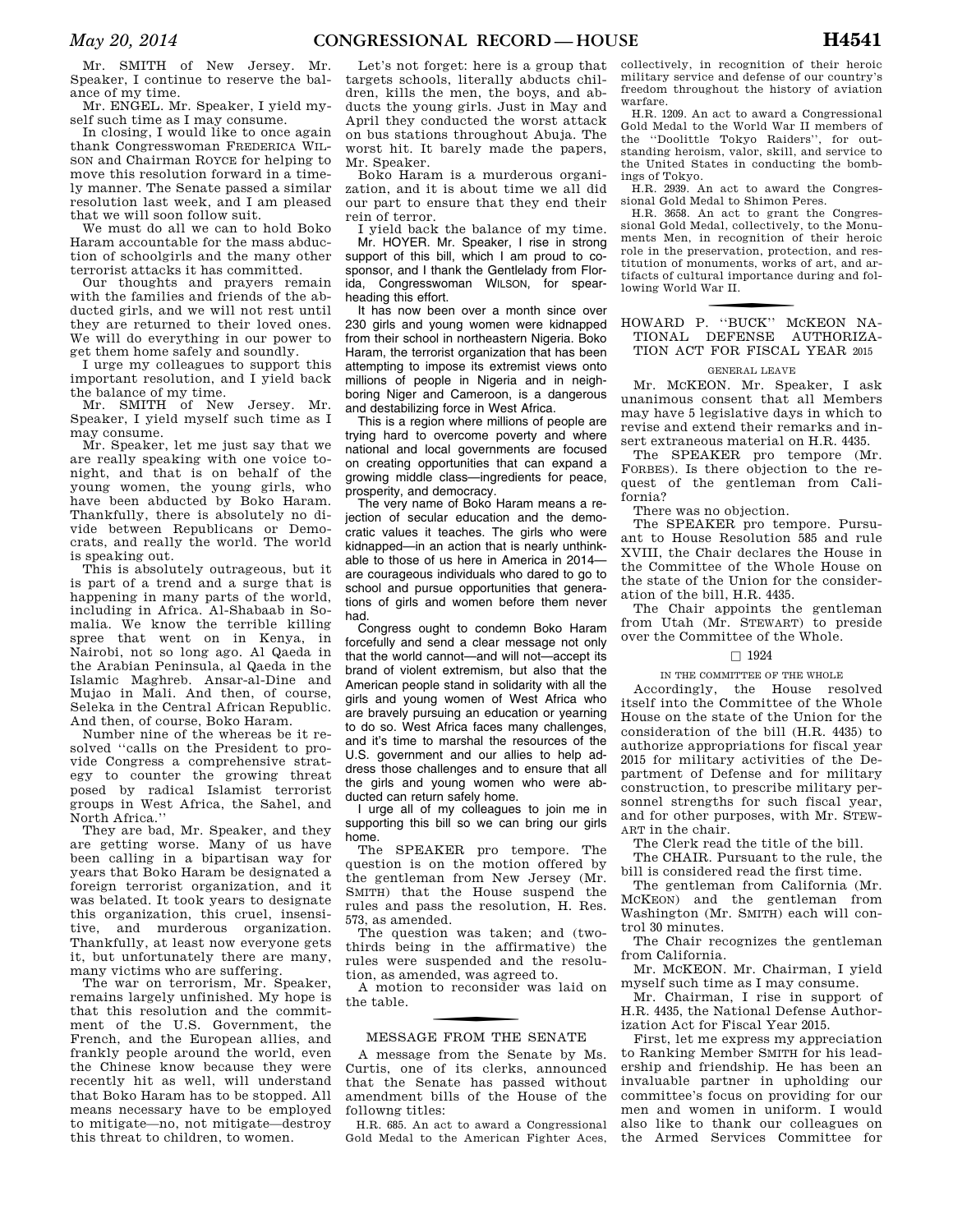Mr. SMITH of New Jersey. Mr. Speaker, I continue to reserve the balance of my time.

Mr. ENGEL. Mr. Speaker, I yield myself such time as I may consume.

In closing, I would like to once again thank Congresswoman FREDERICA WILSON and Chairman ROYCE for helping to move this resolution forward in a timely manner. The Senate passed a similar resolution last week, and I am pleased that we will soon follow suit.

We must do all we can to hold Boko Haram accountable for the mass abduction of schoolgirls and the many other terrorist attacks it has committed.

Our thoughts and prayers remain with the families and friends of the abducted girls, and we will not rest until they are returned to their loved ones. We will do everything in our power to get them home safely and soundly.

I urge my colleagues to support this important resolution, and I yield back the balance of my time.

Mr. SMITH of New Jersey. Mr. Speaker, I yield myself such time as I may consume.

Mr. Speaker, let me just say that we are really speaking with one voice tonight, and that is on behalf of the young women, the young girls, who have been abducted by Boko Haram. Thankfully, there is absolutely no divide between Republicans or Democrats, and really the world. The world is speaking out.

This is absolutely outrageous, but it is part of a trend and a surge that is happening in many parts of the world, including in Africa. Al-Shabaab in Somalia. We know the terrible killing spree that went on in Kenya, in Nairobi, not so long ago. Al Qaeda in the Arabian Peninsula, al Qaeda in the Islamic Maghreb. Ansar-al-Dine and Mujao in Mali. And then, of course, Seleka in the Central African Republic. And then, of course, Boko Haram.

Number nine of the whereas be it resolved ''calls on the President to provide Congress a comprehensive strategy to counter the growing threat posed by radical Islamist terrorist groups in West Africa, the Sahel, and North Africa.''

They are bad, Mr. Speaker, and they are getting worse. Many of us have been calling in a bipartisan way for years that Boko Haram be designated a foreign terrorist organization, and it was belated. It took years to designate this organization, this cruel, insensitive, and murderous organization. Thankfully, at least now everyone gets it, but unfortunately there are many, many victims who are suffering.

The war on terrorism, Mr. Speaker, remains largely unfinished. My hope is that this resolution and the commitment of the U.S. Government, the French, and the European allies, and frankly people around the world, even the Chinese know because they were recently hit as well, will understand that Boko Haram has to be stopped. All means necessary have to be employed to mitigate—no, not mitigate—destroy this threat to children, to women.

Let's not forget: here is a group that targets schools, literally abducts children, kills the men, the boys, and abducts the young girls. Just in May and April they conducted the worst attack on bus stations throughout Abuja. The worst hit. It barely made the papers, Mr. Speaker.

Boko Haram is a murderous organization, and it is about time we all did our part to ensure that they end their rein of terror.

I yield back the balance of my time.

Mr. HOYER. Mr. Speaker, I rise in strong support of this bill, which I am proud to cosponsor, and I thank the Gentlelady from Florida, Congresswoman WILSON, for spearheading this effort.

It has now been over a month since over 230 girls and young women were kidnapped from their school in northeastern Nigeria. Boko Haram, the terrorist organization that has been attempting to impose its extremist views onto millions of people in Nigeria and in neighboring Niger and Cameroon, is a dangerous and destabilizing force in West Africa.

This is a region where millions of people are trying hard to overcome poverty and where national and local governments are focused on creating opportunities that can expand a growing middle class—ingredients for peace, prosperity, and democracy.

The very name of Boko Haram means a rejection of secular education and the democratic values it teaches. The girls who were kidnapped—in an action that is nearly unthinkable to those of us here in America in 2014—are courageous individuals who dared to go to school and pursue opportunities that generations of girls and women before them never had.

Congress ought to condemn Boko Haram forcefully and send a clear message not only that the world cannot—and will not—accept its brand of violent extremism, but also that the American people stand in solidarity with all the girls and young women of West Africa who are bravely pursuing an education or yearning to do so. West Africa faces many challenges, and it's time to marshal the resources of the U.S. government and our allies to help address those challenges and to ensure that all the girls and young women who were abducted can return safely home.

I urge all of my colleagues to join me in supporting this bill so we can bring our girls home.

The SPEAKER pro tempore. The question is on the motion offered by the gentleman from New Jersey (Mr. SMITH) that the House suspend the rules and pass the resolution, H. Res. 573, as amended.

The question was taken; and (two-thirds being in the affirmative) the rules were suspended and the resolution, as amended, was agreed to.

A motion to reconsider was laid on the table.

## MESSAGE FROM THE SENATE

A message from the Senate by Ms. Curtis, one of its clerks, announced that the Senate has passed without amendment bills of the House of the followng titles:

H.R. 685. An act to award a Congressional Gold Medal to the American Fighter Aces, collectively, in recognition of their heroic military service and defense of our country's freedom throughout the history of aviation warfare.

H.R. 1209. An act to award a Congressional Gold Medal to the World War II members of the ''Doolittle Tokyo Raiders'', for outstanding heroism, valor, skill, and service to the United States in conducting the bombings of Tokyo.

H.R. 2939. An act to award the Congressional Gold Medal to Shimon Peres.

H.R. 3658. An act to grant the Congressional Gold Medal, collectively, to the Monuments Men, in recognition of their heroic role in the preservation, protection, and restitution of monuments, works of art, and artifacts of cultural importance during and following World War II.

## HOWARD P. ''BUCK'' McKEON NATIONAL DEFENSE AUTHORIZATION ACT FOR FISCAL YEAR 2015

GENERAL LEAVE

Mr. McKEON. Mr. Speaker, I ask unanimous consent that all Members may have 5 legislative days in which to revise and extend their remarks and insert extraneous material on H.R. 4435.

The SPEAKER pro tempore (Mr. FORBES). Is there objection to the request of the gentleman from California?

There was no objection.

The SPEAKER pro tempore. Pursuant to House Resolution 585 and rule XVIII, the Chair declares the House in the Committee of the Whole House on the state of the Union for the consideration of the bill, H.R. 4435.

The Chair appoints the gentleman from Utah (Mr. STEWART) to preside over the Committee of the Whole.

□ 1924

IN THE COMMITTEE OF THE WHOLE

Accordingly, the House resolved itself into the Committee of the Whole House on the state of the Union for the consideration of the bill (H.R. 4435) to authorize appropriations for fiscal year 2015 for military activities of the Department of Defense and for military construction, to prescribe military personnel strengths for such fiscal year, and for other purposes, with Mr. STEWART in the chair.

The Clerk read the title of the bill.

The CHAIR. Pursuant to the rule, the bill is considered read the first time.

The gentleman from California (Mr. McKEON) and the gentleman from Washington (Mr. SMITH) each will control 30 minutes.

The Chair recognizes the gentleman from California.

Mr. McKEON. Mr. Chairman, I yield myself such time as I may consume.

Mr. Chairman, I rise in support of H.R. 4435, the National Defense Authorization Act for Fiscal Year 2015.

First, let me express my appreciation to Ranking Member SMITH for his leadership and friendship. He has been an invaluable partner in upholding our committee's focus on providing for our men and women in uniform. I would also like to thank our colleagues on the Armed Services Committee for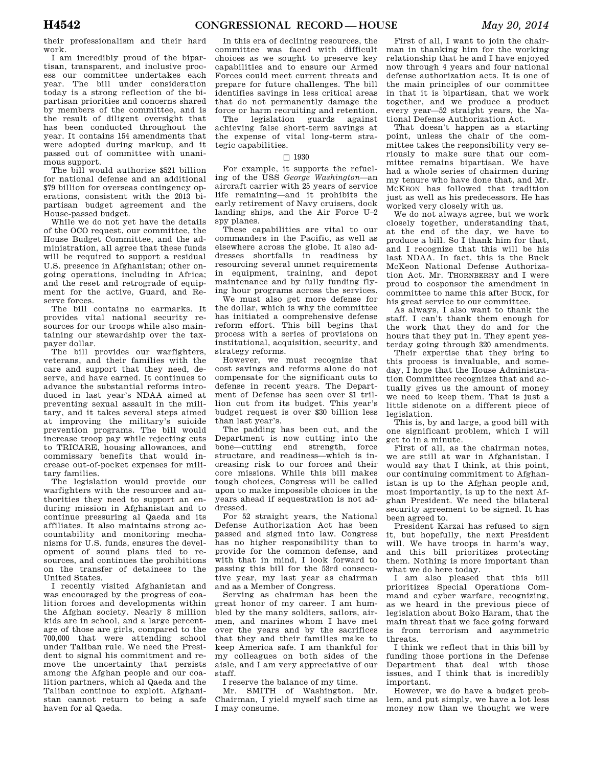their professionalism and their hard work.

I am incredibly proud of the bipartisan, transparent, and inclusive process our committee undertakes each year. The bill under consideration today is a strong reflection of the bipartisan priorities and concerns shared by members of the committee, and is the result of diligent oversight that has been conducted throughout the year. It contains 154 amendments that were adopted during markup, and it passed out of committee with unanimous support.

The bill would authorize $521 billion for national defense and an additional $79 billion for overseas contingency operations, consistent with the 2013 bipartisan budget agreement and the House-passed budget.

While we do not yet have the details of the OCO request, our committee, the House Budget Committee, and the administration, all agree that these funds will be required to support a residual U.S. presence in Afghanistan; other ongoing operations, including in Africa; and the reset and retrograde of equipment for the active, Guard, and Reserve forces.

The bill contains no earmarks. It provides vital national security resources for our troops while also maintaining our stewardship over the taxpayer dollar.

The bill provides our warfighters, veterans, and their families with the care and support that they need, deserve, and have earned. It continues to advance the substantial reforms introduced in last year's NDAA aimed at preventing sexual assault in the military, and it takes several steps aimed at improving the military's suicide prevention programs. The bill would increase troop pay while rejecting cuts to TRICARE, housing allowances, and commissary benefits that would increase out-of-pocket expenses for military families.

The legislation would provide our warfighters with the resources and authorities they need to support an enduring mission in Afghanistan and to continue pressuring al Qaeda and its affiliates. It also maintains strong accountability and monitoring mechanisms for U.S. funds, ensures the development of sound plans tied to resources, and continues the prohibitions on the transfer of detainees to the United States.

I recently visited Afghanistan and was encouraged by the progress of coalition forces and developments within the Afghan society. Nearly 8 million kids are in school, and a large percentage of those are girls, compared to the 700,000 that were attending school under Taliban rule. We need the President to signal his commitment and remove the uncertainty that persists among the Afghan people and our coalition partners, which al Qaeda and the Taliban continue to exploit. Afghanistan cannot return to being a safe haven for al Qaeda.

In this era of declining resources, the committee was faced with difficult choices as we sought to preserve key capabilities and to ensure our Armed Forces could meet current threats and prepare for future challenges. The bill identifies savings in less critical areas that do not permanently damage the force or harm recruiting and retention.

The legislation guards against achieving false short-term savings at the expense of vital long-term strategic capabilities.

□ 1930

For example, it supports the refueling of the USS *George Washington*—an aircraft carrier with 25 years of service life remaining—and it prohibits the early retirement of Navy cruisers, dock landing ships, and the Air Force U–2 spy planes.

These capabilities are vital to our commanders in the Pacific, as well as elsewhere across the globe. It also addresses shortfalls in readiness by resourcing several unmet requirements in equipment, training, and depot maintenance and by fully funding flying hour programs across the services.

We must also get more defense for the dollar, which is why the committee has initiated a comprehensive defense reform effort. This bill begins that process with a series of provisions on institutional, acquisition, security, and strategy reforms.

However, we must recognize that cost savings and reforms alone do not compensate for the significant cuts to defense in recent years. The Department of Defense has seen over $1 trillion cut from its budget. This year's budget request is over $30 billion less than last year's.

The padding has been cut, and the Department is now cutting into the bone—cutting end strength, force structure, and readiness—which is increasing risk to our forces and their core missions. While this bill makes tough choices, Congress will be called upon to make impossible choices in the years ahead if sequestration is not addressed.

For 52 straight years, the National Defense Authorization Act has been passed and signed into law. Congress has no higher responsibility than to provide for the common defense, and with that in mind, I look forward to passing this bill for the 53rd consecutive year, my last year as chairman and as a Member of Congress.

Serving as chairman has been the great honor of my career. I am humbled by the many soldiers, sailors, airmen, and marines whom I have met over the years and by the sacrifices that they and their families make to keep America safe. I am thankful for my colleagues on both sides of the aisle, and I am very appreciative of our staff.

I reserve the balance of my time.

Mr. SMITH of Washington. Mr. Chairman, I yield myself such time as I may consume.

First of all, I want to join the chairman in thanking him for the working relationship that he and I have enjoyed now through 4 years and four national defense authorization acts. It is one of the main principles of our committee in that it is bipartisan, that we work together, and we produce a product every year—52 straight years, the National Defense Authorization Act.

That doesn't happen as a starting point, unless the chair of the committee takes the responsibility very seriously to make sure that our committee remains bipartisan. We have had a whole series of chairmen during my tenure who have done that, and Mr. MCKEON has followed that tradition just as well as his predecessors. He has worked very closely with us.

We do not always agree, but we work closely together, understanding that, at the end of the day, we have to produce a bill. So I thank him for that, and I recognize that this will be his last NDAA. In fact, this is the Buck McKeon National Defense Authorization Act. Mr. THORNBERRY and I were proud to cosponsor the amendment in committee to name this after BUCK, for his great service to our committee.

As always, I also want to thank the staff. I can't thank them enough for the work that they do and for the hours that they put in. They spent yesterday going through 320 amendments.

Their expertise that they bring to this process is invaluable, and someday, I hope that the House Administration Committee recognizes that and actually gives us the amount of money we need to keep them. That is just a little sidenote on a different piece of legislation.

This is, by and large, a good bill with one significant problem, which I will get to in a minute.

First of all, as the chairman notes, we are still at war in Afghanistan. I would say that I think, at this point, our continuing commitment to Afghanistan is up to the Afghan people and, most importantly, is up to the next Afghan President. We need the bilateral security agreement to be signed. It has been agreed to.

President Karzai has refused to sign it, but hopefully, the next President will. We have troops in harm's way, and this bill prioritizes protecting them. Nothing is more important than what we do here today.

I am also pleased that this bill prioritizes Special Operations Command and cyber warfare, recognizing, as we heard in the previous piece of legislation about Boko Haram, that the main threat that we face going forward is from terrorism and asymmetric threats.

I think we reflect that in this bill by funding those portions in the Defense Department that deal with those issues, and I think that is incredibly important.

However, we do have a budget problem, and put simply, we have a lot less money now than we thought we were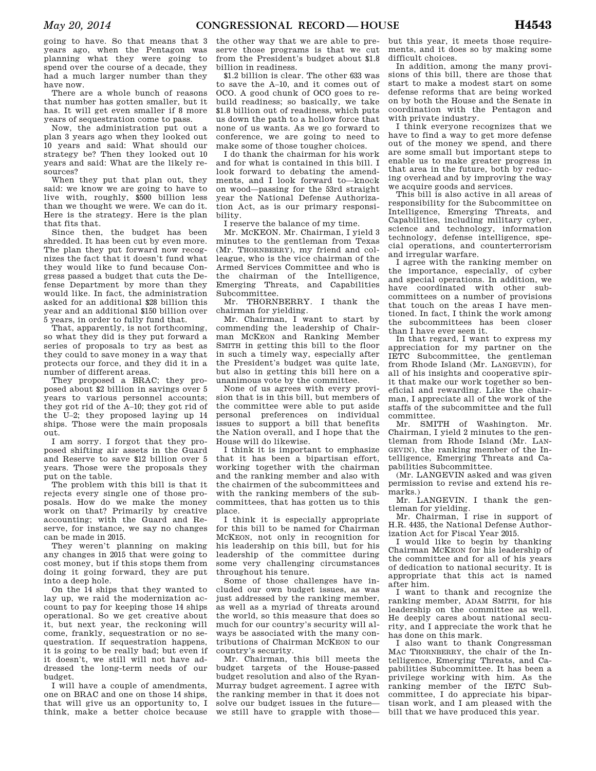going to have. So that means that 3 years ago, when the Pentagon was planning what they were going to spend over the course of a decade, they had a much larger number than they have now.

There are a whole bunch of reasons that number has gotten smaller, but it has. It will get even smaller if 8 more years of sequestration come to pass.

Now, the administration put out a plan 3 years ago when they looked out 10 years and said: What should our strategy be? Then they looked out 10 years and said: What are the likely resources?

When they put that plan out, they said: we know we are going to have to live with, roughly, $500 billion less than we thought we were. We can do it. Here is the strategy. Here is the plan that fits that.

Since then, the budget has been shredded. It has been cut by even more. The plan they put forward now recognizes the fact that it doesn't fund what they would like to fund because Congress passed a budget that cuts the Defense Department by more than they would like. In fact, the administration asked for an additional $28 billion this year and an additional $150 billion over 5 years, in order to fully fund that.

That, apparently, is not forthcoming, so what they did is they put forward a series of proposals to try as best as they could to save money in a way that protects our force, and they did it in a number of different areas.

They proposed a BRAC; they proposed about $2 billion in savings over 5 years to various personnel accounts; they got rid of the A–10; they got rid of the U–2; they proposed laying up 14 ships. Those were the main proposals out.

I am sorry. I forgot that they proposed shifting air assets in the Guard and Reserve to save $12 billion over 5 years. Those were the proposals they put on the table.

The problem with this bill is that it rejects every single one of those proposals. How do we make the money work on that? Primarily by creative accounting; with the Guard and Reserve, for instance, we say no changes can be made in 2015.

They weren't planning on making any changes in 2015 that were going to cost money, but if this stops them from doing it going forward, they are put into a deep hole.

On the 14 ships that they wanted to lay up, we raid the modernization account to pay for keeping those 14 ships operational. So we get creative about it, but next year, the reckoning will come, frankly, sequestration or no sequestration. If sequestration happens, it is going to be really bad; but even if it doesn't, we still will not have addressed the long-term needs of our budget.

I will have a couple of amendments, one on BRAC and one on those 14 ships, that will give us an opportunity to, I think, make a better choice because the other way that we are able to preserve those programs is that we cut from the President's budget about $1.8 billion in readiness.

$1.2 billion is clear. The other 633 was to save the A–10, and it comes out of OCO. A good chunk of OCO goes to rebuild readiness; so basically, we take $1.8 billion out of readiness, which puts us down the path to a hollow force that none of us wants. As we go forward to conference, we are going to need to make some of those tougher choices.

I do thank the chairman for his work and for what is contained in this bill. I look forward to debating the amendments, and I look forward to—knock on wood—passing for the 53rd straight year the National Defense Authorization Act, as is our primary responsibility.

I reserve the balance of my time.

Mr. MCKEON. Mr. Chairman, I yield 3 minutes to the gentleman from Texas (Mr. THORNBERRY), my friend and colleague, who is the vice chairman of the Armed Services Committee and who is the chairman of the Intelligence, Emerging Threats, and Capabilities Subcommittee.

Mr. THORNBERRY. I thank the chairman for yielding.

Mr. Chairman, I want to start by commending the leadership of Chairman MCKEON and Ranking Member SMITH in getting this bill to the floor in such a timely way, especially after the President's budget was quite late, but also in getting this bill here on a unanimous vote by the committee.

None of us agrees with every provision that is in this bill, but members of the committee were able to put aside personal preferences on individual issues to support a bill that benefits the Nation overall, and I hope that the House will do likewise.

I think it is important to emphasize that it has been a bipartisan effort, working together with the chairman and the ranking member and also with the chairmen of the subcommittees and with the ranking members of the subcommittees, that has gotten us to this place.

I think it is especially appropriate for this bill to be named for Chairman MCKEON, not only in recognition for his leadership on this bill, but for his leadership of the committee during some very challenging circumstances throughout his tenure.

Some of those challenges have included our own budget issues, as was just addressed by the ranking member, as well as a myriad of threats around the world, so this measure that does so much for our country's security will always be associated with the many contributions of Chairman MCKEON to our country's security.

Mr. Chairman, this bill meets the budget targets of the House-passed budget resolution and also of the Ryan-Murray budget agreement. I agree with the ranking member in that it does not solve our budget issues in the future—we still have to grapple with those—but this year, it meets those requirements, and it does so by making some difficult choices.

In addition, among the many provisions of this bill, there are those that start to make a modest start on some defense reforms that are being worked on by both the House and the Senate in coordination with the Pentagon and with private industry.

I think everyone recognizes that we have to find a way to get more defense out of the money we spend, and there are some small but important steps to enable us to make greater progress in that area in the future, both by reducing overhead and by improving the way we acquire goods and services.

This bill is also active in all areas of responsibility for the Subcommittee on Intelligence, Emerging Threats, and Capabilities, including military cyber, science and technology, information technology, defense intelligence, special operations, and counterterrorism and irregular warfare.

I agree with the ranking member on the importance, especially, of cyber and special operations. In addition, we have coordinated with other subcommittees on a number of provisions that touch on the areas I have mentioned. In fact, I think the work among the subcommittees has been closer than I have ever seen it.

In that regard, I want to express my appreciation for my partner on the IETC Subcommittee, the gentleman from Rhode Island (Mr. LANGEVIN), for all of his insights and cooperative spirit that make our work together so beneficial and rewarding. Like the chairman, I appreciate all of the work of the staffs of the subcommittee and the full committee.

Mr. SMITH of Washington. Mr. Chairman, I yield 2 minutes to the gentleman from Rhode Island (Mr. LANGEVIN), the ranking member of the Intelligence, Emerging Threats and Capabilities Subcommittee.

(Mr. LANGEVIN asked and was given permission to revise and extend his remarks.)

Mr. LANGEVIN. I thank the gentleman for yielding.

Mr. Chairman, I rise in support of H.R. 4435, the National Defense Authorization Act for Fiscal Year 2015.

I would like to begin by thanking Chairman MCKEON for his leadership of the committee and for all of his years of dedication to national security. It is appropriate that this act is named after him.

I want to thank and recognize the ranking member, ADAM SMITH, for his leadership on the committee as well. He deeply cares about national security, and I appreciate the work that he has done on this mark.

I also want to thank Congressman MAC THORNBERRY, the chair of the Intelligence, Emerging Threats, and Capabilities Subcommittee. It has been a privilege working with him. As the ranking member of the IETC Subcommittee, I do appreciate his bipartisan work, and I am pleased with the bill that we have produced this year.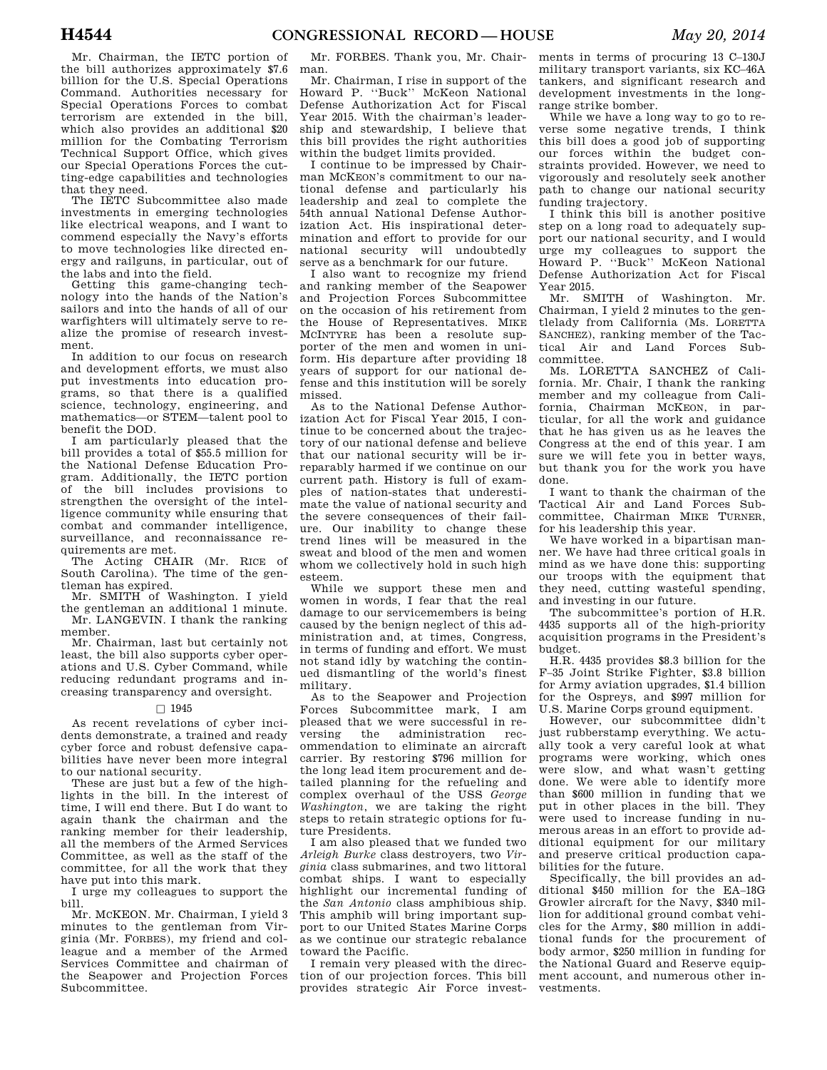Mr. Chairman, the IETC portion of the bill authorizes approximately $7.6 billion for the U.S. Special Operations Command. Authorities necessary for Special Operations Forces to combat terrorism are extended in the bill, which also provides an additional $20 million for the Combating Terrorism Technical Support Office, which gives our Special Operations Forces the cutting-edge capabilities and technologies that they need.

The IETC Subcommittee also made investments in emerging technologies like electrical weapons, and I want to commend especially the Navy's efforts to move technologies like directed energy and railguns, in particular, out of the labs and into the field.

Getting this game-changing technology into the hands of the Nation's sailors and into the hands of all of our warfighters will ultimately serve to realize the promise of research investment.

In addition to our focus on research and development efforts, we must also put investments into education programs, so that there is a qualified science, technology, engineering, and mathematics—or STEM—talent pool to benefit the DOD.

I am particularly pleased that the bill provides a total of $55.5 million for the National Defense Education Program. Additionally, the IETC portion of the bill includes provisions to strengthen the oversight of the intelligence community while ensuring that combat and commander intelligence, surveillance, and reconnaissance requirements are met.

The Acting CHAIR (Mr. RICE of South Carolina). The time of the gentleman has expired.

Mr. SMITH of Washington. I yield the gentleman an additional 1 minute.

Mr. LANGEVIN. I thank the ranking member.

Mr. Chairman, last but certainly not least, the bill also supports cyber operations and U.S. Cyber Command, while reducing redundant programs and increasing transparency and oversight.

□ 1945

As recent revelations of cyber incidents demonstrate, a trained and ready cyber force and robust defensive capabilities have never been more integral to our national security.

These are just but a few of the highlights in the bill. In the interest of time, I will end there. But I do want to again thank the chairman and the ranking member for their leadership, all the members of the Armed Services Committee, as well as the staff of the committee, for all the work that they have put into this mark.

I urge my colleagues to support the bill.

Mr. MCKEON. Mr. Chairman, I yield 3 minutes to the gentleman from Virginia (Mr. FORBES), my friend and colleague and a member of the Armed Services Committee and chairman of the Seapower and Projection Forces Subcommittee.

Mr. FORBES. Thank you, Mr. Chairman.

Mr. Chairman, I rise in support of the Howard P. ''Buck'' McKeon National Defense Authorization Act for Fiscal Year 2015. With the chairman's leadership and stewardship, I believe that this bill provides the right authorities within the budget limits provided.

I continue to be impressed by Chairman MCKEON's commitment to our national defense and particularly his leadership and zeal to complete the 54th annual National Defense Authorization Act. His inspirational determination and effort to provide for our national security will undoubtedly serve as a benchmark for our future.

I also want to recognize my friend and ranking member of the Seapower and Projection Forces Subcommittee on the occasion of his retirement from the House of Representatives. MIKE MCINTYRE has been a resolute supporter of the men and women in uniform. His departure after providing 18 years of support for our national defense and this institution will be sorely missed.

As to the National Defense Authorization Act for Fiscal Year 2015, I continue to be concerned about the trajectory of our national defense and believe that our national security will be irreparably harmed if we continue on our current path. History is full of examples of nation-states that underestimate the value of national security and the severe consequences of their failure. Our inability to change these trend lines will be measured in the sweat and blood of the men and women whom we collectively hold in such high esteem.

While we support these men and women in words, I fear that the real damage to our servicemembers is being caused by the benign neglect of this administration and, at times, Congress, in terms of funding and effort. We must not stand idly by watching the continued dismantling of the world's finest military.

As to the Seapower and Projection Forces Subcommittee mark, I am pleased that we were successful in reversing the administration recommendation to eliminate an aircraft carrier. By restoring $796 million for the long lead item procurement and detailed planning for the refueling and complex overhaul of the USS *George Washington*, we are taking the right steps to retain strategic options for future Presidents.

I am also pleased that we funded two *Arleigh Burke* class destroyers, two *Virginia* class submarines, and two littoral combat ships. I want to especially highlight our incremental funding of the *San Antonio* class amphibious ship. This amphib will bring important support to our United States Marine Corps as we continue our strategic rebalance toward the Pacific.

I remain very pleased with the direction of our projection forces. This bill provides strategic Air Force investments in terms of procuring 13 C–130J military transport variants, six KC–46A tankers, and significant research and development investments in the long-range strike bomber.

While we have a long way to go to reverse some negative trends, I think this bill does a good job of supporting our forces within the budget constraints provided. However, we need to vigorously and resolutely seek another path to change our national security funding trajectory.

I think this bill is another positive step on a long road to adequately support our national security, and I would urge my colleagues to support the Howard P. ''Buck'' McKeon National Defense Authorization Act for Fiscal Year 2015.

Mr. SMITH of Washington. Mr. Chairman, I yield 2 minutes to the gentlelady from California (Ms. LORETTA SANCHEZ), ranking member of the Tactical Air and Land Forces Subcommittee.

Ms. LORETTA SANCHEZ of California. Mr. Chair, I thank the ranking member and my colleague from California, Chairman MCKEON, in particular, for all the work and guidance that he has given us as he leaves the Congress at the end of this year. I am sure we will fete you in better ways, but thank you for the work you have done.

I want to thank the chairman of the Tactical Air and Land Forces Subcommittee, Chairman MIKE TURNER, for his leadership this year.

We have worked in a bipartisan manner. We have had three critical goals in mind as we have done this: supporting our troops with the equipment that they need, cutting wasteful spending, and investing in our future.

The subcommittee's portion of H.R. 4435 supports all of the high-priority acquisition programs in the President's budget.

H.R. 4435 provides $8.3 billion for the F–35 Joint Strike Fighter, $3.8 billion for Army aviation upgrades, $1.4 billion for the Ospreys, and $997 million for U.S. Marine Corps ground equipment.

However, our subcommittee didn't just rubberstamp everything. We actually took a very careful look at what programs were working, which ones were slow, and what wasn't getting done. We were able to identify more than $600 million in funding that we put in other places in the bill. They were used to increase funding in numerous areas in an effort to provide additional equipment for our military and preserve critical production capabilities for the future.

Specifically, the bill provides an additional $450 million for the EA–18G Growler aircraft for the Navy, $340 million for additional ground combat vehicles for the Army, $80 million in additional funds for the procurement of body armor, $250 million in funding for the National Guard and Reserve equipment account, and numerous other investments.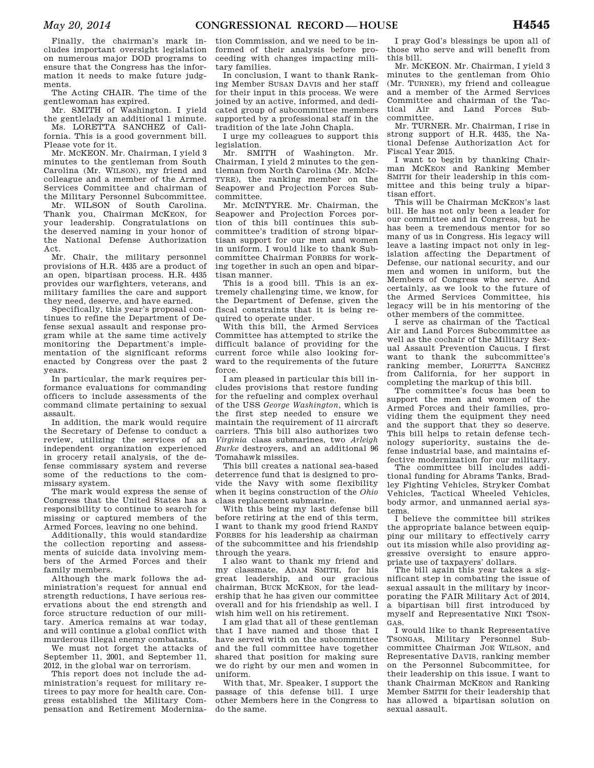Finally, the chairman's mark includes important oversight legislation on numerous major DOD programs to ensure that the Congress has the information it needs to make future judgments.

The Acting CHAIR. The time of the gentlewoman has expired.

Mr. SMITH of Washington. I yield the gentlelady an additional 1 minute.

Ms. LORETTA SANCHEZ of California. This is a good government bill. Please vote for it.

Mr. MCKEON. Mr. Chairman, I yield 3 minutes to the gentleman from South Carolina (Mr. WILSON), my friend and colleague and a member of the Armed Services Committee and chairman of the Military Personnel Subcommittee.

Mr. WILSON of South Carolina. Thank you, Chairman MCKEON, for your leadership. Congratulations on the deserved naming in your honor of the National Defense Authorization Act.

Mr. Chair, the military personnel provisions of H.R. 4435 are a product of an open, bipartisan process. H.R. 4435 provides our warfighters, veterans, and military families the care and support they need, deserve, and have earned.

Specifically, this year's proposal continues to refine the Department of Defense sexual assault and response program while at the same time actively monitoring the Department's implementation of the significant reforms enacted by Congress over the past 2 years.

In particular, the mark requires performance evaluations for commanding officers to include assessments of the command climate pertaining to sexual assault.

In addition, the mark would require the Secretary of Defense to conduct a review, utilizing the services of an independent organization experienced in grocery retail analysis, of the defense commissary system and reverse some of the reductions to the commissary system.

The mark would express the sense of Congress that the United States has a responsibility to continue to search for missing or captured members of the Armed Forces, leaving no one behind.

Additionally, this would standardize the collection reporting and assessments of suicide data involving members of the Armed Forces and their family members.

Although the mark follows the administration's request for annual end strength reductions, I have serious reservations about the end strength and force structure reduction of our military. America remains at war today, and will continue a global conflict with murderous illegal enemy combatants.

We must not forget the attacks of September 11, 2001, and September 11, 2012, in the global war on terrorism.

This report does not include the administration's request for military retirees to pay more for health care. Congress established the Military Compensation and Retirement Modernization Commission, and we need to be informed of their analysis before proceeding with changes impacting military families.

In conclusion, I want to thank Ranking Member SUSAN DAVIS and her staff for their input in this process. We were joined by an active, informed, and dedicated group of subcommittee members supported by a professional staff in the tradition of the late John Chapla.

I urge my colleagues to support this legislation.

Mr. SMITH of Washington. Mr. Chairman, I yield 2 minutes to the gentleman from North Carolina (Mr. MCINTYRE), the ranking member on the Seapower and Projection Forces Subcommittee.

Mr. MCINTYRE. Mr. Chairman, the Seapower and Projection Forces portion of this bill continues this subcommittee's tradition of strong bipartisan support for our men and women in uniform. I would like to thank Subcommittee Chairman FORBES for working together in such an open and bipartisan manner.

This is a good bill. This is an extremely challenging time, we know, for the Department of Defense, given the fiscal constraints that it is being required to operate under.

With this bill, the Armed Services Committee has attempted to strike the difficult balance of providing for the current force while also looking forward to the requirements of the future force.

I am pleased in particular this bill includes provisions that restore funding for the refueling and complex overhaul of the USS *George Washington*, which is the first step needed to ensure we maintain the requirement of 11 aircraft carriers. This bill also authorizes two *Virginia* class submarines, two *Arleigh Burke* destroyers, and an additional 96 Tomahawk missiles.

This bill creates a national sea-based deterrence fund that is designed to provide the Navy with some flexibility when it begins construction of the *Ohio* class replacement submarine.

With this being my last defense bill before retiring at the end of this term, I want to thank my good friend RANDY FORBES for his leadership as chairman of the subcommittee and his friendship through the years.

I also want to thank my friend and my classmate, ADAM SMITH, for his great leadership, and our gracious chairman, BUCK MCKEON, for the leadership that he has given our committee overall and for his friendship as well. I wish him well on his retirement.

I am glad that all of these gentleman that I have named and those that I have served with on the subcommittee and the full committee have together shared that position for making sure we do right by our men and women in uniform.

With that, Mr. Speaker, I support the passage of this defense bill. I urge other Members here in the Congress to do the same.

I pray God's blessings be upon all of those who serve and will benefit from this bill.

Mr. MCKEON. Mr. Chairman, I yield 3 minutes to the gentleman from Ohio (Mr. TURNER), my friend and colleague and a member of the Armed Services Committee and chairman of the Tactical Air and Land Forces Subcommittee.

Mr. TURNER. Mr. Chairman, I rise in strong support of H.R. 4435, the National Defense Authorization Act for Fiscal Year 2015.

I want to begin by thanking Chairman MCKEON and Ranking Member SMITH for their leadership in this committee and this being truly a bipartisan effort.

This will be Chairman MCKEON's last bill. He has not only been a leader for our committee and in Congress, but he has been a tremendous mentor for so many of us in Congress. His legacy will leave a lasting impact not only in legislation affecting the Department of Defense, our national security, and our men and women in uniform, but the Members of Congress who serve. And certainly, as we look to the future of the Armed Services Committee, his legacy will be in his mentoring of the other members of the committee.

I serve as chairman of the Tactical Air and Land Forces Subcommittee as well as the cochair of the Military Sexual Assault Prevention Caucus. I first want to thank the subcommittee's ranking member, LORETTA SANCHEZ from California, for her support in completing the markup of this bill.

The committee's focus has been to support the men and women of the Armed Forces and their families, providing them the equipment they need and the support that they so deserve. This bill helps to retain defense technology superiority, sustains the defense industrial base, and maintains effective modernization for our military.

The committee bill includes additional funding for Abrams Tanks, Bradley Fighting Vehicles, Stryker Combat Vehicles, Tactical Wheeled Vehicles, body armor, and unmanned aerial systems.

I believe the committee bill strikes the appropriate balance between equipping our military to effectively carry out its mission while also providing aggressive oversight to ensure appropriate use of taxpayers' dollars.

The bill again this year takes a significant step in combating the issue of sexual assault in the military by incorporating the FAIR Military Act of 2014, a bipartisan bill first introduced by myself and Representative NIKI TSONGAS.

I would like to thank Representative TSONGAS, Military Personnel Subcommittee Chairman JOE WILSON, and Representative DAVIS, ranking member on the Personnel Subcommittee, for their leadership on this issue. I want to thank Chairman MCKEON and Ranking Member SMITH for their leadership that has allowed a bipartisan solution on sexual assault.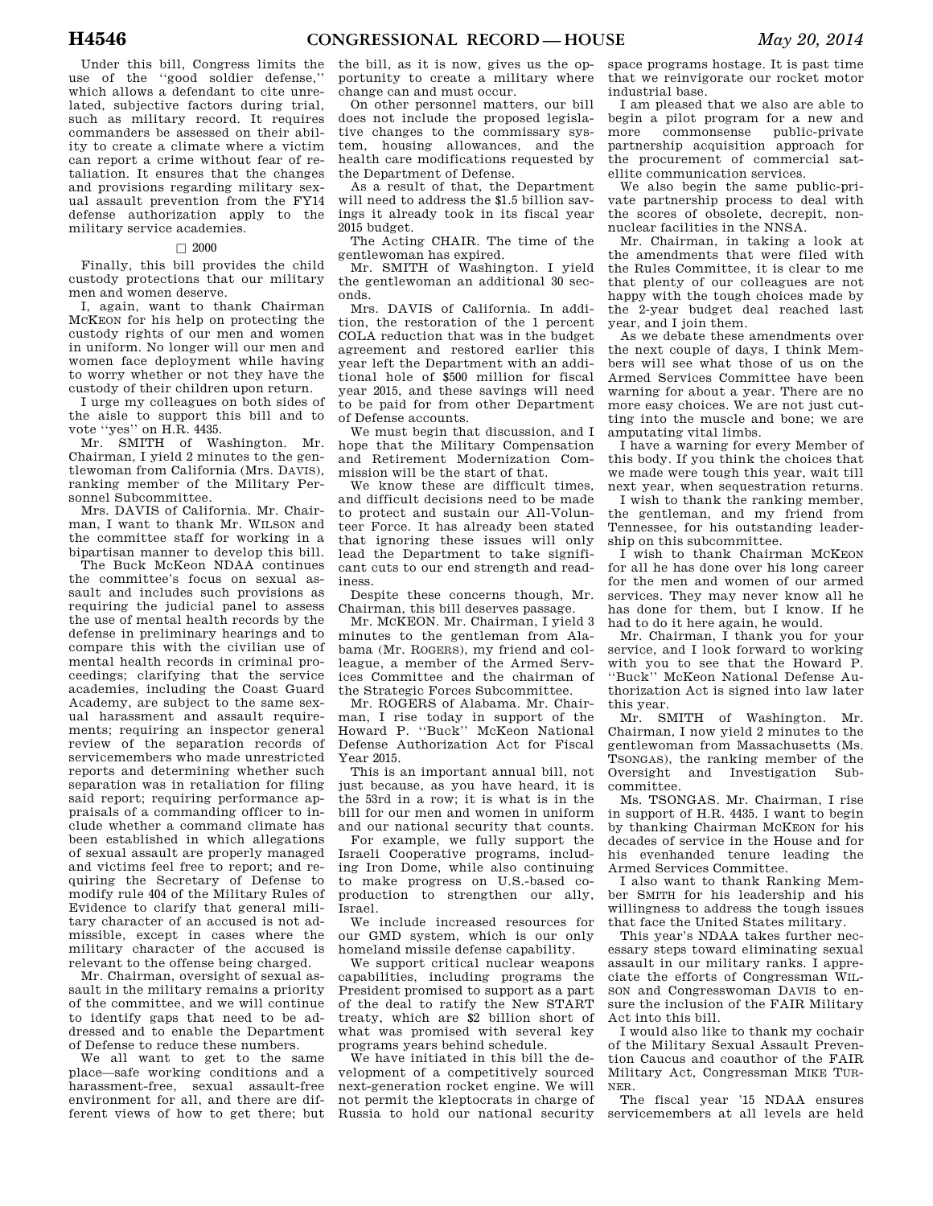Under this bill, Congress limits the use of the "good soldier defense," which allows a defendant to cite unrelated, subjective factors during trial, such as military record. It requires commanders be assessed on their ability to create a climate where a victim can report a crime without fear of retaliation. It ensures that the changes and provisions regarding military sexual assault prevention from the FY14 defense authorization apply to the military service academies.

□ 2000

Finally, this bill provides the child custody protections that our military men and women deserve.

I, again, want to thank Chairman MCKEON for his help on protecting the custody rights of our men and women in uniform. No longer will our men and women face deployment while having to worry whether or not they have the custody of their children upon return.

I urge my colleagues on both sides of the aisle to support this bill and to vote "yes" on H.R. 4435.

Mr. SMITH of Washington. Mr. Chairman, I yield 2 minutes to the gentlewoman from California (Mrs. DAVIS), ranking member of the Military Personnel Subcommittee.

Mrs. DAVIS of California. Mr. Chairman, I want to thank Mr. WILSON and the committee staff for working in a bipartisan manner to develop this bill.

The Buck McKeon NDAA continues the committee's focus on sexual assault and includes such provisions as requiring the judicial panel to assess the use of mental health records by the defense in preliminary hearings and to compare this with the civilian use of mental health records in criminal proceedings; clarifying that the service academies, including the Coast Guard Academy, are subject to the same sexual harassment and assault requirements; requiring an inspector general review of the separation records of servicemembers who made unrestricted reports and determining whether such separation was in retaliation for filing said report; requiring performance appraisals of a commanding officer to include whether a command climate has been established in which allegations of sexual assault are properly managed and victims feel free to report; and requiring the Secretary of Defense to modify rule 404 of the Military Rules of Evidence to clarify that general military character of an accused is not admissible, except in cases where the military character of the accused is relevant to the offense being charged.

Mr. Chairman, oversight of sexual assault in the military remains a priority of the committee, and we will continue to identify gaps that need to be addressed and to enable the Department of Defense to reduce these numbers.

We all want to get to the same place—safe working conditions and a harassment-free, sexual assault-free environment for all, and there are different views of how to get there; but the bill, as it is now, gives us the opportunity to create a military where change can and must occur.

On other personnel matters, our bill does not include the proposed legislative changes to the commissary system, housing allowances, and the health care modifications requested by the Department of Defense.

As a result of that, the Department will need to address the $1.5 billion savings it already took in its fiscal year 2015 budget.

The Acting CHAIR. The time of the gentlewoman has expired.

Mr. SMITH of Washington. I yield the gentlewoman an additional 30 seconds.

Mrs. DAVIS of California. In addition, the restoration of the 1 percent COLA reduction that was in the budget agreement and restored earlier this year left the Department with an additional hole of $500 million for fiscal year 2015, and these savings will need to be paid for from other Department of Defense accounts.

We must begin that discussion, and I hope that the Military Compensation and Retirement Modernization Commission will be the start of that.

We know these are difficult times, and difficult decisions need to be made to protect and sustain our All-Volunteer Force. It has already been stated that ignoring these issues will only lead the Department to take significant cuts to our end strength and readiness.

Despite these concerns though, Mr. Chairman, this bill deserves passage.

Mr. MCKEON. Mr. Chairman, I yield 3 minutes to the gentleman from Alabama (Mr. ROGERS), my friend and colleague, a member of the Armed Services Committee and the chairman of the Strategic Forces Subcommittee.

Mr. ROGERS of Alabama. Mr. Chairman, I rise today in support of the Howard P. "Buck" McKeon National Defense Authorization Act for Fiscal Year 2015.

This is an important annual bill, not just because, as you have heard, it is the 53rd in a row; it is what is in the bill for our men and women in uniform and our national security that counts.

For example, we fully support the Israeli Cooperative programs, including Iron Dome, while also continuing to make progress on U.S.-based coproduction to strengthen our ally, Israel.

We include increased resources for our GMD system, which is our only homeland missile defense capability.

We support critical nuclear weapons capabilities, including programs the President promised to support as a part of the deal to ratify the New START treaty, which are $2 billion short of what was promised with several key programs years behind schedule.

We have initiated in this bill the development of a competitively sourced next-generation rocket engine. We will not permit the kleptocrats in charge of Russia to hold our national security space programs hostage. It is past time that we reinvigorate our rocket motor industrial base.

I am pleased that we also are able to begin a pilot program for a new and more commonsense public-private partnership acquisition approach for the procurement of commercial satellite communication services.

We also begin the same public-private partnership process to deal with the scores of obsolete, decrepit, nonnuclear facilities in the NNSA.

Mr. Chairman, in taking a look at the amendments that were filed with the Rules Committee, it is clear to me that plenty of our colleagues are not happy with the tough choices made by the 2-year budget deal reached last year, and I join them.

As we debate these amendments over the next couple of days, I think Members will see what those of us on the Armed Services Committee have been warning for about a year. There are no more easy choices. We are not just cutting into the muscle and bone; we are amputating vital limbs.

I have a warning for every Member of this body. If you think the choices that we made were tough this year, wait till next year, when sequestration returns.

I wish to thank the ranking member, the gentleman, and my friend from Tennessee, for his outstanding leadership on this subcommittee.

I wish to thank Chairman MCKEON for all he has done over his long career for the men and women of our armed services. They may never know all he has done for them, but I know. If he had to do it here again, he would.

Mr. Chairman, I thank you for your service, and I look forward to working with you to see that the Howard P. "Buck" McKeon National Defense Authorization Act is signed into law later this year.

Mr. SMITH of Washington. Mr. Chairman, I now yield 2 minutes to the gentlewoman from Massachusetts (Ms. TSONGAS), the ranking member of the Oversight and Investigation Subcommittee.

Ms. TSONGAS. Mr. Chairman, I rise in support of H.R. 4435. I want to begin by thanking Chairman MCKEON for his decades of service in the House and for his evenhanded tenure leading the Armed Services Committee.

I also want to thank Ranking Member SMITH for his leadership and his willingness to address the tough issues that face the United States military.

This year's NDAA takes further necessary steps toward eliminating sexual assault in our military ranks. I appreciate the efforts of Congressman WILSON and Congresswoman DAVIS to ensure the inclusion of the FAIR Military Act into this bill.

I would also like to thank my cochair of the Military Sexual Assault Prevention Caucus and coauthor of the FAIR Military Act, Congressman MIKE TURNER.

The fiscal year '15 NDAA ensures servicemembers at all levels are held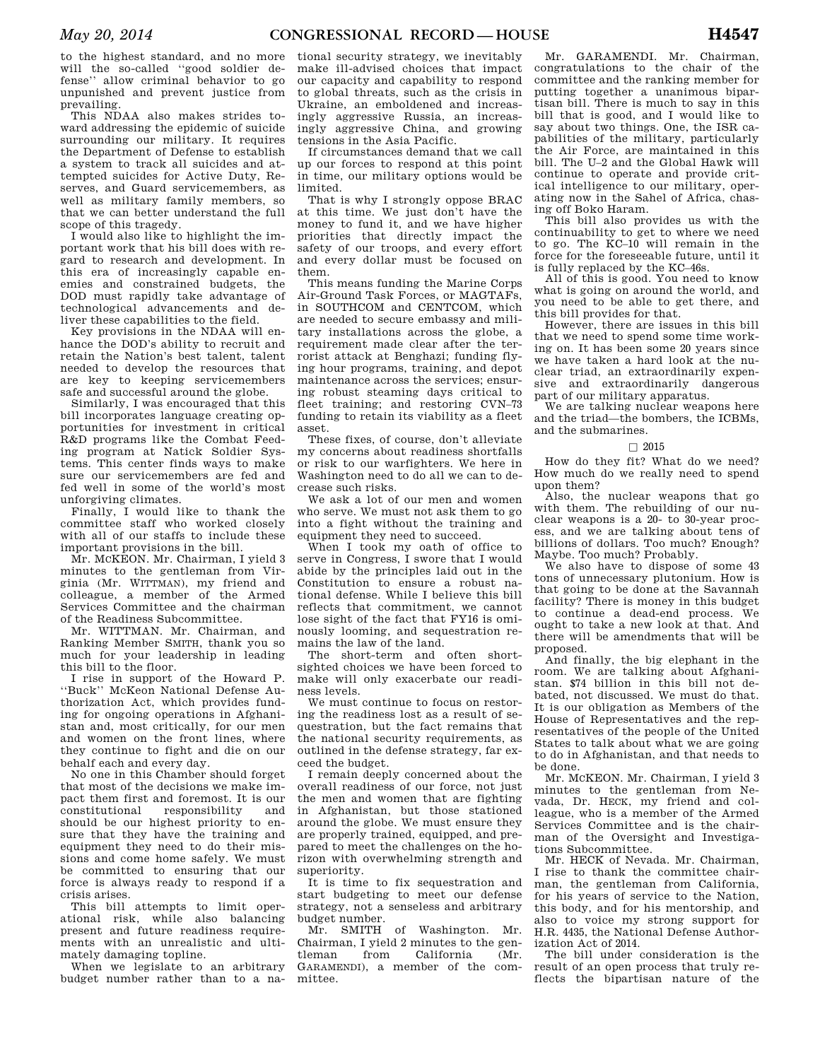to the highest standard, and no more will the so-called "good soldier defense" allow criminal behavior to go unpunished and prevent justice from prevailing.

This NDAA also makes strides toward addressing the epidemic of suicide surrounding our military. It requires the Department of Defense to establish a system to track all suicides and attempted suicides for Active Duty, Reserves, and Guard servicemembers, as well as military family members, so that we can better understand the full scope of this tragedy.

I would also like to highlight the important work that his bill does with regard to research and development. In this era of increasingly capable enemies and constrained budgets, the DOD must rapidly take advantage of technological advancements and deliver these capabilities to the field.

Key provisions in the NDAA will enhance the DOD's ability to recruit and retain the Nation's best talent, talent needed to develop the resources that are key to keeping servicemembers safe and successful around the globe.

Similarly, I was encouraged that this bill incorporates language creating opportunities for investment in critical R&D programs like the Combat Feeding program at Natick Soldier Systems. This center finds ways to make sure our servicemembers are fed and fed well in some of the world's most unforgiving climates.

Finally, I would like to thank the committee staff who worked closely with all of our staffs to include these important provisions in the bill.

Mr. MCKEON. Mr. Chairman, I yield 3 minutes to the gentleman from Virginia (Mr. WITTMAN), my friend and colleague, a member of the Armed Services Committee and the chairman of the Readiness Subcommittee.

Mr. WITTMAN. Mr. Chairman, and Ranking Member SMITH, thank you so much for your leadership in leading this bill to the floor.

I rise in support of the Howard P. "Buck" McKeon National Defense Authorization Act, which provides funding for ongoing operations in Afghanistan and, most critically, for our men and women on the front lines, where they continue to fight and die on our behalf each and every day.

No one in this Chamber should forget that most of the decisions we make impact them first and foremost. It is our constitutional responsibility and should be our highest priority to ensure that they have the training and equipment they need to do their missions and come home safely. We must be committed to ensuring that our force is always ready to respond if a crisis arises.

This bill attempts to limit operational risk, while also balancing present and future readiness requirements with an unrealistic and ultimately damaging topline.

When we legislate to an arbitrary budget number rather than to a national security strategy, we inevitably make ill-advised choices that impact our capacity and capability to respond to global threats, such as the crisis in Ukraine, an emboldened and increasingly aggressive Russia, an increasingly aggressive China, and growing tensions in the Asia Pacific.

If circumstances demand that we call up our forces to respond at this point in time, our military options would be limited.

That is why I strongly oppose BRAC at this time. We just don't have the money to fund it, and we have higher priorities that directly impact the safety of our troops, and every effort and every dollar must be focused on them.

This means funding the Marine Corps Air-Ground Task Forces, or MAGTAFs, in SOUTHCOM and CENTCOM, which are needed to secure embassy and military installations across the globe, a requirement made clear after the terrorist attack at Benghazi; funding flying hour programs, training, and depot maintenance across the services; ensuring robust steaming days critical to fleet training; and restoring CVN–73 funding to retain its viability as a fleet asset.

These fixes, of course, don't alleviate my concerns about readiness shortfalls or risk to our warfighters. We here in Washington need to do all we can to decrease such risks.

We ask a lot of our men and women who serve. We must not ask them to go into a fight without the training and equipment they need to succeed.

When I took my oath of office to serve in Congress, I swore that I would abide by the principles laid out in the Constitution to ensure a robust national defense. While I believe this bill reflects that commitment, we cannot lose sight of the fact that FY16 is ominously looming, and sequestration remains the law of the land.

The short-term and often shortsighted choices we have been forced to make will only exacerbate our readiness levels.

We must continue to focus on restoring the readiness lost as a result of sequestration, but the fact remains that the national security requirements, as outlined in the defense strategy, far exceed the budget.

I remain deeply concerned about the overall readiness of our force, not just the men and women that are fighting in Afghanistan, but those stationed around the globe. We must ensure they are properly trained, equipped, and prepared to meet the challenges on the horizon with overwhelming strength and superiority.

It is time to fix sequestration and start budgeting to meet our defense strategy, not a senseless and arbitrary budget number.

Mr. SMITH of Washington. Mr. Chairman, I yield 2 minutes to the gentleman from California (Mr. GARAMENDI), a member of the committee.

Mr. GARAMENDI. Mr. Chairman, congratulations to the chair of the committee and the ranking member for putting together a unanimous bipartisan bill. There is much to say in this bill that is good, and I would like to say about two things. One, the ISR capabilities of the military, particularly the Air Force, are maintained in this bill. The U–2 and the Global Hawk will continue to operate and provide critical intelligence to our military, operating now in the Sahel of Africa, chasing off Boko Haram.

This bill also provides us with the continuability to get to where we need to go. The KC–10 will remain in the force for the foreseeable future, until it is fully replaced by the KC–46s.

All of this is good. You need to know what is going on around the world, and you need to be able to get there, and this bill provides for that.

However, there are issues in this bill that we need to spend some time working on. It has been some 20 years since we have taken a hard look at the nuclear triad, an extraordinarily expensive and extraordinarily dangerous part of our military apparatus.

We are talking nuclear weapons here and the triad—the bombers, the ICBMs, and the submarines.

□ 2015

How do they fit? What do we need? How much do we really need to spend upon them?

Also, the nuclear weapons that go with them. The rebuilding of our nuclear weapons is a 20- to 30-year process, and we are talking about tens of billions of dollars. Too much? Enough? Maybe. Too much? Probably.

We also have to dispose of some 43 tons of unnecessary plutonium. How is that going to be done at the Savannah facility? There is money in this budget to continue a dead-end process. We ought to take a new look at that. And there will be amendments that will be proposed.

And finally, the big elephant in the room. We are talking about Afghanistan. $74 billion in this bill not debated, not discussed. We must do that. It is our obligation as Members of the House of Representatives and the representatives of the people of the United States to talk about what we are going to do in Afghanistan, and that needs to be done.

Mr. MCKEON. Mr. Chairman, I yield 3 minutes to the gentleman from Nevada, Dr. HECK, my friend and colleague, who is a member of the Armed Services Committee and is the chairman of the Oversight and Investigations Subcommittee.

Mr. HECK of Nevada. Mr. Chairman, I rise to thank the committee chairman, the gentleman from California, for his years of service to the Nation, this body, and for his mentorship, and also to voice my strong support for H.R. 4435, the National Defense Authorization Act of 2014.

The bill under consideration is the result of an open process that truly reflects the bipartisan nature of the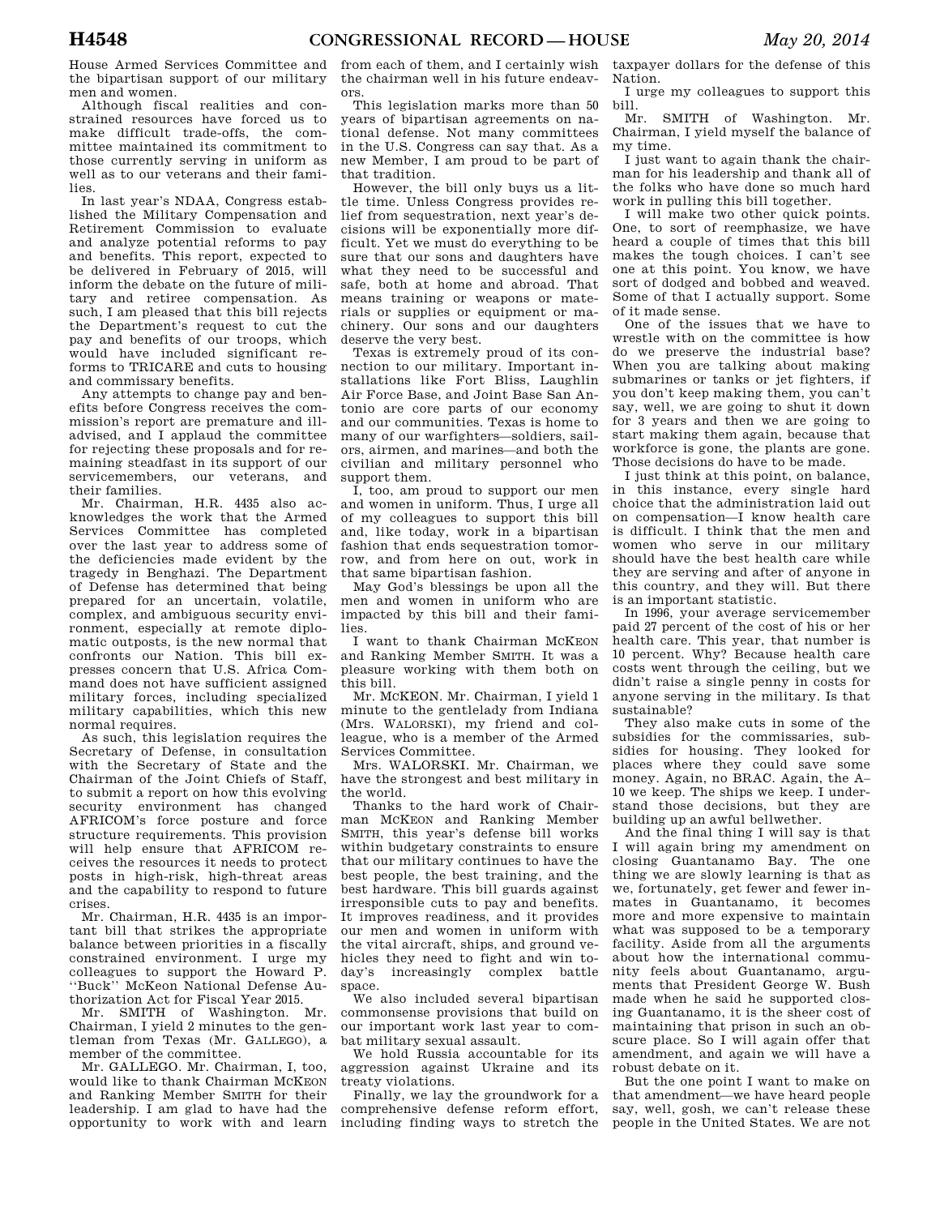House Armed Services Committee and the bipartisan support of our military men and women.

Although fiscal realities and constrained resources have forced us to make difficult trade-offs, the committee maintained its commitment to those currently serving in uniform as well as to our veterans and their families.

In last year's NDAA, Congress established the Military Compensation and Retirement Commission to evaluate and analyze potential reforms to pay and benefits. This report, expected to be delivered in February of 2015, will inform the debate on the future of military and retiree compensation. As such, I am pleased that this bill rejects the Department's request to cut the pay and benefits of our troops, which would have included significant reforms to TRICARE and cuts to housing and commissary benefits.

Any attempts to change pay and benefits before Congress receives the commission's report are premature and ill-advised, and I applaud the committee for rejecting these proposals and for remaining steadfast in its support of our servicemembers, our veterans, and their families.

Mr. Chairman, H.R. 4435 also acknowledges the work that the Armed Services Committee has completed over the last year to address some of the deficiencies made evident by the tragedy in Benghazi. The Department of Defense has determined that being prepared for an uncertain, volatile, complex, and ambiguous security environment, especially at remote diplomatic outposts, is the new normal that confronts our Nation. This bill expresses concern that U.S. Africa Command does not have sufficient assigned military forces, including specialized military capabilities, which this new normal requires.

As such, this legislation requires the Secretary of Defense, in consultation with the Secretary of State and the Chairman of the Joint Chiefs of Staff, to submit a report on how this evolving security environment has changed AFRICOM's force posture and force structure requirements. This provision will help ensure that AFRICOM receives the resources it needs to protect posts in high-risk, high-threat areas and the capability to respond to future crises.

Mr. Chairman, H.R. 4435 is an important bill that strikes the appropriate balance between priorities in a fiscally constrained environment. I urge my colleagues to support the Howard P. ''Buck'' McKeon National Defense Authorization Act for Fiscal Year 2015.

Mr. SMITH of Washington. Mr. Chairman, I yield 2 minutes to the gentleman from Texas (Mr. GALLEGO), a member of the committee.

Mr. GALLEGO. Mr. Chairman, I, too, would like to thank Chairman MCKEON and Ranking Member SMITH for their leadership. I am glad to have had the opportunity to work with and learn from each of them, and I certainly wish the chairman well in his future endeavors.

This legislation marks more than 50 years of bipartisan agreements on national defense. Not many committees in the U.S. Congress can say that. As a new Member, I am proud to be part of that tradition.

However, the bill only buys us a little time. Unless Congress provides relief from sequestration, next year's decisions will be exponentially more difficult. Yet we must do everything to be sure that our sons and daughters have what they need to be successful and safe, both at home and abroad. That means training or weapons or materials or supplies or equipment or machinery. Our sons and our daughters deserve the very best.

Texas is extremely proud of its connection to our military. Important installations like Fort Bliss, Laughlin Air Force Base, and Joint Base San Antonio are core parts of our economy and our communities. Texas is home to many of our warfighters—soldiers, sailors, airmen, and marines—and both the civilian and military personnel who support them.

I, too, am proud to support our men and women in uniform. Thus, I urge all of my colleagues to support this bill and, like today, work in a bipartisan fashion that ends sequestration tomorrow, and from here on out, work in that same bipartisan fashion.

May God's blessings be upon all the men and women in uniform who are impacted by this bill and their families.

I want to thank Chairman MCKEON and Ranking Member SMITH. It was a pleasure working with them both on this bill.

Mr. MCKEON. Mr. Chairman, I yield 1 minute to the gentlelady from Indiana (Mrs. WALORSKI), my friend and colleague, who is a member of the Armed Services Committee.

Mrs. WALORSKI. Mr. Chairman, we have the strongest and best military in the world.

Thanks to the hard work of Chairman MCKEON and Ranking Member SMITH, this year's defense bill works within budgetary constraints to ensure that our military continues to have the best people, the best training, and the best hardware. This bill guards against irresponsible cuts to pay and benefits. It improves readiness, and it provides our men and women in uniform with the vital aircraft, ships, and ground vehicles they need to fight and win today's increasingly complex battle space.

We also included several bipartisan commonsense provisions that build on our important work last year to combat military sexual assault.

We hold Russia accountable for its aggression against Ukraine and its treaty violations.

Finally, we lay the groundwork for a comprehensive defense reform effort, including finding ways to stretch the taxpayer dollars for the defense of this Nation.

I urge my colleagues to support this bill.

Mr. SMITH of Washington. Mr. Chairman, I yield myself the balance of my time.

I just want to again thank the chairman for his leadership and thank all of the folks who have done so much hard work in pulling this bill together.

I will make two other quick points. One, to sort of reemphasize, we have heard a couple of times that this bill makes the tough choices. I can't see one at this point. You know, we have sort of dodged and bobbed and weaved. Some of that I actually support. Some of it made sense.

One of the issues that we have to wrestle with on the committee is how do we preserve the industrial base? When you are talking about making submarines or tanks or jet fighters, if you don't keep making them, you can't say, well, we are going to shut it down for 3 years and then we are going to start making them again, because that workforce is gone, the plants are gone. Those decisions do have to be made.

I just think at this point, on balance, in this instance, every single hard choice that the administration laid out on compensation—I know health care is difficult. I think that the men and women who serve in our military should have the best health care while they are serving and after of anyone in this country, and they will. But there is an important statistic.

In 1996, your average servicemember paid 27 percent of the cost of his or her health care. This year, that number is 10 percent. Why? Because health care costs went through the ceiling, but we didn't raise a single penny in costs for anyone serving in the military. Is that sustainable?

They also make cuts in some of the subsidies for the commissaries, subsidies for housing. They looked for places where they could save some money. Again, no BRAC. Again, the A–10 we keep. The ships we keep. I understand those decisions, but they are building up an awful bellwether.

And the final thing I will say is that I will again bring my amendment on closing Guantanamo Bay. The one thing we are slowly learning is that as we, fortunately, get fewer and fewer inmates in Guantanamo, it becomes more and more expensive to maintain what was supposed to be a temporary facility. Aside from all the arguments about how the international community feels about Guantanamo, arguments that President George W. Bush made when he said he supported closing Guantanamo, it is the sheer cost of maintaining that prison in such an obscure place. So I will again offer that amendment, and again we will have a robust debate on it.

But the one point I want to make on that amendment—we have heard people say, well, gosh, we can't release these people in the United States. We are not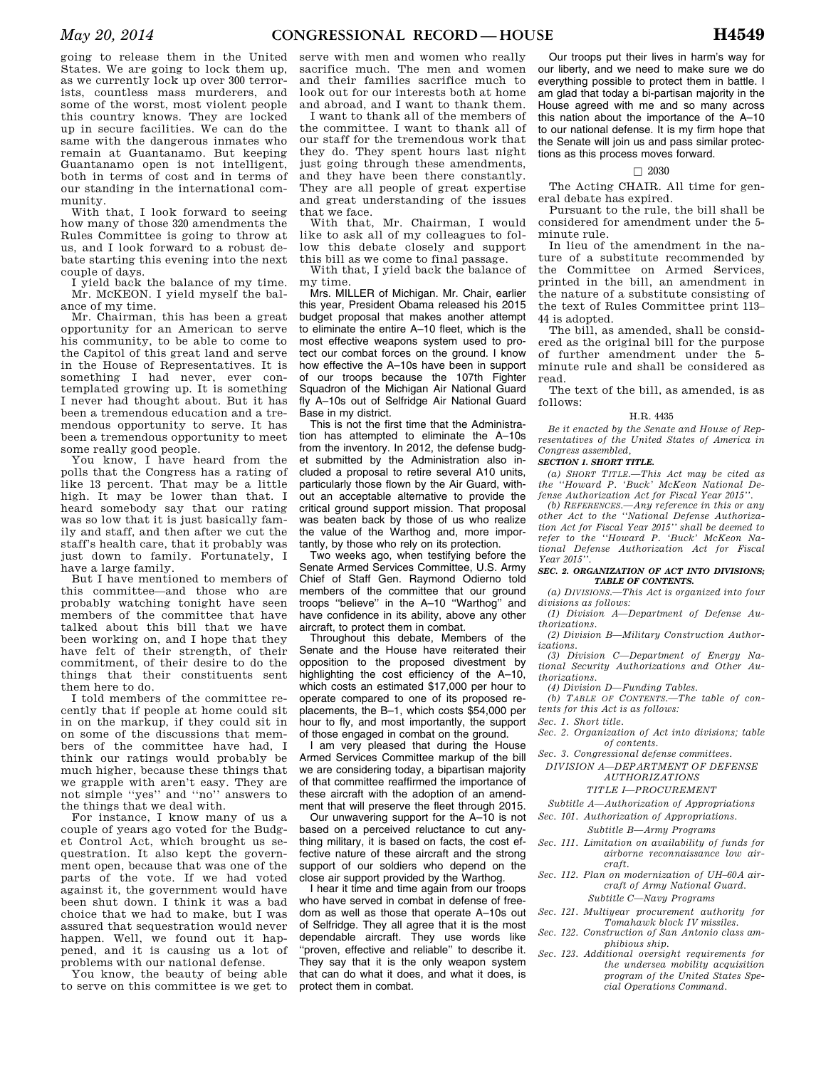going to release them in the United States. We are going to lock them up, as we currently lock up over 300 terrorists, countless mass murderers, and some of the worst, most violent people this country knows. They are locked up in secure facilities. We can do the same with the dangerous inmates who remain at Guantanamo. But keeping Guantanamo open is not intelligent, both in terms of cost and in terms of our standing in the international community.

With that, I look forward to seeing how many of those 320 amendments the Rules Committee is going to throw at us, and I look forward to a robust debate starting this evening into the next couple of days.

I yield back the balance of my time.

Mr. McKEON. I yield myself the balance of my time.

Mr. Chairman, this has been a great opportunity for an American to serve his community, to be able to come to the Capitol of this great land and serve in the House of Representatives. It is something I had never, ever contemplated growing up. It is something I never had thought about. But it has been a tremendous education and a tremendous opportunity to serve. It has been a tremendous opportunity to meet some really good people.

You know, I have heard from the polls that the Congress has a rating of like 13 percent. That may be a little high. It may be lower than that. I heard somebody say that our rating was so low that it is just basically family and staff, and then after we cut the staff's health care, that it probably was just down to family. Fortunately, I have a large family.

But I have mentioned to members of this committee—and those who are probably watching tonight have seen members of the committee that have talked about this bill that we have been working on, and I hope that they have felt of their strength, of their commitment, of their desire to do the things that their constituents sent them here to do.

I told members of the committee recently that if people at home could sit in on the markup, if they could sit in on some of the discussions that members of the committee have had, I think our ratings would probably be much higher, because these things that we grapple with aren't easy. They are not simple ''yes'' and ''no'' answers to the things that we deal with.

For instance, I know many of us a couple of years ago voted for the Budget Control Act, which brought us sequestration. It also kept the government open, because that was one of the parts of the vote. If we had voted against it, the government would have been shut down. I think it was a bad choice that we had to make, but I was assured that sequestration would never happen. Well, we found out it happened, and it is causing us a lot of problems with our national defense.

You know, the beauty of being able to serve on this committee is we get to serve with men and women who really sacrifice much. The men and women and their families sacrifice much to look out for our interests both at home and abroad, and I want to thank them.

I want to thank all of the members of the committee. I want to thank all of our staff for the tremendous work that they do. They spent hours last night just going through these amendments, and they have been there constantly. They are all people of great expertise and great understanding of the issues that we face.

With that, Mr. Chairman, I would like to ask all of my colleagues to follow this debate closely and support this bill as we come to final passage.

With that, I yield back the balance of my time.

Mrs. MILLER of Michigan. Mr. Chair, earlier this year, President Obama released his 2015 budget proposal that makes another attempt to eliminate the entire A–10 fleet, which is the most effective weapons system used to protect our combat forces on the ground. I know how effective the A–10s have been in support of our troops because the 107th Fighter Squadron of the Michigan Air National Guard fly A–10s out of Selfridge Air National Guard Base in my district.

This is not the first time that the Administration has attempted to eliminate the A–10s from the inventory. In 2012, the defense budget submitted by the Administration also included a proposal to retire several A10 units, particularly those flown by the Air Guard, without an acceptable alternative to provide the critical ground support mission. That proposal was beaten back by those of us who realize the value of the Warthog and, more importantly, by those who rely on its protection.

Two weeks ago, when testifying before the Senate Armed Services Committee, U.S. Army Chief of Staff Gen. Raymond Odierno told members of the committee that our ground troops ''believe'' in the A–10 ''Warthog'' and have confidence in its ability, above any other aircraft, to protect them in combat.

Throughout this debate, Members of the Senate and the House have reiterated their opposition to the proposed divestment by highlighting the cost efficiency of the A–10, which costs an estimated $17,000 per hour to operate compared to one of its proposed replacements, the B–1, which costs $54,000 per hour to fly, and most importantly, the support of those engaged in combat on the ground.

I am very pleased that during the House Armed Services Committee markup of the bill we are considering today, a bipartisan majority of that committee reaffirmed the importance of these aircraft with the adoption of an amendment that will preserve the fleet through 2015.

Our unwavering support for the A–10 is not based on a perceived reluctance to cut anything military, it is based on facts, the cost effective nature of these aircraft and the strong support of our soldiers who depend on the close air support provided by the Warthog.

I hear it time and time again from our troops who have served in combat in defense of freedom as well as those that operate A–10s out of Selfridge. They all agree that it is the most dependable aircraft. They use words like ''proven, effective and reliable'' to describe it. They say that it is the only weapon system that can do what it does, and what it does, is protect them in combat.

Our troops put their lives in harm's way for our liberty, and we need to make sure we do everything possible to protect them in battle. I am glad that today a bi-partisan majority in the House agreed with me and so many across this nation about the importance of the A–10 to our national defense. It is my firm hope that the Senate will join us and pass similar protections as this process moves forward.

□ 2030

The Acting CHAIR. All time for general debate has expired.

Pursuant to the rule, the bill shall be considered for amendment under the 5-minute rule.

In lieu of the amendment in the nature of a substitute recommended by the Committee on Armed Services, printed in the bill, an amendment in the nature of a substitute consisting of the text of Rules Committee print 113–44 is adopted.

The bill, as amended, shall be considered as the original bill for the purpose of further amendment under the 5-minute rule and shall be considered as read.

The text of the bill, as amended, is as follows:

H.R. 4435

*Be it enacted by the Senate and House of Representatives of the United States of America in Congress assembled,*

***SECTION 1. SHORT TITLE.***

*(a) SHORT TITLE.—This Act may be cited as the ''Howard P. 'Buck' McKeon National Defense Authorization Act for Fiscal Year 2015''.*

*(b) REFERENCES.—Any reference in this or any other Act to the ''National Defense Authorization Act for Fiscal Year 2015'' shall be deemed to refer to the ''Howard P. 'Buck' McKeon National Defense Authorization Act for Fiscal Year 2015''.*

***SEC. 2. ORGANIZATION OF ACT INTO DIVISIONS; TABLE OF CONTENTS.***

*(a) DIVISIONS.—This Act is organized into four divisions as follows:*

*(1) Division A—Department of Defense Authorizations.*

*(2) Division B—Military Construction Authorizations.*

*(3) Division C—Department of Energy National Security Authorizations and Other Authorizations.*

*(4) Division D—Funding Tables.*

*(b) TABLE OF CONTENTS.—The table of contents for this Act is as follows:*

*Sec. 1. Short title.*

*Sec. 2. Organization of Act into divisions; table of contents.*

*Sec. 3. Congressional defense committees.*

*DIVISION A—DEPARTMENT OF DEFENSE AUTHORIZATIONS*

*TITLE I—PROCUREMENT*

*Subtitle A—Authorization of Appropriations*

*Sec. 101. Authorization of Appropriations.*

*Subtitle B—Army Programs*

*Sec. 111. Limitation on availability of funds for airborne reconnaissance low aircraft.*

*Sec. 112. Plan on modernization of UH–60A aircraft of Army National Guard.*

*Subtitle C—Navy Programs*

*Sec. 121. Multiyear procurement authority for Tomahawk block IV missiles.*

*Sec. 122. Construction of San Antonio class amphibious ship.*

*Sec. 123. Additional oversight requirements for the undersea mobility acquisition program of the United States Special Operations Command.*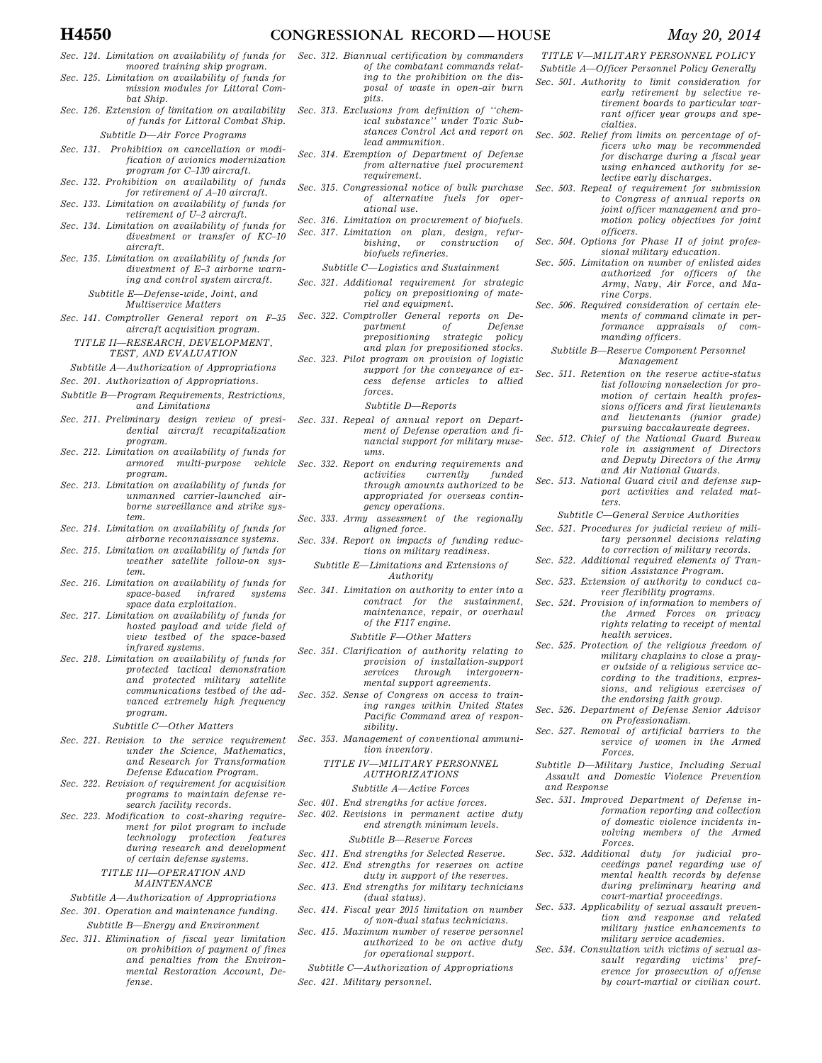*Sec. 124. Limitation on availability of funds for moored training ship program.*

*Sec. 125. Limitation on availability of funds for mission modules for Littoral Combat Ship.*

*Sec. 126. Extension of limitation on availability of funds for Littoral Combat Ship.*

*Subtitle D—Air Force Programs*

*Sec. 131. Prohibition on cancellation or modification of avionics modernization program for C–130 aircraft.*

*Sec. 132. Prohibition on availability of funds for retirement of A–10 aircraft.*

*Sec. 133. Limitation on availability of funds for retirement of U–2 aircraft.*

*Sec. 134. Limitation on availability of funds for divestment or transfer of KC–10 aircraft.*

*Sec. 135. Limitation on availability of funds for divestment of E–3 airborne warning and control system aircraft.*

*Subtitle E—Defense-wide, Joint, and Multiservice Matters*

*Sec. 141. Comptroller General report on F–35 aircraft acquisition program.*

*TITLE II—RESEARCH, DEVELOPMENT, TEST, AND EVALUATION*

*Subtitle A—Authorization of Appropriations*

*Sec. 201. Authorization of Appropriations.*

*Subtitle B—Program Requirements, Restrictions, and Limitations*

*Sec. 211. Preliminary design review of presidential aircraft recapitalization program.*

*Sec. 212. Limitation on availability of funds for armored multi-purpose vehicle program.*

*Sec. 213. Limitation on availability of funds for unmanned carrier-launched airborne surveillance and strike system.*

*Sec. 214. Limitation on availability of funds for airborne reconnaissance systems.*

*Sec. 215. Limitation on availability of funds for weather satellite follow-on system.*

*Sec. 216. Limitation on availability of funds for space-based infrared systems space data exploitation.*

*Sec. 217. Limitation on availability of funds for hosted payload and wide field of view testbed of the space-based infrared systems.*

*Sec. 218. Limitation on availability of funds for protected tactical demonstration and protected military satellite communications testbed of the advanced extremely high frequency program.*

*Subtitle C—Other Matters*

*Sec. 221. Revision to the service requirement under the Science, Mathematics, and Research for Transformation Defense Education Program.*

*Sec. 222. Revision of requirement for acquisition programs to maintain defense research facility records.*

*Sec. 223. Modification to cost-sharing requirement for pilot program to include technology protection features during research and development of certain defense systems.*

*TITLE III—OPERATION AND MAINTENANCE*

*Subtitle A—Authorization of Appropriations*

*Sec. 301. Operation and maintenance funding.*

*Subtitle B—Energy and Environment*

*Sec. 311. Elimination of fiscal year limitation on prohibition of payment of fines and penalties from the Environmental Restoration Account, Defense.*

*Sec. 312. Biannual certification by commanders of the combatant commands relating to the prohibition on the disposal of waste in open-air burn pits.*

*Sec. 313. Exclusions from definition of ''chemical substance'' under Toxic Substances Control Act and report on lead ammunition.*

*Sec. 314. Exemption of Department of Defense from alternative fuel procurement requirement.*

*Sec. 315. Congressional notice of bulk purchase of alternative fuels for operational use.*

*Sec. 316. Limitation on procurement of biofuels.*

*Sec. 317. Limitation on plan, design, refurbishing, or construction of biofuels refineries.*

*Subtitle C—Logistics and Sustainment*

*Sec. 321. Additional requirement for strategic policy on prepositioning of materiel and equipment.*

*Sec. 322. Comptroller General reports on Department of Defense prepositioning strategic policy and plan for prepositioned stocks.*

*Sec. 323. Pilot program on provision of logistic support for the conveyance of excess defense articles to allied forces.*

*Subtitle D—Reports*

*Sec. 331. Repeal of annual report on Department of Defense operation and financial support for military museums.*

*Sec. 332. Report on enduring requirements and activities currently funded through amounts authorized to be appropriated for overseas contingency operations.*

*Sec. 333. Army assessment of the regionally aligned force.*

*Sec. 334. Report on impacts of funding reductions on military readiness.*

*Subtitle E—Limitations and Extensions of Authority*

*Sec. 341. Limitation on authority to enter into a contract for the sustainment, maintenance, repair, or overhaul of the F117 engine.*

*Subtitle F—Other Matters*

*Sec. 351. Clarification of authority relating to provision of installation-support services through intergovernmental support agreements.*

*Sec. 352. Sense of Congress on access to training ranges within United States Pacific Command area of responsibility.*

*Sec. 353. Management of conventional ammunition inventory.*

*TITLE IV—MILITARY PERSONNEL AUTHORIZATIONS*

*Subtitle A—Active Forces*

*Sec. 401. End strengths for active forces.*

*Sec. 402. Revisions in permanent active duty end strength minimum levels.*

*Subtitle B—Reserve Forces*

*Sec. 411. End strengths for Selected Reserve.*

*Sec. 412. End strengths for reserves on active duty in support of the reserves.*

*Sec. 413. End strengths for military technicians (dual status).*

*Sec. 414. Fiscal year 2015 limitation on number of non-dual status technicians.*

*Sec. 415. Maximum number of reserve personnel authorized to be on active duty for operational support.*

*Subtitle C—Authorization of Appropriations*

*Sec. 421. Military personnel.*

*TITLE V—MILITARY PERSONNEL POLICY*

*Subtitle A—Officer Personnel Policy Generally*

*Sec. 501. Authority to limit consideration for early retirement by selective retirement boards to particular warrant officer year groups and specialties.*

*Sec. 502. Relief from limits on percentage of officers who may be recommended for discharge during a fiscal year using enhanced authority for selective early discharges.*

*Sec. 503. Repeal of requirement for submission to Congress of annual reports on joint officer management and promotion policy objectives for joint officers.*

*Sec. 504. Options for Phase II of joint professional military education.*

*Sec. 505. Limitation on number of enlisted aides authorized for officers of the Army, Navy, Air Force, and Marine Corps.*

*Sec. 506. Required consideration of certain elements of command climate in performance appraisals of commanding officers.*

*Subtitle B—Reserve Component Personnel Management*

*Sec. 511. Retention on the reserve active-status list following nonselection for promotion of certain health professions officers and first lieutenants and lieutenants (junior grade) pursuing baccalaureate degrees.*

*Sec. 512. Chief of the National Guard Bureau role in assignment of Directors and Deputy Directors of the Army and Air National Guards.*

*Sec. 513. National Guard civil and defense support activities and related matters.*

*Subtitle C—General Service Authorities*

*Sec. 521. Procedures for judicial review of military personnel decisions relating to correction of military records.*

*Sec. 522. Additional required elements of Transition Assistance Program.*

*Sec. 523. Extension of authority to conduct career flexibility programs.*

*Sec. 524. Provision of information to members of the Armed Forces on privacy rights relating to receipt of mental health services.*

*Sec. 525. Protection of the religious freedom of military chaplains to close a prayer outside of a religious service according to the traditions, expressions, and religious exercises of the endorsing faith group.*

*Sec. 526. Department of Defense Senior Advisor on Professionalism.*

*Sec. 527. Removal of artificial barriers to the service of women in the Armed Forces.*

*Subtitle D—Military Justice, Including Sexual Assault and Domestic Violence Prevention and Response*

*Sec. 531. Improved Department of Defense information reporting and collection of domestic violence incidents involving members of the Armed Forces.*

*Sec. 532. Additional duty for judicial proceedings panel regarding use of mental health records by defense during preliminary hearing and court-martial proceedings.*

*Sec. 533. Applicability of sexual assault prevention and response and related military justice enhancements to military service academies.*

*Sec. 534. Consultation with victims of sexual assault regarding victims' preference for prosecution of offense by court-martial or civilian court.*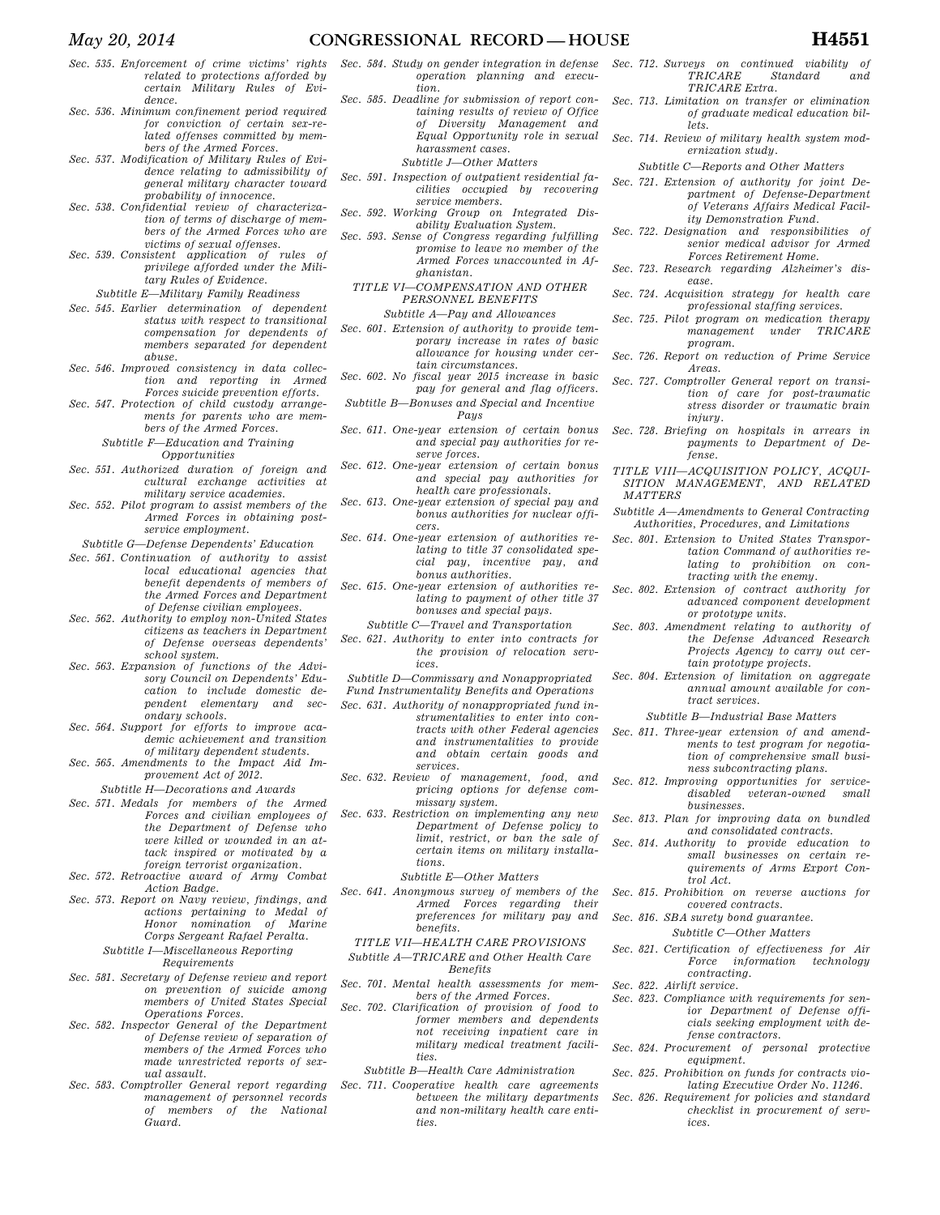*Sec. 535. Enforcement of crime victims' rights related to protections afforded by certain Military Rules of Evidence.*
*Sec. 536. Minimum confinement period required for conviction of certain sex-related offenses committed by members of the Armed Forces.*
*Sec. 537. Modification of Military Rules of Evidence relating to admissibility of general military character toward probability of innocence.*
*Sec. 538. Confidential review of characterization of terms of discharge of members of the Armed Forces who are victims of sexual offenses.*
*Sec. 539. Consistent application of rules of privilege afforded under the Military Rules of Evidence.*

*Subtitle E—Military Family Readiness*

*Sec. 545. Earlier determination of dependent status with respect to transitional compensation for dependents of members separated for dependent abuse.*
*Sec. 546. Improved consistency in data collection and reporting in Armed Forces suicide prevention efforts.*
*Sec. 547. Protection of child custody arrangements for parents who are members of the Armed Forces.*

*Subtitle F—Education and Training Opportunities*

*Sec. 551. Authorized duration of foreign and cultural exchange activities at military service academies.*
*Sec. 552. Pilot program to assist members of the Armed Forces in obtaining post-service employment.*

*Subtitle G—Defense Dependents' Education*

*Sec. 561. Continuation of authority to assist local educational agencies that benefit dependents of members of the Armed Forces and Department of Defense civilian employees.*
*Sec. 562. Authority to employ non-United States citizens as teachers in Department of Defense overseas dependents' school system.*
*Sec. 563. Expansion of functions of the Advisory Council on Dependents' Education to include domestic dependent elementary and secondary schools.*
*Sec. 564. Support for efforts to improve academic achievement and transition of military dependent students.*
*Sec. 565. Amendments to the Impact Aid Improvement Act of 2012.*

*Subtitle H—Decorations and Awards*

*Sec. 571. Medals for members of the Armed Forces and civilian employees of the Department of Defense who were killed or wounded in an attack inspired or motivated by a foreign terrorist organization.*
*Sec. 572. Retroactive award of Army Combat Action Badge.*
*Sec. 573. Report on Navy review, findings, and actions pertaining to Medal of Honor nomination of Marine Corps Sergeant Rafael Peralta.*

*Subtitle I—Miscellaneous Reporting Requirements*

*Sec. 581. Secretary of Defense review and report on prevention of suicide among members of United States Special Operations Forces.*
*Sec. 582. Inspector General of the Department of Defense review of separation of members of the Armed Forces who made unrestricted reports of sexual assault.*
*Sec. 583. Comptroller General report regarding management of personnel records of members of the National Guard.*
*Sec. 584. Study on gender integration in defense operation planning and execution.*
*Sec. 585. Deadline for submission of report containing results of review of Office of Diversity Management and Equal Opportunity role in sexual harassment cases.*

*Subtitle J—Other Matters*

*Sec. 591. Inspection of outpatient residential facilities occupied by recovering service members.*
*Sec. 592. Working Group on Integrated Disability Evaluation System.*
*Sec. 593. Sense of Congress regarding fulfilling promise to leave no member of the Armed Forces unaccounted in Afghanistan.*

*TITLE VI—COMPENSATION AND OTHER PERSONNEL BENEFITS*

*Subtitle A—Pay and Allowances*

*Sec. 601. Extension of authority to provide temporary increase in rates of basic allowance for housing under certain circumstances.*
*Sec. 602. No fiscal year 2015 increase in basic pay for general and flag officers.*

*Subtitle B—Bonuses and Special and Incentive Pays*

*Sec. 611. One-year extension of certain bonus and special pay authorities for reserve forces.*
*Sec. 612. One-year extension of certain bonus and special pay authorities for health care professionals.*
*Sec. 613. One-year extension of special pay and bonus authorities for nuclear officers.*
*Sec. 614. One-year extension of authorities relating to title 37 consolidated special pay, incentive pay, and bonus authorities.*
*Sec. 615. One-year extension of authorities relating to payment of other title 37 bonuses and special pays.*

*Subtitle C—Travel and Transportation*

*Sec. 621. Authority to enter into contracts for the provision of relocation services.*

*Subtitle D—Commissary and Nonappropriated Fund Instrumentality Benefits and Operations*

*Sec. 631. Authority of nonappropriated fund instrumentalities to enter into contracts with other Federal agencies and instrumentalities to provide and obtain certain goods and services.*
*Sec. 632. Review of management, food, and pricing options for defense commissary system.*
*Sec. 633. Restriction on implementing any new Department of Defense policy to limit, restrict, or ban the sale of certain items on military installations.*

*Subtitle E—Other Matters*

*Sec. 641. Anonymous survey of members of the Armed Forces regarding their preferences for military pay and benefits.*

*TITLE VII—HEALTH CARE PROVISIONS*

*Subtitle A—TRICARE and Other Health Care Benefits*

*Sec. 701. Mental health assessments for members of the Armed Forces.*
*Sec. 702. Clarification of provision of food to former members and dependents not receiving inpatient care in military medical treatment facilities.*

*Subtitle B—Health Care Administration*

*Sec. 711. Cooperative health care agreements between the military departments and non-military health care entities.*
*Sec. 712. Surveys on continued viability of TRICARE Standard and TRICARE Extra.*
*Sec. 713. Limitation on transfer or elimination of graduate medical education billets.*
*Sec. 714. Review of military health system modernization study.*

*Subtitle C—Reports and Other Matters*

*Sec. 721. Extension of authority for joint Department of Defense-Department of Veterans Affairs Medical Facility Demonstration Fund.*
*Sec. 722. Designation and responsibilities of senior medical advisor for Armed Forces Retirement Home.*
*Sec. 723. Research regarding Alzheimer's disease.*
*Sec. 724. Acquisition strategy for health care professional staffing services.*
*Sec. 725. Pilot program on medication therapy management under TRICARE program.*
*Sec. 726. Report on reduction of Prime Service Areas.*
*Sec. 727. Comptroller General report on transition of care for post-traumatic stress disorder or traumatic brain injury.*
*Sec. 728. Briefing on hospitals in arrears in payments to Department of Defense.*

*TITLE VIII—ACQUISITION POLICY, ACQUISITION MANAGEMENT, AND RELATED MATTERS*

*Subtitle A—Amendments to General Contracting Authorities, Procedures, and Limitations*

*Sec. 801. Extension to United States Transportation Command of authorities relating to prohibition on contracting with the enemy.*
*Sec. 802. Extension of contract authority for advanced component development or prototype units.*
*Sec. 803. Amendment relating to authority of the Defense Advanced Research Projects Agency to carry out certain prototype projects.*
*Sec. 804. Extension of limitation on aggregate annual amount available for contract services.*

*Subtitle B—Industrial Base Matters*

*Sec. 811. Three-year extension of and amendments to test program for negotiation of comprehensive small business subcontracting plans.*
*Sec. 812. Improving opportunities for service-disabled veteran-owned small businesses.*
*Sec. 813. Plan for improving data on bundled and consolidated contracts.*
*Sec. 814. Authority to provide education to small businesses on certain requirements of Arms Export Control Act.*
*Sec. 815. Prohibition on reverse auctions for covered contracts.*
*Sec. 816. SBA surety bond guarantee.*

*Subtitle C—Other Matters*

*Sec. 821. Certification of effectiveness for Air Force information technology contracting.*
*Sec. 822. Airlift service.*
*Sec. 823. Compliance with requirements for senior Department of Defense officials seeking employment with defense contractors.*
*Sec. 824. Procurement of personal protective equipment.*
*Sec. 825. Prohibition on funds for contracts violating Executive Order No. 11246.*
*Sec. 826. Requirement for policies and standard checklist in procurement of services.*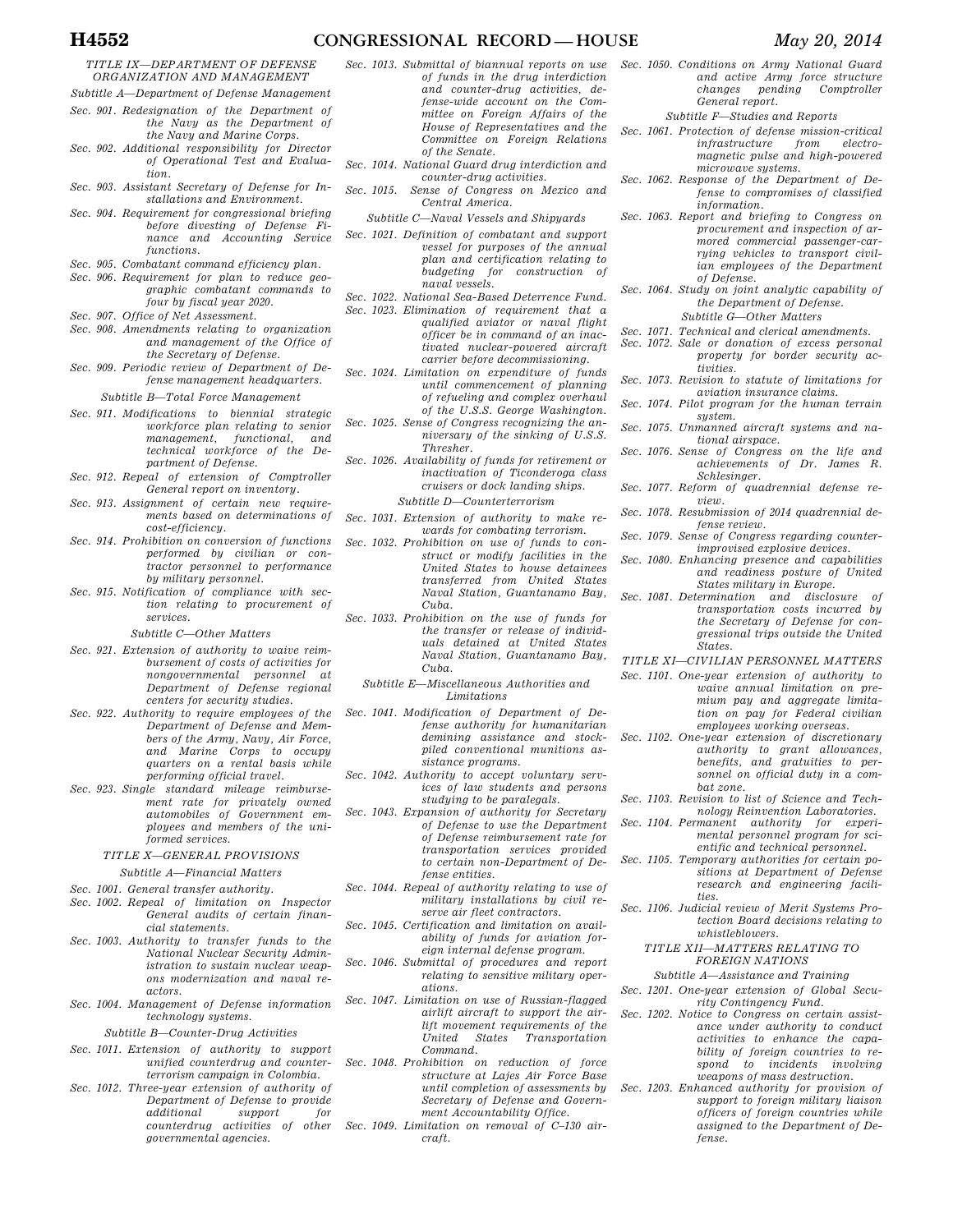*TITLE IX—DEPARTMENT OF DEFENSE ORGANIZATION AND MANAGEMENT*

*Subtitle A—Department of Defense Management*

*Sec. 901. Redesignation of the Department of the Navy as the Department of the Navy and Marine Corps.*

*Sec. 902. Additional responsibility for Director of Operational Test and Evaluation.*

*Sec. 903. Assistant Secretary of Defense for Installations and Environment.*

*Sec. 904. Requirement for congressional briefing before divesting of Defense Finance and Accounting Service functions.*

*Sec. 905. Combatant command efficiency plan.*

*Sec. 906. Requirement for plan to reduce geographic combatant commands to four by fiscal year 2020.*

*Sec. 907. Office of Net Assessment.*

*Sec. 908. Amendments relating to organization and management of the Office of the Secretary of Defense.*

*Sec. 909. Periodic review of Department of Defense management headquarters.*

*Subtitle B—Total Force Management*

*Sec. 911. Modifications to biennial strategic workforce plan relating to senior management, functional, and technical workforce of the Department of Defense.*

*Sec. 912. Repeal of extension of Comptroller General report on inventory.*

*Sec. 913. Assignment of certain new requirements based on determinations of cost-efficiency.*

*Sec. 914. Prohibition on conversion of functions performed by civilian or contractor personnel to performance by military personnel.*

*Sec. 915. Notification of compliance with section relating to procurement of services.*

*Subtitle C—Other Matters*

*Sec. 921. Extension of authority to waive reimbursement of costs of activities for nongovernmental personnel at Department of Defense regional centers for security studies.*

*Sec. 922. Authority to require employees of the Department of Defense and Members of the Army, Navy, Air Force, and Marine Corps to occupy quarters on a rental basis while performing official travel.*

*Sec. 923. Single standard mileage reimbursement rate for privately owned automobiles of Government employees and members of the uniformed services.*

*TITLE X—GENERAL PROVISIONS*

*Subtitle A—Financial Matters*

*Sec. 1001. General transfer authority.*

*Sec. 1002. Repeal of limitation on Inspector General audits of certain financial statements.*

*Sec. 1003. Authority to transfer funds to the National Nuclear Security Administration to sustain nuclear weapons modernization and naval reactors.*

*Sec. 1004. Management of Defense information technology systems.*

*Subtitle B—Counter-Drug Activities*

*Sec. 1011. Extension of authority to support unified counterdrug and counterterrorism campaign in Colombia.*

*Sec. 1012. Three-year extension of authority of Department of Defense to provide additional support for counterdrug activities of other governmental agencies.*

*Sec. 1013. Submittal of biannual reports on use of funds in the drug interdiction and counter-drug activities, defense-wide account on the Committee on Foreign Affairs of the House of Representatives and the Committee on Foreign Relations of the Senate.*

*Sec. 1014. National Guard drug interdiction and counter-drug activities.*

*Sec. 1015. Sense of Congress on Mexico and Central America.*

*Subtitle C—Naval Vessels and Shipyards*

*Sec. 1021. Definition of combatant and support vessel for purposes of the annual plan and certification relating to budgeting for construction of naval vessels.*

*Sec. 1022. National Sea-Based Deterrence Fund.*

*Sec. 1023. Elimination of requirement that a qualified aviator or naval flight officer be in command of an inactivated nuclear-powered aircraft carrier before decommissioning.*

*Sec. 1024. Limitation on expenditure of funds until commencement of planning of refueling and complex overhaul of the U.S.S. George Washington.*

*Sec. 1025. Sense of Congress recognizing the anniversary of the sinking of U.S.S. Thresher.*

*Sec. 1026. Availability of funds for retirement or inactivation of Ticonderoga class cruisers or dock landing ships.*

*Subtitle D—Counterterrorism*

*Sec. 1031. Extension of authority to make rewards for combating terrorism.*

*Sec. 1032. Prohibition on use of funds to construct or modify facilities in the United States to house detainees transferred from United States Naval Station, Guantanamo Bay, Cuba.*

*Sec. 1033. Prohibition on the use of funds for the transfer or release of individuals detained at United States Naval Station, Guantanamo Bay, Cuba.*

*Subtitle E—Miscellaneous Authorities and Limitations*

*Sec. 1041. Modification of Department of Defense authority for humanitarian demining assistance and stockpiled conventional munitions assistance programs.*

*Sec. 1042. Authority to accept voluntary services of law students and persons studying to be paralegals.*

*Sec. 1043. Expansion of authority for Secretary of Defense to use the Department of Defense reimbursement rate for transportation services provided to certain non-Department of Defense entities.*

*Sec. 1044. Repeal of authority relating to use of military installations by civil reserve air fleet contractors.*

*Sec. 1045. Certification and limitation on availability of funds for aviation foreign internal defense program.*

*Sec. 1046. Submittal of procedures and report relating to sensitive military operations.*

*Sec. 1047. Limitation on use of Russian-flagged airlift aircraft to support the airlift movement requirements of the United States Transportation Command.*

*Sec. 1048. Prohibition on reduction of force structure at Lajes Air Force Base until completion of assessments by Secretary of Defense and Government Accountability Office.*

*Sec. 1049. Limitation on removal of C–130 aircraft.*

*Sec. 1050. Conditions on Army National Guard and active Army force structure changes pending Comptroller General report.*

*Subtitle F—Studies and Reports*

*Sec. 1061. Protection of defense mission-critical infrastructure from electromagnetic pulse and high-powered microwave systems.*

*Sec. 1062. Response of the Department of Defense to compromises of classified information.*

*Sec. 1063. Report and briefing to Congress on procurement and inspection of armored commercial passenger-carrying vehicles to transport civilian employees of the Department of Defense.*

*Sec. 1064. Study on joint analytic capability of the Department of Defense.*

*Subtitle G—Other Matters*

*Sec. 1071. Technical and clerical amendments.*

*Sec. 1072. Sale or donation of excess personal property for border security activities.*

*Sec. 1073. Revision to statute of limitations for aviation insurance claims.*

*Sec. 1074. Pilot program for the human terrain system.*

*Sec. 1075. Unmanned aircraft systems and national airspace.*

*Sec. 1076. Sense of Congress on the life and achievements of Dr. James R. Schlesinger.*

*Sec. 1077. Reform of quadrennial defense review.*

*Sec. 1078. Resubmission of 2014 quadrennial defense review.*

*Sec. 1079. Sense of Congress regarding counter-improvised explosive devices.*

*Sec. 1080. Enhancing presence and capabilities and readiness posture of United States military in Europe.*

*Sec. 1081. Determination and disclosure of transportation costs incurred by the Secretary of Defense for congressional trips outside the United States.*

*TITLE XI—CIVILIAN PERSONNEL MATTERS*

*Sec. 1101. One-year extension of authority to waive annual limitation on premium pay and aggregate limitation on pay for Federal civilian employees working overseas.*

*Sec. 1102. One-year extension of discretionary authority to grant allowances, benefits, and gratuities to personnel on official duty in a combat zone.*

*Sec. 1103. Revision to list of Science and Technology Reinvention Laboratories.*

*Sec. 1104. Permanent authority for experimental personnel program for scientific and technical personnel.*

*Sec. 1105. Temporary authorities for certain positions at Department of Defense research and engineering facilities.*

*Sec. 1106. Judicial review of Merit Systems Protection Board decisions relating to whistleblowers.*

*TITLE XII—MATTERS RELATING TO FOREIGN NATIONS*

*Subtitle A—Assistance and Training*

*Sec. 1201. One-year extension of Global Security Contingency Fund.*

*Sec. 1202. Notice to Congress on certain assistance under authority to conduct activities to enhance the capability of foreign countries to respond to incidents involving weapons of mass destruction.*

*Sec. 1203. Enhanced authority for provision of support to foreign military liaison officers of foreign countries while assigned to the Department of Defense.*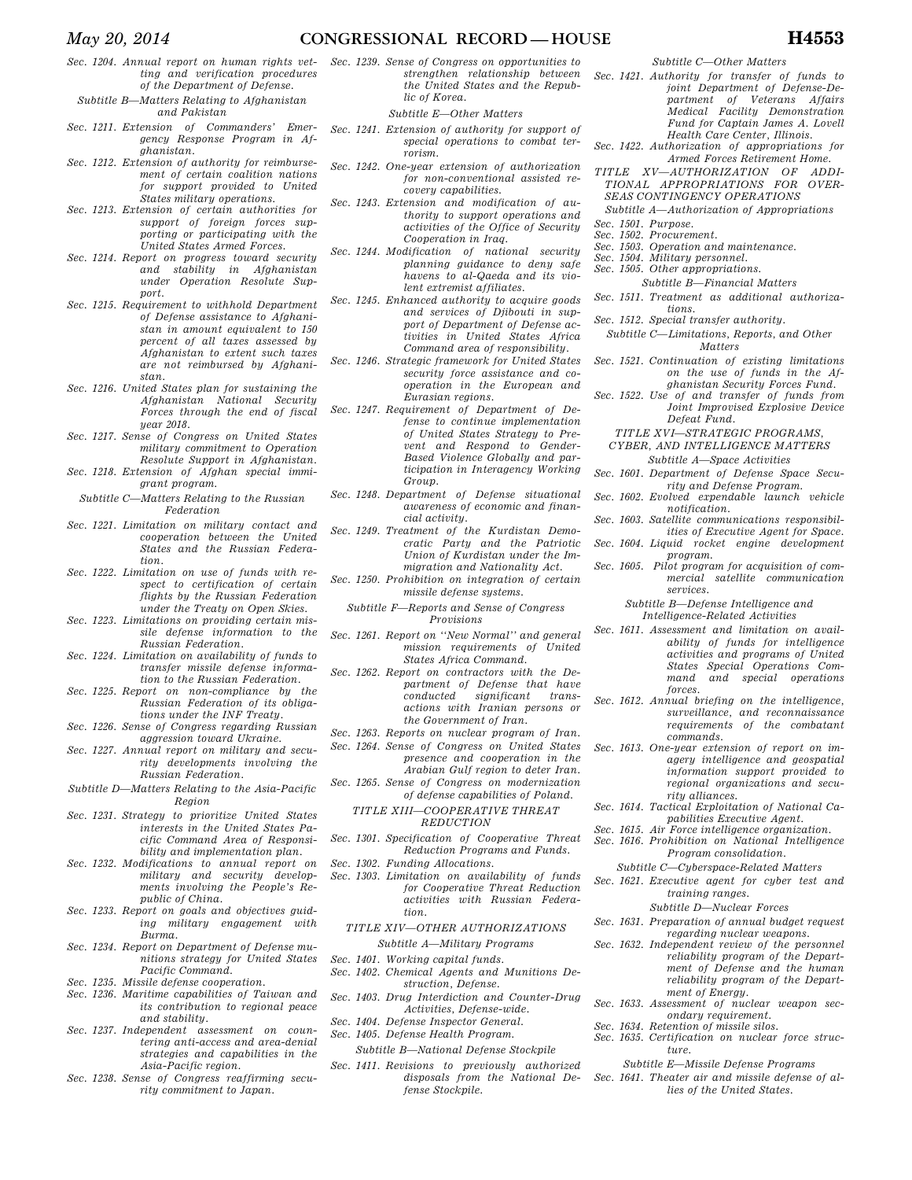*Sec. 1204. Annual report on human rights vetting and verification procedures of the Department of Defense.*

*Subtitle B—Matters Relating to Afghanistan and Pakistan*

*Sec. 1211. Extension of Commanders' Emergency Response Program in Afghanistan.*

*Sec. 1212. Extension of authority for reimbursement of certain coalition nations for support provided to United States military operations.*

*Sec. 1213. Extension of certain authorities for support of foreign forces supporting or participating with the United States Armed Forces.*

*Sec. 1214. Report on progress toward security and stability in Afghanistan under Operation Resolute Support.*

*Sec. 1215. Requirement to withhold Department of Defense assistance to Afghanistan in amount equivalent to 150 percent of all taxes assessed by Afghanistan to extent such taxes are not reimbursed by Afghanistan.*

*Sec. 1216. United States plan for sustaining the Afghanistan National Security Forces through the end of fiscal year 2018.*

*Sec. 1217. Sense of Congress on United States military commitment to Operation Resolute Support in Afghanistan.*

*Sec. 1218. Extension of Afghan special immigrant program.*

*Subtitle C—Matters Relating to the Russian Federation*

*Sec. 1221. Limitation on military contact and cooperation between the United States and the Russian Federation.*

*Sec. 1222. Limitation on use of funds with respect to certification of certain flights by the Russian Federation under the Treaty on Open Skies.*

*Sec. 1223. Limitations on providing certain missile defense information to the Russian Federation.*

*Sec. 1224. Limitation on availability of funds to transfer missile defense information to the Russian Federation.*

*Sec. 1225. Report on non-compliance by the Russian Federation of its obligations under the INF Treaty.*

*Sec. 1226. Sense of Congress regarding Russian aggression toward Ukraine.*

*Sec. 1227. Annual report on military and security developments involving the Russian Federation.*

*Subtitle D—Matters Relating to the Asia-Pacific Region*

*Sec. 1231. Strategy to prioritize United States interests in the United States Pacific Command Area of Responsibility and implementation plan.*

*Sec. 1232. Modifications to annual report on military and security developments involving the People's Republic of China.*

*Sec. 1233. Report on goals and objectives guiding military engagement with Burma.*

*Sec. 1234. Report on Department of Defense munitions strategy for United States Pacific Command.*

*Sec. 1235. Missile defense cooperation.*

*Sec. 1236. Maritime capabilities of Taiwan and its contribution to regional peace and stability.*

*Sec. 1237. Independent assessment on countering anti-access and area-denial strategies and capabilities in the Asia-Pacific region.*

*Sec. 1238. Sense of Congress reaffirming security commitment to Japan.*

*Sec. 1239. Sense of Congress on opportunities to strengthen relationship between the United States and the Republic of Korea.*

*Subtitle E—Other Matters*

*Sec. 1241. Extension of authority for support of special operations to combat terrorism.*

*Sec. 1242. One-year extension of authorization for non-conventional assisted recovery capabilities.*

*Sec. 1243. Extension and modification of authority to support operations and activities of the Office of Security Cooperation in Iraq.*

*Sec. 1244. Modification of national security planning guidance to deny safe havens to al-Qaeda and its violent extremist affiliates.*

*Sec. 1245. Enhanced authority to acquire goods and services of Djibouti in support of Department of Defense activities in United States Africa Command area of responsibility.*

*Sec. 1246. Strategic framework for United States security force assistance and cooperation in the European and Eurasian regions.*

*Sec. 1247. Requirement of Department of Defense to continue implementation of United States Strategy to Prevent and Respond to Gender-Based Violence Globally and participation in Interagency Working Group.*

*Sec. 1248. Department of Defense situational awareness of economic and financial activity.*

*Sec. 1249. Treatment of the Kurdistan Democratic Party and the Patriotic Union of Kurdistan under the Immigration and Nationality Act.*

*Sec. 1250. Prohibition on integration of certain missile defense systems.*

*Subtitle F—Reports and Sense of Congress Provisions*

*Sec. 1261. Report on "New Normal" and general mission requirements of United States Africa Command.*

*Sec. 1262. Report on contractors with the Department of Defense that have conducted significant transactions with Iranian persons or the Government of Iran.*

*Sec. 1263. Reports on nuclear program of Iran.*

*Sec. 1264. Sense of Congress on United States presence and cooperation in the Arabian Gulf region to deter Iran.*

*Sec. 1265. Sense of Congress on modernization of defense capabilities of Poland.*

*TITLE XIII—COOPERATIVE THREAT REDUCTION*

*Sec. 1301. Specification of Cooperative Threat Reduction Programs and Funds.*

*Sec. 1302. Funding Allocations.*

*Sec. 1303. Limitation on availability of funds for Cooperative Threat Reduction activities with Russian Federation.*

*TITLE XIV—OTHER AUTHORIZATIONS*

*Subtitle A—Military Programs*

*Sec. 1401. Working capital funds.*

*Sec. 1402. Chemical Agents and Munitions Destruction, Defense.*

*Sec. 1403. Drug Interdiction and Counter-Drug Activities, Defense-wide.*

*Sec. 1404. Defense Inspector General.*

*Sec. 1405. Defense Health Program.*

*Subtitle B—National Defense Stockpile*

*Sec. 1411. Revisions to previously authorized disposals from the National Defense Stockpile.*

*Subtitle C—Other Matters*

*Sec. 1421. Authority for transfer of funds to joint Department of Defense-Department of Veterans Affairs Medical Facility Demonstration Fund for Captain James A. Lovell Health Care Center, Illinois.*

*Sec. 1422. Authorization of appropriations for Armed Forces Retirement Home.*

*TITLE XV—AUTHORIZATION OF ADDITIONAL APPROPRIATIONS FOR OVERSEAS CONTINGENCY OPERATIONS*

*Subtitle A—Authorization of Appropriations*

*Sec. 1501. Purpose.*

*Sec. 1502. Procurement.*

*Sec. 1503. Operation and maintenance.*

*Sec. 1504. Military personnel.*

*Sec. 1505. Other appropriations.*

*Subtitle B—Financial Matters*

*Sec. 1511. Treatment as additional authorizations.*

*Sec. 1512. Special transfer authority.*

*Subtitle C—Limitations, Reports, and Other Matters*

*Sec. 1521. Continuation of existing limitations on the use of funds in the Afghanistan Security Forces Fund.*

*Sec. 1522. Use of and transfer of funds from Joint Improvised Explosive Device Defeat Fund.*

*TITLE XVI—STRATEGIC PROGRAMS, CYBER, AND INTELLIGENCE MATTERS*

*Subtitle A—Space Activities*

*Sec. 1601. Department of Defense Space Security and Defense Program.*

*Sec. 1602. Evolved expendable launch vehicle notification.*

*Sec. 1603. Satellite communications responsibilities of Executive Agent for Space.*

*Sec. 1604. Liquid rocket engine development program.*

*Sec. 1605. Pilot program for acquisition of commercial satellite communication services.*

*Subtitle B—Defense Intelligence and Intelligence-Related Activities*

*Sec. 1611. Assessment and limitation on availability of funds for intelligence activities and programs of United States Special Operations Command and special operations forces.*

*Sec. 1612. Annual briefing on the intelligence, surveillance, and reconnaissance requirements of the combatant commands.*

*Sec. 1613. One-year extension of report on imagery intelligence and geospatial information support provided to regional organizations and security alliances.*

*Sec. 1614. Tactical Exploitation of National Capabilities Executive Agent.*

*Sec. 1615. Air Force intelligence organization.*

*Sec. 1616. Prohibition on National Intelligence Program consolidation.*

*Subtitle C—Cyberspace-Related Matters*

*Sec. 1621. Executive agent for cyber test and training ranges.*

*Subtitle D—Nuclear Forces*

*Sec. 1631. Preparation of annual budget request regarding nuclear weapons.*

*Sec. 1632. Independent review of the personnel reliability program of the Department of Defense and the human reliability program of the Department of Energy.*

*Sec. 1633. Assessment of nuclear weapon secondary requirement.*

*Sec. 1634. Retention of missile silos.*

*Sec. 1635. Certification on nuclear force structure.*

*Subtitle E—Missile Defense Programs*

*Sec. 1641. Theater air and missile defense of allies of the United States.*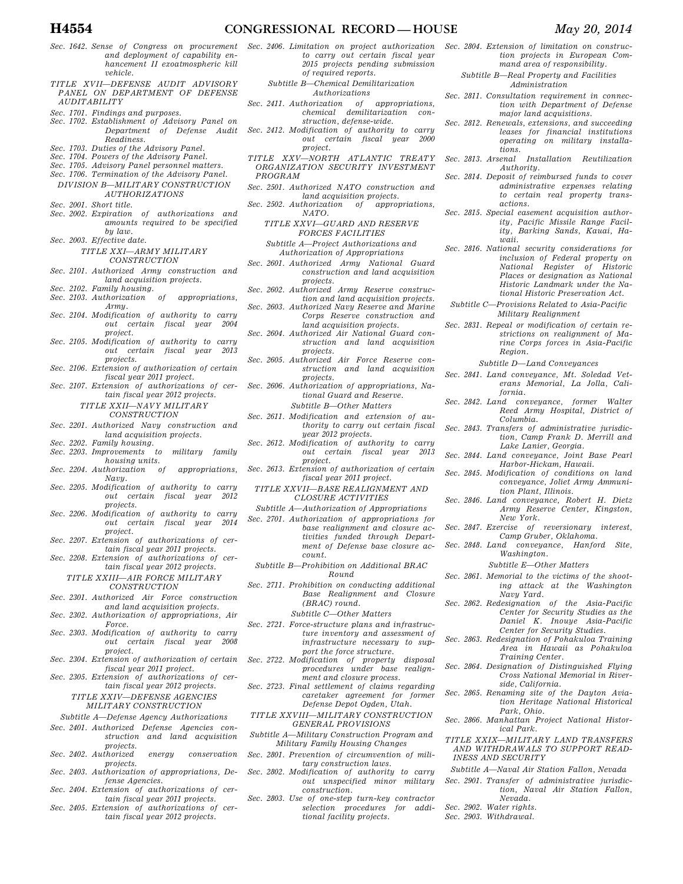*Sec. 1642. Sense of Congress on procurement and deployment of capability enhancement II exoatmospheric kill vehicle.*

*TITLE XVII—DEFENSE AUDIT ADVISORY PANEL ON DEPARTMENT OF DEFENSE AUDITABILITY*

*Sec. 1701. Findings and purposes.*
*Sec. 1702. Establishment of Advisory Panel on Department of Defense Audit Readiness.*
*Sec. 1703. Duties of the Advisory Panel.*
*Sec. 1704. Powers of the Advisory Panel.*
*Sec. 1705. Advisory Panel personnel matters.*
*Sec. 1706. Termination of the Advisory Panel.*

*DIVISION B—MILITARY CONSTRUCTION AUTHORIZATIONS*

*Sec. 2001. Short title.*
*Sec. 2002. Expiration of authorizations and amounts required to be specified by law.*
*Sec. 2003. Effective date.*

*TITLE XXI—ARMY MILITARY CONSTRUCTION*

*Sec. 2101. Authorized Army construction and land acquisition projects.*
*Sec. 2102. Family housing.*
*Sec. 2103. Authorization of appropriations, Army.*
*Sec. 2104. Modification of authority to carry out certain fiscal year 2004 project.*
*Sec. 2105. Modification of authority to carry out certain fiscal year 2013 projects.*
*Sec. 2106. Extension of authorization of certain fiscal year 2011 project.*
*Sec. 2107. Extension of authorizations of certain fiscal year 2012 projects.*

*TITLE XXII—NAVY MILITARY CONSTRUCTION*

*Sec. 2201. Authorized Navy construction and land acquisition projects.*
*Sec. 2202. Family housing.*
*Sec. 2203. Improvements to military family housing units.*
*Sec. 2204. Authorization of appropriations, Navy.*
*Sec. 2205. Modification of authority to carry out certain fiscal year 2012 projects.*
*Sec. 2206. Modification of authority to carry out certain fiscal year 2014 project.*
*Sec. 2207. Extension of authorizations of certain fiscal year 2011 projects.*
*Sec. 2208. Extension of authorizations of certain fiscal year 2012 projects.*

*TITLE XXIII—AIR FORCE MILITARY CONSTRUCTION*

*Sec. 2301. Authorized Air Force construction and land acquisition projects.*
*Sec. 2302. Authorization of appropriations, Air Force.*
*Sec. 2303. Modification of authority to carry out certain fiscal year 2008 project.*
*Sec. 2304. Extension of authorization of certain fiscal year 2011 project.*
*Sec. 2305. Extension of authorizations of certain fiscal year 2012 projects.*

*TITLE XXIV—DEFENSE AGENCIES MILITARY CONSTRUCTION*

*Subtitle A—Defense Agency Authorizations*

*Sec. 2401. Authorized Defense Agencies construction and land acquisition projects.*
*Sec. 2402. Authorized energy conservation projects.*
*Sec. 2403. Authorization of appropriations, Defense Agencies.*
*Sec. 2404. Extension of authorizations of certain fiscal year 2011 projects.*
*Sec. 2405. Extension of authorizations of certain fiscal year 2012 projects.*
*Sec. 2406. Limitation on project authorization to carry out certain fiscal year 2015 projects pending submission of required reports.*

*Subtitle B—Chemical Demilitarization Authorizations*

*Sec. 2411. Authorization of appropriations, chemical demilitarization construction, defense-wide.*
*Sec. 2412. Modification of authority to carry out certain fiscal year 2000 project.*

*TITLE XXV—NORTH ATLANTIC TREATY ORGANIZATION SECURITY INVESTMENT PROGRAM*

*Sec. 2501. Authorized NATO construction and land acquisition projects.*
*Sec. 2502. Authorization of appropriations, NATO.*

*TITLE XXVI—GUARD AND RESERVE FORCES FACILITIES*

*Subtitle A—Project Authorizations and Authorization of Appropriations*

*Sec. 2601. Authorized Army National Guard construction and land acquisition projects.*
*Sec. 2602. Authorized Army Reserve construction and land acquisition projects.*
*Sec. 2603. Authorized Navy Reserve and Marine Corps Reserve construction and land acquisition projects.*
*Sec. 2604. Authorized Air National Guard construction and land acquisition projects.*
*Sec. 2605. Authorized Air Force Reserve construction and land acquisition projects.*
*Sec. 2606. Authorization of appropriations, National Guard and Reserve.*

*Subtitle B—Other Matters*

*Sec. 2611. Modification and extension of authority to carry out certain fiscal year 2012 projects.*
*Sec. 2612. Modification of authority to carry out certain fiscal year 2013 project.*
*Sec. 2613. Extension of authorization of certain fiscal year 2011 project.*

*TITLE XXVII—BASE REALIGNMENT AND CLOSURE ACTIVITIES*

*Subtitle A—Authorization of Appropriations*

*Sec. 2701. Authorization of appropriations for base realignment and closure activities funded through Department of Defense base closure account.*

*Subtitle B—Prohibition on Additional BRAC Round*

*Sec. 2711. Prohibition on conducting additional Base Realignment and Closure (BRAC) round.*

*Subtitle C—Other Matters*

*Sec. 2721. Force-structure plans and infrastructure inventory and assessment of infrastructure necessary to support the force structure.*
*Sec. 2722. Modification of property disposal procedures under base realignment and closure process.*
*Sec. 2723. Final settlement of claims regarding caretaker agreement for former Defense Depot Ogden, Utah.*

*TITLE XXVIII—MILITARY CONSTRUCTION GENERAL PROVISIONS*

*Subtitle A—Military Construction Program and Military Family Housing Changes*

*Sec. 2801. Prevention of circumvention of military construction laws.*
*Sec. 2802. Modification of authority to carry out unspecified minor military construction.*
*Sec. 2803. Use of one-step turn-key contractor selection procedures for additional facility projects.*
*Sec. 2804. Extension of limitation on construction projects in European Command area of responsibility.*

*Subtitle B—Real Property and Facilities Administration*

*Sec. 2811. Consultation requirement in connection with Department of Defense major land acquisitions.*
*Sec. 2812. Renewals, extensions, and succeeding leases for financial institutions operating on military installations.*
*Sec. 2813. Arsenal Installation Reutilization Authority.*
*Sec. 2814. Deposit of reimbursed funds to cover administrative expenses relating to certain real property transactions.*
*Sec. 2815. Special easement acquisition authority, Pacific Missile Range Facility, Barking Sands, Kauai, Hawaii.*
*Sec. 2816. National security considerations for inclusion of Federal property on National Register of Historic Places or designation as National Historic Landmark under the National Historic Preservation Act.*

*Subtitle C—Provisions Related to Asia-Pacific Military Realignment*

*Sec. 2831. Repeal or modification of certain restrictions on realignment of Marine Corps forces in Asia-Pacific Region.*

*Subtitle D—Land Conveyances*

*Sec. 2841. Land conveyance, Mt. Soledad Veterans Memorial, La Jolla, California.*
*Sec. 2842. Land conveyance, former Walter Reed Army Hospital, District of Columbia.*
*Sec. 2843. Transfers of administrative jurisdiction, Camp Frank D. Merrill and Lake Lanier, Georgia.*
*Sec. 2844. Land conveyance, Joint Base Pearl Harbor-Hickam, Hawaii.*
*Sec. 2845. Modification of conditions on land conveyance, Joliet Army Ammunition Plant, Illinois.*
*Sec. 2846. Land conveyance, Robert H. Dietz Army Reserve Center, Kingston, New York.*
*Sec. 2847. Exercise of reversionary interest, Camp Gruber, Oklahoma.*
*Sec. 2848. Land conveyance, Hanford Site, Washington.*

*Subtitle E—Other Matters*

*Sec. 2861. Memorial to the victims of the shooting attack at the Washington Navy Yard.*
*Sec. 2862. Redesignation of the Asia-Pacific Center for Security Studies as the Daniel K. Inouye Asia-Pacific Center for Security Studies.*
*Sec. 2863. Redesignation of Pohakuloa Training Area in Hawaii as Pohakuloa Training Center.*
*Sec. 2864. Designation of Distinguished Flying Cross National Memorial in Riverside, California.*
*Sec. 2865. Renaming site of the Dayton Aviation Heritage National Historical Park, Ohio.*
*Sec. 2866. Manhattan Project National Historical Park.*

*TITLE XXIX—MILITARY LAND TRANSFERS AND WITHDRAWALS TO SUPPORT READINESS AND SECURITY*

*Subtitle A—Naval Air Station Fallon, Nevada*

*Sec. 2901. Transfer of administrative jurisdiction, Naval Air Station Fallon, Nevada.*
*Sec. 2902. Water rights.*
*Sec. 2903. Withdrawal.*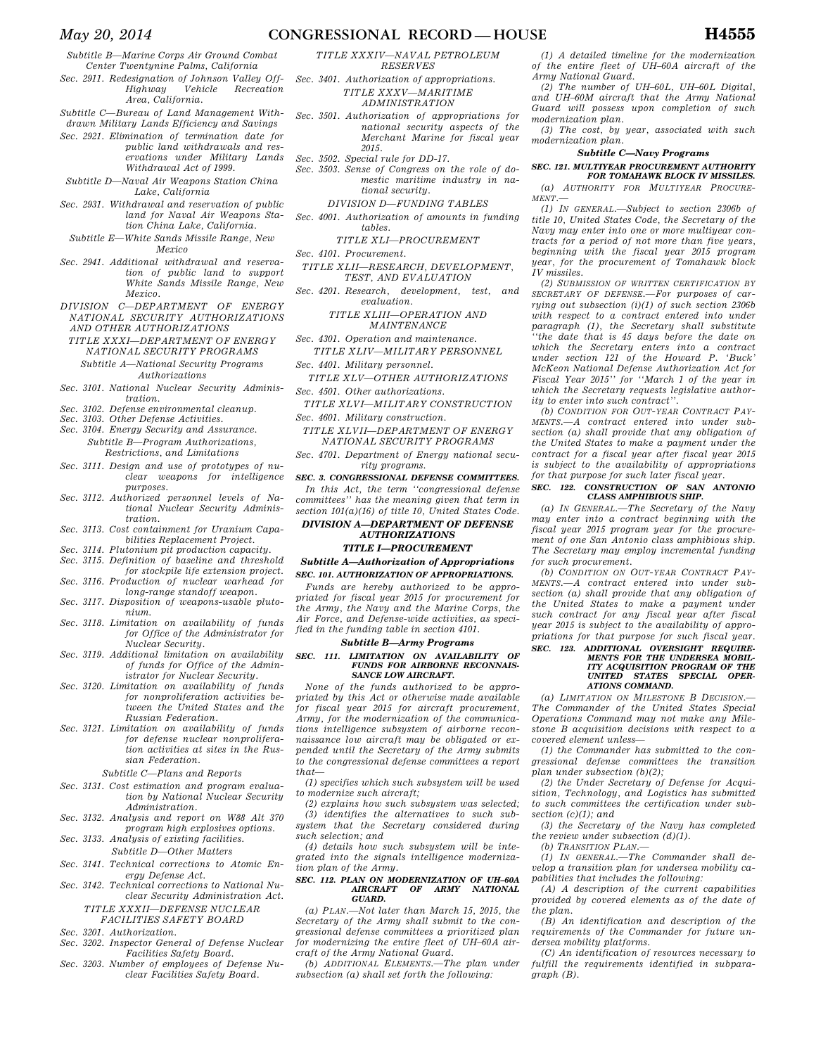*Subtitle B—Marine Corps Air Ground Combat Center Twentynine Palms, California*

*Sec. 2911. Redesignation of Johnson Valley Off-Highway Vehicle Recreation Area, California.*

*Subtitle C—Bureau of Land Management Withdrawn Military Lands Efficiency and Savings*

*Sec. 2921. Elimination of termination date for public land withdrawals and reservations under Military Lands Withdrawal Act of 1999.*

*Subtitle D—Naval Air Weapons Station China Lake, California*

*Sec. 2931. Withdrawal and reservation of public land for Naval Air Weapons Station China Lake, California.*

*Subtitle E—White Sands Missile Range, New Mexico*

*Sec. 2941. Additional withdrawal and reservation of public land to support White Sands Missile Range, New Mexico.*

*DIVISION C—DEPARTMENT OF ENERGY NATIONAL SECURITY AUTHORIZATIONS AND OTHER AUTHORIZATIONS*

*TITLE XXXI—DEPARTMENT OF ENERGY NATIONAL SECURITY PROGRAMS*

*Subtitle A—National Security Programs Authorizations*

*Sec. 3101. National Nuclear Security Administration.*
*Sec. 3102. Defense environmental cleanup.*
*Sec. 3103. Other Defense Activities.*
*Sec. 3104. Energy Security and Assurance.*

*Subtitle B—Program Authorizations, Restrictions, and Limitations*

*Sec. 3111. Design and use of prototypes of nuclear weapons for intelligence purposes.*
*Sec. 3112. Authorized personnel levels of National Nuclear Security Administration.*
*Sec. 3113. Cost containment for Uranium Capabilities Replacement Project.*
*Sec. 3114. Plutonium pit production capacity.*
*Sec. 3115. Definition of baseline and threshold for stockpile life extension project.*
*Sec. 3116. Production of nuclear warhead for long-range standoff weapon.*
*Sec. 3117. Disposition of weapons-usable plutonium.*
*Sec. 3118. Limitation on availability of funds for Office of the Administrator for Nuclear Security.*
*Sec. 3119. Additional limitation on availability of funds for Office of the Administrator for Nuclear Security.*
*Sec. 3120. Limitation on availability of funds for nonproliferation activities between the United States and the Russian Federation.*
*Sec. 3121. Limitation on availability of funds for defense nuclear nonproliferation activities at sites in the Russian Federation.*

*Subtitle C—Plans and Reports*

*Sec. 3131. Cost estimation and program evaluation by National Nuclear Security Administration.*
*Sec. 3132. Analysis and report on W88 Alt 370 program high explosives options.*
*Sec. 3133. Analysis of existing facilities.*

*Subtitle D—Other Matters*

*Sec. 3141. Technical corrections to Atomic Energy Defense Act.*
*Sec. 3142. Technical corrections to National Nuclear Security Administration Act.*

*TITLE XXXII—DEFENSE NUCLEAR FACILITIES SAFETY BOARD*

*Sec. 3201. Authorization.*
*Sec. 3202. Inspector General of Defense Nuclear Facilities Safety Board.*
*Sec. 3203. Number of employees of Defense Nuclear Facilities Safety Board.*

*TITLE XXXIV—NAVAL PETROLEUM RESERVES*

*Sec. 3401. Authorization of appropriations.*

*TITLE XXXV—MARITIME ADMINISTRATION*

*Sec. 3501. Authorization of appropriations for national security aspects of the Merchant Marine for fiscal year 2015.*
*Sec. 3502. Special rule for DD-17.*
*Sec. 3503. Sense of Congress on the role of domestic maritime industry in national security.*

*DIVISION D—FUNDING TABLES*

*Sec. 4001. Authorization of amounts in funding tables.*

*TITLE XLI—PROCUREMENT*

*Sec. 4101. Procurement.*

*TITLE XLII—RESEARCH, DEVELOPMENT, TEST, AND EVALUATION*

*Sec. 4201. Research, development, test, and evaluation.*

*TITLE XLIII—OPERATION AND MAINTENANCE*

*Sec. 4301. Operation and maintenance.*

*TITLE XLIV—MILITARY PERSONNEL*

*Sec. 4401. Military personnel.*

*TITLE XLV—OTHER AUTHORIZATIONS*

*Sec. 4501. Other authorizations.*

*TITLE XLVI—MILITARY CONSTRUCTION*

*Sec. 4601. Military construction.*

*TITLE XLVII—DEPARTMENT OF ENERGY NATIONAL SECURITY PROGRAMS*

*Sec. 4701. Department of Energy national security programs.*

***SEC. 3. CONGRESSIONAL DEFENSE COMMITTEES.***

*In this Act, the term ''congressional defense committees'' has the meaning given that term in section 101(a)(16) of title 10, United States Code.*

## *DIVISION A—DEPARTMENT OF DEFENSE AUTHORIZATIONS*

## *TITLE I—PROCUREMENT*

### *Subtitle A—Authorization of Appropriations*

***SEC. 101. AUTHORIZATION OF APPROPRIATIONS.***

*Funds are hereby authorized to be appropriated for fiscal year 2015 for procurement for the Army, the Navy and the Marine Corps, the Air Force, and Defense-wide activities, as specified in the funding table in section 4101.*

### *Subtitle B—Army Programs*

***SEC. 111. LIMITATION ON AVAILABILITY OF FUNDS FOR AIRBORNE RECONNAISSANCE LOW AIRCRAFT.***

*None of the funds authorized to be appropriated by this Act or otherwise made available for fiscal year 2015 for aircraft procurement, Army, for the modernization of the communications intelligence subsystem of airborne reconnaissance low aircraft may be obligated or expended until the Secretary of the Army submits to the congressional defense committees a report that—*

*(1) specifies which such subsystem will be used to modernize such aircraft;*

*(2) explains how such subsystem was selected;*

*(3) identifies the alternatives to such subsystem that the Secretary considered during such selection; and*

*(4) details how such subsystem will be integrated into the signals intelligence modernization plan of the Army.*

***SEC. 112. PLAN ON MODERNIZATION OF UH–60A AIRCRAFT OF ARMY NATIONAL GUARD.***

*(a) PLAN.—Not later than March 15, 2015, the Secretary of the Army shall submit to the congressional defense committees a prioritized plan for modernizing the entire fleet of UH–60A aircraft of the Army National Guard.*

*(b) ADDITIONAL ELEMENTS.—The plan under subsection (a) shall set forth the following:*

*(1) A detailed timeline for the modernization of the entire fleet of UH–60A aircraft of the Army National Guard.*

*(2) The number of UH–60L, UH–60L Digital, and UH–60M aircraft that the Army National Guard will possess upon completion of such modernization plan.*

*(3) The cost, by year, associated with such modernization plan.*

### *Subtitle C—Navy Programs*

***SEC. 121. MULTIYEAR PROCUREMENT AUTHORITY FOR TOMAHAWK BLOCK IV MISSILES.***

*(a) AUTHORITY FOR MULTIYEAR PROCUREMENT.—*

*(1) IN GENERAL.—Subject to section 2306b of title 10, United States Code, the Secretary of the Navy may enter into one or more multiyear contracts for a period of not more than five years, beginning with the fiscal year 2015 program year, for the procurement of Tomahawk block IV missiles.*

*(2) SUBMISSION OF WRITTEN CERTIFICATION BY SECRETARY OF DEFENSE.—For purposes of carrying out subsection (i)(1) of such section 2306b with respect to a contract entered into under paragraph (1), the Secretary shall substitute ''the date that is 45 days before the date on which the Secretary enters into a contract under section 121 of the Howard P. 'Buck' McKeon National Defense Authorization Act for Fiscal Year 2015'' for ''March 1 of the year in which the Secretary requests legislative authority to enter into such contract''.*

*(b) CONDITION FOR OUT-YEAR CONTRACT PAYMENTS.—A contract entered into under subsection (a) shall provide that any obligation of the United States to make a payment under the contract for a fiscal year after fiscal year 2015 is subject to the availability of appropriations for that purpose for such later fiscal year.*

***SEC. 122. CONSTRUCTION OF SAN ANTONIO CLASS AMPHIBIOUS SHIP.***

*(a) IN GENERAL.—The Secretary of the Navy may enter into a contract beginning with the fiscal year 2015 program year for the procurement of one San Antonio class amphibious ship. The Secretary may employ incremental funding for such procurement.*

*(b) CONDITION ON OUT-YEAR CONTRACT PAYMENTS.—A contract entered into under subsection (a) shall provide that any obligation of the United States to make a payment under such contract for any fiscal year after fiscal year 2015 is subject to the availability of appropriations for that purpose for such fiscal year.*

***SEC. 123. ADDITIONAL OVERSIGHT REQUIREMENTS FOR THE UNDERSEA MOBILITY ACQUISITION PROGRAM OF THE UNITED STATES SPECIAL OPERATIONS COMMAND.***

*(a) LIMITATION ON MILESTONE B DECISION.—The Commander of the United States Special Operations Command may not make any Milestone B acquisition decisions with respect to a covered element unless—*

*(1) the Commander has submitted to the congressional defense committees the transition plan under subsection (b)(2);*

*(2) the Under Secretary of Defense for Acquisition, Technology, and Logistics has submitted to such committees the certification under subsection (c)(1); and*

*(3) the Secretary of the Navy has completed the review under subsection (d)(1).*

*(b) TRANSITION PLAN.—*

*(1) IN GENERAL.—The Commander shall develop a transition plan for undersea mobility capabilities that includes the following:*

*(A) A description of the current capabilities provided by covered elements as of the date of the plan.*

*(B) An identification and description of the requirements of the Commander for future undersea mobility platforms.*

*(C) An identification of resources necessary to fulfill the requirements identified in subparagraph (B).*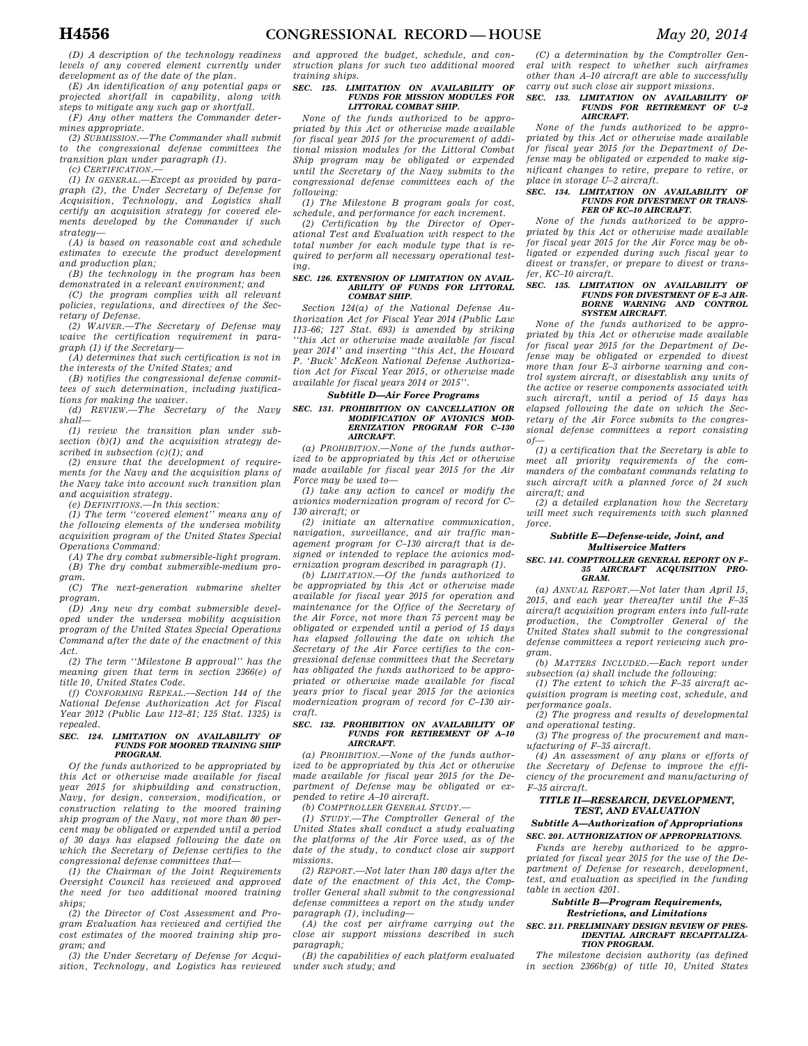*(D) A description of the technology readiness levels of any covered element currently under development as of the date of the plan.*

*(E) An identification of any potential gaps or projected shortfall in capability, along with steps to mitigate any such gap or shortfall.*

*(F) Any other matters the Commander determines appropriate.*

*(2) SUBMISSION.—The Commander shall submit to the congressional defense committees the transition plan under paragraph (1).*

*(c) CERTIFICATION.—*

*(1) IN GENERAL.—Except as provided by paragraph (2), the Under Secretary of Defense for Acquisition, Technology, and Logistics shall certify an acquisition strategy for covered elements developed by the Commander if such strategy—*

*(A) is based on reasonable cost and schedule estimates to execute the product development and production plan;*

*(B) the technology in the program has been demonstrated in a relevant environment; and*

*(C) the program complies with all relevant policies, regulations, and directives of the Secretary of Defense.*

*(2) WAIVER.—The Secretary of Defense may waive the certification requirement in paragraph (1) if the Secretary—*

*(A) determines that such certification is not in the interests of the United States; and*

*(B) notifies the congressional defense committees of such determination, including justifications for making the waiver.*

*(d) REVIEW.—The Secretary of the Navy shall—*

*(1) review the transition plan under subsection (b)(1) and the acquisition strategy described in subsection (c)(1); and*

*(2) ensure that the development of requirements for the Navy and the acquisition plans of the Navy take into account such transition plan and acquisition strategy.*

*(e) DEFINITIONS.—In this section:*

*(1) The term ''covered element'' means any of the following elements of the undersea mobility acquisition program of the United States Special Operations Command:*

*(A) The dry combat submersible-light program.*

*(B) The dry combat submersible-medium program.*

*(C) The next-generation submarine shelter program.*

*(D) Any new dry combat submersible developed under the undersea mobility acquisition program of the United States Special Operations Command after the date of the enactment of this Act.*

*(2) The term ''Milestone B approval'' has the meaning given that term in section 2366(e) of title 10, United States Code.*

*(f) CONFORMING REPEAL.—Section 144 of the National Defense Authorization Act for Fiscal Year 2012 (Public Law 112–81; 125 Stat. 1325) is repealed.*

***SEC. 124. LIMITATION ON AVAILABILITY OF FUNDS FOR MOORED TRAINING SHIP PROGRAM.***

*Of the funds authorized to be appropriated by this Act or otherwise made available for fiscal year 2015 for shipbuilding and construction, Navy, for design, conversion, modification, or construction relating to the moored training ship program of the Navy, not more than 80 percent may be obligated or expended until a period of 30 days has elapsed following the date on which the Secretary of Defense certifies to the congressional defense committees that—*

*(1) the Chairman of the Joint Requirements Oversight Council has reviewed and approved the need for two additional moored training ships;*

*(2) the Director of Cost Assessment and Program Evaluation has reviewed and certified the cost estimates of the moored training ship program; and*

*(3) the Under Secretary of Defense for Acquisition, Technology, and Logistics has reviewed and approved the budget, schedule, and construction plans for such two additional moored training ships.*

***SEC. 125. LIMITATION ON AVAILABILITY OF FUNDS FOR MISSION MODULES FOR LITTORAL COMBAT SHIP.***

*None of the funds authorized to be appropriated by this Act or otherwise made available for fiscal year 2015 for the procurement of additional mission modules for the Littoral Combat Ship program may be obligated or expended until the Secretary of the Navy submits to the congressional defense committees each of the following:*

*(1) The Milestone B program goals for cost, schedule, and performance for each increment.*

*(2) Certification by the Director of Operational Test and Evaluation with respect to the total number for each module type that is required to perform all necessary operational testing.*

***SEC. 126. EXTENSION OF LIMITATION ON AVAILABILITY OF FUNDS FOR LITTORAL COMBAT SHIP.***

*Section 124(a) of the National Defense Authorization Act for Fiscal Year 2014 (Public Law 113–66; 127 Stat. 693) is amended by striking ''this Act or otherwise made available for fiscal year 2014'' and inserting ''this Act, the Howard P. 'Buck' McKeon National Defense Authorization Act for Fiscal Year 2015, or otherwise made available for fiscal years 2014 or 2015''.*

***Subtitle D—Air Force Programs***

***SEC. 131. PROHIBITION ON CANCELLATION OR MODIFICATION OF AVIONICS MODERNIZATION PROGRAM FOR C–130 AIRCRAFT.***

*(a) PROHIBITION.—None of the funds authorized to be appropriated by this Act or otherwise made available for fiscal year 2015 for the Air Force may be used to—*

*(1) take any action to cancel or modify the avionics modernization program of record for C–130 aircraft; or*

*(2) initiate an alternative communication, navigation, surveillance, and air traffic management program for C–130 aircraft that is designed or intended to replace the avionics modernization program described in paragraph (1).*

*(b) LIMITATION.—Of the funds authorized to be appropriated by this Act or otherwise made available for fiscal year 2015 for operation and maintenance for the Office of the Secretary of the Air Force, not more than 75 percent may be obligated or expended until a period of 15 days has elapsed following the date on which the Secretary of the Air Force certifies to the congressional defense committees that the Secretary has obligated the funds authorized to be appropriated or otherwise made available for fiscal years prior to fiscal year 2015 for the avionics modernization program of record for C–130 aircraft.*

***SEC. 132. PROHIBITION ON AVAILABILITY OF FUNDS FOR RETIREMENT OF A–10 AIRCRAFT.***

*(a) PROHIBITION.—None of the funds authorized to be appropriated by this Act or otherwise made available for fiscal year 2015 for the Department of Defense may be obligated or expended to retire A–10 aircraft.*

*(b) COMPTROLLER GENERAL STUDY.—*

*(1) STUDY.—The Comptroller General of the United States shall conduct a study evaluating the platforms of the Air Force used, as of the date of the study, to conduct close air support missions.*

*(2) REPORT.—Not later than 180 days after the date of the enactment of this Act, the Comptroller General shall submit to the congressional defense committees a report on the study under paragraph (1), including—*

*(A) the cost per airframe carrying out the close air support missions described in such paragraph;*

*(B) the capabilities of each platform evaluated under such study; and*

*(C) a determination by the Comptroller General with respect to whether such airframes other than A–10 aircraft are able to successfully carry out such close air support missions.*

***SEC. 133. LIMITATION ON AVAILABILITY OF FUNDS FOR RETIREMENT OF U–2 AIRCRAFT.***

*None of the funds authorized to be appropriated by this Act or otherwise made available for fiscal year 2015 for the Department of Defense may be obligated or expended to make significant changes to retire, prepare to retire, or place in storage U–2 aircraft.*

***SEC. 134. LIMITATION ON AVAILABILITY OF FUNDS FOR DIVESTMENT OR TRANSFER OF KC–10 AIRCRAFT.***

*None of the funds authorized to be appropriated by this Act or otherwise made available for fiscal year 2015 for the Air Force may be obligated or expended during such fiscal year to divest or transfer, or prepare to divest or transfer, KC–10 aircraft.*

***SEC. 135. LIMITATION ON AVAILABILITY OF FUNDS FOR DIVESTMENT OF E–3 AIRBORNE WARNING AND CONTROL SYSTEM AIRCRAFT.***

*None of the funds authorized to be appropriated by this Act or otherwise made available for fiscal year 2015 for the Department of Defense may be obligated or expended to divest more than four E–3 airborne warning and control system aircraft, or disestablish any units of the active or reserve components associated with such aircraft, until a period of 15 days has elapsed following the date on which the Secretary of the Air Force submits to the congressional defense committees a report consisting of—*

*(1) a certification that the Secretary is able to meet all priority requirements of the commanders of the combatant commands relating to such aircraft with a planned force of 24 such aircraft; and*

*(2) a detailed explanation how the Secretary will meet such requirements with such planned force.*

***Subtitle E—Defense-wide, Joint, and Multiservice Matters***

***SEC. 141. COMPTROLLER GENERAL REPORT ON F–35 AIRCRAFT ACQUISITION PROGRAM.***

*(a) ANNUAL REPORT.—Not later than April 15, 2015, and each year thereafter until the F–35 aircraft acquisition program enters into full-rate production, the Comptroller General of the United States shall submit to the congressional defense committees a report reviewing such program.*

*(b) MATTERS INCLUDED.—Each report under subsection (a) shall include the following:*

*(1) The extent to which the F–35 aircraft acquisition program is meeting cost, schedule, and performance goals.*

*(2) The progress and results of developmental and operational testing.*

*(3) The progress of the procurement and manufacturing of F–35 aircraft.*

*(4) An assessment of any plans or efforts of the Secretary of Defense to improve the efficiency of the procurement and manufacturing of F–35 aircraft.*

***TITLE II—RESEARCH, DEVELOPMENT, TEST, AND EVALUATION***

***Subtitle A—Authorization of Appropriations***

***SEC. 201. AUTHORIZATION OF APPROPRIATIONS.***

*Funds are hereby authorized to be appropriated for fiscal year 2015 for the use of the Department of Defense for research, development, test, and evaluation as specified in the funding table in section 4201.*

***Subtitle B—Program Requirements, Restrictions, and Limitations***

***SEC. 211. PRELIMINARY DESIGN REVIEW OF PRESIDENTIAL AIRCRAFT RECAPITALIZATION PROGRAM.***

*The milestone decision authority (as defined in section 2366b(g) of title 10, United States*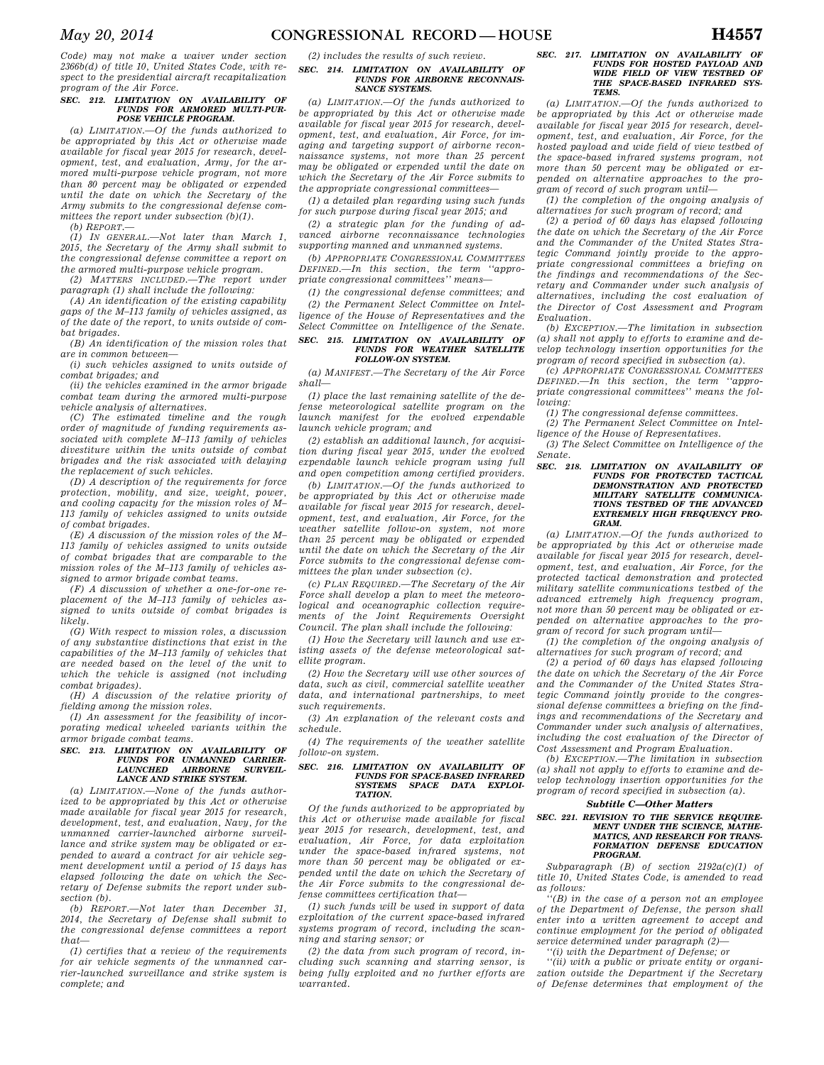Code) may not make a waiver under section 2366b(d) of title 10, United States Code, with respect to the presidential aircraft recapitalization program of the Air Force.

**SEC. 212. LIMITATION ON AVAILABILITY OF FUNDS FOR ARMORED MULTI-PURPOSE VEHICLE PROGRAM.**

*(a) LIMITATION.—Of the funds authorized to be appropriated by this Act or otherwise made available for fiscal year 2015 for research, development, test, and evaluation, Army, for the armored multi-purpose vehicle program, not more than 80 percent may be obligated or expended until the date on which the Secretary of the Army submits to the congressional defense committees the report under subsection (b)(1).*

*(b) REPORT.—*

*(1) IN GENERAL.—Not later than March 1, 2015, the Secretary of the Army shall submit to the congressional defense committee a report on the armored multi-purpose vehicle program.*

*(2) MATTERS INCLUDED.—The report under paragraph (1) shall include the following:*

*(A) An identification of the existing capability gaps of the M–113 family of vehicles assigned, as of the date of the report, to units outside of combat brigades.*

*(B) An identification of the mission roles that are in common between—*

*(i) such vehicles assigned to units outside of combat brigades; and*

*(ii) the vehicles examined in the armor brigade combat team during the armored multi-purpose vehicle analysis of alternatives.*

*(C) The estimated timeline and the rough order of magnitude of funding requirements associated with complete M–113 family of vehicles divestiture within the units outside of combat brigades and the risk associated with delaying the replacement of such vehicles.*

*(D) A description of the requirements for force protection, mobility, and size, weight, power, and cooling capacity for the mission roles of M–113 family of vehicles assigned to units outside of combat brigades.*

*(E) A discussion of the mission roles of the M–113 family of vehicles assigned to units outside of combat brigades that are comparable to the mission roles of the M–113 family of vehicles assigned to armor brigade combat teams.*

*(F) A discussion of whether a one-for-one replacement of the M–113 family of vehicles assigned to units outside of combat brigades is likely.*

*(G) With respect to mission roles, a discussion of any substantive distinctions that exist in the capabilities of the M–113 family of vehicles that are needed based on the level of the unit to which the vehicle is assigned (not including combat brigades).*

*(H) A discussion of the relative priority of fielding among the mission roles.*

*(I) An assessment for the feasibility of incorporating medical wheeled variants within the armor brigade combat teams.*

**SEC. 213. LIMITATION ON AVAILABILITY OF FUNDS FOR UNMANNED CARRIER-LAUNCHED AIRBORNE SURVEILLANCE AND STRIKE SYSTEM.**

*(a) LIMITATION.—None of the funds authorized to be appropriated by this Act or otherwise made available for fiscal year 2015 for research, development, test, and evaluation, Navy, for the unmanned carrier-launched airborne surveillance and strike system may be obligated or expended to award a contract for air vehicle segment development until a period of 15 days has elapsed following the date on which the Secretary of Defense submits the report under subsection (b).*

*(b) REPORT.—Not later than December 31, 2014, the Secretary of Defense shall submit to the congressional defense committees a report that—*

*(1) certifies that a review of the requirements for air vehicle segments of the unmanned carrier-launched surveillance and strike system is complete; and*

*(2) includes the results of such review.*

**SEC. 214. LIMITATION ON AVAILABILITY OF FUNDS FOR AIRBORNE RECONNAISSANCE SYSTEMS.**

*(a) LIMITATION.—Of the funds authorized to be appropriated by this Act or otherwise made available for fiscal year 2015 for research, development, test, and evaluation, Air Force, for imaging and targeting support of airborne reconnaissance systems, not more than 25 percent may be obligated or expended until the date on which the Secretary of the Air Force submits to the appropriate congressional committees—*

*(1) a detailed plan regarding using such funds for such purpose during fiscal year 2015; and*

*(2) a strategic plan for the funding of advanced airborne reconnaissance technologies supporting manned and unmanned systems.*

*(b) APPROPRIATE CONGRESSIONAL COMMITTEES DEFINED.—In this section, the term ''appropriate congressional committees'' means—*

*(1) the congressional defense committees; and*

*(2) the Permanent Select Committee on Intelligence of the House of Representatives and the Select Committee on Intelligence of the Senate.*

**SEC. 215. LIMITATION ON AVAILABILITY OF FUNDS FOR WEATHER SATELLITE FOLLOW-ON SYSTEM.**

*(a) MANIFEST.—The Secretary of the Air Force shall—*

*(1) place the last remaining satellite of the defense meteorological satellite program on the launch manifest for the evolved expendable launch vehicle program; and*

*(2) establish an additional launch, for acquisition during fiscal year 2015, under the evolved expendable launch vehicle program using full and open competition among certified providers.*

*(b) LIMITATION.—Of the funds authorized to be appropriated by this Act or otherwise made available for fiscal year 2015 for research, development, test, and evaluation, Air Force, for the weather satellite follow-on system, not more than 25 percent may be obligated or expended until the date on which the Secretary of the Air Force submits to the congressional defense committees the plan under subsection (c).*

*(c) PLAN REQUIRED.—The Secretary of the Air Force shall develop a plan to meet the meteorological and oceanographic collection requirements of the Joint Requirements Oversight Council. The plan shall include the following:*

*(1) How the Secretary will launch and use existing assets of the defense meteorological satellite program.*

*(2) How the Secretary will use other sources of data, such as civil, commercial satellite weather data, and international partnerships, to meet such requirements.*

*(3) An explanation of the relevant costs and schedule.*

*(4) The requirements of the weather satellite follow-on system.*

**SEC. 216. LIMITATION ON AVAILABILITY OF FUNDS FOR SPACE-BASED INFRARED SYSTEMS SPACE DATA EXPLOITATION.**

*Of the funds authorized to be appropriated by this Act or otherwise made available for fiscal year 2015 for research, development, test, and evaluation, Air Force, for data exploitation under the space-based infrared systems, not more than 50 percent may be obligated or expended until the date on which the Secretary of the Air Force submits to the congressional defense committees certification that—*

*(1) such funds will be used in support of data exploitation of the current space-based infrared systems program of record, including the scanning and staring sensor; or*

*(2) the data from such program of record, including such scanning and starring sensor, is being fully exploited and no further efforts are warranted.*

**SEC. 217. LIMITATION ON AVAILABILITY OF FUNDS FOR HOSTED PAYLOAD AND WIDE FIELD OF VIEW TESTBED OF THE SPACE-BASED INFRARED SYSTEMS.**

*(a) LIMITATION.—Of the funds authorized to be appropriated by this Act or otherwise made available for fiscal year 2015 for research, development, test, and evaluation, Air Force, for the hosted payload and wide field of view testbed of the space-based infrared systems program, not more than 50 percent may be obligated or expended on alternative approaches to the program of record of such program until—*

*(1) the completion of the ongoing analysis of alternatives for such program of record; and*

*(2) a period of 60 days has elapsed following the date on which the Secretary of the Air Force and the Commander of the United States Strategic Command jointly provide to the appropriate congressional committees a briefing on the findings and recommendations of the Secretary and Commander under such analysis of alternatives, including the cost evaluation of the Director of Cost Assessment and Program Evaluation.*

*(b) EXCEPTION.—The limitation in subsection (a) shall not apply to efforts to examine and develop technology insertion opportunities for the program of record specified in subsection (a).*

*(c) APPROPRIATE CONGRESSIONAL COMMITTEES DEFINED.—In this section, the term ''appropriate congressional committees'' means the following:*

*(1) The congressional defense committees.*

*(2) The Permanent Select Committee on Intelligence of the House of Representatives.*

*(3) The Select Committee on Intelligence of the Senate.*

**SEC. 218. LIMITATION ON AVAILABILITY OF FUNDS FOR PROTECTED TACTICAL DEMONSTRATION AND PROTECTED MILITARY SATELLITE COMMUNICATIONS TESTBED OF THE ADVANCED EXTREMELY HIGH FREQUENCY PROGRAM.**

*(a) LIMITATION.—Of the funds authorized to be appropriated by this Act or otherwise made available for fiscal year 2015 for research, development, test, and evaluation, Air Force, for the protected tactical demonstration and protected military satellite communications testbed of the advanced extremely high frequency program, not more than 50 percent may be obligated or expended on alternative approaches to the program of record for such program until—*

*(1) the completion of the ongoing analysis of alternatives for such program of record; and*

*(2) a period of 60 days has elapsed following the date on which the Secretary of the Air Force and the Commander of the United States Strategic Command jointly provide to the congressional defense committees a briefing on the findings and recommendations of the Secretary and Commander under such analysis of alternatives, including the cost evaluation of the Director of Cost Assessment and Program Evaluation.*

*(b) EXCEPTION.—The limitation in subsection (a) shall not apply to efforts to examine and develop technology insertion opportunities for the program of record specified in subsection (a).*

***Subtitle C—Other Matters***

**SEC. 221. REVISION TO THE SERVICE REQUIREMENT UNDER THE SCIENCE, MATHEMATICS, AND RESEARCH FOR TRANSFORMATION DEFENSE EDUCATION PROGRAM.**

*Subparagraph (B) of section 2192a(c)(1) of title 10, United States Code, is amended to read as follows:*

*''(B) in the case of a person not an employee of the Department of Defense, the person shall enter into a written agreement to accept and continue employment for the period of obligated service determined under paragraph (2)—*

*''(i) with the Department of Defense; or*

*''(ii) with a public or private entity or organization outside the Department if the Secretary of Defense determines that employment of the*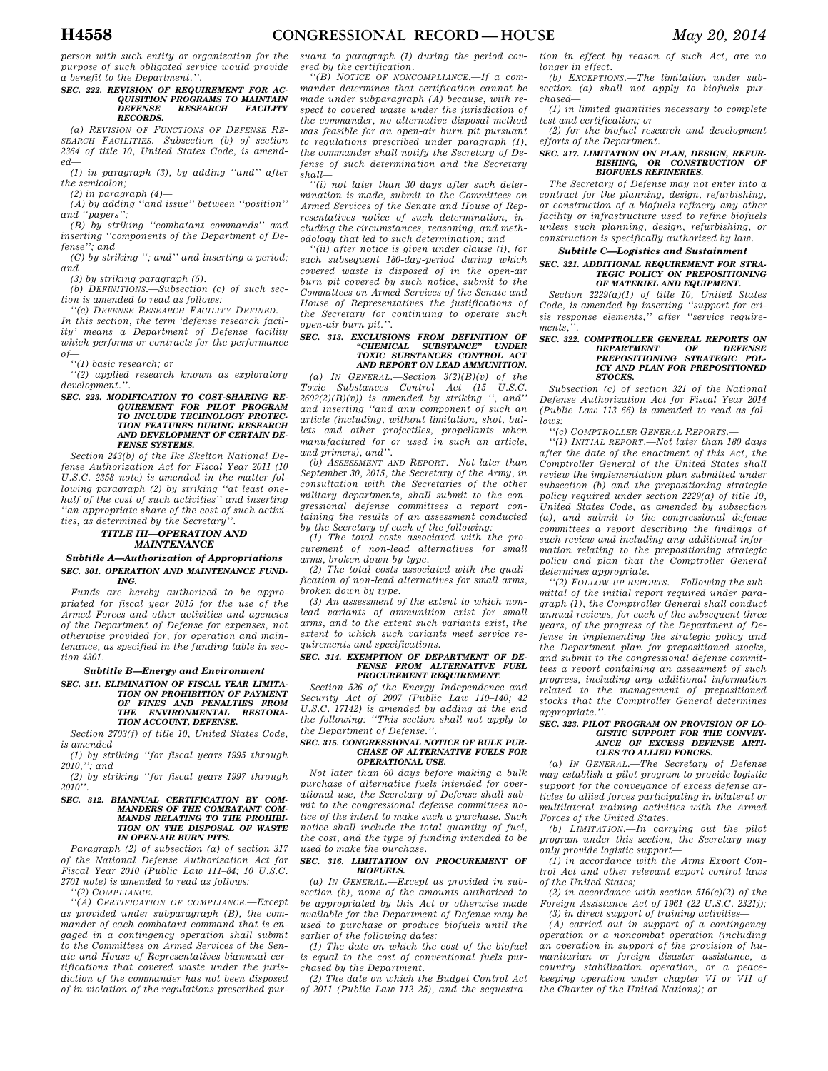*person with such entity or organization for the purpose of such obligated service would provide a benefit to the Department.''.*

**SEC. 222. REVISION OF REQUIREMENT FOR ACQUISITION PROGRAMS TO MAINTAIN DEFENSE RESEARCH FACILITY RECORDS.**

*(a) REVISION OF FUNCTIONS OF DEFENSE RESEARCH FACILITIES.—Subsection (b) of section 2364 of title 10, United States Code, is amended—*

*(1) in paragraph (3), by adding ''and'' after the semicolon;*

*(2) in paragraph (4)—*

*(A) by adding ''and issue'' between ''position'' and ''papers'';*

*(B) by striking ''combatant commands'' and inserting ''components of the Department of Defense''; and*

*(C) by striking ''; and'' and inserting a period; and*

*(3) by striking paragraph (5).*

*(b) DEFINITIONS.—Subsection (c) of such section is amended to read as follows:*

*''(c) DEFENSE RESEARCH FACILITY DEFINED.—In this section, the term 'defense research facility' means a Department of Defense facility which performs or contracts for the performance of—*

*''(1) basic research; or*

*''(2) applied research known as exploratory development.''.*

**SEC. 223. MODIFICATION TO COST-SHARING REQUIREMENT FOR PILOT PROGRAM TO INCLUDE TECHNOLOGY PROTECTION FEATURES DURING RESEARCH AND DEVELOPMENT OF CERTAIN DEFENSE SYSTEMS.**

*Section 243(b) of the Ike Skelton National Defense Authorization Act for Fiscal Year 2011 (10 U.S.C. 2358 note) is amended in the matter following paragraph (2) by striking ''at least one-half of the cost of such activities'' and inserting ''an appropriate share of the cost of such activities, as determined by the Secretary''.*

## *TITLE III—OPERATION AND MAINTENANCE*

### *Subtitle A—Authorization of Appropriations*

**SEC. 301. OPERATION AND MAINTENANCE FUNDING.**

*Funds are hereby authorized to be appropriated for fiscal year 2015 for the use of the Armed Forces and other activities and agencies of the Department of Defense for expenses, not otherwise provided for, for operation and maintenance, as specified in the funding table in section 4301.*

### *Subtitle B—Energy and Environment*

**SEC. 311. ELIMINATION OF FISCAL YEAR LIMITATION ON PROHIBITION OF PAYMENT OF FINES AND PENALTIES FROM THE ENVIRONMENTAL RESTORATION ACCOUNT, DEFENSE.**

*Section 2703(f) of title 10, United States Code, is amended—*

*(1) by striking ''for fiscal years 1995 through 2010,''; and*

*(2) by striking ''for fiscal years 1997 through 2010''.*

**SEC. 312. BIANNUAL CERTIFICATION BY COMMANDERS OF THE COMBATANT COMMANDS RELATING TO THE PROHIBITION ON THE DISPOSAL OF WASTE IN OPEN-AIR BURN PITS.**

*Paragraph (2) of subsection (a) of section 317 of the National Defense Authorization Act for Fiscal Year 2010 (Public Law 111–84; 10 U.S.C. 2701 note) is amended to read as follows:*

*''(2) COMPLIANCE.—*

*''(A) CERTIFICATION OF COMPLIANCE.—Except as provided under subparagraph (B), the commander of each combatant command that is engaged in a contingency operation shall submit to the Committees on Armed Services of the Senate and House of Representatives biannual certifications that covered waste under the jurisdiction of the commander has not been disposed of in violation of the regulations prescribed pursuant to paragraph (1) during the period covered by the certification.*

*''(B) NOTICE OF NONCOMPLIANCE.—If a commander determines that certification cannot be made under subparagraph (A) because, with respect to covered waste under the jurisdiction of the commander, no alternative disposal method was feasible for an open-air burn pit pursuant to regulations prescribed under paragraph (1), the commander shall notify the Secretary of Defense of such determination and the Secretary shall—*

*''(i) not later than 30 days after such determination is made, submit to the Committees on Armed Services of the Senate and House of Representatives notice of such determination, including the circumstances, reasoning, and methodology that led to such determination; and*

*''(ii) after notice is given under clause (i), for each subsequent 180-day-period during which covered waste is disposed of in the open-air burn pit covered by such notice, submit to the Committees on Armed Services of the Senate and House of Representatives the justifications of the Secretary for continuing to operate such open-air burn pit.''.*

**SEC. 313. EXCLUSIONS FROM DEFINITION OF ''CHEMICAL SUBSTANCE'' UNDER TOXIC SUBSTANCES CONTROL ACT AND REPORT ON LEAD AMMUNITION.**

*(a) IN GENERAL.—Section 3(2)(B)(v) of the Toxic Substances Control Act (15 U.S.C. 2602(2)(B)(v)) is amended by striking '', and'' and inserting ''and any component of such an article (including, without limitation, shot, bullets and other projectiles, propellants when manufactured for or used in such an article, and primers), and''.*

*(b) ASSESSMENT AND REPORT.—Not later than September 30, 2015, the Secretary of the Army, in consultation with the Secretaries of the other military departments, shall submit to the congressional defense committees a report containing the results of an assessment conducted by the Secretary of each of the following:*

*(1) The total costs associated with the procurement of non-lead alternatives for small arms, broken down by type.*

*(2) The total costs associated with the qualification of non-lead alternatives for small arms, broken down by type.*

*(3) An assessment of the extent to which non-lead variants of ammunition exist for small arms, and to the extent such variants exist, the extent to which such variants meet service requirements and specifications.*

**SEC. 314. EXEMPTION OF DEPARTMENT OF DEFENSE FROM ALTERNATIVE FUEL PROCUREMENT REQUIREMENT.**

*Section 526 of the Energy Independence and Security Act of 2007 (Public Law 110–140; 42 U.S.C. 17142) is amended by adding at the end the following: ''This section shall not apply to the Department of Defense.''.*

**SEC. 315. CONGRESSIONAL NOTICE OF BULK PURCHASE OF ALTERNATIVE FUELS FOR OPERATIONAL USE.**

*Not later than 60 days before making a bulk purchase of alternative fuels intended for operational use, the Secretary of Defense shall submit to the congressional defense committees notice of the intent to make such a purchase. Such notice shall include the total quantity of fuel, the cost, and the type of funding intended to be used to make the purchase.*

**SEC. 316. LIMITATION ON PROCUREMENT OF BIOFUELS.**

*(a) IN GENERAL.—Except as provided in subsection (b), none of the amounts authorized to be appropriated by this Act or otherwise made available for the Department of Defense may be used to purchase or produce biofuels until the earlier of the following dates:*

*(1) The date on which the cost of the biofuel is equal to the cost of conventional fuels purchased by the Department.*

*(2) The date on which the Budget Control Act of 2011 (Public Law 112–25), and the sequestration in effect by reason of such Act, are no longer in effect.*

*(b) EXCEPTIONS.—The limitation under subsection (a) shall not apply to biofuels purchased—*

*(1) in limited quantities necessary to complete test and certification; or*

*(2) for the biofuel research and development efforts of the Department.*

**SEC. 317. LIMITATION ON PLAN, DESIGN, REFURBISHING, OR CONSTRUCTION OF BIOFUELS REFINERIES.**

*The Secretary of Defense may not enter into a contract for the planning, design, refurbishing, or construction of a biofuels refinery any other facility or infrastructure used to refine biofuels unless such planning, design, refurbishing, or construction is specifically authorized by law.*

### *Subtitle C—Logistics and Sustainment*

**SEC. 321. ADDITIONAL REQUIREMENT FOR STRATEGIC POLICY ON PREPOSITIONING OF MATERIEL AND EQUIPMENT.**

*Section 2229(a)(1) of title 10, United States Code, is amended by inserting ''support for crisis response elements,'' after ''service requirements,''.*

**SEC. 322. COMPTROLLER GENERAL REPORTS ON DEPARTMENT OF DEFENSE PREPOSITIONING STRATEGIC POLICY AND PLAN FOR PREPOSITIONED STOCKS.**

*Subsection (c) of section 321 of the National Defense Authorization Act for Fiscal Year 2014 (Public Law 113–66) is amended to read as follows:*

*''(c) COMPTROLLER GENERAL REPORTS.—*

*''(1) INITIAL REPORT.—Not later than 180 days after the date of the enactment of this Act, the Comptroller General of the United States shall review the implementation plan submitted under subsection (b) and the prepositioning strategic policy required under section 2229(a) of title 10, United States Code, as amended by subsection (a), and submit to the congressional defense committees a report describing the findings of such review and including any additional information relating to the prepositioning strategic policy and plan that the Comptroller General determines appropriate.*

*''(2) FOLLOW-UP REPORTS.—Following the submittal of the initial report required under paragraph (1), the Comptroller General shall conduct annual reviews, for each of the subsequent three years, of the progress of the Department of Defense in implementing the strategic policy and the Department plan for prepositioned stocks, and submit to the congressional defense committees a report containing an assessment of such progress, including any additional information related to the management of prepositioned stocks that the Comptroller General determines appropriate.''.*

**SEC. 323. PILOT PROGRAM ON PROVISION OF LOGISTIC SUPPORT FOR THE CONVEYANCE OF EXCESS DEFENSE ARTICLES TO ALLIED FORCES.**

*(a) IN GENERAL.—The Secretary of Defense may establish a pilot program to provide logistic support for the conveyance of excess defense articles to allied forces participating in bilateral or multilateral training activities with the Armed Forces of the United States.*

*(b) LIMITATION.—In carrying out the pilot program under this section, the Secretary may only provide logistic support—*

*(1) in accordance with the Arms Export Control Act and other relevant export control laws of the United States;*

*(2) in accordance with section 516(c)(2) of the Foreign Assistance Act of 1961 (22 U.S.C. 2321j);*

*(3) in direct support of training activities—*

*(A) carried out in support of a contingency operation or a noncombat operation (including an operation in support of the provision of humanitarian or foreign disaster assistance, a country stabilization operation, or a peacekeeping operation under chapter VI or VII of the Charter of the United Nations); or*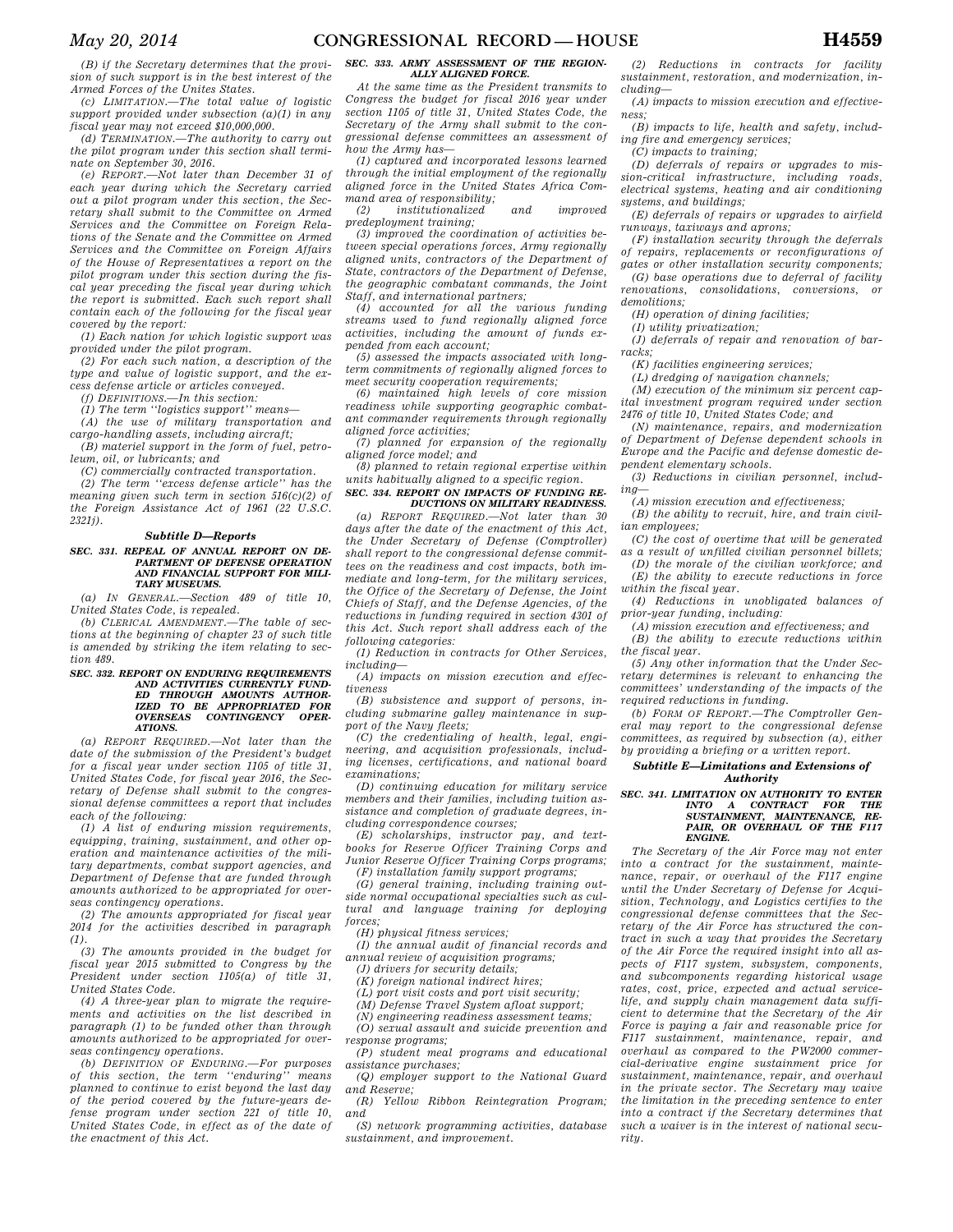*(B) if the Secretary determines that the provision of such support is in the best interest of the Armed Forces of the Unites States.*

*(c) LIMITATION.—The total value of logistic support provided under subsection (a)(1) in any fiscal year may not exceed $10,000,000.*

*(d) TERMINATION.—The authority to carry out the pilot program under this section shall terminate on September 30, 2016.*

*(e) REPORT.—Not later than December 31 of each year during which the Secretary carried out a pilot program under this section, the Secretary shall submit to the Committee on Armed Services and the Committee on Foreign Relations of the Senate and the Committee on Armed Services and the Committee on Foreign Affairs of the House of Representatives a report on the pilot program under this section during the fiscal year preceding the fiscal year during which the report is submitted. Each such report shall contain each of the following for the fiscal year covered by the report:*

*(1) Each nation for which logistic support was provided under the pilot program.*

*(2) For each such nation, a description of the type and value of logistic support, and the excess defense article or articles conveyed.*

*(f) DEFINITIONS.—In this section:*

*(1) The term ''logistics support'' means—*

*(A) the use of military transportation and cargo-handling assets, including aircraft;*

*(B) materiel support in the form of fuel, petroleum, oil, or lubricants; and*

*(C) commercially contracted transportation.*

*(2) The term ''excess defense article'' has the meaning given such term in section 516(c)(2) of the Foreign Assistance Act of 1961 (22 U.S.C. 2321j).*

### *Subtitle D—Reports*

***SEC. 331. REPEAL OF ANNUAL REPORT ON DEPARTMENT OF DEFENSE OPERATION AND FINANCIAL SUPPORT FOR MILITARY MUSEUMS.***

*(a) IN GENERAL.—Section 489 of title 10, United States Code, is repealed.*

*(b) CLERICAL AMENDMENT.—The table of sections at the beginning of chapter 23 of such title is amended by striking the item relating to section 489.*

***SEC. 332. REPORT ON ENDURING REQUIREMENTS AND ACTIVITIES CURRENTLY FUNDED THROUGH AMOUNTS AUTHORIZED TO BE APPROPRIATED FOR OVERSEAS CONTINGENCY OPERATIONS.***

*(a) REPORT REQUIRED.—Not later than the date of the submission of the President's budget for a fiscal year under section 1105 of title 31, United States Code, for fiscal year 2016, the Secretary of Defense shall submit to the congressional defense committees a report that includes each of the following:*

*(1) A list of enduring mission requirements, equipping, training, sustainment, and other operation and maintenance activities of the military departments, combat support agencies, and Department of Defense that are funded through amounts authorized to be appropriated for overseas contingency operations.*

*(2) The amounts appropriated for fiscal year 2014 for the activities described in paragraph (1).*

*(3) The amounts provided in the budget for fiscal year 2015 submitted to Congress by the President under section 1105(a) of title 31, United States Code.*

*(4) A three-year plan to migrate the requirements and activities on the list described in paragraph (1) to be funded other than through amounts authorized to be appropriated for overseas contingency operations.*

*(b) DEFINITION OF ENDURING.—For purposes of this section, the term ''enduring'' means planned to continue to exist beyond the last day of the period covered by the future-years defense program under section 221 of title 10, United States Code, in effect as of the date of the enactment of this Act.*

***SEC. 333. ARMY ASSESSMENT OF THE REGIONALLY ALIGNED FORCE.***

*At the same time as the President transmits to Congress the budget for fiscal 2016 year under section 1105 of title 31, United States Code, the Secretary of the Army shall submit to the congressional defense committees an assessment of how the Army has—*

*(1) captured and incorporated lessons learned through the initial employment of the regionally aligned force in the United States Africa Command area of responsibility;*

*(2) institutionalized and improved predeployment training;*

*(3) improved the coordination of activities between special operations forces, Army regionally aligned units, contractors of the Department of State, contractors of the Department of Defense, the geographic combatant commands, the Joint Staff, and international partners;*

*(4) accounted for all the various funding streams used to fund regionally aligned force activities, including the amount of funds expended from each account;*

*(5) assessed the impacts associated with long-term commitments of regionally aligned forces to meet security cooperation requirements;*

*(6) maintained high levels of core mission readiness while supporting geographic combatant commander requirements through regionally aligned force activities;*

*(7) planned for expansion of the regionally aligned force model; and*

*(8) planned to retain regional expertise within units habitually aligned to a specific region.*

***SEC. 334. REPORT ON IMPACTS OF FUNDING REDUCTIONS ON MILITARY READINESS.***

*(a) REPORT REQUIRED.—Not later than 30 days after the date of the enactment of this Act, the Under Secretary of Defense (Comptroller) shall report to the congressional defense committees on the readiness and cost impacts, both immediate and long-term, for the military services, the Office of the Secretary of Defense, the Joint Chiefs of Staff, and the Defense Agencies, of the reductions in funding required in section 4301 of this Act. Such report shall address each of the following categories:*

*(1) Reduction in contracts for Other Services, including—*

*(A) impacts on mission execution and effectiveness*

*(B) subsistence and support of persons, including submarine galley maintenance in support of the Navy fleets;*

*(C) the credentialing of health, legal, engineering, and acquisition professionals, including licenses, certifications, and national board examinations;*

*(D) continuing education for military service members and their families, including tuition assistance and completion of graduate degrees, including correspondence courses;*

*(E) scholarships, instructor pay, and textbooks for Reserve Officer Training Corps and Junior Reserve Officer Training Corps programs;*

*(F) installation family support programs;*

*(G) general training, including training outside normal occupational specialties such as cultural and language training for deploying forces;*

*(H) physical fitness services;*

*(I) the annual audit of financial records and annual review of acquisition programs;*

*(J) drivers for security details;*

*(K) foreign national indirect hires;*

*(L) port visit costs and port visit security;*

*(M) Defense Travel System afloat support;*

*(N) engineering readiness assessment teams;*

*(O) sexual assault and suicide prevention and response programs;*

*(P) student meal programs and educational assistance purchases;*

*(Q) employer support to the National Guard and Reserve;*

*(R) Yellow Ribbon Reintegration Program; and*

*(S) network programming activities, database sustainment, and improvement.*

*(2) Reductions in contracts for facility sustainment, restoration, and modernization, including—*

*(A) impacts to mission execution and effectiveness;*

*(B) impacts to life, health and safety, including fire and emergency services;*

*(C) impacts to training;*

*(D) deferrals of repairs or upgrades to mission-critical infrastructure, including roads, electrical systems, heating and air conditioning systems, and buildings;*

*(E) deferrals of repairs or upgrades to airfield runways, taxiways and aprons;*

*(F) installation security through the deferrals of repairs, replacements or reconfigurations of gates or other installation security components;*

*(G) base operations due to deferral of facility renovations, consolidations, conversions, or demolitions;*

*(H) operation of dining facilities;*

*(I) utility privatization;*

*(J) deferrals of repair and renovation of barracks;*

*(K) facilities engineering services;*

*(L) dredging of navigation channels;*

*(M) execution of the minimum six percent capital investment program required under section 2476 of title 10, United States Code; and*

*(N) maintenance, repairs, and modernization of Department of Defense dependent schools in Europe and the Pacific and defense domestic dependent elementary schools.*

*(3) Reductions in civilian personnel, including—*

*(A) mission execution and effectiveness;*

*(B) the ability to recruit, hire, and train civilian employees;*

*(C) the cost of overtime that will be generated as a result of unfilled civilian personnel billets;*

*(D) the morale of the civilian workforce; and*

*(E) the ability to execute reductions in force within the fiscal year.*

*(4) Reductions in unobligated balances of prior-year funding, including:*

*(A) mission execution and effectiveness; and*

*(B) the ability to execute reductions within the fiscal year.*

*(5) Any other information that the Under Secretary determines is relevant to enhancing the committees' understanding of the impacts of the required reductions in funding.*

*(b) FORM OF REPORT.—The Comptroller General may report to the congressional defense committees, as required by subsection (a), either by providing a briefing or a written report.*

### *Subtitle E—Limitations and Extensions of Authority*

***SEC. 341. LIMITATION ON AUTHORITY TO ENTER INTO A CONTRACT FOR THE SUSTAINMENT, MAINTENANCE, REPAIR, OR OVERHAUL OF THE F117 ENGINE.***

*The Secretary of the Air Force may not enter into a contract for the sustainment, maintenance, repair, or overhaul of the F117 engine until the Under Secretary of Defense for Acquisition, Technology, and Logistics certifies to the congressional defense committees that the Secretary of the Air Force has structured the contract in such a way that provides the Secretary of the Air Force the required insight into all aspects of F117 system, subsystem, components, and subcomponents regarding historical usage rates, cost, price, expected and actual service-life, and supply chain management data sufficient to determine that the Secretary of the Air Force is paying a fair and reasonable price for F117 sustainment, maintenance, repair, and overhaul as compared to the PW2000 commercial-derivative engine sustainment price for sustainment, maintenance, repair, and overhaul in the private sector. The Secretary may waive the limitation in the preceding sentence to enter into a contract if the Secretary determines that such a waiver is in the interest of national security.*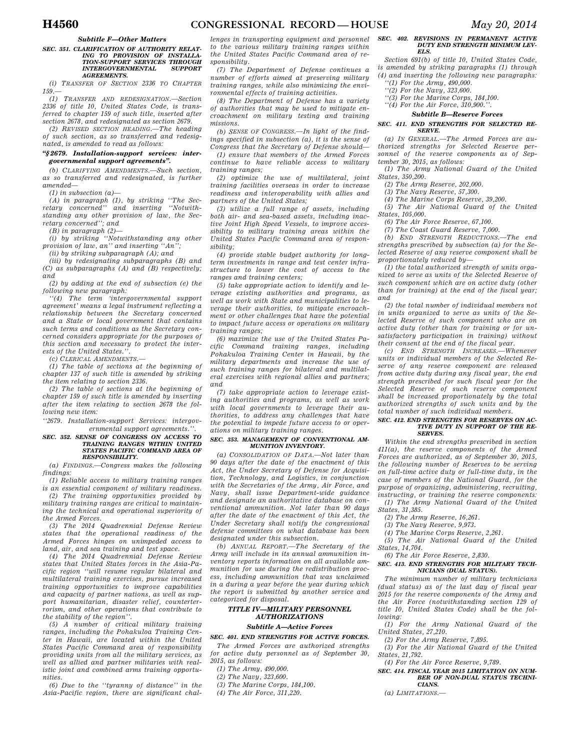### *Subtitle F—Other Matters*

**SEC. 351. CLARIFICATION OF AUTHORITY RELATING TO PROVISION OF INSTALLATION-SUPPORT SERVICES THROUGH INTERGOVERNMENTAL SUPPORT AGREEMENTS.**

*(a) TRANSFER OF SECTION 2336 TO CHAPTER 159.—*

*(1) TRANSFER AND REDESIGNATION.—Section 2336 of title 10, United States Code, is transferred to chapter 159 of such title, inserted after section 2678, and redesignated as section 2679.*

*(2) REVISED SECTION HEADING.—The heading of such section, as so transferred and redesignated, is amended to read as follows:*

**"§ 2679. Installation-support services: intergovernmental support agreements".**

*(b) CLARIFYING AMENDMENTS.—Such section, as so transferred and redesignated, is further amended—*

*(1) in subsection (a)—*

*(A) in paragraph (1), by striking "The Secretary concerned" and inserting "Notwithstanding any other provision of law, the Secretary concerned"; and*

*(B) in paragraph (2)—*

*(i) by striking "Notwithstanding any other provision of law, an" and inserting "An";*

*(ii) by striking subparagraph (A); and*

*(iii) by redesignating subparagraphs (B) and (C) as subparagraphs (A) and (B) respectively; and*

*(2) by adding at the end of subsection (e) the following new paragraph:*

*"(4) The term 'intergovernmental support agreement' means a legal instrument reflecting a relationship between the Secretary concerned and a State or local government that contains such terms and conditions as the Secretary concerned considers appropriate for the purposes of this section and necessary to protect the interests of the United States.".*

*(c) CLERICAL AMENDMENTS.—*

*(1) The table of sections at the beginning of chapter 137 of such title is amended by striking the item relating to section 2336.*

*(2) The table of sections at the beginning of chapter 159 of such title is amended by inserting after the item relating to section 2678 the following new item:*

*"2679. Installation-support Services: intergovernmental support agreements.".*

**SEC. 352. SENSE OF CONGRESS ON ACCESS TO TRAINING RANGES WITHIN UNITED STATES PACIFIC COMMAND AREA OF RESPONSIBILITY.**

*(a) FINDINGS.—Congress makes the following findings:*

*(1) Reliable access to military training ranges is an essential component of military readiness.*

*(2) The training opportunities provided by military training ranges are critical to maintaining the technical and operational superiority of the Armed Forces.*

*(3) The 2014 Quadrennial Defense Review states that the operational readiness of the Armed Forces hinges on unimpeded access to land, air, and sea training and test space.*

*(4) The 2014 Quadrennial Defense Review states that United States forces in the Asia-Pacific region "will resume regular bilateral and multilateral training exercises, pursue increased training opportunities to improve capabilities and capacity of partner nations, as well as support humanitarian, disaster relief, counterterrorism, and other operations that contribute to the stability of the region".*

*(5) A number of critical military training ranges, including the Pohakuloa Training Center in Hawaii, are located within the United States Pacific Command area of responsibility providing units from all the military services, as well as allied and partner militaries with realistic joint and combined arms training opportunities.*

*(6) Due to the "tyranny of distance" in the Asia-Pacific region, there are significant challenges in transporting equipment and personnel to the various military training ranges within the United States Pacific Command area of responsibility.*

*(7) The Department of Defense continues a number of efforts aimed at preserving military training ranges, while also minimizing the environmental effects of training activities.*

*(8) The Department of Defense has a variety of authorities that may be used to mitigate encroachment on military testing and training missions.*

*(b) SENSE OF CONGRESS.—In light of the findings specified in subsection (a), it is the sense of Congress that the Secretary of Defense should—*

*(1) ensure that members of the Armed Forces continue to have reliable access to military training ranges;*

*(2) optimize the use of multilateral, joint training facilities overseas in order to increase readiness and interoperability with allies and partners of the United States;*

*(3) utilize a full range of assets, including both air- and sea-based assets, including inactive Joint High Speed Vessels, to improve accessibility to military training areas within the United States Pacific Command area of responsibility;*

*(4) provide stable budget authority for long-term investments in range and test center infrastructure to lower the cost of access to the ranges and training centers;*

*(5) take appropriate action to identify and leverage existing authorities and programs, as well as work with State and municipalities to leverage their authorities, to mitigate encroachment or other challenges that have the potential to impact future access or operations on military training ranges;*

*(6) maximize the use of the United States Pacific Command training ranges, including Pohakuloa Training Center in Hawaii, by the military departments and increase the use of such training ranges for bilateral and multilateral exercises with regional allies and partners; and*

*(7) take appropriate action to leverage existing authorities and programs, as well as work with local governments to leverage their authorities, to address any challenges that have the potential to impede future access to or operations on military training ranges.*

**SEC. 353. MANAGEMENT OF CONVENTIONAL AMMUNITION INVENTORY.**

*(a) CONSOLIDATION OF DATA.—Not later than 90 days after the date of the enactment of this Act, the Under Secretary of Defense for Acquisition, Technology, and Logistics, in conjunction with the Secretaries of the Army, Air Force, and Navy, shall issue Department-wide guidance and designate an authoritative database on conventional ammunition. Not later than 90 days after the date of the enactment of this Act, the Under Secretary shall notify the congressional defense committees on what database has been designated under this subsection.*

*(b) ANNUAL REPORT.—The Secretary of the Army will include in its annual ammunition inventory reports information on all available ammunition for use during the redistribution process, including ammunition that was unclaimed in a during a year before the year during which the report is submitted by another service and categorized for disposal.*

## *TITLE IV—MILITARY PERSONNEL AUTHORIZATIONS*

### *Subtitle A—Active Forces*

**SEC. 401. END STRENGTHS FOR ACTIVE FORCES.**

*The Armed Forces are authorized strengths for active duty personnel as of September 30, 2015, as follows:*

*(1) The Army, 490,000.*

*(2) The Navy, 323,600.*

*(3) The Marine Corps, 184,100.*

*(4) The Air Force, 311,220.*

**SEC. 402. REVISIONS IN PERMANENT ACTIVE DUTY END STRENGTH MINIMUM LEVELS.**

*Section 691(b) of title 10, United States Code, is amended by striking paragraphs (1) through (4) and inserting the following new paragraphs:*

*"(1) For the Army, 490,000.*

*"(2) For the Navy, 323,600.*

*"(3) For the Marine Corps, 184,100.*

*"(4) For the Air Force, 310,900.".*

### *Subtitle B—Reserve Forces*

**SEC. 411. END STRENGTHS FOR SELECTED RESERVE.**

*(a) IN GENERAL.—The Armed Forces are authorized strengths for Selected Reserve personnel of the reserve components as of September 30, 2015, as follows:*

*(1) The Army National Guard of the United States, 350,200.*

*(2) The Army Reserve, 202,000.*

*(3) The Navy Reserve, 57,300.*

*(4) The Marine Corps Reserve, 39,200.*

*(5) The Air National Guard of the United States, 105,000.*

*(6) The Air Force Reserve, 67,100.*

*(7) The Coast Guard Reserve, 7,000.*

*(b) END STRENGTH REDUCTIONS.—The end strengths prescribed by subsection (a) for the Selected Reserve of any reserve component shall be proportionately reduced by—*

*(1) the total authorized strength of units organized to serve as units of the Selected Reserve of such component which are on active duty (other than for training) at the end of the fiscal year; and*

*(2) the total number of individual members not in units organized to serve as units of the Selected Reserve of such component who are on active duty (other than for training or for unsatisfactory participation in training) without their consent at the end of the fiscal year.*

*(c) END STRENGTH INCREASES.—Whenever units or individual members of the Selected Reserve of any reserve component are released from active duty during any fiscal year, the end strength prescribed for such fiscal year for the Selected Reserve of such reserve component shall be increased proportionately by the total authorized strengths of such units and by the total number of such individual members.*

**SEC. 412. END STRENGTHS FOR RESERVES ON ACTIVE DUTY IN SUPPORT OF THE RESERVES.**

*Within the end strengths prescribed in section 411(a), the reserve components of the Armed Forces are authorized, as of September 30, 2015, the following number of Reserves to be serving on full-time active duty or full-time duty, in the case of members of the National Guard, for the purpose of organizing, administering, recruiting, instructing, or training the reserve components:*

*(1) The Army National Guard of the United States, 31,385.*

*(2) The Army Reserve, 16,261.*

*(3) The Navy Reserve, 9,973.*

*(4) The Marine Corps Reserve, 2,261.*

*(5) The Air National Guard of the United States, 14,704.*

*(6) The Air Force Reserve, 2,830.*

**SEC. 413. END STRENGTHS FOR MILITARY TECHNICIANS (DUAL STATUS).**

*The minimum number of military technicians (dual status) as of the last day of fiscal year 2015 for the reserve components of the Army and the Air Force (notwithstanding section 129 of title 10, United States Code) shall be the following:*

*(1) For the Army National Guard of the United States, 27,210.*

*(2) For the Army Reserve, 7,895.*

*(3) For the Air National Guard of the United States, 21,792.*

*(4) For the Air Force Reserve, 9,789.*

**SEC. 414. FISCAL YEAR 2015 LIMITATION ON NUMBER OF NON-DUAL STATUS TECHNICIANS.**

*(a) LIMITATIONS.—*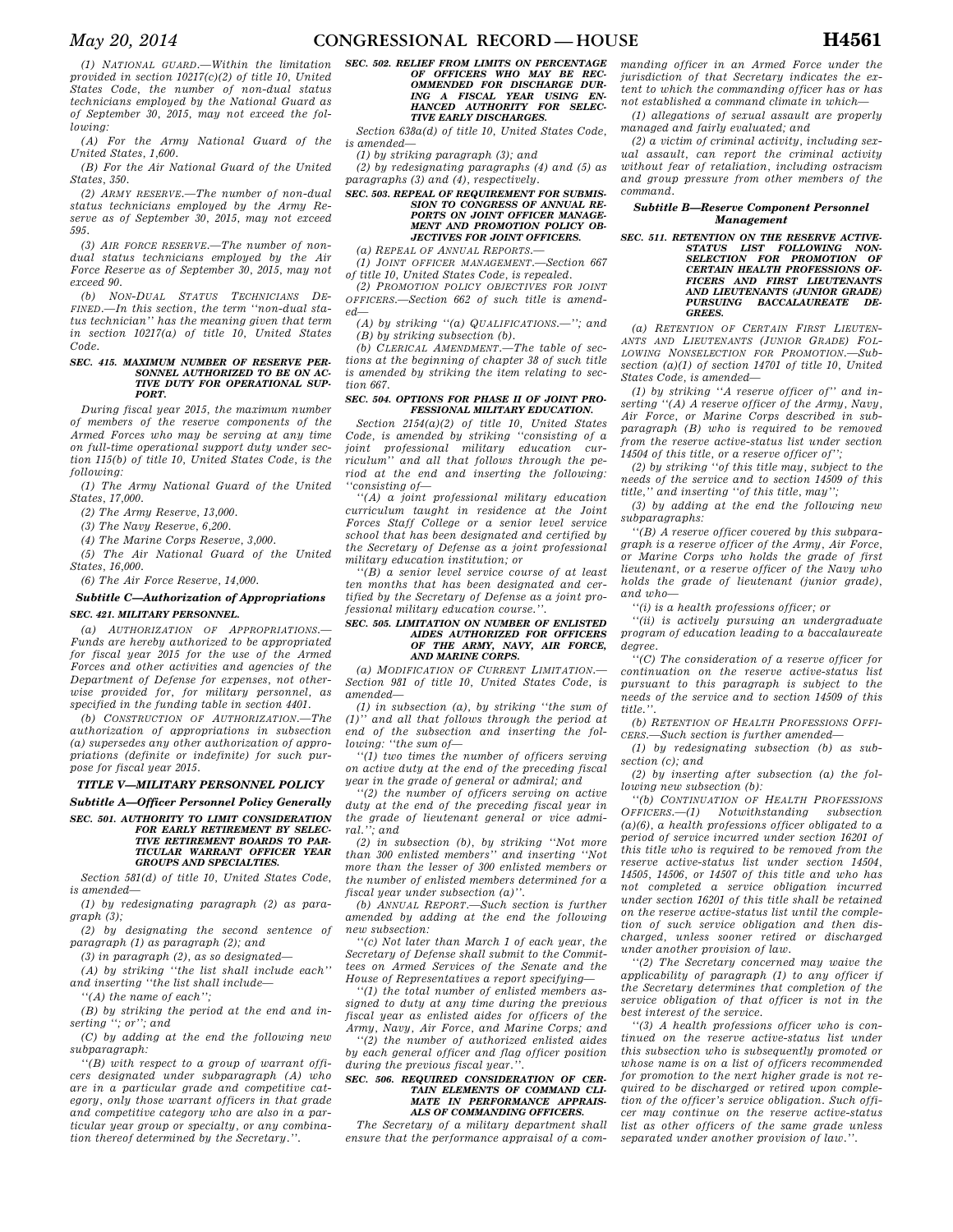*(1) NATIONAL GUARD.—Within the limitation provided in section 10217(c)(2) of title 10, United States Code, the number of non-dual status technicians employed by the National Guard as of September 30, 2015, may not exceed the following:*

*(A) For the Army National Guard of the United States, 1,600.*

*(B) For the Air National Guard of the United States, 350.*

*(2) ARMY RESERVE.—The number of non-dual status technicians employed by the Army Reserve as of September 30, 2015, may not exceed 595.*

*(3) AIR FORCE RESERVE.—The number of non-dual status technicians employed by the Air Force Reserve as of September 30, 2015, may not exceed 90.*

*(b) NON-DUAL STATUS TECHNICIANS DEFINED.—In this section, the term ''non-dual status technician'' has the meaning given that term in section 10217(a) of title 10, United States Code.*

***SEC. 415. MAXIMUM NUMBER OF RESERVE PERSONNEL AUTHORIZED TO BE ON ACTIVE DUTY FOR OPERATIONAL SUPPORT.***

*During fiscal year 2015, the maximum number of members of the reserve components of the Armed Forces who may be serving at any time on full-time operational support duty under section 115(b) of title 10, United States Code, is the following:*

*(1) The Army National Guard of the United States, 17,000.*

*(2) The Army Reserve, 13,000.*

*(3) The Navy Reserve, 6,200.*

*(4) The Marine Corps Reserve, 3,000.*

*(5) The Air National Guard of the United States, 16,000.*

*(6) The Air Force Reserve, 14,000.*

***Subtitle C—Authorization of Appropriations***

***SEC. 421. MILITARY PERSONNEL.***

*(a) AUTHORIZATION OF APPROPRIATIONS.—Funds are hereby authorized to be appropriated for fiscal year 2015 for the use of the Armed Forces and other activities and agencies of the Department of Defense for expenses, not otherwise provided for, for military personnel, as specified in the funding table in section 4401.*

*(b) CONSTRUCTION OF AUTHORIZATION.—The authorization of appropriations in subsection (a) supersedes any other authorization of appropriations (definite or indefinite) for such purpose for fiscal year 2015.*

***TITLE V—MILITARY PERSONNEL POLICY***

***Subtitle A—Officer Personnel Policy Generally***

***SEC. 501. AUTHORITY TO LIMIT CONSIDERATION FOR EARLY RETIREMENT BY SELECTIVE RETIREMENT BOARDS TO PARTICULAR WARRANT OFFICER YEAR GROUPS AND SPECIALTIES.***

*Section 581(d) of title 10, United States Code, is amended—*

*(1) by redesignating paragraph (2) as paragraph (3);*

*(2) by designating the second sentence of paragraph (1) as paragraph (2); and*

*(3) in paragraph (2), as so designated—*

*(A) by striking ''the list shall include each'' and inserting ''the list shall include—*

*''(A) the name of each'';*

*(B) by striking the period at the end and inserting ''; or''; and*

*(C) by adding at the end the following new subparagraph:*

*''(B) with respect to a group of warrant officers designated under subparagraph (A) who are in a particular grade and competitive category, only those warrant officers in that grade and competitive category who are also in a particular year group or specialty, or any combination thereof determined by the Secretary.''.*

***SEC. 502. RELIEF FROM LIMITS ON PERCENTAGE OF OFFICERS WHO MAY BE RECOMMENDED FOR DISCHARGE DURING A FISCAL YEAR USING ENHANCED AUTHORITY FOR SELECTIVE EARLY DISCHARGES.***

*Section 638a(d) of title 10, United States Code, is amended—*

*(1) by striking paragraph (3); and*

*(2) by redesignating paragraphs (4) and (5) as paragraphs (3) and (4), respectively.*

***SEC. 503. REPEAL OF REQUIREMENT FOR SUBMISSION TO CONGRESS OF ANNUAL REPORTS ON JOINT OFFICER MANAGEMENT AND PROMOTION POLICY OBJECTIVES FOR JOINT OFFICERS.***

*(a) REPEAL OF ANNUAL REPORTS.—*

*(1) JOINT OFFICER MANAGEMENT.—Section 667 of title 10, United States Code, is repealed.*

*(2) PROMOTION POLICY OBJECTIVES FOR JOINT OFFICERS.—Section 662 of such title is amended—*

*(A) by striking ''(a) QUALIFICATIONS.—''; and*

*(B) by striking subsection (b).*

*(b) CLERICAL AMENDMENT.—The table of sections at the beginning of chapter 38 of such title is amended by striking the item relating to section 667.*

***SEC. 504. OPTIONS FOR PHASE II OF JOINT PROFESSIONAL MILITARY EDUCATION.***

*Section 2154(a)(2) of title 10, United States Code, is amended by striking ''consisting of a joint professional military education curriculum'' and all that follows through the period at the end and inserting the following: ''consisting of—*

*''(A) a joint professional military education curriculum taught in residence at the Joint Forces Staff College or a senior level service school that has been designated and certified by the Secretary of Defense as a joint professional military education institution; or*

*''(B) a senior level service course of at least ten months that has been designated and certified by the Secretary of Defense as a joint professional military education course.''.*

***SEC. 505. LIMITATION ON NUMBER OF ENLISTED AIDES AUTHORIZED FOR OFFICERS OF THE ARMY, NAVY, AIR FORCE, AND MARINE CORPS.***

*(a) MODIFICATION OF CURRENT LIMITATION.—Section 981 of title 10, United States Code, is amended—*

*(1) in subsection (a), by striking ''the sum of (1)'' and all that follows through the period at end of the subsection and inserting the following: ''the sum of—*

*''(1) two times the number of officers serving on active duty at the end of the preceding fiscal year in the grade of general or admiral; and*

*''(2) the number of officers serving on active duty at the end of the preceding fiscal year in the grade of lieutenant general or vice admiral.''; and*

*(2) in subsection (b), by striking ''Not more than 300 enlisted members'' and inserting ''Not more than the lesser of 300 enlisted members or the number of enlisted members determined for a fiscal year under subsection (a)''.*

*(b) ANNUAL REPORT.—Such section is further amended by adding at the end the following new subsection:*

*''(c) Not later than March 1 of each year, the Secretary of Defense shall submit to the Committees on Armed Services of the Senate and the House of Representatives a report specifying—*

*''(1) the total number of enlisted members assigned to duty at any time during the previous fiscal year as enlisted aides for officers of the Army, Navy, Air Force, and Marine Corps; and*

*''(2) the number of authorized enlisted aides by each general officer and flag officer position during the previous fiscal year.''.*

***SEC. 506. REQUIRED CONSIDERATION OF CERTAIN ELEMENTS OF COMMAND CLIMATE IN PERFORMANCE APPRAISALS OF COMMANDING OFFICERS.***

*The Secretary of a military department shall ensure that the performance appraisal of a commanding officer in an Armed Force under the jurisdiction of that Secretary indicates the extent to which the commanding officer has or has not established a command climate in which—*

*(1) allegations of sexual assault are properly managed and fairly evaluated; and*

*(2) a victim of criminal activity, including sexual assault, can report the criminal activity without fear of retaliation, including ostracism and group pressure from other members of the command.*

***Subtitle B—Reserve Component Personnel Management***

***SEC. 511. RETENTION ON THE RESERVE ACTIVE-STATUS LIST FOLLOWING NONSELECTION FOR PROMOTION OF CERTAIN HEALTH PROFESSIONS OFFICERS AND FIRST LIEUTENANTS AND LIEUTENANTS (JUNIOR GRADE) PURSUING BACCALAUREATE DEGREES.***

*(a) RETENTION OF CERTAIN FIRST LIEUTENANTS AND LIEUTENANTS (JUNIOR GRADE) FOLLOWING NONSELECTION FOR PROMOTION.—Subsection (a)(1) of section 14701 of title 10, United States Code, is amended—*

*(1) by striking ''A reserve officer of'' and inserting ''(A) A reserve officer of the Army, Navy, Air Force, or Marine Corps described in subparagraph (B) who is required to be removed from the reserve active-status list under section 14504 of this title, or a reserve officer of'';*

*(2) by striking ''of this title may, subject to the needs of the service and to section 14509 of this title,'' and inserting ''of this title, may'';*

*(3) by adding at the end the following new subparagraphs:*

*''(B) A reserve officer covered by this subparagraph is a reserve officer of the Army, Air Force, or Marine Corps who holds the grade of first lieutenant, or a reserve officer of the Navy who holds the grade of lieutenant (junior grade), and who—*

*''(i) is a health professions officer; or*

*''(ii) is actively pursuing an undergraduate program of education leading to a baccalaureate degree.*

*''(C) The consideration of a reserve officer for continuation on the reserve active-status list pursuant to this paragraph is subject to the needs of the service and to section 14509 of this title.''.*

*(b) RETENTION OF HEALTH PROFESSIONS OFFICERS.—Such section is further amended—*

*(1) by redesignating subsection (b) as subsection (c); and*

*(2) by inserting after subsection (a) the following new subsection (b):*

*''(b) CONTINUATION OF HEALTH PROFESSIONS OFFICERS.—(1) Notwithstanding subsection (a)(6), a health professions officer obligated to a period of service incurred under section 16201 of this title who is required to be removed from the reserve active-status list under section 14504, 14505, 14506, or 14507 of this title and who has not completed a service obligation incurred under section 16201 of this title shall be retained on the reserve active-status list until the completion of such service obligation and then discharged, unless sooner retired or discharged under another provision of law.*

*''(2) The Secretary concerned may waive the applicability of paragraph (1) to any officer if the Secretary determines that completion of the service obligation of that officer is not in the best interest of the service.*

*''(3) A health professions officer who is continued on the reserve active-status list under this subsection who is subsequently promoted or whose name is on a list of officers recommended for promotion to the next higher grade is not required to be discharged or retired upon completion of the officer's service obligation. Such officer may continue on the reserve active-status list as other officers of the same grade unless separated under another provision of law.''.*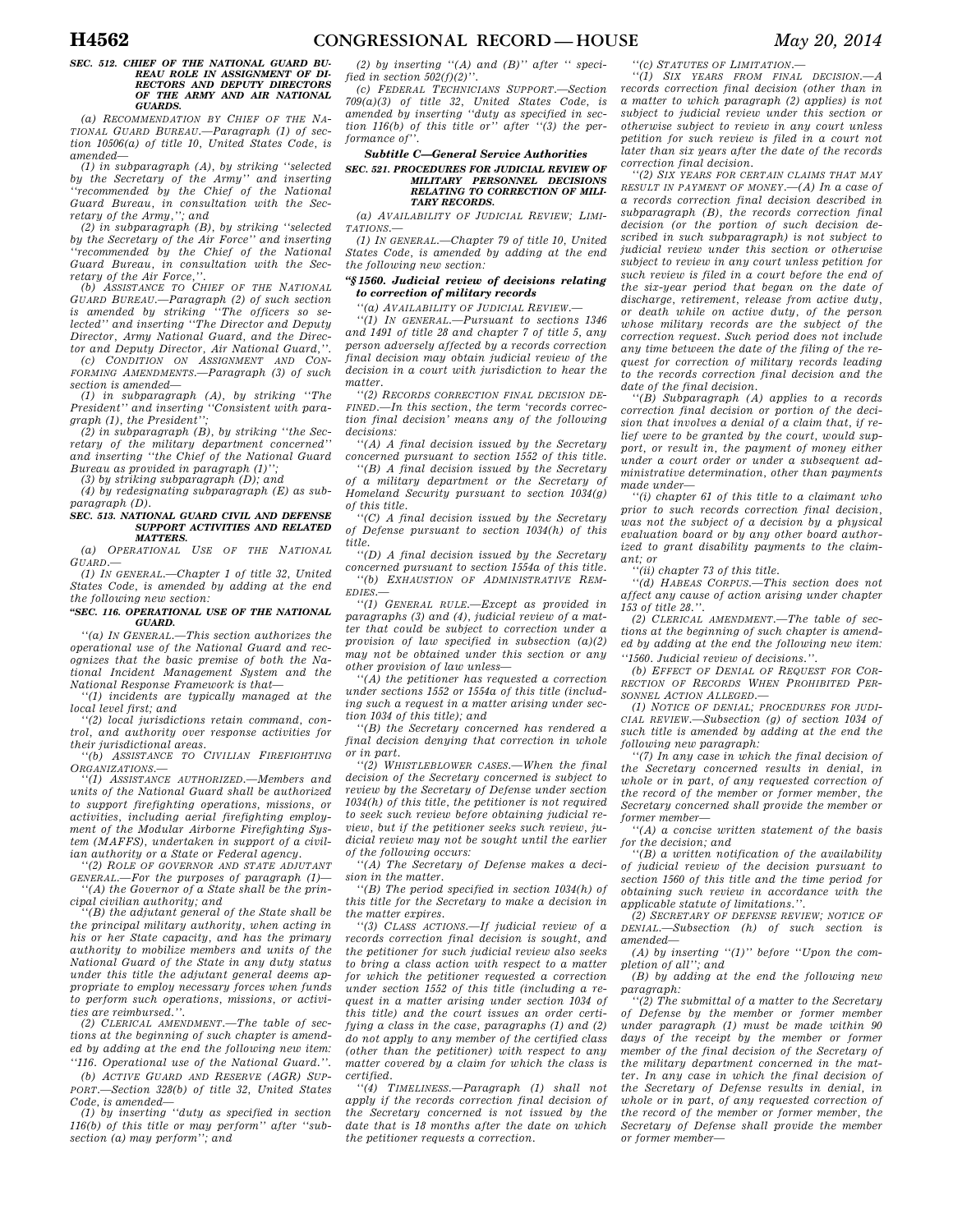### SEC. 512. CHIEF OF THE NATIONAL GUARD BUREAU ROLE IN ASSIGNMENT OF DIRECTORS AND DEPUTY DIRECTORS OF THE ARMY AND AIR NATIONAL GUARDS.

(a) *RECOMMENDATION BY CHIEF OF THE NATIONAL GUARD BUREAU.*—Paragraph (1) of section 10506(a) of title 10, United States Code, is amended—

(1) in subparagraph (A), by striking ''selected by the Secretary of the Army'' and inserting ''recommended by the Chief of the National Guard Bureau, in consultation with the Secretary of the Army,''; and

(2) in subparagraph (B), by striking ''selected by the Secretary of the Air Force'' and inserting ''recommended by the Chief of the National Guard Bureau, in consultation with the Secretary of the Air Force,''.

(b) *ASSISTANCE TO CHIEF OF THE NATIONAL GUARD BUREAU.*—Paragraph (2) of such section is amended by striking ''The officers so selected'' and inserting ''The Director and Deputy Director, Army National Guard, and the Director and Deputy Director, Air National Guard,''.

(c) *CONDITION ON ASSIGNMENT AND CONFORMING AMENDMENTS.*—Paragraph (3) of such section is amended—

(1) in subparagraph (A), by striking ''The President'' and inserting ''Consistent with paragraph (1), the President'';

(2) in subparagraph (B), by striking ''the Secretary of the military department concerned'' and inserting ''the Chief of the National Guard Bureau as provided in paragraph (1)'';

(3) by striking subparagraph (D); and

(4) by redesignating subparagraph (E) as subparagraph (D).

### SEC. 513. NATIONAL GUARD CIVIL AND DEFENSE SUPPORT ACTIVITIES AND RELATED MATTERS.

(a) *OPERATIONAL USE OF THE NATIONAL GUARD.*—

(1) IN GENERAL.—Chapter 1 of title 32, United States Code, is amended by adding at the end the following new section:

**''SEC. 116. OPERATIONAL USE OF THE NATIONAL GUARD.**

*''(a) IN GENERAL.—This section authorizes the operational use of the National Guard and recognizes that the basic premise of both the National Incident Management System and the National Response Framework is that—*

*''(1) incidents are typically managed at the local level first; and*

*''(2) local jurisdictions retain command, control, and authority over response activities for their jurisdictional areas.*

*''(b) ASSISTANCE TO CIVILIAN FIREFIGHTING ORGANIZATIONS.—*

*''(1) ASSISTANCE AUTHORIZED.—Members and units of the National Guard shall be authorized to support firefighting operations, missions, or activities, including aerial firefighting employment of the Modular Airborne Firefighting System (MAFFS), undertaken in support of a civilian authority or a State or Federal agency.*

*''(2) ROLE OF GOVERNOR AND STATE ADJUTANT GENERAL.—For the purposes of paragraph (1)—*

*''(A) the Governor of a State shall be the principal civilian authority; and*

*''(B) the adjutant general of the State shall be the principal military authority, when acting in his or her State capacity, and has the primary authority to mobilize members and units of the National Guard of the State in any duty status under this title the adjutant general deems appropriate to employ necessary forces when funds to perform such operations, missions, or activities are reimbursed.''.*

(2) CLERICAL AMENDMENT.—The table of sections at the beginning of such chapter is amended by adding at the end the following new item:

*''116. Operational use of the National Guard.''.*

(b) *ACTIVE GUARD AND RESERVE (AGR) SUPPORT.*—Section 328(b) of title 32, United States Code, is amended—

(1) by inserting ''duty as specified in section 116(b) of this title or may perform'' after ''subsection (a) may perform''; and

(2) by inserting ''(A) and (B)'' after '' specified in section 502(f)(2)''.

(c) *FEDERAL TECHNICIANS SUPPORT.*—Section 709(a)(3) of title 32, United States Code, is amended by inserting ''duty as specified in section 116(b) of this title or'' after ''(3) the performance of''.

## Subtitle C—General Service Authorities

### SEC. 521. PROCEDURES FOR JUDICIAL REVIEW OF MILITARY PERSONNEL DECISIONS RELATING TO CORRECTION OF MILITARY RECORDS.

(a) *AVAILABILITY OF JUDICIAL REVIEW; LIMITATIONS.*—

(1) IN GENERAL.—Chapter 79 of title 10, United States Code, is amended by adding at the end the following new section:

**''§ 1560. Judicial review of decisions relating to correction of military records**

*''(a) AVAILABILITY OF JUDICIAL REVIEW.—*

*''(1) IN GENERAL.—Pursuant to sections 1346 and 1491 of title 28 and chapter 7 of title 5, any person adversely affected by a records correction final decision may obtain judicial review of the decision in a court with jurisdiction to hear the matter.*

*''(2) RECORDS CORRECTION FINAL DECISION DEFINED.—In this section, the term 'records correction final decision' means any of the following decisions:*

*''(A) A final decision issued by the Secretary concerned pursuant to section 1552 of this title.*

*''(B) A final decision issued by the Secretary of a military department or the Secretary of Homeland Security pursuant to section 1034(g) of this title.*

*''(C) A final decision issued by the Secretary of Defense pursuant to section 1034(h) of this title.*

*''(D) A final decision issued by the Secretary concerned pursuant to section 1554a of this title.*

*''(b) EXHAUSTION OF ADMINISTRATIVE REMEDIES.—*

*''(1) GENERAL RULE.—Except as provided in paragraphs (3) and (4), judicial review of a matter that could be subject to correction under a provision of law specified in subsection (a)(2) may not be obtained under this section or any other provision of law unless—*

*''(A) the petitioner has requested a correction under sections 1552 or 1554a of this title (including such a request in a matter arising under section 1034 of this title); and*

*''(B) the Secretary concerned has rendered a final decision denying that correction in whole or in part.*

*''(2) WHISTLEBLOWER CASES.—When the final decision of the Secretary concerned is subject to review by the Secretary of Defense under section 1034(h) of this title, the petitioner is not required to seek such review before obtaining judicial review, but if the petitioner seeks such review, judicial review may not be sought until the earlier of the following occurs:*

*''(A) The Secretary of Defense makes a decision in the matter.*

*''(B) The period specified in section 1034(h) of this title for the Secretary to make a decision in the matter expires.*

*''(3) CLASS ACTIONS.—If judicial review of a records correction final decision is sought, and the petitioner for such judicial review also seeks to bring a class action with respect to a matter for which the petitioner requested a correction under section 1552 of this title (including a request in a matter arising under section 1034 of this title) and the court issues an order certifying a class in the case, paragraphs (1) and (2) do not apply to any member of the certified class (other than the petitioner) with respect to any matter covered by a claim for which the class is certified.*

*''(4) TIMELINESS.—Paragraph (1) shall not apply if the records correction final decision of the Secretary concerned is not issued by the date that is 18 months after the date on which the petitioner requests a correction.*

*''(c) STATUTES OF LIMITATION.—*

*''(1) SIX YEARS FROM FINAL DECISION.—A records correction final decision (other than in a matter to which paragraph (2) applies) is not subject to judicial review under this section or otherwise subject to review in any court unless petition for such review is filed in a court not later than six years after the date of the records correction final decision.*

*''(2) SIX YEARS FOR CERTAIN CLAIMS THAT MAY RESULT IN PAYMENT OF MONEY.—(A) In a case of a records correction final decision described in subparagraph (B), the records correction final decision (or the portion of such decision described in such subparagraph) is not subject to judicial review under this section or otherwise subject to review in any court unless petition for such review is filed in a court before the end of the six-year period that began on the date of discharge, retirement, release from active duty, or death while on active duty, of the person whose military records are the subject of the correction request. Such period does not include any time between the date of the filing of the request for correction of military records leading to the records correction final decision and the date of the final decision.*

*''(B) Subparagraph (A) applies to a records correction final decision or portion of the decision that involves a denial of a claim that, if relief were to be granted by the court, would support, or result in, the payment of money either under a court order or under a subsequent administrative determination, other than payments made under—*

*''(i) chapter 61 of this title to a claimant who prior to such records correction final decision, was not the subject of a decision by a physical evaluation board or by any other board authorized to grant disability payments to the claimant; or*

*''(ii) chapter 73 of this title.*

*''(d) HABEAS CORPUS.—This section does not affect any cause of action arising under chapter 153 of title 28.''.*

(2) CLERICAL AMENDMENT.—The table of sections at the beginning of such chapter is amended by adding at the end the following new item:

*''1560. Judicial review of decisions.''.*

(b) *EFFECT OF DENIAL OF REQUEST FOR CORRECTION OF RECORDS WHEN PROHIBITED PERSONNEL ACTION ALLEGED.*—

(1) NOTICE OF DENIAL; PROCEDURES FOR JUDICIAL REVIEW.—Subsection (g) of section 1034 of such title is amended by adding at the end the following new paragraph:

*''(7) In any case in which the final decision of the Secretary concerned results in denial, in whole or in part, of any requested correction of the record of the member or former member, the Secretary concerned shall provide the member or former member—*

*''(A) a concise written statement of the basis for the decision; and*

*''(B) a written notification of the availability of judicial review of the decision pursuant to section 1560 of this title and the time period for obtaining such review in accordance with the applicable statute of limitations.''.*

(2) SECRETARY OF DEFENSE REVIEW; NOTICE OF DENIAL.—Subsection (h) of such section is amended—

(A) by inserting ''(1)'' before ''Upon the completion of all''; and

(B) by adding at the end the following new paragraph:

*''(2) The submittal of a matter to the Secretary of Defense by the member or former member under paragraph (1) must be made within 90 days of the receipt by the member or former member of the final decision of the Secretary of the military department concerned in the matter. In any case in which the final decision of the Secretary of Defense results in denial, in whole or in part, of any requested correction of the record of the member or former member, the Secretary of Defense shall provide the member or former member—*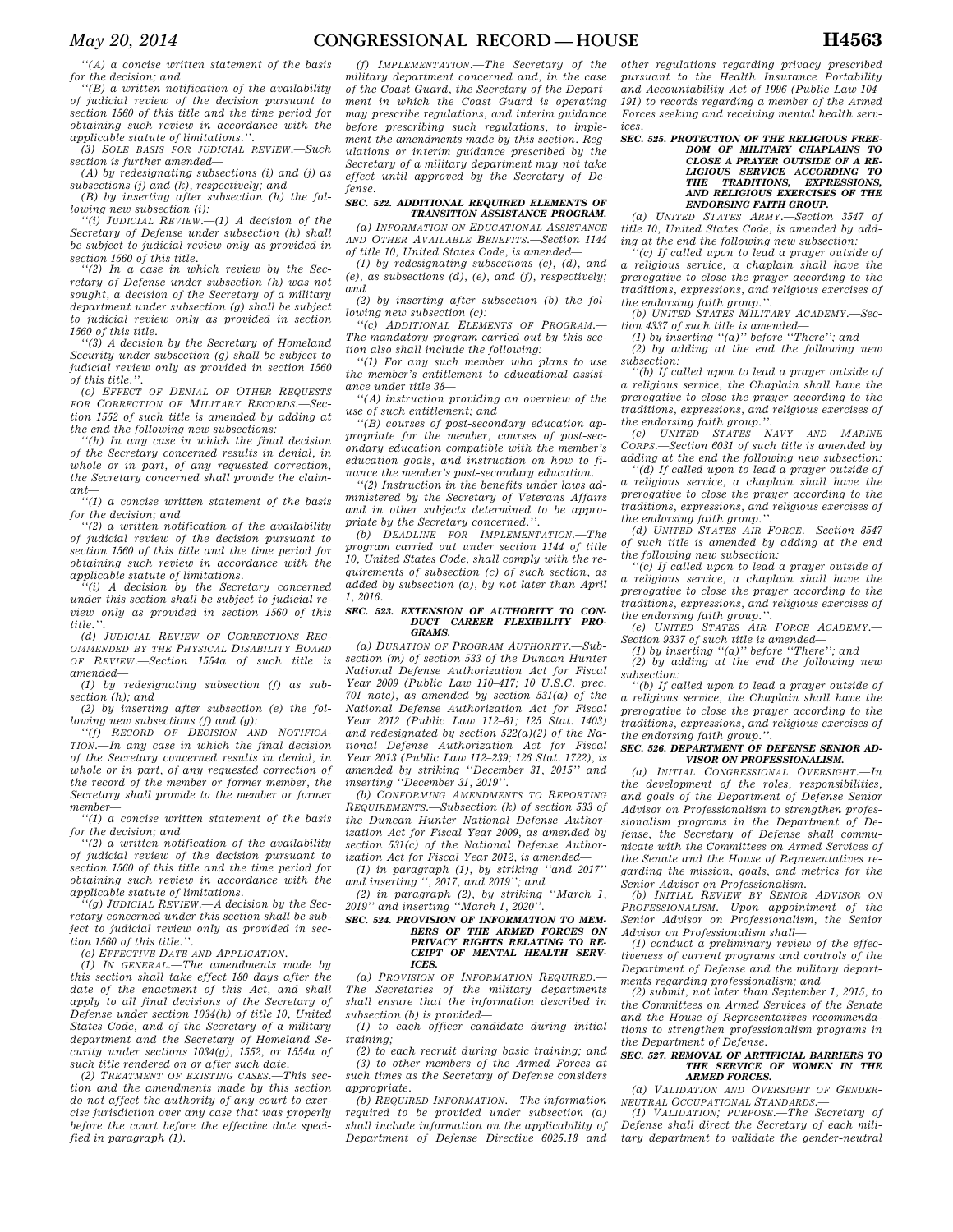''(A) a concise written statement of the basis for the decision; and

''(B) a written notification of the availability of judicial review of the decision pursuant to section 1560 of this title and the time period for obtaining such review in accordance with the applicable statute of limitations.''.

(3) SOLE BASIS FOR JUDICIAL REVIEW.—Such section is further amended—

(A) by redesignating subsections (i) and (j) as subsections (j) and (k), respectively; and

(B) by inserting after subsection (h) the following new subsection (i):

''(i) JUDICIAL REVIEW.—(1) A decision of the Secretary of Defense under subsection (h) shall be subject to judicial review only as provided in section 1560 of this title.

''(2) In a case in which review by the Secretary of Defense under subsection (h) was not sought, a decision of the Secretary of a military department under subsection (g) shall be subject to judicial review only as provided in section 1560 of this title.

''(3) A decision by the Secretary of Homeland Security under subsection (g) shall be subject to judicial review only as provided in section 1560 of this title.''.

(c) EFFECT OF DENIAL OF OTHER REQUESTS FOR CORRECTION OF MILITARY RECORDS.—Section 1552 of such title is amended by adding at the end the following new subsections:

''(h) In any case in which the final decision of the Secretary concerned results in denial, in whole or in part, of any requested correction, the Secretary concerned shall provide the claimant—

''(1) a concise written statement of the basis for the decision; and

''(2) a written notification of the availability of judicial review of the decision pursuant to section 1560 of this title and the time period for obtaining such review in accordance with the applicable statute of limitations.

''(i) A decision by the Secretary concerned under this section shall be subject to judicial review only as provided in section 1560 of this title.''.

(d) JUDICIAL REVIEW OF CORRECTIONS RECOMMENDED BY THE PHYSICAL DISABILITY BOARD OF REVIEW.—Section 1554a of such title is amended—

(1) by redesignating subsection (f) as subsection (h); and

(2) by inserting after subsection (e) the following new subsections (f) and (g):

''(f) RECORD OF DECISION AND NOTIFICATION.—In any case in which the final decision of the Secretary concerned results in denial, in whole or in part, of any requested correction of the record of the member or former member, the Secretary shall provide to the member or former member—

''(1) a concise written statement of the basis for the decision; and

''(2) a written notification of the availability of judicial review of the decision pursuant to section 1560 of this title and the time period for obtaining such review in accordance with the applicable statute of limitations.

''(g) JUDICIAL REVIEW.—A decision by the Secretary concerned under this section shall be subject to judicial review only as provided in section 1560 of this title.''.

(e) EFFECTIVE DATE AND APPLICATION.—

(1) IN GENERAL.—The amendments made by this section shall take effect 180 days after the date of the enactment of this Act, and shall apply to all final decisions of the Secretary of Defense under section 1034(h) of title 10, United States Code, and of the Secretary of a military department and the Secretary of Homeland Security under sections 1034(g), 1552, or 1554a of such title rendered on or after such date.

(2) TREATMENT OF EXISTING CASES.—This section and the amendments made by this section do not affect the authority of any court to exercise jurisdiction over any case that was properly before the court before the effective date specified in paragraph (1).

(f) IMPLEMENTATION.—The Secretary of the military department concerned and, in the case of the Coast Guard, the Secretary of the Department in which the Coast Guard is operating may prescribe regulations, and interim guidance before prescribing such regulations, to implement the amendments made by this section. Regulations or interim guidance prescribed by the Secretary of a military department may not take effect until approved by the Secretary of Defense.

**SEC. 522. ADDITIONAL REQUIRED ELEMENTS OF TRANSITION ASSISTANCE PROGRAM.**

(a) INFORMATION ON EDUCATIONAL ASSISTANCE AND OTHER AVAILABLE BENEFITS.—Section 1144 of title 10, United States Code, is amended—

(1) by redesignating subsections (c), (d), and (e), as subsections (d), (e), and (f), respectively; and

(2) by inserting after subsection (b) the following new subsection (c):

''(c) ADDITIONAL ELEMENTS OF PROGRAM.—The mandatory program carried out by this section also shall include the following:

''(1) For any such member who plans to use the member's entitlement to educational assistance under title 38—

''(A) instruction providing an overview of the use of such entitlement; and

''(B) courses of post-secondary education appropriate for the member, courses of post-secondary education compatible with the member's education goals, and instruction on how to finance the member's post-secondary education.

''(2) Instruction in the benefits under laws administered by the Secretary of Veterans Affairs and in other subjects determined to be appropriate by the Secretary concerned.''.

(b) DEADLINE FOR IMPLEMENTATION.—The program carried out under section 1144 of title 10, United States Code, shall comply with the requirements of subsection (c) of such section, as added by subsection (a), by not later than April 1, 2016.

**SEC. 523. EXTENSION OF AUTHORITY TO CONDUCT CAREER FLEXIBILITY PROGRAMS.**

(a) DURATION OF PROGRAM AUTHORITY.—Subsection (m) of section 533 of the Duncan Hunter National Defense Authorization Act for Fiscal Year 2009 (Public Law 110–417; 10 U.S.C. prec. 701 note), as amended by section 531(a) of the National Defense Authorization Act for Fiscal Year 2012 (Public Law 112–81; 125 Stat. 1403) and redesignated by section 522(a)(2) of the National Defense Authorization Act for Fiscal Year 2013 (Public Law 112–239; 126 Stat. 1722), is amended by striking ''December 31, 2015'' and inserting ''December 31, 2019''.

(b) CONFORMING AMENDMENTS TO REPORTING REQUIREMENTS.—Subsection (k) of section 533 of the Duncan Hunter National Defense Authorization Act for Fiscal Year 2009, as amended by section 531(c) of the National Defense Authorization Act for Fiscal Year 2012, is amended—

(1) in paragraph (1), by striking ''and 2017'' and inserting '', 2017, and 2019''; and

(2) in paragraph (2), by striking ''March 1, 2019'' and inserting ''March 1, 2020''.

**SEC. 524. PROVISION OF INFORMATION TO MEMBERS OF THE ARMED FORCES ON PRIVACY RIGHTS RELATING TO RECEIPT OF MENTAL HEALTH SERVICES.**

(a) PROVISION OF INFORMATION REQUIRED.—The Secretaries of the military departments shall ensure that the information described in subsection (b) is provided—

(1) to each officer candidate during initial training;

(2) to each recruit during basic training; and

(3) to other members of the Armed Forces at such times as the Secretary of Defense considers appropriate.

(b) REQUIRED INFORMATION.—The information required to be provided under subsection (a) shall include information on the applicability of Department of Defense Directive 6025.18 and other regulations regarding privacy prescribed pursuant to the Health Insurance Portability and Accountability Act of 1996 (Public Law 104–191) to records regarding a member of the Armed Forces seeking and receiving mental health services.

**SEC. 525. PROTECTION OF THE RELIGIOUS FREEDOM OF MILITARY CHAPLAINS TO CLOSE A PRAYER OUTSIDE OF A RELIGIOUS SERVICE ACCORDING TO THE TRADITIONS, EXPRESSIONS, AND RELIGIOUS EXERCISES OF THE ENDORSING FAITH GROUP.**

(a) UNITED STATES ARMY.—Section 3547 of title 10, United States Code, is amended by adding at the end the following new subsection:

''(c) If called upon to lead a prayer outside of a religious service, a chaplain shall have the prerogative to close the prayer according to the traditions, expressions, and religious exercises of the endorsing faith group.''.

(b) UNITED STATES MILITARY ACADEMY.—Section 4337 of such title is amended—

(1) by inserting ''(a)'' before ''There''; and

(2) by adding at the end the following new subsection:

''(b) If called upon to lead a prayer outside of a religious service, the Chaplain shall have the prerogative to close the prayer according to the traditions, expressions, and religious exercises of the endorsing faith group.''.

(c) UNITED STATES NAVY AND MARINE CORPS.—Section 6031 of such title is amended by adding at the end the following new subsection:

''(d) If called upon to lead a prayer outside of a religious service, a chaplain shall have the prerogative to close the prayer according to the traditions, expressions, and religious exercises of the endorsing faith group.''.

(d) UNITED STATES AIR FORCE.—Section 8547 of such title is amended by adding at the end the following new subsection:

''(c) If called upon to lead a prayer outside of a religious service, a chaplain shall have the prerogative to close the prayer according to the traditions, expressions, and religious exercises of the endorsing faith group.''.

(e) UNITED STATES AIR FORCE ACADEMY.—Section 9337 of such title is amended—

(1) by inserting ''(a)'' before ''There''; and

(2) by adding at the end the following new subsection:

''(b) If called upon to lead a prayer outside of a religious service, the Chaplain shall have the prerogative to close the prayer according to the traditions, expressions, and religious exercises of the endorsing faith group.''.

**SEC. 526. DEPARTMENT OF DEFENSE SENIOR ADVISOR ON PROFESSIONALISM.**

(a) INITIAL CONGRESSIONAL OVERSIGHT.—In the development of the roles, responsibilities, and goals of the Department of Defense Senior Advisor on Professionalism to strengthen professionalism programs in the Department of Defense, the Secretary of Defense shall communicate with the Committees on Armed Services of the Senate and the House of Representatives regarding the mission, goals, and metrics for the Senior Advisor on Professionalism.

(b) INITIAL REVIEW BY SENIOR ADVISOR ON PROFESSIONALISM.—Upon appointment of the Senior Advisor on Professionalism, the Senior Advisor on Professionalism shall—

(1) conduct a preliminary review of the effectiveness of current programs and controls of the Department of Defense and the military departments regarding professionalism; and

(2) submit, not later than September 1, 2015, to the Committees on Armed Services of the Senate and the House of Representatives recommendations to strengthen professionalism programs in the Department of Defense.

**SEC. 527. REMOVAL OF ARTIFICIAL BARRIERS TO THE SERVICE OF WOMEN IN THE ARMED FORCES.**

(a) VALIDATION AND OVERSIGHT OF GENDER-NEUTRAL OCCUPATIONAL STANDARDS.—

(1) VALIDATION; PURPOSE.—The Secretary of Defense shall direct the Secretary of each military department to validate the gender-neutral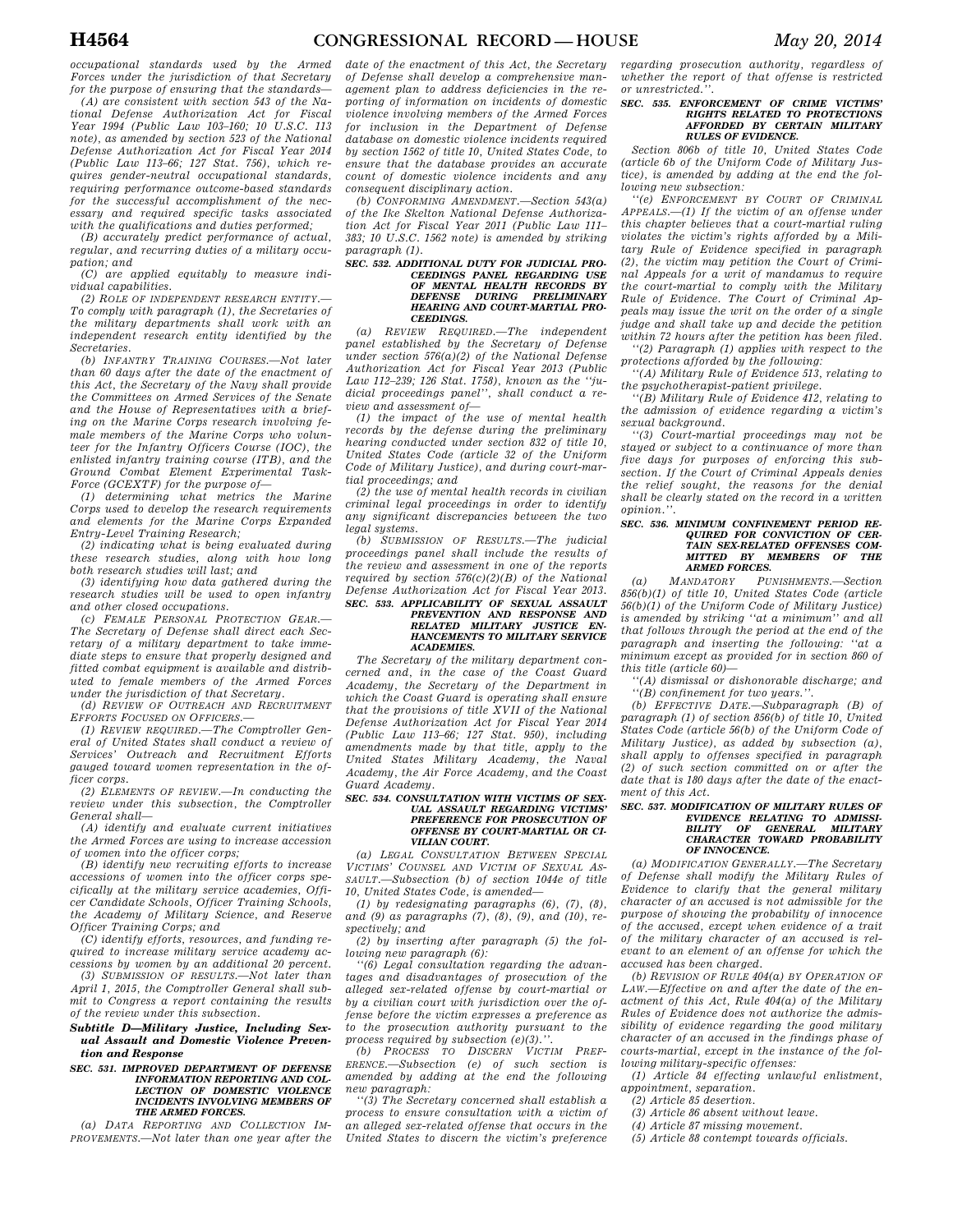*occupational standards used by the Armed Forces under the jurisdiction of that Secretary for the purpose of ensuring that the standards—*

*(A) are consistent with section 543 of the National Defense Authorization Act for Fiscal Year 1994 (Public Law 103–160; 10 U.S.C. 113 note), as amended by section 523 of the National Defense Authorization Act for Fiscal Year 2014 (Public Law 113–66; 127 Stat. 756), which requires gender-neutral occupational standards, requiring performance outcome-based standards for the successful accomplishment of the necessary and required specific tasks associated with the qualifications and duties performed;*

*(B) accurately predict performance of actual, regular, and recurring duties of a military occupation; and*

*(C) are applied equitably to measure individual capabilities.*

*(2) ROLE OF INDEPENDENT RESEARCH ENTITY.—To comply with paragraph (1), the Secretaries of the military departments shall work with an independent research entity identified by the Secretaries.*

*(b) INFANTRY TRAINING COURSES.—Not later than 60 days after the date of the enactment of this Act, the Secretary of the Navy shall provide the Committees on Armed Services of the Senate and the House of Representatives with a briefing on the Marine Corps research involving female members of the Marine Corps who volunteer for the Infantry Officers Course (IOC), the enlisted infantry training course (ITB), and the Ground Combat Element Experimental Task-Force (GCEXTF) for the purpose of—*

*(1) determining what metrics the Marine Corps used to develop the research requirements and elements for the Marine Corps Expanded Entry-Level Training Research;*

*(2) indicating what is being evaluated during these research studies, along with how long both research studies will last; and*

*(3) identifying how data gathered during the research studies will be used to open infantry and other closed occupations.*

*(c) FEMALE PERSONAL PROTECTION GEAR.—The Secretary of Defense shall direct each Secretary of a military department to take immediate steps to ensure that properly designed and fitted combat equipment is available and distributed to female members of the Armed Forces under the jurisdiction of that Secretary.*

*(d) REVIEW OF OUTREACH AND RECRUITMENT EFFORTS FOCUSED ON OFFICERS.—*

*(1) REVIEW REQUIRED.—The Comptroller General of United States shall conduct a review of Services' Outreach and Recruitment Efforts gauged toward women representation in the officer corps.*

*(2) ELEMENTS OF REVIEW.—In conducting the review under this subsection, the Comptroller General shall—*

*(A) identify and evaluate current initiatives the Armed Forces are using to increase accession of women into the officer corps;*

*(B) identify new recruiting efforts to increase accessions of women into the officer corps specifically at the military service academies, Officer Candidate Schools, Officer Training Schools, the Academy of Military Science, and Reserve Officer Training Corps; and*

*(C) identify efforts, resources, and funding required to increase military service academy accessions by women by an additional 20 percent.*

*(3) SUBMISSION OF RESULTS.—Not later than April 1, 2015, the Comptroller General shall submit to Congress a report containing the results of the review under this subsection.*

### *Subtitle D—Military Justice, Including Sexual Assault and Domestic Violence Prevention and Response*

#### *SEC. 531. IMPROVED DEPARTMENT OF DEFENSE INFORMATION REPORTING AND COLLECTION OF DOMESTIC VIOLENCE INCIDENTS INVOLVING MEMBERS OF THE ARMED FORCES.*

*(a) DATA REPORTING AND COLLECTION IMPROVEMENTS.—Not later than one year after the date of the enactment of this Act, the Secretary of Defense shall develop a comprehensive management plan to address deficiencies in the reporting of information on incidents of domestic violence involving members of the Armed Forces for inclusion in the Department of Defense database on domestic violence incidents required by section 1562 of title 10, United States Code, to ensure that the database provides an accurate count of domestic violence incidents and any consequent disciplinary action.*

*(b) CONFORMING AMENDMENT.—Section 543(a) of the Ike Skelton National Defense Authorization Act for Fiscal Year 2011 (Public Law 111–383; 10 U.S.C. 1562 note) is amended by striking paragraph (1).*

#### *SEC. 532. ADDITIONAL DUTY FOR JUDICIAL PROCEEDINGS PANEL REGARDING USE OF MENTAL HEALTH RECORDS BY DEFENSE DURING PRELIMINARY HEARING AND COURT-MARTIAL PROCEEDINGS.*

*(a) REVIEW REQUIRED.—The independent panel established by the Secretary of Defense under section 576(a)(2) of the National Defense Authorization Act for Fiscal Year 2013 (Public Law 112–239; 126 Stat. 1758), known as the "judicial proceedings panel", shall conduct a review and assessment of—*

*(1) the impact of the use of mental health records by the defense during the preliminary hearing conducted under section 832 of title 10, United States Code (article 32 of the Uniform Code of Military Justice), and during court-martial proceedings; and*

*(2) the use of mental health records in civilian criminal legal proceedings in order to identify any significant discrepancies between the two legal systems.*

*(b) SUBMISSION OF RESULTS.—The judicial proceedings panel shall include the results of the review and assessment in one of the reports required by section 576(c)(2)(B) of the National Defense Authorization Act for Fiscal Year 2013.*

#### *SEC. 533. APPLICABILITY OF SEXUAL ASSAULT PREVENTION AND RESPONSE AND RELATED MILITARY JUSTICE ENHANCEMENTS TO MILITARY SERVICE ACADEMIES.*

*The Secretary of the military department concerned and, in the case of the Coast Guard Academy, the Secretary of the Department in which the Coast Guard is operating shall ensure that the provisions of title XVII of the National Defense Authorization Act for Fiscal Year 2014 (Public Law 113–66; 127 Stat. 950), including amendments made by that title, apply to the United States Military Academy, the Naval Academy, the Air Force Academy, and the Coast Guard Academy.*

#### *SEC. 534. CONSULTATION WITH VICTIMS OF SEXUAL ASSAULT REGARDING VICTIMS' PREFERENCE FOR PROSECUTION OF OFFENSE BY COURT-MARTIAL OR CIVILIAN COURT.*

*(a) LEGAL CONSULTATION BETWEEN SPECIAL VICTIMS' COUNSEL AND VICTIM OF SEXUAL ASSAULT.—Subsection (b) of section 1044e of title 10, United States Code, is amended—*

*(1) by redesignating paragraphs (6), (7), (8), and (9) as paragraphs (7), (8), (9), and (10), respectively; and*

*(2) by inserting after paragraph (5) the following new paragraph (6):*

*"(6) Legal consultation regarding the advantages and disadvantages of prosecution of the alleged sex-related offense by court-martial or by a civilian court with jurisdiction over the offense before the victim expresses a preference as to the prosecution authority pursuant to the process required by subsection (e)(3).".*

*(b) PROCESS TO DISCERN VICTIM PREFERENCE.—Subsection (e) of such section is amended by adding at the end the following new paragraph:*

*"(3) The Secretary concerned shall establish a process to ensure consultation with a victim of an alleged sex-related offense that occurs in the United States to discern the victim's preference regarding prosecution authority, regardless of whether the report of that offense is restricted or unrestricted.".*

#### *SEC. 535. ENFORCEMENT OF CRIME VICTIMS' RIGHTS RELATED TO PROTECTIONS AFFORDED BY CERTAIN MILITARY RULES OF EVIDENCE.*

*Section 806b of title 10, United States Code (article 6b of the Uniform Code of Military Justice), is amended by adding at the end the following new subsection:*

*"(e) ENFORCEMENT BY COURT OF CRIMINAL APPEALS.—(1) If the victim of an offense under this chapter believes that a court-martial ruling violates the victim's rights afforded by a Military Rule of Evidence specified in paragraph (2), the victim may petition the Court of Criminal Appeals for a writ of mandamus to require the court-martial to comply with the Military Rule of Evidence. The Court of Criminal Appeals may issue the writ on the order of a single judge and shall take up and decide the petition within 72 hours after the petition has been filed.*

*"(2) Paragraph (1) applies with respect to the protections afforded by the following:*

*"(A) Military Rule of Evidence 513, relating to the psychotherapist-patient privilege.*

*"(B) Military Rule of Evidence 412, relating to the admission of evidence regarding a victim's sexual background.*

*"(3) Court-martial proceedings may not be stayed or subject to a continuance of more than five days for purposes of enforcing this subsection. If the Court of Criminal Appeals denies the relief sought, the reasons for the denial shall be clearly stated on the record in a written opinion.".*

#### *SEC. 536. MINIMUM CONFINEMENT PERIOD REQUIRED FOR CONVICTION OF CERTAIN SEX-RELATED OFFENSES COMMITTED BY MEMBERS OF THE ARMED FORCES.*

*(a) MANDATORY PUNISHMENTS.—Section 856(b)(1) of title 10, United States Code (article 56(b)(1) of the Uniform Code of Military Justice) is amended by striking "at a minimum" and all that follows through the period at the end of the paragraph and inserting the following: "at a minimum except as provided for in section 860 of this title (article 60)—*

*"(A) dismissal or dishonorable discharge; and*

*"(B) confinement for two years.".*

*(b) EFFECTIVE DATE.—Subparagraph (B) of paragraph (1) of section 856(b) of title 10, United States Code (article 56(b) of the Uniform Code of Military Justice), as added by subsection (a), shall apply to offenses specified in paragraph (2) of such section committed on or after the date that is 180 days after the date of the enactment of this Act.*

#### *SEC. 537. MODIFICATION OF MILITARY RULES OF EVIDENCE RELATING TO ADMISSIBILITY OF GENERAL MILITARY CHARACTER TOWARD PROBABILITY OF INNOCENCE.*

*(a) MODIFICATION GENERALLY.—The Secretary of Defense shall modify the Military Rules of Evidence to clarify that the general military character of an accused is not admissible for the purpose of showing the probability of innocence of the accused, except when evidence of a trait of the military character of an accused is relevant to an element of an offense for which the accused has been charged.*

*(b) REVISION OF RULE 404(a) BY OPERATION OF LAW.—Effective on and after the date of the enactment of this Act, Rule 404(a) of the Military Rules of Evidence does not authorize the admissibility of evidence regarding the good military character of an accused in the findings phase of courts-martial, except in the instance of the following military-specific offenses:*

*(1) Article 84 effecting unlawful enlistment, appointment, separation.*

*(2) Article 85 desertion.*

*(3) Article 86 absent without leave.*

*(4) Article 87 missing movement.*

*(5) Article 88 contempt towards officials.*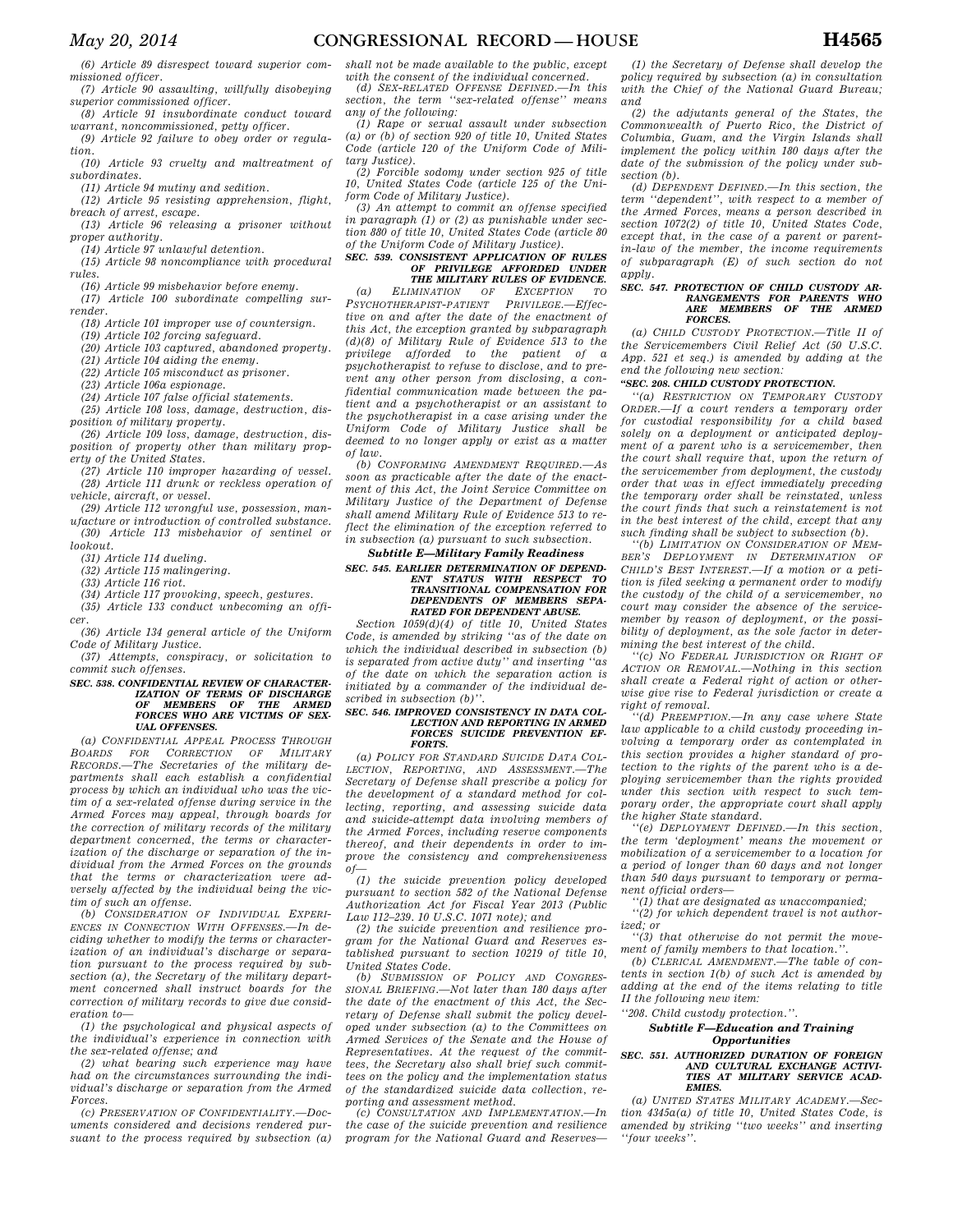(6) Article 89 disrespect toward superior commissioned officer.

(7) Article 90 assaulting, willfully disobeying superior commissioned officer.

(8) Article 91 insubordinate conduct toward warrant, noncommissioned, petty officer.

(9) Article 92 failure to obey order or regulation.

(10) Article 93 cruelty and maltreatment of subordinates.

(11) Article 94 mutiny and sedition.

(12) Article 95 resisting apprehension, flight, breach of arrest, escape.

(13) Article 96 releasing a prisoner without proper authority.

(14) Article 97 unlawful detention.

(15) Article 98 noncompliance with procedural rules.

(16) Article 99 misbehavior before enemy.

(17) Article 100 subordinate compelling surrender.

(18) Article 101 improper use of countersign.

(19) Article 102 forcing safeguard.

(20) Article 103 captured, abandoned property.

(21) Article 104 aiding the enemy.

(22) Article 105 misconduct as prisoner.

(23) Article 106a espionage.

(24) Article 107 false official statements.

(25) Article 108 loss, damage, destruction, disposition of military property.

(26) Article 109 loss, damage, destruction, disposition of property other than military property of the United States.

(27) Article 110 improper hazarding of vessel.

(28) Article 111 drunk or reckless operation of vehicle, aircraft, or vessel.

(29) Article 112 wrongful use, possession, manufacture or introduction of controlled substance.

(30) Article 113 misbehavior of sentinel or lookout.

(31) Article 114 dueling.

(32) Article 115 malingering.

(33) Article 116 riot.

(34) Article 117 provoking, speech, gestures.

(35) Article 133 conduct unbecoming an officer.

(36) Article 134 general article of the Uniform Code of Military Justice.

(37) Attempts, conspiracy, or solicitation to commit such offenses.

**SEC. 538. CONFIDENTIAL REVIEW OF CHARACTERIZATION OF TERMS OF DISCHARGE OF MEMBERS OF THE ARMED FORCES WHO ARE VICTIMS OF SEXUAL OFFENSES.**

(a) CONFIDENTIAL APPEAL PROCESS THROUGH BOARDS FOR CORRECTION OF MILITARY RECORDS.—The Secretaries of the military departments shall each establish a confidential process by which an individual who was the victim of a sex-related offense during service in the Armed Forces may appeal, through boards for the correction of military records of the military department concerned, the terms or characterization of the discharge or separation of the individual from the Armed Forces on the grounds that the terms or characterization were adversely affected by the individual being the victim of such an offense.

(b) CONSIDERATION OF INDIVIDUAL EXPERIENCES IN CONNECTION WITH OFFENSES.—In deciding whether to modify the terms or characterization of an individual's discharge or separation pursuant to the process required by subsection (a), the Secretary of the military department concerned shall instruct boards for the correction of military records to give due consideration to—

(1) the psychological and physical aspects of the individual's experience in connection with the sex-related offense; and

(2) what bearing such experience may have had on the circumstances surrounding the individual's discharge or separation from the Armed Forces.

(c) PRESERVATION OF CONFIDENTIALITY.—Documents considered and decisions rendered pursuant to the process required by subsection (a) shall not be made available to the public, except with the consent of the individual concerned.

(d) SEX-RELATED OFFENSE DEFINED.—In this section, the term ''sex-related offense'' means any of the following:

(1) Rape or sexual assault under subsection (a) or (b) of section 920 of title 10, United States Code (article 120 of the Uniform Code of Military Justice).

(2) Forcible sodomy under section 925 of title 10, United States Code (article 125 of the Uniform Code of Military Justice).

(3) An attempt to commit an offense specified in paragraph (1) or (2) as punishable under section 880 of title 10, United States Code (article 80 of the Uniform Code of Military Justice).

**SEC. 539. CONSISTENT APPLICATION OF RULES OF PRIVILEGE AFFORDED UNDER THE MILITARY RULES OF EVIDENCE.**

(a) ELIMINATION OF EXCEPTION TO PSYCHOTHERAPIST-PATIENT PRIVILEGE.—Effective on and after the date of the enactment of this Act, the exception granted by subparagraph (d)(8) of Military Rule of Evidence 513 to the privilege afforded to the patient of a psychotherapist to refuse to disclose, and to prevent any other person from disclosing, a confidential communication made between the patient and a psychotherapist or an assistant to the psychotherapist in a case arising under the Uniform Code of Military Justice shall be deemed to no longer apply or exist as a matter of law.

(b) CONFORMING AMENDMENT REQUIRED.—As soon as practicable after the date of the enactment of this Act, the Joint Service Committee on Military Justice of the Department of Defense shall amend Military Rule of Evidence 513 to reflect the elimination of the exception referred to in subsection (a) pursuant to such subsection.

### *Subtitle E—Military Family Readiness*

**SEC. 545. EARLIER DETERMINATION OF DEPENDENT STATUS WITH RESPECT TO TRANSITIONAL COMPENSATION FOR DEPENDENTS OF MEMBERS SEPARATED FOR DEPENDENT ABUSE.**

Section 1059(d)(4) of title 10, United States Code, is amended by striking ''as of the date on which the individual described in subsection (b) is separated from active duty'' and inserting ''as of the date on which the separation action is initiated by a commander of the individual described in subsection (b)''.

**SEC. 546. IMPROVED CONSISTENCY IN DATA COLLECTION AND REPORTING IN ARMED FORCES SUICIDE PREVENTION EFFORTS.**

(a) POLICY FOR STANDARD SUICIDE DATA COLLECTION, REPORTING, AND ASSESSMENT.—The Secretary of Defense shall prescribe a policy for the development of a standard method for collecting, reporting, and assessing suicide data and suicide-attempt data involving members of the Armed Forces, including reserve components thereof, and their dependents in order to improve the consistency and comprehensiveness of—

(1) the suicide prevention policy developed pursuant to section 582 of the National Defense Authorization Act for Fiscal Year 2013 (Public Law 112–239. 10 U.S.C. 1071 note); and

(2) the suicide prevention and resilience program for the National Guard and Reserves established pursuant to section 10219 of title 10, United States Code.

(b) SUBMISSION OF POLICY AND CONGRESSIONAL BRIEFING.—Not later than 180 days after the date of the enactment of this Act, the Secretary of Defense shall submit the policy developed under subsection (a) to the Committees on Armed Services of the Senate and the House of Representatives. At the request of the committees, the Secretary also shall brief such committees on the policy and the implementation status of the standardized suicide data collection, reporting and assessment method.

(c) CONSULTATION AND IMPLEMENTATION.—In the case of the suicide prevention and resilience program for the National Guard and Reserves—

(1) the Secretary of Defense shall develop the policy required by subsection (a) in consultation with the Chief of the National Guard Bureau; and

(2) the adjutants general of the States, the Commonwealth of Puerto Rico, the District of Columbia, Guam, and the Virgin Islands shall implement the policy within 180 days after the date of the submission of the policy under subsection (b).

(d) DEPENDENT DEFINED.—In this section, the term ''dependent'', with respect to a member of the Armed Forces, means a person described in section 1072(2) of title 10, United States Code, except that, in the case of a parent or parent-in-law of the member, the income requirements of subparagraph (E) of such section do not apply.

**SEC. 547. PROTECTION OF CHILD CUSTODY ARRANGEMENTS FOR PARENTS WHO ARE MEMBERS OF THE ARMED FORCES.**

(a) CHILD CUSTODY PROTECTION.—Title II of the Servicemembers Civil Relief Act (50 U.S.C. App. 521 et seq.) is amended by adding at the end the following new section:

**''SEC. 208. CHILD CUSTODY PROTECTION.**

''(a) RESTRICTION ON TEMPORARY CUSTODY ORDER.—If a court renders a temporary order for custodial responsibility for a child based solely on a deployment or anticipated deployment of a parent who is a servicemember, then the court shall require that, upon the return of the servicemember from deployment, the custody order that was in effect immediately preceding the temporary order shall be reinstated, unless the court finds that such a reinstatement is not in the best interest of the child, except that any such finding shall be subject to subsection (b).

''(b) LIMITATION ON CONSIDERATION OF MEMBER'S DEPLOYMENT IN DETERMINATION OF CHILD'S BEST INTEREST.—If a motion or a petition is filed seeking a permanent order to modify the custody of the child of a servicemember, no court may consider the absence of the servicemember by reason of deployment, or the possibility of deployment, as the sole factor in determining the best interest of the child.

''(c) NO FEDERAL JURISDICTION OR RIGHT OF ACTION OR REMOVAL.—Nothing in this section shall create a Federal right of action or otherwise give rise to Federal jurisdiction or create a right of removal.

''(d) PREEMPTION.—In any case where State law applicable to a child custody proceeding involving a temporary order as contemplated in this section provides a higher standard of protection to the rights of the parent who is a deploying servicemember than the rights provided under this section with respect to such temporary order, the appropriate court shall apply the higher State standard.

''(e) DEPLOYMENT DEFINED.—In this section, the term 'deployment' means the movement or mobilization of a servicemember to a location for a period of longer than 60 days and not longer than 540 days pursuant to temporary or permanent official orders—

''(1) that are designated as unaccompanied;

''(2) for which dependent travel is not authorized; or

''(3) that otherwise do not permit the movement of family members to that location.''.

(b) CLERICAL AMENDMENT.—The table of contents in section 1(b) of such Act is amended by adding at the end of the items relating to title II the following new item:

''208. Child custody protection.''.

### *Subtitle F—Education and Training Opportunities*

**SEC. 551. AUTHORIZED DURATION OF FOREIGN AND CULTURAL EXCHANGE ACTIVITIES AT MILITARY SERVICE ACADEMIES.**

(a) UNITED STATES MILITARY ACADEMY.—Section 4345a(a) of title 10, United States Code, is amended by striking ''two weeks'' and inserting ''four weeks''.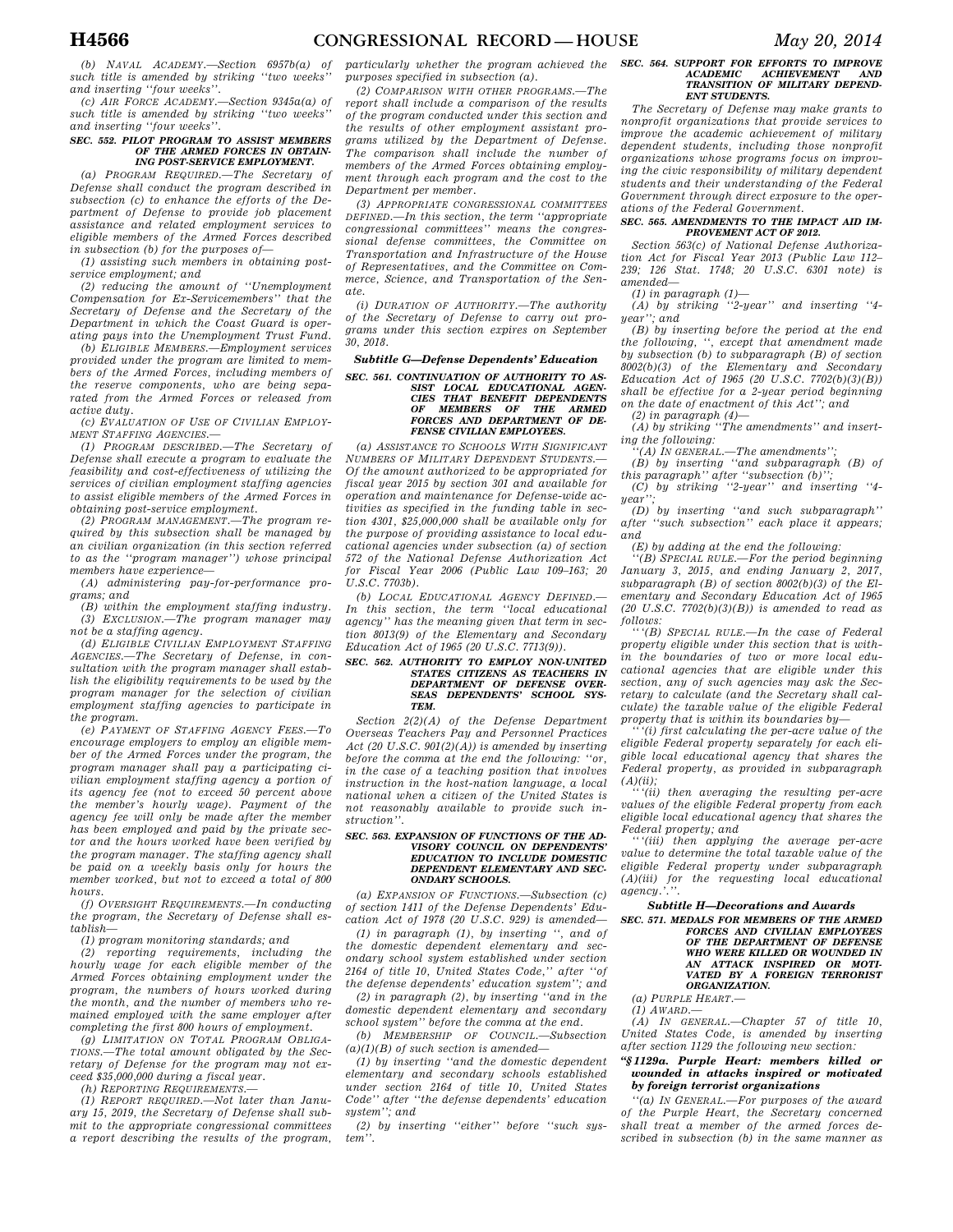*(b) NAVAL ACADEMY.—Section 6957b(a) of such title is amended by striking ''two weeks'' and inserting ''four weeks''.*

*(c) AIR FORCE ACADEMY.—Section 9345a(a) of such title is amended by striking ''two weeks'' and inserting ''four weeks''.*

***SEC. 552. PILOT PROGRAM TO ASSIST MEMBERS OF THE ARMED FORCES IN OBTAINING POST-SERVICE EMPLOYMENT.***

*(a) PROGRAM REQUIRED.—The Secretary of Defense shall conduct the program described in subsection (c) to enhance the efforts of the Department of Defense to provide job placement assistance and related employment services to eligible members of the Armed Forces described in subsection (b) for the purposes of—*

*(1) assisting such members in obtaining post-service employment; and*

*(2) reducing the amount of ''Unemployment Compensation for Ex-Servicemembers'' that the Secretary of Defense and the Secretary of the Department in which the Coast Guard is operating pays into the Unemployment Trust Fund.*

*(b) ELIGIBLE MEMBERS.—Employment services provided under the program are limited to members of the Armed Forces, including members of the reserve components, who are being separated from the Armed Forces or released from active duty.*

*(c) EVALUATION OF USE OF CIVILIAN EMPLOYMENT STAFFING AGENCIES.—*

*(1) PROGRAM DESCRIBED.—The Secretary of Defense shall execute a program to evaluate the feasibility and cost-effectiveness of utilizing the services of civilian employment staffing agencies to assist eligible members of the Armed Forces in obtaining post-service employment.*

*(2) PROGRAM MANAGEMENT.—The program required by this subsection shall be managed by an civilian organization (in this section referred to as the ''program manager'') whose principal members have experience—*

*(A) administering pay-for-performance programs; and*

*(B) within the employment staffing industry.*

*(3) EXCLUSION.—The program manager may not be a staffing agency.*

*(d) ELIGIBLE CIVILIAN EMPLOYMENT STAFFING AGENCIES.—The Secretary of Defense, in consultation with the program manager shall establish the eligibility requirements to be used by the program manager for the selection of civilian employment staffing agencies to participate in the program.*

*(e) PAYMENT OF STAFFING AGENCY FEES.—To encourage employers to employ an eligible member of the Armed Forces under the program, the program manager shall pay a participating civilian employment staffing agency a portion of its agency fee (not to exceed 50 percent above the member's hourly wage). Payment of the agency fee will only be made after the member has been employed and paid by the private sector and the hours worked have been verified by the program manager. The staffing agency shall be paid on a weekly basis only for hours the member worked, but not to exceed a total of 800 hours.*

*(f) OVERSIGHT REQUIREMENTS.—In conducting the program, the Secretary of Defense shall establish—*

*(1) program monitoring standards; and*

*(2) reporting requirements, including the hourly wage for each eligible member of the Armed Forces obtaining employment under the program, the numbers of hours worked during the month, and the number of members who remained employed with the same employer after completing the first 800 hours of employment.*

*(g) LIMITATION ON TOTAL PROGRAM OBLIGATIONS.—The total amount obligated by the Secretary of Defense for the program may not exceed $35,000,000 during a fiscal year.*

*(h) REPORTING REQUIREMENTS.—*

*(1) REPORT REQUIRED.—Not later than January 15, 2019, the Secretary of Defense shall submit to the appropriate congressional committees a report describing the results of the program, particularly whether the program achieved the purposes specified in subsection (a).*

*(2) COMPARISON WITH OTHER PROGRAMS.—The report shall include a comparison of the results of the program conducted under this section and the results of other employment assistant programs utilized by the Department of Defense. The comparison shall include the number of members of the Armed Forces obtaining employment through each program and the cost to the Department per member.*

*(3) APPROPRIATE CONGRESSIONAL COMMITTEES DEFINED.—In this section, the term ''appropriate congressional committees'' means the congressional defense committees, the Committee on Transportation and Infrastructure of the House of Representatives, and the Committee on Commerce, Science, and Transportation of the Senate.*

*(i) DURATION OF AUTHORITY.—The authority of the Secretary of Defense to carry out programs under this section expires on September 30, 2018.*

***Subtitle G—Defense Dependents' Education***

***SEC. 561. CONTINUATION OF AUTHORITY TO ASSIST LOCAL EDUCATIONAL AGENCIES THAT BENEFIT DEPENDENTS OF MEMBERS OF THE ARMED FORCES AND DEPARTMENT OF DEFENSE CIVILIAN EMPLOYEES.***

*(a) ASSISTANCE TO SCHOOLS WITH SIGNIFICANT NUMBERS OF MILITARY DEPENDENT STUDENTS.—Of the amount authorized to be appropriated for fiscal year 2015 by section 301 and available for operation and maintenance for Defense-wide activities as specified in the funding table in section 4301, $25,000,000 shall be available only for the purpose of providing assistance to local educational agencies under subsection (a) of section 572 of the National Defense Authorization Act for Fiscal Year 2006 (Public Law 109–163; 20 U.S.C. 7703b).*

*(b) LOCAL EDUCATIONAL AGENCY DEFINED.—In this section, the term ''local educational agency'' has the meaning given that term in section 8013(9) of the Elementary and Secondary Education Act of 1965 (20 U.S.C. 7713(9)).*

***SEC. 562. AUTHORITY TO EMPLOY NON-UNITED STATES CITIZENS AS TEACHERS IN DEPARTMENT OF DEFENSE OVERSEAS DEPENDENTS' SCHOOL SYSTEM.***

*Section 2(2)(A) of the Defense Department Overseas Teachers Pay and Personnel Practices Act (20 U.S.C. 901(2)(A)) is amended by inserting before the comma at the end the following: ''or, in the case of a teaching position that involves instruction in the host-nation language, a local national when a citizen of the United States is not reasonably available to provide such instruction''.*

***SEC. 563. EXPANSION OF FUNCTIONS OF THE ADVISORY COUNCIL ON DEPENDENTS' EDUCATION TO INCLUDE DOMESTIC DEPENDENT ELEMENTARY AND SECONDARY SCHOOLS.***

*(a) EXPANSION OF FUNCTIONS.—Subsection (c) of section 1411 of the Defense Dependents' Education Act of 1978 (20 U.S.C. 929) is amended—*

*(1) in paragraph (1), by inserting '', and of the domestic dependent elementary and secondary school system established under section 2164 of title 10, United States Code,'' after ''of the defense dependents' education system''; and*

*(2) in paragraph (2), by inserting ''and in the domestic dependent elementary and secondary school system'' before the comma at the end.*

*(b) MEMBERSHIP OF COUNCIL.—Subsection (a)(1)(B) of such section is amended—*

*(1) by inserting ''and the domestic dependent elementary and secondary schools established under section 2164 of title 10, United States Code'' after ''the defense dependents' education system''; and*

*(2) by inserting ''either'' before ''such system''.*

***SEC. 564. SUPPORT FOR EFFORTS TO IMPROVE ACADEMIC ACHIEVEMENT AND TRANSITION OF MILITARY DEPENDENT STUDENTS.***

*The Secretary of Defense may make grants to nonprofit organizations that provide services to improve the academic achievement of military dependent students, including those nonprofit organizations whose programs focus on improving the civic responsibility of military dependent students and their understanding of the Federal Government through direct exposure to the operations of the Federal Government.*

***SEC. 565. AMENDMENTS TO THE IMPACT AID IMPROVEMENT ACT OF 2012.***

*Section 563(c) of National Defense Authorization Act for Fiscal Year 2013 (Public Law 112–239; 126 Stat. 1748; 20 U.S.C. 6301 note) is amended—*

*(1) in paragraph (1)—*

*(A) by striking ''2-year'' and inserting ''4-year''; and*

*(B) by inserting before the period at the end the following, '', except that amendment made by subsection (b) to subparagraph (B) of section 8002(b)(3) of the Elementary and Secondary Education Act of 1965 (20 U.S.C. 7702(b)(3)(B)) shall be effective for a 2-year period beginning on the date of enactment of this Act''; and*

*(2) in paragraph (4)—*

*(A) by striking ''The amendments'' and inserting the following:*

*''(A) IN GENERAL.—The amendments'';*

*(B) by inserting ''and subparagraph (B) of this paragraph'' after ''subsection (b)'';*

*(C) by striking ''2-year'' and inserting ''4-year'';*

*(D) by inserting ''and such subparagraph'' after ''such subsection'' each place it appears; and*

*(E) by adding at the end the following:*

*''(B) SPECIAL RULE.—For the period beginning January 3, 2015, and ending January 2, 2017, subparagraph (B) of section 8002(b)(3) of the Elementary and Secondary Education Act of 1965 (20 U.S.C. 7702(b)(3)(B)) is amended to read as follows:*

*'''(B) SPECIAL RULE.—In the case of Federal property eligible under this section that is within the boundaries of two or more local educational agencies that are eligible under this section, any of such agencies may ask the Secretary to calculate (and the Secretary shall calculate) the taxable value of the eligible Federal property that is within its boundaries by—*

*'''(i) first calculating the per-acre value of the eligible Federal property separately for each eligible local educational agency that shares the Federal property, as provided in subparagraph (A)(ii);*

*'''(ii) then averaging the resulting per-acre values of the eligible Federal property from each eligible local educational agency that shares the Federal property; and*

*'''(iii) then applying the average per-acre value to determine the total taxable value of the eligible Federal property under subparagraph (A)(iii) for the requesting local educational agency.'.''.*

***Subtitle H—Decorations and Awards***

***SEC. 571. MEDALS FOR MEMBERS OF THE ARMED FORCES AND CIVILIAN EMPLOYEES OF THE DEPARTMENT OF DEFENSE WHO WERE KILLED OR WOUNDED IN AN ATTACK INSPIRED OR MOTIVATED BY A FOREIGN TERRORIST ORGANIZATION.***

*(a) PURPLE HEART.—*

*(1) AWARD.—*

*(A) IN GENERAL.—Chapter 57 of title 10, United States Code, is amended by inserting after section 1129 the following new section:*

***''§ 1129a. Purple Heart: members killed or wounded in attacks inspired or motivated by foreign terrorist organizations***

*''(a) IN GENERAL.—For purposes of the award of the Purple Heart, the Secretary concerned shall treat a member of the armed forces described in subsection (b) in the same manner as*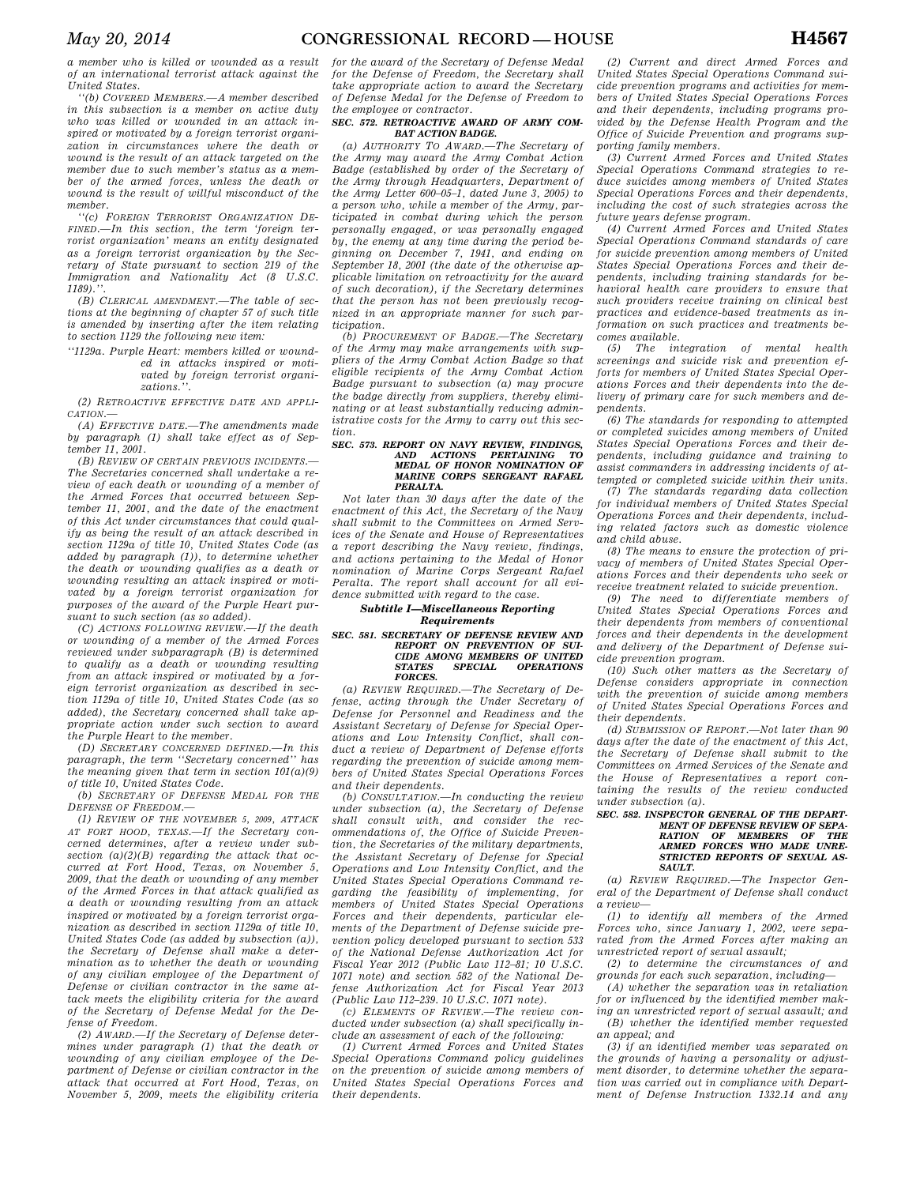a member who is killed or wounded as a result of an international terrorist attack against the United States.

''(b) COVERED MEMBERS.—A member described in this subsection is a member on active duty who was killed or wounded in an attack inspired or motivated by a foreign terrorist organization in circumstances where the death or wound is the result of an attack targeted on the member due to such member's status as a member of the armed forces, unless the death or wound is the result of willful misconduct of the member.

''(c) FOREIGN TERRORIST ORGANIZATION DEFINED.—In this section, the term 'foreign terrorist organization' means an entity designated as a foreign terrorist organization by the Secretary of State pursuant to section 219 of the Immigration and Nationality Act (8 U.S.C. 1189).''.

(B) CLERICAL AMENDMENT.—The table of sections at the beginning of chapter 57 of such title is amended by inserting after the item relating to section 1129 the following new item:

''1129a. Purple Heart: members killed or wounded in attacks inspired or motivated by foreign terrorist organizations.''.

(2) RETROACTIVE EFFECTIVE DATE AND APPLICATION.—

(A) EFFECTIVE DATE.—The amendments made by paragraph (1) shall take effect as of September 11, 2001.

(B) REVIEW OF CERTAIN PREVIOUS INCIDENTS.—The Secretaries concerned shall undertake a review of each death or wounding of a member of the Armed Forces that occurred between September 11, 2001, and the date of the enactment of this Act under circumstances that could qualify as being the result of an attack described in section 1129a of title 10, United States Code (as added by paragraph (1)), to determine whether the death or wounding qualifies as a death or wounding resulting an attack inspired or motivated by a foreign terrorist organization for purposes of the award of the Purple Heart pursuant to such section (as so added).

(C) ACTIONS FOLLOWING REVIEW.—If the death or wounding of a member of the Armed Forces reviewed under subparagraph (B) is determined to qualify as a death or wounding resulting from an attack inspired or motivated by a foreign terrorist organization as described in section 1129a of title 10, United States Code (as so added), the Secretary concerned shall take appropriate action under such section to award the Purple Heart to the member.

(D) SECRETARY CONCERNED DEFINED.—In this paragraph, the term ''Secretary concerned'' has the meaning given that term in section 101(a)(9) of title 10, United States Code.

(b) SECRETARY OF DEFENSE MEDAL FOR THE DEFENSE OF FREEDOM.—

(1) REVIEW OF THE NOVEMBER 5, 2009, ATTACK AT FORT HOOD, TEXAS.—If the Secretary concerned determines, after a review under subsection (a)(2)(B) regarding the attack that occurred at Fort Hood, Texas, on November 5, 2009, that the death or wounding of any member of the Armed Forces in that attack qualified as a death or wounding resulting from an attack inspired or motivated by a foreign terrorist organization as described in section 1129a of title 10, United States Code (as added by subsection (a)), the Secretary of Defense shall make a determination as to whether the death or wounding of any civilian employee of the Department of Defense or civilian contractor in the same attack meets the eligibility criteria for the award of the Secretary of Defense Medal for the Defense of Freedom.

(2) AWARD.—If the Secretary of Defense determines under paragraph (1) that the death or wounding of any civilian employee of the Department of Defense or civilian contractor in the attack that occurred at Fort Hood, Texas, on November 5, 2009, meets the eligibility criteria for the award of the Secretary of Defense Medal for the Defense of Freedom, the Secretary shall take appropriate action to award the Secretary of Defense Medal for the Defense of Freedom to the employee or contractor.

**SEC. 572. RETROACTIVE AWARD OF ARMY COMBAT ACTION BADGE.**

(a) AUTHORITY TO AWARD.—The Secretary of the Army may award the Army Combat Action Badge (established by order of the Secretary of the Army through Headquarters, Department of the Army Letter 600–05–1, dated June 3, 2005) to a person who, while a member of the Army, participated in combat during which the person personally engaged, or was personally engaged by, the enemy at any time during the period beginning on December 7, 1941, and ending on September 18, 2001 (the date of the otherwise applicable limitation on retroactivity for the award of such decoration), if the Secretary determines that the person has not been previously recognized in an appropriate manner for such participation.

(b) PROCUREMENT OF BADGE.—The Secretary of the Army may make arrangements with suppliers of the Army Combat Action Badge so that eligible recipients of the Army Combat Action Badge pursuant to subsection (a) may procure the badge directly from suppliers, thereby eliminating or at least substantially reducing administrative costs for the Army to carry out this section.

**SEC. 573. REPORT ON NAVY REVIEW, FINDINGS, AND ACTIONS PERTAINING TO MEDAL OF HONOR NOMINATION OF MARINE CORPS SERGEANT RAFAEL PERALTA.**

Not later than 30 days after the date of the enactment of this Act, the Secretary of the Navy shall submit to the Committees on Armed Services of the Senate and House of Representatives a report describing the Navy review, findings, and actions pertaining to the Medal of Honor nomination of Marine Corps Sergeant Rafael Peralta. The report shall account for all evidence submitted with regard to the case.

***Subtitle I—Miscellaneous Reporting Requirements***

**SEC. 581. SECRETARY OF DEFENSE REVIEW AND REPORT ON PREVENTION OF SUICIDE AMONG MEMBERS OF UNITED STATES SPECIAL OPERATIONS FORCES.**

(a) REVIEW REQUIRED.—The Secretary of Defense, acting through the Under Secretary of Defense for Personnel and Readiness and the Assistant Secretary of Defense for Special Operations and Low Intensity Conflict, shall conduct a review of Department of Defense efforts regarding the prevention of suicide among members of United States Special Operations Forces and their dependents.

(b) CONSULTATION.—In conducting the review under subsection (a), the Secretary of Defense shall consult with, and consider the recommendations of, the Office of Suicide Prevention, the Secretaries of the military departments, the Assistant Secretary of Defense for Special Operations and Low Intensity Conflict, and the United States Special Operations Command regarding the feasibility of implementing, for members of United States Special Operations Forces and their dependents, particular elements of the Department of Defense suicide prevention policy developed pursuant to section 533 of the National Defense Authorization Act for Fiscal Year 2012 (Public Law 112–81; 10 U.S.C. 1071 note) and section 582 of the National Defense Authorization Act for Fiscal Year 2013 (Public Law 112–239. 10 U.S.C. 1071 note).

(c) ELEMENTS OF REVIEW.—The review conducted under subsection (a) shall specifically include an assessment of each of the following:

(1) Current Armed Forces and United States Special Operations Command policy guidelines on the prevention of suicide among members of United States Special Operations Forces and their dependents.

(2) Current and direct Armed Forces and United States Special Operations Command suicide prevention programs and activities for members of United States Special Operations Forces and their dependents, including programs provided by the Defense Health Program and the Office of Suicide Prevention and programs supporting family members.

(3) Current Armed Forces and United States Special Operations Command strategies to reduce suicides among members of United States Special Operations Forces and their dependents, including the cost of such strategies across the future years defense program.

(4) Current Armed Forces and United States Special Operations Command standards of care for suicide prevention among members of United States Special Operations Forces and their dependents, including training standards for behavioral health care providers to ensure that such providers receive training on clinical best practices and evidence-based treatments as information on such practices and treatments becomes available.

(5) The integration of mental health screenings and suicide risk and prevention efforts for members of United States Special Operations Forces and their dependents into the delivery of primary care for such members and dependents.

(6) The standards for responding to attempted or completed suicides among members of United States Special Operations Forces and their dependents, including guidance and training to assist commanders in addressing incidents of attempted or completed suicide within their units.

(7) The standards regarding data collection for individual members of United States Special Operations Forces and their dependents, including related factors such as domestic violence and child abuse.

(8) The means to ensure the protection of privacy of members of United States Special Operations Forces and their dependents who seek or receive treatment related to suicide prevention.

(9) The need to differentiate members of United States Special Operations Forces and their dependents from members of conventional forces and their dependents in the development and delivery of the Department of Defense suicide prevention program.

(10) Such other matters as the Secretary of Defense considers appropriate in connection with the prevention of suicide among members of United States Special Operations Forces and their dependents.

(d) SUBMISSION OF REPORT.—Not later than 90 days after the date of the enactment of this Act, the Secretary of Defense shall submit to the Committees on Armed Services of the Senate and the House of Representatives a report containing the results of the review conducted under subsection (a).

**SEC. 582. INSPECTOR GENERAL OF THE DEPARTMENT OF DEFENSE REVIEW OF SEPARATION OF MEMBERS OF THE ARMED FORCES WHO MADE UNRESTRICTED REPORTS OF SEXUAL ASSAULT.**

(a) REVIEW REQUIRED.—The Inspector General of the Department of Defense shall conduct a review—

(1) to identify all members of the Armed Forces who, since January 1, 2002, were separated from the Armed Forces after making an unrestricted report of sexual assault;

(2) to determine the circumstances of and grounds for each such separation, including—

(A) whether the separation was in retaliation for or influenced by the identified member making an unrestricted report of sexual assault; and

(B) whether the identified member requested an appeal; and

(3) if an identified member was separated on the grounds of having a personality or adjustment disorder, to determine whether the separation was carried out in compliance with Department of Defense Instruction 1332.14 and any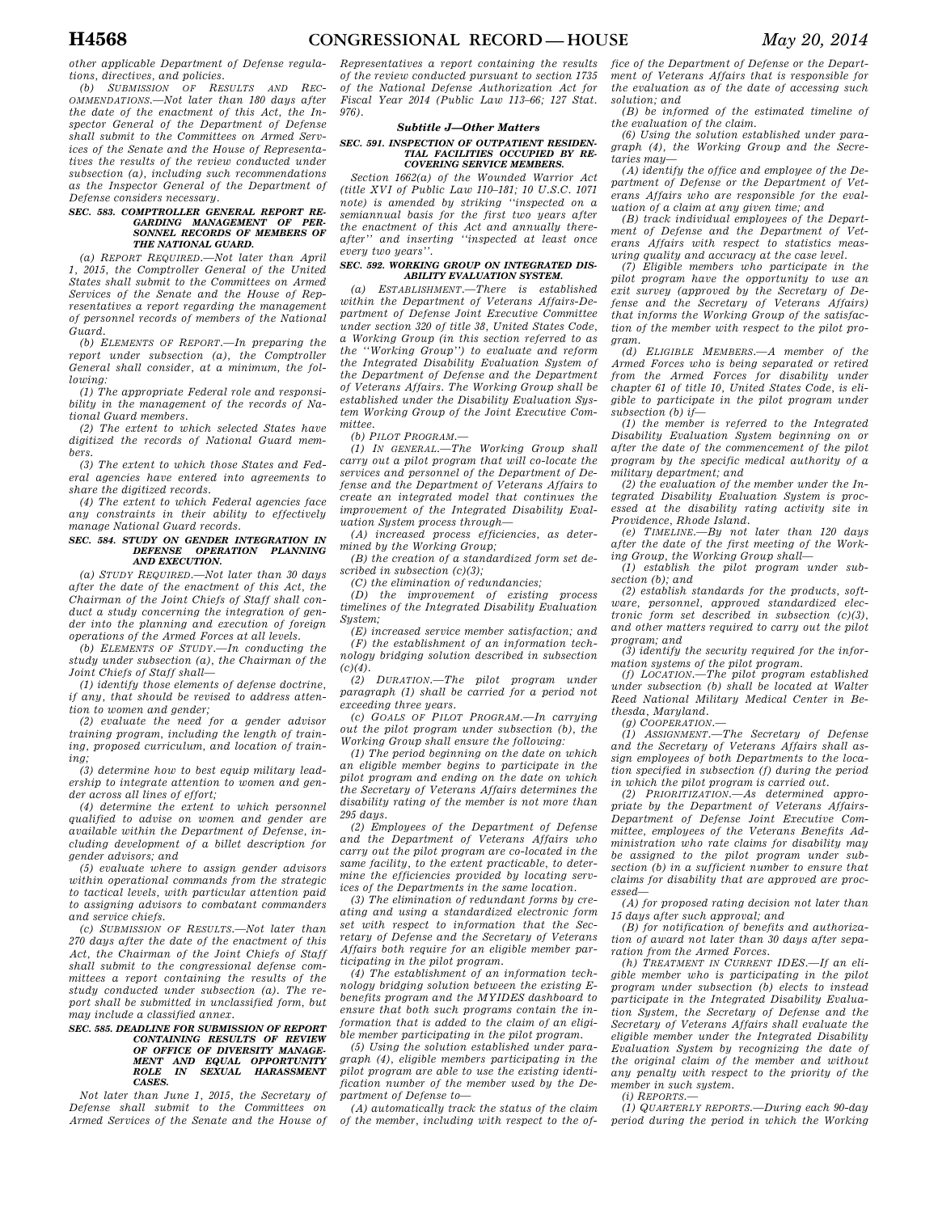other applicable Department of Defense regulations, directives, and policies.

(b) *SUBMISSION OF RESULTS AND RECOMMENDATIONS.*—Not later than 180 days after the date of the enactment of this Act, the Inspector General of the Department of Defense shall submit to the Committees on Armed Services of the Senate and the House of Representatives the results of the review conducted under subsection (a), including such recommendations as the Inspector General of the Department of Defense considers necessary.

#### SEC. 583. COMPTROLLER GENERAL REPORT REGARDING MANAGEMENT OF PERSONNEL RECORDS OF MEMBERS OF THE NATIONAL GUARD.

(a) *REPORT REQUIRED.*—Not later than April 1, 2015, the Comptroller General of the United States shall submit to the Committees on Armed Services of the Senate and the House of Representatives a report regarding the management of personnel records of members of the National Guard.

(b) *ELEMENTS OF REPORT.*—In preparing the report under subsection (a), the Comptroller General shall consider, at a minimum, the following:

(1) The appropriate Federal role and responsibility in the management of the records of National Guard members.

(2) The extent to which selected States have digitized the records of National Guard members.

(3) The extent to which those States and Federal agencies have entered into agreements to share the digitized records.

(4) The extent to which Federal agencies face any constraints in their ability to effectively manage National Guard records.

#### SEC. 584. STUDY ON GENDER INTEGRATION IN DEFENSE OPERATION PLANNING AND EXECUTION.

(a) *STUDY REQUIRED.*—Not later than 30 days after the date of the enactment of this Act, the Chairman of the Joint Chiefs of Staff shall conduct a study concerning the integration of gender into the planning and execution of foreign operations of the Armed Forces at all levels.

(b) *ELEMENTS OF STUDY.*—In conducting the study under subsection (a), the Chairman of the Joint Chiefs of Staff shall—

(1) identify those elements of defense doctrine, if any, that should be revised to address attention to women and gender;

(2) evaluate the need for a gender advisor training program, including the length of training, proposed curriculum, and location of training;

(3) determine how to best equip military leadership to integrate attention to women and gender across all lines of effort;

(4) determine the extent to which personnel qualified to advise on women and gender are available within the Department of Defense, including development of a billet description for gender advisors; and

(5) evaluate where to assign gender advisors within operational commands from the strategic to tactical levels, with particular attention paid to assigning advisors to combatant commanders and service chiefs.

(c) *SUBMISSION OF RESULTS.*—Not later than 270 days after the date of the enactment of this Act, the Chairman of the Joint Chiefs of Staff shall submit to the congressional defense committees a report containing the results of the study conducted under subsection (a). The report shall be submitted in unclassified form, but may include a classified annex.

#### SEC. 585. DEADLINE FOR SUBMISSION OF REPORT CONTAINING RESULTS OF REVIEW OF OFFICE OF DIVERSITY MANAGEMENT AND EQUAL OPPORTUNITY ROLE IN SEXUAL HARASSMENT CASES.

Not later than June 1, 2015, the Secretary of Defense shall submit to the Committees on Armed Services of the Senate and the House of Representatives a report containing the results of the review conducted pursuant to section 1735 of the National Defense Authorization Act for Fiscal Year 2014 (Public Law 113–66; 127 Stat. 976).

### *Subtitle J—Other Matters*

#### SEC. 591. INSPECTION OF OUTPATIENT RESIDENTIAL FACILITIES OCCUPIED BY RECOVERING SERVICE MEMBERS.

Section 1662(a) of the Wounded Warrior Act (title XVI of Public Law 110–181; 10 U.S.C. 1071 note) is amended by striking ''inspected on a semiannual basis for the first two years after the enactment of this Act and annually thereafter'' and inserting ''inspected at least once every two years''.

#### SEC. 592. WORKING GROUP ON INTEGRATED DISABILITY EVALUATION SYSTEM.

(a) *ESTABLISHMENT.*—There is established within the Department of Veterans Affairs-Department of Defense Joint Executive Committee under section 320 of title 38, United States Code, a Working Group (in this section referred to as the ''Working Group'') to evaluate and reform the Integrated Disability Evaluation System of the Department of Defense and the Department of Veterans Affairs. The Working Group shall be established under the Disability Evaluation System Working Group of the Joint Executive Committee.

(b) *PILOT PROGRAM.*—

(1) *IN GENERAL.*—The Working Group shall carry out a pilot program that will co-locate the services and personnel of the Department of Defense and the Department of Veterans Affairs to create an integrated model that continues the improvement of the Integrated Disability Evaluation System process through—

(A) increased process efficiencies, as determined by the Working Group;

(B) the creation of a standardized form set described in subsection (c)(3);

(C) the elimination of redundancies;

(D) the improvement of existing process timelines of the Integrated Disability Evaluation System;

(E) increased service member satisfaction; and

(F) the establishment of an information technology bridging solution described in subsection (c)(4).

(2) *DURATION.*—The pilot program under paragraph (1) shall be carried for a period not exceeding three years.

(c) *GOALS OF PILOT PROGRAM.*—In carrying out the pilot program under subsection (b), the Working Group shall ensure the following:

(1) The period beginning on the date on which an eligible member begins to participate in the pilot program and ending on the date on which the Secretary of Veterans Affairs determines the disability rating of the member is not more than 295 days.

(2) Employees of the Department of Defense and the Department of Veterans Affairs who carry out the pilot program are co-located in the same facility, to the extent practicable, to determine the efficiencies provided by locating services of the Departments in the same location.

(3) The elimination of redundant forms by creating and using a standardized electronic form set with respect to information that the Secretary of Defense and the Secretary of Veterans Affairs both require for an eligible member participating in the pilot program.

(4) The establishment of an information technology bridging solution between the existing E-benefits program and the MYIDES dashboard to ensure that both such programs contain the information that is added to the claim of an eligible member participating in the pilot program.

(5) Using the solution established under paragraph (4), eligible members participating in the pilot program are able to use the existing identification number of the member used by the Department of Defense to—

(A) automatically track the status of the claim of the member, including with respect to the office of the Department of Defense or the Department of Veterans Affairs that is responsible for the evaluation as of the date of accessing such solution; and

(B) be informed of the estimated timeline of the evaluation of the claim.

(6) Using the solution established under paragraph (4), the Working Group and the Secretaries may—

(A) identify the office and employee of the Department of Defense or the Department of Veterans Affairs who are responsible for the evaluation of a claim at any given time; and

(B) track individual employees of the Department of Defense and the Department of Veterans Affairs with respect to statistics measuring quality and accuracy at the case level.

(7) Eligible members who participate in the pilot program have the opportunity to use an exit survey (approved by the Secretary of Defense and the Secretary of Veterans Affairs) that informs the Working Group of the satisfaction of the member with respect to the pilot program.

(d) *ELIGIBLE MEMBERS.*—A member of the Armed Forces who is being separated or retired from the Armed Forces for disability under chapter 61 of title 10, United States Code, is eligible to participate in the pilot program under subsection (b) if—

(1) the member is referred to the Integrated Disability Evaluation System beginning on or after the date of the commencement of the pilot program by the specific medical authority of a military department; and

(2) the evaluation of the member under the Integrated Disability Evaluation System is processed at the disability rating activity site in Providence, Rhode Island.

(e) *TIMELINE.*—By not later than 120 days after the date of the first meeting of the Working Group, the Working Group shall—

(1) establish the pilot program under subsection (b); and

(2) establish standards for the products, software, personnel, approved standardized electronic form set described in subsection (c)(3), and other matters required to carry out the pilot program; and

(3) identify the security required for the information systems of the pilot program.

(f) *LOCATION.*—The pilot program established under subsection (b) shall be located at Walter Reed National Military Medical Center in Bethesda, Maryland.

(g) *COOPERATION.*—

(1) *ASSIGNMENT.*—The Secretary of Defense and the Secretary of Veterans Affairs shall assign employees of both Departments to the location specified in subsection (f) during the period in which the pilot program is carried out.

(2) *PRIORITIZATION.*—As determined appropriate by the Department of Veterans Affairs-Department of Defense Joint Executive Committee, employees of the Veterans Benefits Administration who rate claims for disability may be assigned to the pilot program under subsection (b) in a sufficient number to ensure that claims for disability that are approved are processed—

(A) for proposed rating decision not later than 15 days after such approval; and

(B) for notification of benefits and authorization of award not later than 30 days after separation from the Armed Forces.

(h) *TREATMENT IN CURRENT IDES.*—If an eligible member who is participating in the pilot program under subsection (b) elects to instead participate in the Integrated Disability Evaluation System, the Secretary of Defense and the Secretary of Veterans Affairs shall evaluate the eligible member under the Integrated Disability Evaluation System by recognizing the date of the original claim of the member and without any penalty with respect to the priority of the member in such system.

(i) *REPORTS.*—

(1) *QUARTERLY REPORTS.*—During each 90-day period during the period in which the Working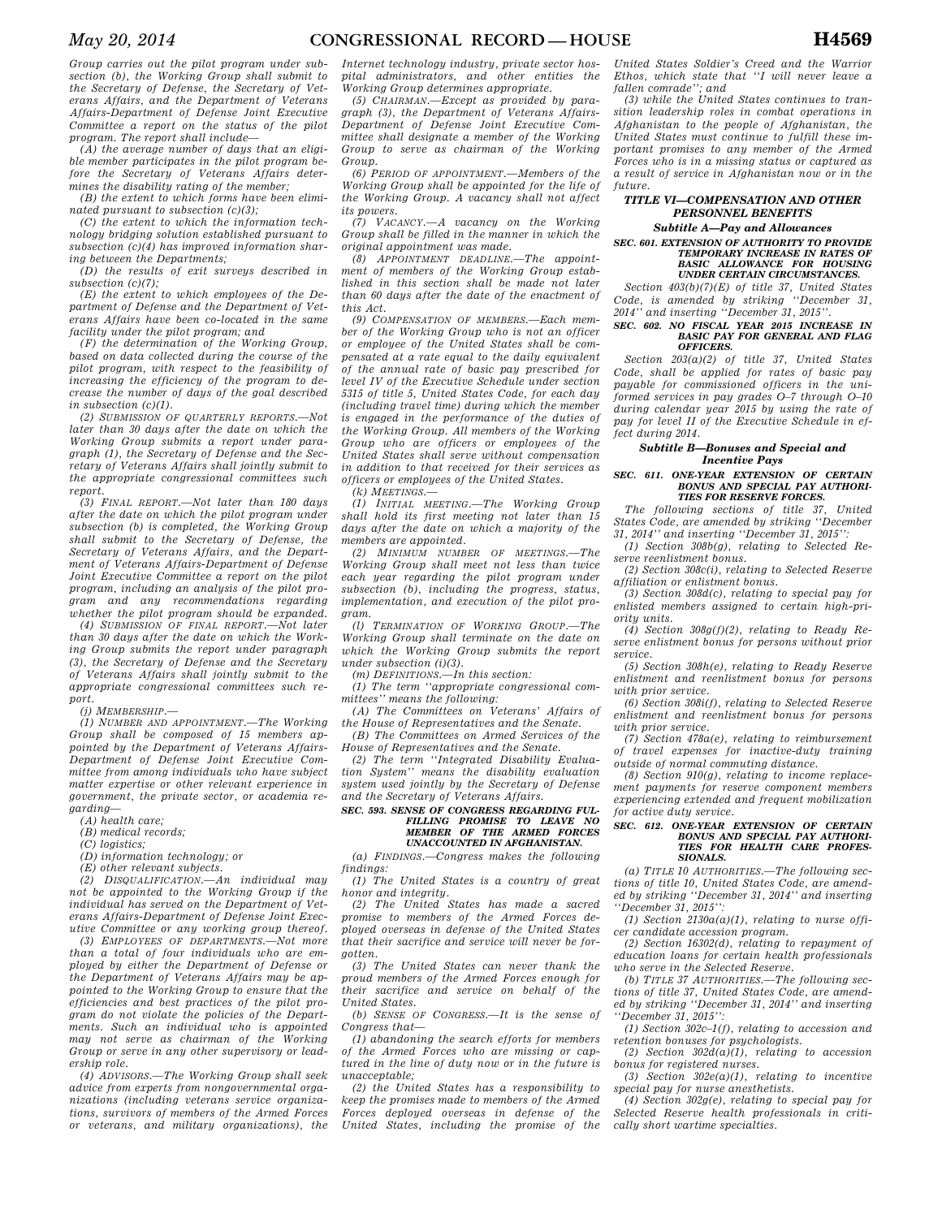Group carries out the pilot program under subsection (b), the Working Group shall submit to the Secretary of Defense, the Secretary of Veterans Affairs, and the Department of Veterans Affairs-Department of Defense Joint Executive Committee a report on the status of the pilot program. The report shall include—

(A) the average number of days that an eligible member participates in the pilot program before the Secretary of Veterans Affairs determines the disability rating of the member;

(B) the extent to which forms have been eliminated pursuant to subsection (c)(3);

(C) the extent to which the information technology bridging solution established pursuant to subsection (c)(4) has improved information sharing between the Departments;

(D) the results of exit surveys described in subsection (c)(7);

(E) the extent to which employees of the Department of Defense and the Department of Veterans Affairs have been co-located in the same facility under the pilot program; and

(F) the determination of the Working Group, based on data collected during the course of the pilot program, with respect to the feasibility of increasing the efficiency of the program to decrease the number of days of the goal described in subsection (c)(1).

(2) *SUBMISSION OF QUARTERLY REPORTS*.—Not later than 30 days after the date on which the Working Group submits a report under paragraph (1), the Secretary of Defense and the Secretary of Veterans Affairs shall jointly submit to the appropriate congressional committees such report.

(3) *FINAL REPORT*.—Not later than 180 days after the date on which the pilot program under subsection (b) is completed, the Working Group shall submit to the Secretary of Defense, the Secretary of Veterans Affairs, and the Department of Veterans Affairs-Department of Defense Joint Executive Committee a report on the pilot program, including an analysis of the pilot program and any recommendations regarding whether the pilot program should be expanded.

(4) *SUBMISSION OF FINAL REPORT*.—Not later than 30 days after the date on which the Working Group submits the report under paragraph (3), the Secretary of Defense and the Secretary of Veterans Affairs shall jointly submit to the appropriate congressional committees such report.

(j) *MEMBERSHIP*.—

(1) *NUMBER AND APPOINTMENT*.—The Working Group shall be composed of 15 members appointed by the Department of Veterans Affairs-Department of Defense Joint Executive Committee from among individuals who have subject matter expertise or other relevant experience in government, the private sector, or academia regarding—

(A) health care;

(B) medical records;

(C) logistics;

(D) information technology; or

(E) other relevant subjects.

(2) *DISQUALIFICATION*.—An individual may not be appointed to the Working Group if the individual has served on the Department of Veterans Affairs-Department of Defense Joint Executive Committee or any working group thereof.

(3) *EMPLOYEES OF DEPARTMENTS*.—Not more than a total of four individuals who are employed by either the Department of Defense or the Department of Veterans Affairs may be appointed to the Working Group to ensure that the efficiencies and best practices of the pilot program do not violate the policies of the Departments. Such an individual who is appointed may not serve as chairman of the Working Group or serve in any other supervisory or leadership role.

(4) *ADVISORS*.—The Working Group shall seek advice from experts from nongovernmental organizations (including veterans service organizations, survivors of members of the Armed Forces or veterans, and military organizations), the Internet technology industry, private sector hospital administrators, and other entities the Working Group determines appropriate.

(5) *CHAIRMAN*.—Except as provided by paragraph (3), the Department of Veterans Affairs-Department of Defense Joint Executive Committee shall designate a member of the Working Group to serve as chairman of the Working Group.

(6) *PERIOD OF APPOINTMENT*.—Members of the Working Group shall be appointed for the life of the Working Group. A vacancy shall not affect its powers.

(7) *VACANCY*.—A vacancy on the Working Group shall be filled in the manner in which the original appointment was made.

(8) *APPOINTMENT DEADLINE*.—The appointment of members of the Working Group established in this section shall be made not later than 60 days after the date of the enactment of this Act.

(9) *COMPENSATION OF MEMBERS*.—Each member of the Working Group who is not an officer or employee of the United States shall be compensated at a rate equal to the daily equivalent of the annual rate of basic pay prescribed for level IV of the Executive Schedule under section 5315 of title 5, United States Code, for each day (including travel time) during which the member is engaged in the performance of the duties of the Working Group. All members of the Working Group who are officers or employees of the United States shall serve without compensation in addition to that received for their services as officers or employees of the United States.

(k) *MEETINGS*.—

(1) *INITIAL MEETING*.—The Working Group shall hold its first meeting not later than 15 days after the date on which a majority of the members are appointed.

(2) *MINIMUM NUMBER OF MEETINGS*.—The Working Group shall meet not less than twice each year regarding the pilot program under subsection (b), including the progress, status, implementation, and execution of the pilot program.

(l) *TERMINATION OF WORKING GROUP*.—The Working Group shall terminate on the date on which the Working Group submits the report under subsection (i)(3).

(m) *DEFINITIONS*.—In this section:

(1) The term ''appropriate congressional committees'' means the following:

(A) The Committees on Veterans' Affairs of the House of Representatives and the Senate.

(B) The Committees on Armed Services of the House of Representatives and the Senate.

(2) The term ''Integrated Disability Evaluation System'' means the disability evaluation system used jointly by the Secretary of Defense and the Secretary of Veterans Affairs.

**SEC. 593. SENSE OF CONGRESS REGARDING FULFILLING PROMISE TO LEAVE NO MEMBER OF THE ARMED FORCES UNACCOUNTED IN AFGHANISTAN.**

(a) *FINDINGS*.—Congress makes the following findings:

(1) The United States is a country of great honor and integrity.

(2) The United States has made a sacred promise to members of the Armed Forces deployed overseas in defense of the United States that their sacrifice and service will never be forgotten.

(3) The United States can never thank the proud members of the Armed Forces enough for their sacrifice and service on behalf of the United States.

(b) *SENSE OF CONGRESS*.—It is the sense of Congress that—

(1) abandoning the search efforts for members of the Armed Forces who are missing or captured in the line of duty now or in the future is unacceptable;

(2) the United States has a responsibility to keep the promises made to members of the Armed Forces deployed overseas in defense of the United States, including the promise of the United States Soldier's Creed and the Warrior Ethos, which state that ''I will never leave a fallen comrade''; and

(3) while the United States continues to transition leadership roles in combat operations in Afghanistan to the people of Afghanistan, the United States must continue to fulfill these important promises to any member of the Armed Forces who is in a missing status or captured as a result of service in Afghanistan now or in the future.

## TITLE VI—COMPENSATION AND OTHER PERSONNEL BENEFITS

### Subtitle A—Pay and Allowances

**SEC. 601. EXTENSION OF AUTHORITY TO PROVIDE TEMPORARY INCREASE IN RATES OF BASIC ALLOWANCE FOR HOUSING UNDER CERTAIN CIRCUMSTANCES.**

Section 403(b)(7)(E) of title 37, United States Code, is amended by striking ''December 31, 2014'' and inserting ''December 31, 2015''.

**SEC. 602. NO FISCAL YEAR 2015 INCREASE IN BASIC PAY FOR GENERAL AND FLAG OFFICERS.**

Section 203(a)(2) of title 37, United States Code, shall be applied for rates of basic pay payable for commissioned officers in the uniformed services in pay grades O–7 through O–10 during calendar year 2015 by using the rate of pay for level II of the Executive Schedule in effect during 2014.

### Subtitle B—Bonuses and Special and Incentive Pays

**SEC. 611. ONE-YEAR EXTENSION OF CERTAIN BONUS AND SPECIAL PAY AUTHORITIES FOR RESERVE FORCES.**

The following sections of title 37, United States Code, are amended by striking ''December 31, 2014'' and inserting ''December 31, 2015'':

(1) Section 308b(g), relating to Selected Reserve reenlistment bonus.

(2) Section 308c(i), relating to Selected Reserve affiliation or enlistment bonus.

(3) Section 308d(c), relating to special pay for enlisted members assigned to certain high-priority units.

(4) Section 308g(f)(2), relating to Ready Reserve enlistment bonus for persons without prior service.

(5) Section 308h(e), relating to Ready Reserve enlistment and reenlistment bonus for persons with prior service.

(6) Section 308i(f), relating to Selected Reserve enlistment and reenlistment bonus for persons with prior service.

(7) Section 478a(e), relating to reimbursement of travel expenses for inactive-duty training outside of normal commuting distance.

(8) Section 910(g), relating to income replacement payments for reserve component members experiencing extended and frequent mobilization for active duty service.

**SEC. 612. ONE-YEAR EXTENSION OF CERTAIN BONUS AND SPECIAL PAY AUTHORITIES FOR HEALTH CARE PROFESSIONALS.**

(a) *TITLE 10 AUTHORITIES*.—The following sections of title 10, United States Code, are amended by striking ''December 31, 2014'' and inserting ''December 31, 2015'':

(1) Section 2130a(a)(1), relating to nurse officer candidate accession program.

(2) Section 16302(d), relating to repayment of education loans for certain health professionals who serve in the Selected Reserve.

(b) *TITLE 37 AUTHORITIES*.—The following sections of title 37, United States Code, are amended by striking ''December 31, 2014'' and inserting ''December 31, 2015'':

(1) Section 302c–1(f), relating to accession and retention bonuses for psychologists.

(2) Section 302d(a)(1), relating to accession bonus for registered nurses.

(3) Section 302e(a)(1), relating to incentive special pay for nurse anesthetists.

(4) Section 302g(e), relating to special pay for Selected Reserve health professionals in critically short wartime specialties.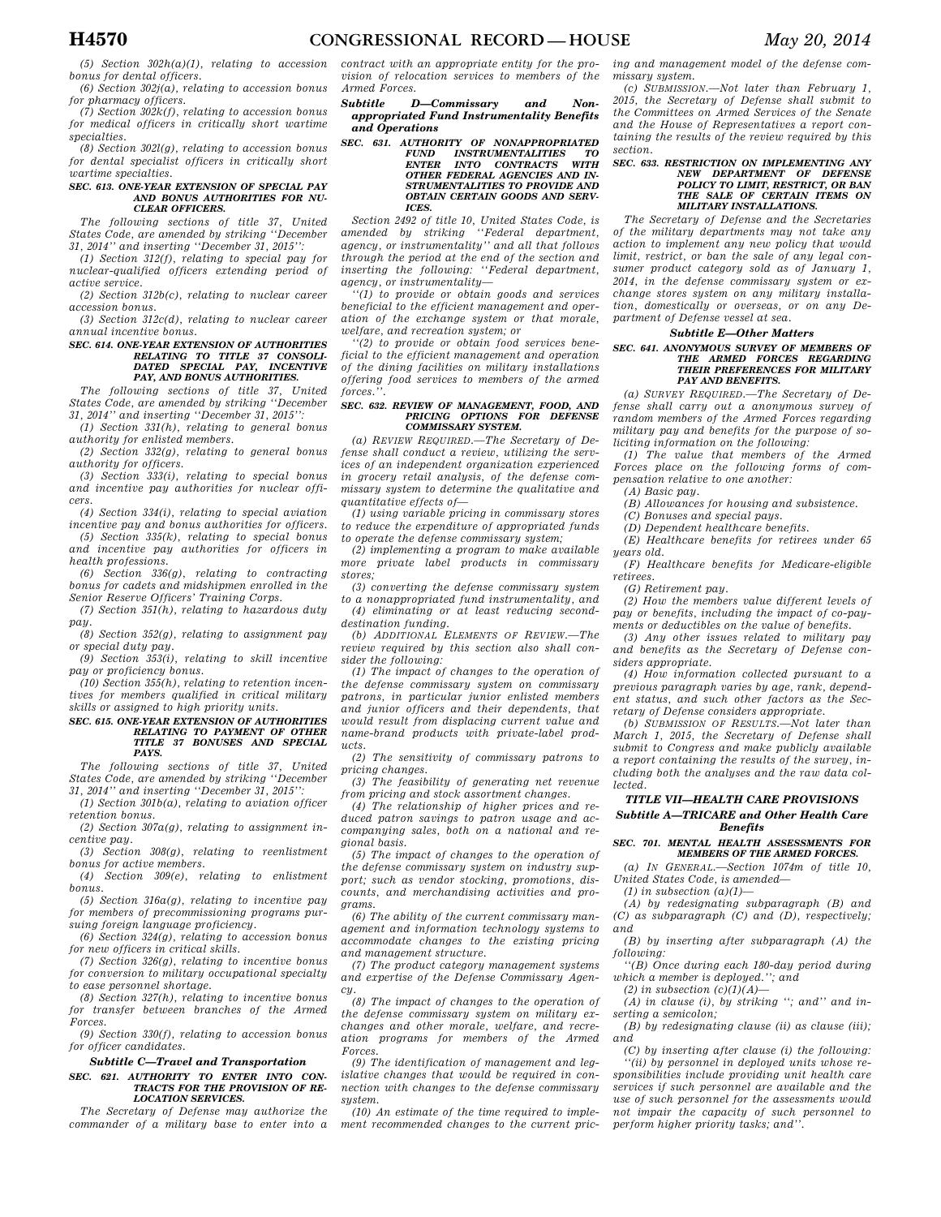*(5) Section 302h(a)(1), relating to accession bonus for dental officers.*

*(6) Section 302j(a), relating to accession bonus for pharmacy officers.*

*(7) Section 302k(f), relating to accession bonus for medical officers in critically short wartime specialties.*

*(8) Section 302l(g), relating to accession bonus for dental specialist officers in critically short wartime specialties.*

### *SEC. 613. ONE-YEAR EXTENSION OF SPECIAL PAY AND BONUS AUTHORITIES FOR NUCLEAR OFFICERS.*

*The following sections of title 37, United States Code, are amended by striking ''December 31, 2014'' and inserting ''December 31, 2015'':*

*(1) Section 312(f), relating to special pay for nuclear-qualified officers extending period of active service.*

*(2) Section 312b(c), relating to nuclear career accession bonus.*

*(3) Section 312c(d), relating to nuclear career annual incentive bonus.*

### *SEC. 614. ONE-YEAR EXTENSION OF AUTHORITIES RELATING TO TITLE 37 CONSOLIDATED SPECIAL PAY, INCENTIVE PAY, AND BONUS AUTHORITIES.*

*The following sections of title 37, United States Code, are amended by striking ''December 31, 2014'' and inserting ''December 31, 2015'':*

*(1) Section 331(h), relating to general bonus authority for enlisted members.*

*(2) Section 332(g), relating to general bonus authority for officers.*

*(3) Section 333(i), relating to special bonus and incentive pay authorities for nuclear officers.*

*(4) Section 334(i), relating to special aviation incentive pay and bonus authorities for officers.*

*(5) Section 335(k), relating to special bonus and incentive pay authorities for officers in health professions.*

*(6) Section 336(g), relating to contracting bonus for cadets and midshipmen enrolled in the Senior Reserve Officers' Training Corps.*

*(7) Section 351(h), relating to hazardous duty pay.*

*(8) Section 352(g), relating to assignment pay or special duty pay.*

*(9) Section 353(i), relating to skill incentive pay or proficiency bonus.*

*(10) Section 355(h), relating to retention incentives for members qualified in critical military skills or assigned to high priority units.*

### *SEC. 615. ONE-YEAR EXTENSION OF AUTHORITIES RELATING TO PAYMENT OF OTHER TITLE 37 BONUSES AND SPECIAL PAYS.*

*The following sections of title 37, United States Code, are amended by striking ''December 31, 2014'' and inserting ''December 31, 2015'':*

*(1) Section 301b(a), relating to aviation officer retention bonus.*

*(2) Section 307a(g), relating to assignment incentive pay.*

*(3) Section 308(g), relating to reenlistment bonus for active members.*

*(4) Section 309(e), relating to enlistment bonus.*

*(5) Section 316a(g), relating to incentive pay for members of precommissioning programs pursuing foreign language proficiency.*

*(6) Section 324(g), relating to accession bonus for new officers in critical skills.*

*(7) Section 326(g), relating to incentive bonus for conversion to military occupational specialty to ease personnel shortage.*

*(8) Section 327(h), relating to incentive bonus for transfer between branches of the Armed Forces.*

*(9) Section 330(f), relating to accession bonus for officer candidates.*

## *Subtitle C—Travel and Transportation*

### *SEC. 621. AUTHORITY TO ENTER INTO CONTRACTS FOR THE PROVISION OF RELOCATION SERVICES.*

*The Secretary of Defense may authorize the commander of a military base to enter into a contract with an appropriate entity for the provision of relocation services to members of the Armed Forces.*

## *Subtitle D—Commissary and Nonappropriated Fund Instrumentality Benefits and Operations*

### *SEC. 631. AUTHORITY OF NONAPPROPRIATED FUND INSTRUMENTALITIES TO ENTER INTO CONTRACTS WITH OTHER FEDERAL AGENCIES AND INSTRUMENTALITIES TO PROVIDE AND OBTAIN CERTAIN GOODS AND SERVICES.*

*Section 2492 of title 10, United States Code, is amended by striking ''Federal department, agency, or instrumentality'' and all that follows through the period at the end of the section and inserting the following: ''Federal department, agency, or instrumentality—*

*''(1) to provide or obtain goods and services beneficial to the efficient management and operation of the exchange system or that morale, welfare, and recreation system; or*

*''(2) to provide or obtain food services beneficial to the efficient management and operation of the dining facilities on military installations offering food services to members of the armed forces.''.*

### *SEC. 632. REVIEW OF MANAGEMENT, FOOD, AND PRICING OPTIONS FOR DEFENSE COMMISSARY SYSTEM.*

*(a) REVIEW REQUIRED.—The Secretary of Defense shall conduct a review, utilizing the services of an independent organization experienced in grocery retail analysis, of the defense commissary system to determine the qualitative and quantitative effects of—*

*(1) using variable pricing in commissary stores to reduce the expenditure of appropriated funds to operate the defense commissary system;*

*(2) implementing a program to make available more private label products in commissary stores;*

*(3) converting the defense commissary system to a nonappropriated fund instrumentality, and*

*(4) eliminating or at least reducing second-destination funding.*

*(b) ADDITIONAL ELEMENTS OF REVIEW.—The review required by this section also shall consider the following:*

*(1) The impact of changes to the operation of the defense commissary system on commissary patrons, in particular junior enlisted members and junior officers and their dependents, that would result from displacing current value and name-brand products with private-label products.*

*(2) The sensitivity of commissary patrons to pricing changes.*

*(3) The feasibility of generating net revenue from pricing and stock assortment changes.*

*(4) The relationship of higher prices and reduced patron savings to patron usage and accompanying sales, both on a national and regional basis.*

*(5) The impact of changes to the operation of the defense commissary system on industry support; such as vendor stocking, promotions, discounts, and merchandising activities and programs.*

*(6) The ability of the current commissary management and information technology systems to accommodate changes to the existing pricing and management structure.*

*(7) The product category management systems and expertise of the Defense Commissary Agency.*

*(8) The impact of changes to the operation of the defense commissary system on military exchanges and other morale, welfare, and recreation programs for members of the Armed Forces.*

*(9) The identification of management and legislative changes that would be required in connection with changes to the defense commissary system.*

*(10) An estimate of the time required to implement recommended changes to the current pricing and management model of the defense commissary system.*

*(c) SUBMISSION.—Not later than February 1, 2015, the Secretary of Defense shall submit to the Committees on Armed Services of the Senate and the House of Representatives a report containing the results of the review required by this section.*

### *SEC. 633. RESTRICTION ON IMPLEMENTING ANY NEW DEPARTMENT OF DEFENSE POLICY TO LIMIT, RESTRICT, OR BAN THE SALE OF CERTAIN ITEMS ON MILITARY INSTALLATIONS.*

*The Secretary of Defense and the Secretaries of the military departments may not take any action to implement any new policy that would limit, restrict, or ban the sale of any legal consumer product category sold as of January 1, 2014, in the defense commissary system or exchange stores system on any military installation, domestically or overseas, or on any Department of Defense vessel at sea.*

## *Subtitle E—Other Matters*

### *SEC. 641. ANONYMOUS SURVEY OF MEMBERS OF THE ARMED FORCES REGARDING THEIR PREFERENCES FOR MILITARY PAY AND BENEFITS.*

*(a) SURVEY REQUIRED.—The Secretary of Defense shall carry out a anonymous survey of random members of the Armed Forces regarding military pay and benefits for the purpose of soliciting information on the following:*

*(1) The value that members of the Armed Forces place on the following forms of compensation relative to one another:*

*(A) Basic pay.*

*(B) Allowances for housing and subsistence.*

*(C) Bonuses and special pays.*

*(D) Dependent healthcare benefits.*

*(E) Healthcare benefits for retirees under 65 years old.*

*(F) Healthcare benefits for Medicare-eligible retirees.*

*(G) Retirement pay.*

*(2) How the members value different levels of pay or benefits, including the impact of co-payments or deductibles on the value of benefits.*

*(3) Any other issues related to military pay and benefits as the Secretary of Defense considers appropriate.*

*(4) How information collected pursuant to a previous paragraph varies by age, rank, dependent status, and such other factors as the Secretary of Defense considers appropriate.*

*(b) SUBMISSION OF RESULTS.—Not later than March 1, 2015, the Secretary of Defense shall submit to Congress and make publicly available a report containing the results of the survey, including both the analyses and the raw data collected.*

# *TITLE VII—HEALTH CARE PROVISIONS*

## *Subtitle A—TRICARE and Other Health Care Benefits*

### *SEC. 701. MENTAL HEALTH ASSESSMENTS FOR MEMBERS OF THE ARMED FORCES.*

*(a) IN GENERAL.—Section 1074m of title 10, United States Code, is amended—*

*(1) in subsection (a)(1)—*

*(A) by redesignating subparagraph (B) and (C) as subparagraph (C) and (D), respectively; and*

*(B) by inserting after subparagraph (A) the following:*

*''(B) Once during each 180-day period during which a member is deployed.''; and*

*(2) in subsection (c)(1)(A)—*

*(A) in clause (i), by striking ''; and'' and inserting a semicolon;*

*(B) by redesignating clause (ii) as clause (iii); and*

*(C) by inserting after clause (i) the following:*

*''(ii) by personnel in deployed units whose responsibilities include providing unit health care services if such personnel are available and the use of such personnel for the assessments would not impair the capacity of such personnel to perform higher priority tasks; and''.*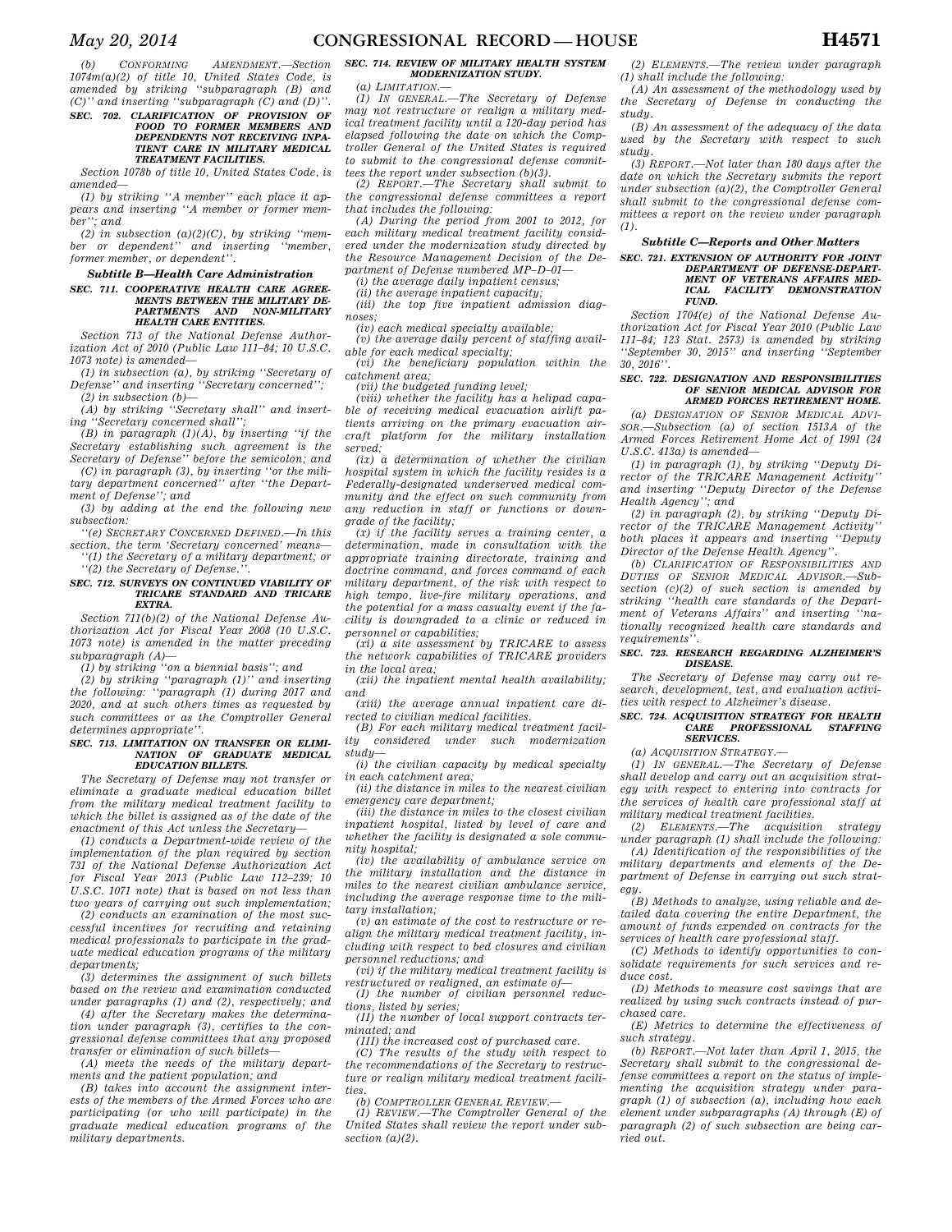*(b) CONFORMING AMENDMENT.—Section 1074m(a)(2) of title 10, United States Code, is amended by striking ''subparagraph (B) and (C)'' and inserting ''subparagraph (C) and (D)''.*

### *SEC. 702. CLARIFICATION OF PROVISION OF FOOD TO FORMER MEMBERS AND DEPENDENTS NOT RECEIVING INPATIENT CARE IN MILITARY MEDICAL TREATMENT FACILITIES.*

*Section 1078b of title 10, United States Code, is amended—*

*(1) by striking ''A member'' each place it appears and inserting ''A member or former member''; and*

*(2) in subsection (a)(2)(C), by striking ''member or dependent'' and inserting ''member, former member, or dependent''.*

## *Subtitle B—Health Care Administration*

### *SEC. 711. COOPERATIVE HEALTH CARE AGREEMENTS BETWEEN THE MILITARY DEPARTMENTS AND NON-MILITARY HEALTH CARE ENTITIES.*

*Section 713 of the National Defense Authorization Act of 2010 (Public Law 111–84; 10 U.S.C. 1073 note) is amended—*

*(1) in subsection (a), by striking ''Secretary of Defense'' and inserting ''Secretary concerned'';*

*(2) in subsection (b)—*

*(A) by striking ''Secretary shall'' and inserting ''Secretary concerned shall'';*

*(B) in paragraph (1)(A), by inserting ''if the Secretary establishing such agreement is the Secretary of Defense'' before the semicolon; and*

*(C) in paragraph (3), by inserting ''or the military department concerned'' after ''the Department of Defense''; and*

*(3) by adding at the end the following new subsection:*

*''(e) SECRETARY CONCERNED DEFINED.—In this section, the term 'Secretary concerned' means—*

*''(1) the Secretary of a military department; or*

*''(2) the Secretary of Defense.''.*

### *SEC. 712. SURVEYS ON CONTINUED VIABILITY OF TRICARE STANDARD AND TRICARE EXTRA.*

*Section 711(b)(2) of the National Defense Authorization Act for Fiscal Year 2008 (10 U.S.C. 1073 note) is amended in the matter preceding subparagraph (A)—*

*(1) by striking ''on a biennial basis''; and*

*(2) by striking ''paragraph (1)'' and inserting the following: ''paragraph (1) during 2017 and 2020, and at such others times as requested by such committees or as the Comptroller General determines appropriate''.*

### *SEC. 713. LIMITATION ON TRANSFER OR ELIMINATION OF GRADUATE MEDICAL EDUCATION BILLETS.*

*The Secretary of Defense may not transfer or eliminate a graduate medical education billet from the military medical treatment facility to which the billet is assigned as of the date of the enactment of this Act unless the Secretary—*

*(1) conducts a Department-wide review of the implementation of the plan required by section 731 of the National Defense Authorization Act for Fiscal Year 2013 (Public Law 112–239; 10 U.S.C. 1071 note) that is based on not less than two years of carrying out such implementation;*

*(2) conducts an examination of the most successful incentives for recruiting and retaining medical professionals to participate in the graduate medical education programs of the military departments;*

*(3) determines the assignment of such billets based on the review and examination conducted under paragraphs (1) and (2), respectively; and*

*(4) after the Secretary makes the determination under paragraph (3), certifies to the congressional defense committees that any proposed transfer or elimination of such billets—*

*(A) meets the needs of the military departments and the patient population; and*

*(B) takes into account the assignment interests of the members of the Armed Forces who are participating (or who will participate) in the graduate medical education programs of the military departments.*

### *SEC. 714. REVIEW OF MILITARY HEALTH SYSTEM MODERNIZATION STUDY.*

*(a) LIMITATION.—*

*(1) IN GENERAL.—The Secretary of Defense may not restructure or realign a military medical treatment facility until a 120-day period has elapsed following the date on which the Comptroller General of the United States is required to submit to the congressional defense committees the report under subsection (b)(3).*

*(2) REPORT.—The Secretary shall submit to the congressional defense committees a report that includes the following:*

*(A) During the period from 2001 to 2012, for each military medical treatment facility considered under the modernization study directed by the Resource Management Decision of the Department of Defense numbered MP–D–01—*

*(i) the average daily inpatient census;*

*(ii) the average inpatient capacity;*

*(iii) the top five inpatient admission diagnoses;*

*(iv) each medical specialty available;*

*(v) the average daily percent of staffing available for each medical specialty;*

*(vi) the beneficiary population within the catchment area;*

*(vii) the budgeted funding level;*

*(viii) whether the facility has a helipad capable of receiving medical evacuation airlift patients arriving on the primary evacuation aircraft platform for the military installation served;*

*(ix) a determination of whether the civilian hospital system in which the facility resides is a Federally-designated underserved medical community and the effect on such community from any reduction in staff or functions or downgrade of the facility;*

*(x) if the facility serves a training center, a determination, made in consultation with the appropriate training directorate, training and doctrine command, and forces command of each military department, of the risk with respect to high tempo, live-fire military operations, and the potential for a mass casualty event if the facility is downgraded to a clinic or reduced in personnel or capabilities;*

*(xi) a site assessment by TRICARE to assess the network capabilities of TRICARE providers in the local area;*

*(xii) the inpatient mental health availability; and*

*(xiii) the average annual inpatient care directed to civilian medical facilities.*

*(B) For each military medical treatment facility considered under such modernization study—*

*(i) the civilian capacity by medical specialty in each catchment area;*

*(ii) the distance in miles to the nearest civilian emergency care department;*

*(iii) the distance in miles to the closest civilian inpatient hospital, listed by level of care and whether the facility is designated a sole community hospital;*

*(iv) the availability of ambulance service on the military installation and the distance in miles to the nearest civilian ambulance service, including the average response time to the military installation;*

*(v) an estimate of the cost to restructure or realign the military medical treatment facility, including with respect to bed closures and civilian personnel reductions; and*

*(vi) if the military medical treatment facility is restructured or realigned, an estimate of—*

*(I) the number of civilian personnel reductions, listed by series;*

*(II) the number of local support contracts terminated; and*

*(III) the increased cost of purchased care.*

*(C) The results of the study with respect to the recommendations of the Secretary to restructure or realign military medical treatment facilities.*

*(b) COMPTROLLER GENERAL REVIEW.—*

*(1) REVIEW.—The Comptroller General of the United States shall review the report under subsection (a)(2).*

*(2) ELEMENTS.—The review under paragraph (1) shall include the following:*

*(A) An assessment of the methodology used by the Secretary of Defense in conducting the study.*

*(B) An assessment of the adequacy of the data used by the Secretary with respect to such study.*

*(3) REPORT.—Not later than 180 days after the date on which the Secretary submits the report under subsection (a)(2), the Comptroller General shall submit to the congressional defense committees a report on the review under paragraph (1).*

## *Subtitle C—Reports and Other Matters*

### *SEC. 721. EXTENSION OF AUTHORITY FOR JOINT DEPARTMENT OF DEFENSE-DEPARTMENT OF VETERANS AFFAIRS MEDICAL FACILITY DEMONSTRATION FUND.*

*Section 1704(e) of the National Defense Authorization Act for Fiscal Year 2010 (Public Law 111–84; 123 Stat. 2573) is amended by striking ''September 30, 2015'' and inserting ''September 30, 2016''.*

### *SEC. 722. DESIGNATION AND RESPONSIBILITIES OF SENIOR MEDICAL ADVISOR FOR ARMED FORCES RETIREMENT HOME.*

*(a) DESIGNATION OF SENIOR MEDICAL ADVISOR.—Subsection (a) of section 1513A of the Armed Forces Retirement Home Act of 1991 (24 U.S.C. 413a) is amended—*

*(1) in paragraph (1), by striking ''Deputy Director of the TRICARE Management Activity'' and inserting ''Deputy Director of the Defense Health Agency''; and*

*(2) in paragraph (2), by striking ''Deputy Director of the TRICARE Management Activity'' both places it appears and inserting ''Deputy Director of the Defense Health Agency''.*

*(b) CLARIFICATION OF RESPONSIBILITIES AND DUTIES OF SENIOR MEDICAL ADVISOR.—Subsection (c)(2) of such section is amended by striking ''health care standards of the Department of Veterans Affairs'' and inserting ''nationally recognized health care standards and requirements''.*

### *SEC. 723. RESEARCH REGARDING ALZHEIMER'S DISEASE.*

*The Secretary of Defense may carry out research, development, test, and evaluation activities with respect to Alzheimer's disease.*

### *SEC. 724. ACQUISITION STRATEGY FOR HEALTH CARE PROFESSIONAL STAFFING SERVICES.*

*(a) ACQUISITION STRATEGY.—*

*(1) IN GENERAL.—The Secretary of Defense shall develop and carry out an acquisition strategy with respect to entering into contracts for the services of health care professional staff at military medical treatment facilities.*

*(2) ELEMENTS.—The acquisition strategy under paragraph (1) shall include the following:*

*(A) Identification of the responsibilities of the military departments and elements of the Department of Defense in carrying out such strategy.*

*(B) Methods to analyze, using reliable and detailed data covering the entire Department, the amount of funds expended on contracts for the services of health care professional staff.*

*(C) Methods to identify opportunities to consolidate requirements for such services and reduce cost.*

*(D) Methods to measure cost savings that are realized by using such contracts instead of purchased care.*

*(E) Metrics to determine the effectiveness of such strategy.*

*(b) REPORT.—Not later than April 1, 2015, the Secretary shall submit to the congressional defense committees a report on the status of implementing the acquisition strategy under paragraph (1) of subsection (a), including how each element under subparagraphs (A) through (E) of paragraph (2) of such subsection are being carried out.*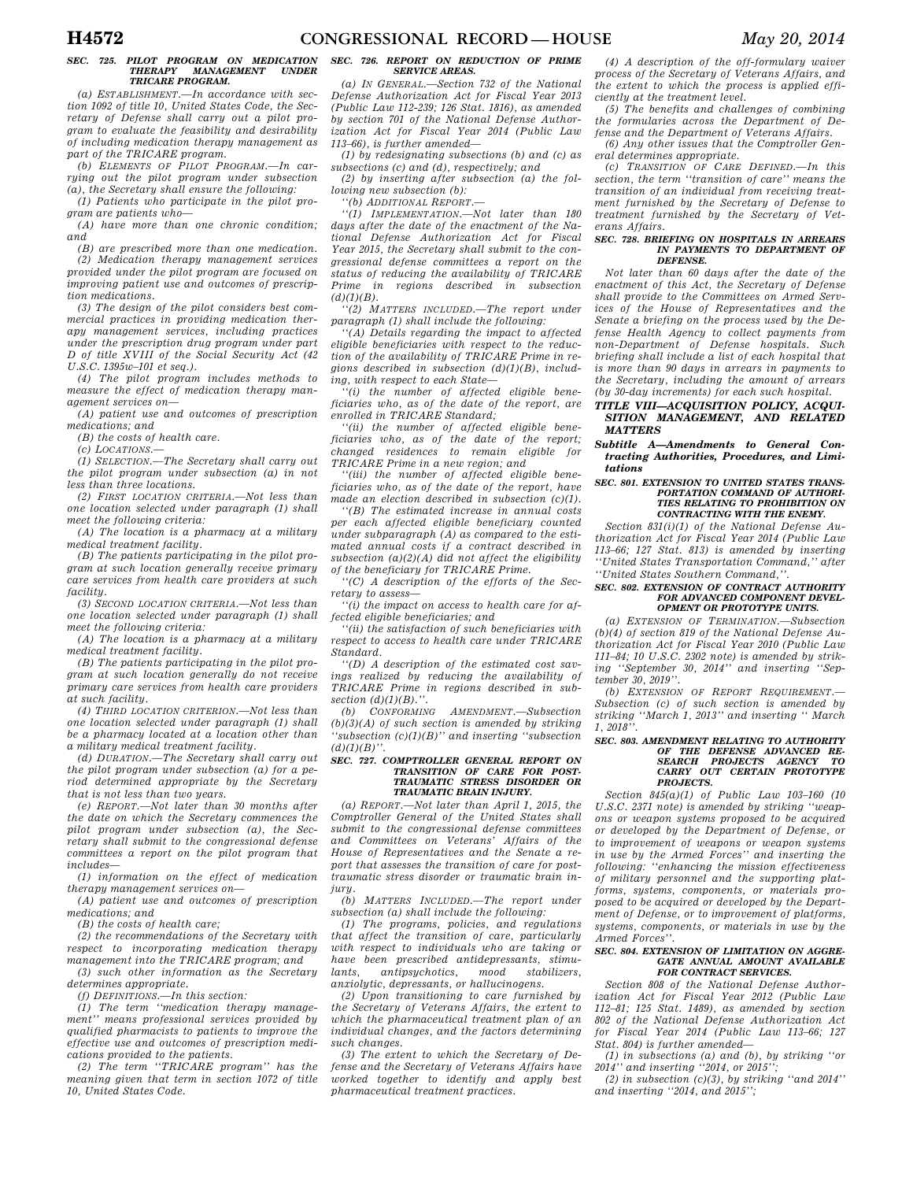### SEC. 725. PILOT PROGRAM ON MEDICATION THERAPY MANAGEMENT UNDER TRICARE PROGRAM.

(a) *ESTABLISHMENT*.—In accordance with section 1092 of title 10, United States Code, the Secretary of Defense shall carry out a pilot program to evaluate the feasibility and desirability of including medication therapy management as part of the TRICARE program.

(b) *ELEMENTS OF PILOT PROGRAM*.—In carrying out the pilot program under subsection (a), the Secretary shall ensure the following:

(1) Patients who participate in the pilot program are patients who—

(A) have more than one chronic condition; and

(B) are prescribed more than one medication.

(2) Medication therapy management services provided under the pilot program are focused on improving patient use and outcomes of prescription medications.

(3) The design of the pilot considers best commercial practices in providing medication therapy management services, including practices under the prescription drug program under part D of title XVIII of the Social Security Act (42 U.S.C. 1395w–101 et seq.).

(4) The pilot program includes methods to measure the effect of medication therapy management services on—

(A) patient use and outcomes of prescription medications; and

(B) the costs of health care.

(c) *LOCATIONS*.—

(1) *SELECTION*.—The Secretary shall carry out the pilot program under subsection (a) in not less than three locations.

(2) *FIRST LOCATION CRITERIA*.—Not less than one location selected under paragraph (1) shall meet the following criteria:

(A) The location is a pharmacy at a military medical treatment facility.

(B) The patients participating in the pilot program at such location generally receive primary care services from health care providers at such facility.

(3) *SECOND LOCATION CRITERIA*.—Not less than one location selected under paragraph (1) shall meet the following criteria:

(A) The location is a pharmacy at a military medical treatment facility.

(B) The patients participating in the pilot program at such location generally do not receive primary care services from health care providers at such facility.

(4) *THIRD LOCATION CRITERION*.—Not less than one location selected under paragraph (1) shall be a pharmacy located at a location other than a military medical treatment facility.

(d) *DURATION*.—The Secretary shall carry out the pilot program under subsection (a) for a period determined appropriate by the Secretary that is not less than two years.

(e) *REPORT*.—Not later than 30 months after the date on which the Secretary commences the pilot program under subsection (a), the Secretary shall submit to the congressional defense committees a report on the pilot program that includes—

(1) information on the effect of medication therapy management services on—

(A) patient use and outcomes of prescription medications; and

(B) the costs of health care;

(2) the recommendations of the Secretary with respect to incorporating medication therapy management into the TRICARE program; and

(3) such other information as the Secretary determines appropriate.

(f) *DEFINITIONS*.—In this section:

(1) The term ''medication therapy management'' means professional services provided by qualified pharmacists to patients to improve the effective use and outcomes of prescription medications provided to the patients.

(2) The term ''TRICARE program'' has the meaning given that term in section 1072 of title 10, United States Code.

### SEC. 726. REPORT ON REDUCTION OF PRIME SERVICE AREAS.

(a) *IN GENERAL*.—Section 732 of the National Defense Authorization Act for Fiscal Year 2013 (Public Law 112–239; 126 Stat. 1816), as amended by section 701 of the National Defense Authorization Act for Fiscal Year 2014 (Public Law 113–66), is further amended—

(1) by redesignating subsections (b) and (c) as subsections (c) and (d), respectively; and

(2) by inserting after subsection (a) the following new subsection (b):

''(b) *ADDITIONAL REPORT*.—

''(1) *IMPLEMENTATION*.—Not later than 180 days after the date of the enactment of the National Defense Authorization Act for Fiscal Year 2015, the Secretary shall submit to the congressional defense committees a report on the status of reducing the availability of TRICARE Prime in regions described in subsection (d)(1)(B).

''(2) *MATTERS INCLUDED*.—The report under paragraph (1) shall include the following:

''(A) Details regarding the impact to affected eligible beneficiaries with respect to the reduction of the availability of TRICARE Prime in regions described in subsection (d)(1)(B), including, with respect to each State—

''(i) the number of affected eligible beneficiaries who, as of the date of the report, are enrolled in TRICARE Standard;

''(ii) the number of affected eligible beneficiaries who, as of the date of the report; changed residences to remain eligible for TRICARE Prime in a new region; and

''(iii) the number of affected eligible beneficiaries who, as of the date of the report, have made an election described in subsection (c)(1).

''(B) The estimated increase in annual costs per each affected eligible beneficiary counted under subparagraph (A) as compared to the estimated annual costs if a contract described in subsection (a)(2)(A) did not affect the eligibility of the beneficiary for TRICARE Prime.

''(C) A description of the efforts of the Secretary to assess—

''(i) the impact on access to health care for affected eligible beneficiaries; and

''(ii) the satisfaction of such beneficiaries with respect to access to health care under TRICARE Standard.

''(D) A description of the estimated cost savings realized by reducing the availability of TRICARE Prime in regions described in subsection (d)(1)(B).''.

(b) *CONFORMING AMENDMENT*.—Subsection (b)(3)(A) of such section is amended by striking ''subsection (c)(1)(B)'' and inserting ''subsection (d)(1)(B)''.

### SEC. 727. COMPTROLLER GENERAL REPORT ON TRANSITION OF CARE FOR POST-TRAUMATIC STRESS DISORDER OR TRAUMATIC BRAIN INJURY.

(a) *REPORT*.—Not later than April 1, 2015, the Comptroller General of the United States shall submit to the congressional defense committees and Committees on Veterans' Affairs of the House of Representatives and the Senate a report that assesses the transition of care for post-traumatic stress disorder or traumatic brain injury.

(b) *MATTERS INCLUDED*.—The report under subsection (a) shall include the following:

(1) The programs, policies, and regulations that affect the transition of care, particularly with respect to individuals who are taking or have been prescribed antidepressants, stimulants, antipsychotics, mood stabilizers, anxiolytic, depressants, or hallucinogens.

(2) Upon transitioning to care furnished by the Secretary of Veterans Affairs, the extent to which the pharmaceutical treatment plan of an individual changes, and the factors determining such changes.

(3) The extent to which the Secretary of Defense and the Secretary of Veterans Affairs have worked together to identify and apply best pharmaceutical treatment practices.

(4) A description of the off-formulary waiver process of the Secretary of Veterans Affairs, and the extent to which the process is applied efficiently at the treatment level.

(5) The benefits and challenges of combining the formularies across the Department of Defense and the Department of Veterans Affairs.

(6) Any other issues that the Comptroller General determines appropriate.

(c) *TRANSITION OF CARE DEFINED*.—In this section, the term ''transition of care'' means the transition of an individual from receiving treatment furnished by the Secretary of Defense to treatment furnished by the Secretary of Veterans Affairs.

### SEC. 728. BRIEFING ON HOSPITALS IN ARREARS IN PAYMENTS TO DEPARTMENT OF DEFENSE.

Not later than 60 days after the date of the enactment of this Act, the Secretary of Defense shall provide to the Committees on Armed Services of the House of Representatives and the Senate a briefing on the process used by the Defense Health Agency to collect payments from non-Department of Defense hospitals. Such briefing shall include a list of each hospital that is more than 90 days in arrears in payments to the Secretary, including the amount of arrears (by 30-day increments) for each such hospital.

## TITLE VIII—ACQUISITION POLICY, ACQUISITION MANAGEMENT, AND RELATED MATTERS

## Subtitle A—Amendments to General Contracting Authorities, Procedures, and Limitations

### SEC. 801. EXTENSION TO UNITED STATES TRANSPORTATION COMMAND OF AUTHORITIES RELATING TO PROHIBITION ON CONTRACTING WITH THE ENEMY.

Section 831(i)(1) of the National Defense Authorization Act for Fiscal Year 2014 (Public Law 113–66; 127 Stat. 813) is amended by inserting ''United States Transportation Command,'' after ''United States Southern Command,''.

### SEC. 802. EXTENSION OF CONTRACT AUTHORITY FOR ADVANCED COMPONENT DEVELOPMENT OR PROTOTYPE UNITS.

(a) *EXTENSION OF TERMINATION*.—Subsection (b)(4) of section 819 of the National Defense Authorization Act for Fiscal Year 2010 (Public Law 111–84; 10 U.S.C. 2302 note) is amended by striking ''September 30, 2014'' and inserting ''September 30, 2019''.

(b) *EXTENSION OF REPORT REQUIREMENT*.—Subsection (c) of such section is amended by striking ''March 1, 2013'' and inserting '' March 1, 2018''.

### SEC. 803. AMENDMENT RELATING TO AUTHORITY OF THE DEFENSE ADVANCED RESEARCH PROJECTS AGENCY TO CARRY OUT CERTAIN PROTOTYPE PROJECTS.

Section 845(a)(1) of Public Law 103–160 (10 U.S.C. 2371 note) is amended by striking ''weapons or weapon systems proposed to be acquired or developed by the Department of Defense, or to improvement of weapons or weapon systems in use by the Armed Forces'' and inserting the following: ''enhancing the mission effectiveness of military personnel and the supporting platforms, systems, components, or materials proposed to be acquired or developed by the Department of Defense, or to improvement of platforms, systems, components, or materials in use by the Armed Forces''.

### SEC. 804. EXTENSION OF LIMITATION ON AGGREGATE ANNUAL AMOUNT AVAILABLE FOR CONTRACT SERVICES.

Section 808 of the National Defense Authorization Act for Fiscal Year 2012 (Public Law 112–81; 125 Stat. 1489), as amended by section 802 of the National Defense Authorization Act for Fiscal Year 2014 (Public Law 113–66; 127 Stat. 804) is further amended—

(1) in subsections (a) and (b), by striking ''or 2014'' and inserting ''2014, or 2015'';

(2) in subsection (c)(3), by striking ''and 2014'' and inserting ''2014, and 2015'';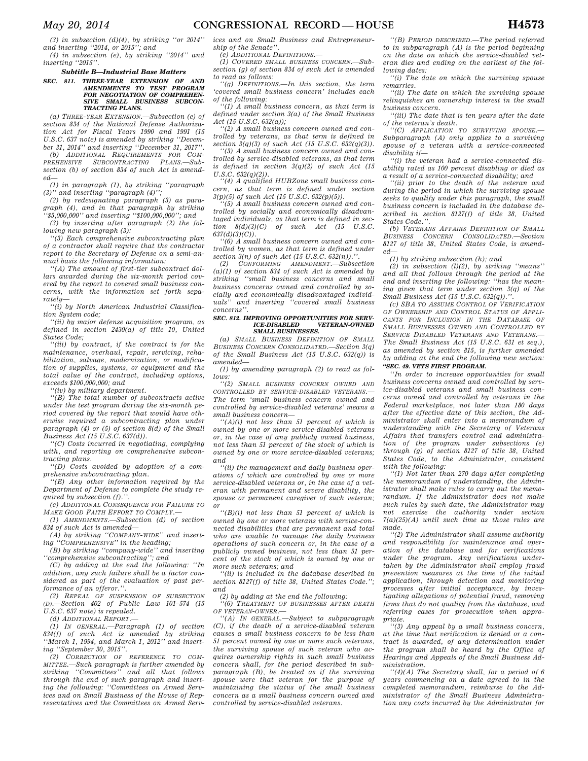(3) in subsection (d)(4), by striking ''or 2014'' and inserting ''2014, or 2015''; and

(4) in subsection (e), by striking ''2014'' and inserting ''2015''.

### *Subtitle B—Industrial Base Matters*

**SEC. 811. THREE-YEAR EXTENSION OF AND AMENDMENTS TO TEST PROGRAM FOR NEGOTIATION OF COMPREHENSIVE SMALL BUSINESS SUBCONTRACTING PLANS.**

(a) THREE-YEAR EXTENSION.—Subsection (e) of section 834 of the National Defense Authorization Act for Fiscal Years 1990 and 1991 (15 U.S.C. 637 note) is amended by striking ''December 31, 2014'' and inserting ''December 31, 2017''.

(b) ADDITIONAL REQUIREMENTS FOR COMPREHENSIVE SUBCONTRACTING PLANS.—Subsection (b) of section 834 of such Act is amended—

(1) in paragraph (1), by striking ''paragraph (3)'' and inserting ''paragraph (4)'';

(2) by redesignating paragraph (3) as paragraph (4), and in that paragraph by striking ''$5,000,000'' and inserting ''$100,000,000''; and

(3) by inserting after paragraph (2) the following new paragraph (3):

''(3) Each comprehensive subcontracting plan of a contractor shall require that the contractor report to the Secretary of Defense on a semi-annual basis the following information:

''(A) The amount of first-tier subcontract dollars awarded during the six-month period covered by the report to covered small business concerns, with the information set forth separately—

''(i) by North American Industrial Classification System code;

''(ii) by major defense acquisition program, as defined in section 2430(a) of title 10, United States Code;

''(iii) by contract, if the contract is for the maintenance, overhaul, repair, servicing, rehabilitation, salvage, modernization, or modification of supplies, systems, or equipment and the total value of the contract, including options, exceeds $100,000,000; and

''(iv) by military department.

''(B) The total number of subcontracts active under the test program during the six-month period covered by the report that would have otherwise required a subcontracting plan under paragraph (4) or (5) of section 8(d) of the Small Business Act (15 U.S.C. 637(d)).

''(C) Costs incurred in negotiating, complying with, and reporting on comprehensive subcontracting plans.

''(D) Costs avoided by adoption of a comprehensive subcontracting plan.

''(E) Any other information required by the Department of Defense to complete the study required by subsection (f).''.

(c) ADDITIONAL CONSEQUENCE FOR FAILURE TO MAKE GOOD FAITH EFFORT TO COMPLY.—

(1) AMENDMENTS.—Subsection (d) of section 834 of such Act is amended—

(A) by striking ''COMPANY-WIDE'' and inserting ''COMPREHENSIVE'' in the heading;

(B) by striking ''company-wide'' and inserting ''comprehensive subcontracting''; and

(C) by adding at the end the following: ''In addition, any such failure shall be a factor considered as part of the evaluation of past performance of an offeror.''.

(2) REPEAL OF SUSPENSION OF SUBSECTION (D).—Section 402 of Public Law 101–574 (15 U.S.C. 637 note) is repealed.

(d) ADDITIONAL REPORT.—

(1) IN GENERAL.—Paragraph (1) of section 834(f) of such Act is amended by striking ''March 1, 1994, and March 1, 2012'' and inserting ''September 30, 2015''.

(2) CORRECTION OF REFERENCE TO COMMITTEE.—Such paragraph is further amended by striking ''Committees'' and all that follows through the end of such paragraph and inserting the following: ''Committees on Armed Services and on Small Business of the House of Representatives and the Committees on Armed Services and on Small Business and Entrepreneurship of the Senate''.

(e) ADDITIONAL DEFINITIONS.—

(1) COVERED SMALL BUSINESS CONCERN.—Subsection (g) of section 834 of such Act is amended to read as follows:

''(g) DEFINITIONS.—In this section, the term 'covered small business concern' includes each of the following:

''(1) A small business concern, as that term is defined under section 3(a) of the Small Business Act (15 U.S.C. 632(a));

''(2) A small business concern owned and controlled by veterans, as that term is defined in section 3(q)(3) of such Act (15 U.S.C. 632(q)(3)).

''(3) A small business concern owned and controlled by service-disabled veterans, as that term is defined in section 3(q)(2) of such Act (15 U.S.C. 632(q)(2)).

''(4) A qualified HUBZone small business concern, as that term is defined under section 3(p)(5) of such Act (15 U.S.C. 632(p)(5)).

''(5) A small business concern owned and controlled by socially and economically disadvantaged individuals, as that term is defined in section 8(d)(3)(C) of such Act (15 U.S.C. 637(d)(3)(C)).

''(6) A small business concern owned and controlled by women, as that term is defined under section 3(n) of such Act (15 U.S.C. 632(n)).''.

(2) CONFORMING AMENDMENT.—Subsection (a)(1) of section 834 of such Act is amended by striking ''small business concerns and small business concerns owned and controlled by socially and economically disadvantaged individuals'' and inserting ''covered small business concerns''.

**SEC. 812. IMPROVING OPPORTUNITIES FOR SERVICE-DISABLED VETERAN-OWNED SMALL BUSINESSES.**

(a) SMALL BUSINESS DEFINITION OF SMALL BUSINESS CONCERN CONSOLIDATED.—Section 3(q) of the Small Business Act (15 U.S.C. 632(q)) is amended—

(1) by amending paragraph (2) to read as follows:

''(2) SMALL BUSINESS CONCERN OWNED AND CONTROLLED BY SERVICE-DISABLED VETERANS.—The term 'small business concern owned and controlled by service-disabled veterans' means a small business concern—

''(A)(i) not less than 51 percent of which is owned by one or more service-disabled veterans or, in the case of any publicly owned business, not less than 51 percent of the stock of which is owned by one or more service-disabled veterans; and

''(ii) the management and daily business operations of which are controlled by one or more service-disabled veterans or, in the case of a veteran with permanent and severe disability, the spouse or permanent caregiver of such veteran; or

''(B)(i) not less than 51 percent of which is owned by one or more veterans with service-connected disabilities that are permanent and total who are unable to manage the daily business operations of such concern or, in the case of a publicly owned business, not less than 51 percent of the stock of which is owned by one or more such veterans; and

''(ii) is included in the database described in section 8127(f) of title 38, United States Code.''; and

(2) by adding at the end the following:

''(6) TREATMENT OF BUSINESSES AFTER DEATH OF VETERAN-OWNER.—

''(A) IN GENERAL.—Subject to subparagraph (C), if the death of a service-disabled veteran causes a small business concern to be less than 51 percent owned by one or more such veterans, the surviving spouse of such veteran who acquires ownership rights in such small business concern shall, for the period described in subparagraph (B), be treated as if the surviving spouse were that veteran for the purpose of maintaining the status of the small business concern as a small business concern owned and controlled by service-disabled veterans.

''(B) PERIOD DESCRIBED.—The period referred to in subparagraph (A) is the period beginning on the date on which the service-disabled veteran dies and ending on the earliest of the following dates:

''(i) The date on which the surviving spouse remarries.

''(ii) The date on which the surviving spouse relinquishes an ownership interest in the small business concern.

''(iii) The date that is ten years after the date of the veteran's death.

''(C) APPLICATION TO SURVIVING SPOUSE.—Subparagraph (A) only applies to a surviving spouse of a veteran with a service-connected disability if—

''(i) the veteran had a service-connected disability rated as 100 percent disabling or died as a result of a service-connected disability; and

''(ii) prior to the death of the veteran and during the period in which the surviving spouse seeks to qualify under this paragraph, the small business concern is included in the database described in section 8127(f) of title 38, United States Code.''.

(b) VETERANS AFFAIRS DEFINITION OF SMALL BUSINESS CONCERN CONSOLIDATED.—Section 8127 of title 38, United States Code, is amended—

(1) by striking subsection (h); and

(2) in subsection (l)(2), by striking ''means'' and all that follows through the period at the end and inserting the following: ''has the meaning given that term under section 3(q) of the Small Business Act (15 U.S.C. 632(q)).''.

(c) SBA TO ASSUME CONTROL OF VERIFICATION OF OWNERSHIP AND CONTROL STATUS OF APPLICANTS FOR INCLUSION IN THE DATABASE OF SMALL BUSINESSES OWNED AND CONTROLLED BY SERVICE DISABLED VETERANS AND VETERANS.—The Small Business Act (15 U.S.C. 631 et seq.), as amended by section 815, is further amended by adding at the end the following new section:

**''SEC. 49. VETS FIRST PROGRAM.**

''In order to increase opportunities for small business concerns owned and controlled by service-disabled veterans and small business concerns owned and controlled by veterans in the Federal marketplace, not later than 180 days after the effective date of this section, the Administrator shall enter into a memorandum of understanding with the Secretary of Veterans Affairs that transfers control and administration of the program under subsections (e) through (g) of section 8127 of title 38, United States Code, to the Administrator, consistent with the following:

''(1) Not later than 270 days after completing the memorandum of understanding, the Administrator shall make rules to carry out the memorandum. If the Administrator does not make such rules by such date, the Administrator may not exercise the authority under section 7(a)(25)(A) until such time as those rules are made.

''(2) The Administrator shall assume authority and responsibility for maintenance and operation of the database and for verifications under the program. Any verifications undertaken by the Administrator shall employ fraud prevention measures at the time of the initial application, through detection and monitoring processes after initial acceptance, by investigating allegations of potential fraud, removing firms that do not quality from the database, and referring cases for prosecution when appropriate.

''(3) Any appeal by a small business concern, at the time that verification is denied or a contract is awarded, of any determination under the program shall be heard by the Office of Hearings and Appeals of the Small Business Administration.

''(4)(A) The Secretary shall, for a period of 6 years commencing on a date agreed to in the completed memorandum, reimburse to the Administrator of the Small Business Administration any costs incurred by the Administrator for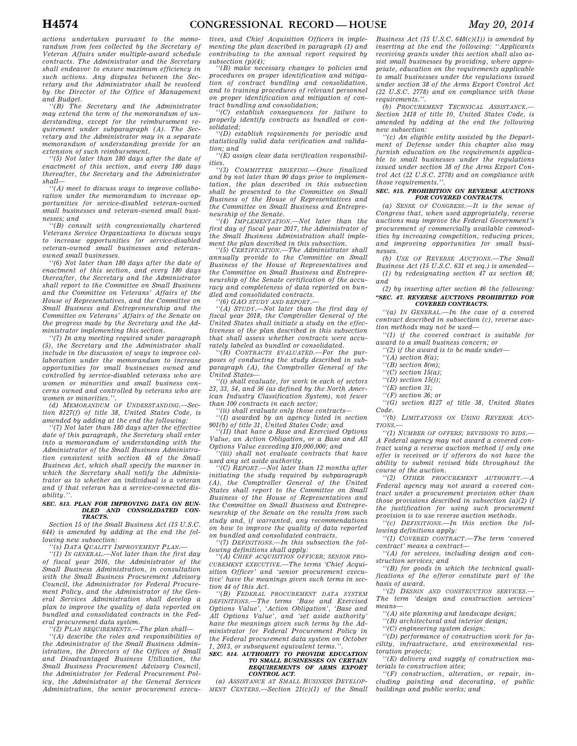*actions undertaken pursuant to the memorandum from fees collected by the Secretary of Veteran Affairs under multiple-award schedule contracts. The Administrator and the Secretary shall endeavor to ensure maximum efficiency in such actions. Any disputes between the Secretary and the Administrator shall be resolved by the Director of the Office of Management and Budget.*

*''(B) The Secretary and the Administrator may extend the term of the memorandum of understanding, except for the reimbursement requirement under subparagraph (A). The Secretary and the Administrator may in a separate memorandum of understanding provide for an extension of such reimbursement.*

*''(5) Not later than 180 days after the date of enactment of this section, and every 180 days thereafter, the Secretary and the Administrator shall—*

*''(A) meet to discuss ways to improve collaboration under the memorandum to increase opportunities for service-disabled veteran-owned small businesses and veteran-owned small businesses; and*

*''(B) consult with congressionally chartered Veterans Service Organizations to discuss ways to increase opportunities for service-disabled veteran-owned small businesses and veteran-owned small businesses.*

*''(6) Not later than 180 days after the date of enactment of this section, and every 180 days thereafter, the Secretary and the Administrator shall report to the Committee on Small Business and the Committee on Veterans' Affairs of the House of Representatives, and the Committee on Small Business and Entrepreneurship and the Committee on Veterans' Affairs of the Senate on the progress made by the Secretary and the Administrator implementing this section.*

*''(7) In any meeting required under paragraph (5), the Secretary and the Administrator shall include in the discussion of ways to improve collaboration under the memorandum to increase opportunities for small businesses owned and controlled by service-disabled veterans who are women or minorities and small business concerns owned and controlled by veterans who are women or minorities.''.*

*(d) MEMORANDUM OF UNDERSTANDING.—Section 8127(f) of title 38, United States Code, is amended by adding at the end the following:*

*''(7) Not later than 180 days after the effective date of this paragraph, the Secretary shall enter into a memorandum of understanding with the Administrator of the Small Business Administration consistent with section 48 of the Small Business Act, which shall specify the manner in which the Secretary shall notify the Administrator as to whether an individual is a veteran and if that veteran has a service-connected disability.''.*

### SEC. 813. PLAN FOR IMPROVING DATA ON BUNDLED AND CONSOLIDATED CONTRACTS.

*Section 15 of the Small Business Act (15 U.S.C. 644) is amended by adding at the end the following new subsection:*

*''(s) DATA QUALITY IMPROVEMENT PLAN.—*

*''(1) IN GENERAL.—Not later than the first day of fiscal year 2016, the Administrator of the Small Business Administration, in consultation with the Small Business Procurement Advisory Council, the Administrator for Federal Procurement Policy, and the Administrator of the General Services Administration shall develop a plan to improve the quality of data reported on bundled and consolidated contracts in the Federal procurement data system.*

*''(2) PLAN REQUIREMENTS.—The plan shall—*

*''(A) describe the roles and responsibilities of the Administrator of the Small Business Administration, the Directors of the Offices of Small and Disadvantaged Business Utilization, the Small Business Procurement Advisory Council, the Administrator for Federal Procurement Policy, the Administrator of the General Services Administration, the senior procurement executives, and Chief Acquisition Officers in implementing the plan described in paragraph (1) and contributing to the annual report required by subsection (p)(4);*

*''(B) make necessary changes to policies and procedures on proper identification and mitigation of contract bundling and consolidation, and to training procedures of relevant personnel on proper identification and mitigation of contract bundling and consolidation;*

*''(C) establish consequences for failure to properly identify contracts as bundled or consolidated;*

*''(D) establish requirements for periodic and statistically valid data verification and validation; and*

*''(E) assign clear data verification responsibilities.*

*''(3) COMMITTEE BRIEFING.—Once finalized and by not later than 90 days prior to implementation, the plan described in this subsection shall be presented to the Committee on Small Business of the House of Representatives and the Committee on Small Business and Entrepreneurship of the Senate.*

*''(4) IMPLEMENTATION.—Not later than the first day of fiscal year 2017, the Administrator of the Small Business Administration shall implement the plan described in this subsection.*

*''(5) CERTIFICATION.—The Administrator shall annually provide to the Committee on Small Business of the House of Representatives and the Committee on Small Business and Entrepreneurship of the Senate certification of the accuracy and completeness of data reported on bundled and consolidated contracts.*

*''(6) GAO STUDY AND REPORT.—*

*''(A) STUDY.—Not later than the first day of fiscal year 2018, the Comptroller General of the United States shall initiate a study on the effectiveness of the plan described in this subsection that shall assess whether contracts were accurately labeled as bundled or consolidated.*

*''(B) CONTRACTS EVALUATED.—For the purposes of conducting the study described in subparagraph (A), the Comptroller General of the United States—*

*''(i) shall evaluate, for work in each of sectors 23, 33, 54, and 56 (as defined by the North American Industry Classification System), not fewer than 100 contracts in each sector;*

*''(ii) shall evaluate only those contracts—*

*''(I) awarded by an agency listed in section 901(b) of title 31, United States Code; and*

*''(II) that have a Base and Exercised Options Value, an Action Obligation, or a Base and All Options Value exceeding $10,000,000; and*

*''(iii) shall not evaluate contracts that have used any set aside authority.*

*''(C) REPORT.—Not later than 12 months after initiating the study required by subparagraph (A), the Comptroller General of the United States shall report to the Committee on Small Business of the House of Representatives and the Committee on Small Business and Entrepreneurship of the Senate on the results from such study and, if warranted, any recommendations on how to improve the quality of data reported on bundled and consolidated contracts.*

*''(7) DEFINITIONS.—In this subsection the following definitions shall apply:*

*''(A) CHIEF ACQUISITION OFFICER; SENIOR PROCUREMENT EXECUTIVE.—The terms 'Chief Acquisition Officer' and 'senior procurement executive' have the meanings given such terms in section 44 of this Act.*

*''(B) FEDERAL PROCUREMENT DATA SYSTEM DEFINITIONS.—The terms 'Base and Exercised Options Value', 'Action Obligation', 'Base and All Options Value', and 'set aside authority' have the meanings given such terms by the Administrator for Federal Procurement Policy in the Federal procurement data system on October 1, 2013, or subsequent equivalent terms.''.*

### SEC. 814. AUTHORITY TO PROVIDE EDUCATION TO SMALL BUSINESSES ON CERTAIN REQUIREMENTS OF ARMS EXPORT CONTROL ACT.

*(a) ASSISTANCE AT SMALL BUSINESS DEVELOPMENT CENTERS.—Section 21(c)(1) of the Small Business Act (15 U.S.C. 648(c)(1)) is amended by inserting at the end the following: ''Applicants receiving grants under this section shall also assist small businesses by providing, where appropriate, education on the requirements applicable to small businesses under the regulations issued under section 38 of the Arms Export Control Act (22 U.S.C. 2778) and on compliance with those requirements.''.*

*(b) PROCUREMENT TECHNICAL ASSISTANCE.—Section 2418 of title 10, United States Code, is amended by adding at the end the following new subsection:*

*''(c) An eligible entity assisted by the Department of Defense under this chapter also may furnish education on the requirements applicable to small businesses under the regulations issued under section 38 of the Arms Export Control Act (22 U.S.C. 2778) and on compliance with those requirements.''.*

### SEC. 815. PROHIBITION ON REVERSE AUCTIONS FOR COVERED CONTRACTS.

*(a) SENSE OF CONGRESS.—It is the sense of Congress that, when used appropriately, reverse auctions may improve the Federal Government's procurement of commercially available commodities by increasing competition, reducing prices, and improving opportunities for small businesses.*

*(b) USE OF REVERSE AUCTIONS.—The Small Business Act (15 U.S.C. 631 et seq.) is amended—*

*(1) by redesignating section 47 as section 48; and*

*(2) by inserting after section 46 the following:*

### ''SEC. 47. REVERSE AUCTIONS PROHIBITED FOR COVERED CONTRACTS.

*''(a) IN GENERAL.—In the case of a covered contract described in subsection (c), reverse auction methods may not be used—*

*''(1) if the covered contract is suitable for award to a small business concern; or*

*''(2) if the award is to be made under—*

*''(A) section 8(a);*

*''(B) section 8(m);*

*''(C) section 15(a);*

*''(D) section 15(j);*

*''(E) section 31;*

*''(F) section 36; or*

*''(G) section 8127 of title 38, United States Code.*

*''(b) LIMITATIONS ON USING REVERSE AUCTIONS.—*

*''(1) NUMBER OF OFFERS; REVISIONS TO BIDS.—A Federal agency may not award a covered contract using a reverse auction method if only one offer is received or if offerors do not have the ability to submit revised bids throughout the course of the auction.*

*''(2) OTHER PROCUREMENT AUTHORITY.—A Federal agency may not award a covered contract under a procurement provision other than those provisions described in subsection (a)(2) if the justification for using such procurement provision is to use reverse auction methods.*

*''(c) DEFINITIONS.—In this section the following definitions apply:*

*''(1) COVERED CONTRACT.—The term 'covered contract' means a contract—*

*''(A) for services, including design and construction services; and*

*''(B) for goods in which the technical qualifications of the offeror constitute part of the basis of award.*

*''(2) DESIGN AND CONSTRUCTION SERVICES.—The term 'design and construction services' means—*

*''(A) site planning and landscape design;*

*''(B) architectural and interior design;*

*''(C) engineering system design;*

*''(D) performance of construction work for facility, infrastructure, and environmental restoration projects;*

*''(E) delivery and supply of construction materials to construction sites;*

*''(F) construction, alteration, or repair, including painting and decorating, of public buildings and public works; and*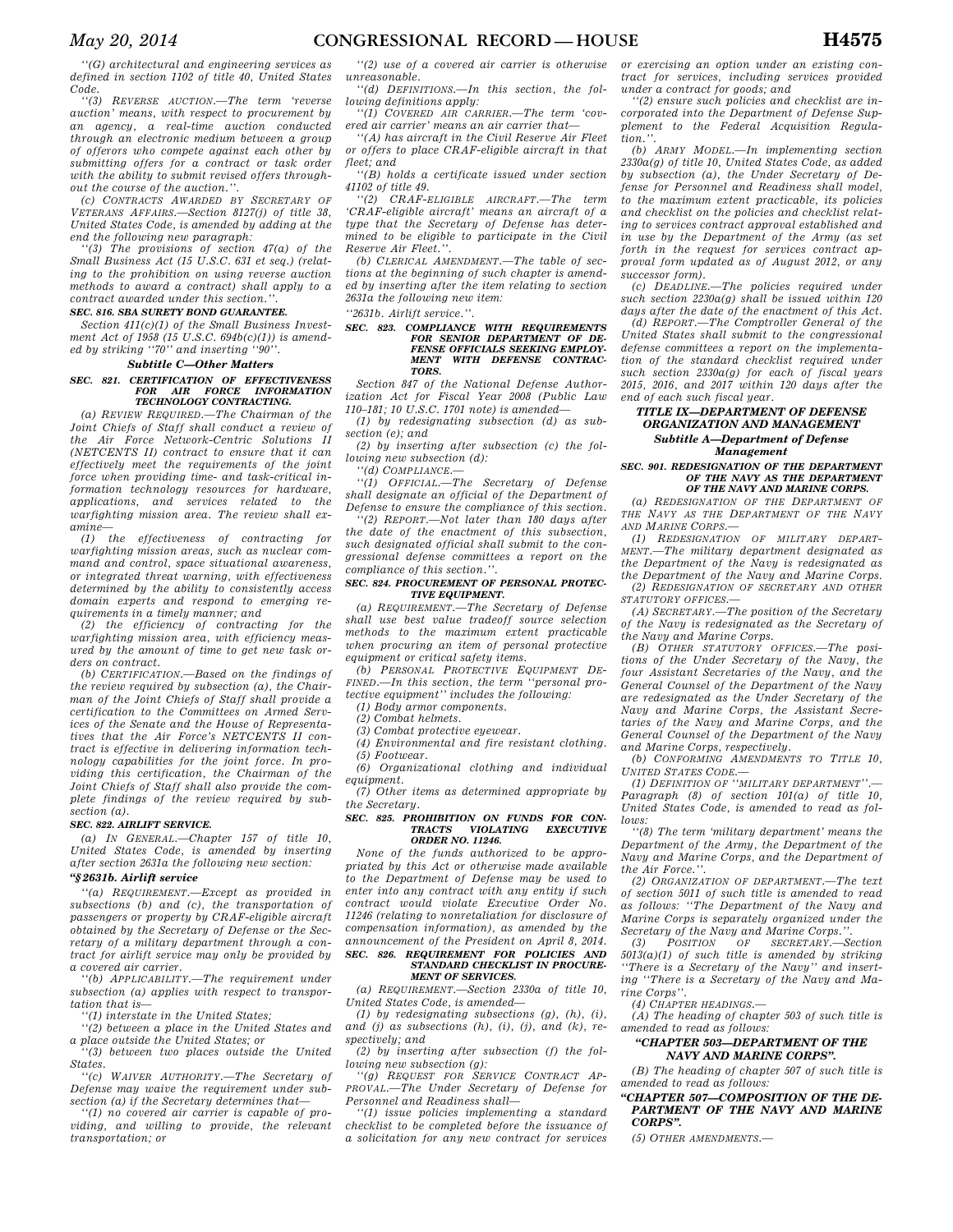''(G) architectural and engineering services as defined in section 1102 of title 40, United States Code.

''(3) REVERSE AUCTION.—The term 'reverse auction' means, with respect to procurement by an agency, a real-time auction conducted through an electronic medium between a group of offerors who compete against each other by submitting offers for a contract or task order with the ability to submit revised offers throughout the course of the auction.''.

(c) CONTRACTS AWARDED BY SECRETARY OF VETERANS AFFAIRS.—Section 8127(j) of title 38, United States Code, is amended by adding at the end the following new paragraph:

''(3) The provisions of section 47(a) of the Small Business Act (15 U.S.C. 631 et seq.) (relating to the prohibition on using reverse auction methods to award a contract) shall apply to a contract awarded under this section.''.

**SEC. 816. SBA SURETY BOND GUARANTEE.**

Section 411(c)(1) of the Small Business Investment Act of 1958 (15 U.S.C. 694b(c)(1)) is amended by striking ''70'' and inserting ''90''.

***Subtitle C—Other Matters***

**SEC. 821. CERTIFICATION OF EFFECTIVENESS FOR AIR FORCE INFORMATION TECHNOLOGY CONTRACTING.**

(a) REVIEW REQUIRED.—The Chairman of the Joint Chiefs of Staff shall conduct a review of the Air Force Network-Centric Solutions II (NETCENTS II) contract to ensure that it can effectively meet the requirements of the joint force when providing time- and task-critical information technology resources for hardware, applications, and services related to the warfighting mission area. The review shall examine—

(1) the effectiveness of contracting for warfighting mission areas, such as nuclear command and control, space situational awareness, or integrated threat warning, with effectiveness determined by the ability to consistently access domain experts and respond to emerging requirements in a timely manner; and

(2) the efficiency of contracting for the warfighting mission area, with efficiency measured by the amount of time to get new task orders on contract.

(b) CERTIFICATION.—Based on the findings of the review required by subsection (a), the Chairman of the Joint Chiefs of Staff shall provide a certification to the Committees on Armed Services of the Senate and the House of Representatives that the Air Force's NETCENTS II contract is effective in delivering information technology capabilities for the joint force. In providing this certification, the Chairman of the Joint Chiefs of Staff shall also provide the complete findings of the review required by subsection (a).

**SEC. 822. AIRLIFT SERVICE.**

(a) IN GENERAL.—Chapter 157 of title 10, United States Code, is amended by inserting after section 2631a the following new section:

**''§2631b. Airlift service**

''(a) REQUIREMENT.—Except as provided in subsections (b) and (c), the transportation of passengers or property by CRAF-eligible aircraft obtained by the Secretary of Defense or the Secretary of a military department through a contract for airlift service may only be provided by a covered air carrier.

''(b) APPLICABILITY.—The requirement under subsection (a) applies with respect to transportation that is—

''(1) interstate in the United States;

''(2) between a place in the United States and a place outside the United States; or

''(3) between two places outside the United States.

''(c) WAIVER AUTHORITY.—The Secretary of Defense may waive the requirement under subsection (a) if the Secretary determines that—

''(1) no covered air carrier is capable of providing, and willing to provide, the relevant transportation; or

''(2) use of a covered air carrier is otherwise unreasonable.

''(d) DEFINITIONS.—In this section, the following definitions apply:

''(1) COVERED AIR CARRIER.—The term 'covered air carrier' means an air carrier that—

''(A) has aircraft in the Civil Reserve Air Fleet or offers to place CRAF-eligible aircraft in that fleet; and

''(B) holds a certificate issued under section 41102 of title 49.

''(2) CRAF-ELIGIBLE AIRCRAFT.—The term 'CRAF-eligible aircraft' means an aircraft of a type that the Secretary of Defense has determined to be eligible to participate in the Civil Reserve Air Fleet.''.

(b) CLERICAL AMENDMENT.—The table of sections at the beginning of such chapter is amended by inserting after the item relating to section 2631a the following new item:

''2631b. Airlift service.''.

**SEC. 823. COMPLIANCE WITH REQUIREMENTS FOR SENIOR DEPARTMENT OF DEFENSE OFFICIALS SEEKING EMPLOYMENT WITH DEFENSE CONTRACTORS.**

Section 847 of the National Defense Authorization Act for Fiscal Year 2008 (Public Law 110–181; 10 U.S.C. 1701 note) is amended—

(1) by redesignating subsection (d) as subsection (e); and

(2) by inserting after subsection (c) the following new subsection (d):

''(d) COMPLIANCE.—

''(1) OFFICIAL.—The Secretary of Defense shall designate an official of the Department of Defense to ensure the compliance of this section.

''(2) REPORT.—Not later than 180 days after the date of the enactment of this subsection, such designated official shall submit to the congressional defense committees a report on the compliance of this section.''.

**SEC. 824. PROCUREMENT OF PERSONAL PROTECTIVE EQUIPMENT.**

(a) REQUIREMENT.—The Secretary of Defense shall use best value tradeoff source selection methods to the maximum extent practicable when procuring an item of personal protective equipment or critical safety items.

(b) PERSONAL PROTECTIVE EQUIPMENT DEFINED.—In this section, the term ''personal protective equipment'' includes the following:

(1) Body armor components.

(2) Combat helmets.

(3) Combat protective eyewear.

(4) Environmental and fire resistant clothing.

(5) Footwear.

(6) Organizational clothing and individual equipment.

(7) Other items as determined appropriate by the Secretary.

**SEC. 825. PROHIBITION ON FUNDS FOR CONTRACTS VIOLATING EXECUTIVE ORDER NO. 11246.**

None of the funds authorized to be appropriated by this Act or otherwise made available to the Department of Defense may be used to enter into any contract with any entity if such contract would violate Executive Order No. 11246 (relating to nonretaliation for disclosure of compensation information), as amended by the announcement of the President on April 8, 2014.

**SEC. 826. REQUIREMENT FOR POLICIES AND STANDARD CHECKLIST IN PROCUREMENT OF SERVICES.**

(a) REQUIREMENT.—Section 2330a of title 10, United States Code, is amended—

(1) by redesignating subsections (g), (h), (i), and (j) as subsections (h), (i), (j), and (k), respectively; and

(2) by inserting after subsection (f) the following new subsection (g):

''(g) REQUEST FOR SERVICE CONTRACT APPROVAL.—The Under Secretary of Defense for Personnel and Readiness shall—

''(1) issue policies implementing a standard checklist to be completed before the issuance of a solicitation for any new contract for services or exercising an option under an existing contract for services, including services provided under a contract for goods; and

''(2) ensure such policies and checklist are incorporated into the Department of Defense Supplement to the Federal Acquisition Regulation.''.

(b) ARMY MODEL.—In implementing section 2330a(g) of title 10, United States Code, as added by subsection (a), the Under Secretary of Defense for Personnel and Readiness shall model, to the maximum extent practicable, its policies and checklist on the policies and checklist relating to services contract approval established and in use by the Department of the Army (as set forth in the request for services contract approval form updated as of August 2012, or any successor form).

(c) DEADLINE.—The policies required under such section 2230a(g) shall be issued within 120 days after the date of the enactment of this Act.

(d) REPORT.—The Comptroller General of the United States shall submit to the congressional defense committees a report on the implementation of the standard checklist required under such section 2330a(g) for each of fiscal years 2015, 2016, and 2017 within 120 days after the end of each such fiscal year.

## *TITLE IX—DEPARTMENT OF DEFENSE ORGANIZATION AND MANAGEMENT*

### *Subtitle A—Department of Defense Management*

**SEC. 901. REDESIGNATION OF THE DEPARTMENT OF THE NAVY AS THE DEPARTMENT OF THE NAVY AND MARINE CORPS.**

(a) REDESIGNATION OF THE DEPARTMENT OF THE NAVY AS THE DEPARTMENT OF THE NAVY AND MARINE CORPS.—

(1) REDESIGNATION OF MILITARY DEPARTMENT.—The military department designated as the Department of the Navy is redesignated as the Department of the Navy and Marine Corps.

(2) REDESIGNATION OF SECRETARY AND OTHER STATUTORY OFFICES.—

(A) SECRETARY.—The position of the Secretary of the Navy is redesignated as the Secretary of the Navy and Marine Corps.

(B) OTHER STATUTORY OFFICES.—The positions of the Under Secretary of the Navy, the four Assistant Secretaries of the Navy, and the General Counsel of the Department of the Navy are redesignated as the Under Secretary of the Navy and Marine Corps, the Assistant Secretaries of the Navy and Marine Corps, and the General Counsel of the Department of the Navy and Marine Corps, respectively.

(b) CONFORMING AMENDMENTS TO TITLE 10, UNITED STATES CODE.—

(1) DEFINITION OF ''MILITARY DEPARTMENT''.—Paragraph (8) of section 101(a) of title 10, United States Code, is amended to read as follows:

''(8) The term 'military department' means the Department of the Army, the Department of the Navy and Marine Corps, and the Department of the Air Force.''.

(2) ORGANIZATION OF DEPARTMENT.—The text of section 5011 of such title is amended to read as follows: ''The Department of the Navy and Marine Corps is separately organized under the Secretary of the Navy and Marine Corps.''.

(3) POSITION OF SECRETARY.—Section 5013(a)(1) of such title is amended by striking ''There is a Secretary of the Navy'' and inserting ''There is a Secretary of the Navy and Marine Corps''.

(4) CHAPTER HEADINGS.—

(A) The heading of chapter 503 of such title is amended to read as follows:

**''CHAPTER 503—DEPARTMENT OF THE NAVY AND MARINE CORPS''.**

(B) The heading of chapter 507 of such title is amended to read as follows:

**''CHAPTER 507—COMPOSITION OF THE DEPARTMENT OF THE NAVY AND MARINE CORPS''.**

(5) OTHER AMENDMENTS.—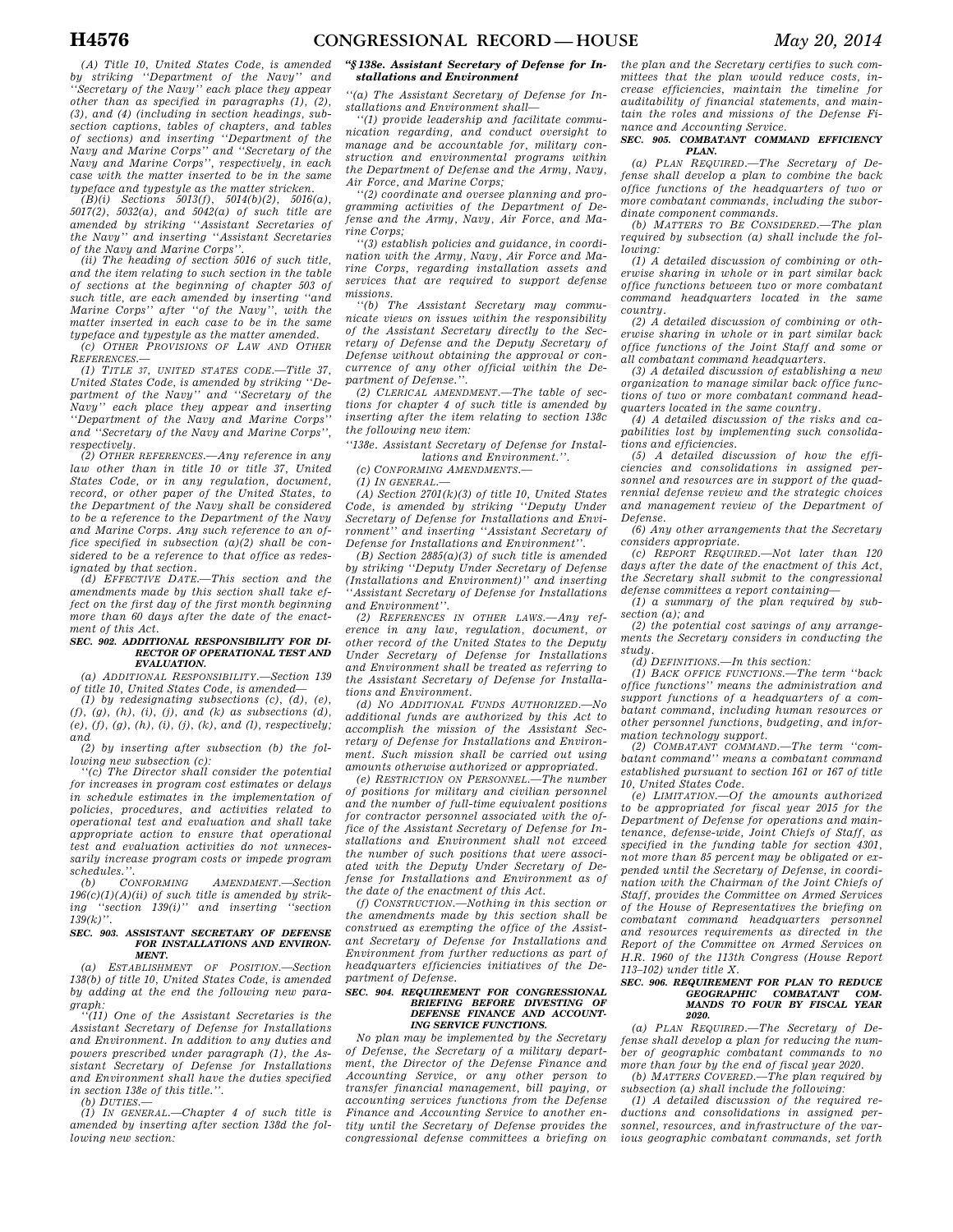*(A) Title 10, United States Code, is amended by striking ''Department of the Navy'' and ''Secretary of the Navy'' each place they appear other than as specified in paragraphs (1), (2), (3), and (4) (including in section headings, subsection captions, tables of chapters, and tables of sections) and inserting ''Department of the Navy and Marine Corps'' and ''Secretary of the Navy and Marine Corps'', respectively, in each case with the matter inserted to be in the same typeface and typestyle as the matter stricken.*

*(B)(i) Sections 5013(f), 5014(b)(2), 5016(a), 5017(2), 5032(a), and 5042(a) of such title are amended by striking ''Assistant Secretaries of the Navy'' and inserting ''Assistant Secretaries of the Navy and Marine Corps''.*

*(ii) The heading of section 5016 of such title, and the item relating to such section in the table of sections at the beginning of chapter 503 of such title, are each amended by inserting ''and Marine Corps'' after ''of the Navy'', with the matter inserted in each case to be in the same typeface and typestyle as the matter amended.*

*(c) OTHER PROVISIONS OF LAW AND OTHER REFERENCES.—*

*(1) TITLE 37, UNITED STATES CODE.—Title 37, United States Code, is amended by striking ''Department of the Navy'' and ''Secretary of the Navy'' each place they appear and inserting ''Department of the Navy and Marine Corps'' and ''Secretary of the Navy and Marine Corps'', respectively.*

*(2) OTHER REFERENCES.—Any reference in any law other than in title 10 or title 37, United States Code, or in any regulation, document, record, or other paper of the United States, to the Department of the Navy shall be considered to be a reference to the Department of the Navy and Marine Corps. Any such reference to an office specified in subsection (a)(2) shall be considered to be a reference to that office as redesignated by that section.*

*(d) EFFECTIVE DATE.—This section and the amendments made by this section shall take effect on the first day of the first month beginning more than 60 days after the date of the enactment of this Act.*

### *SEC. 902. ADDITIONAL RESPONSIBILITY FOR DIRECTOR OF OPERATIONAL TEST AND EVALUATION.*

*(a) ADDITIONAL RESPONSIBILITY.—Section 139 of title 10, United States Code, is amended—*

*(1) by redesignating subsections (c), (d), (e), (f), (g), (h), (i), (j), and (k) as subsections (d), (e), (f), (g), (h), (i), (j), (k), and (l), respectively; and*

*(2) by inserting after subsection (b) the following new subsection (c):*

*''(c) The Director shall consider the potential for increases in program cost estimates or delays in schedule estimates in the implementation of policies, procedures, and activities related to operational test and evaluation and shall take appropriate action to ensure that operational test and evaluation activities do not unnecessarily increase program costs or impede program schedules.''.*

*(b) CONFORMING AMENDMENT.—Section 196(c)(1)(A)(ii) of such title is amended by striking ''section 139(i)'' and inserting ''section 139(k)''.*

### *SEC. 903. ASSISTANT SECRETARY OF DEFENSE FOR INSTALLATIONS AND ENVIRONMENT.*

*(a) ESTABLISHMENT OF POSITION.—Section 138(b) of title 10, United States Code, is amended by adding at the end the following new paragraph:*

*''(11) One of the Assistant Secretaries is the Assistant Secretary of Defense for Installations and Environment. In addition to any duties and powers prescribed under paragraph (1), the Assistant Secretary of Defense for Installations and Environment shall have the duties specified in section 138e of this title.''.*

*(b) DUTIES.—*

*(1) IN GENERAL.—Chapter 4 of such title is amended by inserting after section 138d the following new section:*

***''§ 138e. Assistant Secretary of Defense for Installations and Environment***

*''(a) The Assistant Secretary of Defense for Installations and Environment shall—*

*''(1) provide leadership and facilitate communication regarding, and conduct oversight to manage and be accountable for, military construction and environmental programs within the Department of Defense and the Army, Navy, Air Force, and Marine Corps;*

*''(2) coordinate and oversee planning and programming activities of the Department of Defense and the Army, Navy, Air Force, and Marine Corps;*

*''(3) establish policies and guidance, in coordination with the Army, Navy, Air Force and Marine Corps, regarding installation assets and services that are required to support defense missions.*

*''(b) The Assistant Secretary may communicate views on issues within the responsibility of the Assistant Secretary directly to the Secretary of Defense and the Deputy Secretary of Defense without obtaining the approval or concurrence of any other official within the Department of Defense.''.*

*(2) CLERICAL AMENDMENT.—The table of sections for chapter 4 of such title is amended by inserting after the item relating to section 138c the following new item:*

*''138e. Assistant Secretary of Defense for Installations and Environment.''.*

*(c) CONFORMING AMENDMENTS.—*

*(1) IN GENERAL.—*

*(A) Section 2701(k)(3) of title 10, United States Code, is amended by striking ''Deputy Under Secretary of Defense for Installations and Environment'' and inserting ''Assistant Secretary of Defense for Installations and Environment''.*

*(B) Section 2885(a)(3) of such title is amended by striking ''Deputy Under Secretary of Defense (Installations and Environment)'' and inserting ''Assistant Secretary of Defense for Installations and Environment''.*

*(2) REFERENCES IN OTHER LAWS.—Any reference in any law, regulation, document, or other record of the United States to the Deputy Under Secretary of Defense for Installations and Environment shall be treated as referring to the Assistant Secretary of Defense for Installations and Environment.*

*(d) NO ADDITIONAL FUNDS AUTHORIZED.—No additional funds are authorized by this Act to accomplish the mission of the Assistant Secretary of Defense for Installations and Environment. Such mission shall be carried out using amounts otherwise authorized or appropriated.*

*(e) RESTRICTION ON PERSONNEL.—The number of positions for military and civilian personnel and the number of full-time equivalent positions for contractor personnel associated with the office of the Assistant Secretary of Defense for Installations and Environment shall not exceed the number of such positions that were associated with the Deputy Under Secretary of Defense for Installations and Environment as of the date of the enactment of this Act.*

*(f) CONSTRUCTION.—Nothing in this section or the amendments made by this section shall be construed as exempting the office of the Assistant Secretary of Defense for Installations and Environment from further reductions as part of headquarters efficiencies initiatives of the Department of Defense.*

### *SEC. 904. REQUIREMENT FOR CONGRESSIONAL BRIEFING BEFORE DIVESTING OF DEFENSE FINANCE AND ACCOUNTING SERVICE FUNCTIONS.*

*No plan may be implemented by the Secretary of Defense, the Secretary of a military department, the Director of the Defense Finance and Accounting Service, or any other person to transfer financial management, bill paying, or accounting services functions from the Defense Finance and Accounting Service to another entity until the Secretary of Defense provides the congressional defense committees a briefing on the plan and the Secretary certifies to such committees that the plan would reduce costs, increase efficiencies, maintain the timeline for auditability of financial statements, and maintain the roles and missions of the Defense Finance and Accounting Service.*

### *SEC. 905. COMBATANT COMMAND EFFICIENCY PLAN.*

*(a) PLAN REQUIRED.—The Secretary of Defense shall develop a plan to combine the back office functions of the headquarters of two or more combatant commands, including the subordinate component commands.*

*(b) MATTERS TO BE CONSIDERED.—The plan required by subsection (a) shall include the following:*

*(1) A detailed discussion of combining or otherwise sharing in whole or in part similar back office functions between two or more combatant command headquarters located in the same country.*

*(2) A detailed discussion of combining or otherwise sharing in whole or in part similar back office functions of the Joint Staff and some or all combatant command headquarters.*

*(3) A detailed discussion of establishing a new organization to manage similar back office functions of two or more combatant command headquarters located in the same country.*

*(4) A detailed discussion of the risks and capabilities lost by implementing such consolidations and efficiencies.*

*(5) A detailed discussion of how the efficiencies and consolidations in assigned personnel and resources are in support of the quadrennial defense review and the strategic choices and management review of the Department of Defense.*

*(6) Any other arrangements that the Secretary considers appropriate.*

*(c) REPORT REQUIRED.—Not later than 120 days after the date of the enactment of this Act, the Secretary shall submit to the congressional defense committees a report containing—*

*(1) a summary of the plan required by subsection (a); and*

*(2) the potential cost savings of any arrangements the Secretary considers in conducting the study.*

*(d) DEFINITIONS.—In this section:*

*(1) BACK OFFICE FUNCTIONS.—The term ''back office functions'' means the administration and support functions of a headquarters of a combatant command, including human resources or other personnel functions, budgeting, and information technology support.*

*(2) COMBATANT COMMAND.—The term ''combatant command'' means a combatant command established pursuant to section 161 or 167 of title 10, United States Code.*

*(e) LIMITATION.—Of the amounts authorized to be appropriated for fiscal year 2015 for the Department of Defense for operations and maintenance, defense-wide, Joint Chiefs of Staff, as specified in the funding table for section 4301, not more than 85 percent may be obligated or expended until the Secretary of Defense, in coordination with the Chairman of the Joint Chiefs of Staff, provides the Committee on Armed Services of the House of Representatives the briefing on combatant command headquarters personnel and resources requirements as directed in the Report of the Committee on Armed Services on H.R. 1960 of the 113th Congress (House Report 113–102) under title X.*

### *SEC. 906. REQUIREMENT FOR PLAN TO REDUCE GEOGRAPHIC COMBATANT COMMANDS TO FOUR BY FISCAL YEAR 2020.*

*(a) PLAN REQUIRED.—The Secretary of Defense shall develop a plan for reducing the number of geographic combatant commands to no more than four by the end of fiscal year 2020.*

*(b) MATTERS COVERED.—The plan required by subsection (a) shall include the following:*

*(1) A detailed discussion of the required reductions and consolidations in assigned personnel, resources, and infrastructure of the various geographic combatant commands, set forth*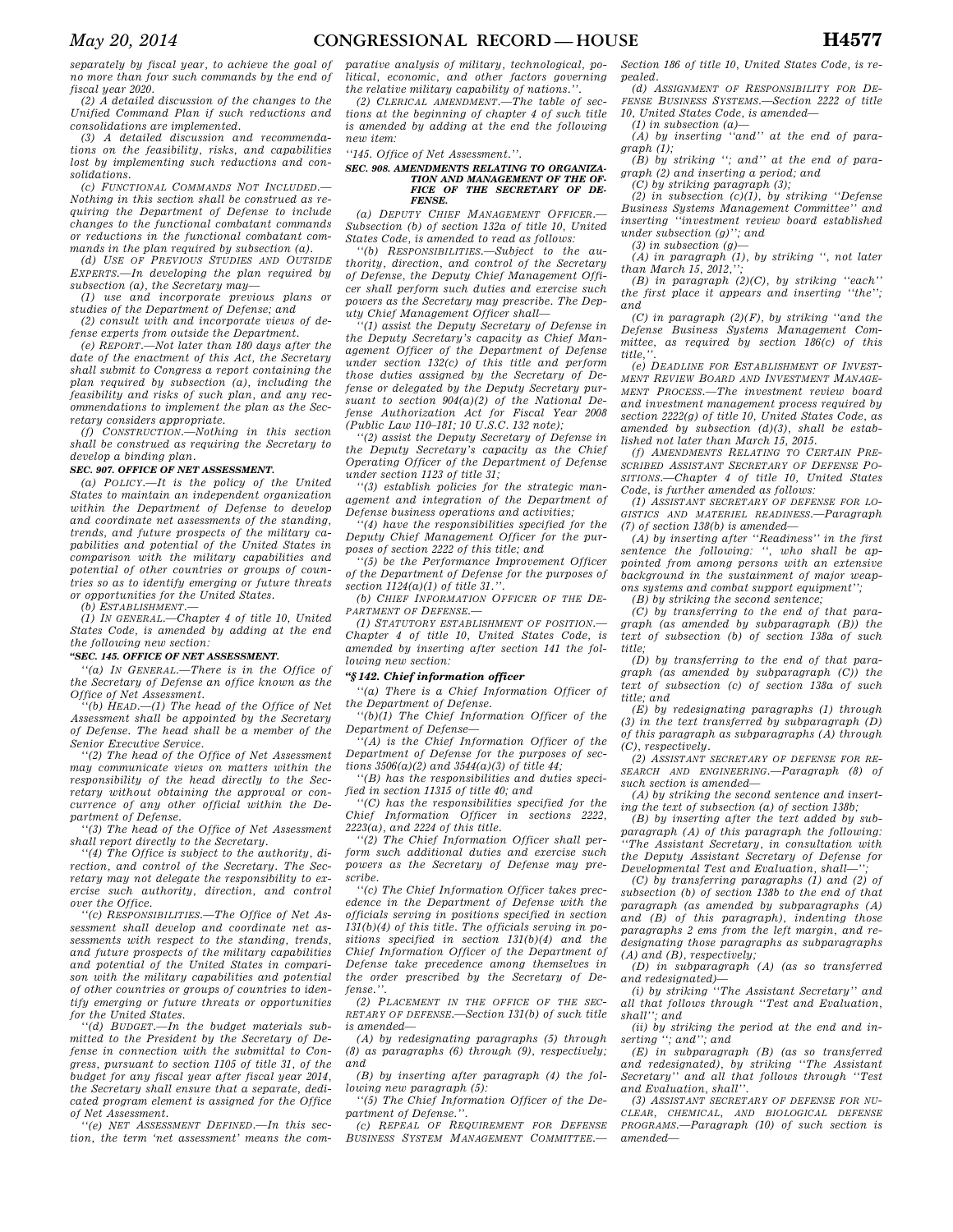*separately by fiscal year, to achieve the goal of no more than four such commands by the end of fiscal year 2020.*

*(2) A detailed discussion of the changes to the Unified Command Plan if such reductions and consolidations are implemented.*

*(3) A detailed discussion and recommendations on the feasibility, risks, and capabilities lost by implementing such reductions and consolidations.*

*(c) FUNCTIONAL COMMANDS NOT INCLUDED.—Nothing in this section shall be construed as requiring the Department of Defense to include changes to the functional combatant commands or reductions in the functional combatant commands in the plan required by subsection (a).*

*(d) USE OF PREVIOUS STUDIES AND OUTSIDE EXPERTS.—In developing the plan required by subsection (a), the Secretary may—*

*(1) use and incorporate previous plans or studies of the Department of Defense; and*

*(2) consult with and incorporate views of defense experts from outside the Department.*

*(e) REPORT.—Not later than 180 days after the date of the enactment of this Act, the Secretary shall submit to Congress a report containing the plan required by subsection (a), including the feasibility and risks of such plan, and any recommendations to implement the plan as the Secretary considers appropriate.*

*(f) CONSTRUCTION.—Nothing in this section shall be construed as requiring the Secretary to develop a binding plan.*

***SEC. 907. OFFICE OF NET ASSESSMENT.***

*(a) POLICY.—It is the policy of the United States to maintain an independent organization within the Department of Defense to develop and coordinate net assessments of the standing, trends, and future prospects of the military capabilities and potential of the United States in comparison with the military capabilities and potential of other countries or groups of countries so as to identify emerging or future threats or opportunities for the United States.*

*(b) ESTABLISHMENT.—*

*(1) IN GENERAL.—Chapter 4 of title 10, United States Code, is amended by adding at the end the following new section:*

***"SEC. 145. OFFICE OF NET ASSESSMENT.***

*"(a) IN GENERAL.—There is in the Office of the Secretary of Defense an office known as the Office of Net Assessment.*

*"(b) HEAD.—(1) The head of the Office of Net Assessment shall be appointed by the Secretary of Defense. The head shall be a member of the Senior Executive Service.*

*"(2) The head of the Office of Net Assessment may communicate views on matters within the responsibility of the head directly to the Secretary without obtaining the approval or concurrence of any other official within the Department of Defense.*

*"(3) The head of the Office of Net Assessment shall report directly to the Secretary.*

*"(4) The Office is subject to the authority, direction, and control of the Secretary. The Secretary may not delegate the responsibility to exercise such authority, direction, and control over the Office.*

*"(c) RESPONSIBILITIES.—The Office of Net Assessment shall develop and coordinate net assessments with respect to the standing, trends, and future prospects of the military capabilities and potential of the United States in comparison with the military capabilities and potential of other countries or groups of countries to identify emerging or future threats or opportunities for the United States.*

*"(d) BUDGET.—In the budget materials submitted to the President by the Secretary of Defense in connection with the submittal to Congress, pursuant to section 1105 of title 31, of the budget for any fiscal year after fiscal year 2014, the Secretary shall ensure that a separate, dedicated program element is assigned for the Office of Net Assessment.*

*"(e) NET ASSESSMENT DEFINED.—In this section, the term 'net assessment' means the comparative analysis of military, technological, political, economic, and other factors governing the relative military capability of nations.".*

*(2) CLERICAL AMENDMENT.—The table of sections at the beginning of chapter 4 of such title is amended by adding at the end the following new item:*

*"145. Office of Net Assessment.".*

***SEC. 908. AMENDMENTS RELATING TO ORGANIZATION AND MANAGEMENT OF THE OFFICE OF THE SECRETARY OF DEFENSE.***

*(a) DEPUTY CHIEF MANAGEMENT OFFICER.—Subsection (b) of section 132a of title 10, United States Code, is amended to read as follows:*

*"(b) RESPONSIBILITIES.—Subject to the authority, direction, and control of the Secretary of Defense, the Deputy Chief Management Officer shall perform such duties and exercise such powers as the Secretary may prescribe. The Deputy Chief Management Officer shall—*

*"(1) assist the Deputy Secretary of Defense in the Deputy Secretary's capacity as Chief Management Officer of the Department of Defense under section 132(c) of this title and perform those duties assigned by the Secretary of Defense or delegated by the Deputy Secretary pursuant to section 904(a)(2) of the National Defense Authorization Act for Fiscal Year 2008 (Public Law 110–181; 10 U.S.C. 132 note);*

*"(2) assist the Deputy Secretary of Defense in the Deputy Secretary's capacity as the Chief Operating Officer of the Department of Defense under section 1123 of title 31;*

*"(3) establish policies for the strategic management and integration of the Department of Defense business operations and activities;*

*"(4) have the responsibilities specified for the Deputy Chief Management Officer for the purposes of section 2222 of this title; and*

*"(5) be the Performance Improvement Officer of the Department of Defense for the purposes of section 1124(a)(1) of title 31.".*

*(b) CHIEF INFORMATION OFFICER OF THE DEPARTMENT OF DEFENSE.—*

*(1) STATUTORY ESTABLISHMENT OF POSITION.—Chapter 4 of title 10, United States Code, is amended by inserting after section 141 the following new section:*

***"§ 142. Chief information officer***

*"(a) There is a Chief Information Officer of the Department of Defense.*

*"(b)(1) The Chief Information Officer of the Department of Defense—*

*"(A) is the Chief Information Officer of the Department of Defense for the purposes of sections 3506(a)(2) and 3544(a)(3) of title 44;*

*"(B) has the responsibilities and duties specified in section 11315 of title 40; and*

*"(C) has the responsibilities specified for the Chief Information Officer in sections 2222, 2223(a), and 2224 of this title.*

*"(2) The Chief Information Officer shall perform such additional duties and exercise such powers as the Secretary of Defense may prescribe.*

*"(c) The Chief Information Officer takes precedence in the Department of Defense with the officials serving in positions specified in section 131(b)(4) of this title. The officials serving in positions specified in section 131(b)(4) and the Chief Information Officer of the Department of Defense take precedence among themselves in the order prescribed by the Secretary of Defense.".*

*(2) PLACEMENT IN THE OFFICE OF THE SECRETARY OF DEFENSE.—Section 131(b) of such title is amended—*

*(A) by redesignating paragraphs (5) through (8) as paragraphs (6) through (9), respectively; and*

*(B) by inserting after paragraph (4) the following new paragraph (5):*

*"(5) The Chief Information Officer of the Department of Defense.".*

*(c) REPEAL OF REQUIREMENT FOR DEFENSE BUSINESS SYSTEM MANAGEMENT COMMITTEE.—Section 186 of title 10, United States Code, is repealed.*

*(d) ASSIGNMENT OF RESPONSIBILITY FOR DEFENSE BUSINESS SYSTEMS.—Section 2222 of title 10, United States Code, is amended—*

*(1) in subsection (a)—*

*(A) by inserting "and" at the end of paragraph (1);*

*(B) by striking "; and" at the end of paragraph (2) and inserting a period; and*

*(C) by striking paragraph (3);*

*(2) in subsection (c)(1), by striking "Defense Business Systems Management Committee" and inserting "investment review board established under subsection (g)"; and*

*(3) in subsection (g)—*

*(A) in paragraph (1), by striking ", not later than March 15, 2012,";*

*(B) in paragraph (2)(C), by striking "each" the first place it appears and inserting "the"; and*

*(C) in paragraph (2)(F), by striking "and the Defense Business Systems Management Committee, as required by section 186(c) of this title,".*

*(e) DEADLINE FOR ESTABLISHMENT OF INVESTMENT REVIEW BOARD AND INVESTMENT MANAGEMENT PROCESS.—The investment review board and investment management process required by section 2222(g) of title 10, United States Code, as amended by subsection (d)(3), shall be established not later than March 15, 2015.*

*(f) AMENDMENTS RELATING TO CERTAIN PRESCRIBED ASSISTANT SECRETARY OF DEFENSE POSITIONS.—Chapter 4 of title 10, United States Code, is further amended as follows:*

*(1) ASSISTANT SECRETARY OF DEFENSE FOR LOGISTICS AND MATERIEL READINESS.—Paragraph (7) of section 138(b) is amended—*

*(A) by inserting after "Readiness" in the first sentence the following: ", who shall be appointed from among persons with an extensive background in the sustainment of major weapons systems and combat support equipment";*

*(B) by striking the second sentence;*

*(C) by transferring to the end of that paragraph (as amended by subparagraph (B)) the text of subsection (b) of section 138a of such title;*

*(D) by transferring to the end of that paragraph (as amended by subparagraph (C)) the text of subsection (c) of section 138a of such title; and*

*(E) by redesignating paragraphs (1) through (3) in the text transferred by subparagraph (D) of this paragraph as subparagraphs (A) through (C), respectively.*

*(2) ASSISTANT SECRETARY OF DEFENSE FOR RESEARCH AND ENGINEERING.—Paragraph (8) of such section is amended—*

*(A) by striking the second sentence and inserting the text of subsection (a) of section 138b;*

*(B) by inserting after the text added by subparagraph (A) of this paragraph the following: "The Assistant Secretary, in consultation with the Deputy Assistant Secretary of Defense for Developmental Test and Evaluation, shall—";*

*(C) by transferring paragraphs (1) and (2) of subsection (b) of section 138b to the end of that paragraph (as amended by subparagraphs (A) and (B) of this paragraph), indenting those paragraphs 2 ems from the left margin, and redesignating those paragraphs as subparagraphs (A) and (B), respectively;*

*(D) in subparagraph (A) (as so transferred and redesignated)—*

*(i) by striking "The Assistant Secretary" and all that follows through "Test and Evaluation, shall"; and*

*(ii) by striking the period at the end and inserting "; and"; and*

*(E) in subparagraph (B) (as so transferred and redesignated), by striking "The Assistant Secretary" and all that follows through "Test and Evaluation, shall".*

*(3) ASSISTANT SECRETARY OF DEFENSE FOR NUCLEAR, CHEMICAL, AND BIOLOGICAL DEFENSE PROGRAMS.—Paragraph (10) of such section is amended—*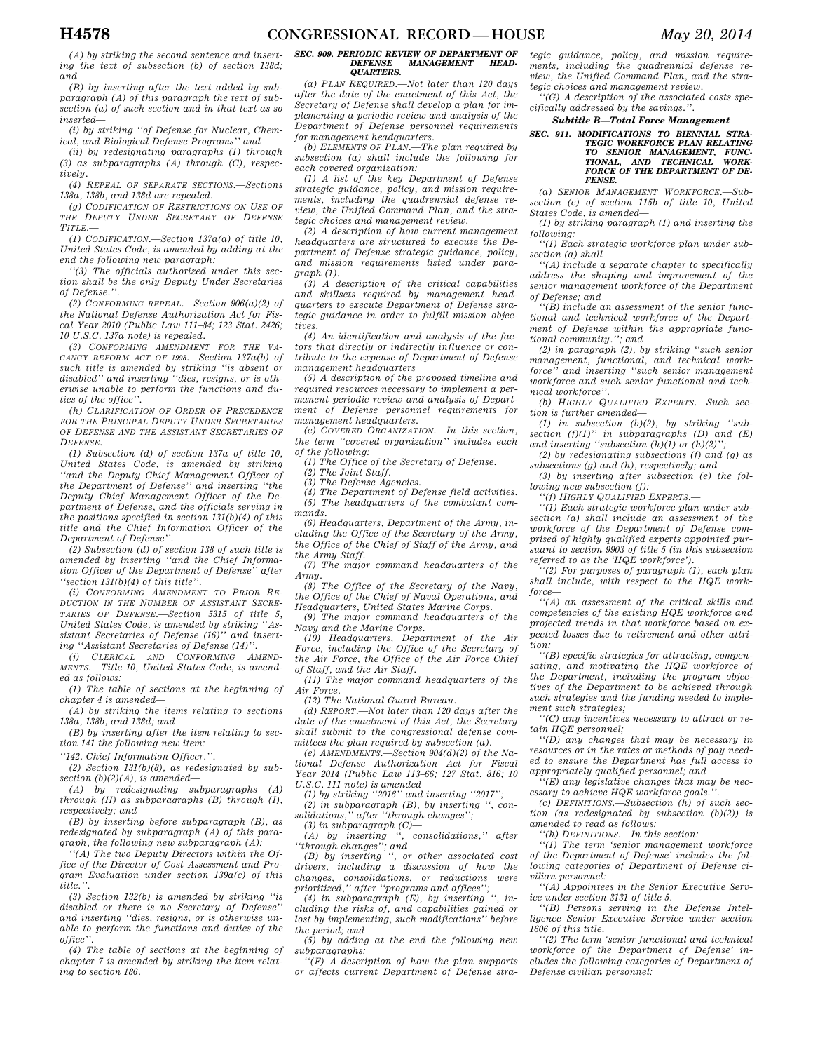*(A) by striking the second sentence and inserting the text of subsection (b) of section 138d; and*

*(B) by inserting after the text added by subparagraph (A) of this paragraph the text of subsection (a) of such section and in that text as so inserted—*

*(i) by striking ''of Defense for Nuclear, Chemical, and Biological Defense Programs'' and*

*(ii) by redesignating paragraphs (1) through (3) as subparagraphs (A) through (C), respectively.*

*(4) REPEAL OF SEPARATE SECTIONS.—Sections 138a, 138b, and 138d are repealed.*

*(g) CODIFICATION OF RESTRICTIONS ON USE OF THE DEPUTY UNDER SECRETARY OF DEFENSE TITLE.—*

*(1) CODIFICATION.—Section 137a(a) of title 10, United States Code, is amended by adding at the end the following new paragraph:*

*''(3) The officials authorized under this section shall be the only Deputy Under Secretaries of Defense.''.*

*(2) CONFORMING REPEAL.—Section 906(a)(2) of the National Defense Authorization Act for Fiscal Year 2010 (Public Law 111–84; 123 Stat. 2426; 10 U.S.C. 137a note) is repealed.*

*(3) CONFORMING AMENDMENT FOR THE VACANCY REFORM ACT OF 1998.—Section 137a(b) of such title is amended by striking ''is absent or disabled'' and inserting ''dies, resigns, or is otherwise unable to perform the functions and duties of the office''.*

*(h) CLARIFICATION OF ORDER OF PRECEDENCE FOR THE PRINCIPAL DEPUTY UNDER SECRETARIES OF DEFENSE AND THE ASSISTANT SECRETARIES OF DEFENSE.—*

*(1) Subsection (d) of section 137a of title 10, United States Code, is amended by striking ''and the Deputy Chief Management Officer of the Department of Defense'' and inserting ''the Deputy Chief Management Officer of the Department of Defense, and the officials serving in the positions specified in section 131(b)(4) of this title and the Chief Information Officer of the Department of Defense''.*

*(2) Subsection (d) of section 138 of such title is amended by inserting ''and the Chief Information Officer of the Department of Defense'' after ''section 131(b)(4) of this title''.*

*(i) CONFORMING AMENDMENT TO PRIOR REDUCTION IN THE NUMBER OF ASSISTANT SECRETARIES OF DEFENSE.—Section 5315 of title 5, United States Code, is amended by striking ''Assistant Secretaries of Defense (16)'' and inserting ''Assistant Secretaries of Defense (14)''.*

*(j) CLERICAL AND CONFORMING AMENDMENTS.—Title 10, United States Code, is amended as follows:*

*(1) The table of sections at the beginning of chapter 4 is amended—*

*(A) by striking the items relating to sections 138a, 138b, and 138d; and*

*(B) by inserting after the item relating to section 141 the following new item:*

*''142. Chief Information Officer.''.*

*(2) Section 131(b)(8), as redesignated by subsection (b)(2)(A), is amended—*

*(A) by redesignating subparagraphs (A) through (H) as subparagraphs (B) through (I), respectively; and*

*(B) by inserting before subparagraph (B), as redesignated by subparagraph (A) of this paragraph, the following new subparagraph (A):*

*''(A) The two Deputy Directors within the Office of the Director of Cost Assessment and Program Evaluation under section 139a(c) of this title.''.*

*(3) Section 132(b) is amended by striking ''is disabled or there is no Secretary of Defense'' and inserting ''dies, resigns, or is otherwise unable to perform the functions and duties of the office''.*

*(4) The table of sections at the beginning of chapter 7 is amended by striking the item relating to section 186.*

### *SEC. 909. PERIODIC REVIEW OF DEPARTMENT OF DEFENSE MANAGEMENT HEADQUARTERS.*

*(a) PLAN REQUIRED.—Not later than 120 days after the date of the enactment of this Act, the Secretary of Defense shall develop a plan for implementing a periodic review and analysis of the Department of Defense personnel requirements for management headquarters.*

*(b) ELEMENTS OF PLAN.—The plan required by subsection (a) shall include the following for each covered organization:*

*(1) A list of the key Department of Defense strategic guidance, policy, and mission requirements, including the quadrennial defense review, the Unified Command Plan, and the strategic choices and management review.*

*(2) A description of how current management headquarters are structured to execute the Department of Defense strategic guidance, policy, and mission requirements listed under paragraph (1).*

*(3) A description of the critical capabilities and skillsets required by management headquarters to execute Department of Defense strategic guidance in order to fulfill mission objectives.*

*(4) An identification and analysis of the factors that directly or indirectly influence or contribute to the expense of Department of Defense management headquarters*

*(5) A description of the proposed timeline and required resources necessary to implement a permanent periodic review and analysis of Department of Defense personnel requirements for management headquarters.*

*(c) COVERED ORGANIZATION.—In this section, the term ''covered organization'' includes each of the following:*

*(1) The Office of the Secretary of Defense.*

*(2) The Joint Staff.*

*(3) The Defense Agencies.*

*(4) The Department of Defense field activities.*

*(5) The headquarters of the combatant commands.*

*(6) Headquarters, Department of the Army, including the Office of the Secretary of the Army, the Office of the Chief of Staff of the Army, and the Army Staff.*

*(7) The major command headquarters of the Army.*

*(8) The Office of the Secretary of the Navy, the Office of the Chief of Naval Operations, and Headquarters, United States Marine Corps.*

*(9) The major command headquarters of the Navy and the Marine Corps.*

*(10) Headquarters, Department of the Air Force, including the Office of the Secretary of the Air Force, the Office of the Air Force Chief of Staff, and the Air Staff.*

*(11) The major command headquarters of the Air Force.*

*(12) The National Guard Bureau.*

*(d) REPORT.—Not later than 120 days after the date of the enactment of this Act, the Secretary shall submit to the congressional defense committees the plan required by subsection (a).*

*(e) AMENDMENTS.—Section 904(d)(2) of the National Defense Authorization Act for Fiscal Year 2014 (Public Law 113–66; 127 Stat. 816; 10 U.S.C. 111 note) is amended—*

*(1) by striking ''2016'' and inserting ''2017'';*

*(2) in subparagraph (B), by inserting '', consolidations,'' after ''through changes'';*

*(3) in subparagraph (C)—*

*(A) by inserting '', consolidations,'' after ''through changes''; and*

*(B) by inserting '', or other associated cost drivers, including a discussion of how the changes, consolidations, or reductions were prioritized,'' after ''programs and offices'';*

*(4) in subparagraph (E), by inserting '', including the risks of, and capabilities gained or lost by implementing, such modifications'' before the period; and*

*(5) by adding at the end the following new subparagraphs:*

*''(F) A description of how the plan supports or affects current Department of Defense strategic guidance, policy, and mission requirements, including the quadrennial defense review, the Unified Command Plan, and the strategic choices and management review.*

*''(G) A description of the associated costs specifically addressed by the savings.''.*

## ***Subtitle B—Total Force Management***

### *SEC. 911. MODIFICATIONS TO BIENNIAL STRATEGIC WORKFORCE PLAN RELATING TO SENIOR MANAGEMENT, FUNCTIONAL, AND TECHNICAL WORKFORCE OF THE DEPARTMENT OF DEFENSE.*

*(a) SENIOR MANAGEMENT WORKFORCE.—Subsection (c) of section 115b of title 10, United States Code, is amended—*

*(1) by striking paragraph (1) and inserting the following:*

*''(1) Each strategic workforce plan under subsection (a) shall—*

*''(A) include a separate chapter to specifically address the shaping and improvement of the senior management workforce of the Department of Defense; and*

*''(B) include an assessment of the senior functional and technical workforce of the Department of Defense within the appropriate functional community.''; and*

*(2) in paragraph (2), by striking ''such senior management, functional, and technical workforce'' and inserting ''such senior management workforce and such senior functional and technical workforce''.*

*(b) HIGHLY QUALIFIED EXPERTS.—Such section is further amended—*

*(1) in subsection (b)(2), by striking ''subsection (f)(1)'' in subparagraphs (D) and (E) and inserting ''subsection (h)(1) or (h)(2)'';*

*(2) by redesignating subsections (f) and (g) as subsections (g) and (h), respectively; and*

*(3) by inserting after subsection (e) the following new subsection (f):*

*''(f) HIGHLY QUALIFIED EXPERTS.—*

*''(1) Each strategic workforce plan under subsection (a) shall include an assessment of the workforce of the Department of Defense comprised of highly qualified experts appointed pursuant to section 9903 of title 5 (in this subsection referred to as the 'HQE workforce').*

*''(2) For purposes of paragraph (1), each plan shall include, with respect to the HQE workforce—*

*''(A) an assessment of the critical skills and competencies of the existing HQE workforce and projected trends in that workforce based on expected losses due to retirement and other attrition;*

*''(B) specific strategies for attracting, compensating, and motivating the HQE workforce of the Department, including the program objectives of the Department to be achieved through such strategies and the funding needed to implement such strategies;*

*''(C) any incentives necessary to attract or retain HQE personnel;*

*''(D) any changes that may be necessary in resources or in the rates or methods of pay needed to ensure the Department has full access to appropriately qualified personnel; and*

*''(E) any legislative changes that may be necessary to achieve HQE workforce goals.''.*

*(c) DEFINITIONS.—Subsection (h) of such section (as redesignated by subsection (b)(2)) is amended to read as follows:*

*''(h) DEFINITIONS.—In this section:*

*''(1) The term 'senior management workforce of the Department of Defense' includes the following categories of Department of Defense civilian personnel:*

*''(A) Appointees in the Senior Executive Service under section 3131 of title 5.*

*''(B) Persons serving in the Defense Intelligence Senior Executive Service under section 1606 of this title.*

*''(2) The term 'senior functional and technical workforce of the Department of Defense' includes the following categories of Department of Defense civilian personnel:*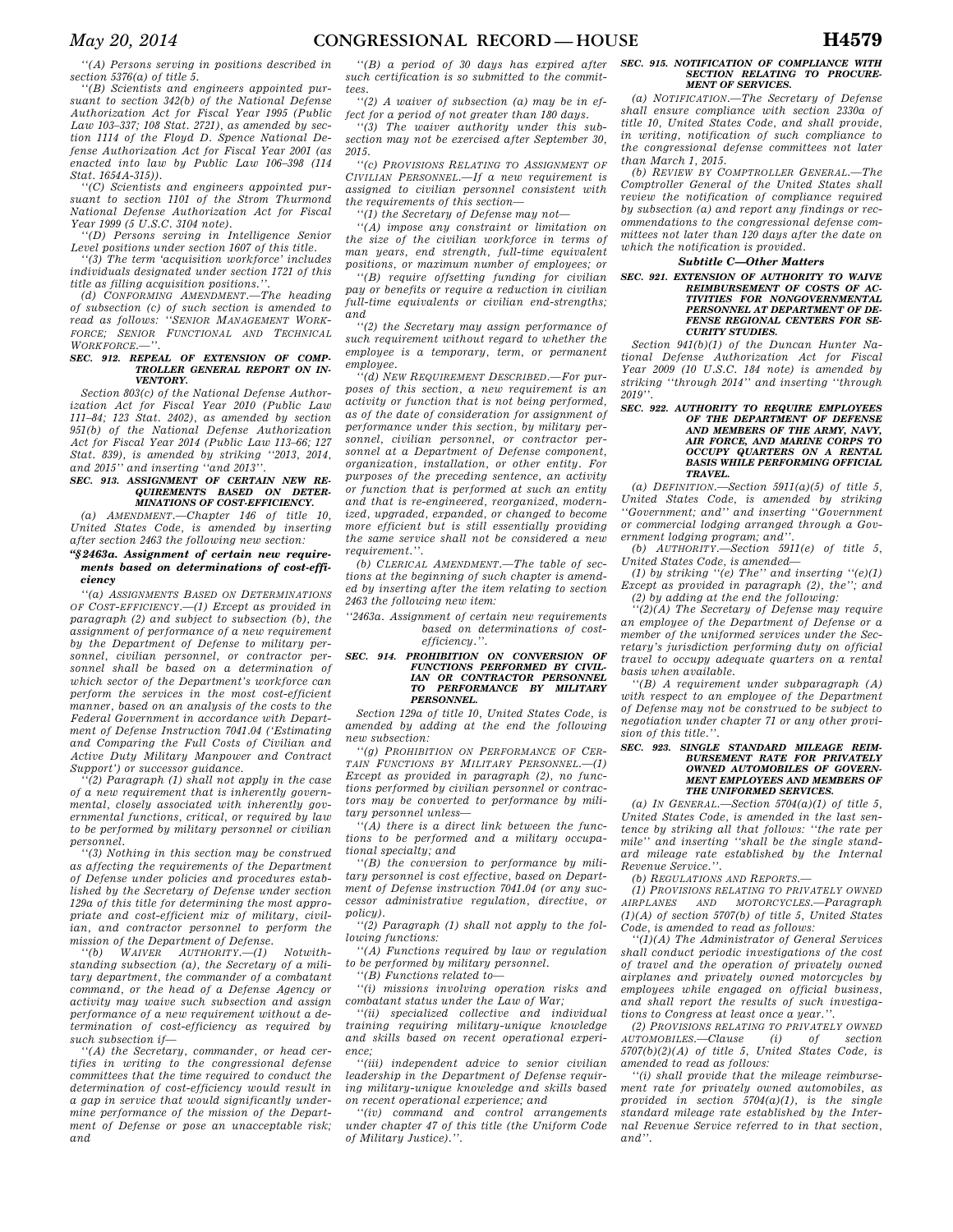"(A) Persons serving in positions described in section 5376(a) of title 5.

"(B) Scientists and engineers appointed pursuant to section 342(b) of the National Defense Authorization Act for Fiscal Year 1995 (Public Law 103–337; 108 Stat. 2721), as amended by section 1114 of the Floyd D. Spence National Defense Authorization Act for Fiscal Year 2001 (as enacted into law by Public Law 106–398 (114 Stat. 1654A-315)).

"(C) Scientists and engineers appointed pursuant to section 1101 of the Strom Thurmond National Defense Authorization Act for Fiscal Year 1999 (5 U.S.C. 3104 note).

"(D) Persons serving in Intelligence Senior Level positions under section 1607 of this title.

"(3) The term 'acquisition workforce' includes individuals designated under section 1721 of this title as filling acquisition positions.".

(d) CONFORMING AMENDMENT.—The heading of subsection (c) of such section is amended to read as follows: "SENIOR MANAGEMENT WORKFORCE; SENIOR FUNCTIONAL AND TECHNICAL WORKFORCE.—".

**SEC. 912. REPEAL OF EXTENSION OF COMPTROLLER GENERAL REPORT ON INVENTORY.**

Section 803(c) of the National Defense Authorization Act for Fiscal Year 2010 (Public Law 111–84; 123 Stat. 2402), as amended by section 951(b) of the National Defense Authorization Act for Fiscal Year 2014 (Public Law 113–66; 127 Stat. 839), is amended by striking "2013, 2014, and 2015" and inserting "and 2013".

**SEC. 913. ASSIGNMENT OF CERTAIN NEW REQUIREMENTS BASED ON DETERMINATIONS OF COST-EFFICIENCY.**

(a) AMENDMENT.—Chapter 146 of title 10, United States Code, is amended by inserting after section 2463 the following new section:

**"§ 2463a. Assignment of certain new requirements based on determinations of cost-efficiency**

"(a) ASSIGNMENTS BASED ON DETERMINATIONS OF COST-EFFICIENCY.—(1) Except as provided in paragraph (2) and subject to subsection (b), the assignment of performance of a new requirement by the Department of Defense to military personnel, civilian personnel, or contractor personnel shall be based on a determination of which sector of the Department's workforce can perform the services in the most cost-efficient manner, based on an analysis of the costs to the Federal Government in accordance with Department of Defense Instruction 7041.04 ('Estimating and Comparing the Full Costs of Civilian and Active Duty Military Manpower and Contract Support') or successor guidance.

"(2) Paragraph (1) shall not apply in the case of a new requirement that is inherently governmental, closely associated with inherently governmental functions, critical, or required by law to be performed by military personnel or civilian personnel.

"(3) Nothing in this section may be construed as affecting the requirements of the Department of Defense under policies and procedures established by the Secretary of Defense under section 129a of this title for determining the most appropriate and cost-efficient mix of military, civilian, and contractor personnel to perform the mission of the Department of Defense.

"(b) WAIVER AUTHORITY.—(1) Notwithstanding subsection (a), the Secretary of a military department, the commander of a combatant command, or the head of a Defense Agency or activity may waive such subsection and assign performance of a new requirement without a determination of cost-efficiency as required by such subsection if—

"(A) the Secretary, commander, or head certifies in writing to the congressional defense committees that the time required to conduct the determination of cost-efficiency would result in a gap in service that would significantly undermine performance of the mission of the Department of Defense or pose an unacceptable risk; and

"(B) a period of 30 days has expired after such certification is so submitted to the committees.

"(2) A waiver of subsection (a) may be in effect for a period of not greater than 180 days.

"(3) The waiver authority under this subsection may not be exercised after September 30, 2015.

"(c) PROVISIONS RELATING TO ASSIGNMENT OF CIVILIAN PERSONNEL.—If a new requirement is assigned to civilian personnel consistent with the requirements of this section—

"(1) the Secretary of Defense may not—

"(A) impose any constraint or limitation on the size of the civilian workforce in terms of man years, end strength, full-time equivalent positions, or maximum number of employees; or

"(B) require offsetting funding for civilian pay or benefits or require a reduction in civilian full-time equivalents or civilian end-strengths; and

"(2) the Secretary may assign performance of such requirement without regard to whether the employee is a temporary, term, or permanent employee.

"(d) NEW REQUIREMENT DESCRIBED.—For purposes of this section, a new requirement is an activity or function that is not being performed, as of the date of consideration for assignment of performance under this section, by military personnel, civilian personnel, or contractor personnel at a Department of Defense component, organization, installation, or other entity. For purposes of the preceding sentence, an activity or function that is performed at such an entity and that is re-engineered, reorganized, modernized, upgraded, expanded, or changed to become more efficient but is still essentially providing the same service shall not be considered a new requirement.".

(b) CLERICAL AMENDMENT.—The table of sections at the beginning of such chapter is amended by inserting after the item relating to section 2463 the following new item:

"2463a. Assignment of certain new requirements based on determinations of cost-efficiency.".

**SEC. 914. PROHIBITION ON CONVERSION OF FUNCTIONS PERFORMED BY CIVILIAN OR CONTRACTOR PERSONNEL TO PERFORMANCE BY MILITARY PERSONNEL.**

Section 129a of title 10, United States Code, is amended by adding at the end the following new subsection:

"(g) PROHIBITION ON PERFORMANCE OF CERTAIN FUNCTIONS BY MILITARY PERSONNEL.—(1) Except as provided in paragraph (2), no functions performed by civilian personnel or contractors may be converted to performance by military personnel unless—

"(A) there is a direct link between the functions to be performed and a military occupational specialty; and

"(B) the conversion to performance by military personnel is cost effective, based on Department of Defense instruction 7041.04 (or any successor administrative regulation, directive, or policy).

"(2) Paragraph (1) shall not apply to the following functions:

"(A) Functions required by law or regulation to be performed by military personnel.

"(B) Functions related to—

"(i) missions involving operation risks and combatant status under the Law of War;

"(ii) specialized collective and individual training requiring military-unique knowledge and skills based on recent operational experience;

"(iii) independent advice to senior civilian leadership in the Department of Defense requiring military-unique knowledge and skills based on recent operational experience; and

"(iv) command and control arrangements under chapter 47 of this title (the Uniform Code of Military Justice).".

**SEC. 915. NOTIFICATION OF COMPLIANCE WITH SECTION RELATING TO PROCUREMENT OF SERVICES.**

(a) NOTIFICATION.—The Secretary of Defense shall ensure compliance with section 2330a of title 10, United States Code, and shall provide, in writing, notification of such compliance to the congressional defense committees not later than March 1, 2015.

(b) REVIEW BY COMPTROLLER GENERAL.—The Comptroller General of the United States shall review the notification of compliance required by subsection (a) and report any findings or recommendations to the congressional defense committees not later than 120 days after the date on which the notification is provided.

### Subtitle C—Other Matters

**SEC. 921. EXTENSION OF AUTHORITY TO WAIVE REIMBURSEMENT OF COSTS OF ACTIVITIES FOR NONGOVERNMENTAL PERSONNEL AT DEPARTMENT OF DEFENSE REGIONAL CENTERS FOR SECURITY STUDIES.**

Section 941(b)(1) of the Duncan Hunter National Defense Authorization Act for Fiscal Year 2009 (10 U.S.C. 184 note) is amended by striking "through 2014" and inserting "through 2019".

**SEC. 922. AUTHORITY TO REQUIRE EMPLOYEES OF THE DEPARTMENT OF DEFENSE AND MEMBERS OF THE ARMY, NAVY, AIR FORCE, AND MARINE CORPS TO OCCUPY QUARTERS ON A RENTAL BASIS WHILE PERFORMING OFFICIAL TRAVEL.**

(a) DEFINITION.—Section 5911(a)(5) of title 5, United States Code, is amended by striking "Government; and" and inserting "Government or commercial lodging arranged through a Government lodging program; and".

(b) AUTHORITY.—Section 5911(e) of title 5, United States Code, is amended—

(1) by striking "(e) The" and inserting "(e)(1) Except as provided in paragraph (2), the"; and

(2) by adding at the end the following:

"(2)(A) The Secretary of Defense may require an employee of the Department of Defense or a member of the uniformed services under the Secretary's jurisdiction performing duty on official travel to occupy adequate quarters on a rental basis when available.

"(B) A requirement under subparagraph (A) with respect to an employee of the Department of Defense may not be construed to be subject to negotiation under chapter 71 or any other provision of this title.".

**SEC. 923. SINGLE STANDARD MILEAGE REIMBURSEMENT RATE FOR PRIVATELY OWNED AUTOMOBILES OF GOVERNMENT EMPLOYEES AND MEMBERS OF THE UNIFORMED SERVICES.**

(a) IN GENERAL.—Section 5704(a)(1) of title 5, United States Code, is amended in the last sentence by striking all that follows: "the rate per mile" and inserting "shall be the single standard mileage rate established by the Internal Revenue Service.".

(b) REGULATIONS AND REPORTS.—

(1) PROVISIONS RELATING TO PRIVATELY OWNED AIRPLANES AND MOTORCYCLES.—Paragraph (1)(A) of section 5707(b) of title 5, United States Code, is amended to read as follows:

"(1)(A) The Administrator of General Services shall conduct periodic investigations of the cost of travel and the operation of privately owned airplanes and privately owned motorcycles by employees while engaged on official business, and shall report the results of such investigations to Congress at least once a year.".

(2) PROVISIONS RELATING TO PRIVATELY OWNED AUTOMOBILES.—Clause (i) of section 5707(b)(2)(A) of title 5, United States Code, is amended to read as follows:

"(i) shall provide that the mileage reimbursement rate for privately owned automobiles, as provided in section 5704(a)(1), is the single standard mileage rate established by the Internal Revenue Service referred to in that section, and".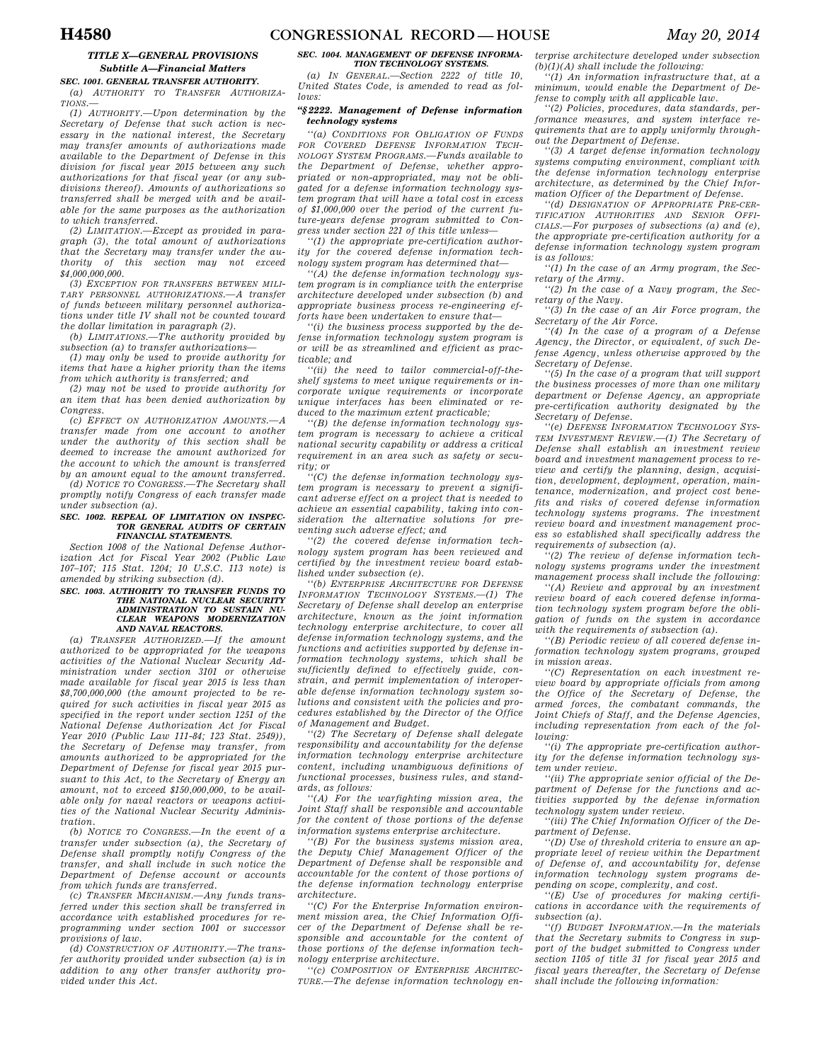### TITLE X—GENERAL PROVISIONS

#### Subtitle A—Financial Matters

**SEC. 1001. GENERAL TRANSFER AUTHORITY.**

(a) AUTHORITY TO TRANSFER AUTHORIZATIONS.—

(1) AUTHORITY.—Upon determination by the Secretary of Defense that such action is necessary in the national interest, the Secretary may transfer amounts of authorizations made available to the Department of Defense in this division for fiscal year 2015 between any such authorizations for that fiscal year (or any subdivisions thereof). Amounts of authorizations so transferred shall be merged with and be available for the same purposes as the authorization to which transferred.

(2) LIMITATION.—Except as provided in paragraph (3), the total amount of authorizations that the Secretary may transfer under the authority of this section may not exceed $4,000,000,000.

(3) EXCEPTION FOR TRANSFERS BETWEEN MILITARY PERSONNEL AUTHORIZATIONS.—A transfer of funds between military personnel authorizations under title IV shall not be counted toward the dollar limitation in paragraph (2).

(b) LIMITATIONS.—The authority provided by subsection (a) to transfer authorizations—

(1) may only be used to provide authority for items that have a higher priority than the items from which authority is transferred; and

(2) may not be used to provide authority for an item that has been denied authorization by Congress.

(c) EFFECT ON AUTHORIZATION AMOUNTS.—A transfer made from one account to another under the authority of this section shall be deemed to increase the amount authorized for the account to which the amount is transferred by an amount equal to the amount transferred.

(d) NOTICE TO CONGRESS.—The Secretary shall promptly notify Congress of each transfer made under subsection (a).

**SEC. 1002. REPEAL OF LIMITATION ON INSPECTOR GENERAL AUDITS OF CERTAIN FINANCIAL STATEMENTS.**

Section 1008 of the National Defense Authorization Act for Fiscal Year 2002 (Public Law 107–107; 115 Stat. 1204; 10 U.S.C. 113 note) is amended by striking subsection (d).

**SEC. 1003. AUTHORITY TO TRANSFER FUNDS TO THE NATIONAL NUCLEAR SECURITY ADMINISTRATION TO SUSTAIN NUCLEAR WEAPONS MODERNIZATION AND NAVAL REACTORS.**

(a) TRANSFER AUTHORIZED.—If the amount authorized to be appropriated for the weapons activities of the National Nuclear Security Administration under section 3101 or otherwise made available for fiscal year 2015 is less than $8,700,000,000 (the amount projected to be required for such activities in fiscal year 2015 as specified in the report under section 1251 of the National Defense Authorization Act for Fiscal Year 2010 (Public Law 111–84; 123 Stat. 2549)), the Secretary of Defense may transfer, from amounts authorized to be appropriated for the Department of Defense for fiscal year 2015 pursuant to this Act, to the Secretary of Energy an amount, not to exceed $150,000,000, to be available only for naval reactors or weapons activities of the National Nuclear Security Administration.

(b) NOTICE TO CONGRESS.—In the event of a transfer under subsection (a), the Secretary of Defense shall promptly notify Congress of the transfer, and shall include in such notice the Department of Defense account or accounts from which funds are transferred.

(c) TRANSFER MECHANISM.—Any funds transferred under this section shall be transferred in accordance with established procedures for reprogramming under section 1001 or successor provisions of law.

(d) CONSTRUCTION OF AUTHORITY.—The transfer authority provided under subsection (a) is in addition to any other transfer authority provided under this Act.

**SEC. 1004. MANAGEMENT OF DEFENSE INFORMATION TECHNOLOGY SYSTEMS.**

(a) IN GENERAL.—Section 2222 of title 10, United States Code, is amended to read as follows:

**"§ 2222. Management of Defense information technology systems**

"(a) CONDITIONS FOR OBLIGATION OF FUNDS FOR COVERED DEFENSE INFORMATION TECHNOLOGY SYSTEM PROGRAMS.—Funds available to the Department of Defense, whether appropriated or non-appropriated, may not be obligated for a defense information technology system program that will have a total cost in excess of $1,000,000 over the period of the current future-years defense program submitted to Congress under section 221 of this title unless—

"(1) the appropriate pre-certification authority for the covered defense information technology system program has determined that—

"(A) the defense information technology system program is in compliance with the enterprise architecture developed under subsection (b) and appropriate business process re-engineering efforts have been undertaken to ensure that—

"(i) the business process supported by the defense information technology system program is or will be as streamlined and efficient as practicable; and

"(ii) the need to tailor commercial-off-the-shelf systems to meet unique requirements or incorporate unique requirements or incorporate unique interfaces has been eliminated or reduced to the maximum extent practicable;

"(B) the defense information technology system program is necessary to achieve a critical national security capability or address a critical requirement in an area such as safety or security; or

"(C) the defense information technology system program is necessary to prevent a significant adverse effect on a project that is needed to achieve an essential capability, taking into consideration the alternative solutions for preventing such adverse effect; and

"(2) the covered defense information technology system program has been reviewed and certified by the investment review board established under subsection (e).

"(b) ENTERPRISE ARCHITECTURE FOR DEFENSE INFORMATION TECHNOLOGY SYSTEMS.—(1) The Secretary of Defense shall develop an enterprise architecture, known as the joint information technology enterprise architecture, to cover all defense information technology systems, and the functions and activities supported by defense information technology systems, which shall be sufficiently defined to effectively guide, constrain, and permit implementation of interoperable defense information technology system solutions and consistent with the policies and procedures established by the Director of the Office of Management and Budget.

"(2) The Secretary of Defense shall delegate responsibility and accountability for the defense information technology enterprise architecture content, including unambiguous definitions of functional processes, business rules, and standards, as follows:

"(A) For the warfighting mission area, the Joint Staff shall be responsible and accountable for the content of those portions of the defense information systems enterprise architecture.

"(B) For the business systems mission area, the Deputy Chief Management Officer of the Department of Defense shall be responsible and accountable for the content of those portions of the defense information technology enterprise architecture.

"(C) For the Enterprise Information environment mission area, the Chief Information Officer of the Department of Defense shall be responsible and accountable for the content of those portions of the defense information technology enterprise architecture.

"(c) COMPOSITION OF ENTERPRISE ARCHITECTURE.—The defense information technology enterprise architecture developed under subsection (b)(1)(A) shall include the following:

"(1) An information infrastructure that, at a minimum, would enable the Department of Defense to comply with all applicable law.

"(2) Policies, procedures, data standards, performance measures, and system interface requirements that are to apply uniformly throughout the Department of Defense.

"(3) A target defense information technology systems computing environment, compliant with the defense information technology enterprise architecture, as determined by the Chief Information Officer of the Department of Defense.

"(d) DESIGNATION OF APPROPRIATE PRE-CERTIFICATION AUTHORITIES AND SENIOR OFFICIALS.—For purposes of subsections (a) and (e), the appropriate pre-certification authority for a defense information technology system program is as follows:

"(1) In the case of an Army program, the Secretary of the Army.

"(2) In the case of a Navy program, the Secretary of the Navy.

"(3) In the case of an Air Force program, the Secretary of the Air Force.

"(4) In the case of a program of a Defense Agency, the Director, or equivalent, of such Defense Agency, unless otherwise approved by the Secretary of Defense.

"(5) In the case of a program that will support the business processes of more than one military department or Defense Agency, an appropriate pre-certification authority designated by the Secretary of Defense.

"(e) DEFENSE INFORMATION TECHNOLOGY SYSTEM INVESTMENT REVIEW.—(1) The Secretary of Defense shall establish an investment review board and investment management process to review and certify the planning, design, acquisition, development, deployment, operation, maintenance, modernization, and project cost benefits and risks of covered defense information technology systems programs. The investment review board and investment management process so established shall specifically address the requirements of subsection (a).

"(2) The review of defense information technology systems programs under the investment management process shall include the following:

"(A) Review and approval by an investment review board of each covered defense information technology system program before the obligation of funds on the system in accordance with the requirements of subsection (a).

"(B) Periodic review of all covered defense information technology system programs, grouped in mission areas.

"(C) Representation on each investment review board by appropriate officials from among the Office of the Secretary of Defense, the armed forces, the combatant commands, the Joint Chiefs of Staff, and the Defense Agencies, including representation from each of the following:

"(i) The appropriate pre-certification authority for the defense information technology system under review.

"(ii) The appropriate senior official of the Department of Defense for the functions and activities supported by the defense information technology system under review.

"(iii) The Chief Information Officer of the Department of Defense.

"(D) Use of threshold criteria to ensure an appropriate level of review within the Department of Defense of, and accountability for, defense information technology system programs depending on scope, complexity, and cost.

"(E) Use of procedures for making certifications in accordance with the requirements of subsection (a).

"(f) BUDGET INFORMATION.—In the materials that the Secretary submits to Congress in support of the budget submitted to Congress under section 1105 of title 31 for fiscal year 2015 and fiscal years thereafter, the Secretary of Defense shall include the following information: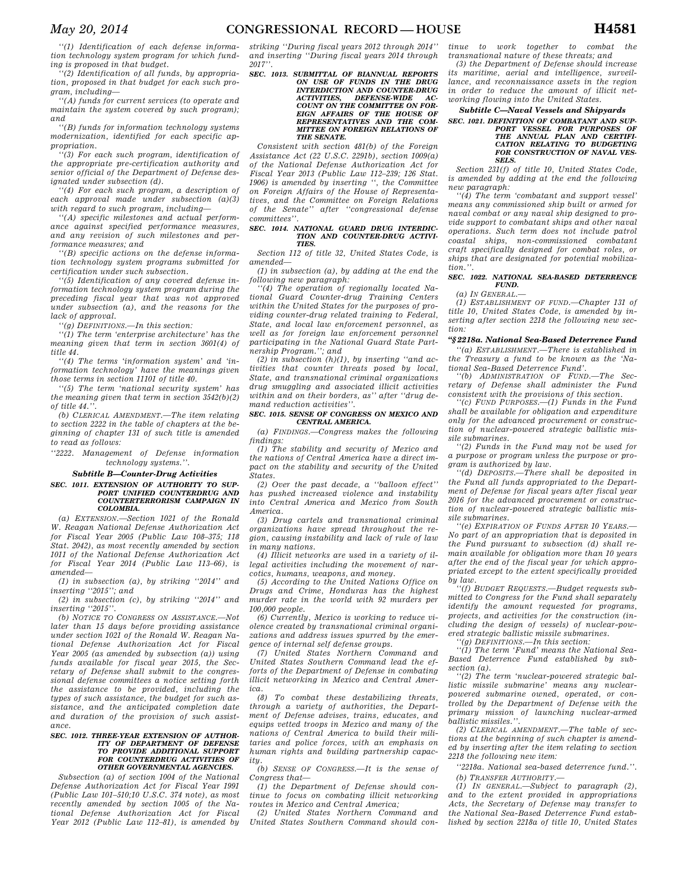''(1) Identification of each defense information technology system program for which funding is proposed in that budget.

''(2) Identification of all funds, by appropriation, proposed in that budget for each such program, including—

''(A) funds for current services (to operate and maintain the system covered by such program); and

''(B) funds for information technology systems modernization, identified for each specific appropriation.

''(3) For each such program, identification of the appropriate pre-certification authority and senior official of the Department of Defense designated under subsection (d).

''(4) For each such program, a description of each approval made under subsection (a)(3) with regard to such program, including—

''(A) specific milestones and actual performance against specified performance measures, and any revision of such milestones and performance measures; and

''(B) specific actions on the defense information technology system programs submitted for certification under such subsection.

''(5) Identification of any covered defense information technology system program during the preceding fiscal year that was not approved under subsection (a), and the reasons for the lack of approval.

''(g) *DEFINITIONS*.—In this section:

''(1) The term 'enterprise architecture' has the meaning given that term in section 3601(4) of title 44.

''(4) The terms 'information system' and 'information technology' have the meanings given those terms in section 11101 of title 40.

''(5) The term 'national security system' has the meaning given that term in section 3542(b)(2) of title 44.''.

(b) *CLERICAL AMENDMENT*.—The item relating to section 2222 in the table of chapters at the beginning of chapter 131 of such title is amended to read as follows:

''2222. Management of Defense information technology systems.''.

### *Subtitle B—Counter-Drug Activities*

**SEC. 1011. EXTENSION OF AUTHORITY TO SUPPORT UNIFIED COUNTERDRUG AND COUNTERTERRORISM CAMPAIGN IN COLOMBIA.**

(a) *EXTENSION*.—Section 1021 of the Ronald W. Reagan National Defense Authorization Act for Fiscal Year 2005 (Public Law 108–375; 118 Stat. 2042), as most recently amended by section 1011 of the National Defense Authorization Act for Fiscal Year 2014 (Public Law 113–66), is amended—

(1) in subsection (a), by striking ''2014'' and inserting ''2015''; and

(2) in subsection (c), by striking ''2014'' and inserting ''2015''.

(b) *NOTICE TO CONGRESS ON ASSISTANCE*.—Not later than 15 days before providing assistance under section 1021 of the Ronald W. Reagan National Defense Authorization Act for Fiscal Year 2005 (as amended by subsection (a)) using funds available for fiscal year 2015, the Secretary of Defense shall submit to the congressional defense committees a notice setting forth the assistance to be provided, including the types of such assistance, the budget for such assistance, and the anticipated completion date and duration of the provision of such assistance.

**SEC. 1012. THREE-YEAR EXTENSION OF AUTHORITY OF DEPARTMENT OF DEFENSE TO PROVIDE ADDITIONAL SUPPORT FOR COUNTERDRUG ACTIVITIES OF OTHER GOVERNMENTAL AGENCIES.**

Subsection (a) of section 1004 of the National Defense Authorization Act for Fiscal Year 1991 (Public Law 101–510;10 U.S.C. 374 note), as most recently amended by section 1005 of the National Defense Authorization Act for Fiscal Year 2012 (Public Law 112–81), is amended by striking ''During fiscal years 2012 through 2014'' and inserting ''During fiscal years 2014 through 2017''.

**SEC. 1013. SUBMITTAL OF BIANNUAL REPORTS ON USE OF FUNDS IN THE DRUG INTERDICTION AND COUNTER-DRUG ACTIVITIES, DEFENSE-WIDE ACCOUNT ON THE COMMITTEE ON FOREIGN AFFAIRS OF THE HOUSE OF REPRESENTATIVES AND THE COMMITTEE ON FOREIGN RELATIONS OF THE SENATE.**

Consistent with section 481(b) of the Foreign Assistance Act (22 U.S.C. 2291b), section 1009(a) of the National Defense Authorization Act for Fiscal Year 2013 (Public Law 112–239; 126 Stat. 1906) is amended by inserting '', the Committee on Foreign Affairs of the House of Representatives, and the Committee on Foreign Relations of the Senate'' after ''congressional defense committees''.

**SEC. 1014. NATIONAL GUARD DRUG INTERDICTION AND COUNTER-DRUG ACTIVITIES.**

Section 112 of title 32, United States Code, is amended—

(1) in subsection (a), by adding at the end the following new paragraph:

''(4) The operation of regionally located National Guard Counter-drug Training Centers within the United States for the purposes of providing counter-drug related training to Federal, State, and local law enforcement personnel, as well as for foreign law enforcement personnel participating in the National Guard State Partnership Program.''; and

(2) in subsection (h)(1), by inserting ''and activities that counter threats posed by local, State, and transnational criminal organizations drug smuggling and associated illicit activities within and on their borders, as'' after ''drug demand reduction activities''.

**SEC. 1015. SENSE OF CONGRESS ON MEXICO AND CENTRAL AMERICA.**

(a) *FINDINGS*.—Congress makes the following findings:

(1) The stability and security of Mexico and the nations of Central America have a direct impact on the stability and security of the United States.

(2) Over the past decade, a ''balloon effect'' has pushed increased violence and instability into Central America and Mexico from South America.

(3) Drug cartels and transnational criminal organizations have spread throughout the region, causing instability and lack of rule of law in many nations.

(4) Illicit networks are used in a variety of illegal activities including the movement of narcotics, humans, weapons, and money.

(5) According to the United Nations Office on Drugs and Crime, Honduras has the highest murder rate in the world with 92 murders per 100,000 people.

(6) Currently, Mexico is working to reduce violence created by transnational criminal organizations and address issues spurred by the emergence of internal self defense groups.

(7) United States Northern Command and United States Southern Command lead the efforts of the Department of Defense in combating illicit networking in Mexico and Central America.

(8) To combat these destabilizing threats, through a variety of authorities, the Department of Defense advises, trains, educates, and equips vetted troops in Mexico and many of the nations of Central America to build their militaries and police forces, with an emphasis on human rights and building partnership capacity.

(b) *SENSE OF CONGRESS*.—It is the sense of Congress that—

(1) the Department of Defense should continue to focus on combating illicit networking routes in Mexico and Central America;

(2) United States Northern Command and United States Southern Command should continue to work together to combat the transnational nature of these threats; and

(3) the Department of Defense should increase its maritime, aerial and intelligence, surveillance, and reconnaissance assets in the region in order to reduce the amount of illicit networking flowing into the United States.

### *Subtitle C—Naval Vessels and Shipyards*

**SEC. 1021. DEFINITION OF COMBATANT AND SUPPORT VESSEL FOR PURPOSES OF THE ANNUAL PLAN AND CERTIFICATION RELATING TO BUDGETING FOR CONSTRUCTION OF NAVAL VESSELS.**

Section 231(f) of title 10, United States Code, is amended by adding at the end the following new paragraph:

''(4) The term 'combatant and support vessel' means any commissioned ship built or armed for naval combat or any naval ship designed to provide support to combatant ships and other naval operations. Such term does not include patrol coastal ships, non-commissioned combatant craft specifically designed for combat roles, or ships that are designated for potential mobilization.''.

**SEC. 1022. NATIONAL SEA-BASED DETERRENCE FUND.**

(a) *IN GENERAL*.—

(1) *ESTABLISHMENT OF FUND*.—Chapter 131 of title 10, United States Code, is amended by inserting after section 2218 the following new section:

**''§2218a. National Sea-Based Deterrence Fund**

''(a) *ESTABLISHMENT*.—There is established in the Treasury a fund to be known as the 'National Sea-Based Deterrence Fund'.

''(b) *ADMINISTRATION OF FUND*.—The Secretary of Defense shall administer the Fund consistent with the provisions of this section.

''(c) *FUND PURPOSES*.—(1) Funds in the Fund shall be available for obligation and expenditure only for the advanced procurement or construction of nuclear-powered strategic ballistic missile submarines.

''(2) Funds in the Fund may not be used for a purpose or program unless the purpose or program is authorized by law.

''(d) *DEPOSITS*.—There shall be deposited in the Fund all funds appropriated to the Department of Defense for fiscal years after fiscal year 2016 for the advanced procurement or construction of nuclear-powered strategic ballistic missile submarines.

''(e) *EXPIRATION OF FUNDS AFTER 10 YEARS*.—No part of an appropriation that is deposited in the Fund pursuant to subsection (d) shall remain available for obligation more than 10 years after the end of the fiscal year for which appropriated except to the extent specifically provided by law.

''(f) *BUDGET REQUESTS*.—Budget requests submitted to Congress for the Fund shall separately identify the amount requested for programs, projects, and activities for the construction (including the design of vessels) of nuclear-powered strategic ballistic missile submarines.

''(g) *DEFINITIONS*.—In this section:

''(1) The term 'Fund' means the National Sea-Based Deterrence Fund established by subsection (a).

''(2) The term 'nuclear-powered strategic ballistic missile submarine' means any nuclear-powered submarine owned, operated, or controlled by the Department of Defense with the primary mission of launching nuclear-armed ballistic missiles.''.

(2) *CLERICAL AMENDMENT*.—The table of sections at the beginning of such chapter is amended by inserting after the item relating to section 2218 the following new item:

''2218a. National sea-based deterrence fund.''.

(b) *TRANSFER AUTHORITY*.—

(1) *IN GENERAL*.—Subject to paragraph (2), and to the extent provided in appropriations Acts, the Secretary of Defense may transfer to the National Sea-Based Deterrence Fund established by section 2218a of title 10, United States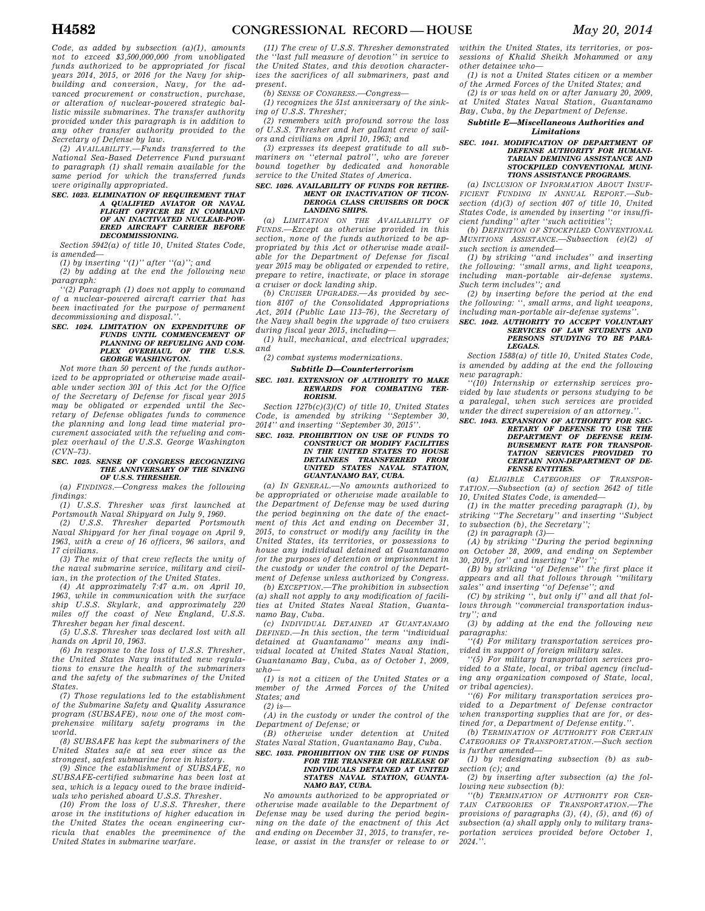Code, as added by subsection (a)(1), amounts not to exceed $3,500,000,000 from unobligated funds authorized to be appropriated for fiscal years 2014, 2015, or 2016 for the Navy for shipbuilding and conversion, Navy, for the advanced procurement or construction, purchase, or alteration of nuclear-powered strategic ballistic missile submarines. The transfer authority provided under this paragraph is in addition to any other transfer authority provided to the Secretary of Defense by law.

(2) *AVAILABILITY.*—Funds transferred to the National Sea-Based Deterrence Fund pursuant to paragraph (1) shall remain available for the same period for which the transferred funds were originally appropriated.

**SEC. 1023. ELIMINATION OF REQUIREMENT THAT A QUALIFIED AVIATOR OR NAVAL FLIGHT OFFICER BE IN COMMAND OF AN INACTIVATED NUCLEAR-POWERED AIRCRAFT CARRIER BEFORE DECOMMISSIONING.**

*Section 5942(a) of title 10, United States Code, is amended—*

*(1) by inserting ''(1)'' after ''(a)''; and*

*(2) by adding at the end the following new paragraph:*

*''(2) Paragraph (1) does not apply to command of a nuclear-powered aircraft carrier that has been inactivated for the purpose of permanent decommissioning and disposal.''.*

**SEC. 1024. LIMITATION ON EXPENDITURE OF FUNDS UNTIL COMMENCEMENT OF PLANNING OF REFUELING AND COMPLEX OVERHAUL OF THE U.S.S. GEORGE WASHINGTON.**

*Not more than 50 percent of the funds authorized to be appropriated or otherwise made available under section 301 of this Act for the Office of the Secretary of Defense for fiscal year 2015 may be obligated or expended until the Secretary of Defense obligates funds to commence the planning and long lead time material procurement associated with the refueling and complex overhaul of the U.S.S. George Washington (CVN–73).*

**SEC. 1025. SENSE OF CONGRESS RECOGNIZING THE ANNIVERSARY OF THE SINKING OF U.S.S. THRESHER.**

*(a) FINDINGS.—Congress makes the following findings:*

*(1) U.S.S. Thresher was first launched at Portsmouth Naval Shipyard on July 9, 1960.*

*(2) U.S.S. Thresher departed Portsmouth Naval Shipyard for her final voyage on April 9, 1963, with a crew of 16 officers, 96 sailors, and 17 civilians.*

*(3) The mix of that crew reflects the unity of the naval submarine service, military and civilian, in the protection of the United States.*

*(4) At approximately 7:47 a.m. on April 10, 1963, while in communication with the surface ship U.S.S. Skylark, and approximately 220 miles off the coast of New England, U.S.S. Thresher began her final descent.*

*(5) U.S.S. Thresher was declared lost with all hands on April 10, 1963.*

*(6) In response to the loss of U.S.S. Thresher, the United States Navy instituted new regulations to ensure the health of the submariners and the safety of the submarines of the United States.*

*(7) Those regulations led to the establishment of the Submarine Safety and Quality Assurance program (SUBSAFE), now one of the most comprehensive military safety programs in the world.*

*(8) SUBSAFE has kept the submariners of the United States safe at sea ever since as the strongest, safest submarine force in history.*

*(9) Since the establishment of SUBSAFE, no SUBSAFE-certified submarine has been lost at sea, which is a legacy owed to the brave individuals who perished aboard U.S.S. Thresher.*

*(10) From the loss of U.S.S. Thresher, there arose in the institutions of higher education in the United States the ocean engineering curricula that enables the preeminence of the United States in submarine warfare.*

*(11) The crew of U.S.S. Thresher demonstrated the ''last full measure of devotion'' in service to the United States, and this devotion characterizes the sacrifices of all submariners, past and present.*

*(b) SENSE OF CONGRESS.—Congress—*

*(1) recognizes the 51st anniversary of the sinking of U.S.S. Thresher;*

*(2) remembers with profound sorrow the loss of U.S.S. Thresher and her gallant crew of sailors and civilians on April 10, 1963; and*

*(3) expresses its deepest gratitude to all submariners on ''eternal patrol'', who are forever bound together by dedicated and honorable service to the United States of America.*

**SEC. 1026. AVAILABILITY OF FUNDS FOR RETIREMENT OR INACTIVATION OF TICONDEROGA CLASS CRUISERS OR DOCK LANDING SHIPS.**

*(a) LIMITATION ON THE AVAILABILITY OF FUNDS.—Except as otherwise provided in this section, none of the funds authorized to be appropriated by this Act or otherwise made available for the Department of Defense for fiscal year 2015 may be obligated or expended to retire, prepare to retire, inactivate, or place in storage a cruiser or dock landing ship.*

*(b) CRUISER UPGRADES.—As provided by section 8107 of the Consolidated Appropriations Act, 2014 (Public Law 113–76), the Secretary of the Navy shall begin the upgrade of two cruisers during fiscal year 2015, including—*

*(1) hull, mechanical, and electrical upgrades; and*

*(2) combat systems modernizations.*

### *Subtitle D—Counterterrorism*

**SEC. 1031. EXTENSION OF AUTHORITY TO MAKE REWARDS FOR COMBATING TERRORISM.**

*Section 127b(c)(3)(C) of title 10, United States Code, is amended by striking ''September 30, 2014'' and inserting ''September 30, 2015''.*

**SEC. 1032. PROHIBITION ON USE OF FUNDS TO CONSTRUCT OR MODIFY FACILITIES IN THE UNITED STATES TO HOUSE DETAINEES TRANSFERRED FROM UNITED STATES NAVAL STATION, GUANTANAMO BAY, CUBA.**

*(a) IN GENERAL.—No amounts authorized to be appropriated or otherwise made available to the Department of Defense may be used during the period beginning on the date of the enactment of this Act and ending on December 31, 2015, to construct or modify any facility in the United States, its territories, or possessions to house any individual detained at Guantanamo for the purposes of detention or imprisonment in the custody or under the control of the Department of Defense unless authorized by Congress.*

*(b) EXCEPTION.—The prohibition in subsection (a) shall not apply to any modification of facilities at United States Naval Station, Guantanamo Bay, Cuba.*

*(c) INDIVIDUAL DETAINED AT GUANTANAMO DEFINED.—In this section, the term ''individual detained at Guantanamo'' means any individual located at United States Naval Station, Guantanamo Bay, Cuba, as of October 1, 2009, who—*

*(1) is not a citizen of the United States or a member of the Armed Forces of the United States; and*

*(2) is—*

*(A) in the custody or under the control of the Department of Defense; or*

*(B) otherwise under detention at United States Naval Station, Guantanamo Bay, Cuba.*

**SEC. 1033. PROHIBITION ON THE USE OF FUNDS FOR THE TRANSFER OR RELEASE OF INDIVIDUALS DETAINED AT UNITED STATES NAVAL STATION, GUANTANAMO BAY, CUBA.**

*No amounts authorized to be appropriated or otherwise made available to the Department of Defense may be used during the period beginning on the date of the enactment of this Act and ending on December 31, 2015, to transfer, release, or assist in the transfer or release to or within the United States, its territories, or possessions of Khalid Sheikh Mohammed or any other detainee who—*

*(1) is not a United States citizen or a member of the Armed Forces of the United States; and*

*(2) is or was held on or after January 20, 2009, at United States Naval Station, Guantanamo Bay, Cuba, by the Department of Defense.*

### *Subtitle E—Miscellaneous Authorities and Limitations*

**SEC. 1041. MODIFICATION OF DEPARTMENT OF DEFENSE AUTHORITY FOR HUMANITARIAN DEMINING ASSISTANCE AND STOCKPILED CONVENTIONAL MUNITIONS ASSISTANCE PROGRAMS.**

*(a) INCLUSION OF INFORMATION ABOUT INSUFFICIENT FUNDING IN ANNUAL REPORT.—Subsection (d)(3) of section 407 of title 10, United States Code, is amended by inserting ''or insufficient funding'' after ''such activities'';*

*(b) DEFINITION OF STOCKPILED CONVENTIONAL MUNITIONS ASSISTANCE.—Subsection (e)(2) of such section is amended—*

*(1) by striking ''and includes'' and inserting the following: ''small arms, and light weapons, including man-portable air-defense systems. Such term includes''; and*

*(2) by inserting before the period at the end the following: '', small arms, and light weapons, including man-portable air-defense systems''.*

**SEC. 1042. AUTHORITY TO ACCEPT VOLUNTARY SERVICES OF LAW STUDENTS AND PERSONS STUDYING TO BE PARALEGALS.**

*Section 1588(a) of title 10, United States Code, is amended by adding at the end the following new paragraph:*

*''(10) Internship or externship services provided by law students or persons studying to be a paralegal, when such services are provided under the direct supervision of an attorney.''.*

**SEC. 1043. EXPANSION OF AUTHORITY FOR SECRETARY OF DEFENSE TO USE THE DEPARTMENT OF DEFENSE REIMBURSEMENT RATE FOR TRANSPORTATION SERVICES PROVIDED TO CERTAIN NON-DEPARTMENT OF DEFENSE ENTITIES.**

*(a) ELIGIBLE CATEGORIES OF TRANSPORTATION.—Subsection (a) of section 2642 of title 10, United States Code, is amended—*

*(1) in the matter preceding paragraph (1), by striking ''The Secretary'' and inserting ''Subject to subsection (b), the Secretary'';*

*(2) in paragraph (3)—*

*(A) by striking ''During the period beginning on October 28, 2009, and ending on September 30, 2019, for'' and inserting ''For'';*

*(B) by striking ''of Defense'' the first place it appears and all that follows through ''military sales'' and inserting ''of Defense''; and*

*(C) by striking '', but only if'' and all that follows through ''commercial transportation industry''; and*

*(3) by adding at the end the following new paragraphs:*

*''(4) For military transportation services provided in support of foreign military sales.*

*''(5) For military transportation services provided to a State, local, or tribal agency (including any organization composed of State, local, or tribal agencies).*

*''(6) For military transportation services provided to a Department of Defense contractor when transporting supplies that are for, or destined for, a Department of Defense entity.''.*

*(b) TERMINATION OF AUTHORITY FOR CERTAIN CATEGORIES OF TRANSPORTATION.—Such section is further amended—*

*(1) by redesignating subsection (b) as subsection (c); and*

*(2) by inserting after subsection (a) the following new subsection (b):*

*''(b) TERMINATION OF AUTHORITY FOR CERTAIN CATEGORIES OF TRANSPORTATION.—The provisions of paragraphs (3), (4), (5), and (6) of subsection (a) shall apply only to military transportation services provided before October 1, 2024.''.*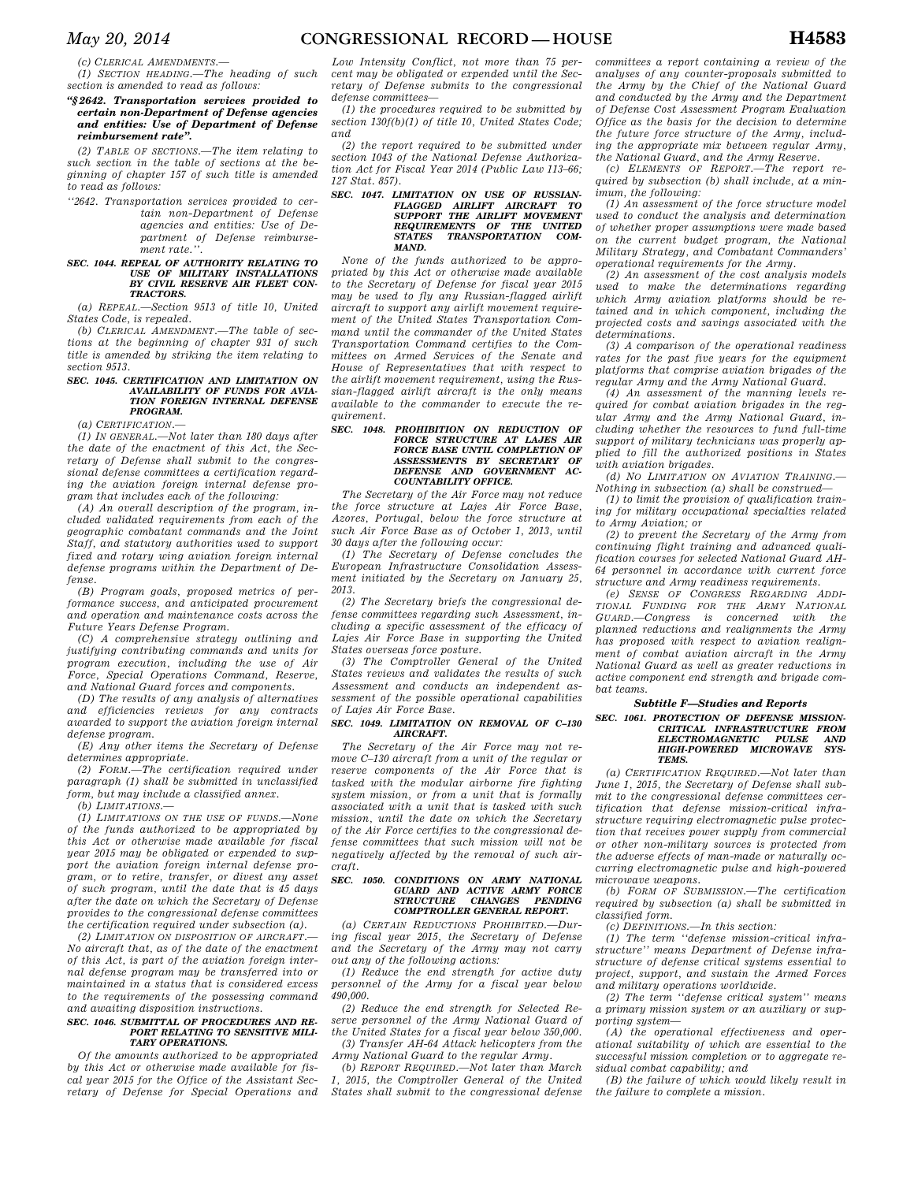(c) CLERICAL AMENDMENTS.—

(1) SECTION HEADING.—The heading of such section is amended to read as follows:

**"§2642. Transportation services provided to certain non-Department of Defense agencies and entities: Use of Department of Defense reimbursement rate".**

(2) TABLE OF SECTIONS.—The item relating to such section in the table of sections at the beginning of chapter 157 of such title is amended to read as follows:

"2642. Transportation services provided to certain non-Department of Defense agencies and entities: Use of Department of Defense reimbursement rate.".

### SEC. 1044. REPEAL OF AUTHORITY RELATING TO USE OF MILITARY INSTALLATIONS BY CIVIL RESERVE AIR FLEET CONTRACTORS.

(a) REPEAL.—Section 9513 of title 10, United States Code, is repealed.

(b) CLERICAL AMENDMENT.—The table of sections at the beginning of chapter 931 of such title is amended by striking the item relating to section 9513.

### SEC. 1045. CERTIFICATION AND LIMITATION ON AVAILABILITY OF FUNDS FOR AVIATION FOREIGN INTERNAL DEFENSE PROGRAM.

(a) CERTIFICATION.—

(1) IN GENERAL.—Not later than 180 days after the date of the enactment of this Act, the Secretary of Defense shall submit to the congressional defense committees a certification regarding the aviation foreign internal defense program that includes each of the following:

(A) An overall description of the program, included validated requirements from each of the geographic combatant commands and the Joint Staff, and statutory authorities used to support fixed and rotary wing aviation foreign internal defense programs within the Department of Defense.

(B) Program goals, proposed metrics of performance success, and anticipated procurement and operation and maintenance costs across the Future Years Defense Program.

(C) A comprehensive strategy outlining and justifying contributing commands and units for program execution, including the use of Air Force, Special Operations Command, Reserve, and National Guard forces and components.

(D) The results of any analysis of alternatives and efficiencies reviews for any contracts awarded to support the aviation foreign internal defense program.

(E) Any other items the Secretary of Defense determines appropriate.

(2) FORM.—The certification required under paragraph (1) shall be submitted in unclassified form, but may include a classified annex.

(b) LIMITATIONS.—

(1) LIMITATIONS ON THE USE OF FUNDS.—None of the funds authorized to be appropriated by this Act or otherwise made available for fiscal year 2015 may be obligated or expended to support the aviation foreign internal defense program, or to retire, transfer, or divest any asset of such program, until the date that is 45 days after the date on which the Secretary of Defense provides to the congressional defense committees the certification required under subsection (a).

(2) LIMITATION ON DISPOSITION OF AIRCRAFT.—No aircraft that, as of the date of the enactment of this Act, is part of the aviation foreign internal defense program may be transferred into or maintained in a status that is considered excess to the requirements of the possessing command and awaiting disposition instructions.

### SEC. 1046. SUBMITTAL OF PROCEDURES AND REPORT RELATING TO SENSITIVE MILITARY OPERATIONS.

Of the amounts authorized to be appropriated by this Act or otherwise made available for fiscal year 2015 for the Office of the Assistant Secretary of Defense for Special Operations and Low Intensity Conflict, not more than 75 percent may be obligated or expended until the Secretary of Defense submits to the congressional defense committees—

(1) the procedures required to be submitted by section 130f(b)(1) of title 10, United States Code; and

(2) the report required to be submitted under section 1043 of the National Defense Authorization Act for Fiscal Year 2014 (Public Law 113–66; 127 Stat. 857).

### SEC. 1047. LIMITATION ON USE OF RUSSIAN-FLAGGED AIRLIFT AIRCRAFT TO SUPPORT THE AIRLIFT MOVEMENT REQUIREMENTS OF THE UNITED STATES TRANSPORTATION COMMAND.

None of the funds authorized to be appropriated by this Act or otherwise made available to the Secretary of Defense for fiscal year 2015 may be used to fly any Russian-flagged airlift aircraft to support any airlift movement requirement of the United States Transportation Command until the commander of the United States Transportation Command certifies to the Committees on Armed Services of the Senate and House of Representatives that with respect to the airlift movement requirement, using the Russian-flagged airlift aircraft is the only means available to the commander to execute the requirement.

### SEC. 1048. PROHIBITION ON REDUCTION OF FORCE STRUCTURE AT LAJES AIR FORCE BASE UNTIL COMPLETION OF ASSESSMENTS BY SECRETARY OF DEFENSE AND GOVERNMENT ACCOUNTABILITY OFFICE.

The Secretary of the Air Force may not reduce the force structure at Lajes Air Force Base, Azores, Portugal, below the force structure at such Air Force Base as of October 1, 2013, until 30 days after the following occur:

(1) The Secretary of Defense concludes the European Infrastructure Consolidation Assessment initiated by the Secretary on January 25, 2013.

(2) The Secretary briefs the congressional defense committees regarding such Assessment, including a specific assessment of the efficacy of Lajes Air Force Base in supporting the United States overseas force posture.

(3) The Comptroller General of the United States reviews and validates the results of such Assessment and conducts an independent assessment of the possible operational capabilities of Lajes Air Force Base.

### SEC. 1049. LIMITATION ON REMOVAL OF C–130 AIRCRAFT.

The Secretary of the Air Force may not remove C–130 aircraft from a unit of the regular or reserve components of the Air Force that is tasked with the modular airborne fire fighting system mission, or from a unit that is formally associated with a unit that is tasked with such mission, until the date on which the Secretary of the Air Force certifies to the congressional defense committees that such mission will not be negatively affected by the removal of such aircraft.

### SEC. 1050. CONDITIONS ON ARMY NATIONAL GUARD AND ACTIVE ARMY FORCE STRUCTURE CHANGES PENDING COMPTROLLER GENERAL REPORT.

(a) CERTAIN REDUCTIONS PROHIBITED.—During fiscal year 2015, the Secretary of Defense and the Secretary of the Army may not carry out any of the following actions:

(1) Reduce the end strength for active duty personnel of the Army for a fiscal year below 490,000.

(2) Reduce the end strength for Selected Reserve personnel of the Army National Guard of the United States for a fiscal year below 350,000.

(3) Transfer AH-64 Attack helicopters from the Army National Guard to the regular Army.

(b) REPORT REQUIRED.—Not later than March 1, 2015, the Comptroller General of the United States shall submit to the congressional defense committees a report containing a review of the analyses of any counter-proposals submitted to the Army by the Chief of the National Guard and conducted by the Army and the Department of Defense Cost Assessment Program Evaluation Office as the basis for the decision to determine the future force structure of the Army, including the appropriate mix between regular Army, the National Guard, and the Army Reserve.

(c) ELEMENTS OF REPORT.—The report required by subsection (b) shall include, at a minimum, the following:

(1) An assessment of the force structure model used to conduct the analysis and determination of whether proper assumptions were made based on the current budget program, the National Military Strategy, and Combatant Commanders' operational requirements for the Army.

(2) An assessment of the cost analysis models used to make the determinations regarding which Army aviation platforms should be retained and in which component, including the projected costs and savings associated with the determinations.

(3) A comparison of the operational readiness rates for the past five years for the equipment platforms that comprise aviation brigades of the regular Army and the Army National Guard.

(4) An assessment of the manning levels required for combat aviation brigades in the regular Army and the Army National Guard, including whether the resources to fund full-time support of military technicians was properly applied to fill the authorized positions in States with aviation brigades.

(d) NO LIMITATION ON AVIATION TRAINING.—Nothing in subsection (a) shall be construed—

(1) to limit the provision of qualification training for military occupational specialties related to Army Aviation; or

(2) to prevent the Secretary of the Army from continuing flight training and advanced qualification courses for selected National Guard AH-64 personnel in accordance with current force structure and Army readiness requirements.

(e) SENSE OF CONGRESS REGARDING ADDITIONAL FUNDING FOR THE ARMY NATIONAL GUARD.—Congress is concerned with the planned reductions and realignments the Army has proposed with respect to aviation realignment of combat aviation aircraft in the Army National Guard as well as greater reductions in active component end strength and brigade combat teams.

## Subtitle F—Studies and Reports

### SEC. 1061. PROTECTION OF DEFENSE MISSION-CRITICAL INFRASTRUCTURE FROM ELECTROMAGNETIC PULSE AND HIGH-POWERED MICROWAVE SYSTEMS.

(a) CERTIFICATION REQUIRED.—Not later than June 1, 2015, the Secretary of Defense shall submit to the congressional defense committees certification that defense mission-critical infrastructure requiring electromagnetic pulse protection that receives power supply from commercial or other non-military sources is protected from the adverse effects of man-made or naturally occurring electromagnetic pulse and high-powered microwave weapons.

(b) FORM OF SUBMISSION.—The certification required by subsection (a) shall be submitted in classified form.

(c) DEFINITIONS.—In this section:

(1) The term "defense mission-critical infrastructure" means Department of Defense infrastructure of defense critical systems essential to project, support, and sustain the Armed Forces and military operations worldwide.

(2) The term "defense critical system" means a primary mission system or an auxiliary or supporting system—

(A) the operational effectiveness and operational suitability of which are essential to the successful mission completion or to aggregate residual combat capability; and

(B) the failure of which would likely result in the failure to complete a mission.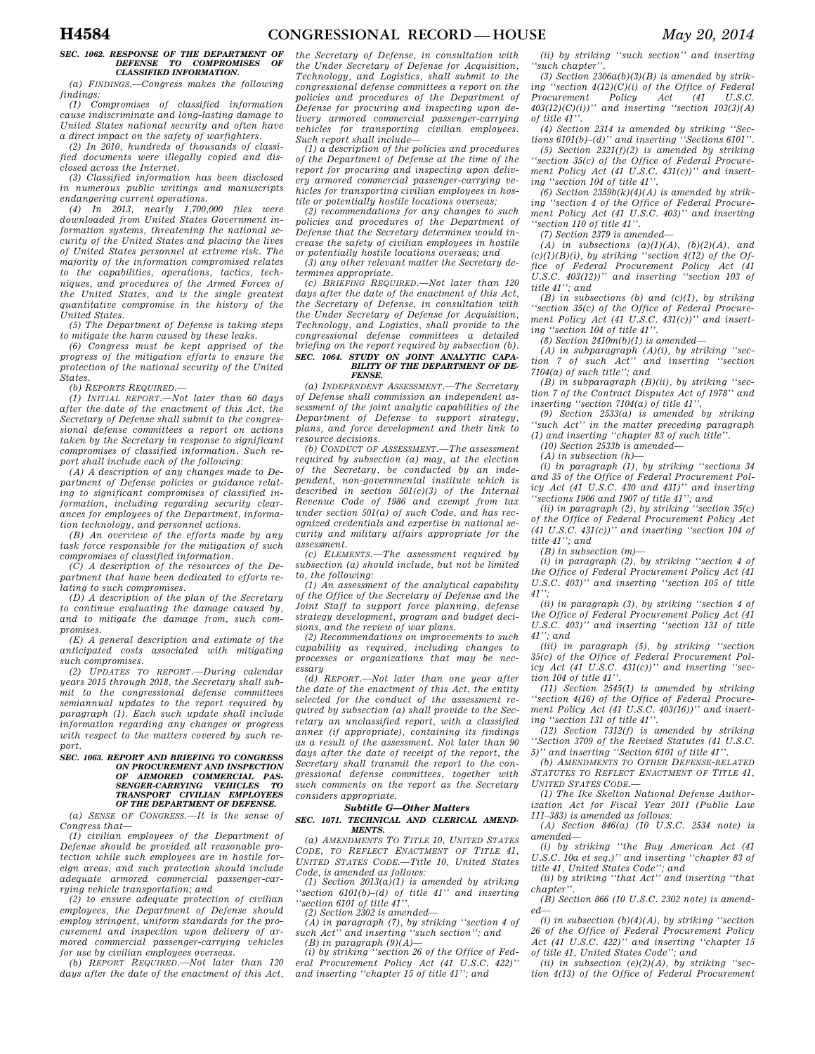**SEC. 1062. RESPONSE OF THE DEPARTMENT OF DEFENSE TO COMPROMISES OF CLASSIFIED INFORMATION.**

(a) FINDINGS.—Congress makes the following findings:

(1) Compromises of classified information cause indiscriminate and long-lasting damage to United States national security and often have a direct impact on the safety of warfighters.

(2) In 2010, hundreds of thousands of classified documents were illegally copied and disclosed across the Internet.

(3) Classified information has been disclosed in numerous public writings and manuscripts endangering current operations.

(4) In 2013, nearly 1,700,000 files were downloaded from United States Government information systems, threatening the national security of the United States and placing the lives of United States personnel at extreme risk. The majority of the information compromised relates to the capabilities, operations, tactics, techniques, and procedures of the Armed Forces of the United States, and is the single greatest quantitative compromise in the history of the United States.

(5) The Department of Defense is taking steps to mitigate the harm caused by these leaks.

(6) Congress must be kept apprised of the progress of the mitigation efforts to ensure the protection of the national security of the United States.

(b) REPORTS REQUIRED.—

(1) INITIAL REPORT.—Not later than 60 days after the date of the enactment of this Act, the Secretary of Defense shall submit to the congressional defense committees a report on actions taken by the Secretary in response to significant compromises of classified information. Such report shall include each of the following:

(A) A description of any changes made to Department of Defense policies or guidance relating to significant compromises of classified information, including regarding security clearances for employees of the Department, information technology, and personnel actions.

(B) An overview of the efforts made by any task force responsible for the mitigation of such compromises of classified information.

(C) A description of the resources of the Department that have been dedicated to efforts relating to such compromises.

(D) A description of the plan of the Secretary to continue evaluating the damage caused by, and to mitigate the damage from, such compromises.

(E) A general description and estimate of the anticipated costs associated with mitigating such compromises.

(2) UPDATES TO REPORT.—During calendar years 2015 through 2018, the Secretary shall submit to the congressional defense committees semiannual updates to the report required by paragraph (1). Each such update shall include information regarding any changes or progress with respect to the matters covered by such report.

**SEC. 1063. REPORT AND BRIEFING TO CONGRESS ON PROCUREMENT AND INSPECTION OF ARMORED COMMERCIAL PASSENGER-CARRYING VEHICLES TO TRANSPORT CIVILIAN EMPLOYEES OF THE DEPARTMENT OF DEFENSE.**

(a) SENSE OF CONGRESS.—It is the sense of Congress that—

(1) civilian employees of the Department of Defense should be provided all reasonable protection while such employees are in hostile foreign areas, and such protection should include adequate armored commercial passenger-carrying vehicle transportation; and

(2) to ensure adequate protection of civilian employees, the Department of Defense should employ stringent, uniform standards for the procurement and inspection upon delivery of armored commercial passenger-carrying vehicles for use by civilian employees overseas.

(b) REPORT REQUIRED.—Not later than 120 days after the date of the enactment of this Act, the Secretary of Defense, in consultation with the Under Secretary of Defense for Acquisition, Technology, and Logistics, shall submit to the congressional defense committees a report on the policies and procedures of the Department of Defense for procuring and inspecting upon delivery armored commercial passenger-carrying vehicles for transporting civilian employees. Such report shall include—

(1) a description of the policies and procedures of the Department of Defense at the time of the report for procuring and inspecting upon delivery armored commercial passenger-carrying vehicles for transporting civilian employees in hostile or potentially hostile locations overseas;

(2) recommendations for any changes to such policies and procedures of the Department of Defense that the Secretary determines would increase the safety of civilian employees in hostile or potentially hostile locations overseas; and

(3) any other relevant matter the Secretary determines appropriate.

(c) BRIEFING REQUIRED.—Not later than 120 days after the date of the enactment of this Act, the Secretary of Defense, in consultation with the Under Secretary of Defense for Acquisition, Technology, and Logistics, shall provide to the congressional defense committees a detailed briefing on the report required by subsection (b).

**SEC. 1064. STUDY ON JOINT ANALYTIC CAPABILITY OF THE DEPARTMENT OF DEFENSE.**

(a) INDEPENDENT ASSESSMENT.—The Secretary of Defense shall commission an independent assessment of the joint analytic capabilities of the Department of Defense to support strategy, plans, and force development and their link to resource decisions.

(b) CONDUCT OF ASSESSMENT.—The assessment required by subsection (a) may, at the election of the Secretary, be conducted by an independent, non-governmental institute which is described in section 501(c)(3) of the Internal Revenue Code of 1986 and exempt from tax under section 501(a) of such Code, and has recognized credentials and expertise in national security and military affairs appropriate for the assessment.

(c) ELEMENTS.—The assessment required by subsection (a) should include, but not be limited to, the following:

(1) An assessment of the analytical capability of the Office of the Secretary of Defense and the Joint Staff to support force planning, defense strategy development, program and budget decisions, and the review of war plans.

(2) Recommendations on improvements to such capability as required, including changes to processes or organizations that may be necessary

(d) REPORT.—Not later than one year after the date of the enactment of this Act, the entity selected for the conduct of the assessment required by subsection (a) shall provide to the Secretary an unclassified report, with a classified annex (if appropriate), containing its findings as a result of the assessment. Not later than 90 days after the date of receipt of the report, the Secretary shall transmit the report to the congressional defense committees, together with such comments on the report as the Secretary considers appropriate.

***Subtitle G—Other Matters***

**SEC. 1071. TECHNICAL AND CLERICAL AMENDMENTS.**

(a) AMENDMENTS TO TITLE 10, UNITED STATES CODE, TO REFLECT ENACTMENT OF TITLE 41, UNITED STATES CODE.—Title 10, United States Code, is amended as follows:

(1) Section 2013(a)(1) is amended by striking ''section 6101(b)–(d) of title 41'' and inserting ''section 6101 of title 41''.

(2) Section 2302 is amended—

(A) in paragraph (7), by striking ''section 4 of such Act'' and inserting ''such section''; and

(B) in paragraph (9)(A)—

(i) by striking ''section 26 of the Office of Federal Procurement Policy Act (41 U.S.C. 422)'' and inserting ''chapter 15 of title 41''; and

(ii) by striking ''such section'' and inserting ''such chapter''.

(3) Section 2306a(b)(3)(B) is amended by striking ''section 4(12)(C)(i) of the Office of Federal Procurement Policy Act (41 U.S.C. 403(12)(C)(i))'' and inserting ''section 103(3)(A) of title 41''.

(4) Section 2314 is amended by striking ''Sections 6101(b)–(d)'' and inserting ''Sections 6101''.

(5) Section 2321(f)(2) is amended by striking ''section 35(c) of the Office of Federal Procurement Policy Act (41 U.S.C. 431(c))'' and inserting ''section 104 of title 41''.

(6) Section 2359b(k)(4)(A) is amended by striking ''section 4 of the Office of Federal Procurement Policy Act (41 U.S.C. 403)'' and inserting ''section 110 of title 41''.

(7) Section 2379 is amended—

(A) in subsections (a)(1)(A), (b)(2)(A), and (c)(1)(B)(i), by striking ''section 4(12) of the Office of Federal Procurement Policy Act (41 U.S.C. 403(12))'' and inserting ''section 103 of title 41''; and

(B) in subsections (b) and (c)(1), by striking ''section 35(c) of the Office of Federal Procurement Policy Act (41 U.S.C. 431(c))'' and inserting ''section 104 of title 41''.

(8) Section 2410m(b)(1) is amended—

(A) in subparagraph (A)(i), by striking ''section 7 of such Act'' and inserting ''section 7104(a) of such title''; and

(B) in subparagraph (B)(ii), by striking ''section 7 of the Contract Disputes Act of 1978'' and inserting ''section 7104(a) of title 41''.

(9) Section 2533(a) is amended by striking ''such Act'' in the matter preceding paragraph (1) and inserting ''chapter 83 of such title''.

(10) Section 2533b is amended—

(A) in subsection (h)—

(i) in paragraph (1), by striking ''sections 34 and 35 of the Office of Federal Procurement Policy Act (41 U.S.C. 430 and 431)'' and inserting ''sections 1906 and 1907 of title 41''; and

(ii) in paragraph (2), by striking ''section 35(c) of the Office of Federal Procurement Policy Act (41 U.S.C. 431(c))'' and inserting ''section 104 of title 41''; and

(B) in subsection (m)—

(i) in paragraph (2), by striking ''section 4 of the Office of Federal Procurement Policy Act (41 U.S.C. 403)'' and inserting ''section 105 of title 41'';

(ii) in paragraph (3), by striking ''section 4 of the Office of Federal Procurement Policy Act (41 U.S.C. 403)'' and inserting ''section 131 of title 41''; and

(iii) in paragraph (5), by striking ''section 35(c) of the Office of Federal Procurement Policy Act (41 U.S.C. 431(c))'' and inserting ''section 104 of title 41''.

(11) Section 2545(1) is amended by striking ''section 4(16) of the Office of Federal Procurement Policy Act (41 U.S.C. 403(16))'' and inserting ''section 131 of title 41''.

(12) Section 7312(f) is amended by striking ''Section 3709 of the Revised Statutes (41 U.S.C. 5)'' and inserting ''Section 6101 of title 41''.

(b) AMENDMENTS TO OTHER DEFENSE-RELATED STATUTES TO REFLECT ENACTMENT OF TITLE 41, UNITED STATES CODE.—

(1) The Ike Skelton National Defense Authorization Act for Fiscal Year 2011 (Public Law 111–383) is amended as follows:

(A) Section 846(a) (10 U.S.C. 2534 note) is amended—

(i) by striking ''the Buy American Act (41 U.S.C. 10a et seq.)'' and inserting ''chapter 83 of title 41, United States Code''; and

(ii) by striking ''that Act'' and inserting ''that chapter''.

(B) Section 866 (10 U.S.C. 2302 note) is amended—

(i) in subsection (b)(4)(A), by striking ''section 26 of the Office of Federal Procurement Policy Act (41 U.S.C. 422)'' and inserting ''chapter 15 of title 41, United States Code''; and

(ii) in subsection (e)(2)(A), by striking ''section 4(13) of the Office of Federal Procurement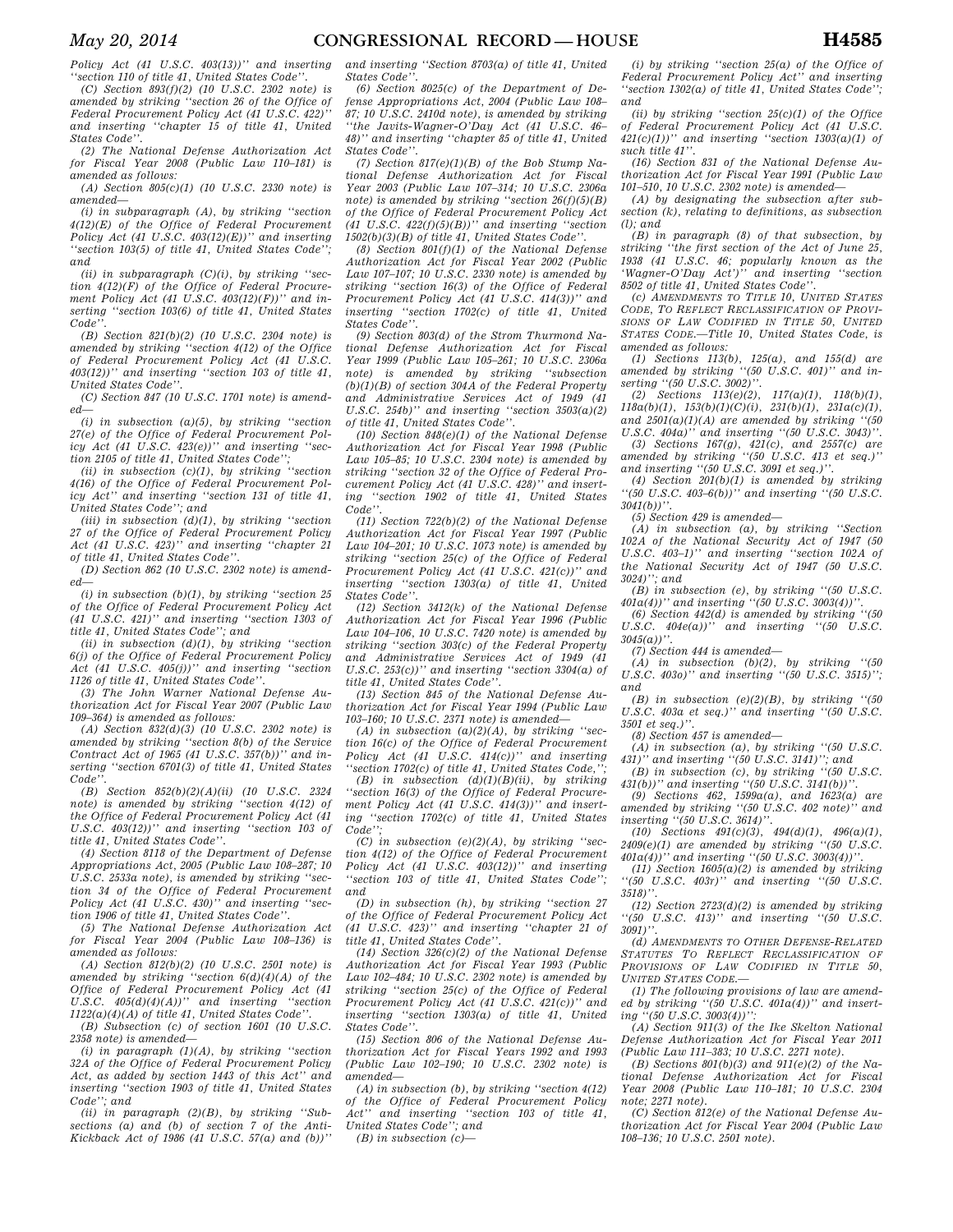*Policy Act (41 U.S.C. 403(13))'' and inserting ''section 110 of title 41, United States Code''.*

*(C) Section 893(f)(2) (10 U.S.C. 2302 note) is amended by striking ''section 26 of the Office of Federal Procurement Policy Act (41 U.S.C. 422)'' and inserting ''chapter 15 of title 41, United States Code''.*

*(2) The National Defense Authorization Act for Fiscal Year 2008 (Public Law 110–181) is amended as follows:*

*(A) Section 805(c)(1) (10 U.S.C. 2330 note) is amended—*

*(i) in subparagraph (A), by striking ''section 4(12)(E) of the Office of Federal Procurement Policy Act (41 U.S.C. 403(12)(E))'' and inserting ''section 103(5) of title 41, United States Code''; and*

*(ii) in subparagraph (C)(i), by striking ''section 4(12)(F) of the Office of Federal Procurement Policy Act (41 U.S.C. 403(12)(F))'' and inserting ''section 103(6) of title 41, United States Code''.*

*(B) Section 821(b)(2) (10 U.S.C. 2304 note) is amended by striking ''section 4(12) of the Office of Federal Procurement Policy Act (41 U.S.C. 403(12))'' and inserting ''section 103 of title 41, United States Code''.*

*(C) Section 847 (10 U.S.C. 1701 note) is amended—*

*(i) in subsection (a)(5), by striking ''section 27(e) of the Office of Federal Procurement Policy Act (41 U.S.C. 423(e))'' and inserting ''section 2105 of title 41, United States Code'';*

*(ii) in subsection (c)(1), by striking ''section 4(16) of the Office of Federal Procurement Policy Act'' and inserting ''section 131 of title 41, United States Code''; and*

*(iii) in subsection (d)(1), by striking ''section 27 of the Office of Federal Procurement Policy Act (41 U.S.C. 423)'' and inserting ''chapter 21 of title 41, United States Code''.*

*(D) Section 862 (10 U.S.C. 2302 note) is amended—*

*(i) in subsection (b)(1), by striking ''section 25 of the Office of Federal Procurement Policy Act (41 U.S.C. 421)'' and inserting ''section 1303 of title 41, United States Code''; and*

*(ii) in subsection (d)(1), by striking ''section 6(j) of the Office of Federal Procurement Policy Act (41 U.S.C. 405(j))'' and inserting ''section 1126 of title 41, United States Code''.*

*(3) The John Warner National Defense Authorization Act for Fiscal Year 2007 (Public Law 109–364) is amended as follows:*

*(A) Section 832(d)(3) (10 U.S.C. 2302 note) is amended by striking ''section 8(b) of the Service Contract Act of 1965 (41 U.S.C. 357(b))'' and inserting ''section 6701(3) of title 41, United States Code''.*

*(B) Section 852(b)(2)(A)(ii) (10 U.S.C. 2324 note) is amended by striking ''section 4(12) of the Office of Federal Procurement Policy Act (41 U.S.C. 403(12))'' and inserting ''section 103 of title 41, United States Code''.*

*(4) Section 8118 of the Department of Defense Appropriations Act, 2005 (Public Law 108–287; 10 U.S.C. 2533a note), is amended by striking ''section 34 of the Office of Federal Procurement Policy Act (41 U.S.C. 430)'' and inserting ''section 1906 of title 41, United States Code''.*

*(5) The National Defense Authorization Act for Fiscal Year 2004 (Public Law 108–136) is amended as follows:*

*(A) Section 812(b)(2) (10 U.S.C. 2501 note) is amended by striking ''section 6(d)(4)(A) of the Office of Federal Procurement Policy Act (41 U.S.C. 405(d)(4)(A))'' and inserting ''section 1122(a)(4)(A) of title 41, United States Code''.*

*(B) Subsection (c) of section 1601 (10 U.S.C. 2358 note) is amended—*

*(i) in paragraph (1)(A), by striking ''section 32A of the Office of Federal Procurement Policy Act, as added by section 1443 of this Act'' and inserting ''section 1903 of title 41, United States Code''; and*

*(ii) in paragraph (2)(B), by striking ''Subsections (a) and (b) of section 7 of the Anti-Kickback Act of 1986 (41 U.S.C. 57(a) and (b))'' and inserting ''Section 8703(a) of title 41, United States Code''.*

*(6) Section 8025(c) of the Department of Defense Appropriations Act, 2004 (Public Law 108–87; 10 U.S.C. 2410d note), is amended by striking ''the Javits-Wagner-O'Day Act (41 U.S.C. 46–48)'' and inserting ''chapter 85 of title 41, United States Code''.*

*(7) Section 817(e)(1)(B) of the Bob Stump National Defense Authorization Act for Fiscal Year 2003 (Public Law 107–314; 10 U.S.C. 2306a note) is amended by striking ''section 26(f)(5)(B) of the Office of Federal Procurement Policy Act (41 U.S.C. 422(f)(5)(B))'' and inserting ''section 1502(b)(3)(B) of title 41, United States Code''.*

*(8) Section 801(f)(1) of the National Defense Authorization Act for Fiscal Year 2002 (Public Law 107–107; 10 U.S.C. 2330 note) is amended by striking ''section 16(3) of the Office of Federal Procurement Policy Act (41 U.S.C. 414(3))'' and inserting ''section 1702(c) of title 41, United States Code''.*

*(9) Section 803(d) of the Strom Thurmond National Defense Authorization Act for Fiscal Year 1999 (Public Law 105–261; 10 U.S.C. 2306a note) is amended by striking ''subsection (b)(1)(B) of section 304A of the Federal Property and Administrative Services Act of 1949 (41 U.S.C. 254b)'' and inserting ''section 3503(a)(2) of title 41, United States Code''.*

*(10) Section 848(e)(1) of the National Defense Authorization Act for Fiscal Year 1998 (Public Law 105–85; 10 U.S.C. 2304 note) is amended by striking ''section 32 of the Office of Federal Procurement Policy Act (41 U.S.C. 428)'' and inserting ''section 1902 of title 41, United States Code''.*

*(11) Section 722(b)(2) of the National Defense Authorization Act for Fiscal Year 1997 (Public Law 104–201; 10 U.S.C. 1073 note) is amended by striking ''section 25(c) of the Office of Federal Procurement Policy Act (41 U.S.C. 421(c))'' and inserting ''section 1303(a) of title 41, United States Code''.*

*(12) Section 3412(k) of the National Defense Authorization Act for Fiscal Year 1996 (Public Law 104–106, 10 U.S.C. 7420 note) is amended by striking ''section 303(c) of the Federal Property and Administrative Services Act of 1949 (41 U.S.C. 253(c))'' and inserting ''section 3304(a) of title 41, United States Code''.*

*(13) Section 845 of the National Defense Authorization Act for Fiscal Year 1994 (Public Law 103–160; 10 U.S.C. 2371 note) is amended—*

*(A) in subsection (a)(2)(A), by striking ''section 16(c) of the Office of Federal Procurement Policy Act (41 U.S.C. 414(c))'' and inserting ''section 1702(c) of title 41, United States Code,'';*

*(B) in subsection (d)(1)(B)(ii), by striking ''section 16(3) of the Office of Federal Procurement Policy Act (41 U.S.C. 414(3))'' and inserting ''section 1702(c) of title 41, United States Code'';*

*(C) in subsection (e)(2)(A), by striking ''section 4(12) of the Office of Federal Procurement Policy Act (41 U.S.C. 403(12))'' and inserting ''section 103 of title 41, United States Code''; and*

*(D) in subsection (h), by striking ''section 27 of the Office of Federal Procurement Policy Act (41 U.S.C. 423)'' and inserting ''chapter 21 of title 41, United States Code''.*

*(14) Section 326(c)(2) of the National Defense Authorization Act for Fiscal Year 1993 (Public Law 102–484; 10 U.S.C. 2302 note) is amended by striking ''section 25(c) of the Office of Federal Procurement Policy Act (41 U.S.C. 421(c))'' and inserting ''section 1303(a) of title 41, United States Code''.*

*(15) Section 806 of the National Defense Authorization Act for Fiscal Years 1992 and 1993 (Public Law 102–190; 10 U.S.C. 2302 note) is amended—*

*(A) in subsection (b), by striking ''section 4(12) of the Office of Federal Procurement Policy Act'' and inserting ''section 103 of title 41, United States Code''; and*

*(B) in subsection (c)—*

*(i) by striking ''section 25(a) of the Office of Federal Procurement Policy Act'' and inserting ''section 1302(a) of title 41, United States Code''; and*

*(ii) by striking ''section 25(c)(1) of the Office of Federal Procurement Policy Act (41 U.S.C. 421(c)(1))'' and inserting ''section 1303(a)(1) of such title 41''.*

*(16) Section 831 of the National Defense Authorization Act for Fiscal Year 1991 (Public Law 101–510, 10 U.S.C. 2302 note) is amended—*

*(A) by designating the subsection after subsection (k), relating to definitions, as subsection (l); and*

*(B) in paragraph (8) of that subsection, by striking ''the first section of the Act of June 25, 1938 (41 U.S.C. 46; popularly known as the 'Wagner-O'Day Act')'' and inserting ''section 8502 of title 41, United States Code''.*

*(c) AMENDMENTS TO TITLE 10, UNITED STATES CODE, TO REFLECT RECLASSIFICATION OF PROVISIONS OF LAW CODIFIED IN TITLE 50, UNITED STATES CODE.—Title 10, United States Code, is amended as follows:*

*(1) Sections 113(b), 125(a), and 155(d) are amended by striking ''(50 U.S.C. 401)'' and inserting ''(50 U.S.C. 3002)''.*

*(2) Sections 113(e)(2), 117(a)(1), 118(b)(1), 118a(b)(1), 153(b)(1)(C)(i), 231(b)(1), 231a(c)(1), and 2501(a)(1)(A) are amended by striking ''(50 U.S.C. 404a)'' and inserting ''(50 U.S.C. 3043)''.*

*(3) Sections 167(g), 421(c), and 2557(c) are amended by striking ''(50 U.S.C. 413 et seq.)'' and inserting ''(50 U.S.C. 3091 et seq.)''.*

*(4) Section 201(b)(1) is amended by striking ''(50 U.S.C. 403–6(b))'' and inserting ''(50 U.S.C. 3041(b))''.*

*(5) Section 429 is amended—*

*(A) in subsection (a), by striking ''Section 102A of the National Security Act of 1947 (50 U.S.C. 403–1)'' and inserting ''section 102A of the National Security Act of 1947 (50 U.S.C. 3024)''; and*

*(B) in subsection (e), by striking ''(50 U.S.C. 401a(4))'' and inserting ''(50 U.S.C. 3003(4))''.*

*(6) Section 442(d) is amended by striking ''(50 U.S.C. 404e(a))'' and inserting ''(50 U.S.C. 3045(a))''.*

*(7) Section 444 is amended—*

*(A) in subsection (b)(2), by striking ''(50 U.S.C. 403o)'' and inserting ''(50 U.S.C. 3515)''; and*

*(B) in subsection (e)(2)(B), by striking ''(50 U.S.C. 403a et seq.)'' and inserting ''(50 U.S.C. 3501 et seq.)''.*

*(8) Section 457 is amended—*

*(A) in subsection (a), by striking ''(50 U.S.C. 431)'' and inserting ''(50 U.S.C. 3141)''; and*

*(B) in subsection (c), by striking ''(50 U.S.C. 431(b))'' and inserting ''(50 U.S.C. 3141(b))''.*

*(9) Sections 462, 1599a(a), and 1623(a) are amended by striking ''(50 U.S.C. 402 note)'' and inserting ''(50 U.S.C. 3614)''.*

*(10) Sections 491(c)(3), 494(d)(1), 496(a)(1), 2409(e)(1) are amended by striking ''(50 U.S.C. 401a(4))'' and inserting ''(50 U.S.C. 3003(4))''.*

*(11) Section 1605(a)(2) is amended by striking ''(50 U.S.C. 403r)'' and inserting ''(50 U.S.C. 3518)''.*

*(12) Section 2723(d)(2) is amended by striking ''(50 U.S.C. 413)'' and inserting ''(50 U.S.C. 3091)''.*

*(d) AMENDMENTS TO OTHER DEFENSE-RELATED STATUTES TO REFLECT RECLASSIFICATION OF PROVISIONS OF LAW CODIFIED IN TITLE 50, UNITED STATES CODE.—*

*(1) The following provisions of law are amended by striking ''(50 U.S.C. 401a(4))'' and inserting ''(50 U.S.C. 3003(4))'':*

*(A) Section 911(3) of the Ike Skelton National Defense Authorization Act for Fiscal Year 2011 (Public Law 111–383; 10 U.S.C. 2271 note).*

*(B) Sections 801(b)(3) and 911(e)(2) of the National Defense Authorization Act for Fiscal Year 2008 (Public Law 110–181; 10 U.S.C. 2304 note; 2271 note).*

*(C) Section 812(e) of the National Defense Authorization Act for Fiscal Year 2004 (Public Law 108–136; 10 U.S.C. 2501 note).*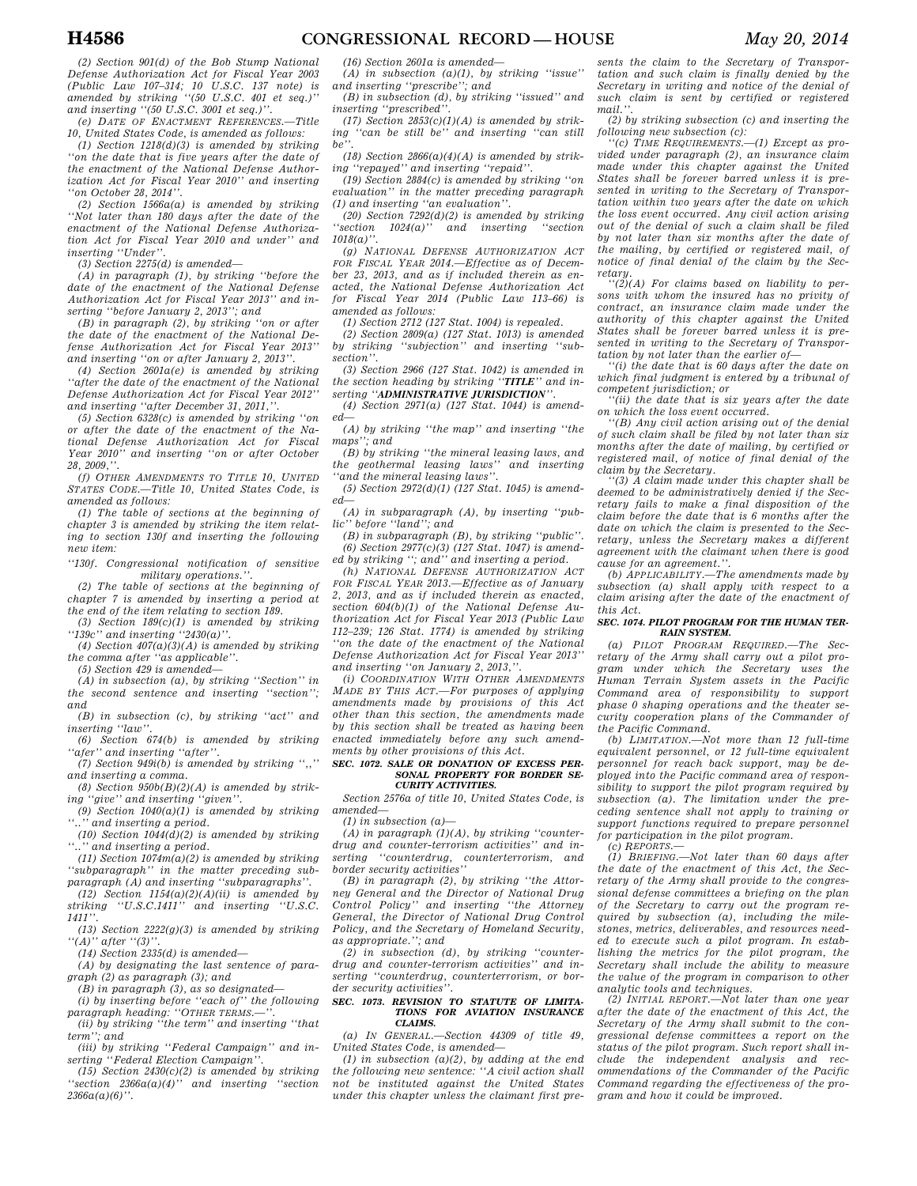(2) Section 901(d) of the Bob Stump National Defense Authorization Act for Fiscal Year 2003 (Public Law 107–314; 10 U.S.C. 137 note) is amended by striking ''(50 U.S.C. 401 et seq.)'' and inserting ''(50 U.S.C. 3001 et seq.)''.

(e) DATE OF ENACTMENT REFERENCES.—Title 10, United States Code, is amended as follows:

(1) Section 1218(d)(3) is amended by striking ''on the date that is five years after the date of the enactment of the National Defense Authorization Act for Fiscal Year 2010'' and inserting ''on October 28, 2014''.

(2) Section 1566a(a) is amended by striking ''Not later than 180 days after the date of the enactment of the National Defense Authorization Act for Fiscal Year 2010 and under'' and inserting ''Under''.

(3) Section 2275(d) is amended—

(A) in paragraph (1), by striking ''before the date of the enactment of the National Defense Authorization Act for Fiscal Year 2013'' and inserting ''before January 2, 2013''; and

(B) in paragraph (2), by striking ''on or after the date of the enactment of the National Defense Authorization Act for Fiscal Year 2013'' and inserting ''on or after January 2, 2013''.

(4) Section 2601a(e) is amended by striking ''after the date of the enactment of the National Defense Authorization Act for Fiscal Year 2012'' and inserting ''after December 31, 2011,''.

(5) Section 6328(c) is amended by striking ''on or after the date of the enactment of the National Defense Authorization Act for Fiscal Year 2010'' and inserting ''on or after October 28, 2009,''.

(f) OTHER AMENDMENTS TO TITLE 10, UNITED STATES CODE.—Title 10, United States Code, is amended as follows:

(1) The table of sections at the beginning of chapter 3 is amended by striking the item relating to section 130f and inserting the following new item:

''130f. Congressional notification of sensitive military operations.''.

(2) The table of sections at the beginning of chapter 7 is amended by inserting a period at the end of the item relating to section 189.

(3) Section 189(c)(1) is amended by striking ''139c'' and inserting ''2430(a)''.

(4) Section 407(a)(3)(A) is amended by striking the comma after ''as applicable''.

(5) Section 429 is amended—

(A) in subsection (a), by striking ''Section'' in the second sentence and inserting ''section''; and

(B) in subsection (c), by striking ''act'' and inserting ''law''.

(6) Section 674(b) is amended by striking ''afer'' and inserting ''after''.

(7) Section 949i(b) is amended by striking '',,'' and inserting a comma.

(8) Section 950b(B)(2)(A) is amended by striking ''give'' and inserting ''given''.

(9) Section 1040(a)(1) is amended by striking ''..'' and inserting a period.

(10) Section 1044(d)(2) is amended by striking ''..'' and inserting a period.

(11) Section 1074m(a)(2) is amended by striking ''subparagraph'' in the matter preceding subparagraph (A) and inserting ''subparagraphs''.

(12) Section 1154(a)(2)(A)(ii) is amended by striking ''U.S.C.1411'' and inserting ''U.S.C. 1411''.

(13) Section 2222(g)(3) is amended by striking ''(A)'' after ''(3)''.

(14) Section 2335(d) is amended—

(A) by designating the last sentence of paragraph (2) as paragraph (3); and

(B) in paragraph (3), as so designated—

(i) by inserting before ''each of'' the following paragraph heading: ''OTHER TERMS.—''.

(ii) by striking ''the term'' and inserting ''that term''; and

(iii) by striking ''Federal Campaign'' and inserting ''Federal Election Campaign''.

(15) Section 2430(c)(2) is amended by striking ''section 2366a(a)(4)'' and inserting ''section 2366a(a)(6)''.

(16) Section 2601a is amended—

(A) in subsection (a)(1), by striking ''issue'' and inserting ''prescribe''; and

(B) in subsection (d), by striking ''issued'' and inserting ''prescribed''.

(17) Section 2853(c)(1)(A) is amended by striking ''can be still be'' and inserting ''can still be''.

(18) Section 2866(a)(4)(A) is amended by striking ''repayed'' and inserting ''repaid''.

(19) Section 2884(c) is amended by striking ''on evaluation'' in the matter preceding paragraph (1) and inserting ''an evaluation''.

(20) Section 7292(d)(2) is amended by striking ''section 1024(a)'' and inserting ''section 1018(a)''.

(g) NATIONAL DEFENSE AUTHORIZATION ACT FOR FISCAL YEAR 2014.—Effective as of December 23, 2013, and as if included therein as enacted, the National Defense Authorization Act for Fiscal Year 2014 (Public Law 113–66) is amended as follows:

(1) Section 2712 (127 Stat. 1004) is repealed.

(2) Section 2809(a) (127 Stat. 1013) is amended by striking ''subjection'' and inserting ''subsection''.

(3) Section 2966 (127 Stat. 1042) is amended in the section heading by striking ''***TITLE***'' and inserting ''***ADMINISTRATIVE JURISDICTION***''.

(4) Section 2971(a) (127 Stat. 1044) is amended—

(A) by striking ''the map'' and inserting ''the maps''; and

(B) by striking ''the mineral leasing laws, and the geothermal leasing laws'' and inserting ''and the mineral leasing laws''.

(5) Section 2972(d)(1) (127 Stat. 1045) is amended—

(A) in subparagraph (A), by inserting ''public'' before ''land''; and

(B) in subparagraph (B), by striking ''public''.

(6) Section 2977(c)(3) (127 Stat. 1047) is amended by striking ''; and'' and inserting a period.

(h) NATIONAL DEFENSE AUTHORIZATION ACT FOR FISCAL YEAR 2013.—Effective as of January 2, 2013, and as if included therein as enacted, section 604(b)(1) of the National Defense Authorization Act for Fiscal Year 2013 (Public Law 112–239; 126 Stat. 1774) is amended by striking ''on the date of the enactment of the National Defense Authorization Act for Fiscal Year 2013'' and inserting ''on January 2, 2013,''.

(i) COORDINATION WITH OTHER AMENDMENTS MADE BY THIS ACT.—For purposes of applying amendments made by provisions of this Act other than this section, the amendments made by this section shall be treated as having been enacted immediately before any such amendments by other provisions of this Act.

### SEC. 1072. SALE OR DONATION OF EXCESS PERSONAL PROPERTY FOR BORDER SECURITY ACTIVITIES.

Section 2576a of title 10, United States Code, is amended—

(1) in subsection (a)—

(A) in paragraph (1)(A), by striking ''counterdrug and counter-terrorism activities'' and inserting ''counterdrug, counterterrorism, and border security activities''

(B) in paragraph (2), by striking ''the Attorney General and the Director of National Drug Control Policy'' and inserting ''the Attorney General, the Director of National Drug Control Policy, and the Secretary of Homeland Security, as appropriate.''; and

(2) in subsection (d), by striking ''counterdrug and counter-terrorism activities'' and inserting ''counterdrug, counterterrorism, or border security activities''.

### SEC. 1073. REVISION TO STATUTE OF LIMITATIONS FOR AVIATION INSURANCE CLAIMS.

(a) IN GENERAL.—Section 44309 of title 49, United States Code, is amended—

(1) in subsection (a)(2), by adding at the end the following new sentence: ''A civil action shall not be instituted against the United States under this chapter unless the claimant first presents the claim to the Secretary of Transportation and such claim is finally denied by the Secretary in writing and notice of the denial of such claim is sent by certified or registered mail.''.

(2) by striking subsection (c) and inserting the following new subsection (c):

''(c) TIME REQUIREMENTS.—(1) Except as provided under paragraph (2), an insurance claim made under this chapter against the United States shall be forever barred unless it is presented in writing to the Secretary of Transportation within two years after the date on which the loss event occurred. Any civil action arising out of the denial of such a claim shall be filed by not later than six months after the date of the mailing, by certified or registered mail, of notice of final denial of the claim by the Secretary.

''(2)(A) For claims based on liability to persons with whom the insured has no privity of contract, an insurance claim made under the authority of this chapter against the United States shall be forever barred unless it is presented in writing to the Secretary of Transportation by not later than the earlier of—

''(i) the date that is 60 days after the date on which final judgment is entered by a tribunal of competent jurisdiction; or

''(ii) the date that is six years after the date on which the loss event occurred.

''(B) Any civil action arising out of the denial of such claim shall be filed by not later than six months after the date of mailing, by certified or registered mail, of notice of final denial of the claim by the Secretary.

''(3) A claim made under this chapter shall be deemed to be administratively denied if the Secretary fails to make a final disposition of the claim before the date that is 6 months after the date on which the claim is presented to the Secretary, unless the Secretary makes a different agreement with the claimant when there is good cause for an agreement.''.

(b) APPLICABILITY.—The amendments made by subsection (a) shall apply with respect to a claim arising after the date of the enactment of this Act.

### SEC. 1074. PILOT PROGRAM FOR THE HUMAN TERRAIN SYSTEM.

(a) PILOT PROGRAM REQUIRED.—The Secretary of the Army shall carry out a pilot program under which the Secretary uses the Human Terrain System assets in the Pacific Command area of responsibility to support phase 0 shaping operations and the theater security cooperation plans of the Commander of the Pacific Command.

(b) LIMITATION.—Not more than 12 full-time equivalent personnel, or 12 full-time equivalent personnel for reach back support, may be deployed into the Pacific command area of responsibility to support the pilot program required by subsection (a). The limitation under the preceding sentence shall not apply to training or support functions required to prepare personnel for participation in the pilot program.

(c) REPORTS.—

(1) BRIEFING.—Not later than 60 days after the date of the enactment of this Act, the Secretary of the Army shall provide to the congressional defense committees a briefing on the plan of the Secretary to carry out the program required by subsection (a), including the milestones, metrics, deliverables, and resources needed to execute such a pilot program. In establishing the metrics for the pilot program, the Secretary shall include the ability to measure the value of the program in comparison to other analytic tools and techniques.

(2) INITIAL REPORT.—Not later than one year after the date of the enactment of this Act, the Secretary of the Army shall submit to the congressional defense committees a report on the status of the pilot program. Such report shall include the independent analysis and recommendations of the Commander of the Pacific Command regarding the effectiveness of the program and how it could be improved.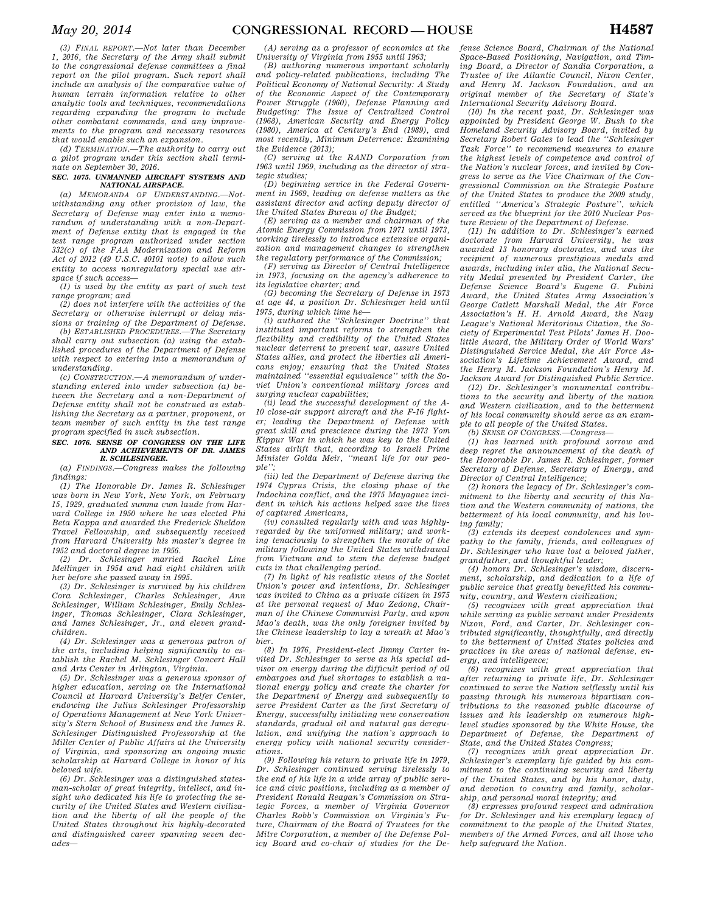*(3) FINAL REPORT.—Not later than December 1, 2016, the Secretary of the Army shall submit to the congressional defense committees a final report on the pilot program. Such report shall include an analysis of the comparative value of human terrain information relative to other analytic tools and techniques, recommendations regarding expanding the program to include other combatant commands, and any improvements to the program and necessary resources that would enable such an expansion.*

*(d) TERMINATION.—The authority to carry out a pilot program under this section shall terminate on September 30, 2016.*

***SEC. 1075. UNMANNED AIRCRAFT SYSTEMS AND NATIONAL AIRSPACE.***

*(a) MEMORANDA OF UNDERSTANDING.—Notwithstanding any other provision of law, the Secretary of Defense may enter into a memorandum of understanding with a non-Department of Defense entity that is engaged in the test range program authorized under section 332(c) of the FAA Modernization and Reform Act of 2012 (49 U.S.C. 40101 note) to allow such entity to access nonregulatory special use airspace if such access—*

*(1) is used by the entity as part of such test range program; and*

*(2) does not interfere with the activities of the Secretary or otherwise interrupt or delay missions or training of the Department of Defense.*

*(b) ESTABLISHED PROCEDURES.—The Secretary shall carry out subsection (a) using the established procedures of the Department of Defense with respect to entering into a memorandum of understanding.*

*(c) CONSTRUCTION.—A memorandum of understanding entered into under subsection (a) between the Secretary and a non-Department of Defense entity shall not be construed as establishing the Secretary as a partner, proponent, or team member of such entity in the test range program specified in such subsection.*

***SEC. 1076. SENSE OF CONGRESS ON THE LIFE AND ACHIEVEMENTS OF DR. JAMES R. SCHLESINGER.***

*(a) FINDINGS.—Congress makes the following findings:*

*(1) The Honorable Dr. James R. Schlesinger was born in New York, New York, on February 15, 1929, graduated summa cum laude from Harvard College in 1950 where he was elected Phi Beta Kappa and awarded the Frederick Sheldon Travel Fellowship, and subsequently received from Harvard University his master's degree in 1952 and doctoral degree in 1956.*

*(2) Dr. Schlesinger married Rachel Line Mellinger in 1954 and had eight children with her before she passed away in 1995.*

*(3) Dr. Schlesinger is survived by his children Cora Schlesinger, Charles Schlesinger, Ann Schlesinger, William Schlesinger, Emily Schlesinger, Thomas Schlesinger, Clara Schlesinger, and James Schlesinger, Jr., and eleven grandchildren.*

*(4) Dr. Schlesinger was a generous patron of the arts, including helping significantly to establish the Rachel M. Schlesinger Concert Hall and Arts Center in Arlington, Virginia.*

*(5) Dr. Schlesinger was a generous sponsor of higher education, serving on the International Council at Harvard University's Belfer Center, endowing the Julius Schlesinger Professorship of Operations Management at New York University's Stern School of Business and the James R. Schlesinger Distinguished Professorship at the Miller Center of Public Affairs at the University of Virginia, and sponsoring an ongoing music scholarship at Harvard College in honor of his beloved wife.*

*(6) Dr. Schlesinger was a distinguished statesman-scholar of great integrity, intellect, and insight who dedicated his life to protecting the security of the United States and Western civilization and the liberty of all the people of the United States throughout his highly-decorated and distinguished career spanning seven decades—*

*(A) serving as a professor of economics at the University of Virginia from 1955 until 1963;*

*(B) authoring numerous important scholarly and policy-related publications, including The Political Economy of National Security: A Study of the Economic Aspect of the Contemporary Power Struggle (1960), Defense Planning and Budgeting: The Issue of Centralized Control (1968), American Security and Energy Policy (1980), America at Century's End (1989), and most recently, Minimum Deterrence: Examining the Evidence (2013);*

*(C) serving at the RAND Corporation from 1963 until 1969, including as the director of strategic studies;*

*(D) beginning service in the Federal Government in 1969, leading on defense matters as the assistant director and acting deputy director of the United States Bureau of the Budget;*

*(E) serving as a member and chairman of the Atomic Energy Commission from 1971 until 1973, working tirelessly to introduce extensive organization and management changes to strengthen the regulatory performance of the Commission;*

*(F) serving as Director of Central Intelligence in 1973, focusing on the agency's adherence to its legislative charter; and*

*(G) becoming the Secretary of Defense in 1973 at age 44, a position Dr. Schlesinger held until 1975, during which time he—*

*(i) authored the ''Schlesinger Doctrine'' that instituted important reforms to strengthen the flexibility and credibility of the United States nuclear deterrent to prevent war, assure United States allies, and protect the liberties all Americans enjoy; ensuring that the United States maintained ''essential equivalence'' with the Soviet Union's conventional military forces and surging nuclear capabilities;*

*(ii) lead the successful development of the A-10 close-air support aircraft and the F-16 fighter; leading the Department of Defense with great skill and prescience during the 1973 Yom Kippur War in which he was key to the United States airlift that, according to Israeli Prime Minister Golda Meir, ''meant life for our people'';*

*(iii) led the Department of Defense during the 1974 Cyprus Crisis, the closing phase of the Indochina conflict, and the 1975 Mayaguez incident in which his actions helped save the lives of captured Americans,*

*(iv) consulted regularly with and was highly-regarded by the uniformed military; and working tenaciously to strengthen the morale of the military following the United States withdrawal from Vietnam and to stem the defense budget cuts in that challenging period.*

*(7) In light of his realistic views of the Soviet Union's power and intentions, Dr. Schlesinger was invited to China as a private citizen in 1975 at the personal request of Mao Zedong, Chairman of the Chinese Communist Party, and upon Mao's death, was the only foreigner invited by the Chinese leadership to lay a wreath at Mao's bier.*

*(8) In 1976, President-elect Jimmy Carter invited Dr. Schlesinger to serve as his special advisor on energy during the difficult period of oil embargoes and fuel shortages to establish a national energy policy and create the charter for the Department of Energy and subsequently to serve President Carter as the first Secretary of Energy, successfully initiating new conservation standards, gradual oil and natural gas deregulation, and unifying the nation's approach to energy policy with national security considerations.*

*(9) Following his return to private life in 1979, Dr. Schlesinger continued serving tirelessly to the end of his life in a wide array of public service and civic positions, including as a member of President Ronald Reagan's Commission on Strategic Forces, a member of Virginia Governor Charles Robb's Commission on Virginia's Future, Chairman of the Board of Trustees for the Mitre Corporation, a member of the Defense Policy Board and co-chair of studies for the Defense Science Board, Chairman of the National Space-Based Positioning, Navigation, and Timing Board, a Director of Sandia Corporation, a Trustee of the Atlantic Council, Nixon Center, and Henry M. Jackson Foundation, and an original member of the Secretary of State's International Security Advisory Board.*

*(10) In the recent past, Dr. Schlesinger was appointed by President George W. Bush to the Homeland Security Advisory Board, invited by Secretary Robert Gates to lead the ''Schlesinger Task Force'' to recommend measures to ensure the highest levels of competence and control of the Nation's nuclear forces, and invited by Congress to serve as the Vice Chairman of the Congressional Commission on the Strategic Posture of the United States to produce the 2009 study, entitled ''America's Strategic Posture'', which served as the blueprint for the 2010 Nuclear Posture Review of the Department of Defense.*

*(11) In addition to Dr. Schlesinger's earned doctorate from Harvard University, he was awarded 13 honorary doctorates, and was the recipient of numerous prestigious medals and awards, including inter alia, the National Security Medal presented by President Carter, the Defense Science Board's Eugene G. Fubini Award, the United States Army Association's George Catlett Marshall Medal, the Air Force Association's H. H. Arnold Award, the Navy League's National Meritorious Citation, the Society of Experimental Test Pilots' James H. Doolittle Award, the Military Order of World Wars' Distinguished Service Medal, the Air Force Association's Lifetime Achievement Award, and the Henry M. Jackson Foundation's Henry M. Jackson Award for Distinguished Public Service.*

*(12) Dr. Schlesinger's monumental contributions to the security and liberty of the nation and Western civilization, and to the betterment of his local community should serve as an example to all people of the United States.*

*(b) SENSE OF CONGRESS.—Congress—*

*(1) has learned with profound sorrow and deep regret the announcement of the death of the Honorable Dr. James R. Schlesinger, former Secretary of Defense, Secretary of Energy, and Director of Central Intelligence;*

*(2) honors the legacy of Dr. Schlesinger's commitment to the liberty and security of this Nation and the Western community of nations, the betterment of his local community, and his loving family;*

*(3) extends its deepest condolences and sympathy to the family, friends, and colleagues of Dr. Schlesinger who have lost a beloved father, grandfather, and thoughtful leader;*

*(4) honors Dr. Schlesinger's wisdom, discernment, scholarship, and dedication to a life of public service that greatly benefitted his community, country, and Western civilization;*

*(5) recognizes with great appreciation that while serving as public servant under Presidents Nixon, Ford, and Carter, Dr. Schlesinger contributed significantly, thoughtfully, and directly to the betterment of United States policies and practices in the areas of national defense, energy, and intelligence;*

*(6) recognizes with great appreciation that after returning to private life, Dr. Schlesinger continued to serve the Nation selflessly until his passing through his numerous bipartisan contributions to the reasoned public discourse of issues and his leadership on numerous high-level studies sponsored by the White House, the Department of Defense, the Department of State, and the United States Congress;*

*(7) recognizes with great appreciation Dr. Schlesinger's exemplary life guided by his commitment to the continuing security and liberty of the United States, and by his honor, duty, and devotion to country and family, scholarship, and personal moral integrity; and*

*(8) expresses profound respect and admiration for Dr. Schlesinger and his exemplary legacy of commitment to the people of the United States, members of the Armed Forces, and all those who help safeguard the Nation.*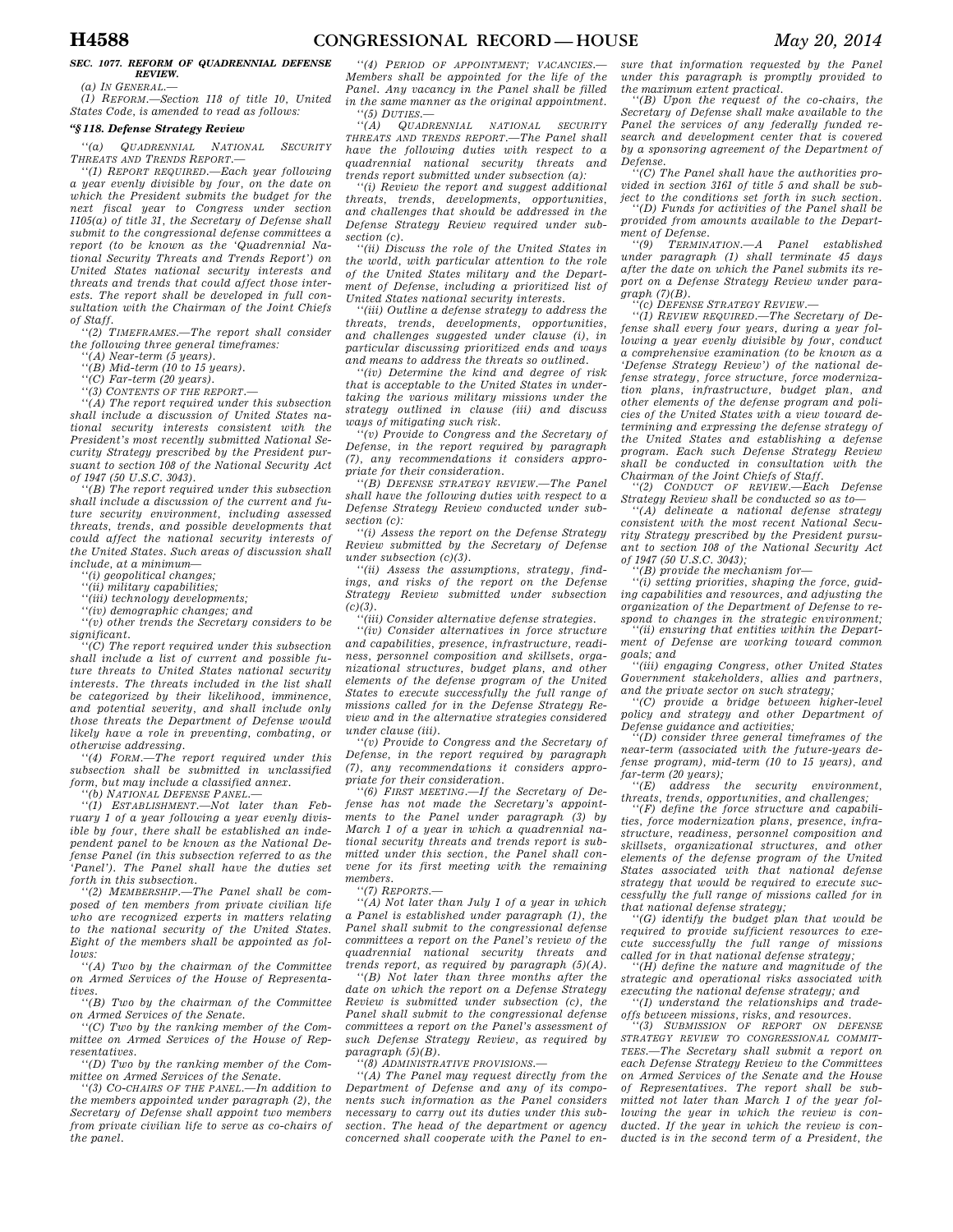**SEC. 1077. REFORM OF QUADRENNIAL DEFENSE REVIEW.**

(a) IN GENERAL.—

(1) REFORM.—Section 118 of title 10, United States Code, is amended to read as follows:

**"§ 118. Defense Strategy Review**

"(a) QUADRENNIAL NATIONAL SECURITY THREATS AND TRENDS REPORT.—

"(1) REPORT REQUIRED.—Each year following a year evenly divisible by four, on the date on which the President submits the budget for the next fiscal year to Congress under section 1105(a) of title 31, the Secretary of Defense shall submit to the congressional defense committees a report (to be known as the 'Quadrennial National Security Threats and Trends Report') on United States national security interests and threats and trends that could affect those interests. The report shall be developed in full consultation with the Chairman of the Joint Chiefs of Staff.

"(2) TIMEFRAMES.—The report shall consider the following three general timeframes:

"(A) Near-term (5 years).

"(B) Mid-term (10 to 15 years).

"(C) Far-term (20 years).

"(3) CONTENTS OF THE REPORT.—

"(A) The report required under this subsection shall include a discussion of United States national security interests consistent with the President's most recently submitted National Security Strategy prescribed by the President pursuant to section 108 of the National Security Act of 1947 (50 U.S.C. 3043).

"(B) The report required under this subsection shall include a discussion of the current and future security environment, including assessed threats, trends, and possible developments that could affect the national security interests of the United States. Such areas of discussion shall include, at a minimum—

"(i) geopolitical changes;

"(ii) military capabilities;

"(iii) technology developments;

"(iv) demographic changes; and

"(v) other trends the Secretary considers to be significant.

"(C) The report required under this subsection shall include a list of current and possible future threats to United States national security interests. The threats included in the list shall be categorized by their likelihood, imminence, and potential severity, and shall include only those threats the Department of Defense would likely have a role in preventing, combating, or otherwise addressing.

"(4) FORM.—The report required under this subsection shall be submitted in unclassified form, but may include a classified annex.

"(b) NATIONAL DEFENSE PANEL.—

"(1) ESTABLISHMENT.—Not later than February 1 of a year following a year evenly divisible by four, there shall be established an independent panel to be known as the National Defense Panel (in this subsection referred to as the 'Panel'). The Panel shall have the duties set forth in this subsection.

"(2) MEMBERSHIP.—The Panel shall be composed of ten members from private civilian life who are recognized experts in matters relating to the national security of the United States. Eight of the members shall be appointed as follows:

"(A) Two by the chairman of the Committee on Armed Services of the House of Representatives.

"(B) Two by the chairman of the Committee on Armed Services of the Senate.

"(C) Two by the ranking member of the Committee on Armed Services of the House of Representatives.

"(D) Two by the ranking member of the Committee on Armed Services of the Senate.

"(3) CO-CHAIRS OF THE PANEL.—In addition to the members appointed under paragraph (2), the Secretary of Defense shall appoint two members from private civilian life to serve as co-chairs of the panel.

"(4) PERIOD OF APPOINTMENT; VACANCIES.—Members shall be appointed for the life of the Panel. Any vacancy in the Panel shall be filled in the same manner as the original appointment.

"(5) DUTIES.—

"(A) QUADRENNIAL NATIONAL SECURITY THREATS AND TRENDS REPORT.—The Panel shall have the following duties with respect to a quadrennial national security threats and trends report submitted under subsection (a):

"(i) Review the report and suggest additional threats, trends, developments, opportunities, and challenges that should be addressed in the Defense Strategy Review required under subsection (c).

"(ii) Discuss the role of the United States in the world, with particular attention to the role of the United States military and the Department of Defense, including a prioritized list of United States national security interests.

"(iii) Outline a defense strategy to address the threats, trends, developments, opportunities, and challenges suggested under clause (i), in particular discussing prioritized ends and ways and means to address the threats so outlined.

"(iv) Determine the kind and degree of risk that is acceptable to the United States in undertaking the various military missions under the strategy outlined in clause (iii) and discuss ways of mitigating such risk.

"(v) Provide to Congress and the Secretary of Defense, in the report required by paragraph (7), any recommendations it considers appropriate for their consideration.

"(B) DEFENSE STRATEGY REVIEW.—The Panel shall have the following duties with respect to a Defense Strategy Review conducted under subsection (c):

"(i) Assess the report on the Defense Strategy Review submitted by the Secretary of Defense under subsection (c)(3).

"(ii) Assess the assumptions, strategy, findings, and risks of the report on the Defense Strategy Review submitted under subsection (c)(3).

"(iii) Consider alternative defense strategies.

"(iv) Consider alternatives in force structure and capabilities, presence, infrastructure, readiness, personnel composition and skillsets, organizational structures, budget plans, and other elements of the defense program of the United States to execute successfully the full range of missions called for in the Defense Strategy Review and in the alternative strategies considered under clause (iii).

"(v) Provide to Congress and the Secretary of Defense, in the report required by paragraph (7), any recommendations it considers appropriate for their consideration.

"(6) FIRST MEETING.—If the Secretary of Defense has not made the Secretary's appointments to the Panel under paragraph (3) by March 1 of a year in which a quadrennial national security threats and trends report is submitted under this section, the Panel shall convene for its first meeting with the remaining members.

"(7) REPORTS.—

"(A) Not later than July 1 of a year in which a Panel is established under paragraph (1), the Panel shall submit to the congressional defense committees a report on the Panel's review of the quadrennial national security threats and trends report, as required by paragraph (5)(A).

"(B) Not later than three months after the date on which the report on a Defense Strategy Review is submitted under subsection (c), the Panel shall submit to the congressional defense committees a report on the Panel's assessment of such Defense Strategy Review, as required by paragraph (5)(B).

"(8) ADMINISTRATIVE PROVISIONS.—

"(A) The Panel may request directly from the Department of Defense and any of its components such information as the Panel considers necessary to carry out its duties under this subsection. The head of the department or agency concerned shall cooperate with the Panel to ensure that information requested by the Panel under this paragraph is promptly provided to the maximum extent practical.

"(B) Upon the request of the co-chairs, the Secretary of Defense shall make available to the Panel the services of any federally funded research and development center that is covered by a sponsoring agreement of the Department of Defense.

"(C) The Panel shall have the authorities provided in section 3161 of title 5 and shall be subject to the conditions set forth in such section.

"(D) Funds for activities of the Panel shall be provided from amounts available to the Department of Defense.

"(9) TERMINATION.—A Panel established under paragraph (1) shall terminate 45 days after the date on which the Panel submits its report on a Defense Strategy Review under paragraph (7)(B).

"(c) DEFENSE STRATEGY REVIEW.—

"(1) REVIEW REQUIRED.—The Secretary of Defense shall every four years, during a year following a year evenly divisible by four, conduct a comprehensive examination (to be known as a 'Defense Strategy Review') of the national defense strategy, force structure, force modernization plans, infrastructure, budget plan, and other elements of the defense program and policies of the United States with a view toward determining and expressing the defense strategy of the United States and establishing a defense program. Each such Defense Strategy Review shall be conducted in consultation with the Chairman of the Joint Chiefs of Staff.

"(2) CONDUCT OF REVIEW.—Each Defense Strategy Review shall be conducted so as to—

"(A) delineate a national defense strategy consistent with the most recent National Security Strategy prescribed by the President pursuant to section 108 of the National Security Act of 1947 (50 U.S.C. 3043);

"(B) provide the mechanism for—

"(i) setting priorities, shaping the force, guiding capabilities and resources, and adjusting the organization of the Department of Defense to respond to changes in the strategic environment;

"(ii) ensuring that entities within the Department of Defense are working toward common goals; and

"(iii) engaging Congress, other United States Government stakeholders, allies and partners, and the private sector on such strategy;

"(C) provide a bridge between higher-level policy and strategy and other Department of Defense guidance and activities;

"(D) consider three general timeframes of the near-term (associated with the future-years defense program), mid-term (10 to 15 years), and far-term (20 years);

"(E) address the security environment, threats, trends, opportunities, and challenges;

"(F) define the force structure and capabilities, force modernization plans, presence, infrastructure, readiness, personnel composition and skillsets, organizational structures, and other elements of the defense program of the United States associated with that national defense strategy that would be required to execute successfully the full range of missions called for in that national defense strategy;

"(G) identify the budget plan that would be required to provide sufficient resources to execute successfully the full range of missions called for in that national defense strategy;

"(H) define the nature and magnitude of the strategic and operational risks associated with executing the national defense strategy; and

"(I) understand the relationships and tradeoffs between missions, risks, and resources.

"(3) SUBMISSION OF REPORT ON DEFENSE STRATEGY REVIEW TO CONGRESSIONAL COMMITTEES.—The Secretary shall submit a report on each Defense Strategy Review to the Committees on Armed Services of the Senate and the House of Representatives. The report shall be submitted not later than March 1 of the year following the year in which the review is conducted. If the year in which the review is conducted is in the second term of a President, the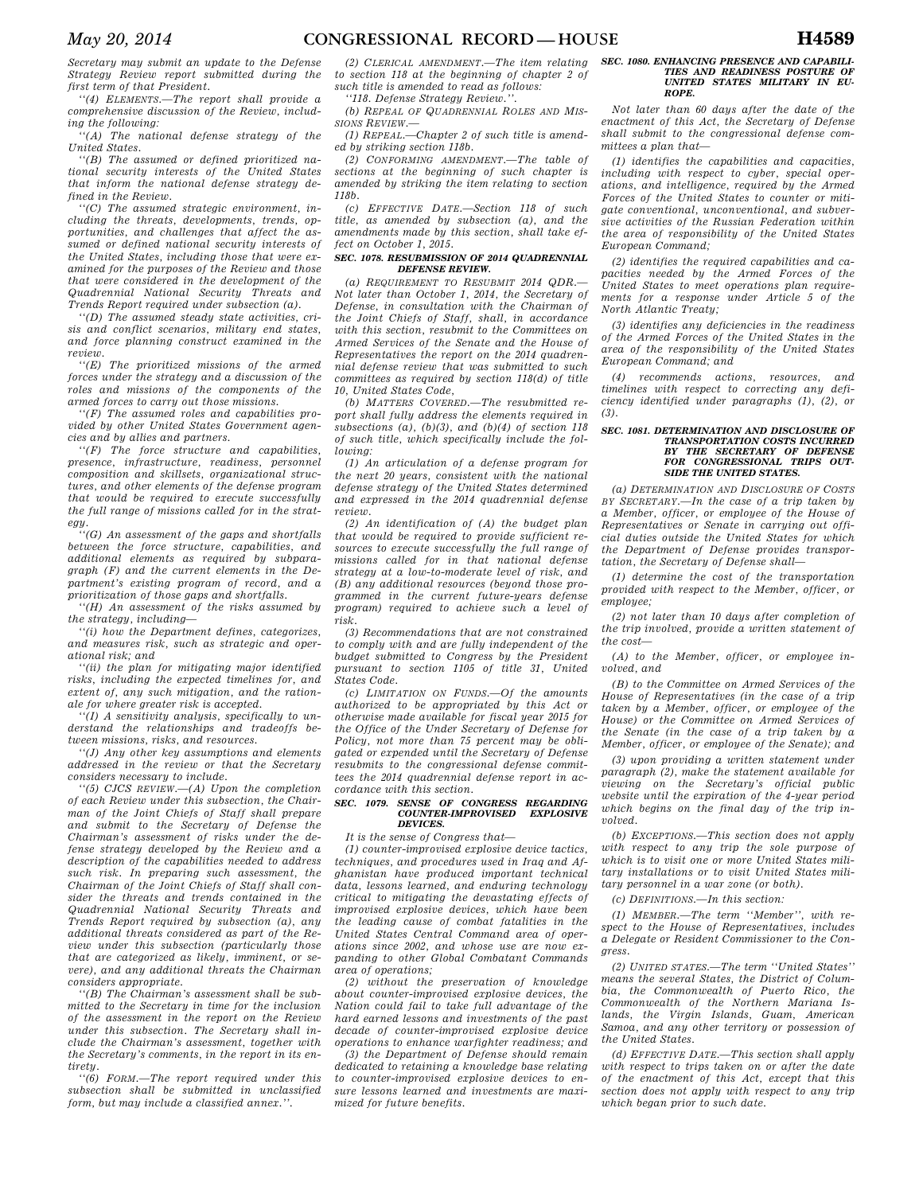Secretary may submit an update to the Defense Strategy Review report submitted during the first term of that President.

''(4) *ELEMENTS*.—The report shall provide a comprehensive discussion of the Review, including the following:

''(A) The national defense strategy of the United States.

''(B) The assumed or defined prioritized national security interests of the United States that inform the national defense strategy defined in the Review.

''(C) The assumed strategic environment, including the threats, developments, trends, opportunities, and challenges that affect the assumed or defined national security interests of the United States, including those that were examined for the purposes of the Review and those that were considered in the development of the Quadrennial National Security Threats and Trends Report required under subsection (a).

''(D) The assumed steady state activities, crisis and conflict scenarios, military end states, and force planning construct examined in the review.

''(E) The prioritized missions of the armed forces under the strategy and a discussion of the roles and missions of the components of the armed forces to carry out those missions.

''(F) The assumed roles and capabilities provided by other United States Government agencies and by allies and partners.

''(F) The force structure and capabilities, presence, infrastructure, readiness, personnel composition and skillsets, organizational structures, and other elements of the defense program that would be required to execute successfully the full range of missions called for in the strategy.

''(G) An assessment of the gaps and shortfalls between the force structure, capabilities, and additional elements as required by subparagraph (F) and the current elements in the Department's existing program of record, and a prioritization of those gaps and shortfalls.

''(H) An assessment of the risks assumed by the strategy, including—

''(i) how the Department defines, categorizes, and measures risk, such as strategic and operational risk; and

''(ii) the plan for mitigating major identified risks, including the expected timelines for, and extent of, any such mitigation, and the rationale for where greater risk is accepted.

''(I) A sensitivity analysis, specifically to understand the relationships and tradeoffs between missions, risks, and resources.

''(J) Any other key assumptions and elements addressed in the review or that the Secretary considers necessary to include.

''(5) *CJCS REVIEW*.—(A) Upon the completion of each Review under this subsection, the Chairman of the Joint Chiefs of Staff shall prepare and submit to the Secretary of Defense the Chairman's assessment of risks under the defense strategy developed by the Review and a description of the capabilities needed to address such risk. In preparing such assessment, the Chairman of the Joint Chiefs of Staff shall consider the threats and trends contained in the Quadrennial National Security Threats and Trends Report required by subsection (a), any additional threats considered as part of the Review under this subsection (particularly those that are categorized as likely, imminent, or severe), and any additional threats the Chairman considers appropriate.

''(B) The Chairman's assessment shall be submitted to the Secretary in time for the inclusion of the assessment in the report on the Review under this subsection. The Secretary shall include the Chairman's assessment, together with the Secretary's comments, in the report in its entirety.

''(6) *FORM*.—The report required under this subsection shall be submitted in unclassified form, but may include a classified annex.''.

(2) *CLERICAL AMENDMENT*.—The item relating to section 118 at the beginning of chapter 2 of such title is amended to read as follows:

''118. Defense Strategy Review.''.

(b) *REPEAL OF QUADRENNIAL ROLES AND MISSIONS REVIEW*.—

(1) *REPEAL*.—Chapter 2 of such title is amended by striking section 118b.

(2) *CONFORMING AMENDMENT*.—The table of sections at the beginning of such chapter is amended by striking the item relating to section 118b.

(c) *EFFECTIVE DATE*.—Section 118 of such title, as amended by subsection (a), and the amendments made by this section, shall take effect on October 1, 2015.

### SEC. 1078. RESUBMISSION OF 2014 QUADRENNIAL DEFENSE REVIEW.

(a) *REQUIREMENT TO RESUBMIT 2014 QDR*.—Not later than October 1, 2014, the Secretary of Defense, in consultation with the Chairman of the Joint Chiefs of Staff, shall, in accordance with this section, resubmit to the Committees on Armed Services of the Senate and the House of Representatives the report on the 2014 quadrennial defense review that was submitted to such committees as required by section 118(d) of title 10, United States Code,

(b) *MATTERS COVERED*.—The resubmitted report shall fully address the elements required in subsections (a), (b)(3), and (b)(4) of section 118 of such title, which specifically include the following:

(1) An articulation of a defense program for the next 20 years, consistent with the national defense strategy of the United States determined and expressed in the 2014 quadrennial defense review.

(2) An identification of (A) the budget plan that would be required to provide sufficient resources to execute successfully the full range of missions called for in that national defense strategy at a low-to-moderate level of risk, and (B) any additional resources (beyond those programmed in the current future-years defense program) required to achieve such a level of risk.

(3) Recommendations that are not constrained to comply with and are fully independent of the budget submitted to Congress by the President pursuant to section 1105 of title 31, United States Code.

(c) *LIMITATION ON FUNDS*.—Of the amounts authorized to be appropriated by this Act or otherwise made available for fiscal year 2015 for the Office of the Under Secretary of Defense for Policy, not more than 75 percent may be obligated or expended until the Secretary of Defense resubmits to the congressional defense committees the 2014 quadrennial defense report in accordance with this section.

### SEC. 1079. SENSE OF CONGRESS REGARDING COUNTER-IMPROVISED EXPLOSIVE DEVICES.

It is the sense of Congress that—

(1) counter-improvised explosive device tactics, techniques, and procedures used in Iraq and Afghanistan have produced important technical data, lessons learned, and enduring technology critical to mitigating the devastating effects of improvised explosive devices, which have been the leading cause of combat fatalities in the United States Central Command area of operations since 2002, and whose use are now expanding to other Global Combatant Commands area of operations;

(2) without the preservation of knowledge about counter-improvised explosive devices, the Nation could fail to take full advantage of the hard earned lessons and investments of the past decade of counter-improvised explosive device operations to enhance warfighter readiness; and

(3) the Department of Defense should remain dedicated to retaining a knowledge base relating to counter-improvised explosive devices to ensure lessons learned and investments are maximized for future benefits.

### SEC. 1080. ENHANCING PRESENCE AND CAPABILITIES AND READINESS POSTURE OF UNITED STATES MILITARY IN EUROPE.

Not later than 60 days after the date of the enactment of this Act, the Secretary of Defense shall submit to the congressional defense committees a plan that—

(1) identifies the capabilities and capacities, including with respect to cyber, special operations, and intelligence, required by the Armed Forces of the United States to counter or mitigate conventional, unconventional, and subversive activities of the Russian Federation within the area of responsibility of the United States European Command;

(2) identifies the required capabilities and capacities needed by the Armed Forces of the United States to meet operations plan requirements for a response under Article 5 of the North Atlantic Treaty;

(3) identifies any deficiencies in the readiness of the Armed Forces of the United States in the area of the responsibility of the United States European Command; and

(4) recommends actions, resources, and timelines with respect to correcting any deficiency identified under paragraphs (1), (2), or (3).

### SEC. 1081. DETERMINATION AND DISCLOSURE OF TRANSPORTATION COSTS INCURRED BY THE SECRETARY OF DEFENSE FOR CONGRESSIONAL TRIPS OUTSIDE THE UNITED STATES.

(a) *DETERMINATION AND DISCLOSURE OF COSTS BY SECRETARY*.—In the case of a trip taken by a Member, officer, or employee of the House of Representatives or Senate in carrying out official duties outside the United States for which the Department of Defense provides transportation, the Secretary of Defense shall—

(1) determine the cost of the transportation provided with respect to the Member, officer, or employee;

(2) not later than 10 days after completion of the trip involved, provide a written statement of the cost—

(A) to the Member, officer, or employee involved, and

(B) to the Committee on Armed Services of the House of Representatives (in the case of a trip taken by a Member, officer, or employee of the House) or the Committee on Armed Services of the Senate (in the case of a trip taken by a Member, officer, or employee of the Senate); and

(3) upon providing a written statement under paragraph (2), make the statement available for viewing on the Secretary's official public website until the expiration of the 4-year period which begins on the final day of the trip involved.

(b) *EXCEPTIONS*.—This section does not apply with respect to any trip the sole purpose of which is to visit one or more United States military installations or to visit United States military personnel in a war zone (or both).

(c) *DEFINITIONS*.—In this section:

(1) *MEMBER*.—The term ''Member'', with respect to the House of Representatives, includes a Delegate or Resident Commissioner to the Congress.

(2) *UNITED STATES*.—The term ''United States'' means the several States, the District of Columbia, the Commonwealth of Puerto Rico, the Commonwealth of the Northern Mariana Islands, the Virgin Islands, Guam, American Samoa, and any other territory or possession of the United States.

(d) *EFFECTIVE DATE*.—This section shall apply with respect to trips taken on or after the date of the enactment of this Act, except that this section does not apply with respect to any trip which began prior to such date.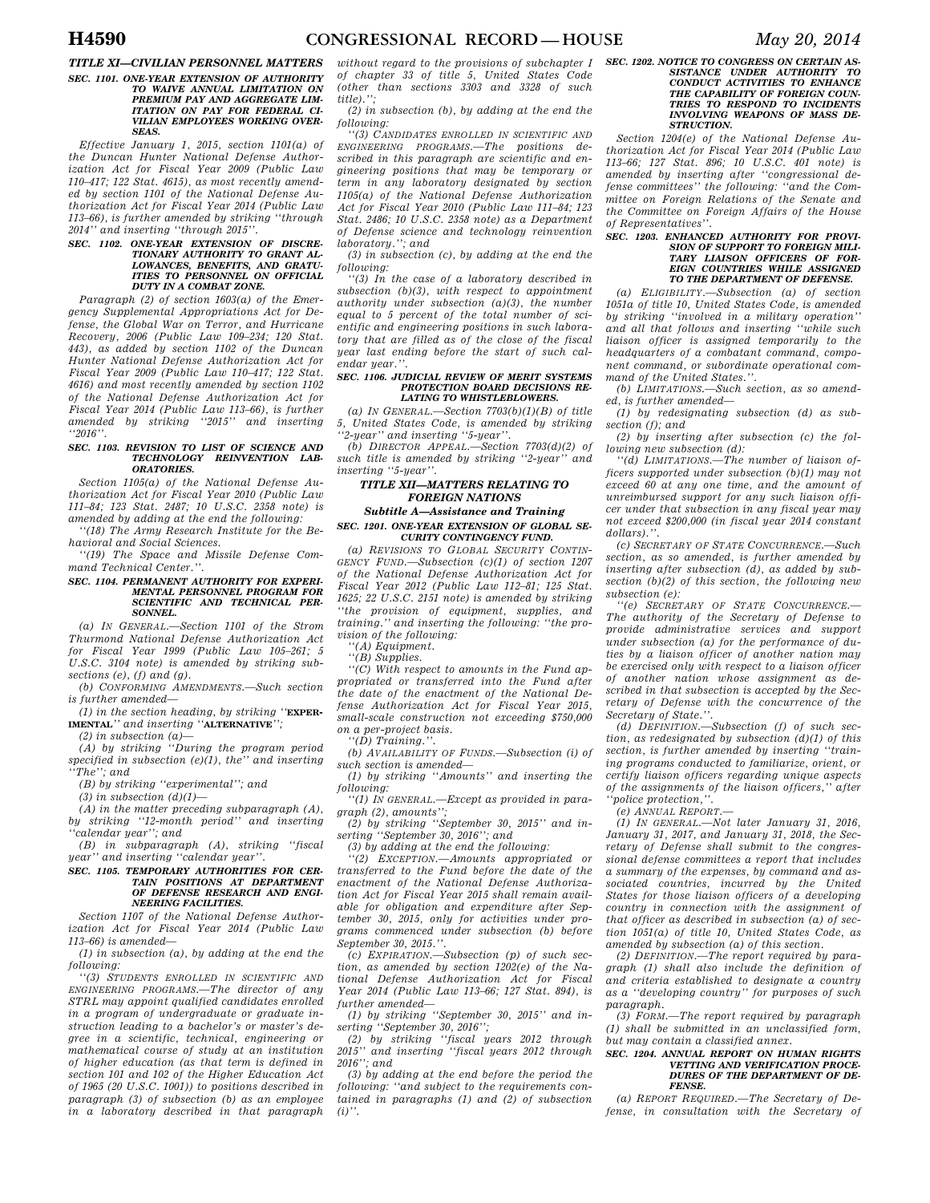## TITLE XI—CIVILIAN PERSONNEL MATTERS

### SEC. 1101. ONE-YEAR EXTENSION OF AUTHORITY TO WAIVE ANNUAL LIMITATION ON PREMIUM PAY AND AGGREGATE LIMITATION ON PAY FOR FEDERAL CIVILIAN EMPLOYEES WORKING OVERSEAS.

*Effective January 1, 2015, section 1101(a) of the Duncan Hunter National Defense Authorization Act for Fiscal Year 2009 (Public Law 110–417; 122 Stat. 4615), as most recently amended by section 1101 of the National Defense Authorization Act for Fiscal Year 2014 (Public Law 113–66), is further amended by striking ''through 2014'' and inserting ''through 2015''.*

### SEC. 1102. ONE-YEAR EXTENSION OF DISCRETIONARY AUTHORITY TO GRANT ALLOWANCES, BENEFITS, AND GRATUITIES TO PERSONNEL ON OFFICIAL DUTY IN A COMBAT ZONE.

*Paragraph (2) of section 1603(a) of the Emergency Supplemental Appropriations Act for Defense, the Global War on Terror, and Hurricane Recovery, 2006 (Public Law 109–234; 120 Stat. 443), as added by section 1102 of the Duncan Hunter National Defense Authorization Act for Fiscal Year 2009 (Public Law 110–417; 122 Stat. 4616) and most recently amended by section 1102 of the National Defense Authorization Act for Fiscal Year 2014 (Public Law 113–66), is further amended by striking ''2015'' and inserting ''2016''.*

### SEC. 1103. REVISION TO LIST OF SCIENCE AND TECHNOLOGY REINVENTION LABORATORIES.

*Section 1105(a) of the National Defense Authorization Act for Fiscal Year 2010 (Public Law 111–84; 123 Stat. 2487; 10 U.S.C. 2358 note) is amended by adding at the end the following:*

*''(18) The Army Research Institute for the Behavioral and Social Sciences.*

*''(19) The Space and Missile Defense Command Technical Center.''.*

### SEC. 1104. PERMANENT AUTHORITY FOR EXPERIMENTAL PERSONNEL PROGRAM FOR SCIENTIFIC AND TECHNICAL PERSONNEL.

*(a) IN GENERAL.—Section 1101 of the Strom Thurmond National Defense Authorization Act for Fiscal Year 1999 (Public Law 105–261; 5 U.S.C. 3104 note) is amended by striking subsections (e), (f) and (g).*

*(b) CONFORMING AMENDMENTS.—Such section is further amended—*

*(1) in the section heading, by striking ''*EXPERIMENTAL*'' and inserting ''*ALTERNATIVE*'';*

*(2) in subsection (a)—*

*(A) by striking ''During the program period specified in subsection (e)(1), the'' and inserting ''The''; and*

*(B) by striking ''experimental''; and*

*(3) in subsection (d)(1)—*

*(A) in the matter preceding subparagraph (A), by striking ''12-month period'' and inserting ''calendar year''; and*

*(B) in subparagraph (A), striking ''fiscal year'' and inserting ''calendar year''.*

### SEC. 1105. TEMPORARY AUTHORITIES FOR CERTAIN POSITIONS AT DEPARTMENT OF DEFENSE RESEARCH AND ENGINEERING FACILITIES.

*Section 1107 of the National Defense Authorization Act for Fiscal Year 2014 (Public Law 113–66) is amended—*

*(1) in subsection (a), by adding at the end the following:*

*''(3) STUDENTS ENROLLED IN SCIENTIFIC AND ENGINEERING PROGRAMS.—The director of any STRL may appoint qualified candidates enrolled in a program of undergraduate or graduate instruction leading to a bachelor's or master's degree in a scientific, technical, engineering or mathematical course of study at an institution of higher education (as that term is defined in section 101 and 102 of the Higher Education Act of 1965 (20 U.S.C. 1001)) to positions described in paragraph (3) of subsection (b) as an employee in a laboratory described in that paragraph without regard to the provisions of subchapter I of chapter 33 of title 5, United States Code (other than sections 3303 and 3328 of such title).'';*

*(2) in subsection (b), by adding at the end the following:*

*''(3) CANDIDATES ENROLLED IN SCIENTIFIC AND ENGINEERING PROGRAMS.—The positions described in this paragraph are scientific and engineering positions that may be temporary or term in any laboratory designated by section 1105(a) of the National Defense Authorization Act for Fiscal Year 2010 (Public Law 111–84; 123 Stat. 2486; 10 U.S.C. 2358 note) as a Department of Defense science and technology reinvention laboratory.''; and*

*(3) in subsection (c), by adding at the end the following:*

*''(3) In the case of a laboratory described in subsection (b)(3), with respect to appointment authority under subsection (a)(3), the number equal to 5 percent of the total number of scientific and engineering positions in such laboratory that are filled as of the close of the fiscal year last ending before the start of such calendar year.''.*

### SEC. 1106. JUDICIAL REVIEW OF MERIT SYSTEMS PROTECTION BOARD DECISIONS RELATING TO WHISTLEBLOWERS.

*(a) IN GENERAL.—Section 7703(b)(1)(B) of title 5, United States Code, is amended by striking ''2-year'' and inserting ''5-year''.*

*(b) DIRECTOR APPEAL.—Section 7703(d)(2) of such title is amended by striking ''2-year'' and inserting ''5-year''.*

## TITLE XII—MATTERS RELATING TO FOREIGN NATIONS

### Subtitle A—Assistance and Training

### SEC. 1201. ONE-YEAR EXTENSION OF GLOBAL SECURITY CONTINGENCY FUND.

*(a) REVISIONS TO GLOBAL SECURITY CONTINGENCY FUND.—Subsection (c)(1) of section 1207 of the National Defense Authorization Act for Fiscal Year 2012 (Public Law 112–81; 125 Stat. 1625; 22 U.S.C. 2151 note) is amended by striking ''the provision of equipment, supplies, and training.'' and inserting the following: ''the provision of the following:*

*''(A) Equipment.*

*''(B) Supplies.*

*''(C) With respect to amounts in the Fund appropriated or transferred into the Fund after the date of the enactment of the National Defense Authorization Act for Fiscal Year 2015, small-scale construction not exceeding $750,000 on a per-project basis.*

*''(D) Training.''.*

*(b) AVAILABILITY OF FUNDS.—Subsection (i) of such section is amended—*

*(1) by striking ''Amounts'' and inserting the following:*

*''(1) IN GENERAL.—Except as provided in paragraph (2), amounts'';*

*(2) by striking ''September 30, 2015'' and inserting ''September 30, 2016''; and*

*(3) by adding at the end the following:*

*''(2) EXCEPTION.—Amounts appropriated or transferred to the Fund before the date of the enactment of the National Defense Authorization Act for Fiscal Year 2015 shall remain available for obligation and expenditure after September 30, 2015, only for activities under programs commenced under subsection (b) before September 30, 2015.''.*

*(c) EXPIRATION.—Subsection (p) of such section, as amended by section 1202(e) of the National Defense Authorization Act for Fiscal Year 2014 (Public Law 113–66; 127 Stat. 894), is further amended—*

*(1) by striking ''September 30, 2015'' and inserting ''September 30, 2016'';*

*(2) by striking ''fiscal years 2012 through 2015'' and inserting ''fiscal years 2012 through 2016''; and*

*(3) by adding at the end before the period the following: ''and subject to the requirements contained in paragraphs (1) and (2) of subsection (i)''.*

### SEC. 1202. NOTICE TO CONGRESS ON CERTAIN ASSISTANCE UNDER AUTHORITY TO CONDUCT ACTIVITIES TO ENHANCE THE CAPABILITY OF FOREIGN COUNTRIES TO RESPOND TO INCIDENTS INVOLVING WEAPONS OF MASS DESTRUCTION.

*Section 1204(e) of the National Defense Authorization Act for Fiscal Year 2014 (Public Law 113–66; 127 Stat. 896; 10 U.S.C. 401 note) is amended by inserting after ''congressional defense committees'' the following: ''and the Committee on Foreign Relations of the Senate and the Committee on Foreign Affairs of the House of Representatives''.*

### SEC. 1203. ENHANCED AUTHORITY FOR PROVISION OF SUPPORT TO FOREIGN MILITARY LIAISON OFFICERS OF FOREIGN COUNTRIES WHILE ASSIGNED TO THE DEPARTMENT OF DEFENSE.

*(a) ELIGIBILITY.—Subsection (a) of section 1051a of title 10, United States Code, is amended by striking ''involved in a military operation'' and all that follows and inserting ''while such liaison officer is assigned temporarily to the headquarters of a combatant command, component command, or subordinate operational command of the United States.''.*

*(b) LIMITATIONS.—Such section, as so amended, is further amended—*

*(1) by redesignating subsection (d) as subsection (f); and*

*(2) by inserting after subsection (c) the following new subsection (d):*

*''(d) LIMITATIONS.—The number of liaison officers supported under subsection (b)(1) may not exceed 60 at any one time, and the amount of unreimbursed support for any such liaison officer under that subsection in any fiscal year may not exceed $200,000 (in fiscal year 2014 constant dollars).''.*

*(c) SECRETARY OF STATE CONCURRENCE.—Such section, as so amended, is further amended by inserting after subsection (d), as added by subsection (b)(2) of this section, the following new subsection (e):*

*''(e) SECRETARY OF STATE CONCURRENCE.—The authority of the Secretary of Defense to provide administrative services and support under subsection (a) for the performance of duties by a liaison officer of another nation may be exercised only with respect to a liaison officer of another nation whose assignment as described in that subsection is accepted by the Secretary of Defense with the concurrence of the Secretary of State.''.*

*(d) DEFINITION.—Subsection (f) of such section, as redesignated by subsection (d)(1) of this section, is further amended by inserting ''training programs conducted to familiarize, orient, or certify liaison officers regarding unique aspects of the assignments of the liaison officers,'' after ''police protection,''.*

*(e) ANNUAL REPORT.—*

*(1) IN GENERAL.—Not later January 31, 2016, January 31, 2017, and January 31, 2018, the Secretary of Defense shall submit to the congressional defense committees a report that includes a summary of the expenses, by command and associated countries, incurred by the United States for those liaison officers of a developing country in connection with the assignment of that officer as described in subsection (a) of section 1051(a) of title 10, United States Code, as amended by subsection (a) of this section.*

*(2) DEFINITION.—The report required by paragraph (1) shall also include the definition of and criteria established to designate a country as a ''developing country'' for purposes of such paragraph.*

*(3) FORM.—The report required by paragraph (1) shall be submitted in an unclassified form, but may contain a classified annex.*

### SEC. 1204. ANNUAL REPORT ON HUMAN RIGHTS VETTING AND VERIFICATION PROCEDURES OF THE DEPARTMENT OF DEFENSE.

*(a) REPORT REQUIRED.—The Secretary of Defense, in consultation with the Secretary of*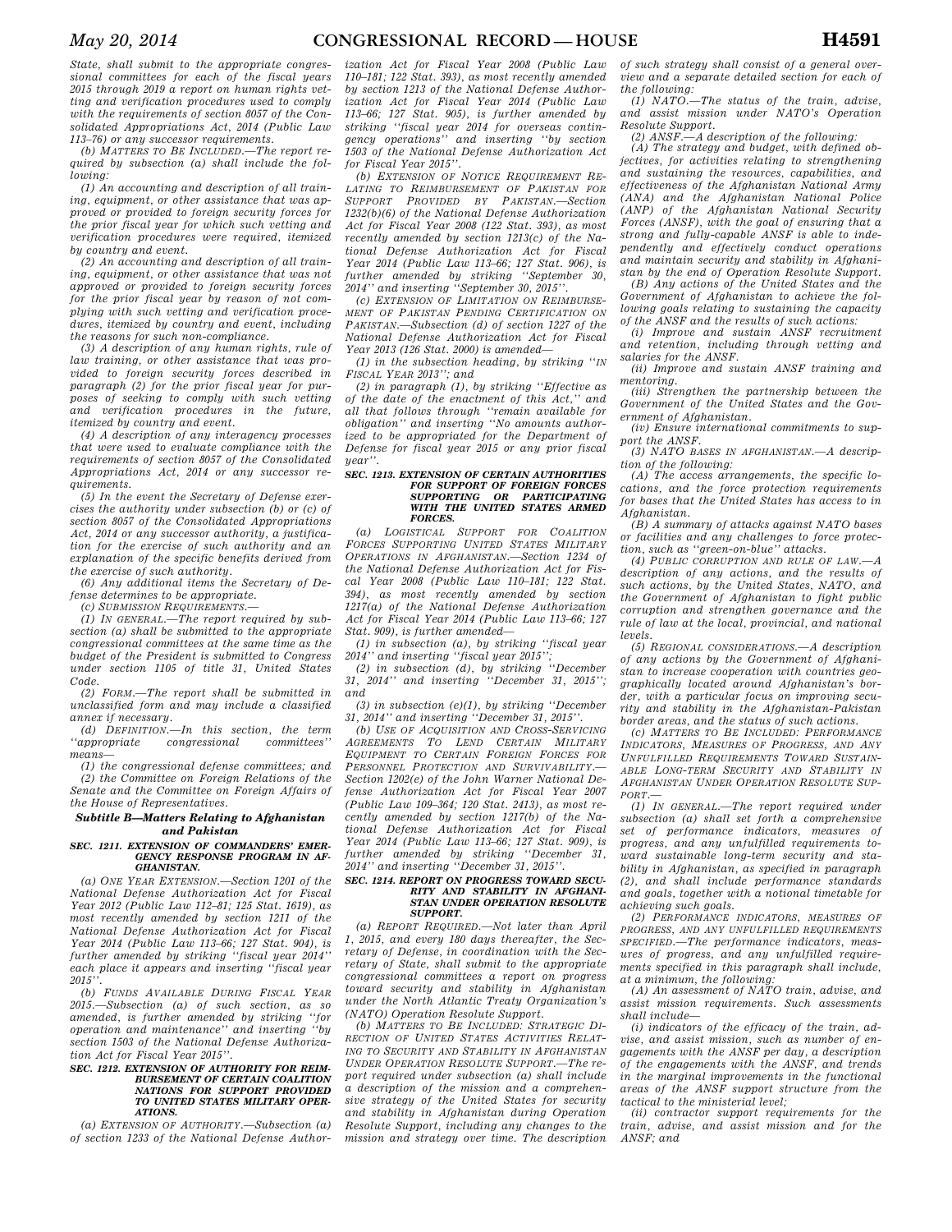State, shall submit to the appropriate congressional committees for each of the fiscal years 2015 through 2019 a report on human rights vetting and verification procedures used to comply with the requirements of section 8057 of the Consolidated Appropriations Act, 2014 (Public Law 113–76) or any successor requirements.

*(b) MATTERS TO BE INCLUDED.*—The report required by subsection (a) shall include the following:

*(1) An accounting and description of all training, equipment, or other assistance that was approved or provided to foreign security forces for the prior fiscal year for which such vetting and verification procedures were required, itemized by country and event.*

*(2) An accounting and description of all training, equipment, or other assistance that was not approved or provided to foreign security forces for the prior fiscal year by reason of not complying with such vetting and verification procedures, itemized by country and event, including the reasons for such non-compliance.*

*(3) A description of any human rights, rule of law training, or other assistance that was provided to foreign security forces described in paragraph (2) for the prior fiscal year for purposes of seeking to comply with such vetting and verification procedures in the future, itemized by country and event.*

*(4) A description of any interagency processes that were used to evaluate compliance with the requirements of section 8057 of the Consolidated Appropriations Act, 2014 or any successor requirements.*

*(5) In the event the Secretary of Defense exercises the authority under subsection (b) or (c) of section 8057 of the Consolidated Appropriations Act, 2014 or any successor authority, a justification for the exercise of such authority and an explanation of the specific benefits derived from the exercise of such authority.*

*(6) Any additional items the Secretary of Defense determines to be appropriate.*

*(c) SUBMISSION REQUIREMENTS.*—

*(1) IN GENERAL.*—The report required by subsection (a) shall be submitted to the appropriate congressional committees at the same time as the budget of the President is submitted to Congress under section 1105 of title 31, United States Code.

*(2) FORM.*—The report shall be submitted in unclassified form and may include a classified annex if necessary.

*(d) DEFINITION.*—In this section, the term ''appropriate congressional committees'' means—

*(1) the congressional defense committees; and*

*(2) the Committee on Foreign Relations of the Senate and the Committee on Foreign Affairs of the House of Representatives.*

### *Subtitle B—Matters Relating to Afghanistan and Pakistan*

#### *SEC. 1211. EXTENSION OF COMMANDERS' EMERGENCY RESPONSE PROGRAM IN AFGHANISTAN.*

*(a) ONE YEAR EXTENSION.*—Section 1201 of the National Defense Authorization Act for Fiscal Year 2012 (Public Law 112–81; 125 Stat. 1619), as most recently amended by section 1211 of the National Defense Authorization Act for Fiscal Year 2014 (Public Law 113–66; 127 Stat. 904), is further amended by striking ''fiscal year 2014'' each place it appears and inserting ''fiscal year 2015''.

*(b) FUNDS AVAILABLE DURING FISCAL YEAR 2015.*—Subsection (a) of such section, as so amended, is further amended by striking ''for operation and maintenance'' and inserting ''by section 1503 of the National Defense Authorization Act for Fiscal Year 2015''.

#### *SEC. 1212. EXTENSION OF AUTHORITY FOR REIMBURSEMENT OF CERTAIN COALITION NATIONS FOR SUPPORT PROVIDED TO UNITED STATES MILITARY OPERATIONS.*

*(a) EXTENSION OF AUTHORITY.*—Subsection (a) of section 1233 of the National Defense Authorization Act for Fiscal Year 2008 (Public Law 110–181; 122 Stat. 393), as most recently amended by section 1213 of the National Defense Authorization Act for Fiscal Year 2014 (Public Law 113–66; 127 Stat. 905), is further amended by striking ''fiscal year 2014 for overseas contingency operations'' and inserting ''by section 1503 of the National Defense Authorization Act for Fiscal Year 2015''.

*(b) EXTENSION OF NOTICE REQUIREMENT RELATING TO REIMBURSEMENT OF PAKISTAN FOR SUPPORT PROVIDED BY PAKISTAN.*—Section 1232(b)(6) of the National Defense Authorization Act for Fiscal Year 2008 (122 Stat. 393), as most recently amended by section 1213(c) of the National Defense Authorization Act for Fiscal Year 2014 (Public Law 113–66; 127 Stat. 906), is further amended by striking ''September 30, 2014'' and inserting ''September 30, 2015''.

*(c) EXTENSION OF LIMITATION ON REIMBURSEMENT OF PAKISTAN PENDING CERTIFICATION ON PAKISTAN.*—Subsection (d) of section 1227 of the National Defense Authorization Act for Fiscal Year 2013 (126 Stat. 2000) is amended—

*(1) in the subsection heading, by striking ''IN FISCAL YEAR 2013''; and*

*(2) in paragraph (1), by striking ''Effective as of the date of the enactment of this Act,'' and all that follows through ''remain available for obligation'' and inserting ''No amounts authorized to be appropriated for the Department of Defense for fiscal year 2015 or any prior fiscal year''.*

#### *SEC. 1213. EXTENSION OF CERTAIN AUTHORITIES FOR SUPPORT OF FOREIGN FORCES SUPPORTING OR PARTICIPATING WITH THE UNITED STATES ARMED FORCES.*

*(a) LOGISTICAL SUPPORT FOR COALITION FORCES SUPPORTING UNITED STATES MILITARY OPERATIONS IN AFGHANISTAN.*—Section 1234 of the National Defense Authorization Act for Fiscal Year 2008 (Public Law 110–181; 122 Stat. 394), as most recently amended by section 1217(a) of the National Defense Authorization Act for Fiscal Year 2014 (Public Law 113–66; 127 Stat. 909), is further amended—

*(1) in subsection (a), by striking ''fiscal year 2014'' and inserting ''fiscal year 2015'';*

*(2) in subsection (d), by striking ''December 31, 2014'' and inserting ''December 31, 2015''; and*

*(3) in subsection (e)(1), by striking ''December 31, 2014'' and inserting ''December 31, 2015''.*

*(b) USE OF ACQUISITION AND CROSS-SERVICING AGREEMENTS TO LEND CERTAIN MILITARY EQUIPMENT TO CERTAIN FOREIGN FORCES FOR PERSONNEL PROTECTION AND SURVIVABILITY.*—Section 1202(e) of the John Warner National Defense Authorization Act for Fiscal Year 2007 (Public Law 109–364; 120 Stat. 2413), as most recently amended by section 1217(b) of the National Defense Authorization Act for Fiscal Year 2014 (Public Law 113–66; 127 Stat. 909), is further amended by striking ''December 31, 2014'' and inserting ''December 31, 2015''.

#### *SEC. 1214. REPORT ON PROGRESS TOWARD SECURITY AND STABILITY IN AFGHANISTAN UNDER OPERATION RESOLUTE SUPPORT.*

*(a) REPORT REQUIRED.*—Not later than April 1, 2015, and every 180 days thereafter, the Secretary of Defense, in coordination with the Secretary of State, shall submit to the appropriate congressional committees a report on progress toward security and stability in Afghanistan under the North Atlantic Treaty Organization's (NATO) Operation Resolute Support.

*(b) MATTERS TO BE INCLUDED: STRATEGIC DIRECTION OF UNITED STATES ACTIVITIES RELATING TO SECURITY AND STABILITY IN AFGHANISTAN UNDER OPERATION RESOLUTE SUPPORT.*—The report required under subsection (a) shall include a description of the mission and a comprehensive strategy of the United States for security and stability in Afghanistan during Operation Resolute Support, including any changes to the mission and strategy over time. The description of such strategy shall consist of a general overview and a separate detailed section for each of the following:

*(1) NATO.*—The status of the train, advise, and assist mission under NATO's Operation Resolute Support.

*(2) ANSF.*—A description of the following:

*(A) The strategy and budget, with defined objectives, for activities relating to strengthening and sustaining the resources, capabilities, and effectiveness of the Afghanistan National Army (ANA) and the Afghanistan National Police (ANP) of the Afghanistan National Security Forces (ANSF), with the goal of ensuring that a strong and fully-capable ANSF is able to independently and effectively conduct operations and maintain security and stability in Afghanistan by the end of Operation Resolute Support.*

*(B) Any actions of the United States and the Government of Afghanistan to achieve the following goals relating to sustaining the capacity of the ANSF and the results of such actions:*

*(i) Improve and sustain ANSF recruitment and retention, including through vetting and salaries for the ANSF.*

*(ii) Improve and sustain ANSF training and mentoring.*

*(iii) Strengthen the partnership between the Government of the United States and the Government of Afghanistan.*

*(iv) Ensure international commitments to support the ANSF.*

*(3) NATO BASES IN AFGHANISTAN.*—A description of the following:

*(A) The access arrangements, the specific locations, and the force protection requirements for bases that the United States has access to in Afghanistan.*

*(B) A summary of attacks against NATO bases or facilities and any challenges to force protection, such as ''green-on-blue'' attacks.*

*(4) PUBLIC CORRUPTION AND RULE OF LAW.*—A description of any actions, and the results of such actions, by the United States, NATO, and the Government of Afghanistan to fight public corruption and strengthen governance and the rule of law at the local, provincial, and national levels.

*(5) REGIONAL CONSIDERATIONS.*—A description of any actions by the Government of Afghanistan to increase cooperation with countries geographically located around Afghanistan's border, with a particular focus on improving security and stability in the Afghanistan-Pakistan border areas, and the status of such actions.

*(c) MATTERS TO BE INCLUDED: PERFORMANCE INDICATORS, MEASURES OF PROGRESS, AND ANY UNFULFILLED REQUIREMENTS TOWARD SUSTAINABLE LONG-TERM SECURITY AND STABILITY IN AFGHANISTAN UNDER OPERATION RESOLUTE SUPPORT.*—

*(1) IN GENERAL.*—The report required under subsection (a) shall set forth a comprehensive set of performance indicators, measures of progress, and any unfulfilled requirements toward sustainable long-term security and stability in Afghanistan, as specified in paragraph (2), and shall include performance standards and goals, together with a notional timetable for achieving such goals.

*(2) PERFORMANCE INDICATORS, MEASURES OF PROGRESS, AND ANY UNFULFILLED REQUIREMENTS SPECIFIED.*—The performance indicators, measures of progress, and any unfulfilled requirements specified in this paragraph shall include, at a minimum, the following:

*(A) An assessment of NATO train, advise, and assist mission requirements. Such assessments shall include—*

*(i) indicators of the efficacy of the train, advise, and assist mission, such as number of engagements with the ANSF per day, a description of the engagements with the ANSF, and trends in the marginal improvements in the functional areas of the ANSF support structure from the tactical to the ministerial level;*

*(ii) contractor support requirements for the train, advise, and assist mission and for the ANSF; and*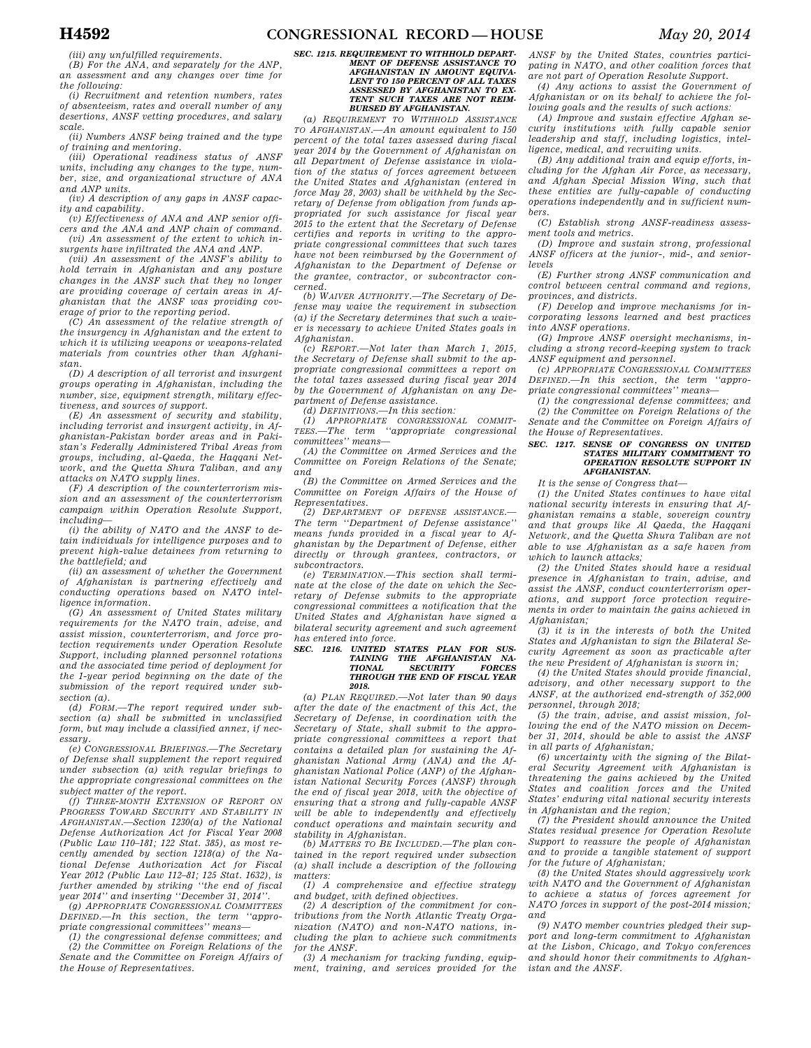*(iii) any unfulfilled requirements.*

*(B) For the ANA, and separately for the ANP, an assessment and any changes over time for the following:*

*(i) Recruitment and retention numbers, rates of absenteeism, rates and overall number of any desertions, ANSF vetting procedures, and salary scale.*

*(ii) Numbers ANSF being trained and the type of training and mentoring.*

*(iii) Operational readiness status of ANSF units, including any changes to the type, number, size, and organizational structure of ANA and ANP units.*

*(iv) A description of any gaps in ANSF capacity and capability.*

*(v) Effectiveness of ANA and ANP senior officers and the ANA and ANP chain of command.*

*(vi) An assessment of the extent to which insurgents have infiltrated the ANA and ANP.*

*(vii) An assessment of the ANSF's ability to hold terrain in Afghanistan and any posture changes in the ANSF such that they no longer are providing coverage of certain areas in Afghanistan that the ANSF was providing coverage of prior to the reporting period.*

*(C) An assessment of the relative strength of the insurgency in Afghanistan and the extent to which it is utilizing weapons or weapons-related materials from countries other than Afghanistan.*

*(D) A description of all terrorist and insurgent groups operating in Afghanistan, including the number, size, equipment strength, military effectiveness, and sources of support.*

*(E) An assessment of security and stability, including terrorist and insurgent activity, in Afghanistan-Pakistan border areas and in Pakistan's Federally Administered Tribal Areas from groups, including, al-Qaeda, the Haqqani Network, and the Quetta Shura Taliban, and any attacks on NATO supply lines.*

*(F) A description of the counterterrorism mission and an assessment of the counterterrorism campaign within Operation Resolute Support, including—*

*(i) the ability of NATO and the ANSF to detain individuals for intelligence purposes and to prevent high-value detainees from returning to the battlefield; and*

*(ii) an assessment of whether the Government of Afghanistan is partnering effectively and conducting operations based on NATO intelligence information.*

*(G) An assessment of United States military requirements for the NATO train, advise, and assist mission, counterterrorism, and force protection requirements under Operation Resolute Support, including planned personnel rotations and the associated time period of deployment for the 1-year period beginning on the date of the submission of the report required under subsection (a).*

*(d) FORM.—The report required under subsection (a) shall be submitted in unclassified form, but may include a classified annex, if necessary.*

*(e) CONGRESSIONAL BRIEFINGS.—The Secretary of Defense shall supplement the report required under subsection (a) with regular briefings to the appropriate congressional committees on the subject matter of the report.*

*(f) THREE-MONTH EXTENSION OF REPORT ON PROGRESS TOWARD SECURITY AND STABILITY IN AFGHANISTAN.—Section 1230(a) of the National Defense Authorization Act for Fiscal Year 2008 (Public Law 110–181; 122 Stat. 385), as most recently amended by section 1218(a) of the National Defense Authorization Act for Fiscal Year 2012 (Public Law 112–81; 125 Stat. 1632), is further amended by striking ''the end of fiscal year 2014'' and inserting ''December 31, 2014''.*

*(g) APPROPRIATE CONGRESSIONAL COMMITTEES DEFINED.—In this section, the term ''appropriate congressional committees'' means—*

*(1) the congressional defense committees; and*

*(2) the Committee on Foreign Relations of the Senate and the Committee on Foreign Affairs of the House of Representatives.*

***SEC. 1215. REQUIREMENT TO WITHHOLD DEPARTMENT OF DEFENSE ASSISTANCE TO AFGHANISTAN IN AMOUNT EQUIVALENT TO 150 PERCENT OF ALL TAXES ASSESSED BY AFGHANISTAN TO EXTENT SUCH TAXES ARE NOT REIMBURSED BY AFGHANISTAN.***

*(a) REQUIREMENT TO WITHHOLD ASSISTANCE TO AFGHANISTAN.—An amount equivalent to 150 percent of the total taxes assessed during fiscal year 2014 by the Government of Afghanistan on all Department of Defense assistance in violation of the status of forces agreement between the United States and Afghanistan (entered in force May 28, 2003) shall be withheld by the Secretary of Defense from obligation from funds appropriated for such assistance for fiscal year 2015 to the extent that the Secretary of Defense certifies and reports in writing to the appropriate congressional committees that such taxes have not been reimbursed by the Government of Afghanistan to the Department of Defense or the grantee, contractor, or subcontractor concerned.*

*(b) WAIVER AUTHORITY.—The Secretary of Defense may waive the requirement in subsection (a) if the Secretary determines that such a waiver is necessary to achieve United States goals in Afghanistan.*

*(c) REPORT.—Not later than March 1, 2015, the Secretary of Defense shall submit to the appropriate congressional committees a report on the total taxes assessed during fiscal year 2014 by the Government of Afghanistan on any Department of Defense assistance.*

*(d) DEFINITIONS.—In this section:*

*(1) APPROPRIATE CONGRESSIONAL COMMITTEES.—The term ''appropriate congressional committees'' means—*

*(A) the Committee on Armed Services and the Committee on Foreign Relations of the Senate; and*

*(B) the Committee on Armed Services and the Committee on Foreign Affairs of the House of Representatives.*

*(2) DEPARTMENT OF DEFENSE ASSISTANCE.—The term ''Department of Defense assistance'' means funds provided in a fiscal year to Afghanistan by the Department of Defense, either directly or through grantees, contractors, or subcontractors.*

*(e) TERMINATION.—This section shall terminate at the close of the date on which the Secretary of Defense submits to the appropriate congressional committees a notification that the United States and Afghanistan have signed a bilateral security agreement and such agreement has entered into force.*

***SEC. 1216. UNITED STATES PLAN FOR SUSTAINING THE AFGHANISTAN NATIONAL SECURITY FORCES THROUGH THE END OF FISCAL YEAR 2018.***

*(a) PLAN REQUIRED.—Not later than 90 days after the date of the enactment of this Act, the Secretary of Defense, in coordination with the Secretary of State, shall submit to the appropriate congressional committees a report that contains a detailed plan for sustaining the Afghanistan National Army (ANA) and the Afghanistan National Police (ANP) of the Afghanistan National Security Forces (ANSF) through the end of fiscal year 2018, with the objective of ensuring that a strong and fully-capable ANSF will be able to independently and effectively conduct operations and maintain security and stability in Afghanistan.*

*(b) MATTERS TO BE INCLUDED.—The plan contained in the report required under subsection (a) shall include a description of the following matters:*

*(1) A comprehensive and effective strategy and budget, with defined objectives.*

*(2) A description of the commitment for contributions from the North Atlantic Treaty Organization (NATO) and non-NATO nations, including the plan to achieve such commitments for the ANSF.*

*(3) A mechanism for tracking funding, equipment, training, and services provided for the ANSF by the United States, countries participating in NATO, and other coalition forces that are not part of Operation Resolute Support.*

*(4) Any actions to assist the Government of Afghanistan or on its behalf to achieve the following goals and the results of such actions:*

*(A) Improve and sustain effective Afghan security institutions with fully capable senior leadership and staff, including logistics, intelligence, medical, and recruiting units.*

*(B) Any additional train and equip efforts, including for the Afghan Air Force, as necessary, and Afghan Special Mission Wing, such that these entities are fully-capable of conducting operations independently and in sufficient numbers.*

*(C) Establish strong ANSF-readiness assessment tools and metrics.*

*(D) Improve and sustain strong, professional ANSF officers at the junior-, mid-, and senior-levels*

*(E) Further strong ANSF communication and control between central command and regions, provinces, and districts.*

*(F) Develop and improve mechanisms for incorporating lessons learned and best practices into ANSF operations.*

*(G) Improve ANSF oversight mechanisms, including a strong record-keeping system to track ANSF equipment and personnel.*

*(c) APPROPRIATE CONGRESSIONAL COMMITTEES DEFINED.—In this section, the term ''appropriate congressional committees'' means—*

*(1) the congressional defense committees; and*

*(2) the Committee on Foreign Relations of the Senate and the Committee on Foreign Affairs of the House of Representatives.*

***SEC. 1217. SENSE OF CONGRESS ON UNITED STATES MILITARY COMMITMENT TO OPERATION RESOLUTE SUPPORT IN AFGHANISTAN.***

*It is the sense of Congress that—*

*(1) the United States continues to have vital national security interests in ensuring that Afghanistan remains a stable, sovereign country and that groups like Al Qaeda, the Haqqani Network, and the Quetta Shura Taliban are not able to use Afghanistan as a safe haven from which to launch attacks;*

*(2) the United States should have a residual presence in Afghanistan to train, advise, and assist the ANSF, conduct counterterrorism operations, and support force protection requirements in order to maintain the gains achieved in Afghanistan;*

*(3) it is in the interests of both the United States and Afghanistan to sign the Bilateral Security Agreement as soon as practicable after the new President of Afghanistan is sworn in;*

*(4) the United States should provide financial, advisory, and other necessary support to the ANSF, at the authorized end-strength of 352,000 personnel, through 2018;*

*(5) the train, advise, and assist mission, following the end of the NATO mission on December 31, 2014, should be able to assist the ANSF in all parts of Afghanistan;*

*(6) uncertainty with the signing of the Bilateral Security Agreement with Afghanistan is threatening the gains achieved by the United States and coalition forces and the United States' enduring vital national security interests in Afghanistan and the region;*

*(7) the President should announce the United States residual presence for Operation Resolute Support to reassure the people of Afghanistan and to provide a tangible statement of support for the future of Afghanistan;*

*(8) the United States should aggressively work with NATO and the Government of Afghanistan to achieve a status of forces agreement for NATO forces in support of the post-2014 mission; and*

*(9) NATO member countries pledged their support and long-term commitment to Afghanistan at the Lisbon, Chicago, and Tokyo conferences and should honor their commitments to Afghanistan and the ANSF.*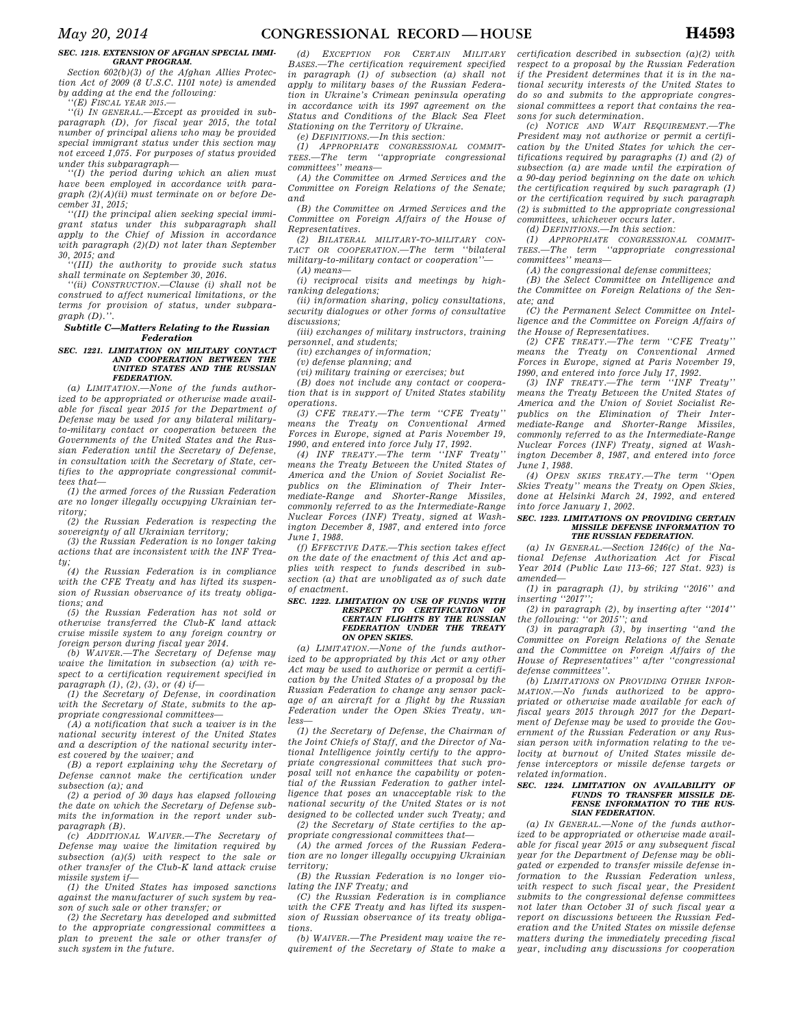**SEC. 1218. EXTENSION OF AFGHAN SPECIAL IMMIGRANT PROGRAM.**

*Section 602(b)(3) of the Afghan Allies Protection Act of 2009 (8 U.S.C. 1101 note) is amended by adding at the end the following:*

*''(E) FISCAL YEAR 2015.—*

*''(i) IN GENERAL.—Except as provided in subparagraph (D), for fiscal year 2015, the total number of principal aliens who may be provided special immigrant status under this section may not exceed 1,075. For purposes of status provided under this subparagraph—*

*''(I) the period during which an alien must have been employed in accordance with paragraph (2)(A)(ii) must terminate on or before December 31, 2015;*

*''(II) the principal alien seeking special immigrant status under this subparagraph shall apply to the Chief of Mission in accordance with paragraph (2)(D) not later than September 30, 2015; and*

*''(III) the authority to provide such status shall terminate on September 30, 2016.*

*''(ii) CONSTRUCTION.—Clause (i) shall not be construed to affect numerical limitations, or the terms for provision of status, under subparagraph (D).''.*

### *Subtitle C—Matters Relating to the Russian Federation*

**SEC. 1221. LIMITATION ON MILITARY CONTACT AND COOPERATION BETWEEN THE UNITED STATES AND THE RUSSIAN FEDERATION.**

*(a) LIMITATION.—None of the funds authorized to be appropriated or otherwise made available for fiscal year 2015 for the Department of Defense may be used for any bilateral military-to-military contact or cooperation between the Governments of the United States and the Russian Federation until the Secretary of Defense, in consultation with the Secretary of State, certifies to the appropriate congressional committees that—*

*(1) the armed forces of the Russian Federation are no longer illegally occupying Ukrainian territory;*

*(2) the Russian Federation is respecting the sovereignty of all Ukrainian territory;*

*(3) the Russian Federation is no longer taking actions that are inconsistent with the INF Treaty;*

*(4) the Russian Federation is in compliance with the CFE Treaty and has lifted its suspension of Russian observance of its treaty obligations; and*

*(5) the Russian Federation has not sold or otherwise transferred the Club-K land attack cruise missile system to any foreign country or foreign person during fiscal year 2014.*

*(b) WAIVER.—The Secretary of Defense may waive the limitation in subsection (a) with respect to a certification requirement specified in paragraph (1), (2), (3), or (4) if—*

*(1) the Secretary of Defense, in coordination with the Secretary of State, submits to the appropriate congressional committees—*

*(A) a notification that such a waiver is in the national security interest of the United States and a description of the national security interest covered by the waiver; and*

*(B) a report explaining why the Secretary of Defense cannot make the certification under subsection (a); and*

*(2) a period of 30 days has elapsed following the date on which the Secretary of Defense submits the information in the report under subparagraph (B).*

*(c) ADDITIONAL WAIVER.—The Secretary of Defense may waive the limitation required by subsection (a)(5) with respect to the sale or other transfer of the Club-K land attack cruise missile system if—*

*(1) the United States has imposed sanctions against the manufacturer of such system by reason of such sale or other transfer; or*

*(2) the Secretary has developed and submitted to the appropriate congressional committees a plan to prevent the sale or other transfer of such system in the future.*

*(d) EXCEPTION FOR CERTAIN MILITARY BASES.—The certification requirement specified in paragraph (1) of subsection (a) shall not apply to military bases of the Russian Federation in Ukraine's Crimean peninsula operating in accordance with its 1997 agreement on the Status and Conditions of the Black Sea Fleet Stationing on the Territory of Ukraine.*

*(e) DEFINITIONS.—In this section:*

*(1) APPROPRIATE CONGRESSIONAL COMMITTEES.—The term ''appropriate congressional committees'' means—*

*(A) the Committee on Armed Services and the Committee on Foreign Relations of the Senate; and*

*(B) the Committee on Armed Services and the Committee on Foreign Affairs of the House of Representatives.*

*(2) BILATERAL MILITARY-TO-MILITARY CONTACT OR COOPERATION.—The term ''bilateral military-to-military contact or cooperation''—*

*(A) means—*

*(i) reciprocal visits and meetings by high-ranking delegations;*

*(ii) information sharing, policy consultations, security dialogues or other forms of consultative discussions;*

*(iii) exchanges of military instructors, training personnel, and students;*

*(iv) exchanges of information;*

*(v) defense planning; and*

*(vi) military training or exercises; but*

*(B) does not include any contact or cooperation that is in support of United States stability operations.*

*(3) CFE TREATY.—The term ''CFE Treaty'' means the Treaty on Conventional Armed Forces in Europe, signed at Paris November 19, 1990, and entered into force July 17, 1992.*

*(4) INF TREATY.—The term ''INF Treaty'' means the Treaty Between the United States of America and the Union of Soviet Socialist Republics on the Elimination of Their Intermediate-Range and Shorter-Range Missiles, commonly referred to as the Intermediate-Range Nuclear Forces (INF) Treaty, signed at Washington December 8, 1987, and entered into force June 1, 1988.*

*(f) EFFECTIVE DATE.—This section takes effect on the date of the enactment of this Act and applies with respect to funds described in subsection (a) that are unobligated as of such date of enactment.*

**SEC. 1222. LIMITATION ON USE OF FUNDS WITH RESPECT TO CERTIFICATION OF CERTAIN FLIGHTS BY THE RUSSIAN FEDERATION UNDER THE TREATY ON OPEN SKIES.**

*(a) LIMITATION.—None of the funds authorized to be appropriated by this Act or any other Act may be used to authorize or permit a certification by the United States of a proposal by the Russian Federation to change any sensor package of an aircraft for a flight by the Russian Federation under the Open Skies Treaty, unless—*

*(1) the Secretary of Defense, the Chairman of the Joint Chiefs of Staff, and the Director of National Intelligence jointly certify to the appropriate congressional committees that such proposal will not enhance the capability or potential of the Russian Federation to gather intelligence that poses an unacceptable risk to the national security of the United States or is not designed to be collected under such Treaty; and*

*(2) the Secretary of State certifies to the appropriate congressional committees that—*

*(A) the armed forces of the Russian Federation are no longer illegally occupying Ukrainian territory;*

*(B) the Russian Federation is no longer violating the INF Treaty; and*

*(C) the Russian Federation is in compliance with the CFE Treaty and has lifted its suspension of Russian observance of its treaty obligations.*

*(b) WAIVER.—The President may waive the requirement of the Secretary of State to make a certification described in subsection (a)(2) with respect to a proposal by the Russian Federation if the President determines that it is in the national security interests of the United States to do so and submits to the appropriate congressional committees a report that contains the reasons for such determination.*

*(c) NOTICE AND WAIT REQUIREMENT.—The President may not authorize or permit a certification by the United States for which the certifications required by paragraphs (1) and (2) of subsection (a) are made until the expiration of a 90-day period beginning on the date on which the certification required by such paragraph (1) or the certification required by such paragraph (2) is submitted to the appropriate congressional committees, whichever occurs later.*

*(d) DEFINITIONS.—In this section:*

*(1) APPROPRIATE CONGRESSIONAL COMMITTEES.—The term ''appropriate congressional committees'' means—*

*(A) the congressional defense committees;*

*(B) the Select Committee on Intelligence and the Committee on Foreign Relations of the Senate; and*

*(C) the Permanent Select Committee on Intelligence and the Committee on Foreign Affairs of the House of Representatives.*

*(2) CFE TREATY.—The term ''CFE Treaty'' means the Treaty on Conventional Armed Forces in Europe, signed at Paris November 19, 1990, and entered into force July 17, 1992.*

*(3) INF TREATY.—The term ''INF Treaty'' means the Treaty Between the United States of America and the Union of Soviet Socialist Republics on the Elimination of Their Intermediate-Range and Shorter-Range Missiles, commonly referred to as the Intermediate-Range Nuclear Forces (INF) Treaty, signed at Washington December 8, 1987, and entered into force June 1, 1988.*

*(4) OPEN SKIES TREATY.—The term ''Open Skies Treaty'' means the Treaty on Open Skies, done at Helsinki March 24, 1992, and entered into force January 1, 2002.*

**SEC. 1223. LIMITATIONS ON PROVIDING CERTAIN MISSILE DEFENSE INFORMATION TO THE RUSSIAN FEDERATION.**

*(a) IN GENERAL.—Section 1246(c) of the National Defense Authorization Act for Fiscal Year 2014 (Public Law 113–66; 127 Stat. 923) is amended—*

*(1) in paragraph (1), by striking ''2016'' and inserting ''2017'';*

*(2) in paragraph (2), by inserting after ''2014'' the following: ''or 2015''; and*

*(3) in paragraph (3), by inserting ''and the Committee on Foreign Relations of the Senate and the Committee on Foreign Affairs of the House of Representatives'' after ''congressional defense committees''.*

*(b) LIMITATIONS ON PROVIDING OTHER INFORMATION.—No funds authorized to be appropriated or otherwise made available for each of fiscal years 2015 through 2017 for the Department of Defense may be used to provide the Government of the Russian Federation or any Russian person with information relating to the velocity at burnout of United States missile defense interceptors or missile defense targets or related information.*

**SEC. 1224. LIMITATION ON AVAILABILITY OF FUNDS TO TRANSFER MISSILE DEFENSE INFORMATION TO THE RUSSIAN FEDERATION.**

*(a) IN GENERAL.—None of the funds authorized to be appropriated or otherwise made available for fiscal year 2015 or any subsequent fiscal year for the Department of Defense may be obligated or expended to transfer missile defense information to the Russian Federation unless, with respect to such fiscal year, the President submits to the congressional defense committees not later than October 31 of such fiscal year a report on discussions between the Russian Federation and the United States on missile defense matters during the immediately preceding fiscal year, including any discussions for cooperation*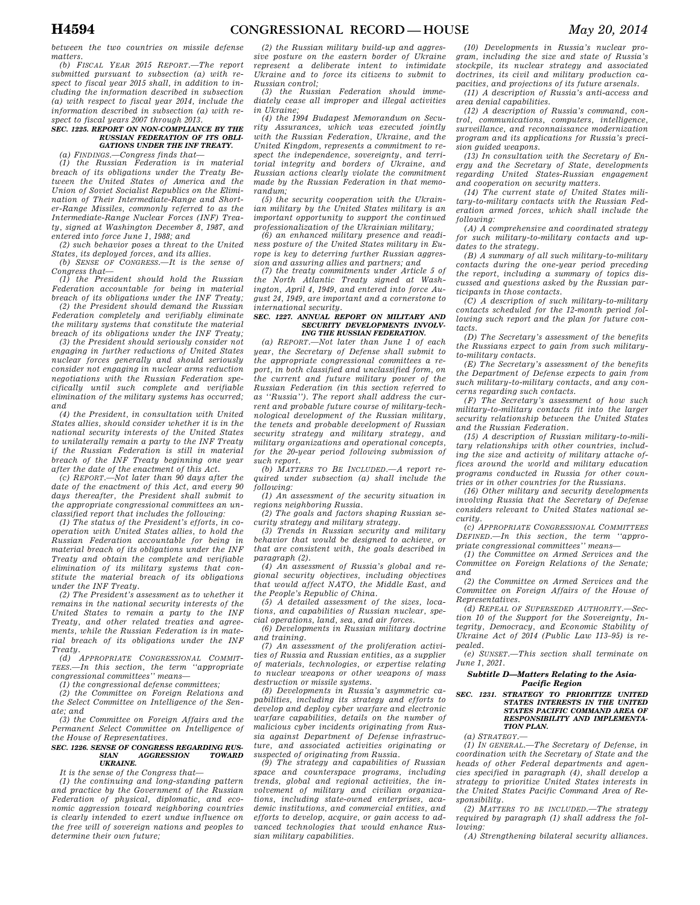*between the two countries on missile defense matters.*

*(b) FISCAL YEAR 2015 REPORT.—The report submitted pursuant to subsection (a) with respect to fiscal year 2015 shall, in addition to including the information described in subsection (a) with respect to fiscal year 2014, include the information described in subsection (a) with respect to fiscal years 2007 through 2013.*

### *SEC. 1225. REPORT ON NON-COMPLIANCE BY THE RUSSIAN FEDERATION OF ITS OBLIGATIONS UNDER THE INF TREATY.*

*(a) FINDINGS.—Congress finds that—*

*(1) the Russian Federation is in material breach of its obligations under the Treaty Between the United States of America and the Union of Soviet Socialist Republics on the Elimination of Their Intermediate-Range and Shorter-Range Missiles, commonly referred to as the Intermediate-Range Nuclear Forces (INF) Treaty, signed at Washington December 8, 1987, and entered into force June 1, 1988; and*

*(2) such behavior poses a threat to the United States, its deployed forces, and its allies.*

*(b) SENSE OF CONGRESS.—It is the sense of Congress that—*

*(1) the President should hold the Russian Federation accountable for being in material breach of its obligations under the INF Treaty;*

*(2) the President should demand the Russian Federation completely and verifiably eliminate the military systems that constitute the material breach of its obligations under the INF Treaty;*

*(3) the President should seriously consider not engaging in further reductions of United States nuclear forces generally and should seriously consider not engaging in nuclear arms reduction negotiations with the Russian Federation specifically until such complete and verifiable elimination of the military systems has occurred; and*

*(4) the President, in consultation with United States allies, should consider whether it is in the national security interests of the United States to unilaterally remain a party to the INF Treaty if the Russian Federation is still in material breach of the INF Treaty beginning one year after the date of the enactment of this Act.*

*(c) REPORT.—Not later than 90 days after the date of the enactment of this Act, and every 90 days thereafter, the President shall submit to the appropriate congressional committees an unclassified report that includes the following:*

*(1) The status of the President's efforts, in cooperation with United States allies, to hold the Russian Federation accountable for being in material breach of its obligations under the INF Treaty and obtain the complete and verifiable elimination of its military systems that constitute the material breach of its obligations under the INF Treaty.*

*(2) The President's assessment as to whether it remains in the national security interests of the United States to remain a party to the INF Treaty, and other related treaties and agreements, while the Russian Federation is in material breach of its obligations under the INF Treaty.*

*(d) APPROPRIATE CONGRESSIONAL COMMITTEES.—In this section, the term "appropriate congressional committees" means—*

*(1) the congressional defense committees;*

*(2) the Committee on Foreign Relations and the Select Committee on Intelligence of the Senate; and*

*(3) the Committee on Foreign Affairs and the Permanent Select Committee on Intelligence of the House of Representatives.*

### *SEC. 1226. SENSE OF CONGRESS REGARDING RUSSIAN AGGRESSION TOWARD UKRAINE.*

*It is the sense of the Congress that—*

*(1) the continuing and long-standing pattern and practice by the Government of the Russian Federation of physical, diplomatic, and economic aggression toward neighboring countries is clearly intended to exert undue influence on the free will of sovereign nations and peoples to determine their own future;*

*(2) the Russian military build-up and aggressive posture on the eastern border of Ukraine represent a deliberate intent to intimidate Ukraine and to force its citizens to submit to Russian control;*

*(3) the Russian Federation should immediately cease all improper and illegal activities in Ukraine;*

*(4) the 1994 Budapest Memorandum on Security Assurances, which was executed jointly with the Russian Federation, Ukraine, and the United Kingdom, represents a commitment to respect the independence, sovereignty, and territorial integrity and borders of Ukraine, and Russian actions clearly violate the commitment made by the Russian Federation in that memorandum;*

*(5) the security cooperation with the Ukrainian military by the United States military is an important opportunity to support the continued professionalization of the Ukrainian military;*

*(6) an enhanced military presence and readiness posture of the United States military in Europe is key to deterring further Russian aggression and assuring allies and partners; and*

*(7) the treaty commitments under Article 5 of the North Atlantic Treaty signed at Washington, April 4, 1949, and entered into force August 24, 1949, are important and a cornerstone to international security.*

### *SEC. 1227. ANNUAL REPORT ON MILITARY AND SECURITY DEVELOPMENTS INVOLVING THE RUSSIAN FEDERATION.*

*(a) REPORT.—Not later than June 1 of each year, the Secretary of Defense shall submit to the appropriate congressional committees a report, in both classified and unclassified form, on the current and future military power of the Russian Federation (in this section referred to as "Russia"). The report shall address the current and probable future course of military-technological development of the Russian military, the tenets and probable development of Russian security strategy and military strategy, and military organizations and operational concepts, for the 20-year period following submission of such report.*

*(b) MATTERS TO BE INCLUDED.—A report required under subsection (a) shall include the following:*

*(1) An assessment of the security situation in regions neighboring Russia.*

*(2) The goals and factors shaping Russian security strategy and military strategy.*

*(3) Trends in Russian security and military behavior that would be designed to achieve, or that are consistent with, the goals described in paragraph (2).*

*(4) An assessment of Russia's global and regional security objectives, including objectives that would affect NATO, the Middle East, and the People's Republic of China.*

*(5) A detailed assessment of the sizes, locations, and capabilities of Russian nuclear, special operations, land, sea, and air forces.*

*(6) Developments in Russian military doctrine and training.*

*(7) An assessment of the proliferation activities of Russia and Russian entities, as a supplier of materials, technologies, or expertise relating to nuclear weapons or other weapons of mass destruction or missile systems.*

*(8) Developments in Russia's asymmetric capabilities, including its strategy and efforts to develop and deploy cyber warfare and electronic warfare capabilities, details on the number of malicious cyber incidents originating from Russia against Department of Defense infrastructure, and associated activities originating or suspected of originating from Russia.*

*(9) The strategy and capabilities of Russian space and counterspace programs, including trends, global and regional activities, the involvement of military and civilian organizations, including state-owned enterprises, academic institutions, and commercial entities, and efforts to develop, acquire, or gain access to advanced technologies that would enhance Russian military capabilities.*

*(10) Developments in Russia's nuclear program, including the size and state of Russia's stockpile, its nuclear strategy and associated doctrines, its civil and military production capacities, and projections of its future arsenals.*

*(11) A description of Russia's anti-access and area denial capabilities.*

*(12) A description of Russia's command, control, communications, computers, intelligence, surveillance, and reconnaissance modernization program and its applications for Russia's precision guided weapons.*

*(13) In consultation with the Secretary of Energy and the Secretary of State, developments regarding United States-Russian engagement and cooperation on security matters.*

*(14) The current state of United States military-to-military contacts with the Russian Federation armed forces, which shall include the following:*

*(A) A comprehensive and coordinated strategy for such military-to-military contacts and updates to the strategy.*

*(B) A summary of all such military-to-military contacts during the one-year period preceding the report, including a summary of topics discussed and questions asked by the Russian participants in those contacts.*

*(C) A description of such military-to-military contacts scheduled for the 12-month period following such report and the plan for future contacts.*

*(D) The Secretary's assessment of the benefits the Russians expect to gain from such military-to-military contacts.*

*(E) The Secretary's assessment of the benefits the Department of Defense expects to gain from such military-to-military contacts, and any concerns regarding such contacts.*

*(F) The Secretary's assessment of how such military-to-military contacts fit into the larger security relationship between the United States and the Russian Federation.*

*(15) A description of Russian military-to-military relationships with other countries, including the size and activity of military attache offices around the world and military education programs conducted in Russia for other countries or in other countries for the Russians.*

*(16) Other military and security developments involving Russia that the Secretary of Defense considers relevant to United States national security.*

*(c) APPROPRIATE CONGRESSIONAL COMMITTEES DEFINED.—In this section, the term "appropriate congressional committees" means—*

*(1) the Committee on Armed Services and the Committee on Foreign Relations of the Senate; and*

*(2) the Committee on Armed Services and the Committee on Foreign Affairs of the House of Representatives.*

*(d) REPEAL OF SUPERSEDED AUTHORITY.—Section 10 of the Support for the Sovereignty, Integrity, Democracy, and Economic Stability of Ukraine Act of 2014 (Public Law 113–95) is repealed.*

*(e) SUNSET.—This section shall terminate on June 1, 2021.*

## *Subtitle D—Matters Relating to the Asia-Pacific Region*

### *SEC. 1231. STRATEGY TO PRIORITIZE UNITED STATES INTERESTS IN THE UNITED STATES PACIFIC COMMAND AREA OF RESPONSIBILITY AND IMPLEMENTATION PLAN.*

*(a) STRATEGY.—*

*(1) IN GENERAL.—The Secretary of Defense, in coordination with the Secretary of State and the heads of other Federal departments and agencies specified in paragraph (4), shall develop a strategy to prioritize United States interests in the United States Pacific Command Area of Responsibility.*

*(2) MATTERS TO BE INCLUDED.—The strategy required by paragraph (1) shall address the following:*

*(A) Strengthening bilateral security alliances.*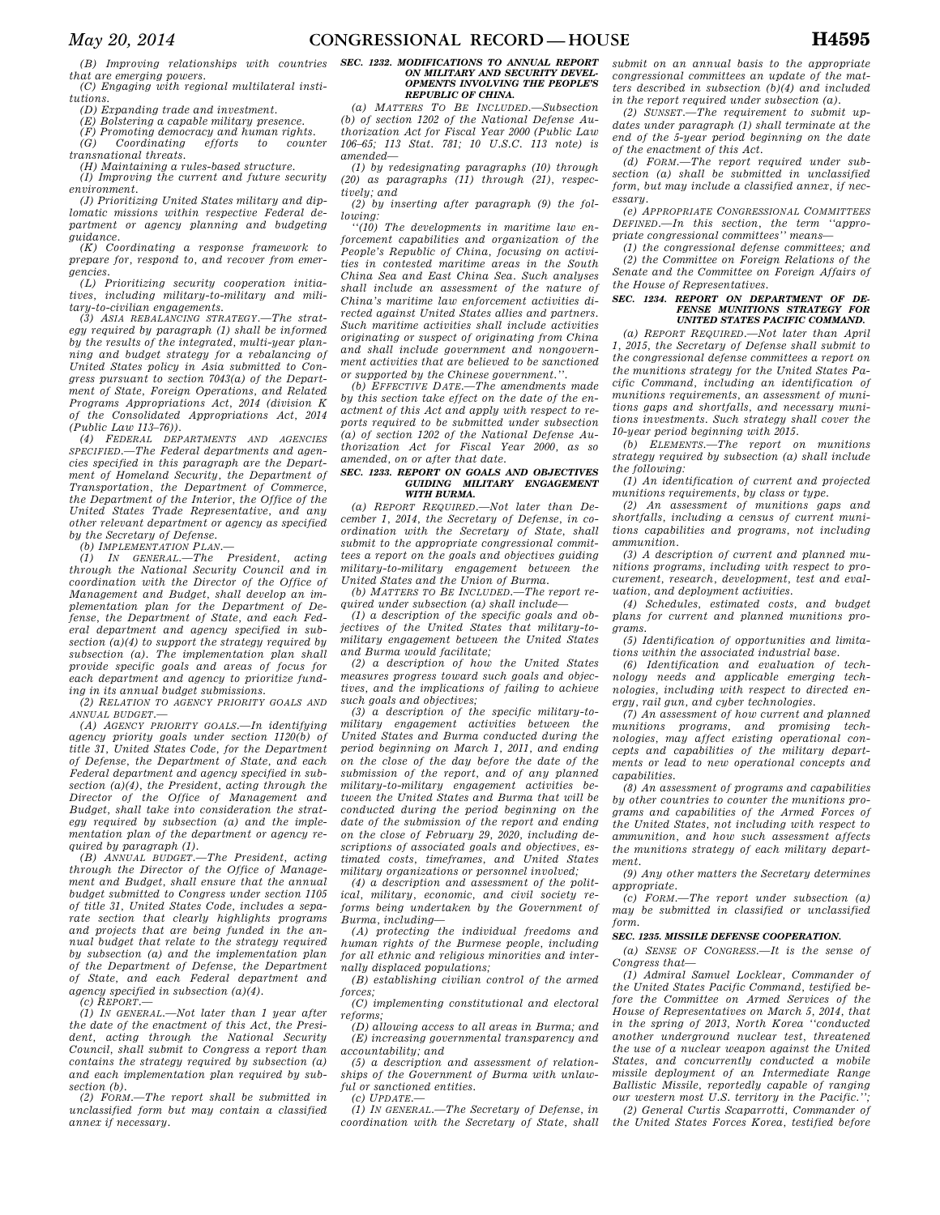(B) Improving relationships with countries that are emerging powers.

(C) Engaging with regional multilateral institutions.

(D) Expanding trade and investment.

(E) Bolstering a capable military presence.

(F) Promoting democracy and human rights.

(G) Coordinating efforts to counter transnational threats.

(H) Maintaining a rules-based structure.

(I) Improving the current and future security environment.

(J) Prioritizing United States military and diplomatic missions within respective Federal department or agency planning and budgeting guidance.

(K) Coordinating a response framework to prepare for, respond to, and recover from emergencies.

(L) Prioritizing security cooperation initiatives, including military-to-military and military-to-civilian engagements.

(3) ASIA REBALANCING STRATEGY.—The strategy required by paragraph (1) shall be informed by the results of the integrated, multi-year planning and budget strategy for a rebalancing of United States policy in Asia submitted to Congress pursuant to section 7043(a) of the Department of State, Foreign Operations, and Related Programs Appropriations Act, 2014 (division K of the Consolidated Appropriations Act, 2014 (Public Law 113–76)).

(4) FEDERAL DEPARTMENTS AND AGENCIES SPECIFIED.—The Federal departments and agencies specified in this paragraph are the Department of Homeland Security, the Department of Transportation, the Department of Commerce, the Department of the Interior, the Office of the United States Trade Representative, and any other relevant department or agency as specified by the Secretary of Defense.

(b) IMPLEMENTATION PLAN.—

(1) IN GENERAL.—The President, acting through the National Security Council and in coordination with the Director of the Office of Management and Budget, shall develop an implementation plan for the Department of Defense, the Department of State, and each Federal department and agency specified in subsection (a)(4) to support the strategy required by subsection (a). The implementation plan shall provide specific goals and areas of focus for each department and agency to prioritize funding in its annual budget submissions.

(2) RELATION TO AGENCY PRIORITY GOALS AND ANNUAL BUDGET.—

(A) AGENCY PRIORITY GOALS.—In identifying agency priority goals under section 1120(b) of title 31, United States Code, for the Department of Defense, the Department of State, and each Federal department and agency specified in subsection (a)(4), the President, acting through the Director of the Office of Management and Budget, shall take into consideration the strategy required by subsection (a) and the implementation plan of the department or agency required by paragraph (1).

(B) ANNUAL BUDGET.—The President, acting through the Director of the Office of Management and Budget, shall ensure that the annual budget submitted to Congress under section 1105 of title 31, United States Code, includes a separate section that clearly highlights programs and projects that are being funded in the annual budget that relate to the strategy required by subsection (a) and the implementation plan of the Department of Defense, the Department of State, and each Federal department and agency specified in subsection (a)(4).

(c) REPORT.—

(1) IN GENERAL.—Not later than 1 year after the date of the enactment of this Act, the President, acting through the National Security Council, shall submit to Congress a report than contains the strategy required by subsection (a) and each implementation plan required by subsection (b).

(2) FORM.—The report shall be submitted in unclassified form but may contain a classified annex if necessary.

**SEC. 1232. MODIFICATIONS TO ANNUAL REPORT ON MILITARY AND SECURITY DEVELOPMENTS INVOLVING THE PEOPLE'S REPUBLIC OF CHINA.**

(a) MATTERS TO BE INCLUDED.—Subsection (b) of section 1202 of the National Defense Authorization Act for Fiscal Year 2000 (Public Law 106–65; 113 Stat. 781; 10 U.S.C. 113 note) is amended—

(1) by redesignating paragraphs (10) through (20) as paragraphs (11) through (21), respectively; and

(2) by inserting after paragraph (9) the following:

''(10) The developments in maritime law enforcement capabilities and organization of the People's Republic of China, focusing on activities in contested maritime areas in the South China Sea and East China Sea. Such analyses shall include an assessment of the nature of China's maritime law enforcement activities directed against United States allies and partners. Such maritime activities shall include activities originating or suspect of originating from China and shall include government and nongovernment activities that are believed to be sanctioned or supported by the Chinese government.''.

(b) EFFECTIVE DATE.—The amendments made by this section take effect on the date of the enactment of this Act and apply with respect to reports required to be submitted under subsection (a) of section 1202 of the National Defense Authorization Act for Fiscal Year 2000, as so amended, on or after that date.

**SEC. 1233. REPORT ON GOALS AND OBJECTIVES GUIDING MILITARY ENGAGEMENT WITH BURMA.**

(a) REPORT REQUIRED.—Not later than December 1, 2014, the Secretary of Defense, in coordination with the Secretary of State, shall submit to the appropriate congressional committees a report on the goals and objectives guiding military-to-military engagement between the United States and the Union of Burma.

(b) MATTERS TO BE INCLUDED.—The report required under subsection (a) shall include—

(1) a description of the specific goals and objectives of the United States that military-to-military engagement between the United States and Burma would facilitate;

(2) a description of how the United States measures progress toward such goals and objectives, and the implications of failing to achieve such goals and objectives;

(3) a description of the specific military-to-military engagement activities between the United States and Burma conducted during the period beginning on March 1, 2011, and ending on the close of the day before the date of the submission of the report, and of any planned military-to-military engagement activities between the United States and Burma that will be conducted during the period beginning on the date of the submission of the report and ending on the close of February 29, 2020, including descriptions of associated goals and objectives, estimated costs, timeframes, and United States military organizations or personnel involved;

(4) a description and assessment of the political, military, economic, and civil society reforms being undertaken by the Government of Burma, including—

(A) protecting the individual freedoms and human rights of the Burmese people, including for all ethnic and religious minorities and internally displaced populations;

(B) establishing civilian control of the armed forces;

(C) implementing constitutional and electoral reforms;

(D) allowing access to all areas in Burma; and

(E) increasing governmental transparency and accountability; and

(5) a description and assessment of relationships of the Government of Burma with unlawful or sanctioned entities.

(c) UPDATE.—

(1) IN GENERAL.—The Secretary of Defense, in coordination with the Secretary of State, shall submit on an annual basis to the appropriate congressional committees an update of the matters described in subsection (b)(4) and included in the report required under subsection (a).

(2) SUNSET.—The requirement to submit updates under paragraph (1) shall terminate at the end of the 5-year period beginning on the date of the enactment of this Act.

(d) FORM.—The report required under subsection (a) shall be submitted in unclassified form, but may include a classified annex, if necessary.

(e) APPROPRIATE CONGRESSIONAL COMMITTEES DEFINED.—In this section, the term ''appropriate congressional committees'' means—

(1) the congressional defense committees; and

(2) the Committee on Foreign Relations of the Senate and the Committee on Foreign Affairs of the House of Representatives.

**SEC. 1234. REPORT ON DEPARTMENT OF DEFENSE MUNITIONS STRATEGY FOR UNITED STATES PACIFIC COMMAND.**

(a) REPORT REQUIRED.—Not later than April 1, 2015, the Secretary of Defense shall submit to the congressional defense committees a report on the munitions strategy for the United States Pacific Command, including an identification of munitions requirements, an assessment of munitions gaps and shortfalls, and necessary munitions investments. Such strategy shall cover the 10-year period beginning with 2015.

(b) ELEMENTS.—The report on munitions strategy required by subsection (a) shall include the following:

(1) An identification of current and projected munitions requirements, by class or type.

(2) An assessment of munitions gaps and shortfalls, including a census of current munitions capabilities and programs, not including ammunition.

(3) A description of current and planned munitions programs, including with respect to procurement, research, development, test and evaluation, and deployment activities.

(4) Schedules, estimated costs, and budget plans for current and planned munitions programs.

(5) Identification of opportunities and limitations within the associated industrial base.

(6) Identification and evaluation of technology needs and applicable emerging technologies, including with respect to directed energy, rail gun, and cyber technologies.

(7) An assessment of how current and planned munitions programs, and promising technologies, may affect existing operational concepts and capabilities of the military departments or lead to new operational concepts and capabilities.

(8) An assessment of programs and capabilities by other countries to counter the munitions programs and capabilities of the Armed Forces of the United States, not including with respect to ammunition, and how such assessment affects the munitions strategy of each military department.

(9) Any other matters the Secretary determines appropriate.

(c) FORM.—The report under subsection (a) may be submitted in classified or unclassified form.

**SEC. 1235. MISSILE DEFENSE COOPERATION.**

(a) SENSE OF CONGRESS.—It is the sense of Congress that—

(1) Admiral Samuel Locklear, Commander of the United States Pacific Command, testified before the Committee on Armed Services of the House of Representatives on March 5, 2014, that in the spring of 2013, North Korea ''conducted another underground nuclear test, threatened the use of a nuclear weapon against the United States, and concurrently conducted a mobile missile deployment of an Intermediate Range Ballistic Missile, reportedly capable of ranging our western most U.S. territory in the Pacific.'';

(2) General Curtis Scaparrotti, Commander of the United States Forces Korea, testified before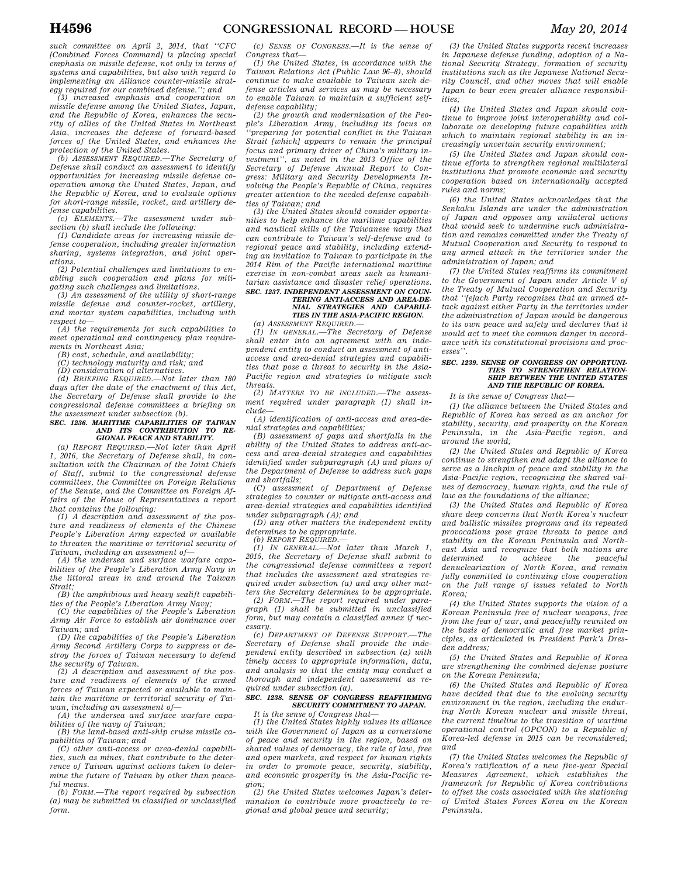*such committee on April 2, 2014, that ''CFC [Combined Forces Command] is placing special emphasis on missile defense, not only in terms of systems and capabilities, but also with regard to implementing an Alliance counter-missile strategy required for our combined defense.''; and*

*(3) increased emphasis and cooperation on missile defense among the United States, Japan, and the Republic of Korea, enhances the security of allies of the United States in Northeast Asia, increases the defense of forward-based forces of the United States, and enhances the protection of the United States.*

*(b) ASSESSMENT REQUIRED.—The Secretary of Defense shall conduct an assessment to identify opportunities for increasing missile defense cooperation among the United States, Japan, and the Republic of Korea, and to evaluate options for short-range missile, rocket, and artillery defense capabilities.*

*(c) ELEMENTS.—The assessment under subsection (b) shall include the following:*

*(1) Candidate areas for increasing missile defense cooperation, including greater information sharing, systems integration, and joint operations.*

*(2) Potential challenges and limitations to enabling such cooperation and plans for mitigating such challenges and limitations.*

*(3) An assessment of the utility of short-range missile defense and counter-rocket, artillery, and mortar system capabilities, including with respect to—*

*(A) the requirements for such capabilities to meet operational and contingency plan requirements in Northeast Asia;*

*(B) cost, schedule, and availability;*

*(C) technology maturity and risk; and*

*(D) consideration of alternatives.*

*(d) BRIEFING REQUIRED.—Not later than 180 days after the date of the enactment of this Act, the Secretary of Defense shall provide to the congressional defense committees a briefing on the assessment under subsection (b).*

**SEC. 1236. MARITIME CAPABILITIES OF TAIWAN AND ITS CONTRIBUTION TO REGIONAL PEACE AND STABILITY.**

*(a) REPORT REQUIRED.—Not later than April 1, 2016, the Secretary of Defense shall, in consultation with the Chairman of the Joint Chiefs of Staff, submit to the congressional defense committees, the Committee on Foreign Relations of the Senate, and the Committee on Foreign Affairs of the House of Representatives a report that contains the following:*

*(1) A description and assessment of the posture and readiness of elements of the Chinese People's Liberation Army expected or available to threaten the maritime or territorial security of Taiwan, including an assessment of—*

*(A) the undersea and surface warfare capabilities of the People's Liberation Army Navy in the littoral areas in and around the Taiwan Strait;*

*(B) the amphibious and heavy sealift capabilities of the People's Liberation Army Navy;*

*(C) the capabilities of the People's Liberation Army Air Force to establish air dominance over Taiwan; and*

*(D) the capabilities of the People's Liberation Army Second Artillery Corps to suppress or destroy the forces of Taiwan necessary to defend the security of Taiwan.*

*(2) A description and assessment of the posture and readiness of elements of the armed forces of Taiwan expected or available to maintain the maritime or territorial security of Taiwan, including an assessment of—*

*(A) the undersea and surface warfare capabilities of the navy of Taiwan;*

*(B) the land-based anti-ship cruise missile capabilities of Taiwan; and*

*(C) other anti-access or area-denial capabilities, such as mines, that contribute to the deterrence of Taiwan against actions taken to determine the future of Taiwan by other than peaceful means.*

*(b) FORM.—The report required by subsection (a) may be submitted in classified or unclassified form.*

*(c) SENSE OF CONGRESS.—It is the sense of Congress that—*

*(1) the United States, in accordance with the Taiwan Relations Act (Public Law 96–8), should continue to make available to Taiwan such defense articles and services as may be necessary to enable Taiwan to maintain a sufficient self-defense capability;*

*(2) the growth and modernization of the People's Liberation Army, including its focus on ''preparing for potential conflict in the Taiwan Strait [which] appears to remain the principal focus and primary driver of China's military investment'', as noted in the 2013 Office of the Secretary of Defense Annual Report to Congress: Military and Security Developments Involving the People's Republic of China, requires greater attention to the needed defense capabilities of Taiwan; and*

*(3) the United States should consider opportunities to help enhance the maritime capabilities and nautical skills of the Taiwanese navy that can contribute to Taiwan's self-defense and to regional peace and stability, including extending an invitation to Taiwan to participate in the 2014 Rim of the Pacific international maritime exercise in non-combat areas such as humanitarian assistance and disaster relief operations.*

**SEC. 1237. INDEPENDENT ASSESSMENT ON COUNTERING ANTI-ACCESS AND AREA-DENIAL STRATEGIES AND CAPABILITIES IN THE ASIA-PACIFIC REGION.**

*(a) ASSESSMENT REQUIRED.—*

*(1) IN GENERAL.—The Secretary of Defense shall enter into an agreement with an independent entity to conduct an assessment of anti-access and area-denial strategies and capabilities that pose a threat to security in the Asia-Pacific region and strategies to mitigate such threats.*

*(2) MATTERS TO BE INCLUDED.—The assessment required under paragraph (1) shall include—*

*(A) identification of anti-access and area-denial strategies and capabilities;*

*(B) assessment of gaps and shortfalls in the ability of the United States to address anti-access and area-denial strategies and capabilities identified under subparagraph (A) and plans of the Department of Defense to address such gaps and shortfalls;*

*(C) assessment of Department of Defense strategies to counter or mitigate anti-access and area-denial strategies and capabilities identified under subparagraph (A); and*

*(D) any other matters the independent entity determines to be appropriate.*

*(b) REPORT REQUIRED.—*

*(1) IN GENERAL.—Not later than March 1, 2015, the Secretary of Defense shall submit to the congressional defense committees a report that includes the assessment and strategies required under subsection (a) and any other matters the Secretary determines to be appropriate.*

*(2) FORM.—The report required under paragraph (1) shall be submitted in unclassified form, but may contain a classified annex if necessary.*

*(c) DEPARTMENT OF DEFENSE SUPPORT.—The Secretary of Defense shall provide the independent entity described in subsection (a) with timely access to appropriate information, data, and analysis so that the entity may conduct a thorough and independent assessment as required under subsection (a).*

**SEC. 1238. SENSE OF CONGRESS REAFFIRMING SECURITY COMMITMENT TO JAPAN.**

*It is the sense of Congress that—*

*(1) the United States highly values its alliance with the Government of Japan as a cornerstone of peace and security in the region, based on shared values of democracy, the rule of law, free and open markets, and respect for human rights in order to promote peace, security, stability, and economic prosperity in the Asia-Pacific region;*

*(2) the United States welcomes Japan's determination to contribute more proactively to regional and global peace and security;*

*(3) the United States supports recent increases in Japanese defense funding, adoption of a National Security Strategy, formation of security institutions such as the Japanese National Security Council, and other moves that will enable Japan to bear even greater alliance responsibilities;*

*(4) the United States and Japan should continue to improve joint interoperability and collaborate on developing future capabilities with which to maintain regional stability in an increasingly uncertain security environment;*

*(5) the United States and Japan should continue efforts to strengthen regional multilateral institutions that promote economic and security cooperation based on internationally accepted rules and norms;*

*(6) the United States acknowledges that the Senkaku Islands are under the administration of Japan and opposes any unilateral actions that would seek to undermine such administration and remains committed under the Treaty of Mutual Cooperation and Security to respond to any armed attack in the territories under the administration of Japan; and*

*(7) the United States reaffirms its commitment to the Government of Japan under Article V of the Treaty of Mutual Cooperation and Security that ''[e]ach Party recognizes that an armed attack against either Party in the territories under the administration of Japan would be dangerous to its own peace and safety and declares that it would act to meet the common danger in accordance with its constitutional provisions and processes''.*

**SEC. 1239. SENSE OF CONGRESS ON OPPORTUNITIES TO STRENGTHEN RELATIONSHIP BETWEEN THE UNITED STATES AND THE REPUBLIC OF KOREA.**

*It is the sense of Congress that—*

*(1) the alliance between the United States and Republic of Korea has served as an anchor for stability, security, and prosperity on the Korean Peninsula, in the Asia-Pacific region, and around the world;*

*(2) the United States and Republic of Korea continue to strengthen and adapt the alliance to serve as a linchpin of peace and stability in the Asia-Pacific region, recognizing the shared values of democracy, human rights, and the rule of law as the foundations of the alliance;*

*(3) the United States and Republic of Korea share deep concerns that North Korea's nuclear and ballistic missiles programs and its repeated provocations pose grave threats to peace and stability on the Korean Peninsula and Northeast Asia and recognize that both nations are determined to achieve the peaceful denuclearization of North Korea, and remain fully committed to continuing close cooperation on the full range of issues related to North Korea;*

*(4) the United States supports the vision of a Korean Peninsula free of nuclear weapons, free from the fear of war, and peacefully reunited on the basis of democratic and free market principles, as articulated in President Park's Dresden address;*

*(5) the United States and Republic of Korea are strengthening the combined defense posture on the Korean Peninsula;*

*(6) the United States and Republic of Korea have decided that due to the evolving security environment in the region, including the enduring North Korean nuclear and missile threat, the current timeline to the transition of wartime operational control (OPCON) to a Republic of Korea-led defense in 2015 can be reconsidered; and*

*(7) the United States welcomes the Republic of Korea's ratification of a new five-year Special Measures Agreement, which establishes the framework for Republic of Korea contributions to offset the costs associated with the stationing of United States Forces Korea on the Korean Peninsula.*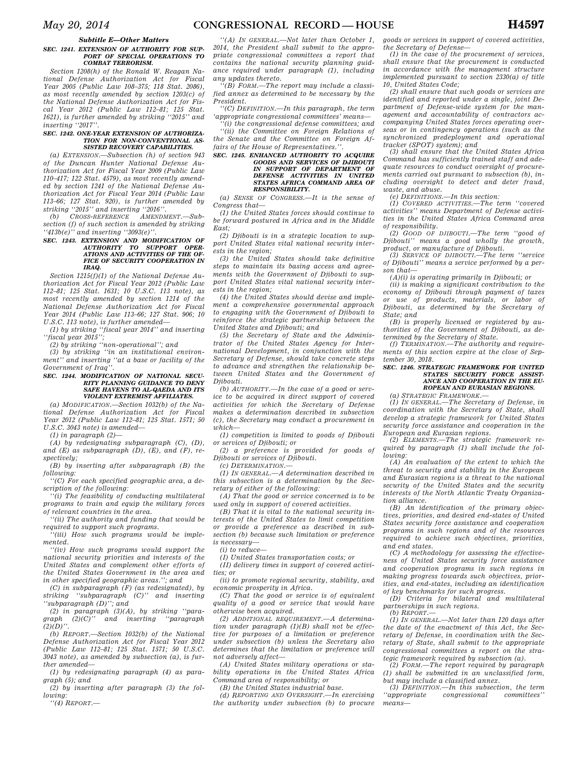### Subtitle E—Other Matters

**SEC. 1241. EXTENSION OF AUTHORITY FOR SUPPORT OF SPECIAL OPERATIONS TO COMBAT TERRORISM.**

Section 1208(h) of the Ronald W. Reagan National Defense Authorization Act for Fiscal Year 2005 (Public Law 108–375; 118 Stat. 2086), as most recently amended by section 1203(c) of the National Defense Authorization Act for Fiscal Year 2012 (Public Law 112–81; 125 Stat. 1621), is further amended by striking ''2015'' and inserting ''2017''.

**SEC. 1242. ONE-YEAR EXTENSION OF AUTHORIZATION FOR NON-CONVENTIONAL ASSISTED RECOVERY CAPABILITIES.**

(a) *EXTENSION.*—Subsection (h) of section 943 of the Duncan Hunter National Defense Authorization Act for Fiscal Year 2009 (Public Law 110–417; 122 Stat. 4579), as most recently amended by section 1241 of the National Defense Authorization Act for Fiscal Year 2014 (Public Law 113–66; 127 Stat. 920), is further amended by striking ''2015'' and inserting ''2016''.

(b) *CROSS-REFERENCE AMENDMENT.*—Subsection (f) of such section is amended by striking ''413b(e)'' and inserting ''3093(e)''.

**SEC. 1243. EXTENSION AND MODIFICATION OF AUTHORITY TO SUPPORT OPERATIONS AND ACTIVITIES OF THE OFFICE OF SECURITY COOPERATION IN IRAQ.**

Section 1215(f)(1) of the National Defense Authorization Act for Fiscal Year 2012 (Public Law 112–81; 125 Stat. 1631; 10 U.S.C. 113 note), as most recently amended by section 1214 of the National Defense Authorization Act for Fiscal Year 2014 (Public Law 113–66; 127 Stat. 906; 10 U.S.C. 113 note), is further amended—

(1) by striking ''fiscal year 2014'' and inserting ''fiscal year 2015'';

(2) by striking ''non-operational''; and

(3) by striking ''in an institutional environment'' and inserting ''at a base or facility of the Government of Iraq''.

**SEC. 1244. MODIFICATION OF NATIONAL SECURITY PLANNING GUIDANCE TO DENY SAFE HAVENS TO AL-QAEDA AND ITS VIOLENT EXTREMIST AFFILIATES.**

(a) *MODIFICATION.*—Section 1032(b) of the National Defense Authorization Act for Fiscal Year 2012 (Public Law 112–81; 125 Stat. 1571; 50 U.S.C. 3043 note) is amended—

(1) in paragraph (2)—

(A) by redesignating subparagraph (C), (D), and (E) as subparagraphs (D), (E), and (F), respectively;

(B) by inserting after subparagraph (B) the following:

''(C) For each specified geographic area, a description of the following:

''(i) The feasibility of conducting multilateral programs to train and equip the military forces of relevant countries in the area.

''(ii) The authority and funding that would be required to support such programs.

''(iii) How such programs would be implemented.

''(iv) How such programs would support the national security priorities and interests of the United States and complement other efforts of the United States Government in the area and in other specified geographic areas.''; and

(C) in subparagraph (F) (as redesignated), by striking ''subparagraph (C)'' and inserting ''subparagraph (D)''; and

(2) in paragraph (3)(A), by striking ''paragraph (2)(C)'' and inserting ''paragraph (2)(D)''.

(b) *REPORT.*—Section 1032(b) of the National Defense Authorization Act for Fiscal Year 2012 (Public Law 112–81; 125 Stat. 1571; 50 U.S.C. 3043 note), as amended by subsection (a), is further amended—

(1) by redesignating paragraph (4) as paragraph (5); and

(2) by inserting after paragraph (3) the following:

''(4) *REPORT.*—

''(A) *IN GENERAL.*—Not later than October 1, 2014, the President shall submit to the appropriate congressional committees a report that contains the national security planning guidance required under paragraph (1), including any updates thereto.

''(B) *FORM.*—The report may include a classified annex as determined to be necessary by the President.

''(C) *DEFINITION.*—In this paragraph, the term 'appropriate congressional committees' means—

''(i) the congressional defense committees; and

''(ii) the Committee on Foreign Relations of the Senate and the Committee on Foreign Affairs of the House of Representatives.''.

**SEC. 1245. ENHANCED AUTHORITY TO ACQUIRE GOODS AND SERVICES OF DJIBOUTI IN SUPPORT OF DEPARTMENT OF DEFENSE ACTIVITIES IN UNITED STATES AFRICA COMMAND AREA OF RESPONSIBILITY.**

(a) *SENSE OF CONGRESS.*—It is the sense of Congress that—

(1) the United States forces should continue to be forward postured in Africa and in the Middle East;

(2) Djibouti is in a strategic location to support United States vital national security interests in the region;

(3) the United States should take definitive steps to maintain its basing access and agreements with the Government of Djibouti to support United States vital national security interests in the region;

(4) the United States should devise and implement a comprehensive governmental approach to engaging with the Government of Djibouti to reinforce the strategic partnership between the United States and Djibouti; and

(5) the Secretary of State and the Administrator of the United States Agency for International Development, in conjunction with the Secretary of Defense, should take concrete steps to advance and strengthen the relationship between United States and the Government of Djibouti.

(b) *AUTHORITY.*—In the case of a good or service to be acquired in direct support of covered activities for which the Secretary of Defense makes a determination described in subsection (c), the Secretary may conduct a procurement in which—

(1) competition is limited to goods of Djibouti or services of Djibouti; or

(2) a preference is provided for goods of Djibouti or services of Djibouti.

(c) *DETERMINATION.*—

(1) *IN GENERAL.*—A determination described in this subsection is a determination by the Secretary of either of the following:

(A) That the good or service concerned is to be used only in support of covered activities.

(B) That it is vital to the national security interests of the United States to limit competition or provide a preference as described in subsection (b) because such limitation or preference is necessary—

(i) to reduce—

(I) United States transportation costs; or

(II) delivery times in support of covered activities; or

(ii) to promote regional security, stability, and economic prosperity in Africa.

(C) That the good or service is of equivalent quality of a good or service that would have otherwise been acquired.

(2) *ADDITIONAL REQUIREMENT.*—A determination under paragraph (1)(B) shall not be effective for purposes of a limitation or preference under subsection (b) unless the Secretary also determines that the limitation or preference will not adversely affect—

(A) United States military operations or stability operations in the United States Africa Command area of responsibility; or

(B) the United States industrial base.

(d) *REPORTING AND OVERSIGHT.*—In exercising the authority under subsection (b) to procure goods or services in support of covered activities, the Secretary of Defense—

(1) in the case of the procurement of services, shall ensure that the procurement is conducted in accordance with the management structure implemented pursuant to section 2330(a) of title 10, United States Code;

(2) shall ensure that such goods or services are identified and reported under a single, joint Department of Defense-wide system for the management and accountability of contractors accompanying United States forces operating overseas or in contingency operations (such as the synchronized predeployment and operational tracker (SPOT) system); and

(3) shall ensure that the United States Africa Command has sufficiently trained staff and adequate resources to conduct oversight of procurements carried out pursuant to subsection (b), including oversight to detect and deter fraud, waste, and abuse.

(e) *DEFINITIONS.*—In this section:

(1) *COVERED ACTIVITIES.*—The term ''covered activities'' means Department of Defense activities in the United States Africa Command area of responsibility.

(2) *GOOD OF DJIBOUTI.*—The term ''good of Djibouti'' means a good wholly the growth, product, or manufacture of Djibouti.

(3) *SERVICE OF DJIBOUTI.*—The term ''service of Djibouti'' means a service performed by a person that—

(A)(i) is operating primarily in Djibouti; or

(ii) is making a significant contribution to the economy of Djibouti through payment of taxes or use of products, materials, or labor of Djibouti, as determined by the Secretary of State; and

(B) is properly licensed or registered by authorities of the Government of Djibouti, as determined by the Secretary of State.

(f) *TERMINATION.*—The authority and requirements of this section expire at the close of September 30, 2018.

**SEC. 1246. STRATEGIC FRAMEWORK FOR UNITED STATES SECURITY FORCE ASSISTANCE AND COOPERATION IN THE EUROPEAN AND EURASIAN REGIONS.**

(a) *STRATEGIC FRAMEWORK.*—

(1) *IN GENERAL.*—The Secretary of Defense, in coordination with the Secretary of State, shall develop a strategic framework for United States security force assistance and cooperation in the European and Eurasian regions.

(2) *ELEMENTS.*—The strategic framework required by paragraph (1) shall include the following:

(A) An evaluation of the extent to which the threat to security and stability in the European and Eurasian regions is a threat to the national security of the United States and the security interests of the North Atlantic Treaty Organization alliance.

(B) An identification of the primary objectives, priorities, and desired end-states of United States security force assistance and cooperation programs in such regions and of the resources required to achieve such objectives, priorities, and end states.

(C) A methodology for assessing the effectiveness of United States security force assistance and cooperation programs in such regions in making progress towards such objectives, priorities, and end-states, including an identification of key benchmarks for such progress.

(D) Criteria for bilateral and multilateral partnerships in such regions.

(b) *REPORT.*—

(1) *IN GENERAL.*—Not later than 120 days after the date of the enactment of this Act, the Secretary of Defense, in coordination with the Secretary of State, shall submit to the appropriate congressional committees a report on the strategic framework required by subsection (a).

(2) *FORM.*—The report required by paragraph (1) shall be submitted in an unclassified form, but may include a classified annex.

(3) *DEFINITION.*—In this subsection, the term ''appropriate congressional committees'' means—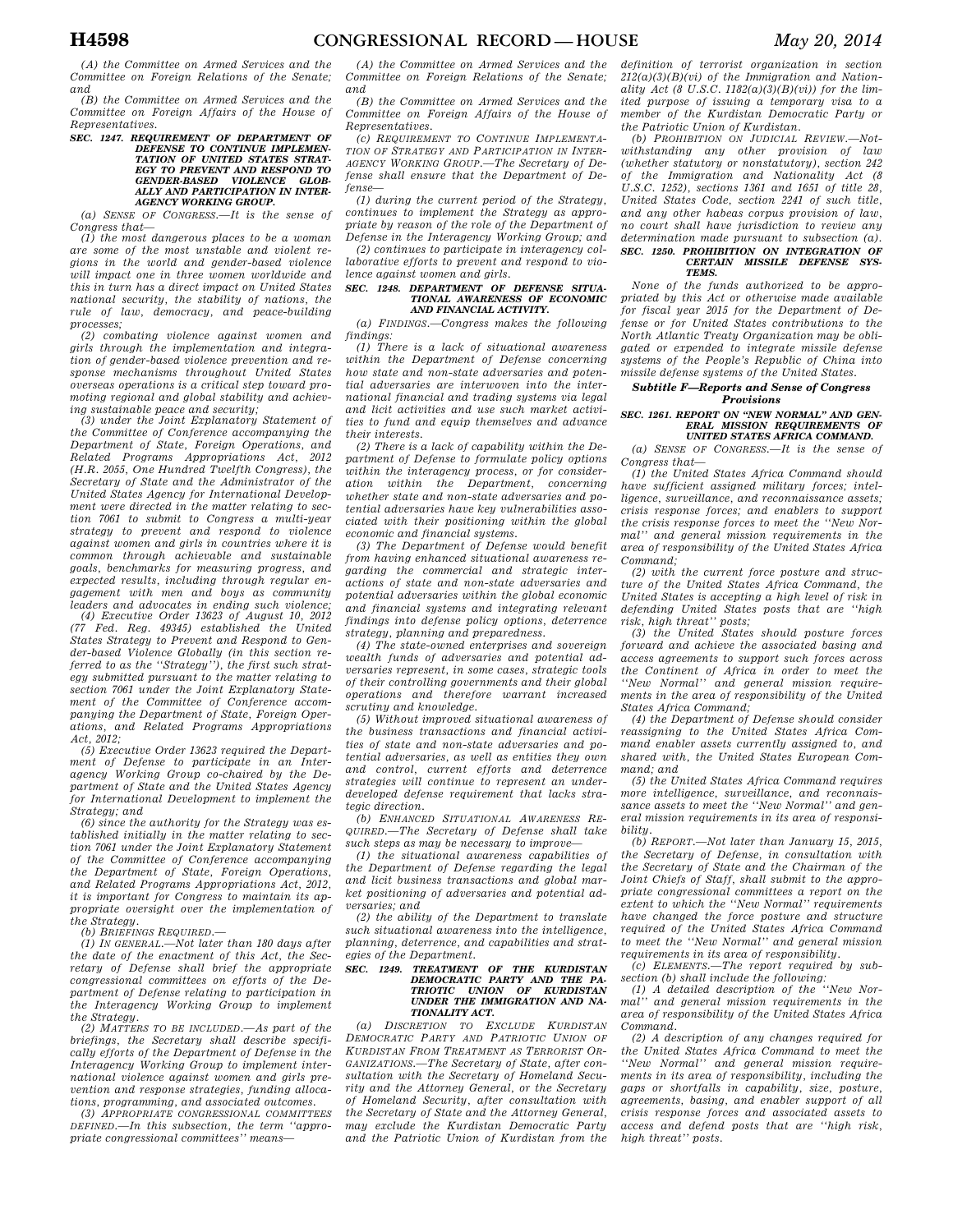(A) the Committee on Armed Services and the Committee on Foreign Relations of the Senate; and

(B) the Committee on Armed Services and the Committee on Foreign Affairs of the House of Representatives.

**SEC. 1247. REQUIREMENT OF DEPARTMENT OF DEFENSE TO CONTINUE IMPLEMENTATION OF UNITED STATES STRATEGY TO PREVENT AND RESPOND TO GENDER-BASED VIOLENCE GLOBALLY AND PARTICIPATION IN INTERAGENCY WORKING GROUP.**

(a) *SENSE OF CONGRESS.*—It is the sense of Congress that—

(1) the most dangerous places to be a woman are some of the most unstable and violent regions in the world and gender-based violence will impact one in three women worldwide and this in turn has a direct impact on United States national security, the stability of nations, the rule of law, democracy, and peace-building processes;

(2) combating violence against women and girls through the implementation and integration of gender-based violence prevention and response mechanisms throughout United States overseas operations is a critical step toward promoting regional and global stability and achieving sustainable peace and security;

(3) under the Joint Explanatory Statement of the Committee of Conference accompanying the Department of State, Foreign Operations, and Related Programs Appropriations Act, 2012 (H.R. 2055, One Hundred Twelfth Congress), the Secretary of State and the Administrator of the United States Agency for International Development were directed in the matter relating to section 7061 to submit to Congress a multi-year strategy to prevent and respond to violence against women and girls in countries where it is common through achievable and sustainable goals, benchmarks for measuring progress, and expected results, including through regular engagement with men and boys as community leaders and advocates in ending such violence;

(4) Executive Order 13623 of August 10, 2012 (77 Fed. Reg. 49345) established the United States Strategy to Prevent and Respond to Gender-based Violence Globally (in this section referred to as the ''Strategy''), the first such strategy submitted pursuant to the matter relating to section 7061 under the Joint Explanatory Statement of the Committee of Conference accompanying the Department of State, Foreign Operations, and Related Programs Appropriations Act, 2012;

(5) Executive Order 13623 required the Department of Defense to participate in an Interagency Working Group co-chaired by the Department of State and the United States Agency for International Development to implement the Strategy; and

(6) since the authority for the Strategy was established initially in the matter relating to section 7061 under the Joint Explanatory Statement of the Committee of Conference accompanying the Department of State, Foreign Operations, and Related Programs Appropriations Act, 2012, it is important for Congress to maintain its appropriate oversight over the implementation of the Strategy.

(b) *BRIEFINGS REQUIRED.*—

(1) *IN GENERAL.*—Not later than 180 days after the date of the enactment of this Act, the Secretary of Defense shall brief the appropriate congressional committees on efforts of the Department of Defense relating to participation in the Interagency Working Group to implement the Strategy.

(2) *MATTERS TO BE INCLUDED.*—As part of the briefings, the Secretary shall describe specifically efforts of the Department of Defense in the Interagency Working Group to implement international violence against women and girls prevention and response strategies, funding allocations, programming, and associated outcomes.

(3) *APPROPRIATE CONGRESSIONAL COMMITTEES DEFINED.*—In this subsection, the term ''appropriate congressional committees'' means—

(A) the Committee on Armed Services and the Committee on Foreign Relations of the Senate; and

(B) the Committee on Armed Services and the Committee on Foreign Affairs of the House of Representatives.

(c) *REQUIREMENT TO CONTINUE IMPLEMENTATION OF STRATEGY AND PARTICIPATION IN INTERAGENCY WORKING GROUP.*—The Secretary of Defense shall ensure that the Department of Defense—

(1) during the current period of the Strategy, continues to implement the Strategy as appropriate by reason of the role of the Department of Defense in the Interagency Working Group; and

(2) continues to participate in interagency collaborative efforts to prevent and respond to violence against women and girls.

**SEC. 1248. DEPARTMENT OF DEFENSE SITUATIONAL AWARENESS OF ECONOMIC AND FINANCIAL ACTIVITY.**

(a) *FINDINGS.*—Congress makes the following findings:

(1) There is a lack of situational awareness within the Department of Defense concerning how state and non-state adversaries and potential adversaries are interwoven into the international financial and trading systems via legal and licit activities and use such market activities to fund and equip themselves and advance their interests.

(2) There is a lack of capability within the Department of Defense to formulate policy options within the interagency process, or for consideration within the Department, concerning whether state and non-state adversaries and potential adversaries have key vulnerabilities associated with their positioning within the global economic and financial systems.

(3) The Department of Defense would benefit from having enhanced situational awareness regarding the commercial and strategic interactions of state and non-state adversaries and potential adversaries within the global economic and financial systems and integrating relevant findings into defense policy options, deterrence strategy, planning and preparedness.

(4) The state-owned enterprises and sovereign wealth funds of adversaries and potential adversaries represent, in some cases, strategic tools of their controlling governments and their global operations and therefore warrant increased scrutiny and knowledge.

(5) Without improved situational awareness of the business transactions and financial activities of state and non-state adversaries and potential adversaries, as well as entities they own and control, current efforts and deterrence strategies will continue to represent an underdeveloped defense requirement that lacks strategic direction.

(b) *ENHANCED SITUATIONAL AWARENESS REQUIRED.*—The Secretary of Defense shall take such steps as may be necessary to improve—

(1) the situational awareness capabilities of the Department of Defense regarding the legal and licit business transactions and global market positioning of adversaries and potential adversaries; and

(2) the ability of the Department to translate such situational awareness into the intelligence, planning, deterrence, and capabilities and strategies of the Department.

**SEC. 1249. TREATMENT OF THE KURDISTAN DEMOCRATIC PARTY AND THE PATRIOTIC UNION OF KURDISTAN UNDER THE IMMIGRATION AND NATIONALITY ACT.**

(a) *DISCRETION TO EXCLUDE KURDISTAN DEMOCRATIC PARTY AND PATRIOTIC UNION OF KURDISTAN FROM TREATMENT AS TERRORIST ORGANIZATIONS.*—The Secretary of State, after consultation with the Secretary of Homeland Security and the Attorney General, or the Secretary of Homeland Security, after consultation with the Secretary of State and the Attorney General, may exclude the Kurdistan Democratic Party and the Patriotic Union of Kurdistan from the definition of terrorist organization in section 212(a)(3)(B)(vi) of the Immigration and Nationality Act (8 U.S.C. 1182(a)(3)(B)(vi)) for the limited purpose of issuing a temporary visa to a member of the Kurdistan Democratic Party or the Patriotic Union of Kurdistan.

(b) *PROHIBITION ON JUDICIAL REVIEW.*—Notwithstanding any other provision of law (whether statutory or nonstatutory), section 242 of the Immigration and Nationality Act (8 U.S.C. 1252), sections 1361 and 1651 of title 28, United States Code, section 2241 of such title, and any other habeas corpus provision of law, no court shall have jurisdiction to review any determination made pursuant to subsection (a).

**SEC. 1250. PROHIBITION ON INTEGRATION OF CERTAIN MISSILE DEFENSE SYSTEMS.**

None of the funds authorized to be appropriated by this Act or otherwise made available for fiscal year 2015 for the Department of Defense or for United States contributions to the North Atlantic Treaty Organization may be obligated or expended to integrate missile defense systems of the People's Republic of China into missile defense systems of the United States.

***Subtitle F—Reports and Sense of Congress Provisions***

**SEC. 1261. REPORT ON ''NEW NORMAL'' AND GENERAL MISSION REQUIREMENTS OF UNITED STATES AFRICA COMMAND.**

(a) *SENSE OF CONGRESS.*—It is the sense of Congress that—

(1) the United States Africa Command should have sufficient assigned military forces; intelligence, surveillance, and reconnaissance assets; crisis response forces; and enablers to support the crisis response forces to meet the ''New Normal'' and general mission requirements in the area of responsibility of the United States Africa Command;

(2) with the current force posture and structure of the United States Africa Command, the United States is accepting a high level of risk in defending United States posts that are ''high risk, high threat'' posts;

(3) the United States should posture forces forward and achieve the associated basing and access agreements to support such forces across the Continent of Africa in order to meet the ''New Normal'' and general mission requirements in the area of responsibility of the United States Africa Command;

(4) the Department of Defense should consider reassigning to the United States Africa Command enabler assets currently assigned to, and shared with, the United States European Command; and

(5) the United States Africa Command requires more intelligence, surveillance, and reconnaissance assets to meet the ''New Normal'' and general mission requirements in its area of responsibility.

(b) *REPORT.*—Not later than January 15, 2015, the Secretary of Defense, in consultation with the Secretary of State and the Chairman of the Joint Chiefs of Staff, shall submit to the appropriate congressional committees a report on the extent to which the ''New Normal'' requirements have changed the force posture and structure required of the United States Africa Command to meet the ''New Normal'' and general mission requirements in its area of responsibility.

(c) *ELEMENTS.*—The report required by subsection (b) shall include the following:

(1) A detailed description of the ''New Normal'' and general mission requirements in the area of responsibility of the United States Africa Command.

(2) A description of any changes required for the United States Africa Command to meet the ''New Normal'' and general mission requirements in its area of responsibility, including the gaps or shortfalls in capability, size, posture, agreements, basing, and enabler support of all crisis response forces and associated assets to access and defend posts that are ''high risk, high threat'' posts.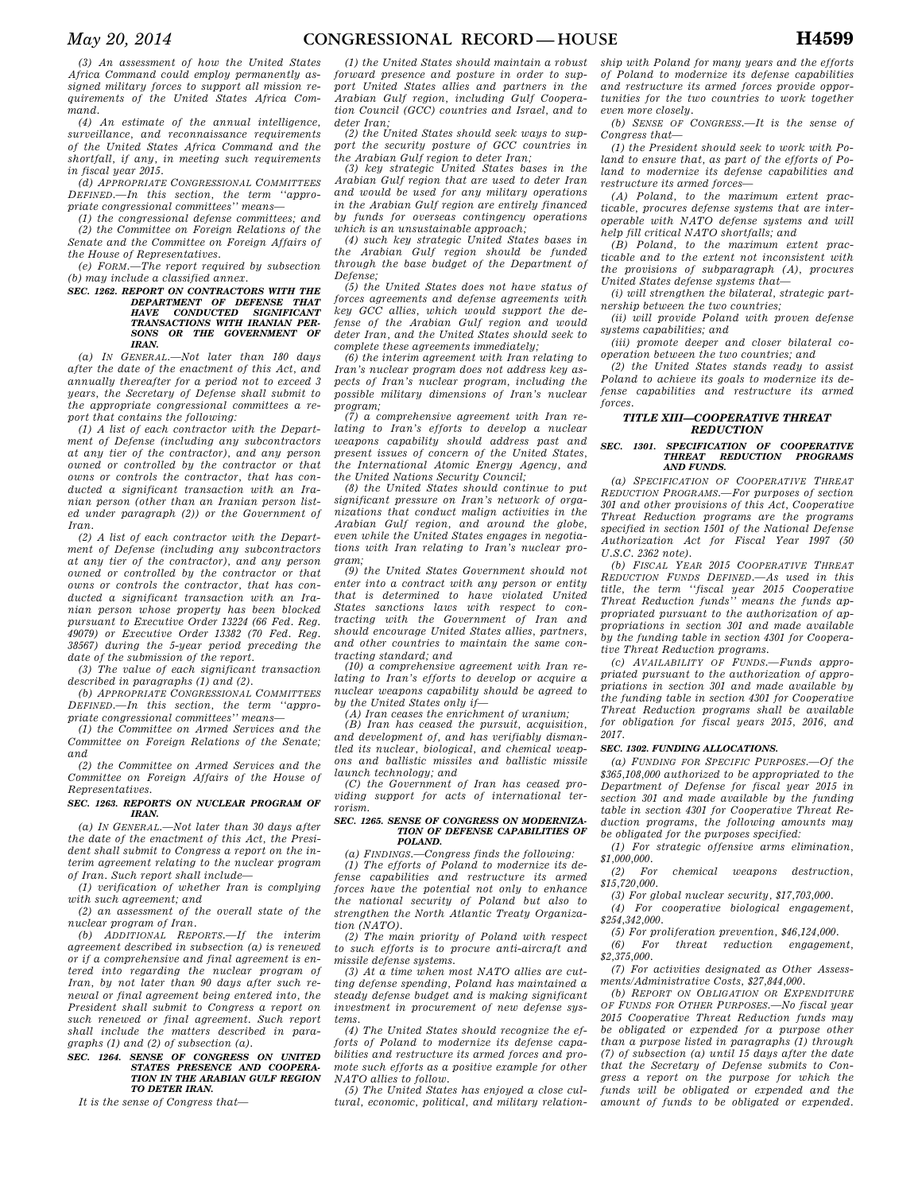*(3) An assessment of how the United States Africa Command could employ permanently assigned military forces to support all mission requirements of the United States Africa Command.*

*(4) An estimate of the annual intelligence, surveillance, and reconnaissance requirements of the United States Africa Command and the shortfall, if any, in meeting such requirements in fiscal year 2015.*

*(d) APPROPRIATE CONGRESSIONAL COMMITTEES DEFINED.—In this section, the term ''appropriate congressional committees'' means—*

*(1) the congressional defense committees; and*

*(2) the Committee on Foreign Relations of the Senate and the Committee on Foreign Affairs of the House of Representatives.*

*(e) FORM.—The report required by subsection (b) may include a classified annex.*

***SEC. 1262. REPORT ON CONTRACTORS WITH THE DEPARTMENT OF DEFENSE THAT HAVE CONDUCTED SIGNIFICANT TRANSACTIONS WITH IRANIAN PERSONS OR THE GOVERNMENT OF IRAN.***

*(a) IN GENERAL.—Not later than 180 days after the date of the enactment of this Act, and annually thereafter for a period not to exceed 3 years, the Secretary of Defense shall submit to the appropriate congressional committees a report that contains the following:*

*(1) A list of each contractor with the Department of Defense (including any subcontractors at any tier of the contractor), and any person owned or controlled by the contractor or that owns or controls the contractor, that has conducted a significant transaction with an Iranian person (other than an Iranian person listed under paragraph (2)) or the Government of Iran.*

*(2) A list of each contractor with the Department of Defense (including any subcontractors at any tier of the contractor), and any person owned or controlled by the contractor or that owns or controls the contractor, that has conducted a significant transaction with an Iranian person whose property has been blocked pursuant to Executive Order 13224 (66 Fed. Reg. 49079) or Executive Order 13382 (70 Fed. Reg. 38567) during the 5-year period preceding the date of the submission of the report.*

*(3) The value of each significant transaction described in paragraphs (1) and (2).*

*(b) APPROPRIATE CONGRESSIONAL COMMITTEES DEFINED.—In this section, the term ''appropriate congressional committees'' means—*

*(1) the Committee on Armed Services and the Committee on Foreign Relations of the Senate; and*

*(2) the Committee on Armed Services and the Committee on Foreign Affairs of the House of Representatives.*

***SEC. 1263. REPORTS ON NUCLEAR PROGRAM OF IRAN.***

*(a) IN GENERAL.—Not later than 30 days after the date of the enactment of this Act, the President shall submit to Congress a report on the interim agreement relating to the nuclear program of Iran. Such report shall include—*

*(1) verification of whether Iran is complying with such agreement; and*

*(2) an assessment of the overall state of the nuclear program of Iran.*

*(b) ADDITIONAL REPORTS.—If the interim agreement described in subsection (a) is renewed or if a comprehensive and final agreement is entered into regarding the nuclear program of Iran, by not later than 90 days after such renewal or final agreement being entered into, the President shall submit to Congress a report on such renewed or final agreement. Such report shall include the matters described in paragraphs (1) and (2) of subsection (a).*

***SEC. 1264. SENSE OF CONGRESS ON UNITED STATES PRESENCE AND COOPERATION IN THE ARABIAN GULF REGION TO DETER IRAN.***

*It is the sense of Congress that—*

*(1) the United States should maintain a robust forward presence and posture in order to support United States allies and partners in the Arabian Gulf region, including Gulf Cooperation Council (GCC) countries and Israel, and to deter Iran;*

*(2) the United States should seek ways to support the security posture of GCC countries in the Arabian Gulf region to deter Iran;*

*(3) key strategic United States bases in the Arabian Gulf region that are used to deter Iran and would be used for any military operations in the Arabian Gulf region are entirely financed by funds for overseas contingency operations which is an unsustainable approach;*

*(4) such key strategic United States bases in the Arabian Gulf region should be funded through the base budget of the Department of Defense;*

*(5) the United States does not have status of forces agreements and defense agreements with key GCC allies, which would support the defense of the Arabian Gulf region and would deter Iran, and the United States should seek to complete these agreements immediately;*

*(6) the interim agreement with Iran relating to Iran's nuclear program does not address key aspects of Iran's nuclear program, including the possible military dimensions of Iran's nuclear program;*

*(7) a comprehensive agreement with Iran relating to Iran's efforts to develop a nuclear weapons capability should address past and present issues of concern of the United States, the International Atomic Energy Agency, and the United Nations Security Council;*

*(8) the United States should continue to put significant pressure on Iran's network of organizations that conduct malign activities in the Arabian Gulf region, and around the globe, even while the United States engages in negotiations with Iran relating to Iran's nuclear program;*

*(9) the United States Government should not enter into a contract with any person or entity that is determined to have violated United States sanctions laws with respect to contracting with the Government of Iran and should encourage United States allies, partners, and other countries to maintain the same contracting standard; and*

*(10) a comprehensive agreement with Iran relating to Iran's efforts to develop or acquire a nuclear weapons capability should be agreed to by the United States only if—*

*(A) Iran ceases the enrichment of uranium;*

*(B) Iran has ceased the pursuit, acquisition, and development of, and has verifiably dismantled its nuclear, biological, and chemical weapons and ballistic missiles and ballistic missile launch technology; and*

*(C) the Government of Iran has ceased providing support for acts of international terrorism.*

***SEC. 1265. SENSE OF CONGRESS ON MODERNIZATION OF DEFENSE CAPABILITIES OF POLAND.***

*(a) FINDINGS.—Congress finds the following:*

*(1) The efforts of Poland to modernize its defense capabilities and restructure its armed forces have the potential not only to enhance the national security of Poland but also to strengthen the North Atlantic Treaty Organization (NATO).*

*(2) The main priority of Poland with respect to such efforts is to procure anti-aircraft and missile defense systems.*

*(3) At a time when most NATO allies are cutting defense spending, Poland has maintained a steady defense budget and is making significant investment in procurement of new defense systems.*

*(4) The United States should recognize the efforts of Poland to modernize its defense capabilities and restructure its armed forces and promote such efforts as a positive example for other NATO allies to follow.*

*(5) The United States has enjoyed a close cultural, economic, political, and military relationship with Poland for many years and the efforts of Poland to modernize its defense capabilities and restructure its armed forces provide opportunities for the two countries to work together even more closely.*

*(b) SENSE OF CONGRESS.—It is the sense of Congress that—*

*(1) the President should seek to work with Poland to ensure that, as part of the efforts of Poland to modernize its defense capabilities and restructure its armed forces—*

*(A) Poland, to the maximum extent practicable, procures defense systems that are interoperable with NATO defense systems and will help fill critical NATO shortfalls; and*

*(B) Poland, to the maximum extent practicable and to the extent not inconsistent with the provisions of subparagraph (A), procures United States defense systems that—*

*(i) will strengthen the bilateral, strategic partnership between the two countries;*

*(ii) will provide Poland with proven defense systems capabilities; and*

*(iii) promote deeper and closer bilateral cooperation between the two countries; and*

*(2) the United States stands ready to assist Poland to achieve its goals to modernize its defense capabilities and restructure its armed forces.*

## *TITLE XIII—COOPERATIVE THREAT REDUCTION*

***SEC. 1301. SPECIFICATION OF COOPERATIVE THREAT REDUCTION PROGRAMS AND FUNDS.***

*(a) SPECIFICATION OF COOPERATIVE THREAT REDUCTION PROGRAMS.—For purposes of section 301 and other provisions of this Act, Cooperative Threat Reduction programs are the programs specified in section 1501 of the National Defense Authorization Act for Fiscal Year 1997 (50 U.S.C. 2362 note).*

*(b) FISCAL YEAR 2015 COOPERATIVE THREAT REDUCTION FUNDS DEFINED.—As used in this title, the term ''fiscal year 2015 Cooperative Threat Reduction funds'' means the funds appropriated pursuant to the authorization of appropriations in section 301 and made available by the funding table in section 4301 for Cooperative Threat Reduction programs.*

*(c) AVAILABILITY OF FUNDS.—Funds appropriated pursuant to the authorization of appropriations in section 301 and made available by the funding table in section 4301 for Cooperative Threat Reduction programs shall be available for obligation for fiscal years 2015, 2016, and 2017.*

***SEC. 1302. FUNDING ALLOCATIONS.***

*(a) FUNDING FOR SPECIFIC PURPOSES.—Of the $365,108,000 authorized to be appropriated to the Department of Defense for fiscal year 2015 in section 301 and made available by the funding table in section 4301 for Cooperative Threat Reduction programs, the following amounts may be obligated for the purposes specified:*

*(1) For strategic offensive arms elimination, $1,000,000.*

*(2) For chemical weapons destruction, $15,720,000.*

*(3) For global nuclear security, $17,703,000.*

*(4) For cooperative biological engagement, $254,342,000.*

*(5) For proliferation prevention, $46,124,000.*

*(6) For threat reduction engagement, $2,375,000.*

*(7) For activities designated as Other Assessments/Administrative Costs, $27,844,000.*

*(b) REPORT ON OBLIGATION OR EXPENDITURE OF FUNDS FOR OTHER PURPOSES.—No fiscal year 2015 Cooperative Threat Reduction funds may be obligated or expended for a purpose other than a purpose listed in paragraphs (1) through (7) of subsection (a) until 15 days after the date that the Secretary of Defense submits to Congress a report on the purpose for which the funds will be obligated or expended and the amount of funds to be obligated or expended.*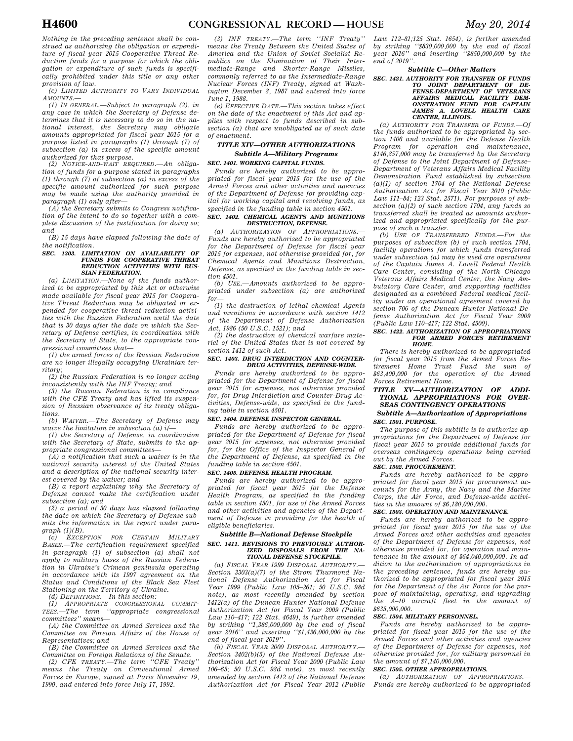*Nothing in the preceding sentence shall be construed as authorizing the obligation or expenditure of fiscal year 2015 Cooperative Threat Reduction funds for a purpose for which the obligation or expenditure of such funds is specifically prohibited under this title or any other provision of law.*

*(c) LIMITED AUTHORITY TO VARY INDIVIDUAL AMOUNTS.—*

*(1) IN GENERAL.—Subject to paragraph (2), in any case in which the Secretary of Defense determines that it is necessary to do so in the national interest, the Secretary may obligate amounts appropriated for fiscal year 2015 for a purpose listed in paragraphs (1) through (7) of subsection (a) in excess of the specific amount authorized for that purpose.*

*(2) NOTICE-AND-WAIT REQUIRED.—An obligation of funds for a purpose stated in paragraphs (1) through (7) of subsection (a) in excess of the specific amount authorized for such purpose may be made using the authority provided in paragraph (1) only after—*

*(A) the Secretary submits to Congress notification of the intent to do so together with a complete discussion of the justification for doing so; and*

*(B) 15 days have elapsed following the date of the notification.*

***SEC. 1303. LIMITATION ON AVAILABILITY OF FUNDS FOR COOPERATIVE THREAT REDUCTION ACTIVITIES WITH RUSSIAN FEDERATION.***

*(a) LIMITATION.—None of the funds authorized to be appropriated by this Act or otherwise made available for fiscal year 2015 for Cooperative Threat Reduction may be obligated or expended for cooperative threat reduction activities with the Russian Federation until the date that is 30 days after the date on which the Secretary of Defense certifies, in coordination with the Secretary of State, to the appropriate congressional committees that—*

*(1) the armed forces of the Russian Federation are no longer illegally occupying Ukrainian territory;*

*(2) the Russian Federation is no longer acting inconsistently with the INF Treaty; and*

*(3) the Russian Federation is in compliance with the CFE Treaty and has lifted its suspension of Russian observance of its treaty obligations.*

*(b) WAIVER.—The Secretary of Defense may waive the limitation in subsection (a) if—*

*(1) the Secretary of Defense, in coordination with the Secretary of State, submits to the appropriate congressional committees—*

*(A) a notification that such a waiver is in the national security interest of the United States and a description of the national security interest covered by the waiver; and*

*(B) a report explaining why the Secretary of Defense cannot make the certification under subsection (a); and*

*(2) a period of 30 days has elapsed following the date on which the Secretary of Defense submits the information in the report under paragraph (1)(B).*

*(c) EXCEPTION FOR CERTAIN MILITARY BASES.—The certification requirement specified in paragraph (1) of subsection (a) shall not apply to military bases of the Russian Federation in Ukraine's Crimean peninsula operating in accordance with its 1997 agreement on the Status and Conditions of the Black Sea Fleet Stationing on the Territory of Ukraine.*

*(d) DEFINITIONS.—In this section:*

*(1) APPROPRIATE CONGRESSIONAL COMMITTEES.—The term "appropriate congressional committees" means—*

*(A) the Committee on Armed Services and the Committee on Foreign Affairs of the House of Representatives; and*

*(B) the Committee on Armed Services and the Committee on Foreign Relations of the Senate.*

*(2) CFE TREATY.—The term "CFE Treaty" means the Treaty on Conventional Armed Forces in Europe, signed at Paris November 19, 1990, and entered into force July 17, 1992.*

*(3) INF TREATY.—The term "INF Treaty" means the Treaty Between the United States of America and the Union of Soviet Socialist Republics on the Elimination of Their Intermediate-Range and Shorter-Range Missiles, commonly referred to as the Intermediate-Range Nuclear Forces (INF) Treaty, signed at Washington December 8, 1987 and entered into force June 1, 1988.*

*(e) EFFECTIVE DATE.—This section takes effect on the date of the enactment of this Act and applies with respect to funds described in subsection (a) that are unobligated as of such date of enactment.*

## *TITLE XIV—OTHER AUTHORIZATIONS*

### *Subtitle A—Military Programs*

***SEC. 1401. WORKING CAPITAL FUNDS.***

*Funds are hereby authorized to be appropriated for fiscal year 2015 for the use of the Armed Forces and other activities and agencies of the Department of Defense for providing capital for working capital and revolving funds, as specified in the funding table in section 4501.*

***SEC. 1402. CHEMICAL AGENTS AND MUNITIONS DESTRUCTION, DEFENSE.***

*(a) AUTHORIZATION OF APPROPRIATIONS.—Funds are hereby authorized to be appropriated for the Department of Defense for fiscal year 2015 for expenses, not otherwise provided for, for Chemical Agents and Munitions Destruction, Defense, as specified in the funding table in section 4501.*

*(b) USE.—Amounts authorized to be appropriated under subsection (a) are authorized for—*

*(1) the destruction of lethal chemical Agents and munitions in accordance with section 1412 of the Department of Defense Authorization Act, 1986 (50 U.S.C. 1521); and*

*(2) the destruction of chemical warfare materiel of the United States that is not covered by section 1412 of such Act.*

***SEC. 1403. DRUG INTERDICTION AND COUNTER-DRUG ACTIVITIES, DEFENSE-WIDE.***

*Funds are hereby authorized to be appropriated for the Department of Defense for fiscal year 2015 for expenses, not otherwise provided for, for Drug Interdiction and Counter-Drug Activities, Defense-wide, as specified in the funding table in section 4501.*

***SEC. 1404. DEFENSE INSPECTOR GENERAL.***

*Funds are hereby authorized to be appropriated for the Department of Defense for fiscal year 2015 for expenses, not otherwise provided for, for the Office of the Inspector General of the Department of Defense, as specified in the funding table in section 4501.*

***SEC. 1405. DEFENSE HEALTH PROGRAM.***

*Funds are hereby authorized to be appropriated for fiscal year 2015 for the Defense Health Program, as specified in the funding table in section 4501, for use of the Armed Forces and other activities and agencies of the Department of Defense in providing for the health of eligible beneficiaries.*

### *Subtitle B—National Defense Stockpile*

***SEC. 1411. REVISIONS TO PREVIOUSLY AUTHORIZED DISPOSALS FROM THE NATIONAL DEFENSE STOCKPILE.***

*(a) FISCAL YEAR 1999 DISPOSAL AUTHORITY.—Section 3303(a)(7) of the Strom Thurmond National Defense Authorization Act for Fiscal Year 1999 (Public Law 105–261; 50 U.S.C. 98d note), as most recently amended by section 1412(a) of the Duncan Hunter National Defense Authorization Act for Fiscal Year 2009 (Public Law 110–417; 122 Stat. 4649), is further amended by striking "1,386,000,000 by the end of fiscal year 2016" and inserting "$1,436,000,000 by the end of fiscal year 2019".*

*(b) FISCAL YEAR 2000 DISPOSAL AUTHORITY.—Section 3402(b)(5) of the National Defense Authorization Act for Fiscal Year 2000 (Public Law 106–65; 50 U.S.C. 98d note), as most recently amended by section 1412 of the National Defense Authorization Act for Fiscal Year 2012 (Public Law 112–81;125 Stat. 1654), is further amended by striking "$830,000,000 by the end of fiscal year 2016" and inserting "$850,000,000 by the end of 2019".*

### *Subtitle C—Other Matters*

***SEC. 1421. AUTHORITY FOR TRANSFER OF FUNDS TO JOINT DEPARTMENT OF DEFENSE-DEPARTMENT OF VETERANS AFFAIRS MEDICAL FACILITY DEMONSTRATION FUND FOR CAPTAIN JAMES A. LOVELL HEALTH CARE CENTER, ILLINOIS.***

*(a) AUTHORITY FOR TRANSFER OF FUNDS.—Of the funds authorized to be appropriated by section 1406 and available for the Defense Health Program for operation and maintenance, $146,857,000 may be transferred by the Secretary of Defense to the Joint Department of Defense–Department of Veterans Affairs Medical Facility Demonstration Fund established by subsection (a)(1) of section 1704 of the National Defense Authorization Act for Fiscal Year 2010 (Public Law 111–84; 123 Stat. 2571). For purposes of subsection (a)(2) of such section 1704, any funds so transferred shall be treated as amounts authorized and appropriated specifically for the purpose of such a transfer.*

*(b) USE OF TRANSFERRED FUNDS.—For the purposes of subsection (b) of such section 1704, facility operations for which funds transferred under subsection (a) may be used are operations of the Captain James A. Lovell Federal Health Care Center, consisting of the North Chicago Veterans Affairs Medical Center, the Navy Ambulatory Care Center, and supporting facilities designated as a combined Federal medical facility under an operational agreement covered by section 706 of the Duncan Hunter National Defense Authorization Act for Fiscal Year 2009 (Public Law 110–417; 122 Stat. 4500).*

***SEC. 1422. AUTHORIZATION OF APPROPRIATIONS FOR ARMED FORCES RETIREMENT HOME.***

*There is hereby authorized to be appropriated for fiscal year 2015 from the Armed Forces Retirement Home Trust Fund the sum of $63,400,000 for the operation of the Armed Forces Retirement Home.*

## *TITLE XV—AUTHORIZATION OF ADDITIONAL APPROPRIATIONS FOR OVERSEAS CONTINGENCY OPERATIONS*

### *Subtitle A—Authorization of Appropriations*

***SEC. 1501. PURPOSE.***

*The purpose of this subtitle is to authorize appropriations for the Department of Defense for fiscal year 2015 to provide additional funds for overseas contingency operations being carried out by the Armed Forces.*

***SEC. 1502. PROCUREMENT.***

*Funds are hereby authorized to be appropriated for fiscal year 2015 for procurement accounts for the Army, the Navy and the Marine Corps, the Air Force, and Defense-wide activities in the amount of $6,180,000,000.*

***SEC. 1503. OPERATION AND MAINTENANCE.***

*Funds are hereby authorized to be appropriated for fiscal year 2015 for the use of the Armed Forces and other activities and agencies of the Department of Defense for expenses, not otherwise provided for, for operation and maintenance in the amount of $64,040,000,000. In addition to the authorization of appropriations in the preceding sentence, funds are hereby authorized to be appropriated for fiscal year 2015 for the Department of the Air Force for the purpose of maintaining, operating, and upgrading the A–10 aircraft fleet in the amount of $635,000,000.*

***SEC. 1504. MILITARY PERSONNEL.***

*Funds are hereby authorized to be appropriated for fiscal year 2015 for the use of the Armed Forces and other activities and agencies of the Department of Defense for expenses, not otherwise provided for, for military personnel in the amount of $7,140,000,000.*

***SEC. 1505. OTHER APPROPRIATIONS.***

*(a) AUTHORIZATION OF APPROPRIATIONS.—Funds are hereby authorized to be appropriated*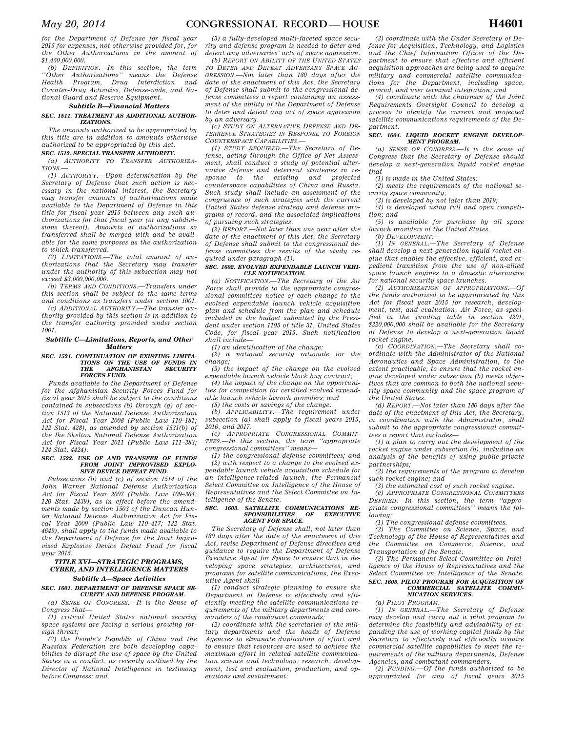*for the Department of Defense for fiscal year 2015 for expenses, not otherwise provided for, for the Other Authorizations in the amount of $1,450,000,000.*

*(b) DEFINITION.—In this section, the term ''Other Authorizations'' means the Defense Health Program, Drug Interdiction and Counter-Drug Activities, Defense-wide, and National Guard and Reserve Equipment.*

### *Subtitle B—Financial Matters*

#### *SEC. 1511. TREATMENT AS ADDITIONAL AUTHORIZATIONS.*

*The amounts authorized to be appropriated by this title are in addition to amounts otherwise authorized to be appropriated by this Act.*

#### *SEC. 1512. SPECIAL TRANSFER AUTHORITY.*

*(a) AUTHORITY TO TRANSFER AUTHORIZATIONS.—*

*(1) AUTHORITY.—Upon determination by the Secretary of Defense that such action is necessary in the national interest, the Secretary may transfer amounts of authorizations made available to the Department of Defense in this title for fiscal year 2015 between any such authorizations for that fiscal year (or any subdivisions thereof). Amounts of authorizations so transferred shall be merged with and be available for the same purposes as the authorization to which transferred.*

*(2) LIMITATIONS.—The total amount of authorizations that the Secretary may transfer under the authority of this subsection may not exceed $3,000,000,000.*

*(b) TERMS AND CONDITIONS.—Transfers under this section shall be subject to the same terms and conditions as transfers under section 1001.*

*(c) ADDITIONAL AUTHORITY.—The transfer authority provided by this section is in addition to the transfer authority provided under section 1001.*

### *Subtitle C—Limitations, Reports, and Other Matters*

#### *SEC. 1521. CONTINUATION OF EXISTING LIMITATIONS ON THE USE OF FUNDS IN THE AFGHANISTAN SECURITY FORCES FUND.*

*Funds available to the Department of Defense for the Afghanistan Security Forces Fund for fiscal year 2015 shall be subject to the conditions contained in subsections (b) through (g) of section 1513 of the National Defense Authorization Act for Fiscal Year 2008 (Public Law 110–181; 122 Stat. 428), as amended by section 1531(b) of the Ike Skelton National Defense Authorization Act for Fiscal Year 2011 (Public Law 111–383; 124 Stat. 4424).*

#### *SEC. 1522. USE OF AND TRANSFER OF FUNDS FROM JOINT IMPROVISED EXPLOSIVE DEVICE DEFEAT FUND.*

*Subsections (b) and (c) of section 1514 of the John Warner National Defense Authorization Act for Fiscal Year 2007 (Public Law 109–364; 120 Stat. 2439), as in effect before the amendments made by section 1503 of the Duncan Hunter National Defense Authorization Act for Fiscal Year 2009 (Public Law 110–417; 122 Stat. 4649), shall apply to the funds made available to the Department of Defense for the Joint Improvised Explosive Device Defeat Fund for fiscal year 2015.*

## *TITLE XVI—STRATEGIC PROGRAMS, CYBER, AND INTELLIGENCE MATTERS*

### *Subtitle A—Space Activities*

#### *SEC. 1601. DEPARTMENT OF DEFENSE SPACE SECURITY AND DEFENSE PROGRAM.*

*(a) SENSE OF CONGRESS.—It is the Sense of Congress that—*

*(1) critical United States national security space systems are facing a serious growing foreign threat;*

*(2) the People's Republic of China and the Russian Federation are both developing capabilities to disrupt the use of space by the United States in a conflict, as recently outlined by the Director of National Intelligence in testimony before Congress; and*

*(3) a fully-developed multi-faceted space security and defense program is needed to deter and defeat any adversaries' acts of space aggression.*

*(b) REPORT ON ABILITY OF THE UNITED STATES TO DETER AND DEFEAT ADVERSARY SPACE AGGRESSION.—Not later than 180 days after the date of the enactment of this Act, the Secretary of Defense shall submit to the congressional defense committees a report containing an assessment of the ability of the Department of Defense to deter and defeat any act of space aggression by an adversary.*

*(c) STUDY ON ALTERNATIVE DEFENSE AND DETERRENCE STRATEGIES IN RESPONSE TO FOREIGN COUNTERSPACE CAPABILITIES.—*

*(1) STUDY REQUIRED.—The Secretary of Defense, acting through the Office of Net Assessment, shall conduct a study of potential alternative defense and deterrent strategies in response to the existing and projected counterspace capabilities of China and Russia. Such study shall include an assessment of the congruence of such strategies with the current United States defense strategy and defense programs of record, and the associated implications of pursuing such strategies.*

*(2) REPORT.—Not later than one year after the date of the enactment of this Act, the Secretary of Defense shall submit to the congressional defense committees the results of the study required under paragraph (1).*

#### *SEC. 1602. EVOLVED EXPENDABLE LAUNCH VEHICLE NOTIFICATION.*

*(a) NOTIFICATION.—The Secretary of the Air Force shall provide to the appropriate congressional committees notice of each change to the evolved expendable launch vehicle acquisition plan and schedule from the plan and schedule included in the budget submitted by the President under section 1105 of title 31, United States Code, for fiscal year 2015. Such notification shall include—*

*(1) an identification of the change;*

*(2) a national security rationale for the change;*

*(3) the impact of the change on the evolved expendable launch vehicle block buy contract;*

*(4) the impact of the change on the opportunities for competition for certified evolved expendable launch vehicle launch providers; and*

*(5) the costs or savings of the change.*

*(b) APPLICABILITY.—The requirement under subsection (a) shall apply to fiscal years 2015, 2016, and 2017.*

*(c) APPROPRIATE CONGRESSIONAL COMMITTEES.—In this section, the term ''appropriate congressional committees'' means—*

*(1) the congressional defense committees; and*

*(2) with respect to a change to the evolved expendable launch vehicle acquisition schedule for an intelligence-related launch, the Permanent Select Committee on Intelligence of the House of Representatives and the Select Committee on Intelligence of the Senate.*

#### *SEC. 1603. SATELLITE COMMUNICATIONS RESPONSIBILITIES OF EXECUTIVE AGENT FOR SPACE.*

*The Secretary of Defense shall, not later than 180 days after the date of the enactment of this Act, revise Department of Defense directives and guidance to require the Department of Defense Executive Agent for Space to ensure that in developing space strategies, architectures, and programs for satellite communications, the Executive Agent shall—*

*(1) conduct strategic planning to ensure the Department of Defense is effectively and efficiently meeting the satellite communications requirements of the military departments and commanders of the combatant commands;*

*(2) coordinate with the secretaries of the military departments and the heads of Defense Agencies to eliminate duplication of effort and to ensure that resources are used to achieve the maximum effort in related satellite communication science and technology; research, development, test and evaluation; production; and operations and sustainment;*

*(3) coordinate with the Under Secretary of Defense for Acquisition, Technology, and Logistics and the Chief Information Officer of the Department to ensure that effective and efficient acquisition approaches are being used to acquire military and commercial satellite communications for the Department, including space, ground, and user terminal integration; and*

*(4) coordinate with the chairman of the Joint Requirements Oversight Council to develop a process to identify the current and projected satellite communications requirements of the Department.*

#### *SEC. 1604. LIQUID ROCKET ENGINE DEVELOPMENT PROGRAM.*

*(a) SENSE OF CONGRESS.—It is the sense of Congress that the Secretary of Defense should develop a next-generation liquid rocket engine that—*

*(1) is made in the United States;*

*(2) meets the requirements of the national security space community;*

*(3) is developed by not later than 2019;*

*(4) is developed using full and open competition; and*

*(5) is available for purchase by all space launch providers of the United States.*

*(b) DEVELOPMENT.—*

*(1) IN GENERAL.—The Secretary of Defense shall develop a next-generation liquid rocket engine that enables the effective, efficient, and expedient transition from the use of non-allied space launch engines to a domestic alternative for national security space launches.*

*(2) AUTHORIZATION OF APPROPRIATIONS.—Of the funds authorized to be appropriated by this Act for fiscal year 2015 for research, development, test, and evaluation, Air Force, as specified in the funding table in section 4201, $220,000,000 shall be available for the Secretary of Defense to develop a next-generation liquid rocket engine.*

*(c) COORDINATION.—The Secretary shall coordinate with the Administrator of the National Aeronautics and Space Administration, to the extent practicable, to ensure that the rocket engine developed under subsection (b) meets objectives that are common to both the national security space community and the space program of the United States.*

*(d) REPORT.—Not later than 180 days after the date of the enactment of this Act, the Secretary, in coordination with the Administrator, shall submit to the appropriate congressional committees a report that includes—*

*(1) a plan to carry out the development of the rocket engine under subsection (b), including an analysis of the benefits of using public-private partnerships;*

*(2) the requirements of the program to develop such rocket engine; and*

*(3) the estimated cost of such rocket engine.*

*(e) APPROPRIATE CONGRESSIONAL COMMITTEES DEFINED.—In this section, the term ''appropriate congressional committees'' means the following:*

*(1) The congressional defense committees.*

*(2) The Committee on Science, Space, and Technology of the House of Representatives and the Committee on Commerce, Science, and Transportation of the Senate.*

*(3) The Permanent Select Committee on Intelligence of the House of Representatives and the Select Committee on Intelligence of the Senate.*

#### *SEC. 1605. PILOT PROGRAM FOR ACQUISITION OF COMMERCIAL SATELLITE COMMUNICATION SERVICES.*

*(a) PILOT PROGRAM.—*

*(1) IN GENERAL.—The Secretary of Defense may develop and carry out a pilot program to determine the feasibility and advisability of expanding the use of working capital funds by the Secretary to effectively and efficiently acquire commercial satellite capabilities to meet the requirements of the military departments, Defense Agencies, and combatant commanders.*

*(2) FUNDING.—Of the funds authorized to be appropriated for any of fiscal years 2015*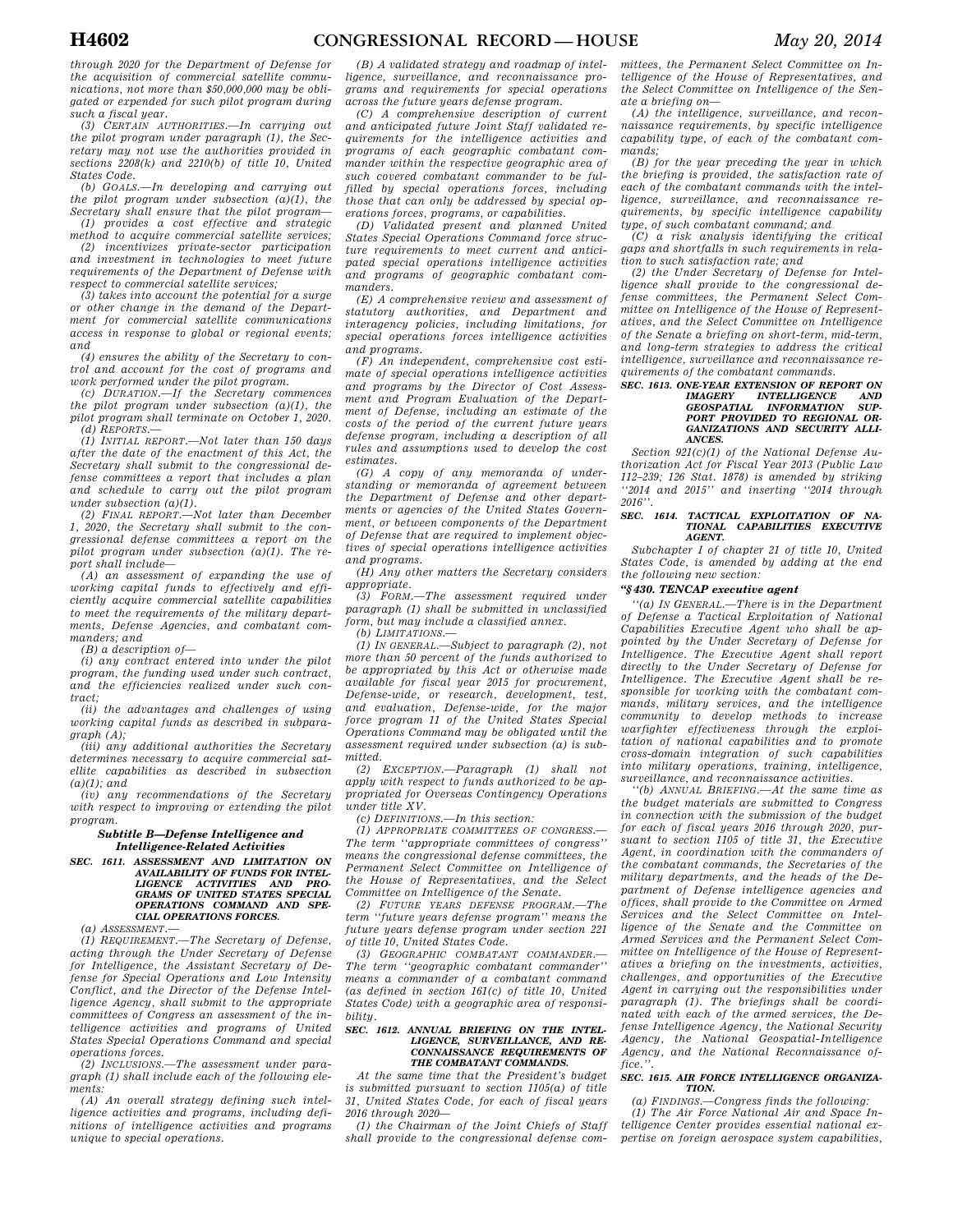through 2020 for the Department of Defense for the acquisition of commercial satellite communications, not more than $50,000,000 may be obligated or expended for such pilot program during such a fiscal year.

(3) CERTAIN AUTHORITIES.—In carrying out the pilot program under paragraph (1), the Secretary may not use the authorities provided in sections 2208(k) and 2210(b) of title 10, United States Code.

(b) GOALS.—In developing and carrying out the pilot program under subsection (a)(1), the Secretary shall ensure that the pilot program—

(1) provides a cost effective and strategic method to acquire commercial satellite services;

(2) incentivizes private-sector participation and investment in technologies to meet future requirements of the Department of Defense with respect to commercial satellite services;

(3) takes into account the potential for a surge or other change in the demand of the Department for commercial satellite communications access in response to global or regional events; and

(4) ensures the ability of the Secretary to control and account for the cost of programs and work performed under the pilot program.

(c) DURATION.—If the Secretary commences the pilot program under subsection (a)(1), the pilot program shall terminate on October 1, 2020.

(d) REPORTS.—

(1) INITIAL REPORT.—Not later than 150 days after the date of the enactment of this Act, the Secretary shall submit to the congressional defense committees a report that includes a plan and schedule to carry out the pilot program under subsection (a)(1).

(2) FINAL REPORT.—Not later than December 1, 2020, the Secretary shall submit to the congressional defense committees a report on the pilot program under subsection (a)(1). The report shall include—

(A) an assessment of expanding the use of working capital funds to effectively and efficiently acquire commercial satellite capabilities to meet the requirements of the military departments, Defense Agencies, and combatant commanders; and

(B) a description of—

(i) any contract entered into under the pilot program, the funding used under such contract, and the efficiencies realized under such contract;

(ii) the advantages and challenges of using working capital funds as described in subparagraph (A);

(iii) any additional authorities the Secretary determines necessary to acquire commercial satellite capabilities as described in subsection (a)(1); and

(iv) any recommendations of the Secretary with respect to improving or extending the pilot program.

### Subtitle B—Defense Intelligence and Intelligence-Related Activities

#### SEC. 1611. ASSESSMENT AND LIMITATION ON AVAILABILITY OF FUNDS FOR INTELLIGENCE ACTIVITIES AND PROGRAMS OF UNITED STATES SPECIAL OPERATIONS COMMAND AND SPECIAL OPERATIONS FORCES.

(a) ASSESSMENT.—

(1) REQUIREMENT.—The Secretary of Defense, acting through the Under Secretary of Defense for Intelligence, the Assistant Secretary of Defense for Special Operations and Low Intensity Conflict, and the Director of the Defense Intelligence Agency, shall submit to the appropriate committees of Congress an assessment of the intelligence activities and programs of United States Special Operations Command and special operations forces.

(2) INCLUSIONS.—The assessment under paragraph (1) shall include each of the following elements:

(A) An overall strategy defining such intelligence activities and programs, including definitions of intelligence activities and programs unique to special operations.

(B) A validated strategy and roadmap of intelligence, surveillance, and reconnaissance programs and requirements for special operations across the future years defense program.

(C) A comprehensive description of current and anticipated future Joint Staff validated requirements for the intelligence activities and programs of each geographic combatant commander within the respective geographic area of such covered combatant commander to be fulfilled by special operations forces, including those that can only be addressed by special operations forces, programs, or capabilities.

(D) Validated present and planned United States Special Operations Command force structure requirements to meet current and anticipated special operations intelligence activities and programs of geographic combatant commanders.

(E) A comprehensive review and assessment of statutory authorities, and Department and interagency policies, including limitations, for special operations forces intelligence activities and programs.

(F) An independent, comprehensive cost estimate of special operations intelligence activities and programs by the Director of Cost Assessment and Program Evaluation of the Department of Defense, including an estimate of the costs of the period of the current future years defense program, including a description of all rules and assumptions used to develop the cost estimates.

(G) A copy of any memoranda of understanding or memoranda of agreement between the Department of Defense and other departments or agencies of the United States Government, or between components of the Department of Defense that are required to implement objectives of special operations intelligence activities and programs.

(H) Any other matters the Secretary considers appropriate.

(3) FORM.—The assessment required under paragraph (1) shall be submitted in unclassified form, but may include a classified annex.

(b) LIMITATIONS.—

(1) IN GENERAL.—Subject to paragraph (2), not more than 50 percent of the funds authorized to be appropriated by this Act or otherwise made available for fiscal year 2015 for procurement, Defense-wide, or research, development, test, and evaluation, Defense-wide, for the major force program 11 of the United States Special Operations Command may be obligated until the assessment required under subsection (a) is submitted.

(2) EXCEPTION.—Paragraph (1) shall not apply with respect to funds authorized to be appropriated for Overseas Contingency Operations under title XV.

(c) DEFINITIONS.—In this section:

(1) APPROPRIATE COMMITTEES OF CONGRESS.—The term ''appropriate committees of congress'' means the congressional defense committees, the Permanent Select Committee on Intelligence of the House of Representatives, and the Select Committee on Intelligence of the Senate.

(2) FUTURE YEARS DEFENSE PROGRAM.—The term ''future years defense program'' means the future years defense program under section 221 of title 10, United States Code.

(3) GEOGRAPHIC COMBATANT COMMANDER.—The term ''geographic combatant commander'' means a commander of a combatant command (as defined in section 161(c) of title 10, United States Code) with a geographic area of responsibility.

#### SEC. 1612. ANNUAL BRIEFING ON THE INTELLIGENCE, SURVEILLANCE, AND RECONNAISSANCE REQUIREMENTS OF THE COMBATANT COMMANDS.

At the same time that the President's budget is submitted pursuant to section 1105(a) of title 31, United States Code, for each of fiscal years 2016 through 2020—

(1) the Chairman of the Joint Chiefs of Staff shall provide to the congressional defense committees, the Permanent Select Committee on Intelligence of the House of Representatives, and the Select Committee on Intelligence of the Senate a briefing on—

(A) the intelligence, surveillance, and reconnaissance requirements, by specific intelligence capability type, of each of the combatant commands;

(B) for the year preceding the year in which the briefing is provided, the satisfaction rate of each of the combatant commands with the intelligence, surveillance, and reconnaissance requirements, by specific intelligence capability type, of such combatant command; and

(C) a risk analysis identifying the critical gaps and shortfalls in such requirements in relation to such satisfaction rate; and

(2) the Under Secretary of Defense for Intelligence shall provide to the congressional defense committees, the Permanent Select Committee on Intelligence of the House of Representatives, and the Select Committee on Intelligence of the Senate a briefing on short-term, mid-term, and long-term strategies to address the critical intelligence, surveillance and reconnaissance requirements of the combatant commands.

#### SEC. 1613. ONE-YEAR EXTENSION OF REPORT ON IMAGERY INTELLIGENCE AND GEOSPATIAL INFORMATION SUPPORT PROVIDED TO REGIONAL ORGANIZATIONS AND SECURITY ALLIANCES.

Section 921(c)(1) of the National Defense Authorization Act for Fiscal Year 2013 (Public Law 112–239; 126 Stat. 1878) is amended by striking ''2014 and 2015'' and inserting ''2014 through 2016''.

#### SEC. 1614. TACTICAL EXPLOITATION OF NATIONAL CAPABILITIES EXECUTIVE AGENT.

Subchapter I of chapter 21 of title 10, United States Code, is amended by adding at the end the following new section:

**''§430. TENCAP executive agent**

''(a) IN GENERAL.—There is in the Department of Defense a Tactical Exploitation of National Capabilities Executive Agent who shall be appointed by the Under Secretary of Defense for Intelligence. The Executive Agent shall report directly to the Under Secretary of Defense for Intelligence. The Executive Agent shall be responsible for working with the combatant commands, military services, and the intelligence community to develop methods to increase warfighter effectiveness through the exploitation of national capabilities and to promote cross-domain integration of such capabilities into military operations, training, intelligence, surveillance, and reconnaissance activities.

''(b) ANNUAL BRIEFING.—At the same time as the budget materials are submitted to Congress in connection with the submission of the budget for each of fiscal years 2016 through 2020, pursuant to section 1105 of title 31, the Executive Agent, in coordination with the commanders of the combatant commands, the Secretaries of the military departments, and the heads of the Department of Defense intelligence agencies and offices, shall provide to the Committee on Armed Services and the Select Committee on Intelligence of the Senate and the Committee on Armed Services and the Permanent Select Committee on Intelligence of the House of Representatives a briefing on the investments, activities, challenges, and opportunities of the Executive Agent in carrying out the responsibilities under paragraph (1). The briefings shall be coordinated with each of the armed services, the Defense Intelligence Agency, the National Security Agency, the National Geospatial-Intelligence Agency, and the National Reconnaissance office.''.

#### SEC. 1615. AIR FORCE INTELLIGENCE ORGANIZATION.

(a) FINDINGS.—Congress finds the following:

(1) The Air Force National Air and Space Intelligence Center provides essential national expertise on foreign aerospace system capabilities,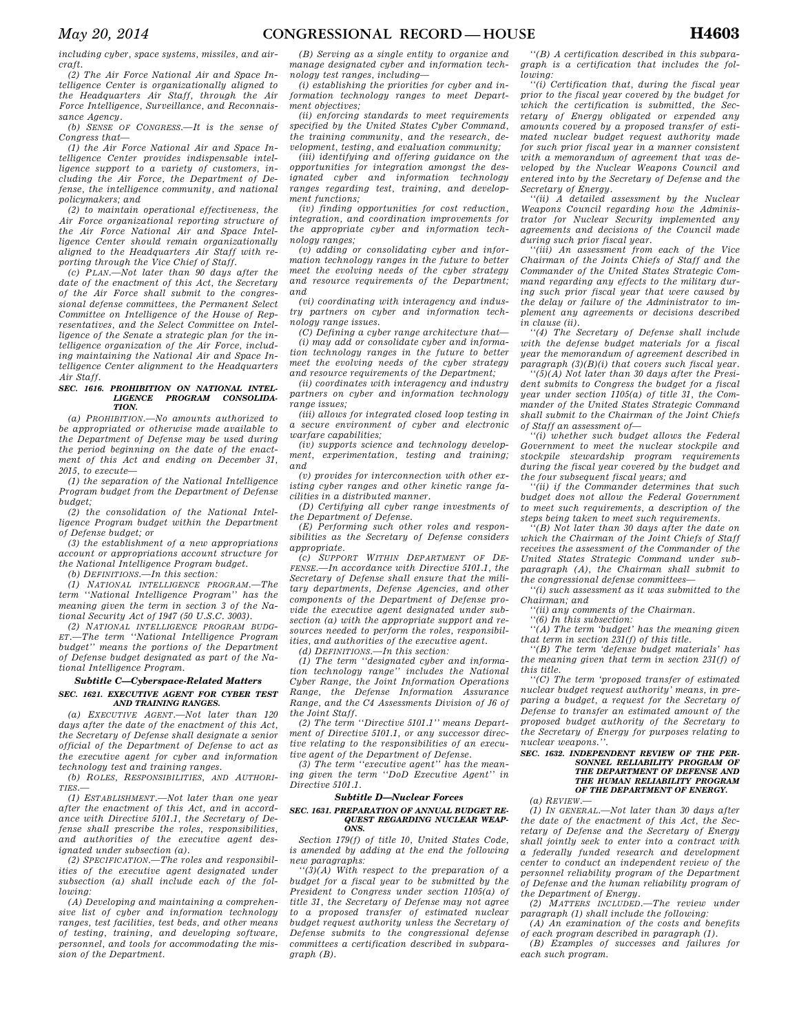*including cyber, space systems, missiles, and aircraft.*

*(2) The Air Force National Air and Space Intelligence Center is organizationally aligned to the Headquarters Air Staff, through the Air Force Intelligence, Surveillance, and Reconnaissance Agency.*

*(b) SENSE OF CONGRESS.—It is the sense of Congress that—*

*(1) the Air Force National Air and Space Intelligence Center provides indispensable intelligence support to a variety of customers, including the Air Force, the Department of Defense, the intelligence community, and national policymakers; and*

*(2) to maintain operational effectiveness, the Air Force organizational reporting structure of the Air Force National Air and Space Intelligence Center should remain organizationally aligned to the Headquarters Air Staff with reporting through the Vice Chief of Staff.*

*(c) PLAN.—Not later than 90 days after the date of the enactment of this Act, the Secretary of the Air Force shall submit to the congressional defense committees, the Permanent Select Committee on Intelligence of the House of Representatives, and the Select Committee on Intelligence of the Senate a strategic plan for the intelligence organization of the Air Force, including maintaining the National Air and Space Intelligence Center alignment to the Headquarters Air Staff.*

### *SEC. 1616. PROHIBITION ON NATIONAL INTELLIGENCE PROGRAM CONSOLIDATION.*

*(a) PROHIBITION.—No amounts authorized to be appropriated or otherwise made available to the Department of Defense may be used during the period beginning on the date of the enactment of this Act and ending on December 31, 2015, to execute—*

*(1) the separation of the National Intelligence Program budget from the Department of Defense budget;*

*(2) the consolidation of the National Intelligence Program budget within the Department of Defense budget; or*

*(3) the establishment of a new appropriations account or appropriations account structure for the National Intelligence Program budget.*

*(b) DEFINITIONS.—In this section:*

*(1) NATIONAL INTELLIGENCE PROGRAM.—The term ''National Intelligence Program'' has the meaning given the term in section 3 of the National Security Act of 1947 (50 U.S.C. 3003).*

*(2) NATIONAL INTELLIGENCE PROGRAM BUDGET.—The term ''National Intelligence Program budget'' means the portions of the Department of Defense budget designated as part of the National Intelligence Program.*

## *Subtitle C—Cyberspace-Related Matters*

### *SEC. 1621. EXECUTIVE AGENT FOR CYBER TEST AND TRAINING RANGES.*

*(a) EXECUTIVE AGENT.—Not later than 120 days after the date of the enactment of this Act, the Secretary of Defense shall designate a senior official of the Department of Defense to act as the executive agent for cyber and information technology test and training ranges.*

*(b) ROLES, RESPONSIBILITIES, AND AUTHORITIES.—*

*(1) ESTABLISHMENT.—Not later than one year after the enactment of this Act, and in accordance with Directive 5101.1, the Secretary of Defense shall prescribe the roles, responsibilities, and authorities of the executive agent designated under subsection (a).*

*(2) SPECIFICATION.—The roles and responsibilities of the executive agent designated under subsection (a) shall include each of the following:*

*(A) Developing and maintaining a comprehensive list of cyber and information technology ranges, test facilities, test beds, and other means of testing, training, and developing software, personnel, and tools for accommodating the mission of the Department.*

*(B) Serving as a single entity to organize and manage designated cyber and information technology test ranges, including—*

*(i) establishing the priorities for cyber and information technology ranges to meet Department objectives;*

*(ii) enforcing standards to meet requirements specified by the United States Cyber Command, the training community, and the research, development, testing, and evaluation community;*

*(iii) identifying and offering guidance on the opportunities for integration amongst the designated cyber and information technology ranges regarding test, training, and development functions;*

*(iv) finding opportunities for cost reduction, integration, and coordination improvements for the appropriate cyber and information technology ranges;*

*(v) adding or consolidating cyber and information technology ranges in the future to better meet the evolving needs of the cyber strategy and resource requirements of the Department; and*

*(vi) coordinating with interagency and industry partners on cyber and information technology range issues.*

*(C) Defining a cyber range architecture that—*

*(i) may add or consolidate cyber and information technology ranges in the future to better meet the evolving needs of the cyber strategy and resource requirements of the Department;*

*(ii) coordinates with interagency and industry partners on cyber and information technology range issues;*

*(iii) allows for integrated closed loop testing in a secure environment of cyber and electronic warfare capabilities;*

*(iv) supports science and technology development, experimentation, testing and training; and*

*(v) provides for interconnection with other existing cyber ranges and other kinetic range facilities in a distributed manner.*

*(D) Certifying all cyber range investments of the Department of Defense.*

*(E) Performing such other roles and responsibilities as the Secretary of Defense considers appropriate.*

*(c) SUPPORT WITHIN DEPARTMENT OF DEFENSE.—In accordance with Directive 5101.1, the Secretary of Defense shall ensure that the military departments, Defense Agencies, and other components of the Department of Defense provide the executive agent designated under subsection (a) with the appropriate support and resources needed to perform the roles, responsibilities, and authorities of the executive agent.*

*(d) DEFINITIONS.—In this section:*

*(1) The term ''designated cyber and information technology range'' includes the National Cyber Range, the Joint Information Operations Range, the Defense Information Assurance Range, and the C4 Assessments Division of J6 of the Joint Staff.*

*(2) The term ''Directive 5101.1'' means Department of Directive 5101.1, or any successor directive relating to the responsibilities of an executive agent of the Department of Defense.*

*(3) The term ''executive agent'' has the meaning given the term ''DoD Executive Agent'' in Directive 5101.1.*

## *Subtitle D—Nuclear Forces*

### *SEC. 1631. PREPARATION OF ANNUAL BUDGET REQUEST REGARDING NUCLEAR WEAPONS.*

*Section 179(f) of title 10, United States Code, is amended by adding at the end the following new paragraphs:*

*''(3)(A) With respect to the preparation of a budget for a fiscal year to be submitted by the President to Congress under section 1105(a) of title 31, the Secretary of Defense may not agree to a proposed transfer of estimated nuclear budget request authority unless the Secretary of Defense submits to the congressional defense committees a certification described in subparagraph (B).*

*''(B) A certification described in this subparagraph is a certification that includes the following:*

*''(i) Certification that, during the fiscal year prior to the fiscal year covered by the budget for which the certification is submitted, the Secretary of Energy obligated or expended any amounts covered by a proposed transfer of estimated nuclear budget request authority made for such prior fiscal year in a manner consistent with a memorandum of agreement that was developed by the Nuclear Weapons Council and entered into by the Secretary of Defense and the Secretary of Energy.*

*''(ii) A detailed assessment by the Nuclear Weapons Council regarding how the Administrator for Nuclear Security implemented any agreements and decisions of the Council made during such prior fiscal year.*

*''(iii) An assessment from each of the Vice Chairman of the Joints Chiefs of Staff and the Commander of the United States Strategic Command regarding any effects to the military during such prior fiscal year that were caused by the delay or failure of the Administrator to implement any agreements or decisions described in clause (ii).*

*''(4) The Secretary of Defense shall include with the defense budget materials for a fiscal year the memorandum of agreement described in paragraph (3)(B)(i) that covers such fiscal year.*

*''(5)(A) Not later than 30 days after the President submits to Congress the budget for a fiscal year under section 1105(a) of title 31, the Commander of the United States Strategic Command shall submit to the Chairman of the Joint Chiefs of Staff an assessment of—*

*''(i) whether such budget allows the Federal Government to meet the nuclear stockpile and stockpile stewardship program requirements during the fiscal year covered by the budget and the four subsequent fiscal years; and*

*''(ii) if the Commander determines that such budget does not allow the Federal Government to meet such requirements, a description of the steps being taken to meet such requirements.*

*''(B) Not later than 30 days after the date on which the Chairman of the Joint Chiefs of Staff receives the assessment of the Commander of the United States Strategic Command under subparagraph (A), the Chairman shall submit to the congressional defense committees—*

*''(i) such assessment as it was submitted to the Chairman; and*

*''(ii) any comments of the Chairman.*

*''(6) In this subsection:*

*''(A) The term 'budget' has the meaning given that term in section 231(f) of this title.*

*''(B) The term 'defense budget materials' has the meaning given that term in section 231(f) of this title.*

*''(C) The term 'proposed transfer of estimated nuclear budget request authority' means, in preparing a budget, a request for the Secretary of Defense to transfer an estimated amount of the proposed budget authority of the Secretary to the Secretary of Energy for purposes relating to nuclear weapons.''.*

### *SEC. 1632. INDEPENDENT REVIEW OF THE PERSONNEL RELIABILITY PROGRAM OF THE DEPARTMENT OF DEFENSE AND THE HUMAN RELIABILITY PROGRAM OF THE DEPARTMENT OF ENERGY.*

*(a) REVIEW.—*

*(1) IN GENERAL.—Not later than 30 days after the date of the enactment of this Act, the Secretary of Defense and the Secretary of Energy shall jointly seek to enter into a contract with a federally funded research and development center to conduct an independent review of the personnel reliability program of the Department of Defense and the human reliability program of the Department of Energy.*

*(2) MATTERS INCLUDED.—The review under paragraph (1) shall include the following:*

*(A) An examination of the costs and benefits of each program described in paragraph (1).*

*(B) Examples of successes and failures for each such program.*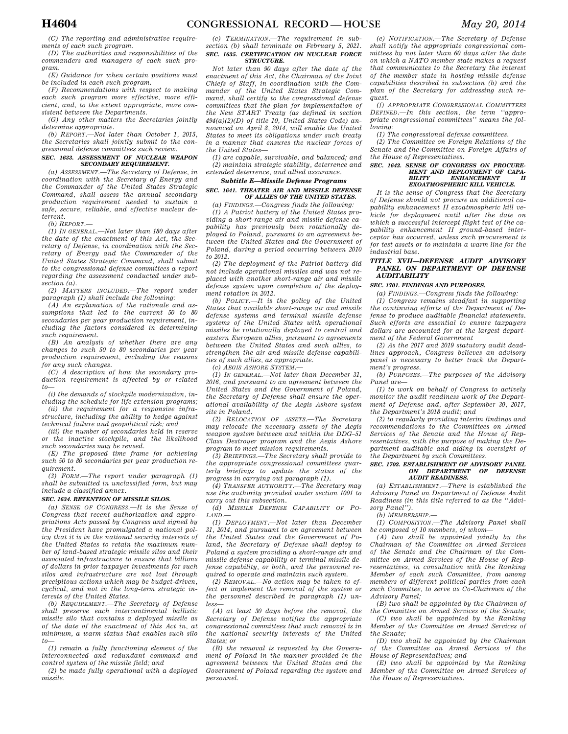(C) The reporting and administrative requirements of each such program.

(D) The authorities and responsibilities of the commanders and managers of each such program.

(E) Guidance for when certain positions must be included in each such program.

(F) Recommendations with respect to making each such program more effective, more efficient, and, to the extent appropriate, more consistent between the Departments.

(G) Any other matters the Secretaries jointly determine appropriate.

(b) REPORT.—Not later than October 1, 2015, the Secretaries shall jointly submit to the congressional defense committees such review.

#### SEC. 1633. ASSESSMENT OF NUCLEAR WEAPON SECONDARY REQUIREMENT.

(a) ASSESSMENT.—The Secretary of Defense, in coordination with the Secretary of Energy and the Commander of the United States Strategic Command, shall assess the annual secondary production requirement needed to sustain a safe, secure, reliable, and effective nuclear deterrent.

(b) REPORT.—

(1) IN GENERAL.—Not later than 180 days after the date of the enactment of this Act, the Secretary of Defense, in coordination with the Secretary of Energy and the Commander of the United States Strategic Command, shall submit to the congressional defense committees a report regarding the assessment conducted under subsection (a).

(2) MATTERS INCLUDED.—The report under paragraph (1) shall include the following:

(A) An explanation of the rationale and assumptions that led to the current 50 to 80 secondaries per year production requirement, including the factors considered in determining such requirement.

(B) An analysis of whether there are any changes to such 50 to 80 secondaries per year production requirement, including the reasons for any such changes.

(C) A description of how the secondary production requirement is affected by or related to—

(i) the demands of stockpile modernization, including the schedule for life extension programs;

(ii) the requirement for a responsive infrastructure, including the ability to hedge against technical failure and geopolitical risk; and

(iii) the number of secondaries held in reserve or the inactive stockpile, and the likelihood such secondaries may be reused.

(E) The proposed time frame for achieving such 50 to 80 secondaries per year production requirement.

(3) FORM.—The report under paragraph (1) shall be submitted in unclassified form, but may include a classified annex.

#### SEC. 1634. RETENTION OF MISSILE SILOS.

(a) SENSE OF CONGRESS.—It is the Sense of Congress that recent authorization and appropriations Acts passed by Congress and signed by the President have promulgated a national policy that it is in the national security interests of the United States to retain the maximum number of land-based strategic missile silos and their associated infrastructure to ensure that billions of dollars in prior taxpayer investments for such silos and infrastructure are not lost through precipitous actions which may be budget-driven, cyclical, and not in the long-term strategic interests of the United States.

(b) REQUIREMENT.—The Secretary of Defense shall preserve each intercontinental ballistic missile silo that contains a deployed missile as of the date of the enactment of this Act in, at minimum, a warm status that enables such silo to—

(1) remain a fully functioning element of the interconnected and redundant command and control system of the missile field; and

(2) be made fully operational with a deployed missile.

(c) TERMINATION.—The requirement in subsection (b) shall terminate on February 5, 2021.

#### SEC. 1635. CERTIFICATION ON NUCLEAR FORCE STRUCTURE.

Not later than 90 days after the date of the enactment of this Act, the Chairman of the Joint Chiefs of Staff, in coordination with the Commander of the United States Strategic Command, shall certify to the congressional defense committees that the plan for implementation of the New START Treaty (as defined in section 494(a)(2)(D) of title 10, United States Code) announced on April 8, 2014, will enable the United States to meet its obligations under such treaty in a manner that ensures the nuclear forces of the United States—

(1) are capable, survivable, and balanced; and

(2) maintain strategic stability, deterrence and extended deterrence, and allied assurance.

### Subtitle E—Missile Defense Programs

#### SEC. 1641. THEATER AIR AND MISSILE DEFENSE OF ALLIES OF THE UNITED STATES.

(a) FINDINGS.—Congress finds the following:

(1) A Patriot battery of the United States providing a short-range air and missile defense capability has previously been rotationally deployed to Poland, pursuant to an agreement between the United States and the Government of Poland, during a period occurring between 2010 to 2012.

(2) The deployment of the Patriot battery did not include operational missiles and was not replaced with another short-range air and missile defense system upon completion of the deployment rotation in 2012.

(b) POLICY.—It is the policy of the United States that available short-range air and missile defense systems and terminal missile defense systems of the United States with operational missiles be rotationally deployed to central and eastern European allies, pursuant to agreements between the United States and such allies, to strengthen the air and missile defense capabilities of such allies, as appropriate.

(c) AEGIS ASHORE SYSTEM.—

(1) IN GENERAL.—Not later than December 31, 2016, and pursuant to an agreement between the United States and the Government of Poland, the Secretary of Defense shall ensure the operational availability of the Aegis Ashore system site in Poland.

(2) RELOCATION OF ASSETS.—The Secretary may relocate the necessary assets of the Aegis weapon system between and within the DDG–51 Class Destroyer program and the Aegis Ashore program to meet mission requirements.

(3) BRIEFINGS.—The Secretary shall provide to the appropriate congressional committees quarterly briefings to update the status of the progress in carrying out paragraph (1).

(4) TRANSFER AUTHORITY.—The Secretary may use the authority provided under section 1001 to carry out this subsection.

(d) MISSILE DEFENSE CAPABILITY OF POLAND.—

(1) DEPLOYMENT.—Not later than December 31, 2014, and pursuant to an agreement between the United States and the Government of Poland, the Secretary of Defense shall deploy to Poland a system providing a short-range air and missile defense capability or terminal missile defense capability, or both, and the personnel required to operate and maintain such system.

(2) REMOVAL.—No action may be taken to effect or implement the removal of the system or the personnel described in paragraph (1) unless—

(A) at least 30 days before the removal, the Secretary of Defense notifies the appropriate congressional committees that such removal is in the national security interests of the United States; or

(B) the removal is requested by the Government of Poland in the manner provided in the agreement between the United States and the Government of Poland regarding the system and personnel.

(e) NOTIFICATION.—The Secretary of Defense shall notify the appropriate congressional committees by not later than 60 days after the date on which a NATO member state makes a request that communicates to the Secretary the interest of the member state in hosting missile defense capabilities described in subsection (b) and the plan of the Secretary for addressing such request.

(f) APPROPRIATE CONGRESSIONAL COMMITTEES DEFINED.—In this section, the term ''appropriate congressional committees'' means the following:

(1) The congressional defense committees.

(2) The Committee on Foreign Relations of the Senate and the Committee on Foreign Affairs of the House of Representatives.

#### SEC. 1642. SENSE OF CONGRESS ON PROCUREMENT AND DEPLOYMENT OF CAPABILITY ENHANCEMENT II EXOATMOSPHERIC KILL VEHICLE.

It is the sense of Congress that the Secretary of Defense should not procure an additional capability enhancement II exoatmospheric kill vehicle for deployment until after the date on which a successful intercept flight test of the capability enhancement II ground-based interceptor has occurred, unless such procurement is for test assets or to maintain a warm line for the industrial base.

## TITLE XVII—DEFENSE AUDIT ADVISORY PANEL ON DEPARTMENT OF DEFENSE AUDITABILITY

#### SEC. 1701. FINDINGS AND PURPOSES.

(a) FINDINGS.—Congress finds the following:

(1) Congress remains steadfast in supporting the continuing efforts of the Department of Defense to produce auditable financial statements. Such efforts are essential to ensure taxpayers dollars are accounted for at the largest department of the Federal Government

(2) As the 2017 and 2019 statutory audit deadlines approach, Congress believes an advisory panel is necessary to better track the Department's progress.

(b) PURPOSES.—The purposes of the Advisory Panel are—

(1) to work on behalf of Congress to actively monitor the audit readiness work of the Department of Defense and, after September 30, 2017, the Department's 2018 audit; and

(2) to regularly providing interim findings and recommendations to the Committees on Armed Services of the Senate and the House of Representatives, with the purpose of making the Department auditable and aiding in oversight of the Department by such Committees.

#### SEC. 1702. ESTABLISHMENT OF ADVISORY PANEL ON DEPARTMENT OF DEFENSE AUDIT READINESS.

(a) ESTABLISHMENT.—There is established the Advisory Panel on Department of Defense Audit Readiness (in this title referred to as the ''Advisory Panel'').

(b) MEMBERSHIP.—

(1) COMPOSITION.—The Advisory Panel shall be composed of 10 members, of whom—

(A) two shall be appointed jointly by the Chairman of the Committee on Armed Services of the Senate and the Chairman of the Committee on Armed Services of the House of Representatives, in consultation with the Ranking Member of each such Committee, from among members of different political parties from each such Committee, to serve as Co-Chairmen of the Advisory Panel;

(B) two shall be appointed by the Chairman of the Committee on Armed Services of the Senate;

(C) two shall be appointed by the Ranking Member of the Committee on Armed Services of the Senate;

(D) two shall be appointed by the Chairman of the Committee on Armed Services of the House of Representatives; and

(E) two shall be appointed by the Ranking Member of the Committee on Armed Services of the House of Representatives.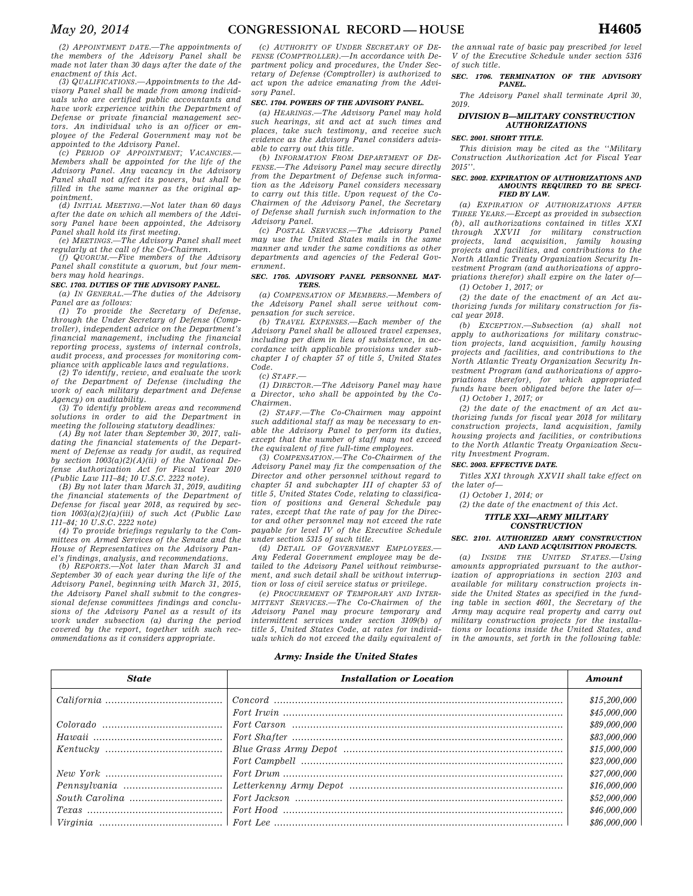(2) *APPOINTMENT DATE*.—The appointments of the members of the Advisory Panel shall be made not later than 30 days after the date of the enactment of this Act.

(3) *QUALIFICATIONS*.—Appointments to the Advisory Panel shall be made from among individuals who are certified public accountants and have work experience within the Department of Defense or private financial management sectors. An individual who is an officer or employee of the Federal Government may not be appointed to the Advisory Panel.

(c) *PERIOD OF APPOINTMENT; VACANCIES*.—Members shall be appointed for the life of the Advisory Panel. Any vacancy in the Advisory Panel shall not affect its powers, but shall be filled in the same manner as the original appointment.

(d) *INITIAL MEETING*.—Not later than 60 days after the date on which all members of the Advisory Panel have been appointed, the Advisory Panel shall hold its first meeting.

(e) *MEETINGS*.—The Advisory Panel shall meet regularly at the call of the Co-Chairmen.

(f) *QUORUM*.—Five members of the Advisory Panel shall constitute a quorum, but four members may hold hearings.

### SEC. 1703. DUTIES OF THE ADVISORY PANEL.

(a) *IN GENERAL*.—The duties of the Advisory Panel are as follows:

(1) To provide the Secretary of Defense, through the Under Secretary of Defense (Comptroller), independent advice on the Department's financial management, including the financial reporting process, systems of internal controls, audit process, and processes for monitoring compliance with applicable laws and regulations.

(2) To identify, review, and evaluate the work of the Department of Defense (including the work of each military department and Defense Agency) on auditability.

(3) To identify problem areas and recommend solutions in order to aid the Department in meeting the following statutory deadlines:

(A) By not later than September 30, 2017, validating the financial statements of the Department of Defense as ready for audit, as required by section 1003(a)(2)(A)(ii) of the National Defense Authorization Act for Fiscal Year 2010 (Public Law 111–84; 10 U.S.C. 2222 note).

(B) By not later than March 31, 2019, auditing the financial statements of the Department of Defense for fiscal year 2018, as required by section 1003(a)(2)(a)(iii) of such Act (Public Law 111–84; 10 U.S.C. 2222 note)

(4) To provide briefings regularly to the Committees on Armed Services of the Senate and the House of Representatives on the Advisory Panel's findings, analysis, and recommendations.

(b) *REPORTS*.—Not later than March 31 and September 30 of each year during the life of the Advisory Panel, beginning with March 31, 2015, the Advisory Panel shall submit to the congressional defense committees findings and conclusions of the Advisory Panel as a result of its work under subsection (a) during the period covered by the report, together with such recommendations as it considers appropriate.

(c) *AUTHORITY OF UNDER SECRETARY OF DEFENSE (COMPTROLLER)*.—In accordance with Department policy and procedures, the Under Secretary of Defense (Comptroller) is authorized to act upon the advice emanating from the Advisory Panel.

### SEC. 1704. POWERS OF THE ADVISORY PANEL.

(a) *HEARINGS*.—The Advisory Panel may hold such hearings, sit and act at such times and places, take such testimony, and receive such evidence as the Advisory Panel considers advisable to carry out this title.

(b) *INFORMATION FROM DEPARTMENT OF DEFENSE*.—The Advisory Panel may secure directly from the Department of Defense such information as the Advisory Panel considers necessary to carry out this title. Upon request of the Co-Chairmen of the Advisory Panel, the Secretary of Defense shall furnish such information to the Advisory Panel.

(c) *POSTAL SERVICES*.—The Advisory Panel may use the United States mails in the same manner and under the same conditions as other departments and agencies of the Federal Government.

### SEC. 1705. ADVISORY PANEL PERSONNEL MATTERS.

(a) *COMPENSATION OF MEMBERS*.—Members of the Advisory Panel shall serve without compensation for such service.

(b) *TRAVEL EXPENSES*.—Each member of the Advisory Panel shall be allowed travel expenses, including per diem in lieu of subsistence, in accordance with applicable provisions under subchapter I of chapter 57 of title 5, United States Code.

(c) *STAFF*.—

(1) *DIRECTOR*.—The Advisory Panel may have a Director, who shall be appointed by the Co-Chairmen.

(2) *STAFF*.—The Co-Chairmen may appoint such additional staff as may be necessary to enable the Advisory Panel to perform its duties, except that the number of staff may not exceed the equivalent of five full-time employees.

(3) *COMPENSATION*.—The Co-Chairmen of the Advisory Panel may fix the compensation of the Director and other personnel without regard to chapter 51 and subchapter III of chapter 53 of title 5, United States Code, relating to classification of positions and General Schedule pay rates, except that the rate of pay for the Director and other personnel may not exceed the rate payable for level IV of the Executive Schedule under section 5315 of such title.

(d) *DETAIL OF GOVERNMENT EMPLOYEES*.—Any Federal Government employee may be detailed to the Advisory Panel without reimbursement, and such detail shall be without interruption or loss of civil service status or privilege.

(e) *PROCUREMENT OF TEMPORARY AND INTERMITTENT SERVICES*.—The Co-Chairmen of the Advisory Panel may procure temporary and intermittent services under section 3109(b) of title 5, United States Code, at rates for individuals which do not exceed the daily equivalent of the annual rate of basic pay prescribed for level V of the Executive Schedule under section 5316 of such title.

### SEC. 1706. TERMINATION OF THE ADVISORY PANEL.

The Advisory Panel shall terminate April 30, 2019.

## DIVISION B—MILITARY CONSTRUCTION AUTHORIZATIONS

### SEC. 2001. SHORT TITLE.

This division may be cited as the ''Military Construction Authorization Act for Fiscal Year 2015''.

### SEC. 2002. EXPIRATION OF AUTHORIZATIONS AND AMOUNTS REQUIRED TO BE SPECIFIED BY LAW.

(a) *EXPIRATION OF AUTHORIZATIONS AFTER THREE YEARS*.—Except as provided in subsection (b), all authorizations contained in titles XXI through XXVII for military construction projects, land acquisition, family housing projects and facilities, and contributions to the North Atlantic Treaty Organization Security Investment Program (and authorizations of appropriations therefor) shall expire on the later of—

(1) October 1, 2017; or

(2) the date of the enactment of an Act authorizing funds for military construction for fiscal year 2018.

(b) *EXCEPTION*.—Subsection (a) shall not apply to authorizations for military construction projects, land acquisition, family housing projects and facilities, and contributions to the North Atlantic Treaty Organization Security Investment Program (and authorizations of appropriations therefor), for which appropriated funds have been obligated before the later of—

(1) October 1, 2017; or

(2) the date of the enactment of an Act authorizing funds for fiscal year 2018 for military construction projects, land acquisition, family housing projects and facilities, or contributions to the North Atlantic Treaty Organization Security Investment Program.

### SEC. 2003. EFFECTIVE DATE.

Titles XXI through XXVII shall take effect on the later of—

(1) October 1, 2014; or

(2) the date of the enactment of this Act.

## TITLE XXI—ARMY MILITARY CONSTRUCTION

### SEC. 2101. AUTHORIZED ARMY CONSTRUCTION AND LAND ACQUISITION PROJECTS.

(a) *INSIDE THE UNITED STATES*.—Using amounts appropriated pursuant to the authorization of appropriations in section 2103 and available for military construction projects inside the United States as specified in the funding table in section 4601, the Secretary of the Army may acquire real property and carry out military construction projects for the installations or locations inside the United States, and in the amounts, set forth in the following table:

***Army: Inside the United States***

| *State* | *Installation or Location* | *Amount* |
|---|---|---|
| *California* | *Concord* | *$15,200,000* |
| | *Fort Irwin* | *$45,000,000* |
| *Colorado* | *Fort Carson* | *$89,000,000* |
| *Hawaii* | *Fort Shafter* | *$83,000,000* |
| *Kentucky* | *Blue Grass Army Depot* | *$15,000,000* |
| | *Fort Campbell* | *$23,000,000* |
| *New York* | *Fort Drum* | *$27,000,000* |
| *Pennsylvania* | *Letterkenny Army Depot* | *$16,000,000* |
| *South Carolina* | *Fort Jackson* | *$52,000,000* |
| *Texas* | *Fort Hood* | *$46,000,000* |
| *Virginia* | *Fort Lee* | *$86,000,000* |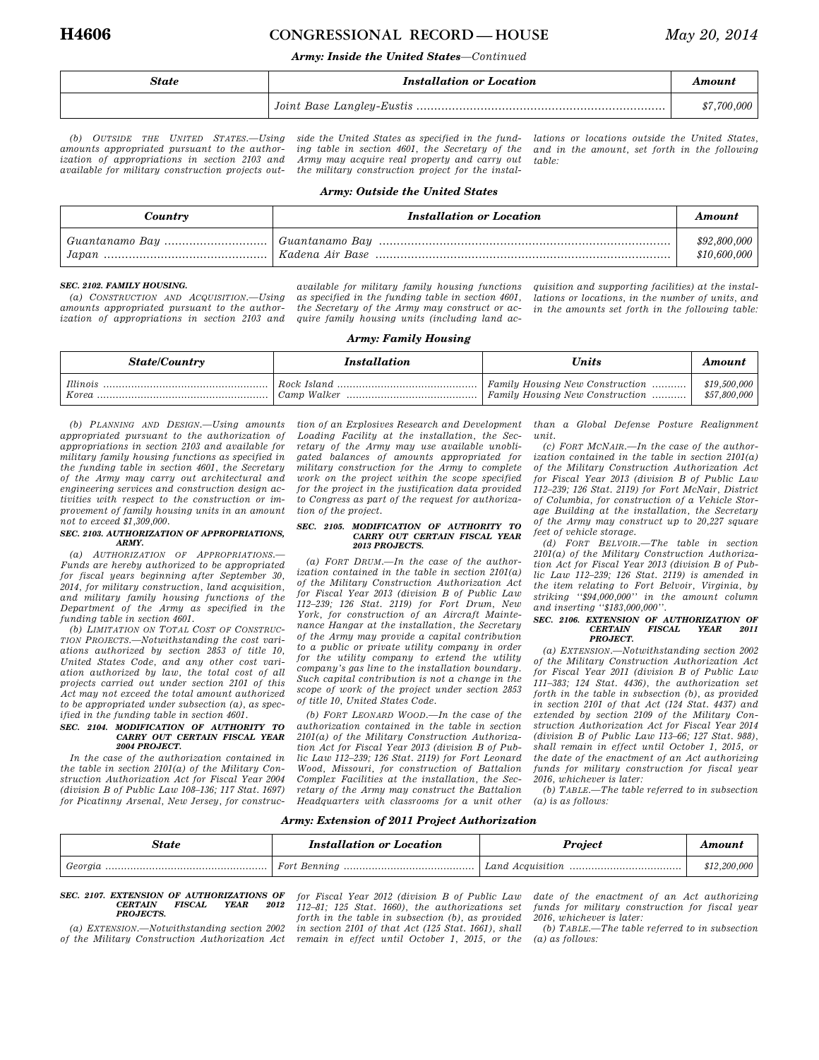*Army: Inside the United States—Continued*

| State | Installation or Location | Amount |
|---|---|---|
| | Joint Base Langley-Eustis | $7,700,000 |

(b) OUTSIDE THE UNITED STATES.—Using amounts appropriated pursuant to the authorization of appropriations in section 2103 and available for military construction projects outside the United States as specified in the funding table in section 4601, the Secretary of the Army may acquire real property and carry out the military construction project for the installations or locations outside the United States, and in the amount, set forth in the following table:

*Army: Outside the United States*

| Country | Installation or Location | Amount |
|---|---|---|
| Guantanamo Bay | Guantanamo Bay | $92,800,000 |
| Japan | Kadena Air Base | $10,600,000 |

**SEC. 2102. FAMILY HOUSING.**

(a) CONSTRUCTION AND ACQUISITION.—Using amounts appropriated pursuant to the authorization of appropriations in section 2103 and available for military family housing functions as specified in the funding table in section 4601, the Secretary of the Army may construct or acquire family housing units (including land acquisition and supporting facilities) at the installations or locations, in the number of units, and in the amounts set forth in the following table:

*Army: Family Housing*

| State/Country | Installation | Units | Amount |
|---|---|---|---|
| Illinois | Rock Island | Family Housing New Construction | $19,500,000 |
| Korea | Camp Walker | Family Housing New Construction | $57,800,000 |

(b) PLANNING AND DESIGN.—Using amounts appropriated pursuant to the authorization of appropriations in section 2103 and available for military family housing functions as specified in the funding table in section 4601, the Secretary of the Army may carry out architectural and engineering services and construction design activities with respect to the construction or improvement of family housing units in an amount not to exceed $1,309,000.

**SEC. 2103. AUTHORIZATION OF APPROPRIATIONS, ARMY.**

(a) AUTHORIZATION OF APPROPRIATIONS.—Funds are hereby authorized to be appropriated for fiscal years beginning after September 30, 2014, for military construction, land acquisition, and military family housing functions of the Department of the Army as specified in the funding table in section 4601.

(b) LIMITATION ON TOTAL COST OF CONSTRUCTION PROJECTS.—Notwithstanding the cost variations authorized by section 2853 of title 10, United States Code, and any other cost variation authorized by law, the total cost of all projects carried out under section 2101 of this Act may not exceed the total amount authorized to be appropriated under subsection (a), as specified in the funding table in section 4601.

**SEC. 2104. MODIFICATION OF AUTHORITY TO CARRY OUT CERTAIN FISCAL YEAR 2004 PROJECT.**

In the case of the authorization contained in the table in section 2101(a) of the Military Construction Authorization Act for Fiscal Year 2004 (division B of Public Law 108–136; 117 Stat. 1697) for Picatinny Arsenal, New Jersey, for construction of an Explosives Research and Development Loading Facility at the installation, the Secretary of the Army may use available unobligated balances of amounts appropriated for military construction for the Army to complete work on the project within the scope specified for the project in the justification data provided to Congress as part of the request for authorization of the project.

**SEC. 2105. MODIFICATION OF AUTHORITY TO CARRY OUT CERTAIN FISCAL YEAR 2013 PROJECTS.**

(a) FORT DRUM.—In the case of the authorization contained in the table in section 2101(a) of the Military Construction Authorization Act for Fiscal Year 2013 (division B of Public Law 112–239; 126 Stat. 2119) for Fort Drum, New York, for construction of an Aircraft Maintenance Hangar at the installation, the Secretary of the Army may provide a capital contribution to a public or private utility company in order for the utility company to extend the utility company's gas line to the installation boundary. Such capital contribution is not a change in the scope of work of the project under section 2853 of title 10, United States Code.

(b) FORT LEONARD WOOD.—In the case of the authorization contained in the table in section 2101(a) of the Military Construction Authorization Act for Fiscal Year 2013 (division B of Public Law 112–239; 126 Stat. 2119) for Fort Leonard Wood, Missouri, for construction of Battalion Complex Facilities at the installation, the Secretary of the Army may construct the Battalion Headquarters with classrooms for a unit other than a Global Defense Posture Realignment unit.

(c) FORT MCNAIR.—In the case of the authorization contained in the table in section 2101(a) of the Military Construction Authorization Act for Fiscal Year 2013 (division B of Public Law 112–239; 126 Stat. 2119) for Fort McNair, District of Columbia, for construction of a Vehicle Storage Building at the installation, the Secretary of the Army may construct up to 20,227 square feet of vehicle storage.

(d) FORT BELVOIR.—The table in section 2101(a) of the Military Construction Authorization Act for Fiscal Year 2013 (division B of Public Law 112–239; 126 Stat. 2119) is amended in the item relating to Fort Belvoir, Virginia, by striking ''$94,000,000'' in the amount column and inserting ''$183,000,000''.

**SEC. 2106. EXTENSION OF AUTHORIZATION OF CERTAIN FISCAL YEAR 2011 PROJECT.**

(a) EXTENSION.—Notwithstanding section 2002 of the Military Construction Authorization Act for Fiscal Year 2011 (division B of Public Law 111–383; 124 Stat. 4436), the authorization set forth in the table in subsection (b), as provided in section 2101 of that Act (124 Stat. 4437) and extended by section 2109 of the Military Construction Authorization Act for Fiscal Year 2014 (division B of Public Law 113–66; 127 Stat. 988), shall remain in effect until October 1, 2015, or the date of the enactment of an Act authorizing funds for military construction for fiscal year 2016, whichever is later:

(b) TABLE.—The table referred to in subsection (a) is as follows:

*Army: Extension of 2011 Project Authorization*

| State | Installation or Location | Project | Amount |
|---|---|---|---|
| Georgia | Fort Benning | Land Acquisition | $12,200,000 |

**SEC. 2107. EXTENSION OF AUTHORIZATIONS OF CERTAIN FISCAL YEAR 2012 PROJECTS.**

(a) EXTENSION.—Notwithstanding section 2002 of the Military Construction Authorization Act for Fiscal Year 2012 (division B of Public Law 112–81; 125 Stat. 1660), the authorizations set forth in the table in subsection (b), as provided in section 2101 of that Act (125 Stat. 1661), shall remain in effect until October 1, 2015, or the date of the enactment of an Act authorizing funds for military construction for fiscal year 2016, whichever is later:

(b) TABLE.—The table referred to in subsection (a) as follows: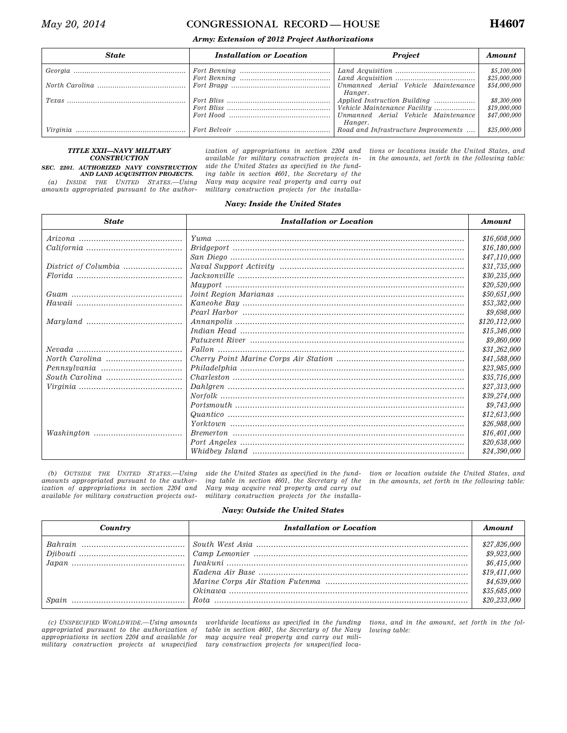**Army: Extension of 2012 Project Authorizations**

| State | Installation or Location | Project | Amount |
|---|---|---|---|
| Georgia | Fort Benning | Land Acquisition | $5,100,000 |
| | Fort Benning | Land Acquisition | $25,000,000 |
| North Carolina | Fort Bragg | Unmanned Aerial Vehicle Maintenance Hanger. | $54,000,000 |
| Texas | Fort Bliss | Applied Instruction Building | $8,300,000 |
| | Fort Bliss | Vehicle Maintenance Facility | $19,000,000 |
| | Fort Hood | Unmanned Aerial Vehicle Maintenance Hanger. | $47,000,000 |
| Virginia | Fort Belvoir | Road and Infrastructure Improvements | $25,000,000 |

## TITLE XXII—NAVY MILITARY CONSTRUCTION

### SEC. 2201. AUTHORIZED NAVY CONSTRUCTION AND LAND ACQUISITION PROJECTS.

(a) INSIDE THE UNITED STATES.—Using amounts appropriated pursuant to the authorization of appropriations in section 2204 and available for military construction projects inside the United States as specified in the funding table in section 4601, the Secretary of the Navy may acquire real property and carry out military construction projects for the installations or locations inside the United States, and in the amounts, set forth in the following table:

**Navy: Inside the United States**

| State | Installation or Location | Amount |
|---|---|---|
| Arizona | Yuma | $16,608,000 |
| California | Bridgeport | $16,180,000 |
| | San Diego | $47,110,000 |
| District of Columbia | Naval Support Activity | $31,735,000 |
| Florida | Jacksonville | $30,235,000 |
| | Mayport | $20,520,000 |
| Guam | Joint Region Marianas | $50,651,000 |
| Hawaii | Kaneohe Bay | $53,382,000 |
| | Pearl Harbor | $9,698,000 |
| Maryland | Annanpolis | $120,112,000 |
| | Indian Head | $15,346,000 |
| | Patuxent River | $9,860,000 |
| Nevada | Fallon | $31,262,000 |
| North Carolina | Cherry Point Marine Corps Air Station | $41,588,000 |
| Pennsylvania | Philadelphia | $23,985,000 |
| South Carolina | Charleston | $35,716,000 |
| Virginia | Dahlgren | $27,313,000 |
| | Norfolk | $39,274,000 |
| | Portsmouth | $9,743,000 |
| | Quantico | $12,613,000 |
| | Yorktown | $26,988,000 |
| Washington | Bremerton | $16,401,000 |
| | Port Angeles | $20,638,000 |
| | Whidbey Island | $24,390,000 |

(b) OUTSIDE THE UNITED STATES.—Using amounts appropriated pursuant to the authorization of appropriations in section 2204 and available for military construction projects outside the United States as specified in the funding table in section 4601, the Secretary of the Navy may acquire real property and carry out military construction projects for the installation or location outside the United States, and in the amounts, set forth in the following table:

**Navy: Outside the United States**

| Country | Installation or Location | Amount |
|---|---|---|
| Bahrain | South West Asia | $27,826,000 |
| Djibouti | Camp Lemonier | $9,923,000 |
| Japan | Iwakuni | $6,415,000 |
| | Kadena Air Base | $19,411,000 |
| | Marine Corps Air Station Futenma | $4,639,000 |
| | Okinawa | $35,685,000 |
| Spain | Rota | $20,233,000 |

(c) UNSPECIFIED WORLDWIDE.—Using amounts appropriated pursuant to the authorization of appropriations in section 2204 and available for military construction projects at unspecified worldwide locations as specified in the funding table in section 4601, the Secretary of the Navy may acquire real property and carry out military construction projects for unspecified locations, and in the amount, set forth in the following table: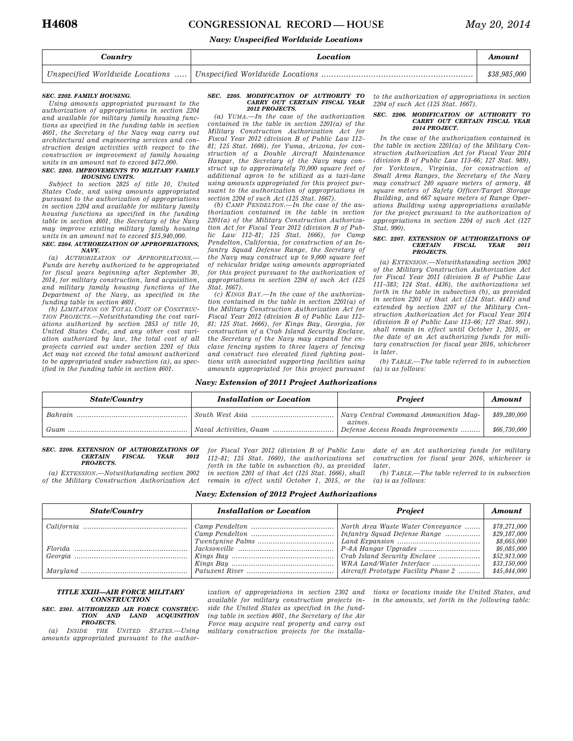*Navy: Unspecified Worldwide Locations*

| *Country* | *Location* | *Amount* |
|---|---|---|
| Unspecified Worldwide Locations ..... | Unspecified Worldwide Locations ............................................................ | $38,985,000 |

**SEC. 2202. FAMILY HOUSING.**

Using amounts appropriated pursuant to the authorization of appropriations in section 2204 and available for military family housing functions as specified in the funding table in section 4601, the Secretary of the Navy may carry out architectural and engineering services and construction design activities with respect to the construction or improvement of family housing units in an amount not to exceed $472,000.

**SEC. 2203. IMPROVEMENTS TO MILITARY FAMILY HOUSING UNITS.**

Subject to section 2825 of title 10, United States Code, and using amounts appropriated pursuant to the authorization of appropriations in section 2204 and available for military family housing functions as specified in the funding table in section 4601, the Secretary of the Navy may improve existing military family housing units in an amount not to exceed $15,940,000.

**SEC. 2204. AUTHORIZATION OF APPROPRIATIONS, NAVY.**

(a) AUTHORIZATION OF APPROPRIATIONS.—Funds are hereby authorized to be appropriated for fiscal years beginning after September 30, 2014, for military construction, land acquisition, and military family housing functions of the Department of the Navy, as specified in the funding table in section 4601.

(b) LIMITATION ON TOTAL COST OF CONSTRUCTION PROJECTS.—Notwithstanding the cost variations authorized by section 2853 of title 10, United States Code, and any other cost variation authorized by law, the total cost of all projects carried out under section 2201 of this Act may not exceed the total amount authorized to be appropriated under subsection (a), as specified in the funding table in section 4601.

**SEC. 2205. MODIFICATION OF AUTHORITY TO CARRY OUT CERTAIN FISCAL YEAR 2012 PROJECTS.**

(a) YUMA.—In the case of the authorization contained in the table in section 2201(a) of the Military Construction Authorization Act for Fiscal Year 2012 (division B of Public Law 112–81; 125 Stat. 1666), for Yuma, Arizona, for construction of a Double Aircraft Maintenance Hangar, the Secretary of the Navy may construct up to approximately 70,000 square feet of additional apron to be utilized as a taxi-lane using amounts appropriated for this project pursuant to the authorization of appropriations in section 2204 of such Act (125 Stat. 1667).

(b) CAMP PENDELTON.—In the case of the authorization contained in the table in section 2201(a) of the Military Construction Authorization Act for Fiscal Year 2012 (division B of Public Law 112–81; 125 Stat. 1666), for Camp Pendelton, California, for construction of an Infantry Squad Defense Range, the Secretary of the Navy may construct up to 9,000 square feet of vehicular bridge using amounts appropriated for this project pursuant to the authorization of appropriations in section 2204 of such Act (125 Stat. 1667).

(c) KINGS BAY.—In the case of the authorization contained in the table in section 2201(a) of the Military Construction Authorization Act for Fiscal Year 2012 (division B of Public Law 112–81; 125 Stat. 1666), for Kings Bay, Georgia, for construction of a Crab Island Security Enclave, the Secretary of the Navy may expand the enclave fencing system to three layers of fencing and construct two elevated fixed fighting positions with associated supporting facilities using amounts appropriated for this project pursuant to the authorization of appropriations in section 2204 of such Act (125 Stat. 1667).

**SEC. 2206. MODIFICATION OF AUTHORITY TO CARRY OUT CERTAIN FISCAL YEAR 2014 PROJECT.**

In the case of the authorization contained in the table in section 2201(a) of the Military Construction Authorization Act for Fiscal Year 2014 (division B of Public Law 113–66; 127 Stat. 989), for Yorktown, Virginia, for construction of Small Arms Ranges, the Secretary of the Navy may construct 240 square meters of armory, 48 square meters of Safety Officer/Target Storage Building, and 667 square meters of Range Operations Building using appropriations available for the project pursuant to the authorization of appropriations in section 2204 of such Act (127 Stat. 990).

**SEC. 2207. EXTENSION OF AUTHORIZATIONS OF CERTAIN FISCAL YEAR 2011 PROJECTS.**

(a) EXTENSION.—Notwithstanding section 2002 of the Military Construction Authorization Act for Fiscal Year 2011 (division B of Public Law 111–383; 124 Stat. 4436), the authorizations set forth in the table in subsection (b), as provided in section 2201 of that Act (124 Stat. 4441) and extended by section 2207 of the Military Construction Authorization Act for Fiscal Year 2014 (division B of Public Law 113–66; 127 Stat. 991), shall remain in effect until October 1, 2015, or the date of an Act authorizing funds for military construction for fiscal year 2016, whichever is later.

(b) TABLE.—The table referred to in subsection (a) is as follows:

*Navy: Extension of 2011 Project Authorizations*

| *State/Country* | *Installation or Location* | *Project* | *Amount* |
|---|---|---|---|
| Bahrain ................................................ | South West Asia .................................... | Navy Central Command Ammunition Magazines. | $89,280,000 |
| Guam ..................................................... | Naval Activities, Guam ........................... | Defense Access Roads Improvements ......... | $66,730,000 |

**SEC. 2208. EXTENSION OF AUTHORIZATIONS OF CERTAIN FISCAL YEAR 2012 PROJECTS.**

(a) EXTENSION.—Notwithstanding section 2002 of the Military Construction Authorization Act for Fiscal Year 2012 (division B of Public Law 112–81; 125 Stat. 1660), the authorizations set forth in the table in subsection (b), as provided in section 2201 of that Act (125 Stat. 1666), shall remain in effect until October 1, 2015, or the date of an Act authorizing funds for military construction for fiscal year 2016, whichever is later.

(b) TABLE.—The table referred to in subsection (a) is as follows:

*Navy: Extension of 2012 Project Authorizations*

| *State/Country* | *Installation or Location* | *Project* | *Amount* |
|---|---|---|---|
| California ............................................... | Camp Pendelton .................................... | North Area Waste Water Conveyance ....... | $78,271,000 |
| | Camp Pendelton .................................... | Infantry Squad Defense Range ................ | $29,187,000 |
| | Twentynine Palms .................................. | Land Expansion ..................................... | $8,665,000 |
| Florida .................................................. | Jacksonville ........................................... | P–8A Hangar Upgrades ........................... | $6,085,000 |
| Georgia .................................................. | Kings Bay .............................................. | Crab Island Security Enclave .................. | $52,913,000 |
| | Kings Bay .............................................. | WRA Land/Water Interface ...................... | $33,150,000 |
| Maryland ................................................ | Patuxent River ....................................... | Aircraft Prototype Facility Phase 2 .......... | $45,844,000 |

## TITLE XXIII—AIR FORCE MILITARY CONSTRUCTION

**SEC. 2301. AUTHORIZED AIR FORCE CONSTRUCTION AND LAND ACQUISITION PROJECTS.**

(a) INSIDE THE UNITED STATES.—Using amounts appropriated pursuant to the authorization of appropriations in section 2302 and available for military construction projects inside the United States as specified in the funding table in section 4601, the Secretary of the Air Force may acquire real property and carry out military construction projects for the installations or locations inside the United States, and in the amounts, set forth in the following table: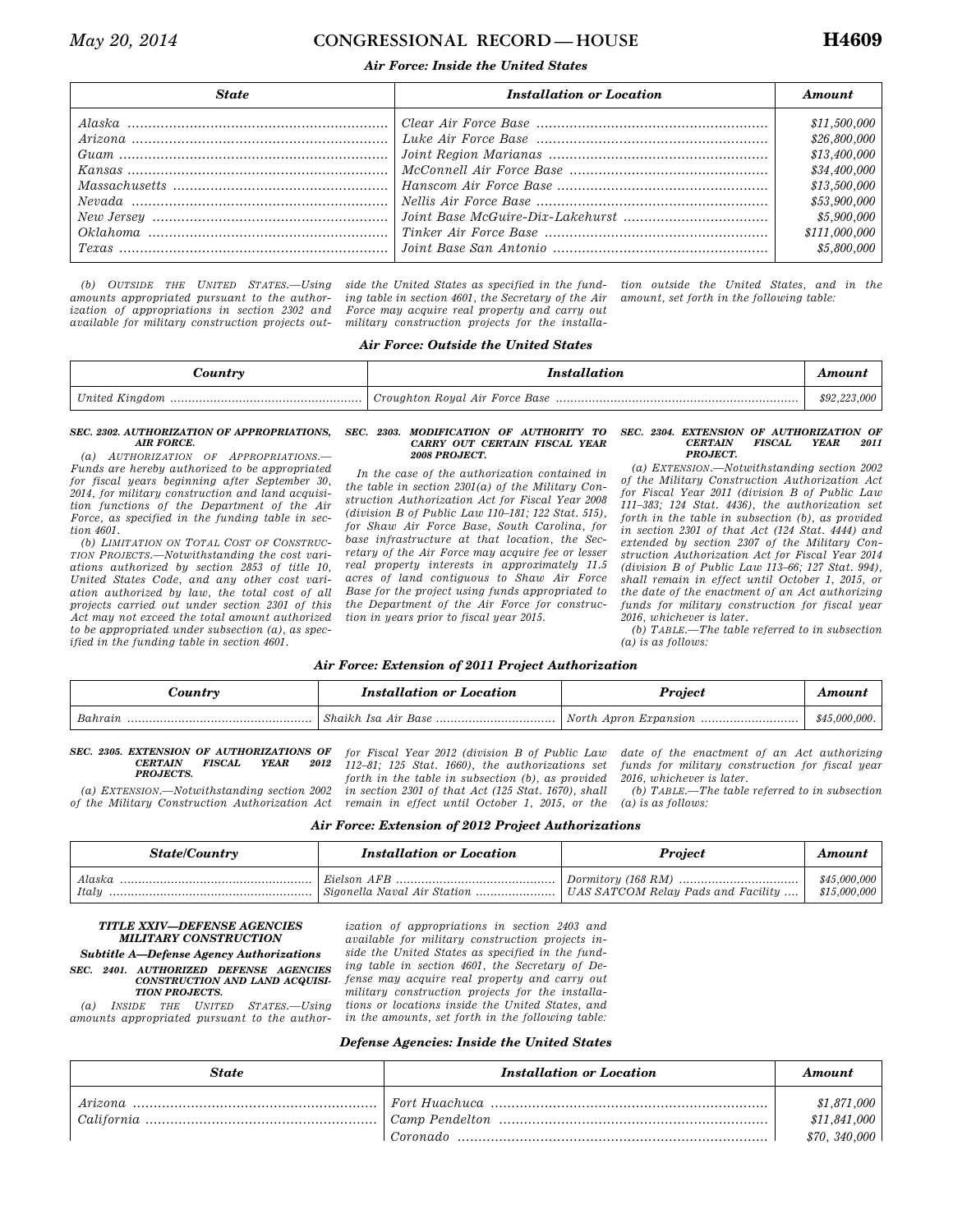*Air Force: Inside the United States*

| State | Installation or Location | Amount |
| --- | --- | --- |
| Alaska | Clear Air Force Base | $11,500,000 |
| Arizona | Luke Air Force Base | $26,800,000 |
| Guam | Joint Region Marianas | $13,400,000 |
| Kansas | McConnell Air Force Base | $34,400,000 |
| Massachusetts | Hanscom Air Force Base | $13,500,000 |
| Nevada | Nellis Air Force Base | $53,900,000 |
| New Jersey | Joint Base McGuire-Dix-Lakehurst | $5,900,000 |
| Oklahoma | Tinker Air Force Base | $111,000,000 |
| Texas | Joint Base San Antonio | $5,800,000 |

*(b) OUTSIDE THE UNITED STATES.—Using amounts appropriated pursuant to the authorization of appropriations in section 2302 and available for military construction projects outside the United States as specified in the funding table in section 4601, the Secretary of the Air Force may acquire real property and carry out military construction projects for the installation outside the United States, and in the amount, set forth in the following table:*

*Air Force: Outside the United States*

| Country | Installation | Amount |
| --- | --- | --- |
| United Kingdom | Croughton Royal Air Force Base | $92,223,000 |

***SEC. 2302. AUTHORIZATION OF APPROPRIATIONS, AIR FORCE.***

*(a) AUTHORIZATION OF APPROPRIATIONS.—Funds are hereby authorized to be appropriated for fiscal years beginning after September 30, 2014, for military construction and land acquisition functions of the Department of the Air Force, as specified in the funding table in section 4601.*

*(b) LIMITATION ON TOTAL COST OF CONSTRUCTION PROJECTS.—Notwithstanding the cost variations authorized by section 2853 of title 10, United States Code, and any other cost variation authorized by law, the total cost of all projects carried out under section 2301 of this Act may not exceed the total amount authorized to be appropriated under subsection (a), as specified in the funding table in section 4601.*

***SEC. 2303. MODIFICATION OF AUTHORITY TO CARRY OUT CERTAIN FISCAL YEAR 2008 PROJECT.***

*In the case of the authorization contained in the table in section 2301(a) of the Military Construction Authorization Act for Fiscal Year 2008 (division B of Public Law 110–181; 122 Stat. 515), for Shaw Air Force Base, South Carolina, for base infrastructure at that location, the Secretary of the Air Force may acquire fee or lesser real property interests in approximately 11.5 acres of land contiguous to Shaw Air Force Base for the project using funds appropriated to the Department of the Air Force for construction in years prior to fiscal year 2015.*

***SEC. 2304. EXTENSION OF AUTHORIZATION OF CERTAIN FISCAL YEAR 2011 PROJECT.***

*(a) EXTENSION.—Notwithstanding section 2002 of the Military Construction Authorization Act for Fiscal Year 2011 (division B of Public Law 111–383; 124 Stat. 4436), the authorization set forth in the table in subsection (b), as provided in section 2301 of that Act (124 Stat. 4444) and extended by section 2307 of the Military Construction Authorization Act for Fiscal Year 2014 (division B of Public Law 113–66; 127 Stat. 994), shall remain in effect until October 1, 2015, or the date of the enactment of an Act authorizing funds for military construction for fiscal year 2016, whichever is later.*

*(b) TABLE.—The table referred to in subsection (a) is as follows:*

*Air Force: Extension of 2011 Project Authorization*

| Country | Installation or Location | Project | Amount |
| --- | --- | --- | --- |
| Bahrain | Shaikh Isa Air Base | North Apron Expansion | $45,000,000. |

***SEC. 2305. EXTENSION OF AUTHORIZATIONS OF CERTAIN FISCAL YEAR 2012 PROJECTS.***

*(a) EXTENSION.—Notwithstanding section 2002 of the Military Construction Authorization Act for Fiscal Year 2012 (division B of Public Law 112–81; 125 Stat. 1660), the authorizations set forth in the table in subsection (b), as provided in section 2301 of that Act (125 Stat. 1670), shall remain in effect until October 1, 2015, or the date of the enactment of an Act authorizing funds for military construction for fiscal year 2016, whichever is later.*

*(b) TABLE.—The table referred to in subsection (a) is as follows:*

*Air Force: Extension of 2012 Project Authorizations*

| State/Country | Installation or Location | Project | Amount |
| --- | --- | --- | --- |
| Alaska | Eielson AFB | Dormitory (168 RM) | $45,000,000 |
| Italy | Sigonella Naval Air Station | UAS SATCOM Relay Pads and Facility | $15,000,000 |

***TITLE XXIV—DEFENSE AGENCIES MILITARY CONSTRUCTION***

***Subtitle A—Defense Agency Authorizations***

***SEC. 2401. AUTHORIZED DEFENSE AGENCIES CONSTRUCTION AND LAND ACQUISITION PROJECTS.***

*(a) INSIDE THE UNITED STATES.—Using amounts appropriated pursuant to the authorization of appropriations in section 2403 and available for military construction projects inside the United States as specified in the funding table in section 4601, the Secretary of Defense may acquire real property and carry out military construction projects for the installations or locations inside the United States, and in the amounts, set forth in the following table:*

*Defense Agencies: Inside the United States*

| State | Installation or Location | Amount |
| --- | --- | --- |
| Arizona | Fort Huachuca | $1,871,000 |
| California | Camp Pendelton | $11,841,000 |
| | Coronado | $70, 340,000 |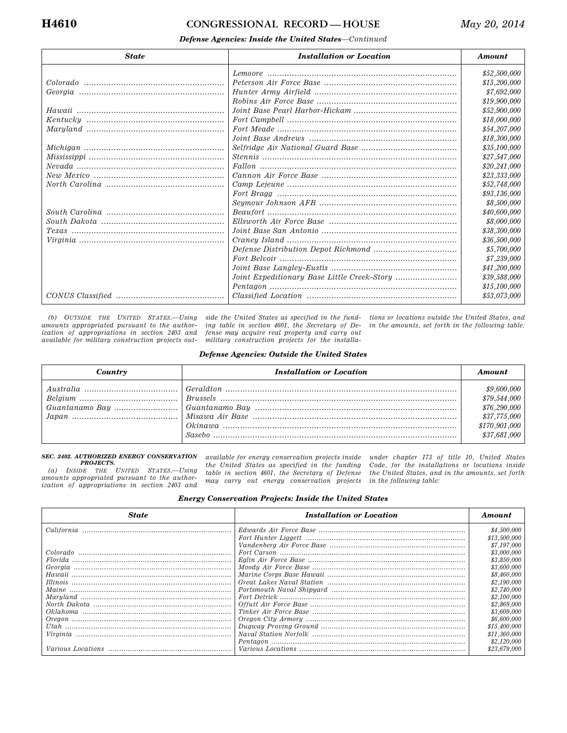***Defense Agencies: Inside the United States—Continued***

| *State* | *Installation or Location* | *Amount* |
|---|---|---|
| | *Lemoore* | *$52,500,000* |
| *Colorado* | *Peterson Air Force Base* | *$15,200,000* |
| *Georgia* | *Hunter Army Airfield* | *$7,692,000* |
| | *Robins Air Force Base* | *$19,900,000* |
| *Hawaii* | *Joint Base Pearl Harbor-Hickam* | *$52,900,000* |
| *Kentucky* | *Fort Campbell* | *$18,000,000* |
| *Maryland* | *Fort Meade* | *$54,207,000* |
| | *Joint Base Andrews* | *$18,300,000* |
| *Michigan* | *Selfridge Air National Guard Base* | *$35,100,000* |
| *Mississippi* | *Stennis* | *$27,547,000* |
| *Nevada* | *Fallon* | *$20,241,000* |
| *New Mexico* | *Cannon Air Force Base* | *$23,333,000* |
| *North Carolina* | *Camp Lejeune* | *$52,748,000* |
| | *Fort Bragg* | *$93,136,000* |
| | *Seymour Johnson AFB* | *$8,500,000* |
| *South Carolina* | *Beaufort* | *$40,600,000* |
| *South Dakota* | *Ellsworth Air Force Base* | *$8,000,000* |
| *Texas* | *Joint Base San Antonio* | *$38,300,000* |
| *Virginia* | *Craney Island* | *$36,500,000* |
| | *Defense Distribution Depot Richmond* | *$5,700,000* |
| | *Fort Belvoir* | *$7,239,000* |
| | *Joint Base Langley-Eustis* | *$41,200,000* |
| | *Joint Expeditionary Base Little Creek-Story* | *$39,588,000* |
| | *Pentagon* | *$15,100,000* |
| *CONUS Classified* | *Classified Location* | *$53,073,000* |

*(b) OUTSIDE THE UNITED STATES.—Using amounts appropriated pursuant to the authorization of appropriations in section 2403 and available for military construction projects outside the United States as specified in the funding table in section 4601, the Secretary of Defense may acquire real property and carry out military construction projects for the installations or locations outside the United States, and in the amounts, set forth in the following table:*

***Defense Agencies: Outside the United States***

| *Country* | *Installation or Location* | *Amount* |
|---|---|---|
| *Australia* | *Geraldton* | *$9,600,000* |
| *Belgium* | *Brussels* | *$79,544,000* |
| *Guantanamo Bay* | *Guantanamo Bay* | *$76,290,000* |
| *Japan* | *Misawa Air Base* | *$37,775,000* |
| | *Okinawa* | *$170,901,000* |
| | *Sasebo* | *$37,681,000* |

***SEC. 2402. AUTHORIZED ENERGY CONSERVATION PROJECTS.***

*(a) INSIDE THE UNITED STATES.—Using amounts appropriated pursuant to the authorization of appropriations in section 2403 and available for energy conservation projects inside the United States as specified in the funding table in section 4601, the Secretary of Defense may carry out energy conservation projects under chapter 173 of title 10, United States Code, for the installations or locations inside the United States, and in the amounts, set forth in the following table:*

***Energy Conservation Projects: Inside the United States***

| *State* | *Installation or Location* | *Amount* |
|---|---|---|
| *California* | *Edwards Air Force Base* | *$4,500,000* |
| | *Fort Hunter Liggett* | *$13,500,000* |
| | *Vandenberg Air Force Base* | *$7,197,000* |
| *Colorado* | *Fort Carson* | *$3,000,000* |
| *Florida* | *Eglin Air Force Base* | *$3,850,000* |
| *Georgia* | *Moody Air Force Base* | *$3,600,000* |
| *Hawaii* | *Marine Corps Base Hawaii* | *$8,460,000* |
| *Illinois* | *Great Lakes Naval Station* | *$2,190,000* |
| *Maine* | *Portsmouth Naval Shipyard* | *$2,740,000* |
| *Maryland* | *Fort Detrick* | *$2,100,000* |
| *North Dakota* | *Offutt Air Force Base* | *$2,869,000* |
| *Oklahoma* | *Tinker Air Force Base* | *$3,609,000* |
| *Oregon* | *Oregon City Armory* | *$6,600,000* |
| *Utah* | *Dugway Proving Ground* | *$15,400,000* |
| *Virginia* | *Naval Station Norfolk* | *$11,360,000* |
| | *Pentagon* | *$2,120,000* |
| *Various Locations* | *Various Locations* | *$23,679,000* |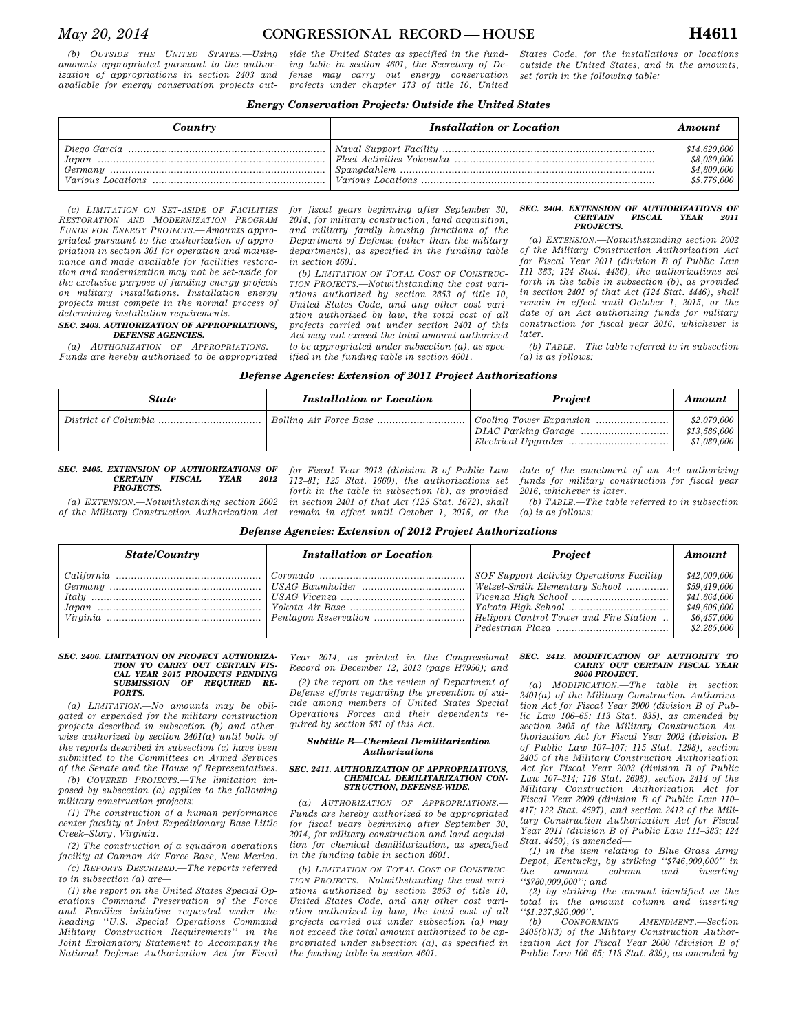*(b) OUTSIDE THE UNITED STATES.*—Using amounts appropriated pursuant to the authorization of appropriations in section 2403 and available for energy conservation projects outside the United States as specified in the funding table in section 4601, the Secretary of Defense may carry out energy conservation projects under chapter 173 of title 10, United States Code, for the installations or locations outside the United States, and in the amounts, set forth in the following table:

***Energy Conservation Projects: Outside the United States***

| *Country* | *Installation or Location* | *Amount* |
|---|---|---|
| *Diego Garcia* | *Naval Support Facility* | *$14,620,000* |
| *Japan* | *Fleet Activities Yokosuka* | *$8,030,000* |
| *Germany* | *Spangdahlem* | *$4,800,000* |
| *Various Locations* | *Various Locations* | *$5,776,000* |

*(c) LIMITATION ON SET-ASIDE OF FACILITIES RESTORATION AND MODERNIZATION PROGRAM FUNDS FOR ENERGY PROJECTS.*—Amounts appropriated pursuant to the authorization of appropriation in section 301 for operation and maintenance and made available for facilities restoration and modernization may not be set-aside for the exclusive purpose of funding energy projects on military installations. Installation energy projects must compete in the normal process of determining installation requirements.

***SEC. 2403. AUTHORIZATION OF APPROPRIATIONS, DEFENSE AGENCIES.***

*(a) AUTHORIZATION OF APPROPRIATIONS.*—Funds are hereby authorized to be appropriated for fiscal years beginning after September 30, 2014, for military construction, land acquisition, and military family housing functions of the Department of Defense (other than the military departments), as specified in the funding table in section 4601.

*(b) LIMITATION ON TOTAL COST OF CONSTRUCTION PROJECTS.*—Notwithstanding the cost variations authorized by section 2853 of title 10, United States Code, and any other cost variation authorized by law, the total cost of all projects carried out under section 2401 of this Act may not exceed the total amount authorized to be appropriated under subsection (a), as specified in the funding table in section 4601.

***SEC. 2404. EXTENSION OF AUTHORIZATIONS OF CERTAIN FISCAL YEAR 2011 PROJECTS.***

*(a) EXTENSION.*—Notwithstanding section 2002 of the Military Construction Authorization Act for Fiscal Year 2011 (division B of Public Law 111–383; 124 Stat. 4436), the authorizations set forth in the table in subsection (b), as provided in section 2401 of that Act (124 Stat. 4446), shall remain in effect until October 1, 2015, or the date of an Act authorizing funds for military construction for fiscal year 2016, whichever is later.

*(b) TABLE.*—The table referred to in subsection (a) is as follows:

***Defense Agencies: Extension of 2011 Project Authorizations***

| *State* | *Installation or Location* | *Project* | *Amount* |
|---|---|---|---|
| *District of Columbia* | *Bolling Air Force Base* | *Cooling Tower Expansion* | *$2,070,000* |
| | | *DIAC Parking Garage* | *$13,586,000* |
| | | *Electrical Upgrades* | *$1,080,000* |

***SEC. 2405. EXTENSION OF AUTHORIZATIONS OF CERTAIN FISCAL YEAR 2012 PROJECTS.***

*(a) EXTENSION.*—Notwithstanding section 2002 of the Military Construction Authorization Act for Fiscal Year 2012 (division B of Public Law 112–81; 125 Stat. 1660), the authorizations set forth in the table in subsection (b), as provided in section 2401 of that Act (125 Stat. 1672), shall remain in effect until October 1, 2015, or the date of the enactment of an Act authorizing funds for military construction for fiscal year 2016, whichever is later.

*(b) TABLE.*—The table referred to in subsection (a) is as follows:

***Defense Agencies: Extension of 2012 Project Authorizations***

| *State/Country* | *Installation or Location* | *Project* | *Amount* |
|---|---|---|---|
| *California* | *Coronado* | *SOF Support Activity Operations Facility* | *$42,000,000* |
| *Germany* | *USAG Baumholder* | *Wetzel-Smith Elementary School* | *$59,419,000* |
| *Italy* | *USAG Vicenza* | *Vicenza High School* | *$41,864,000* |
| *Japan* | *Yokota Air Base* | *Yokota High School* | *$49,606,000* |
| *Virginia* | *Pentagon Reservation* | *Heliport Control Tower and Fire Station* | *$6,457,000* |
| | | *Pedestrian Plaza* | *$2,285,000* |

***SEC. 2406. LIMITATION ON PROJECT AUTHORIZATION TO CARRY OUT CERTAIN FISCAL YEAR 2015 PROJECTS PENDING SUBMISSION OF REQUIRED REPORTS.***

*(a) LIMITATION.*—No amounts may be obligated or expended for the military construction projects described in subsection (b) and otherwise authorized by section 2401(a) until both of the reports described in subsection (c) have been submitted to the Committees on Armed Services of the Senate and the House of Representatives.

*(b) COVERED PROJECTS.*—The limitation imposed by subsection (a) applies to the following military construction projects:

(1) The construction of a human performance center facility at Joint Expeditionary Base Little Creek–Story, Virginia.

(2) The construction of a squadron operations facility at Cannon Air Force Base, New Mexico.

*(c) REPORTS DESCRIBED.*—The reports referred to in subsection (a) are—

(1) the report on the United States Special Operations Command Preservation of the Force and Families initiative requested under the heading "U.S. Special Operations Command Military Construction Requirements" in the Joint Explanatory Statement to Accompany the National Defense Authorization Act for Fiscal Year 2014, as printed in the Congressional Record on December 12, 2013 (page H7956); and

(2) the report on the review of Department of Defense efforts regarding the prevention of suicide among members of United States Special Operations Forces and their dependents required by section 581 of this Act.

***Subtitle B—Chemical Demilitarization Authorizations***

***SEC. 2411. AUTHORIZATION OF APPROPRIATIONS, CHEMICAL DEMILITARIZATION CONSTRUCTION, DEFENSE-WIDE.***

*(a) AUTHORIZATION OF APPROPRIATIONS.*—Funds are hereby authorized to be appropriated for fiscal years beginning after September 30, 2014, for military construction and land acquisition for chemical demilitarization, as specified in the funding table in section 4601.

*(b) LIMITATION ON TOTAL COST OF CONSTRUCTION PROJECTS.*—Notwithstanding the cost variations authorized by section 2853 of title 10, United States Code, and any other cost variation authorized by law, the total cost of all projects carried out under subsection (a) may not exceed the total amount authorized to be appropriated under subsection (a), as specified in the funding table in section 4601.

***SEC. 2412. MODIFICATION OF AUTHORITY TO CARRY OUT CERTAIN FISCAL YEAR 2000 PROJECT.***

*(a) MODIFICATION.*—The table in section 2401(a) of the Military Construction Authorization Act for Fiscal Year 2000 (division B of Public Law 106–65; 113 Stat. 835), as amended by section 2405 of the Military Construction Authorization Act for Fiscal Year 2002 (division B of Public Law 107–107; 115 Stat. 1298), section 2405 of the Military Construction Authorization Act for Fiscal Year 2003 (division B of Public Law 107–314; 116 Stat. 2698), section 2414 of the Military Construction Authorization Act for Fiscal Year 2009 (division B of Public Law 110–417; 122 Stat. 4697), and section 2412 of the Military Construction Authorization Act for Fiscal Year 2011 (division B of Public Law 111–383; 124 Stat. 4450), is amended—

(1) in the item relating to Blue Grass Army Depot, Kentucky, by striking "$746,000,000" in the amount column and inserting "$780,000,000"; and

(2) by striking the amount identified as the total in the amount column and inserting "$1,237,920,000".

*(b) CONFORMING AMENDMENT.*—Section 2405(b)(3) of the Military Construction Authorization Act for Fiscal Year 2000 (division B of Public Law 106–65; 113 Stat. 839), as amended by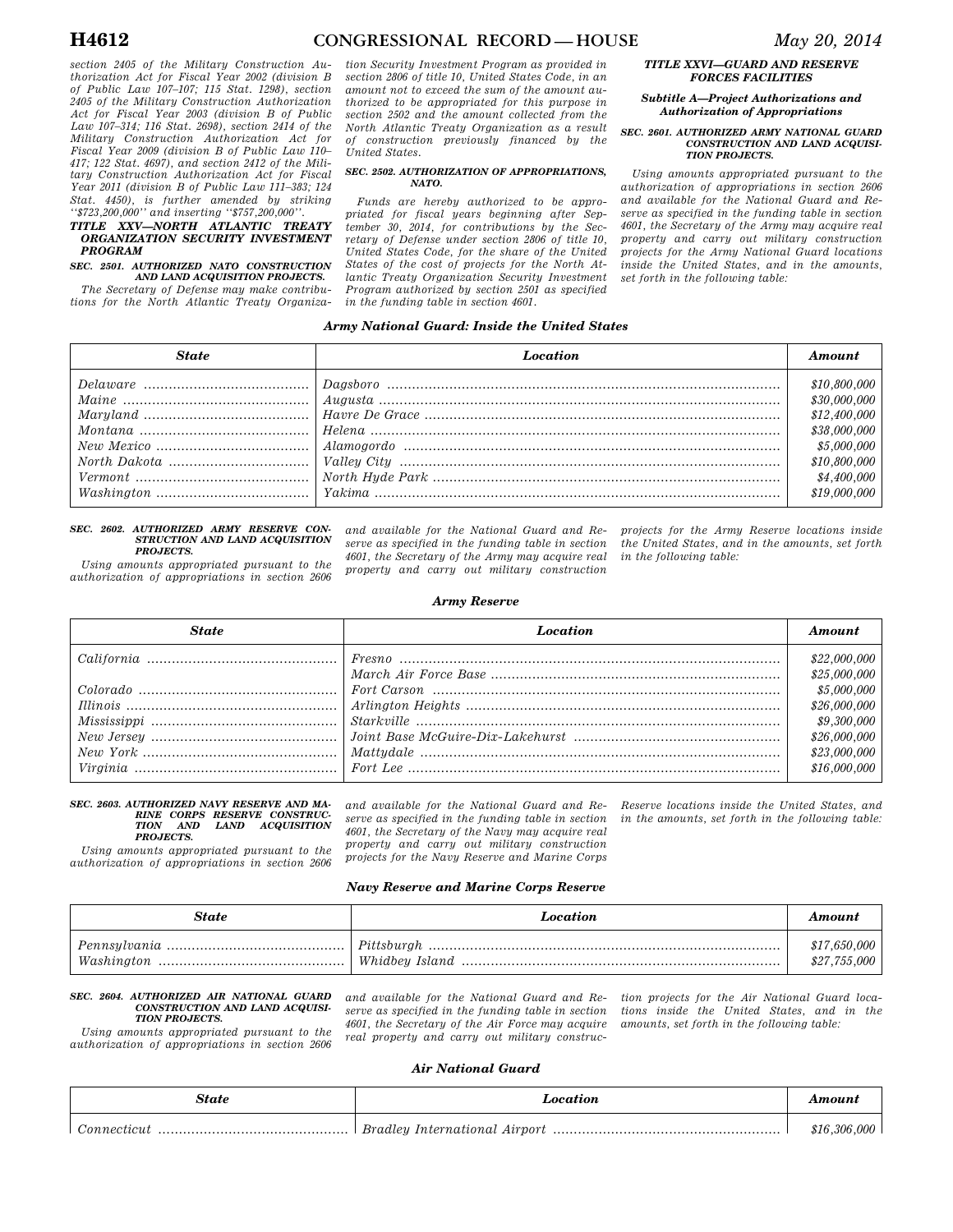section 2405 of the Military Construction Authorization Act for Fiscal Year 2002 (division B of Public Law 107–107; 115 Stat. 1298), section 2405 of the Military Construction Authorization Act for Fiscal Year 2003 (division B of Public Law 107–314; 116 Stat. 2698), section 2414 of the Military Construction Authorization Act for Fiscal Year 2009 (division B of Public Law 110–417; 122 Stat. 4697), and section 2412 of the Military Construction Authorization Act for Fiscal Year 2011 (division B of Public Law 111–383; 124 Stat. 4450), is further amended by striking ''$723,200,000'' and inserting ''$757,200,000''.

## TITLE XXV—NORTH ATLANTIC TREATY ORGANIZATION SECURITY INVESTMENT PROGRAM

### SEC. 2501. AUTHORIZED NATO CONSTRUCTION AND LAND ACQUISITION PROJECTS.

The Secretary of Defense may make contributions for the North Atlantic Treaty Organization Security Investment Program as provided in section 2806 of title 10, United States Code, in an amount not to exceed the sum of the amount authorized to be appropriated for this purpose in section 2502 and the amount collected from the North Atlantic Treaty Organization as a result of construction previously financed by the United States.

### SEC. 2502. AUTHORIZATION OF APPROPRIATIONS, NATO.

Funds are hereby authorized to be appropriated for fiscal years beginning after September 30, 2014, for contributions by the Secretary of Defense under section 2806 of title 10, United States Code, for the share of the United States of the cost of projects for the North Atlantic Treaty Organization Security Investment Program authorized by section 2501 as specified in the funding table in section 4601.

## TITLE XXVI—GUARD AND RESERVE FORCES FACILITIES

### Subtitle A—Project Authorizations and Authorization of Appropriations

### SEC. 2601. AUTHORIZED ARMY NATIONAL GUARD CONSTRUCTION AND LAND ACQUISITION PROJECTS.

Using amounts appropriated pursuant to the authorization of appropriations in section 2606 and available for the National Guard and Reserve as specified in the funding table in section 4601, the Secretary of the Army may acquire real property and carry out military construction projects for the Army National Guard locations inside the United States, and in the amounts, set forth in the following table:

**Army National Guard: Inside the United States**

| State | Location | Amount |
|---|---|---|
| Delaware | Dagsboro | $10,800,000 |
| Maine | Augusta | $30,000,000 |
| Maryland | Havre De Grace | $12,400,000 |
| Montana | Helena | $38,000,000 |
| New Mexico | Alamogordo | $5,000,000 |
| North Dakota | Valley City | $10,800,000 |
| Vermont | North Hyde Park | $4,400,000 |
| Washington | Yakima | $19,000,000 |

### SEC. 2602. AUTHORIZED ARMY RESERVE CONSTRUCTION AND LAND ACQUISITION PROJECTS.

Using amounts appropriated pursuant to the authorization of appropriations in section 2606 and available for the National Guard and Reserve as specified in the funding table in section 4601, the Secretary of the Army may acquire real property and carry out military construction projects for the Army Reserve locations inside the United States, and in the amounts, set forth in the following table:

**Army Reserve**

| State | Location | Amount |
|---|---|---|
| California | Fresno | $22,000,000 |
| | March Air Force Base | $25,000,000 |
| Colorado | Fort Carson | $5,000,000 |
| Illinois | Arlington Heights | $26,000,000 |
| Mississippi | Starkville | $9,300,000 |
| New Jersey | Joint Base McGuire-Dix-Lakehurst | $26,000,000 |
| New York | Mattydale | $23,000,000 |
| Virginia | Fort Lee | $16,000,000 |

### SEC. 2603. AUTHORIZED NAVY RESERVE AND MARINE CORPS RESERVE CONSTRUCTION AND LAND ACQUISITION PROJECTS.

Using amounts appropriated pursuant to the authorization of appropriations in section 2606 and available for the National Guard and Reserve as specified in the funding table in section 4601, the Secretary of the Navy may acquire real property and carry out military construction projects for the Navy Reserve and Marine Corps Reserve locations inside the United States, and in the amounts, set forth in the following table:

**Navy Reserve and Marine Corps Reserve**

| State | Location | Amount |
|---|---|---|
| Pennsylvania | Pittsburgh | $17,650,000 |
| Washington | Whidbey Island | $27,755,000 |

### SEC. 2604. AUTHORIZED AIR NATIONAL GUARD CONSTRUCTION AND LAND ACQUISITION PROJECTS.

Using amounts appropriated pursuant to the authorization of appropriations in section 2606 and available for the National Guard and Reserve as specified in the funding table in section 4601, the Secretary of the Air Force may acquire real property and carry out military construction projects for the Air National Guard locations inside the United States, and in the amounts, set forth in the following table:

**Air National Guard**

| State | Location | Amount |
|---|---|---|
| Connecticut | Bradley International Airport | $16,306,000 |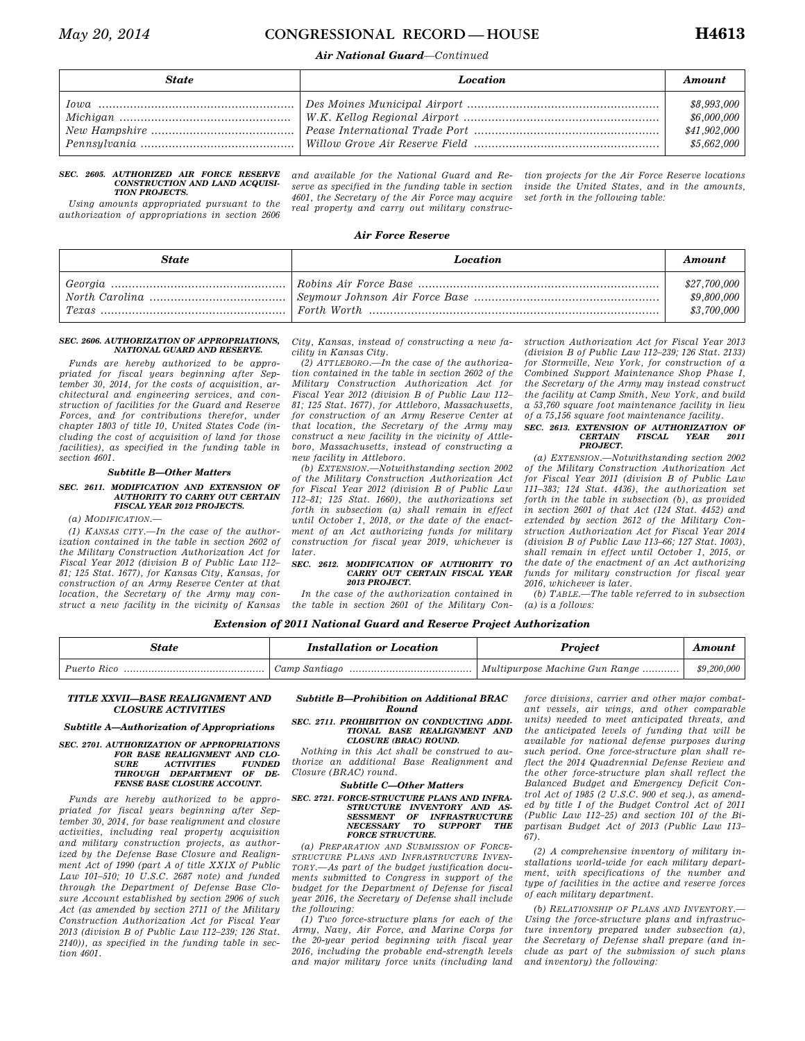*Air National Guard—Continued*

| State | Location | Amount |
|---|---|---|
| Iowa | Des Moines Municipal Airport | $8,993,000 |
| Michigan | W.K. Kellog Regional Airport | $6,000,000 |
| New Hampshire | Pease International Trade Port | $41,902,000 |
| Pennsylvania | Willow Grove Air Reserve Field | $5,662,000 |

**SEC. 2605. AUTHORIZED AIR FORCE RESERVE CONSTRUCTION AND LAND ACQUISITION PROJECTS.**

*Using amounts appropriated pursuant to the authorization of appropriations in section 2606 and available for the National Guard and Reserve as specified in the funding table in section 4601, the Secretary of the Air Force may acquire real property and carry out military construction projects for the Air Force Reserve locations inside the United States, and in the amounts, set forth in the following table:*

*Air Force Reserve*

| State | Location | Amount |
|---|---|---|
| Georgia | Robins Air Force Base | $27,700,000 |
| North Carolina | Seymour Johnson Air Force Base | $9,800,000 |
| Texas | Forth Worth | $3,700,000 |

**SEC. 2606. AUTHORIZATION OF APPROPRIATIONS, NATIONAL GUARD AND RESERVE.**

*Funds are hereby authorized to be appropriated for fiscal years beginning after September 30, 2014, for the costs of acquisition, architectural and engineering services, and construction of facilities for the Guard and Reserve Forces, and for contributions therefor, under chapter 1803 of title 10, United States Code (including the cost of acquisition of land for those facilities), as specified in the funding table in section 4601.*

**Subtitle B—Other Matters**

**SEC. 2611. MODIFICATION AND EXTENSION OF AUTHORITY TO CARRY OUT CERTAIN FISCAL YEAR 2012 PROJECTS.**

*(a) MODIFICATION.—*

*(1) KANSAS CITY.—In the case of the authorization contained in the table in section 2602 of the Military Construction Authorization Act for Fiscal Year 2012 (division B of Public Law 112–81; 125 Stat. 1677), for Kansas City, Kansas, for construction of an Army Reserve Center at that location, the Secretary of the Army may construct a new facility in the vicinity of Kansas City, Kansas, instead of constructing a new facility in Kansas City.*

*(2) ATTLEBORO.—In the case of the authorization contained in the table in section 2602 of the Military Construction Authorization Act for Fiscal Year 2012 (division B of Public Law 112–81; 125 Stat. 1677), for Attleboro, Massachusetts, for construction of an Army Reserve Center at that location, the Secretary of the Army may construct a new facility in the vicinity of Attleboro, Massachusetts, instead of constructing a new facility in Attleboro.*

*(b) EXTENSION.—Notwithstanding section 2002 of the Military Construction Authorization Act for Fiscal Year 2012 (division B of Public Law 112–81; 125 Stat. 1660), the authorizations set forth in subsection (a) shall remain in effect until October 1, 2018, or the date of the enactment of an Act authorizing funds for military construction for fiscal year 2019, whichever is later.*

**SEC. 2612. MODIFICATION OF AUTHORITY TO CARRY OUT CERTAIN FISCAL YEAR 2013 PROJECT.**

*In the case of the authorization contained in the table in section 2601 of the Military Construction Authorization Act for Fiscal Year 2013 (division B of Public Law 112–239; 126 Stat. 2133) for Stormville, New York, for construction of a Combined Support Maintenance Shop Phase I, the Secretary of the Army may instead construct the facility at Camp Smith, New York, and build a 53,760 square foot maintenance facility in lieu of a 75,156 square foot maintenance facility.*

**SEC. 2613. EXTENSION OF AUTHORIZATION OF CERTAIN FISCAL YEAR 2011 PROJECT.**

*(a) EXTENSION.—Notwithstanding section 2002 of the Military Construction Authorization Act for Fiscal Year 2011 (division B of Public Law 111–383; 124 Stat. 4436), the authorization set forth in the table in subsection (b), as provided in section 2601 of that Act (124 Stat. 4452) and extended by section 2612 of the Military Construction Authorization Act for Fiscal Year 2014 (division B of Public Law 113–66; 127 Stat. 1003), shall remain in effect until October 1, 2015, or the date of the enactment of an Act authorizing funds for military construction for fiscal year 2016, whichever is later.*

*(b) TABLE.—The table referred to in subsection (a) is a follows:*

*Extension of 2011 National Guard and Reserve Project Authorization*

| State | Installation or Location | Project | Amount |
|---|---|---|---|
| Puerto Rico | Camp Santiago | Multipurpose Machine Gun Range | $9,200,000 |

**TITLE XXVII—BASE REALIGNMENT AND CLOSURE ACTIVITIES**

**Subtitle A—Authorization of Appropriations**

**SEC. 2701. AUTHORIZATION OF APPROPRIATIONS FOR BASE REALIGNMENT AND CLOSURE ACTIVITIES FUNDED THROUGH DEPARTMENT OF DEFENSE BASE CLOSURE ACCOUNT.**

*Funds are hereby authorized to be appropriated for fiscal years beginning after September 30, 2014, for base realignment and closure activities, including real property acquisition and military construction projects, as authorized by the Defense Base Closure and Realignment Act of 1990 (part A of title XXIX of Public Law 101–510; 10 U.S.C. 2687 note) and funded through the Department of Defense Base Closure Account established by section 2906 of such Act (as amended by section 2711 of the Military Construction Authorization Act for Fiscal Year 2013 (division B of Public Law 112–239; 126 Stat. 2140)), as specified in the funding table in section 4601.*

**Subtitle B—Prohibition on Additional BRAC Round**

**SEC. 2711. PROHIBITION ON CONDUCTING ADDITIONAL BASE REALIGNMENT AND CLOSURE (BRAC) ROUND.**

*Nothing in this Act shall be construed to authorize an additional Base Realignment and Closure (BRAC) round.*

**Subtitle C—Other Matters**

**SEC. 2721. FORCE-STRUCTURE PLANS AND INFRASTRUCTURE INVENTORY AND ASSESSMENT OF INFRASTRUCTURE NECESSARY TO SUPPORT THE FORCE STRUCTURE.**

*(a) PREPARATION AND SUBMISSION OF FORCE-STRUCTURE PLANS AND INFRASTRUCTURE INVENTORY.—As part of the budget justification documents submitted to Congress in support of the budget for the Department of Defense for fiscal year 2016, the Secretary of Defense shall include the following:*

*(1) Two force-structure plans for each of the Army, Navy, Air Force, and Marine Corps for the 20-year period beginning with fiscal year 2016, including the probable end-strength levels and major military force units (including land force divisions, carrier and other major combatant vessels, air wings, and other comparable units) needed to meet anticipated threats, and the anticipated levels of funding that will be available for national defense purposes during such period. One force-structure plan shall reflect the 2014 Quadrennial Defense Review and the other force-structure plan shall reflect the Balanced Budget and Emergency Deficit Control Act of 1985 (2 U.S.C. 900 et seq.), as amended by title I of the Budget Control Act of 2011 (Public Law 112–25) and section 101 of the Bipartisan Budget Act of 2013 (Public Law 113–67).*

*(2) A comprehensive inventory of military installations world-wide for each military department, with specifications of the number and type of facilities in the active and reserve forces of each military department.*

*(b) RELATIONSHIP OF PLANS AND INVENTORY.—Using the force-structure plans and infrastructure inventory prepared under subsection (a), the Secretary of Defense shall prepare (and include as part of the submission of such plans and inventory) the following:*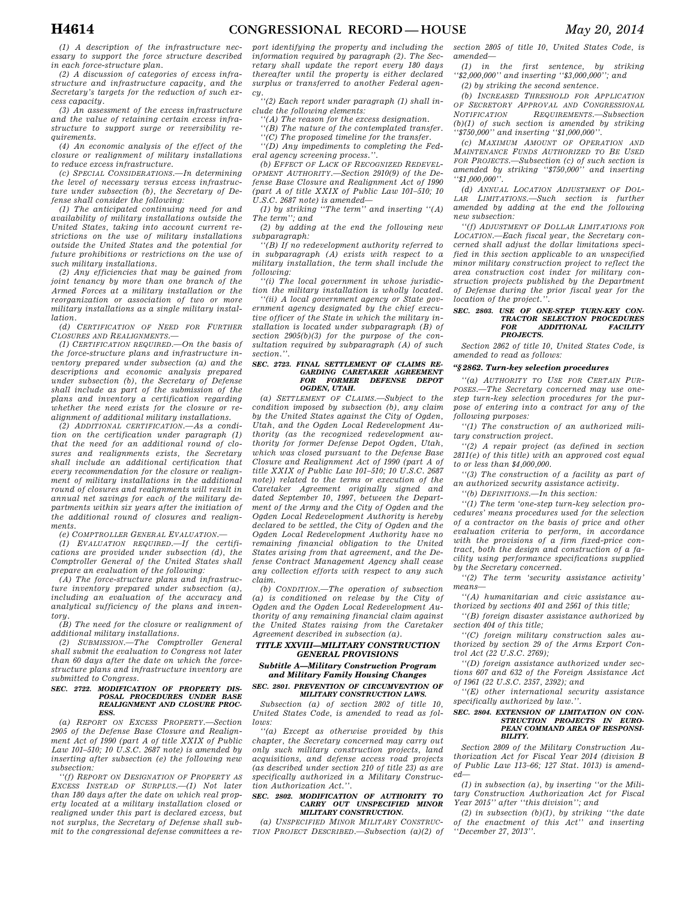(1) A description of the infrastructure necessary to support the force structure described in each force-structure plan.

(2) A discussion of categories of excess infrastructure and infrastructure capacity, and the Secretary's targets for the reduction of such excess capacity.

(3) An assessment of the excess infrastructure and the value of retaining certain excess infrastructure to support surge or reversibility requirements.

(4) An economic analysis of the effect of the closure or realignment of military installations to reduce excess infrastructure.

(c) *SPECIAL CONSIDERATIONS.*—In determining the level of necessary versus excess infrastructure under subsection (b), the Secretary of Defense shall consider the following:

(1) The anticipated continuing need for and availability of military installations outside the United States, taking into account current restrictions on the use of military installations outside the United States and the potential for future prohibitions or restrictions on the use of such military installations.

(2) Any efficiencies that may be gained from joint tenancy by more than one branch of the Armed Forces at a military installation or the reorganization or association of two or more military installations as a single military installation.

(d) *CERTIFICATION OF NEED FOR FURTHER CLOSURES AND REALIGNMENTS.*—

(1) *CERTIFICATION REQUIRED.*—On the basis of the force-structure plans and infrastructure inventory prepared under subsection (a) and the descriptions and economic analysis prepared under subsection (b), the Secretary of Defense shall include as part of the submission of the plans and inventory a certification regarding whether the need exists for the closure or realignment of additional military installations.

(2) *ADDITIONAL CERTIFICATION.*—As a condition on the certification under paragraph (1) that the need for an additional round of closures and realignments exists, the Secretary shall include an additional certification that every recommendation for the closure or realignment of military installations in the additional round of closures and realignments will result in annual net savings for each of the military departments within six years after the initiation of the additional round of closures and realignments.

(e) *COMPTROLLER GENERAL EVALUATION.*—

(1) *EVALUATION REQUIRED.*—If the certifications are provided under subsection (d), the Comptroller General of the United States shall prepare an evaluation of the following:

(A) The force-structure plans and infrastructure inventory prepared under subsection (a), including an evaluation of the accuracy and analytical sufficiency of the plans and inventory.

(B) The need for the closure or realignment of additional military installations.

(2) *SUBMISSION.*—The Comptroller General shall submit the evaluation to Congress not later than 60 days after the date on which the force-structure plans and infrastructure inventory are submitted to Congress.

### *SEC. 2722. MODIFICATION OF PROPERTY DISPOSAL PROCEDURES UNDER BASE REALIGNMENT AND CLOSURE PROCESS.*

(a) *REPORT ON EXCESS PROPERTY.*—Section 2905 of the Defense Base Closure and Realignment Act of 1990 (part A of title XXIX of Public Law 101–510; 10 U.S.C. 2687 note) is amended by inserting after subsection (e) the following new subsection:

''(f) *REPORT ON DESIGNATION OF PROPERTY AS EXCESS INSTEAD OF SURPLUS.*—(1) Not later than 180 days after the date on which real property located at a military installation closed or realigned under this part is declared excess, but not surplus, the Secretary of Defense shall submit to the congressional defense committees a report identifying the property and including the information required by paragraph (2). The Secretary shall update the report every 180 days thereafter until the property is either declared surplus or transferred to another Federal agency.

''(2) Each report under paragraph (1) shall include the following elements:

''(A) The reason for the excess designation.

''(B) The nature of the contemplated transfer.

''(C) The proposed timeline for the transfer.

''(D) Any impediments to completing the Federal agency screening process.''.

(b) *EFFECT OF LACK OF RECOGNIZED REDEVELOPMENT AUTHORITY.*—Section 2910(9) of the Defense Base Closure and Realignment Act of 1990 (part A of title XXIX of Public Law 101–510; 10 U.S.C. 2687 note) is amended—

(1) by striking ''The term'' and inserting ''(A) The term''; and

(2) by adding at the end the following new subparagraph:

''(B) If no redevelopment authority referred to in subparagraph (A) exists with respect to a military installation, the term shall include the following:

''(i) The local government in whose jurisdiction the military installation is wholly located.

''(ii) A local government agency or State government agency designated by the chief executive officer of the State in which the military installation is located under subparagraph (B) of section 2905(b)(3) for the purpose of the consultation required by subparagraph (A) of such section.''.

### *SEC. 2723. FINAL SETTLEMENT OF CLAIMS REGARDING CARETAKER AGREEMENT FOR FORMER DEFENSE DEPOT OGDEN, UTAH.*

(a) *SETTLEMENT OF CLAIMS.*—Subject to the condition imposed by subsection (b), any claim by the United States against the City of Ogden, Utah, and the Ogden Local Redevelopment Authority (as the recognized redevelopment authority for former Defense Depot Ogden, Utah, which was closed pursuant to the Defense Base Closure and Realignment Act of 1990 (part A of title XXIX of Public Law 101–510; 10 U.S.C. 2687 note)) related to the terms or execution of the Caretaker Agreement originally signed and dated September 10, 1997, between the Department of the Army and the City of Ogden and the Ogden Local Redevelopment Authority is hereby declared to be settled, the City of Ogden and the Ogden Local Redevelopment Authority have no remaining financial obligation to the United States arising from that agreement, and the Defense Contract Management Agency shall cease any collection efforts with respect to any such claim.

(b) *CONDITION.*—The operation of subsection (a) is conditioned on release by the City of Ogden and the Ogden Local Redevelopment Authority of any remaining financial claim against the United States raising from the Caretaker Agreement described in subsection (a).

## *TITLE XXVIII—MILITARY CONSTRUCTION GENERAL PROVISIONS*

### *Subtitle A—Military Construction Program and Military Family Housing Changes*

### *SEC. 2801. PREVENTION OF CIRCUMVENTION OF MILITARY CONSTRUCTION LAWS.*

Subsection (a) of section 2802 of title 10, United States Code, is amended to read as follows:

''(a) Except as otherwise provided by this chapter, the Secretary concerned may carry out only such military construction projects, land acquisitions, and defense access road projects (as described under section 210 of title 23) as are specifically authorized in a Military Construction Authorization Act.''.

### *SEC. 2802. MODIFICATION OF AUTHORITY TO CARRY OUT UNSPECIFIED MINOR MILITARY CONSTRUCTION.*

(a) *UNSPECIFIED MINOR MILITARY CONSTRUCTION PROJECT DESCRIBED.*—Subsection (a)(2) of section 2805 of title 10, United States Code, is amended—

(1) in the first sentence, by striking ''$2,000,000'' and inserting ''$3,000,000''; and

(2) by striking the second sentence.

(b) *INCREASED THRESHOLD FOR APPLICATION OF SECRETARY APPROVAL AND CONGRESSIONAL NOTIFICATION REQUIREMENTS.*—Subsection (b)(1) of such section is amended by striking ''$750,000'' and inserting ''$1,000,000''.

(c) *MAXIMUM AMOUNT OF OPERATION AND MAINTENANCE FUNDS AUTHORIZED TO BE USED FOR PROJECTS.*—Subsection (c) of such section is amended by striking ''$750,000'' and inserting ''$1,000,000''.

(d) *ANNUAL LOCATION ADJUSTMENT OF DOLLAR LIMITATIONS.*—Such section is further amended by adding at the end the following new subsection:

''(f) *ADJUSTMENT OF DOLLAR LIMITATIONS FOR LOCATION.*—Each fiscal year, the Secretary concerned shall adjust the dollar limitations specified in this section applicable to an unspecified minor military construction project to reflect the area construction cost index for military construction projects published by the Department of Defense during the prior fiscal year for the location of the project.''.

### *SEC. 2803. USE OF ONE-STEP TURN-KEY CONTRACTOR SELECTION PROCEDURES FOR ADDITIONAL FACILITY PROJECTS.*

Section 2862 of title 10, United States Code, is amended to read as follows:

**''§2862. Turn-key selection procedures**

''(a) *AUTHORITY TO USE FOR CERTAIN PURPOSES.*—The Secretary concerned may use one-step turn-key selection procedures for the purpose of entering into a contract for any of the following purposes:

''(1) The construction of an authorized military construction project.

''(2) A repair project (as defined in section 2811(e) of this title) with an approved cost equal to or less than $4,000,000.

''(3) The construction of a facility as part of an authorized security assistance activity.

''(b) *DEFINITIONS.*—In this section:

''(1) The term 'one-step turn-key selection procedures' means procedures used for the selection of a contractor on the basis of price and other evaluation criteria to perform, in accordance with the provisions of a firm fixed-price contract, both the design and construction of a facility using performance specifications supplied by the Secretary concerned.

''(2) The term 'security assistance activity' means—

''(A) humanitarian and civic assistance authorized by sections 401 and 2561 of this title;

''(B) foreign disaster assistance authorized by section 404 of this title;

''(C) foreign military construction sales authorized by section 29 of the Arms Export Control Act (22 U.S.C. 2769);

''(D) foreign assistance authorized under sections 607 and 632 of the Foreign Assistance Act of 1961 (22 U.S.C. 2357, 2392); and

''(E) other international security assistance specifically authorized by law.''.

### *SEC. 2804. EXTENSION OF LIMITATION ON CONSTRUCTION PROJECTS IN EUROPEAN COMMAND AREA OF RESPONSIBILITY.*

Section 2809 of the Military Construction Authorization Act for Fiscal Year 2014 (division B of Public Law 113–66; 127 Stat. 1013) is amended—

(1) in subsection (a), by inserting ''or the Military Construction Authorization Act for Fiscal Year 2015'' after ''this division''; and

(2) in subsection (b)(1), by striking ''the date of the enactment of this Act'' and inserting ''December 27, 2013''.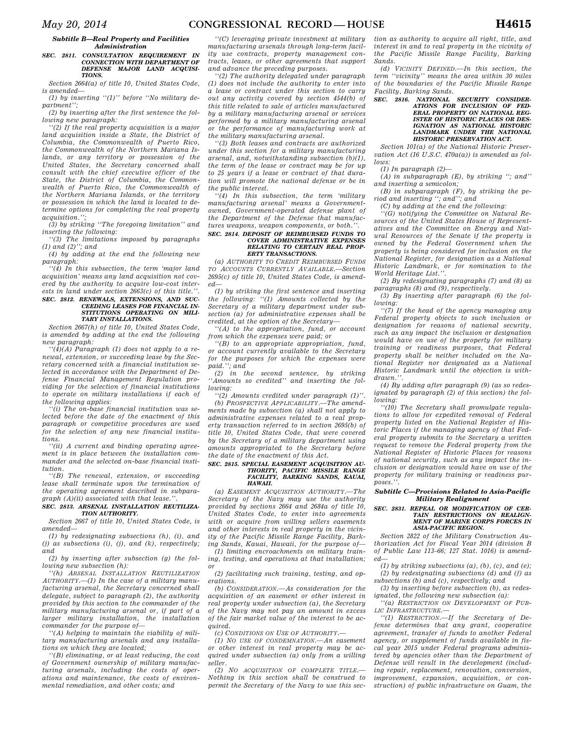### *Subtitle B—Real Property and Facilities Administration*

**SEC. 2811. CONSULTATION REQUIREMENT IN CONNECTION WITH DEPARTMENT OF DEFENSE MAJOR LAND ACQUISITIONS.**

*Section 2664(a) of title 10, United States Code, is amended—*

*(1) by inserting ''(1)'' before ''No military department'';*

*(2) by inserting after the first sentence the following new paragraph:*

*''(2) If the real property acquisition is a major land acquisition inside a State, the District of Columbia, the Commonwealth of Puerto Rico, the Commonwealth of the Northern Mariana Islands, or any territory or possession of the United States, the Secretary concerned shall consult with the chief executive officer of the State, the District of Columbia, the Commonwealth of Puerto Rico, the Commonwealth of the Northern Mariana Islands, or the territory or possession in which the land is located to determine options for completing the real property acquisition.'';*

*(3) by striking ''The foregoing limitation'' and inserting the following:*

*''(3) The limitations imposed by paragraphs (1) and (2)''; and*

*(4) by adding at the end the following new paragraph:*

*''(4) In this subsection, the term 'major land acquisition' means any land acquisition not covered by the authority to acquire low-cost interests in land under section 2663(c) of this title.''.*

**SEC. 2812. RENEWALS, EXTENSIONS, AND SUCCEEDING LEASES FOR FINANCIAL INSTITUTIONS OPERATING ON MILITARY INSTALLATIONS.**

*Section 2667(h) of title 10, United States Code, is amended by adding at the end the following new paragraph:*

*''(4)(A) Paragraph (1) does not apply to a renewal, extension, or succeeding lease by the Secretary concerned with a financial institution selected in accordance with the Department of Defense Financial Management Regulation providing for the selection of financial institutions to operate on military installations if each of the following applies:*

*''(i) The on-base financial institution was selected before the date of the enactment of this paragraph or competitive procedures are used for the selection of any new financial institutions.*

*''(ii) A current and binding operating agreement is in place between the installation commander and the selected on-base financial institution.*

*''(B) The renewal, extension, or succeeding lease shall terminate upon the termination of the operating agreement described in subparagraph (A)(ii) associated with that lease.''.*

**SEC. 2813. ARSENAL INSTALLATION REUTILIZATION AUTHORITY.**

*Section 2667 of title 10, United States Code, is amended—*

*(1) by redesignating subsections (h), (i), and (j) as subsections (i), (j), and (k), respectively; and*

*(2) by inserting after subsection (g) the following new subsection (h):*

*''(h) ARSENAL INSTALLATION REUTILIZATION AUTHORITY.—(1) In the case of a military manufacturing arsenal, the Secretary concerned shall delegate, subject to paragraph (2), the authority provided by this section to the commander of the military manufacturing arsenal or, if part of a larger military installation, the installation commander for the purpose of—*

*''(A) helping to maintain the viability of military manufacturing arsenals and any installations on which they are located;*

*''(B) eliminating, or at least reducing, the cost of Government ownership of military manufacturing arsenals, including the costs of operations and maintenance, the costs of environmental remediation, and other costs; and*

*''(C) leveraging private investment at military manufacturing arsenals through long-term facility use contracts, property management contracts, leases, or other agreements that support and advance the preceding purposes.*

*''(2) The authority delegated under paragraph (1) does not include the authority to enter into a lease or contract under this section to carry out any activity covered by section 4544(b) of this title related to sale of articles manufactured by a military manufacturing arsenal or services performed by a military manufacturing arsenal or the performance of manufacturing work at the military manufacturing arsenal.*

*''(3) Both leases and contracts are authorized under this section for a military manufacturing arsenal, and, notwithstanding subsection (b)(1), the term of the lease or contract may be for up to 25 years if a lease or contract of that duration will promote the national defense or be in the public interest.*

*''(4) In this subsection, the term 'military manufacturing arsenal' means a Government-owned, Government-operated defense plant of the Department of the Defense that manufactures weapons, weapon components, or both.''.*

**SEC. 2814. DEPOSIT OF REIMBURSED FUNDS TO COVER ADMINISTRATIVE EXPENSES RELATING TO CERTAIN REAL PROPERTY TRANSACTIONS.**

*(a) AUTHORITY TO CREDIT REIMBURSED FUNDS TO ACCOUNTS CURRENTLY AVAILABLE.—Section 2695(c) of title 10, United States Code, is amended—*

*(1) by striking the first sentence and inserting the following: ''(1) Amounts collected by the Secretary of a military department under subsection (a) for administrative expenses shall be credited, at the option of the Secretary—*

*''(A) to the appropriation, fund, or account from which the expenses were paid; or*

*''(B) to an appropriate appropriation, fund, or account currently available to the Secretary for the purposes for which the expenses were paid.''; and*

*(2) in the second sentence, by striking ''Amounts so credited'' and inserting the following:*

*''(2) Amounts credited under paragraph (1)''.*

*(b) PROSPECTIVE APPLICABILITY.—The amendments made by subsection (a) shall not apply to administrative expenses related to a real property transaction referred to in section 2695(b) of title 10, United States Code, that were covered by the Secretary of a military department using amounts appropriated to the Secretary before the date of the enactment of this Act.*

**SEC. 2815. SPECIAL EASEMENT ACQUISITION AUTHORITY, PACIFIC MISSILE RANGE FACILITY, BARKING SANDS, KAUAI, HAWAII.**

*(a) EASEMENT ACQUISITION AUTHORITY.—The Secretary of the Navy may use the authority provided by sections 2664 and 2684a of title 10, United States Code, to enter into agreements with or acquire from willing sellers easements and other interests in real property in the vicinity of the Pacific Missile Range Facility, Barking Sands, Kauai, Hawaii, for the purpose of—*

*(1) limiting encroachments on military training, testing, and operations at that installation; or*

*(2) facilitating such training, testing, and operations.*

*(b) CONSIDERATION.—As consideration for the acquisition of an easement or other interest in real property under subsection (a), the Secretary of the Navy may not pay an amount in excess of the fair market value of the interest to be acquired.*

*(c) CONDITIONS ON USE OF AUTHORITY.—*

*(1) NO USE OF CONDEMNATION.—An easement or other interest in real property may be acquired under subsection (a) only from a willing seller.*

*(2) NO ACQUISITION OF COMPLETE TITLE.—Nothing in this section shall be construed to permit the Secretary of the Navy to use this section as authority to acquire all right, title, and interest in and to real property in the vicinity of the Pacific Missile Range Facility, Barking Sands.*

*(d) VICINITY DEFINED.—In this section, the term ''vicinity'' means the area within 30 miles of the boundaries of the Pacific Missile Range Facility, Barking Sands.*

**SEC. 2816. NATIONAL SECURITY CONSIDERATIONS FOR INCLUSION OF FEDERAL PROPERTY ON NATIONAL REGISTER OF HISTORIC PLACES OR DESIGNATION AS NATIONAL HISTORIC LANDMARK UNDER THE NATIONAL HISTORIC PRESERVATION ACT.**

*Section 101(a) of the National Historic Preservation Act (16 U.S.C. 470a(a)) is amended as follows:*

*(1) In paragraph (2)—*

*(A) in subparagraph (E), by striking ''; and'' and inserting a semicolon;*

*(B) in subparagraph (F), by striking the period and inserting ''; and''; and*

*(C) by adding at the end the following:*

*''(G) notifying the Committee on Natural Resources of the United States House of Representatives and the Committee on Energy and Natural Resources of the Senate if the property is owned by the Federal Government when the property is being considered for inclusion on the National Register, for designation as a National Historic Landmark, or for nomination to the World Heritage List.''.*

*(2) By redesignating paragraphs (7) and (8) as paragraphs (8) and (9), respectively.*

*(3) By inserting after paragraph (6) the following:*

*''(7) If the head of the agency managing any Federal property objects to such inclusion or designation for reasons of national security, such as any impact the inclusion or designation would have on use of the property for military training or readiness purposes, that Federal property shall be neither included on the National Register nor designated as a National Historic Landmark until the objection is withdrawn.''.*

*(4) By adding after paragraph (9) (as so redesignated by paragraph (2) of this section) the following:*

*''(10) The Secretary shall promulgate regulations to allow for expedited removal of Federal property listed on the National Register of Historic Places if the managing agency of that Federal property submits to the Secretary a written request to remove the Federal property from the National Register of Historic Places for reasons of national security, such as any impact the inclusion or designation would have on use of the property for military training or readiness purposes.''.*

### *Subtitle C—Provisions Related to Asia-Pacific Military Realignment*

**SEC. 2831. REPEAL OR MODIFICATION OF CERTAIN RESTRICTIONS ON REALIGNMENT OF MARINE CORPS FORCES IN ASIA-PACIFIC REGION.**

*Section 2822 of the Military Construction Authorization Act for Fiscal Year 2014 (division B of Public Law 113–66; 127 Stat. 1016) is amended—*

*(1) by striking subsections (a), (b), (c), and (e);*

*(2) by redesignating subsections (d) and (f) as subsections (b) and (c), respectively; and*

*(3) by inserting before subsection (b), as redesignated, the following new subsection (a):*

*''(a) RESTRICTION ON DEVELOPMENT OF PUBLIC INFRASTRUCTURE.—*

*''(1) RESTRICTION.—If the Secretary of Defense determines that any grant, cooperative agreement, transfer of funds to another Federal agency, or supplement of funds available in fiscal year 2015 under Federal programs administered by agencies other than the Department of Defense will result in the development (including repair, replacement, renovation, conversion, improvement, expansion, acquisition, or construction) of public infrastructure on Guam, the*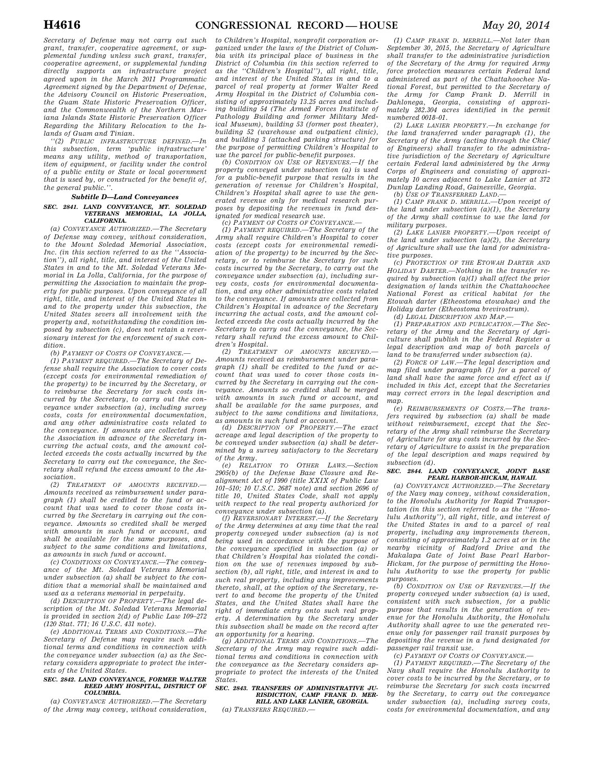*Secretary of Defense may not carry out such grant, transfer, cooperative agreement, or supplemental funding unless such grant, transfer, cooperative agreement, or supplemental funding directly supports an infrastructure project agreed upon in the March 2011 Programmatic Agreement signed by the Department of Defense, the Advisory Council on Historic Preservation, the Guam State Historic Preservation Officer, and the Commonwealth of the Northern Mariana Islands State Historic Preservation Officer Regarding the Military Relocation to the Islands of Guam and Tinian.*

*''(2) PUBLIC INFRASTRUCTURE DEFINED.—In this subsection, term 'public infrastructure' means any utility, method of transportation, item of equipment, or facility under the control of a public entity or State or local government that is used by, or constructed for the benefit of, the general public.''.*

### *Subtitle D—Land Conveyances*

#### *SEC. 2841. LAND CONVEYANCE, MT. SOLEDAD VETERANS MEMORIAL, LA JOLLA, CALIFORNIA.*

*(a) CONVEYANCE AUTHORIZED.—The Secretary of Defense may convey, without consideration, to the Mount Soledad Memorial Association, Inc. (in this section referred to as the ''Association''), all right, title, and interest of the United States in and to the Mt. Soledad Veterans Memorial in La Jolla, California, for the purpose of permitting the Association to maintain the property for public purposes. Upon conveyance of all right, title, and interest of the United States in and to the property under this subsection, the United States severs all involvement with the property and, notwithstanding the condition imposed by subsection (c), does not retain a reversionary interest for the enforcement of such condition.*

*(b) PAYMENT OF COSTS OF CONVEYANCE.—*

*(1) PAYMENT REQUIRED.—The Secretary of Defense shall require the Association to cover costs (except costs for environmental remediation of the property) to be incurred by the Secretary, or to reimburse the Secretary for such costs incurred by the Secretary, to carry out the conveyance under subsection (a), including survey costs, costs for environmental documentation, and any other administrative costs related to the conveyance. If amounts are collected from the Association in advance of the Secretary incurring the actual costs, and the amount collected exceeds the costs actually incurred by the Secretary to carry out the conveyance, the Secretary shall refund the excess amount to the Association.*

*(2) TREATMENT OF AMOUNTS RECEIVED.—Amounts received as reimbursement under paragraph (1) shall be credited to the fund or account that was used to cover those costs incurred by the Secretary in carrying out the conveyance. Amounts so credited shall be merged with amounts in such fund or account, and shall be available for the same purposes, and subject to the same conditions and limitations, as amounts in such fund or account.*

*(c) CONDITIONS ON CONVEYANCE.—The conveyance of the Mt. Soledad Veterans Memorial under subsection (a) shall be subject to the condition that a memorial shall be maintained and used as a veterans memorial in perpetuity.*

*(d) DESCRIPTION OF PROPERTY.—The legal description of the Mt. Soledad Veterans Memorial is provided in section 2(d) of Public Law 109–272 (120 Stat. 771; 16 U.S.C. 431 note).*

*(e) ADDITIONAL TERMS AND CONDITIONS.—The Secretary of Defense may require such additional terms and conditions in connection with the conveyance under subsection (a) as the Secretary considers appropriate to protect the interests of the United States.*

#### *SEC. 2842. LAND CONVEYANCE, FORMER WALTER REED ARMY HOSPITAL, DISTRICT OF COLUMBIA.*

*(a) CONVEYANCE AUTHORIZED.—The Secretary of the Army may convey, without consideration, to Children's Hospital, nonprofit corporation organized under the laws of the District of Columbia with its principal place of business in the District of Columbia (in this section referred to as the ''Children's Hospital''), all right, title, and interest of the United States in and to a parcel of real property at former Walter Reed Army Hospital in the District of Columbia consisting of approximately 13.25 acres and including building 54 (The Armed Forces Institute of Pathology Building and former Military Medical Museum), building 53 (former post theater), building 52 (warehouse and outpatient clinic), and building 3 (attached parking structure) for the purpose of permitting Children's Hospital to use the parcel for public-benefit purposes.*

*(b) CONDITION ON USE OF REVENUES.—If the property conveyed under subsection (a) is used for a public-benefit purpose that results in the generation of revenue for Children's Hospital, Children's Hospital shall agree to use the generated revenue only for medical research purposes by depositing the revenues in a fund designated for medical research use.*

*(c) PAYMENT OF COSTS OF CONVEYANCE.—*

*(1) PAYMENT REQUIRED.—The Secretary of the Army shall require Children's Hospital to cover costs (except costs for environmental remediation of the property) to be incurred by the Secretary, or to reimburse the Secretary for such costs incurred by the Secretary, to carry out the conveyance under subsection (a), including survey costs, costs for environmental documentation, and any other administrative costs related to the conveyance. If amounts are collected from Children's Hospital in advance of the Secretary incurring the actual costs, and the amount collected exceeds the costs actually incurred by the Secretary to carry out the conveyance, the Secretary shall refund the excess amount to Children's Hospital.*

*(2) TREATMENT OF AMOUNTS RECEIVED.—Amounts received as reimbursement under paragraph (1) shall be credited to the fund or account that was used to cover those costs incurred by the Secretary in carrying out the conveyance. Amounts so credited shall be merged with amounts in such fund or account, and shall be available for the same purposes, and subject to the same conditions and limitations, as amounts in such fund or account.*

*(d) DESCRIPTION OF PROPERTY.—The exact acreage and legal description of the property to be conveyed under subsection (a) shall be determined by a survey satisfactory to the Secretary of the Army.*

*(e) RELATION TO OTHER LAWS.—Section 2905(b) of the Defense Base Closure and Realignment Act of 1990 (title XXIX of Public Law 101–510; 10 U.S.C. 2687 note) and section 2696 of title 10, United States Code, shall not apply with respect to the real property authorized for conveyance under subsection (a).*

*(f) REVERSIONARY INTEREST.—If the Secretary of the Army determines at any time that the real property conveyed under subsection (a) is not being used in accordance with the purpose of the conveyance specified in subsection (a) or that Children's Hospital has violated the condition on the use of revenues imposed by subsection (b), all right, title, and interest in and to such real property, including any improvements thereto, shall, at the option of the Secretary, revert to and become the property of the United States, and the United States shall have the right of immediate entry onto such real property. A determination by the Secretary under this subsection shall be made on the record after an opportunity for a hearing.*

*(g) ADDITIONAL TERMS AND CONDITIONS.—The Secretary of the Army may require such additional terms and conditions in connection with the conveyance as the Secretary considers appropriate to protect the interests of the United States.*

#### *SEC. 2843. TRANSFERS OF ADMINISTRATIVE JURISDICTION, CAMP FRANK D. MERRILL AND LAKE LANIER, GEORGIA.*

*(a) TRANSFERS REQUIRED.—*

*(1) CAMP FRANK D. MERRILL.—Not later than September 30, 2015, the Secretary of Agriculture shall transfer to the administrative jurisdiction of the Secretary of the Army for required Army force protection measures certain Federal land administered as part of the Chattahoochee National Forest, but permitted to the Secretary of the Army for Camp Frank D. Merrill in Dahlonega, Georgia, consisting of approximately 282.304 acres identified in the permit numbered 0018–01.*

*(2) LAKE LANIER PROPERTY.—In exchange for the land transferred under paragraph (1), the Secretary of the Army (acting through the Chief of Engineers) shall transfer to the administrative jurisdiction of the Secretary of Agriculture certain Federal land administered by the Army Corps of Engineers and consisting of approximately 10 acres adjacent to Lake Lanier at 372 Dunlap Landing Road, Gainesville, Georgia.*

*(b) USE OF TRANSFERRED LAND.—*

*(1) CAMP FRANK D. MERRILL.—Upon receipt of the land under subsection (a)(1), the Secretary of the Army shall continue to use the land for military purposes.*

*(2) LAKE LANIER PROPERTY.—Upon receipt of the land under subsection (a)(2), the Secretary of Agriculture shall use the land for administrative purposes.*

*(c) PROTECTION OF THE ETOWAH DARTER AND HOLIDAY DARTER.—Nothing in the transfer required by subsection (a)(1) shall affect the prior designation of lands within the Chattahoochee National Forest as critical habitat for the Etowah darter (Etheostoma etowahae) and the Holiday darter (Etheostoma brevirostrum).*

*(d) LEGAL DESCRIPTION AND MAP.—*

*(1) PREPARATION AND PUBLICATION.—The Secretary of the Army and the Secretary of Agriculture shall publish in the Federal Register a legal description and map of both parcels of land to be transferred under subsection (a).*

*(2) FORCE OF LAW.—The legal description and map filed under paragraph (1) for a parcel of land shall have the same force and effect as if included in this Act, except that the Secretaries may correct errors in the legal description and map.*

*(e) REIMBURSEMENTS OF COSTS.—The transfers required by subsection (a) shall be made without reimbursement, except that the Secretary of the Army shall reimburse the Secretary of Agriculture for any costs incurred by the Secretary of Agriculture to assist in the preparation of the legal description and maps required by subsection (d).*

#### *SEC. 2844. LAND CONVEYANCE, JOINT BASE PEARL HARBOR-HICKAM, HAWAII.*

*(a) CONVEYANCE AUTHORIZED.—The Secretary of the Navy may convey, without consideration, to the Honolulu Authority for Rapid Transportation (in this section referred to as the ''Honolulu Authority''), all right, title, and interest of the United States in and to a parcel of real property, including any improvements thereon, consisting of approximately 1.2 acres at or in the nearby vicinity of Radford Drive and the Makalapa Gate of Joint Base Pearl Harbor-Hickam, for the purpose of permitting the Honolulu Authority to use the property for public purposes.*

*(b) CONDITION ON USE OF REVENUES.—If the property conveyed under subsection (a) is used, consistent with such subsection, for a public purpose that results in the generation of revenue for the Honolulu Authority, the Honolulu Authority shall agree to use the generated revenue only for passenger rail transit purposes by depositing the revenue in a fund designated for passenger rail transit use.*

*(c) PAYMENT OF COSTS OF CONVEYANCE.—*

*(1) PAYMENT REQUIRED.—The Secretary of the Navy shall require the Honolulu Authority to cover costs to be incurred by the Secretary, or to reimburse the Secretary for such costs incurred by the Secretary, to carry out the conveyance under subsection (a), including survey costs, costs for environmental documentation, and any*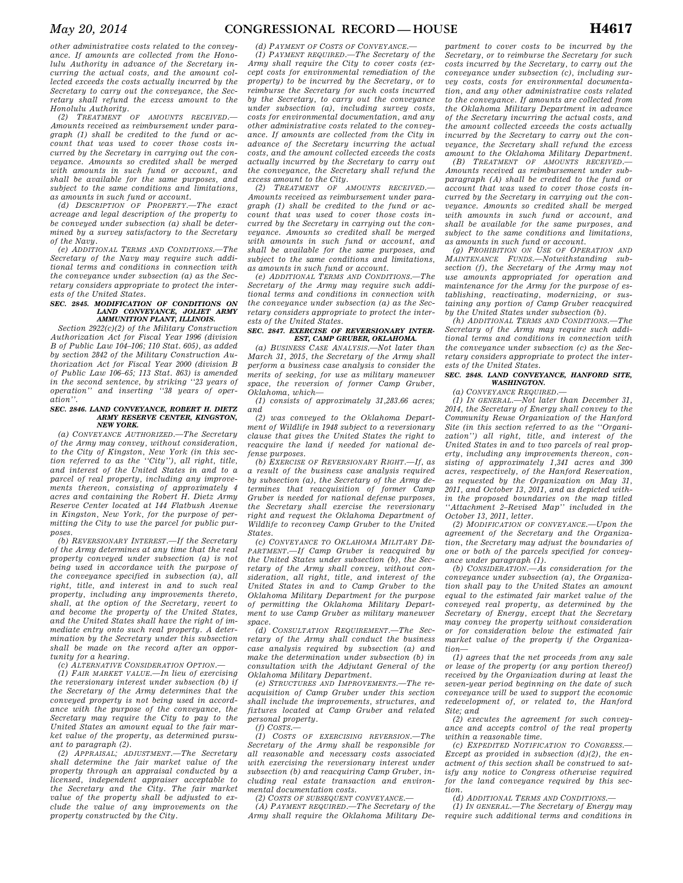*other administrative costs related to the conveyance. If amounts are collected from the Honolulu Authority in advance of the Secretary incurring the actual costs, and the amount collected exceeds the costs actually incurred by the Secretary to carry out the conveyance, the Secretary shall refund the excess amount to the Honolulu Authority.*

*(2) TREATMENT OF AMOUNTS RECEIVED.—Amounts received as reimbursement under paragraph (1) shall be credited to the fund or account that was used to cover those costs incurred by the Secretary in carrying out the conveyance. Amounts so credited shall be merged with amounts in such fund or account, and shall be available for the same purposes, and subject to the same conditions and limitations, as amounts in such fund or account.*

*(d) DESCRIPTION OF PROPERTY.—The exact acreage and legal description of the property to be conveyed under subsection (a) shall be determined by a survey satisfactory to the Secretary of the Navy.*

*(e) ADDITIONAL TERMS AND CONDITIONS.—The Secretary of the Navy may require such additional terms and conditions in connection with the conveyance under subsection (a) as the Secretary considers appropriate to protect the interests of the United States.*

### *SEC. 2845. MODIFICATION OF CONDITIONS ON LAND CONVEYANCE, JOLIET ARMY AMMUNITION PLANT, ILLINOIS.*

*Section 2922(c)(2) of the Military Construction Authorization Act for Fiscal Year 1996 (division B of Public Law 104–106; 110 Stat. 605), as added by section 2842 of the Military Construction Authorization Act for Fiscal Year 2000 (division B of Public Law 106–65; 113 Stat. 863) is amended in the second sentence, by striking ''23 years of operation'' and inserting ''38 years of operation''.*

### *SEC. 2846. LAND CONVEYANCE, ROBERT H. DIETZ ARMY RESERVE CENTER, KINGSTON, NEW YORK.*

*(a) CONVEYANCE AUTHORIZED.—The Secretary of the Army may convey, without consideration, to the City of Kingston, New York (in this section referred to as the ''City''), all right, title, and interest of the United States in and to a parcel of real property, including any improvements thereon, consisting of approximately 4 acres and containing the Robert H. Dietz Army Reserve Center located at 144 Flatbush Avenue in Kingston, New York, for the purpose of permitting the City to use the parcel for public purposes.*

*(b) REVERSIONARY INTEREST.—If the Secretary of the Army determines at any time that the real property conveyed under subsection (a) is not being used in accordance with the purpose of the conveyance specified in subsection (a), all right, title, and interest in and to such real property, including any improvements thereto, shall, at the option of the Secretary, revert to and become the property of the United States, and the United States shall have the right of immediate entry onto such real property. A determination by the Secretary under this subsection shall be made on the record after an opportunity for a hearing.*

*(c) ALTERNATIVE CONSIDERATION OPTION.—*

*(1) FAIR MARKET VALUE.—In lieu of exercising the reversionary interest under subsection (b) if the Secretary of the Army determines that the conveyed property is not being used in accordance with the purpose of the conveyance, the Secretary may require the City to pay to the United States an amount equal to the fair market value of the property, as determined pursuant to paragraph (2).*

*(2) APPRAISAL; ADJUSTMENT.—The Secretary shall determine the fair market value of the property through an appraisal conducted by a licensed, independent appraiser acceptable to the Secretary and the City. The fair market value of the property shall be adjusted to exclude the value of any improvements on the property constructed by the City.*

*(d) PAYMENT OF COSTS OF CONVEYANCE.—*

*(1) PAYMENT REQUIRED.—The Secretary of the Army shall require the City to cover costs (except costs for environmental remediation of the property) to be incurred by the Secretary, or to reimburse the Secretary for such costs incurred by the Secretary, to carry out the conveyance under subsection (a), including survey costs, costs for environmental documentation, and any other administrative costs related to the conveyance. If amounts are collected from the City in advance of the Secretary incurring the actual costs, and the amount collected exceeds the costs actually incurred by the Secretary to carry out the conveyance, the Secretary shall refund the excess amount to the City.*

*(2) TREATMENT OF AMOUNTS RECEIVED.—Amounts received as reimbursement under paragraph (1) shall be credited to the fund or account that was used to cover those costs incurred by the Secretary in carrying out the conveyance. Amounts so credited shall be merged with amounts in such fund or account, and shall be available for the same purposes, and subject to the same conditions and limitations, as amounts in such fund or account.*

*(e) ADDITIONAL TERMS AND CONDITIONS.—The Secretary of the Army may require such additional terms and conditions in connection with the conveyance under subsection (a) as the Secretary considers appropriate to protect the interests of the United States.*

### *SEC. 2847. EXERCISE OF REVERSIONARY INTEREST, CAMP GRUBER, OKLAHOMA.*

*(a) BUSINESS CASE ANALYSIS.—Not later than March 31, 2015, the Secretary of the Army shall perform a business case analysis to consider the merits of seeking, for use as military maneuver space, the reversion of former Camp Gruber, Oklahoma, which—*

*(1) consists of approximately 31,283.66 acres; and*

*(2) was conveyed to the Oklahoma Department of Wildlife in 1948 subject to a reversionary clause that gives the United States the right to reacquire the land if needed for national defense purposes.*

*(b) EXERCISE OF REVERSIONARY RIGHT.—If, as a result of the business case analysis required by subsection (a), the Secretary of the Army determines that reacquisition of former Camp Gruber is needed for national defense purposes, the Secretary shall exercise the reversionary right and request the Oklahoma Department of Wildlife to reconvey Camp Gruber to the United States.*

*(c) CONVEYANCE TO OKLAHOMA MILITARY DEPARTMENT.—If Camp Gruber is reacquired by the United States under subsection (b), the Secretary of the Army shall convey, without consideration, all right, title, and interest of the United States in and to Camp Gruber to the Oklahoma Military Department for the purpose of permitting the Oklahoma Military Department to use Camp Gruber as military maneuver space.*

*(d) CONSULTATION REQUIREMENT.—The Secretary of the Army shall conduct the business case analysis required by subsection (a) and make the determination under subsection (b) in consultation with the Adjutant General of the Oklahoma Military Department.*

*(e) STRUCTURES AND IMPROVEMENTS.—The reacquisition of Camp Gruber under this section shall include the improvements, structures, and fixtures located at Camp Gruber and related personal property.*

*(f) COSTS.—*

*(1) COSTS OF EXERCISING REVERSION.—The Secretary of the Army shall be responsible for all reasonable and necessary costs associated with exercising the reversionary interest under subsection (b) and reacquiring Camp Gruber, including real estate transaction and environmental documentation costs.*

*(2) COSTS OF SUBSEQUENT CONVEYANCE.—*

*(A) PAYMENT REQUIRED.—The Secretary of the Army shall require the Oklahoma Military Department to cover costs to be incurred by the Secretary, or to reimburse the Secretary for such costs incurred by the Secretary, to carry out the conveyance under subsection (c), including survey costs, costs for environmental documentation, and any other administrative costs related to the conveyance. If amounts are collected from the Oklahoma Military Department in advance of the Secretary incurring the actual costs, and the amount collected exceeds the costs actually incurred by the Secretary to carry out the conveyance, the Secretary shall refund the excess amount to the Oklahoma Military Department.*

*(B) TREATMENT OF AMOUNTS RECEIVED.—Amounts received as reimbursement under subparagraph (A) shall be credited to the fund or account that was used to cover those costs incurred by the Secretary in carrying out the conveyance. Amounts so credited shall be merged with amounts in such fund or account, and shall be available for the same purposes, and subject to the same conditions and limitations, as amounts in such fund or account.*

*(g) PROHIBITION ON USE OF OPERATION AND MAINTENANCE FUNDS.—Notwithstanding subsection (f), the Secretary of the Army may not use amounts appropriated for operation and maintenance for the Army for the purpose of establishing, reactivating, modernizing, or sustaining any portion of Camp Gruber reacquired by the United States under subsection (b).*

*(h) ADDITIONAL TERMS AND CONDITIONS.—The Secretary of the Army may require such additional terms and conditions in connection with the conveyance under subsection (c) as the Secretary considers appropriate to protect the interests of the United States.*

### *SEC. 2848. LAND CONVEYANCE, HANFORD SITE, WASHINGTON.*

*(a) CONVEYANCE REQUIRED.—*

*(1) IN GENERAL.—Not later than December 31, 2014, the Secretary of Energy shall convey to the Community Reuse Organization of the Hanford Site (in this section referred to as the ''Organization'') all right, title, and interest of the United States in and to two parcels of real property, including any improvements thereon, consisting of approximately 1,341 acres and 300 acres, respectively, of the Hanford Reservation, as requested by the Organization on May 31, 2011, and October 13, 2011, and as depicted within the proposed boundaries on the map titled ''Attachment 2–Revised Map'' included in the October 13, 2011, letter.*

*(2) MODIFICATION OF CONVEYANCE.—Upon the agreement of the Secretary and the Organization, the Secretary may adjust the boundaries of one or both of the parcels specified for conveyance under paragraph (1).*

*(b) CONSIDERATION.—As consideration for the conveyance under subsection (a), the Organization shall pay to the United States an amount equal to the estimated fair market value of the conveyed real property, as determined by the Secretary of Energy, except that the Secretary may convey the property without consideration or for consideration below the estimated fair market value of the property if the Organization—*

*(1) agrees that the net proceeds from any sale or lease of the property (or any portion thereof) received by the Organization during at least the seven-year period beginning on the date of such conveyance will be used to support the economic redevelopment of, or related to, the Hanford Site; and*

*(2) executes the agreement for such conveyance and accepts control of the real property within a reasonable time.*

*(c) EXPEDITED NOTIFICATION TO CONGRESS.—Except as provided in subsection (d)(2), the enactment of this section shall be construed to satisfy any notice to Congress otherwise required for the land conveyance required by this section.*

*(d) ADDITIONAL TERMS AND CONDITIONS.—*

*(1) IN GENERAL.—The Secretary of Energy may require such additional terms and conditions in*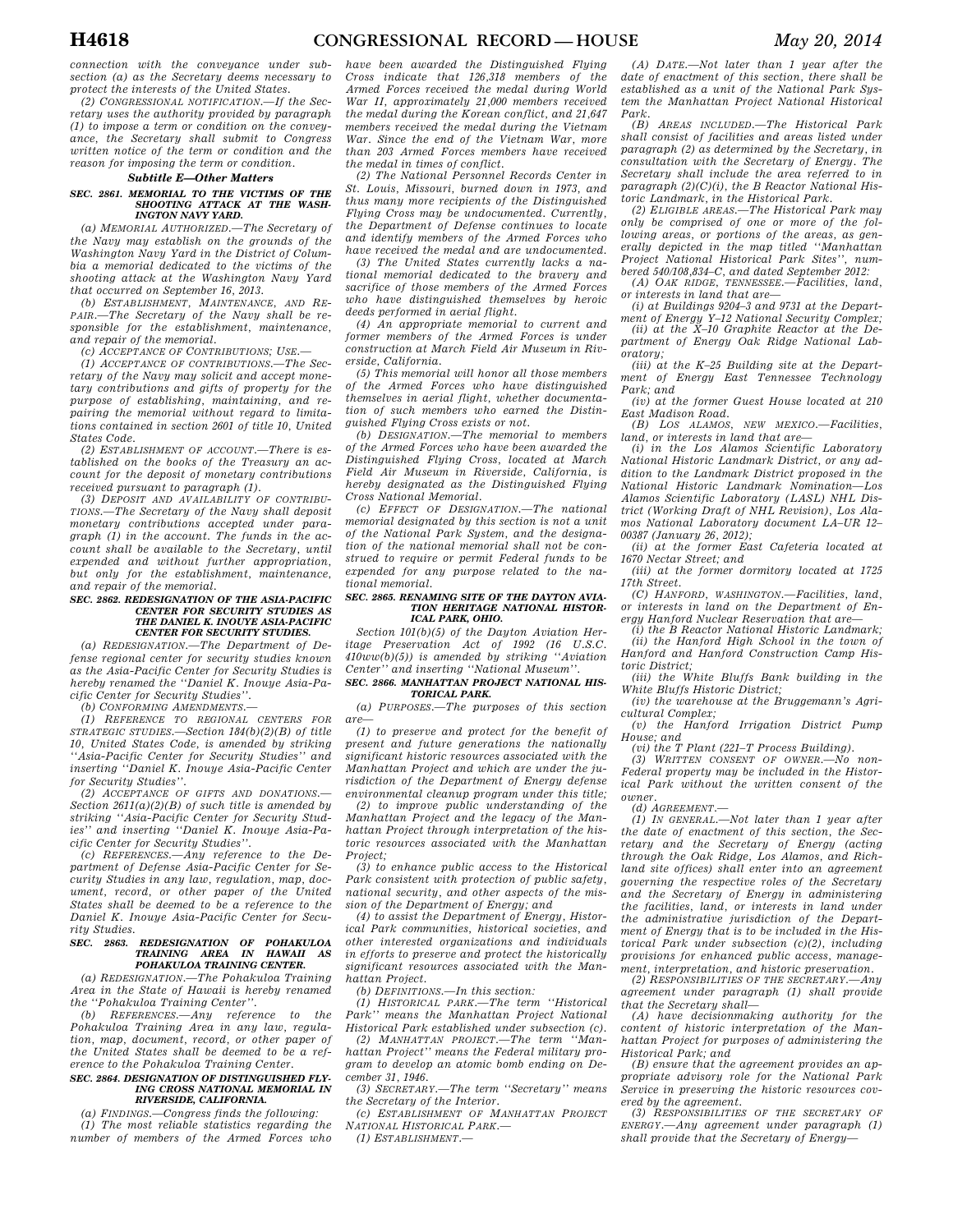connection with the conveyance under subsection (a) as the Secretary deems necessary to protect the interests of the United States.

(2) CONGRESSIONAL NOTIFICATION.—If the Secretary uses the authority provided by paragraph (1) to impose a term or condition on the conveyance, the Secretary shall submit to Congress written notice of the term or condition and the reason for imposing the term or condition.

### *Subtitle E—Other Matters*

#### SEC. 2861. MEMORIAL TO THE VICTIMS OF THE SHOOTING ATTACK AT THE WASHINGTON NAVY YARD.

(a) MEMORIAL AUTHORIZED.—The Secretary of the Navy may establish on the grounds of the Washington Navy Yard in the District of Columbia a memorial dedicated to the victims of the shooting attack at the Washington Navy Yard that occurred on September 16, 2013.

(b) ESTABLISHMENT, MAINTENANCE, AND REPAIR.—The Secretary of the Navy shall be responsible for the establishment, maintenance, and repair of the memorial.

(c) ACCEPTANCE OF CONTRIBUTIONS; USE.—

(1) ACCEPTANCE OF CONTRIBUTIONS.—The Secretary of the Navy may solicit and accept monetary contributions and gifts of property for the purpose of establishing, maintaining, and repairing the memorial without regard to limitations contained in section 2601 of title 10, United States Code.

(2) ESTABLISHMENT OF ACCOUNT.—There is established on the books of the Treasury an account for the deposit of monetary contributions received pursuant to paragraph (1).

(3) DEPOSIT AND AVAILABILITY OF CONTRIBUTIONS.—The Secretary of the Navy shall deposit monetary contributions accepted under paragraph (1) in the account. The funds in the account shall be available to the Secretary, until expended and without further appropriation, but only for the establishment, maintenance, and repair of the memorial.

#### SEC. 2862. REDESIGNATION OF THE ASIA-PACIFIC CENTER FOR SECURITY STUDIES AS THE DANIEL K. INOUYE ASIA-PACIFIC CENTER FOR SECURITY STUDIES.

(a) REDESIGNATION.—The Department of Defense regional center for security studies known as the Asia-Pacific Center for Security Studies is hereby renamed the "Daniel K. Inouye Asia-Pacific Center for Security Studies".

(b) CONFORMING AMENDMENTS.—

(1) REFERENCE TO REGIONAL CENTERS FOR STRATEGIC STUDIES.—Section 184(b)(2)(B) of title 10, United States Code, is amended by striking "Asia-Pacific Center for Security Studies" and inserting "Daniel K. Inouye Asia-Pacific Center for Security Studies".

(2) ACCEPTANCE OF GIFTS AND DONATIONS.—Section 2611(a)(2)(B) of such title is amended by striking "Asia-Pacific Center for Security Studies" and inserting "Daniel K. Inouye Asia-Pacific Center for Security Studies".

(c) REFERENCES.—Any reference to the Department of Defense Asia-Pacific Center for Security Studies in any law, regulation, map, document, record, or other paper of the United States shall be deemed to be a reference to the Daniel K. Inouye Asia-Pacific Center for Security Studies.

#### SEC. 2863. REDESIGNATION OF POHAKULOA TRAINING AREA IN HAWAII AS POHAKULOA TRAINING CENTER.

(a) REDESIGNATION.—The Pohakuloa Training Area in the State of Hawaii is hereby renamed the "Pohakuloa Training Center".

(b) REFERENCES.—Any reference to the Pohakuloa Training Area in any law, regulation, map, document, record, or other paper of the United States shall be deemed to be a reference to the Pohakuloa Training Center.

#### SEC. 2864. DESIGNATION OF DISTINGUISHED FLYING CROSS NATIONAL MEMORIAL IN RIVERSIDE, CALIFORNIA.

(a) FINDINGS.—Congress finds the following:

(1) The most reliable statistics regarding the number of members of the Armed Forces who have been awarded the Distinguished Flying Cross indicate that 126,318 members of the Armed Forces received the medal during World War II, approximately 21,000 members received the medal during the Korean conflict, and 21,647 members received the medal during the Vietnam War. Since the end of the Vietnam War, more than 203 Armed Forces members have received the medal in times of conflict.

(2) The National Personnel Records Center in St. Louis, Missouri, burned down in 1973, and thus many more recipients of the Distinguished Flying Cross may be undocumented. Currently, the Department of Defense continues to locate and identify members of the Armed Forces who have received the medal and are undocumented.

(3) The United States currently lacks a national memorial dedicated to the bravery and sacrifice of those members of the Armed Forces who have distinguished themselves by heroic deeds performed in aerial flight.

(4) An appropriate memorial to current and former members of the Armed Forces is under construction at March Field Air Museum in Riverside, California.

(5) This memorial will honor all those members of the Armed Forces who have distinguished themselves in aerial flight, whether documentation of such members who earned the Distinguished Flying Cross exists or not.

(b) DESIGNATION.—The memorial to members of the Armed Forces who have been awarded the Distinguished Flying Cross, located at March Field Air Museum in Riverside, California, is hereby designated as the Distinguished Flying Cross National Memorial.

(c) EFFECT OF DESIGNATION.—The national memorial designated by this section is not a unit of the National Park System, and the designation of the national memorial shall not be construed to require or permit Federal funds to be expended for any purpose related to the national memorial.

#### SEC. 2865. RENAMING SITE OF THE DAYTON AVIATION HERITAGE NATIONAL HISTORICAL PARK, OHIO.

Section 101(b)(5) of the Dayton Aviation Heritage Preservation Act of 1992 (16 U.S.C. 410ww(b)(5)) is amended by striking "Aviation Center" and inserting "National Museum".

#### SEC. 2866. MANHATTAN PROJECT NATIONAL HISTORICAL PARK.

(a) PURPOSES.—The purposes of this section are—

(1) to preserve and protect for the benefit of present and future generations the nationally significant historic resources associated with the Manhattan Project and which are under the jurisdiction of the Department of Energy defense environmental cleanup program under this title;

(2) to improve public understanding of the Manhattan Project and the legacy of the Manhattan Project through interpretation of the historic resources associated with the Manhattan Project;

(3) to enhance public access to the Historical Park consistent with protection of public safety, national security, and other aspects of the mission of the Department of Energy; and

(4) to assist the Department of Energy, Historical Park communities, historical societies, and other interested organizations and individuals in efforts to preserve and protect the historically significant resources associated with the Manhattan Project.

(b) DEFINITIONS.—In this section:

(1) HISTORICAL PARK.—The term "Historical Park" means the Manhattan Project National Historical Park established under subsection (c).

(2) MANHATTAN PROJECT.—The term "Manhattan Project" means the Federal military program to develop an atomic bomb ending on December 31, 1946.

(3) SECRETARY.—The term "Secretary" means the Secretary of the Interior.

(c) ESTABLISHMENT OF MANHATTAN PROJECT NATIONAL HISTORICAL PARK.—

(1) ESTABLISHMENT.—

(A) DATE.—Not later than 1 year after the date of enactment of this section, there shall be established as a unit of the National Park System the Manhattan Project National Historical Park.

(B) AREAS INCLUDED.—The Historical Park shall consist of facilities and areas listed under paragraph (2) as determined by the Secretary, in consultation with the Secretary of Energy. The Secretary shall include the area referred to in paragraph (2)(C)(i), the B Reactor National Historic Landmark, in the Historical Park.

(2) ELIGIBLE AREAS.—The Historical Park may only be comprised of one or more of the following areas, or portions of the areas, as generally depicted in the map titled "Manhattan Project National Historical Park Sites", numbered 540/108,834–C, and dated September 2012:

(A) OAK RIDGE, TENNESSEE.—Facilities, land, or interests in land that are—

(i) at Buildings 9204–3 and 9731 at the Department of Energy Y–12 National Security Complex;

(ii) at the X–10 Graphite Reactor at the Department of Energy Oak Ridge National Laboratory;

(iii) at the K–25 Building site at the Department of Energy East Tennessee Technology Park; and

(iv) at the former Guest House located at 210 East Madison Road.

(B) LOS ALAMOS, NEW MEXICO.—Facilities, land, or interests in land that are—

(i) in the Los Alamos Scientific Laboratory National Historic Landmark District, or any addition to the Landmark District proposed in the National Historic Landmark Nomination—Los Alamos Scientific Laboratory (LASL) NHL District (Working Draft of NHL Revision), Los Alamos National Laboratory document LA–UR 12–00387 (January 26, 2012);

(ii) at the former East Cafeteria located at 1670 Nectar Street; and

(iii) at the former dormitory located at 1725 17th Street.

(C) HANFORD, WASHINGTON.—Facilities, land, or interests in land on the Department of Energy Hanford Nuclear Reservation that are—

(i) the B Reactor National Historic Landmark;

(ii) the Hanford High School in the town of Hanford and Hanford Construction Camp Historic District;

(iii) the White Bluffs Bank building in the White Bluffs Historic District;

(iv) the warehouse at the Bruggemann's Agricultural Complex;

(v) the Hanford Irrigation District Pump House; and

(vi) the T Plant (221–T Process Building).

(3) WRITTEN CONSENT OF OWNER.—No non-Federal property may be included in the Historical Park without the written consent of the owner.

(d) AGREEMENT.—

(1) IN GENERAL.—Not later than 1 year after the date of enactment of this section, the Secretary and the Secretary of Energy (acting through the Oak Ridge, Los Alamos, and Richland site offices) shall enter into an agreement governing the respective roles of the Secretary and the Secretary of Energy in administering the facilities, land, or interests in land under the administrative jurisdiction of the Department of Energy that is to be included in the Historical Park under subsection (c)(2), including provisions for enhanced public access, management, interpretation, and historic preservation.

(2) RESPONSIBILITIES OF THE SECRETARY.—Any agreement under paragraph (1) shall provide that the Secretary shall—

(A) have decisionmaking authority for the content of historic interpretation of the Manhattan Project for purposes of administering the Historical Park; and

(B) ensure that the agreement provides an appropriate advisory role for the National Park Service in preserving the historic resources covered by the agreement.

(3) RESPONSIBILITIES OF THE SECRETARY OF ENERGY.—Any agreement under paragraph (1) shall provide that the Secretary of Energy—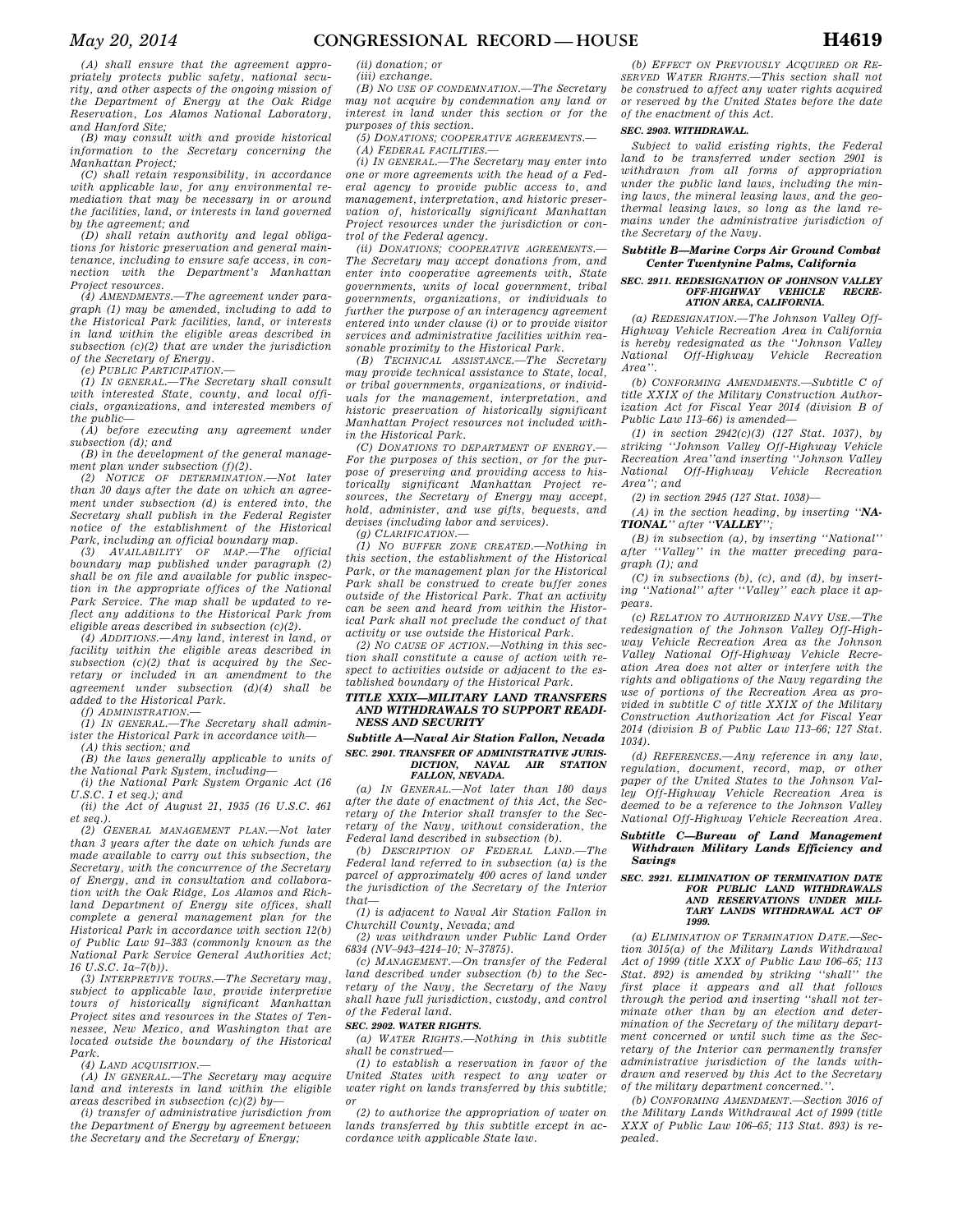(A) shall ensure that the agreement appropriately protects public safety, national security, and other aspects of the ongoing mission of the Department of Energy at the Oak Ridge Reservation, Los Alamos National Laboratory, and Hanford Site;

(B) may consult with and provide historical information to the Secretary concerning the Manhattan Project;

(C) shall retain responsibility, in accordance with applicable law, for any environmental remediation that may be necessary in or around the facilities, land, or interests in land governed by the agreement; and

(D) shall retain authority and legal obligations for historic preservation and general maintenance, including to ensure safe access, in connection with the Department's Manhattan Project resources.

(4) AMENDMENTS.—The agreement under paragraph (1) may be amended, including to add to the Historical Park facilities, land, or interests in land within the eligible areas described in subsection (c)(2) that are under the jurisdiction of the Secretary of Energy.

(e) PUBLIC PARTICIPATION.—

(1) IN GENERAL.—The Secretary shall consult with interested State, county, and local officials, organizations, and interested members of the public—

(A) before executing any agreement under subsection (d); and

(B) in the development of the general management plan under subsection (f)(2).

(2) NOTICE OF DETERMINATION.—Not later than 30 days after the date on which an agreement under subsection (d) is entered into, the Secretary shall publish in the Federal Register notice of the establishment of the Historical Park, including an official boundary map.

(3) AVAILABILITY OF MAP.—The official boundary map published under paragraph (2) shall be on file and available for public inspection in the appropriate offices of the National Park Service. The map shall be updated to reflect any additions to the Historical Park from eligible areas described in subsection (c)(2).

(4) ADDITIONS.—Any land, interest in land, or facility within the eligible areas described in subsection (c)(2) that is acquired by the Secretary or included in an amendment to the agreement under subsection (d)(4) shall be added to the Historical Park.

(f) ADMINISTRATION.—

(1) IN GENERAL.—The Secretary shall administer the Historical Park in accordance with—

(A) this section; and

(B) the laws generally applicable to units of the National Park System, including—

(i) the National Park System Organic Act (16 U.S.C. 1 et seq.); and

(ii) the Act of August 21, 1935 (16 U.S.C. 461 et seq.).

(2) GENERAL MANAGEMENT PLAN.—Not later than 3 years after the date on which funds are made available to carry out this subsection, the Secretary, with the concurrence of the Secretary of Energy, and in consultation and collaboration with the Oak Ridge, Los Alamos and Richland Department of Energy site offices, shall complete a general management plan for the Historical Park in accordance with section 12(b) of Public Law 91–383 (commonly known as the National Park Service General Authorities Act; 16 U.S.C. 1a–7(b)).

(3) INTERPRETIVE TOURS.—The Secretary may, subject to applicable law, provide interpretive tours of historically significant Manhattan Project sites and resources in the States of Tennessee, New Mexico, and Washington that are located outside the boundary of the Historical Park.

(4) LAND ACQUISITION.—

(A) IN GENERAL.—The Secretary may acquire land and interests in land within the eligible areas described in subsection (c)(2) by—

(i) transfer of administrative jurisdiction from the Department of Energy by agreement between the Secretary and the Secretary of Energy;

(ii) donation; or

(iii) exchange.

(B) NO USE OF CONDEMNATION.—The Secretary may not acquire by condemnation any land or interest in land under this section or for the purposes of this section.

(5) DONATIONS; COOPERATIVE AGREEMENTS.—

(A) FEDERAL FACILITIES.—

(i) IN GENERAL.—The Secretary may enter into one or more agreements with the head of a Federal agency to provide public access to, and management, interpretation, and historic preservation of, historically significant Manhattan Project resources under the jurisdiction or control of the Federal agency.

(ii) DONATIONS; COOPERATIVE AGREEMENTS.—The Secretary may accept donations from, and enter into cooperative agreements with, State governments, units of local government, tribal governments, organizations, or individuals to further the purpose of an interagency agreement entered into under clause (i) or to provide visitor services and administrative facilities within reasonable proximity to the Historical Park.

(B) TECHNICAL ASSISTANCE.—The Secretary may provide technical assistance to State, local, or tribal governments, organizations, or individuals for the management, interpretation, and historic preservation of historically significant Manhattan Project resources not included within the Historical Park.

(C) DONATIONS TO DEPARTMENT OF ENERGY.—For the purposes of this section, or for the purpose of preserving and providing access to historically significant Manhattan Project resources, the Secretary of Energy may accept, hold, administer, and use gifts, bequests, and devises (including labor and services).

(g) CLARIFICATION.—

(1) NO BUFFER ZONE CREATED.—Nothing in this section, the establishment of the Historical Park, or the management plan for the Historical Park shall be construed to create buffer zones outside of the Historical Park. That an activity can be seen and heard from within the Historical Park shall not preclude the conduct of that activity or use outside the Historical Park.

(2) NO CAUSE OF ACTION.—Nothing in this section shall constitute a cause of action with respect to activities outside or adjacent to the established boundary of the Historical Park.

## TITLE XXIX—MILITARY LAND TRANSFERS AND WITHDRAWALS TO SUPPORT READINESS AND SECURITY

### Subtitle A—Naval Air Station Fallon, Nevada

#### SEC. 2901. TRANSFER OF ADMINISTRATIVE JURISDICTION, NAVAL AIR STATION FALLON, NEVADA.

(a) IN GENERAL.—Not later than 180 days after the date of enactment of this Act, the Secretary of the Interior shall transfer to the Secretary of the Navy, without consideration, the Federal land described in subsection (b).

(b) DESCRIPTION OF FEDERAL LAND.—The Federal land referred to in subsection (a) is the parcel of approximately 400 acres of land under the jurisdiction of the Secretary of the Interior that—

(1) is adjacent to Naval Air Station Fallon in Churchill County, Nevada; and

(2) was withdrawn under Public Land Order 6834 (NV–943–4214–10; N–37875).

(c) MANAGEMENT.—On transfer of the Federal land described under subsection (b) to the Secretary of the Navy, the Secretary of the Navy shall have full jurisdiction, custody, and control of the Federal land.

#### SEC. 2902. WATER RIGHTS.

(a) WATER RIGHTS.—Nothing in this subtitle shall be construed—

(1) to establish a reservation in favor of the United States with respect to any water or water right on lands transferred by this subtitle; or

(2) to authorize the appropriation of water on lands transferred by this subtitle except in accordance with applicable State law.

(b) EFFECT ON PREVIOUSLY ACQUIRED OR RESERVED WATER RIGHTS.—This section shall not be construed to affect any water rights acquired or reserved by the United States before the date of the enactment of this Act.

#### SEC. 2903. WITHDRAWAL.

Subject to valid existing rights, the Federal land to be transferred under section 2901 is withdrawn from all forms of appropriation under the public land laws, including the mining laws, the mineral leasing laws, and the geothermal leasing laws, so long as the land remains under the administrative jurisdiction of the Secretary of the Navy.

### Subtitle B—Marine Corps Air Ground Combat Center Twentynine Palms, California

#### SEC. 2911. REDESIGNATION OF JOHNSON VALLEY OFF-HIGHWAY VEHICLE RECREATION AREA, CALIFORNIA.

(a) REDESIGNATION.—The Johnson Valley Off-Highway Vehicle Recreation Area in California is hereby redesignated as the ''Johnson Valley National Off-Highway Vehicle Recreation Area''.

(b) CONFORMING AMENDMENTS.—Subtitle C of title XXIX of the Military Construction Authorization Act for Fiscal Year 2014 (division B of Public Law 113–66) is amended—

(1) in section 2942(c)(3) (127 Stat. 1037), by striking ''Johnson Valley Off-Highway Vehicle Recreation Area''and inserting ''Johnson Valley National Off-Highway Vehicle Recreation Area''; and

(2) in section 2945 (127 Stat. 1038)—

(A) in the section heading, by inserting ''**NATIONAL**'' after ''**VALLEY**'';

(B) in subsection (a), by inserting ''National'' after ''Valley'' in the matter preceding paragraph (1); and

(C) in subsections (b), (c), and (d), by inserting ''National'' after ''Valley'' each place it appears.

(c) RELATION TO AUTHORIZED NAVY USE.—The redesignation of the Johnson Valley Off-Highway Vehicle Recreation Area as the Johnson Valley National Off-Highway Vehicle Recreation Area does not alter or interfere with the rights and obligations of the Navy regarding the use of portions of the Recreation Area as provided in subtitle C of title XXIX of the Military Construction Authorization Act for Fiscal Year 2014 (division B of Public Law 113–66; 127 Stat. 1034).

(d) REFERENCES.—Any reference in any law, regulation, document, record, map, or other paper of the United States to the Johnson Valley Off-Highway Vehicle Recreation Area is deemed to be a reference to the Johnson Valley National Off-Highway Vehicle Recreation Area.

### Subtitle C—Bureau of Land Management Withdrawn Military Lands Efficiency and Savings

#### SEC. 2921. ELIMINATION OF TERMINATION DATE FOR PUBLIC LAND WITHDRAWALS AND RESERVATIONS UNDER MILITARY LANDS WITHDRAWAL ACT OF 1999.

(a) ELIMINATION OF TERMINATION DATE.—Section 3015(a) of the Military Lands Withdrawal Act of 1999 (title XXX of Public Law 106–65; 113 Stat. 892) is amended by striking ''shall'' the first place it appears and all that follows through the period and inserting ''shall not terminate other than by an election and determination of the Secretary of the military department concerned or until such time as the Secretary of the Interior can permanently transfer administrative jurisdiction of the lands withdrawn and reserved by this Act to the Secretary of the military department concerned.''.

(b) CONFORMING AMENDMENT.—Section 3016 of the Military Lands Withdrawal Act of 1999 (title XXX of Public Law 106–65; 113 Stat. 893) is repealed.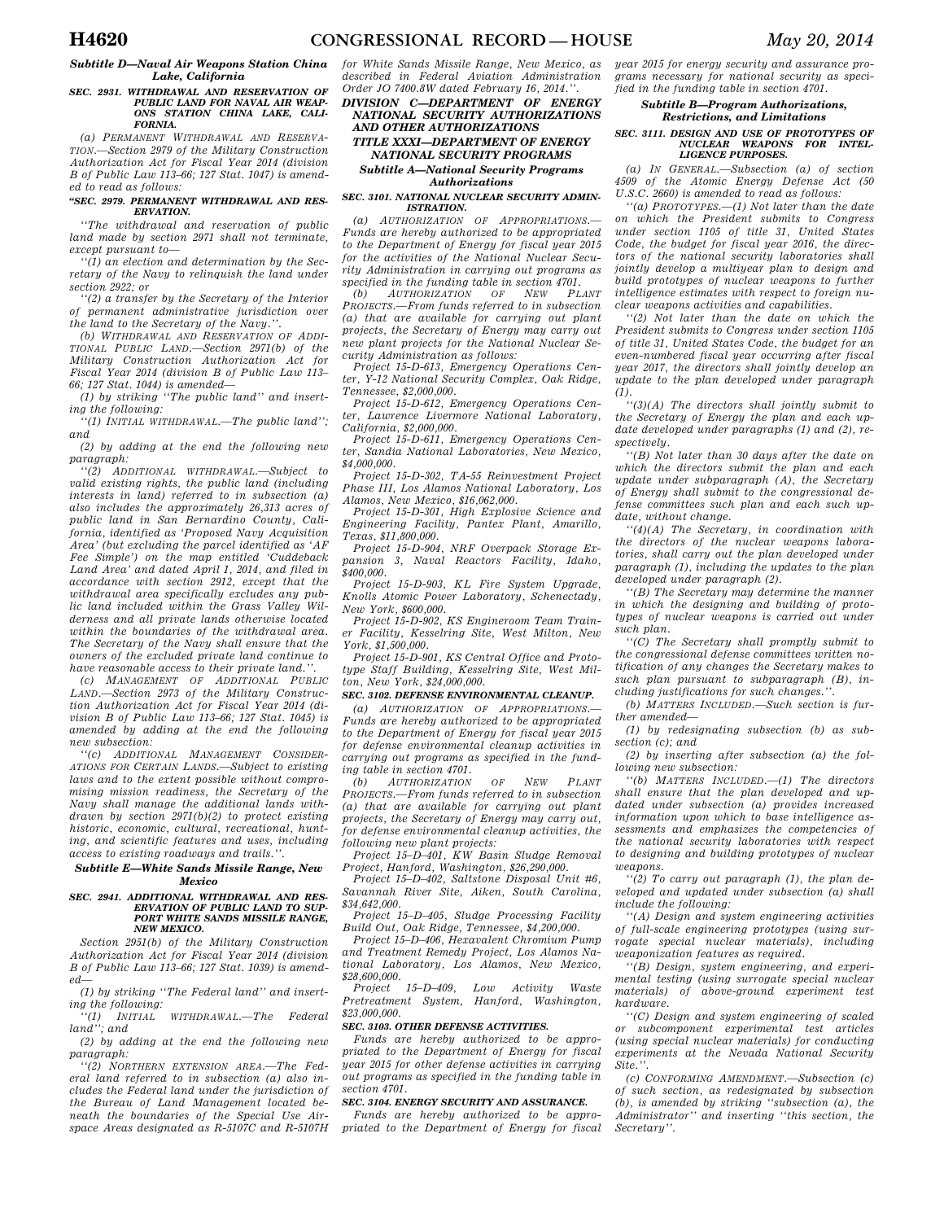### *Subtitle D—Naval Air Weapons Station China Lake, California*

**SEC. 2931. WITHDRAWAL AND RESERVATION OF PUBLIC LAND FOR NAVAL AIR WEAPONS STATION CHINA LAKE, CALIFORNIA.**

*(a) PERMANENT WITHDRAWAL AND RESERVATION.—Section 2979 of the Military Construction Authorization Act for Fiscal Year 2014 (division B of Public Law 113–66; 127 Stat. 1047) is amended to read as follows:*

**"SEC. 2979. PERMANENT WITHDRAWAL AND RESERVATION.**

*''The withdrawal and reservation of public land made by section 2971 shall not terminate, except pursuant to—*

*''(1) an election and determination by the Secretary of the Navy to relinquish the land under section 2922; or*

*''(2) a transfer by the Secretary of the Interior of permanent administrative jurisdiction over the land to the Secretary of the Navy.''.*

*(b) WITHDRAWAL AND RESERVATION OF ADDITIONAL PUBLIC LAND.—Section 2971(b) of the Military Construction Authorization Act for Fiscal Year 2014 (division B of Public Law 113–66; 127 Stat. 1044) is amended—*

*(1) by striking ''The public land'' and inserting the following:*

*''(1) INITIAL WITHDRAWAL.—The public land''; and*

*(2) by adding at the end the following new paragraph:*

*''(2) ADDITIONAL WITHDRAWAL.—Subject to valid existing rights, the public land (including interests in land) referred to in subsection (a) also includes the approximately 26,313 acres of public land in San Bernardino County, California, identified as 'Proposed Navy Acquisition Area' (but excluding the parcel identified as 'AF Fee Simple') on the map entitled 'Cuddeback Land Area' and dated April 1, 2014, and filed in accordance with section 2912, except that the withdrawal area specifically excludes any public land included within the Grass Valley Wilderness and all private lands otherwise located within the boundaries of the withdrawal area. The Secretary of the Navy shall ensure that the owners of the excluded private land continue to have reasonable access to their private land.''.*

*(c) MANAGEMENT OF ADDITIONAL PUBLIC LAND.—Section 2973 of the Military Construction Authorization Act for Fiscal Year 2014 (division B of Public Law 113–66; 127 Stat. 1045) is amended by adding at the end the following new subsection:*

*''(c) ADDITIONAL MANAGEMENT CONSIDERATIONS FOR CERTAIN LANDS.—Subject to existing laws and to the extent possible without compromising mission readiness, the Secretary of the Navy shall manage the additional lands withdrawn by section 2971(b)(2) to protect existing historic, economic, cultural, recreational, hunting, and scientific features and uses, including access to existing roadways and trails.''.*

### *Subtitle E—White Sands Missile Range, New Mexico*

**SEC. 2941. ADDITIONAL WITHDRAWAL AND RESERVATION OF PUBLIC LAND TO SUPPORT WHITE SANDS MISSILE RANGE, NEW MEXICO.**

*Section 2951(b) of the Military Construction Authorization Act for Fiscal Year 2014 (division B of Public Law 113–66; 127 Stat. 1039) is amended—*

*(1) by striking ''The Federal land'' and inserting the following:*

*''(1) INITIAL WITHDRAWAL.—The Federal land''; and*

*(2) by adding at the end the following new paragraph:*

*''(2) NORTHERN EXTENSION AREA.—The Federal land referred to in subsection (a) also includes the Federal land under the jurisdiction of the Bureau of Land Management located beneath the boundaries of the Special Use Airspace Areas designated as R–5107C and R–5107H for White Sands Missile Range, New Mexico, as described in Federal Aviation Administration Order JO 7400.8W dated February 16, 2014.''.*

## *DIVISION C—DEPARTMENT OF ENERGY NATIONAL SECURITY AUTHORIZATIONS AND OTHER AUTHORIZATIONS*

## *TITLE XXXI—DEPARTMENT OF ENERGY NATIONAL SECURITY PROGRAMS*

### *Subtitle A—National Security Programs Authorizations*

**SEC. 3101. NATIONAL NUCLEAR SECURITY ADMINISTRATION.**

*(a) AUTHORIZATION OF APPROPRIATIONS.—Funds are hereby authorized to be appropriated to the Department of Energy for fiscal year 2015 for the activities of the National Nuclear Security Administration in carrying out programs as specified in the funding table in section 4701.*

*(b) AUTHORIZATION OF NEW PLANT PROJECTS.—From funds referred to in subsection (a) that are available for carrying out plant projects, the Secretary of Energy may carry out new plant projects for the National Nuclear Security Administration as follows:*

*Project 15–D–613, Emergency Operations Center, Y–12 National Security Complex, Oak Ridge, Tennessee, $2,000,000.*

*Project 15–D–612, Emergency Operations Center, Lawrence Livermore National Laboratory, California, $2,000,000.*

*Project 15–D–611, Emergency Operations Center, Sandia National Laboratories, New Mexico, $4,000,000.*

*Project 15–D–302, TA–55 Reinvestment Project Phase III, Los Alamos National Laboratory, Los Alamos, New Mexico, $16,062,000.*

*Project 15–D–301, High Explosive Science and Engineering Facility, Pantex Plant, Amarillo, Texas, $11,800,000.*

*Project 15–D–904, NRF Overpack Storage Expansion 3, Naval Reactors Facility, Idaho, $400,000.*

*Project 15–D–903, KL Fire System Upgrade, Knolls Atomic Power Laboratory, Schenectady, New York, $600,000.*

*Project 15–D–902, KS Engineroom Team Trainer Facility, Kesselring Site, West Milton, New York, $1,500,000.*

*Project 15–D–901, KS Central Office and Prototype Staff Building, Kesselring Site, West Milton, New York, $24,000,000.*

**SEC. 3102. DEFENSE ENVIRONMENTAL CLEANUP.**

*(a) AUTHORIZATION OF APPROPRIATIONS.—Funds are hereby authorized to be appropriated to the Department of Energy for fiscal year 2015 for defense environmental cleanup activities in carrying out programs as specified in the funding table in section 4701.*

*(b) AUTHORIZATION OF NEW PLANT PROJECTS.—From funds referred to in subsection (a) that are available for carrying out plant projects, the Secretary of Energy may carry out, for defense environmental cleanup activities, the following new plant projects:*

*Project 15–D–401, KW Basin Sludge Removal Project, Hanford, Washington, $26,290,000.*

*Project 15–D–402, Saltstone Disposal Unit #6, Savannah River Site, Aiken, South Carolina, $34,642,000.*

*Project 15–D–405, Sludge Processing Facility Build Out, Oak Ridge, Tennessee, $4,200,000.*

*Project 15–D–406, Hexavalent Chromium Pump and Treatment Remedy Project, Los Alamos National Laboratory, Los Alamos, New Mexico, $28,600,000.*

*Project 15–D–409, Low Activity Waste Pretreatment System, Hanford, Washington, $23,000,000.*

**SEC. 3103. OTHER DEFENSE ACTIVITIES.**

*Funds are hereby authorized to be appropriated to the Department of Energy for fiscal year 2015 for other defense activities in carrying out programs as specified in the funding table in section 4701.*

**SEC. 3104. ENERGY SECURITY AND ASSURANCE.**

*Funds are hereby authorized to be appropriated to the Department of Energy for fiscal year 2015 for energy security and assurance programs necessary for national security as specified in the funding table in section 4701.*

### *Subtitle B—Program Authorizations, Restrictions, and Limitations*

**SEC. 3111. DESIGN AND USE OF PROTOTYPES OF NUCLEAR WEAPONS FOR INTELLIGENCE PURPOSES.**

*(a) IN GENERAL.—Subsection (a) of section 4509 of the Atomic Energy Defense Act (50 U.S.C. 2660) is amended to read as follows:*

*''(a) PROTOTYPES.—(1) Not later than the date on which the President submits to Congress under section 1105 of title 31, United States Code, the budget for fiscal year 2016, the directors of the national security laboratories shall jointly develop a multiyear plan to design and build prototypes of nuclear weapons to further intelligence estimates with respect to foreign nuclear weapons activities and capabilities.*

*''(2) Not later than the date on which the President submits to Congress under section 1105 of title 31, United States Code, the budget for an even-numbered fiscal year occurring after fiscal year 2017, the directors shall jointly develop an update to the plan developed under paragraph (1).*

*''(3)(A) The directors shall jointly submit to the Secretary of Energy the plan and each update developed under paragraphs (1) and (2), respectively.*

*''(B) Not later than 30 days after the date on which the directors submit the plan and each update under subparagraph (A), the Secretary of Energy shall submit to the congressional defense committees such plan and each such update, without change.*

*''(4)(A) The Secretary, in coordination with the directors of the nuclear weapons laboratories, shall carry out the plan developed under paragraph (1), including the updates to the plan developed under paragraph (2).*

*''(B) The Secretary may determine the manner in which the designing and building of prototypes of nuclear weapons is carried out under such plan.*

*''(C) The Secretary shall promptly submit to the congressional defense committees written notification of any changes the Secretary makes to such plan pursuant to subparagraph (B), including justifications for such changes.''.*

*(b) MATTERS INCLUDED.—Such section is further amended—*

*(1) by redesignating subsection (b) as subsection (c); and*

*(2) by inserting after subsection (a) the following new subsection:*

*''(b) MATTERS INCLUDED.—(1) The directors shall ensure that the plan developed and updated under subsection (a) provides increased information upon which to base intelligence assessments and emphasizes the competencies of the national security laboratories with respect to designing and building prototypes of nuclear weapons.*

*''(2) To carry out paragraph (1), the plan developed and updated under subsection (a) shall include the following:*

*''(A) Design and system engineering activities of full-scale engineering prototypes (using surrogate special nuclear materials), including weaponization features as required.*

*''(B) Design, system engineering, and experimental testing (using surrogate special nuclear materials) of above-ground experiment test hardware.*

*''(C) Design and system engineering of scaled or subcomponent experimental test articles (using special nuclear materials) for conducting experiments at the Nevada National Security Site.''.*

*(c) CONFORMING AMENDMENT.—Subsection (c) of such section, as redesignated by subsection (b), is amended by striking ''subsection (a), the Administrator'' and inserting ''this section, the Secretary''.*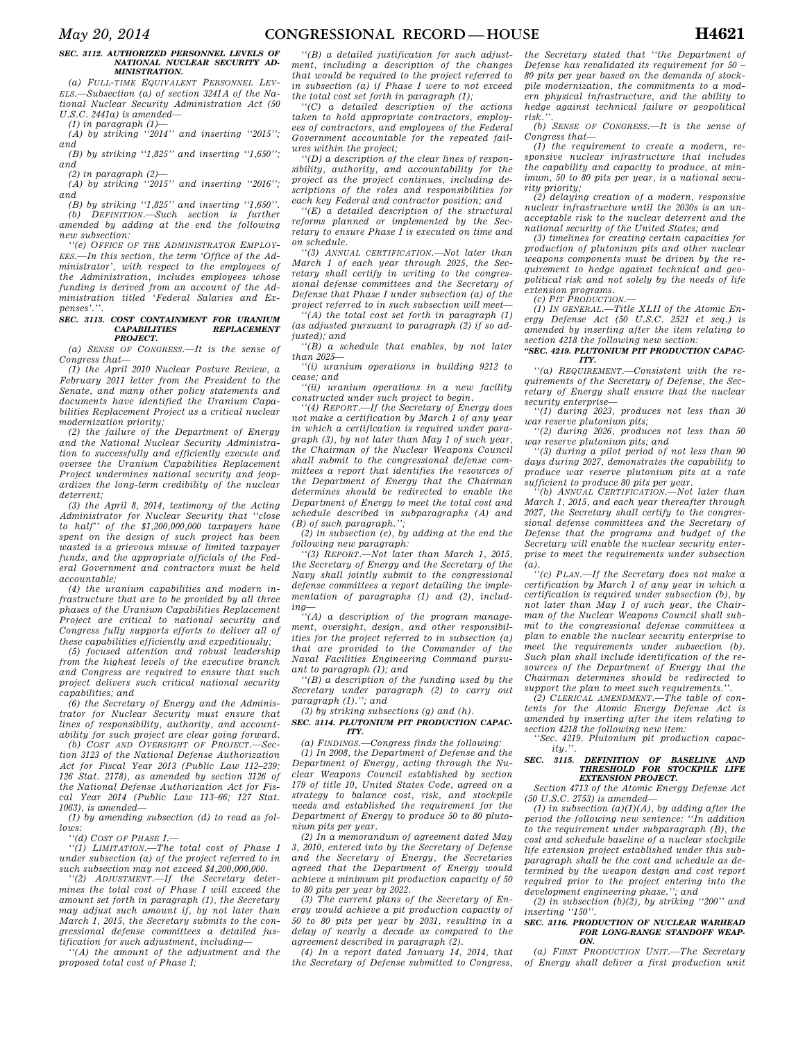**SEC. 3112. AUTHORIZED PERSONNEL LEVELS OF NATIONAL NUCLEAR SECURITY ADMINISTRATION.**

(a) FULL-TIME EQUIVALENT PERSONNEL LEVELS.—Subsection (a) of section 3241A of the National Nuclear Security Administration Act (50 U.S.C. 2441a) is amended—

(1) in paragraph (1)—

(A) by striking ''2014'' and inserting ''2015''; and

(B) by striking ''1,825'' and inserting ''1,650''; and

(2) in paragraph (2)—

(A) by striking ''2015'' and inserting ''2016''; and

(B) by striking ''1,825'' and inserting ''1,650''.

(b) DEFINITION.—Such section is further amended by adding at the end the following new subsection:

''(e) OFFICE OF THE ADMINISTRATOR EMPLOYEES.—In this section, the term 'Office of the Administrator', with respect to the employees of the Administration, includes employees whose funding is derived from an account of the Administration titled 'Federal Salaries and Expenses'.''.

**SEC. 3113. COST CONTAINMENT FOR URANIUM CAPABILITIES REPLACEMENT PROJECT.**

(a) SENSE OF CONGRESS.—It is the sense of Congress that—

(1) the April 2010 Nuclear Posture Review, a February 2011 letter from the President to the Senate, and many other policy statements and documents have identified the Uranium Capabilities Replacement Project as a critical nuclear modernization priority;

(2) the failure of the Department of Energy and the National Nuclear Security Administration to successfully and efficiently execute and oversee the Uranium Capabilities Replacement Project undermines national security and jeopardizes the long-term credibility of the nuclear deterrent;

(3) the April 8, 2014, testimony of the Acting Administrator for Nuclear Security that ''close to half'' of the $1,200,000,000 taxpayers have spent on the design of such project has been wasted is a grievous misuse of limited taxpayer funds, and the appropriate officials of the Federal Government and contractors must be held accountable;

(4) the uranium capabilities and modern infrastructure that are to be provided by all three phases of the Uranium Capabilities Replacement Project are critical to national security and Congress fully supports efforts to deliver all of these capabilities efficiently and expeditiously;

(5) focused attention and robust leadership from the highest levels of the executive branch and Congress are required to ensure that such project delivers such critical national security capabilities; and

(6) the Secretary of Energy and the Administrator for Nuclear Security must ensure that lines of responsibility, authority, and accountability for such project are clear going forward.

(b) COST AND OVERSIGHT OF PROJECT.—Section 3123 of the National Defense Authorization Act for Fiscal Year 2013 (Public Law 112–239; 126 Stat. 2178), as amended by section 3126 of the National Defense Authorization Act for Fiscal Year 2014 (Public Law 113–66; 127 Stat. 1063), is amended—

(1) by amending subsection (d) to read as follows:

''(d) COST OF PHASE I.—

''(1) LIMITATION.—The total cost of Phase I under subsection (a) of the project referred to in such subsection may not exceed $4,200,000,000.

''(2) ADJUSTMENT.—If the Secretary determines the total cost of Phase I will exceed the amount set forth in paragraph (1), the Secretary may adjust such amount if, by not later than March 1, 2015, the Secretary submits to the congressional defense committees a detailed justification for such adjustment, including—

''(A) the amount of the adjustment and the proposed total cost of Phase I;

''(B) a detailed justification for such adjustment, including a description of the changes that would be required to the project referred to in subsection (a) if Phase I were to not exceed the total cost set forth in paragraph (1);

''(C) a detailed description of the actions taken to hold appropriate contractors, employees of contractors, and employees of the Federal Government accountable for the repeated failures within the project;

''(D) a description of the clear lines of responsibility, authority, and accountability for the project as the project continues, including descriptions of the roles and responsibilities for each key Federal and contractor position; and

''(E) a detailed description of the structural reforms planned or implemented by the Secretary to ensure Phase I is executed on time and on schedule.

''(3) ANNUAL CERTIFICATION.—Not later than March 1 of each year through 2025, the Secretary shall certify in writing to the congressional defense committees and the Secretary of Defense that Phase I under subsection (a) of the project referred to in such subsection will meet—

''(A) the total cost set forth in paragraph (1) (as adjusted pursuant to paragraph (2) if so adjusted); and

''(B) a schedule that enables, by not later than 2025—

''(i) uranium operations in building 9212 to cease; and

''(ii) uranium operations in a new facility constructed under such project to begin.

''(4) REPORT.—If the Secretary of Energy does not make a certification by March 1 of any year in which a certification is required under paragraph (3), by not later than May 1 of such year, the Chairman of the Nuclear Weapons Council shall submit to the congressional defense committees a report that identifies the resources of the Department of Energy that the Chairman determines should be redirected to enable the Department of Energy to meet the total cost and schedule described in subparagraphs (A) and (B) of such paragraph.'';

(2) in subsection (e), by adding at the end the following new paragraph:

''(3) REPORT.—Not later than March 1, 2015, the Secretary of Energy and the Secretary of the Navy shall jointly submit to the congressional defense committees a report detailing the implementation of paragraphs (1) and (2), including—

''(A) a description of the program management, oversight, design, and other responsibilities for the project referred to in subsection (a) that are provided to the Commander of the Naval Facilities Engineering Command pursuant to paragraph (1); and

''(B) a description of the funding used by the Secretary under paragraph (2) to carry out paragraph (1).''; and

(3) by striking subsections (g) and (h).

**SEC. 3114. PLUTONIUM PIT PRODUCTION CAPACITY.**

(a) FINDINGS.—Congress finds the following:

(1) In 2008, the Department of Defense and the Department of Energy, acting through the Nuclear Weapons Council established by section 179 of title 10, United States Code, agreed on a strategy to balance cost, risk, and stockpile needs and established the requirement for the Department of Energy to produce 50 to 80 plutonium pits per year.

(2) In a memorandum of agreement dated May 3, 2010, entered into by the Secretary of Defense and the Secretary of Energy, the Secretaries agreed that the Department of Energy would achieve a minimum pit production capacity of 50 to 80 pits per year by 2022.

(3) The current plans of the Secretary of Energy would achieve a pit production capacity of 50 to 80 pits per year by 2031, resulting in a delay of nearly a decade as compared to the agreement described in paragraph (2).

(4) In a report dated January 14, 2014, that the Secretary of Defense submitted to Congress, the Secretary stated that ''the Department of Defense has revalidated its requirement for 50 – 80 pits per year based on the demands of stockpile modernization, the commitments to a modern physical infrastructure, and the ability to hedge against technical failure or geopolitical risk.''.

(b) SENSE OF CONGRESS.—It is the sense of Congress that—

(1) the requirement to create a modern, responsive nuclear infrastructure that includes the capability and capacity to produce, at minimum, 50 to 80 pits per year, is a national security priority;

(2) delaying creation of a modern, responsive nuclear infrastructure until the 2030s is an unacceptable risk to the nuclear deterrent and the national security of the United States; and

(3) timelines for creating certain capacities for production of plutonium pits and other nuclear weapons components must be driven by the requirement to hedge against technical and geopolitical risk and not solely by the needs of life extension programs.

(c) PIT PRODUCTION.—

(1) IN GENERAL.—Title XLII of the Atomic Energy Defense Act (50 U.S.C. 2521 et seq.) is amended by inserting after the item relating to section 4218 the following new section:

**''SEC. 4219. PLUTONIUM PIT PRODUCTION CAPACITY.**

''(a) REQUIREMENT.—Consistent with the requirements of the Secretary of Defense, the Secretary of Energy shall ensure that the nuclear security enterprise—

''(1) during 2023, produces not less than 30 war reserve plutonium pits;

''(2) during 2026, produces not less than 50 war reserve plutonium pits; and

''(3) during a pilot period of not less than 90 days during 2027, demonstrates the capability to produce war reserve plutonium pits at a rate sufficient to produce 80 pits per year.

''(b) ANNUAL CERTIFICATION.—Not later than March 1, 2015, and each year thereafter through 2027, the Secretary shall certify to the congressional defense committees and the Secretary of Defense that the programs and budget of the Secretary will enable the nuclear security enterprise to meet the requirements under subsection (a).

''(c) PLAN.—If the Secretary does not make a certification by March 1 of any year in which a certification is required under subsection (b), by not later than May 1 of such year, the Chairman of the Nuclear Weapons Council shall submit to the congressional defense committees a plan to enable the nuclear security enterprise to meet the requirements under subsection (b). Such plan shall include identification of the resources of the Department of Energy that the Chairman determines should be redirected to support the plan to meet such requirements.''.

(2) CLERICAL AMENDMENT.—The table of contents for the Atomic Energy Defense Act is amended by inserting after the item relating to section 4218 the following new item:

''Sec. 4219. Plutonium pit production capacity.''.

**SEC. 3115. DEFINITION OF BASELINE AND THRESHOLD FOR STOCKPILE LIFE EXTENSION PROJECT.**

Section 4713 of the Atomic Energy Defense Act (50 U.S.C. 2753) is amended—

(1) in subsection (a)(1)(A), by adding after the period the following new sentence: ''In addition to the requirement under subparagraph (B), the cost and schedule baseline of a nuclear stockpile life extension project established under this subparagraph shall be the cost and schedule as determined by the weapon design and cost report required prior to the project entering into the development engineering phase.''; and

(2) in subsection (b)(2), by striking ''200'' and inserting ''150''.

**SEC. 3116. PRODUCTION OF NUCLEAR WARHEAD FOR LONG-RANGE STANDOFF WEAPON.**

(a) FIRST PRODUCTION UNIT.—The Secretary of Energy shall deliver a first production unit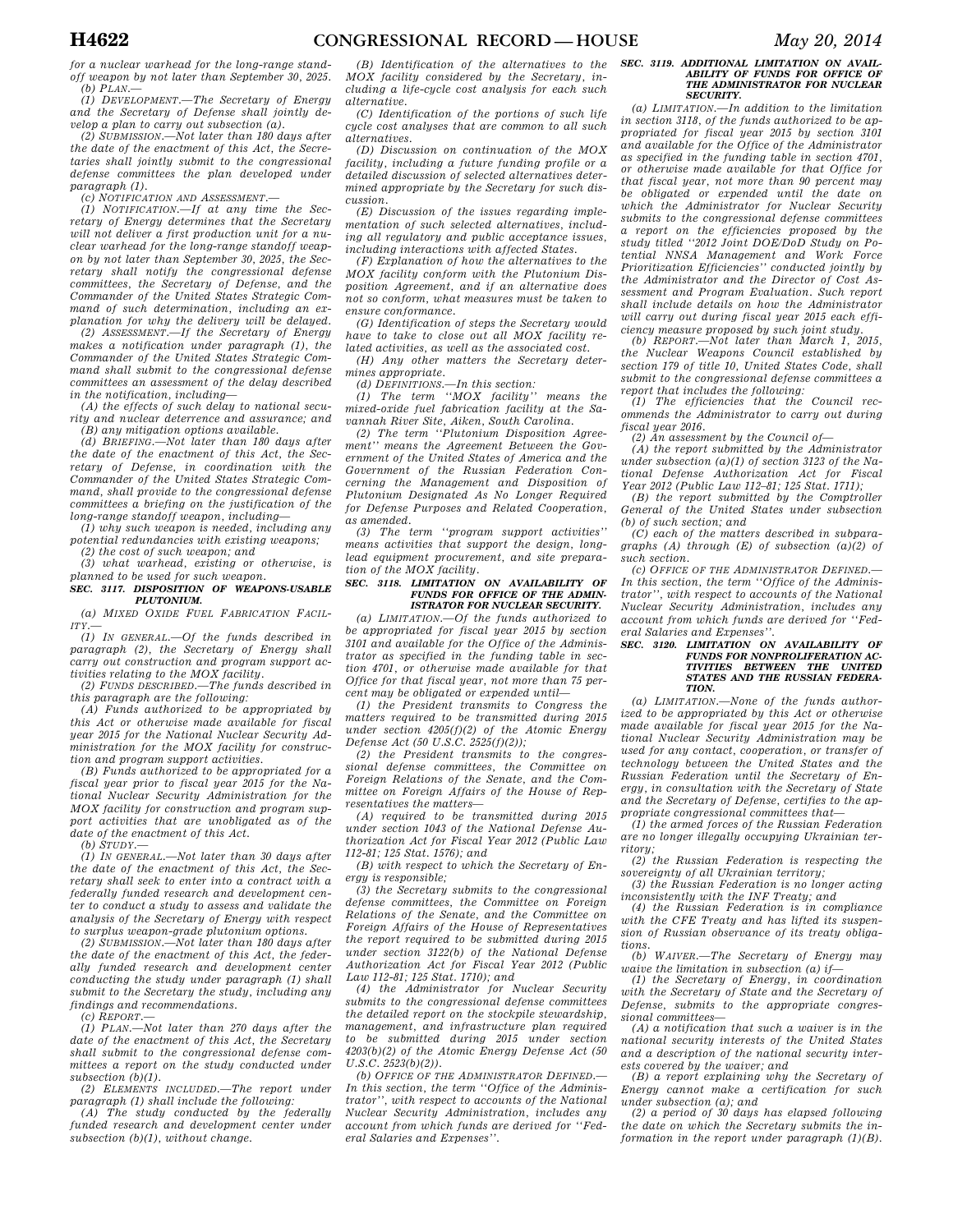for a nuclear warhead for the long-range standoff weapon by not later than September 30, 2025.

(b) PLAN.—

(1) DEVELOPMENT.—The Secretary of Energy and the Secretary of Defense shall jointly develop a plan to carry out subsection (a).

(2) SUBMISSION.—Not later than 180 days after the date of the enactment of this Act, the Secretaries shall jointly submit to the congressional defense committees the plan developed under paragraph (1).

(c) NOTIFICATION AND ASSESSMENT.—

(1) NOTIFICATION.—If at any time the Secretary of Energy determines that the Secretary will not deliver a first production unit for a nuclear warhead for the long-range standoff weapon by not later than September 30, 2025, the Secretary shall notify the congressional defense committees, the Secretary of Defense, and the Commander of the United States Strategic Command of such determination, including an explanation for why the delivery will be delayed.

(2) ASSESSMENT.—If the Secretary of Energy makes a notification under paragraph (1), the Commander of the United States Strategic Command shall submit to the congressional defense committees an assessment of the delay described in the notification, including—

(A) the effects of such delay to national security and nuclear deterrence and assurance; and

(B) any mitigation options available.

(d) BRIEFING.—Not later than 180 days after the date of the enactment of this Act, the Secretary of Defense, in coordination with the Commander of the United States Strategic Command, shall provide to the congressional defense committees a briefing on the justification of the long-range standoff weapon, including—

(1) why such weapon is needed, including any potential redundancies with existing weapons;

(2) the cost of such weapon; and

(3) what warhead, existing or otherwise, is planned to be used for such weapon.

**SEC. 3117. DISPOSITION OF WEAPONS-USABLE PLUTONIUM.**

(a) MIXED OXIDE FUEL FABRICATION FACILITY.—

(1) IN GENERAL.—Of the funds described in paragraph (2), the Secretary of Energy shall carry out construction and program support activities relating to the MOX facility.

(2) FUNDS DESCRIBED.—The funds described in this paragraph are the following:

(A) Funds authorized to be appropriated by this Act or otherwise made available for fiscal year 2015 for the National Nuclear Security Administration for the MOX facility for construction and program support activities.

(B) Funds authorized to be appropriated for a fiscal year prior to fiscal year 2015 for the National Nuclear Security Administration for the MOX facility for construction and program support activities that are unobligated as of the date of the enactment of this Act.

(b) STUDY.—

(1) IN GENERAL.—Not later than 30 days after the date of the enactment of this Act, the Secretary shall seek to enter into a contract with a federally funded research and development center to conduct a study to assess and validate the analysis of the Secretary of Energy with respect to surplus weapon-grade plutonium options.

(2) SUBMISSION.—Not later than 180 days after the date of the enactment of this Act, the federally funded research and development center conducting the study under paragraph (1) shall submit to the Secretary the study, including any findings and recommendations.

(c) REPORT.—

(1) PLAN.—Not later than 270 days after the date of the enactment of this Act, the Secretary shall submit to the congressional defense committees a report on the study conducted under subsection (b)(1).

(2) ELEMENTS INCLUDED.—The report under paragraph (1) shall include the following:

(A) The study conducted by the federally funded research and development center under subsection (b)(1), without change.

(B) Identification of the alternatives to the MOX facility considered by the Secretary, including a life-cycle cost analysis for each such alternative.

(C) Identification of the portions of such life cycle cost analyses that are common to all such alternatives.

(D) Discussion on continuation of the MOX facility, including a future funding profile or a detailed discussion of selected alternatives determined appropriate by the Secretary for such discussion.

(E) Discussion of the issues regarding implementation of such selected alternatives, including all regulatory and public acceptance issues, including interactions with affected States.

(F) Explanation of how the alternatives to the MOX facility conform with the Plutonium Disposition Agreement, and if an alternative does not so conform, what measures must be taken to ensure conformance.

(G) Identification of steps the Secretary would have to take to close out all MOX facility related activities, as well as the associated cost.

(H) Any other matters the Secretary determines appropriate.

(d) DEFINITIONS.—In this section:

(1) The term ''MOX facility'' means the mixed-oxide fuel fabrication facility at the Savannah River Site, Aiken, South Carolina.

(2) The term ''Plutonium Disposition Agreement'' means the Agreement Between the Government of the United States of America and the Government of the Russian Federation Concerning the Management and Disposition of Plutonium Designated As No Longer Required for Defense Purposes and Related Cooperation, as amended.

(3) The term ''program support activities'' means activities that support the design, long-lead equipment procurement, and site preparation of the MOX facility.

**SEC. 3118. LIMITATION ON AVAILABILITY OF FUNDS FOR OFFICE OF THE ADMINISTRATOR FOR NUCLEAR SECURITY.**

(a) LIMITATION.—Of the funds authorized to be appropriated for fiscal year 2015 by section 3101 and available for the Office of the Administrator as specified in the funding table in section 4701, or otherwise made available for that Office for that fiscal year, not more than 75 percent may be obligated or expended until—

(1) the President transmits to Congress the matters required to be transmitted during 2015 under section 4205(f)(2) of the Atomic Energy Defense Act (50 U.S.C. 2525(f)(2));

(2) the President transmits to the congressional defense committees, the Committee on Foreign Relations of the Senate, and the Committee on Foreign Affairs of the House of Representatives the matters—

(A) required to be transmitted during 2015 under section 1043 of the National Defense Authorization Act for Fiscal Year 2012 (Public Law 112–81; 125 Stat. 1576); and

(B) with respect to which the Secretary of Energy is responsible;

(3) the Secretary submits to the congressional defense committees, the Committee on Foreign Relations of the Senate, and the Committee on Foreign Affairs of the House of Representatives the report required to be submitted during 2015 under section 3122(b) of the National Defense Authorization Act for Fiscal Year 2012 (Public Law 112–81; 125 Stat. 1710); and

(4) the Administrator for Nuclear Security submits to the congressional defense committees the detailed report on the stockpile stewardship, management, and infrastructure plan required to be submitted during 2015 under section 4203(b)(2) of the Atomic Energy Defense Act (50 U.S.C. 2523(b)(2)).

(b) OFFICE OF THE ADMINISTRATOR DEFINED.—In this section, the term ''Office of the Administrator'', with respect to accounts of the National Nuclear Security Administration, includes any account from which funds are derived for ''Federal Salaries and Expenses''.

**SEC. 3119. ADDITIONAL LIMITATION ON AVAILABILITY OF FUNDS FOR OFFICE OF THE ADMINISTRATOR FOR NUCLEAR SECURITY.**

(a) LIMITATION.—In addition to the limitation in section 3118, of the funds authorized to be appropriated for fiscal year 2015 by section 3101 and available for the Office of the Administrator as specified in the funding table in section 4701, or otherwise made available for that Office for that fiscal year, not more than 90 percent may be obligated or expended until the date on which the Administrator for Nuclear Security submits to the congressional defense committees a report on the efficiencies proposed by the study titled ''2012 Joint DOE/DoD Study on Potential NNSA Management and Work Force Prioritization Efficiencies'' conducted jointly by the Administrator and the Director of Cost Assessment and Program Evaluation. Such report shall include details on how the Administrator will carry out during fiscal year 2015 each efficiency measure proposed by such joint study.

(b) REPORT.—Not later than March 1, 2015, the Nuclear Weapons Council established by section 179 of title 10, United States Code, shall submit to the congressional defense committees a report that includes the following:

(1) The efficiencies that the Council recommends the Administrator to carry out during fiscal year 2016.

(2) An assessment by the Council of—

(A) the report submitted by the Administrator under subsection (a)(1) of section 3123 of the National Defense Authorization Act for Fiscal Year 2012 (Public Law 112–81; 125 Stat. 1711);

(B) the report submitted by the Comptroller General of the United States under subsection (b) of such section; and

(C) each of the matters described in subparagraphs (A) through (E) of subsection (a)(2) of such section.

(c) OFFICE OF THE ADMINISTRATOR DEFINED.—In this section, the term ''Office of the Administrator'', with respect to accounts of the National Nuclear Security Administration, includes any account from which funds are derived for ''Federal Salaries and Expenses''.

**SEC. 3120. LIMITATION ON AVAILABILITY OF FUNDS FOR NONPROLIFERATION ACTIVITIES BETWEEN THE UNITED STATES AND THE RUSSIAN FEDERATION.**

(a) LIMITATION.—None of the funds authorized to be appropriated by this Act or otherwise made available for fiscal year 2015 for the National Nuclear Security Administration may be used for any contact, cooperation, or transfer of technology between the United States and the Russian Federation until the Secretary of Energy, in consultation with the Secretary of State and the Secretary of Defense, certifies to the appropriate congressional committees that—

(1) the armed forces of the Russian Federation are no longer illegally occupying Ukrainian territory;

(2) the Russian Federation is respecting the sovereignty of all Ukrainian territory;

(3) the Russian Federation is no longer acting inconsistently with the INF Treaty; and

(4) the Russian Federation is in compliance with the CFE Treaty and has lifted its suspension of Russian observance of its treaty obligations.

(b) WAIVER.—The Secretary of Energy may waive the limitation in subsection (a) if—

(1) the Secretary of Energy, in coordination with the Secretary of State and the Secretary of Defense, submits to the appropriate congressional committees—

(A) a notification that such a waiver is in the national security interests of the United States and a description of the national security interests covered by the waiver; and

(B) a report explaining why the Secretary of Energy cannot make a certification for such under subsection (a); and

(2) a period of 30 days has elapsed following the date on which the Secretary submits the information in the report under paragraph (1)(B).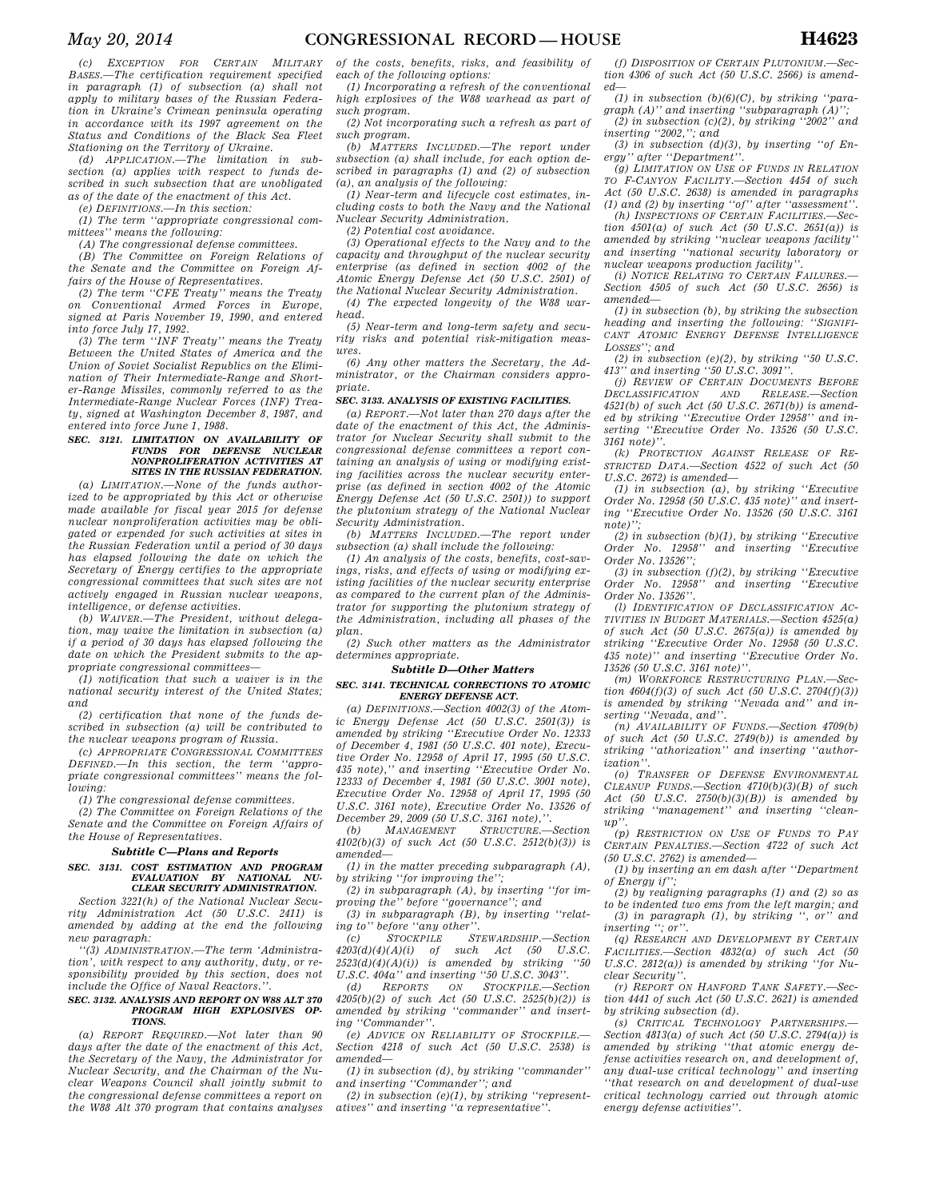(c) *EXCEPTION FOR CERTAIN MILITARY BASES.*—The certification requirement specified in paragraph (1) of subsection (a) shall not apply to military bases of the Russian Federation in Ukraine's Crimean peninsula operating in accordance with its 1997 agreement on the Status and Conditions of the Black Sea Fleet Stationing on the Territory of Ukraine.

(d) *APPLICATION.*—The limitation in subsection (a) applies with respect to funds described in such subsection that are unobligated as of the date of the enactment of this Act.

(e) *DEFINITIONS.*—In this section:

(1) The term ''appropriate congressional committees'' means the following:

(A) The congressional defense committees.

(B) The Committee on Foreign Relations of the Senate and the Committee on Foreign Affairs of the House of Representatives.

(2) The term ''CFE Treaty'' means the Treaty on Conventional Armed Forces in Europe, signed at Paris November 19, 1990, and entered into force July 17, 1992.

(3) The term ''INF Treaty'' means the Treaty Between the United States of America and the Union of Soviet Socialist Republics on the Elimination of Their Intermediate-Range and Shorter-Range Missiles, commonly referred to as the Intermediate-Range Nuclear Forces (INF) Treaty, signed at Washington December 8, 1987, and entered into force June 1, 1988.

**SEC. 3121. LIMITATION ON AVAILABILITY OF FUNDS FOR DEFENSE NUCLEAR NONPROLIFERATION ACTIVITIES AT SITES IN THE RUSSIAN FEDERATION.**

(a) *LIMITATION.*—None of the funds authorized to be appropriated by this Act or otherwise made available for fiscal year 2015 for defense nuclear nonproliferation activities may be obligated or expended for such activities at sites in the Russian Federation until a period of 30 days has elapsed following the date on which the Secretary of Energy certifies to the appropriate congressional committees that such sites are not actively engaged in Russian nuclear weapons, intelligence, or defense activities.

(b) *WAIVER.*—The President, without delegation, may waive the limitation in subsection (a) if a period of 30 days has elapsed following the date on which the President submits to the appropriate congressional committees—

(1) notification that such a waiver is in the national security interest of the United States; and

(2) certification that none of the funds described in subsection (a) will be contributed to the nuclear weapons program of Russia.

(c) *APPROPRIATE CONGRESSIONAL COMMITTEES DEFINED.*—In this section, the term ''appropriate congressional committees'' means the following:

(1) The congressional defense committees.

(2) The Committee on Foreign Relations of the Senate and the Committee on Foreign Affairs of the House of Representatives.

### *Subtitle C—Plans and Reports*

**SEC. 3131. COST ESTIMATION AND PROGRAM EVALUATION BY NATIONAL NUCLEAR SECURITY ADMINISTRATION.**

Section 3221(h) of the National Nuclear Security Administration Act (50 U.S.C. 2411) is amended by adding at the end the following new paragraph:

''(3) *ADMINISTRATION.*—The term 'Administration', with respect to any authority, duty, or responsibility provided by this section, does not include the Office of Naval Reactors.''.

**SEC. 3132. ANALYSIS AND REPORT ON W88 ALT 370 PROGRAM HIGH EXPLOSIVES OPTIONS.**

(a) *REPORT REQUIRED.*—Not later than 90 days after the date of the enactment of this Act, the Secretary of the Navy, the Administrator for Nuclear Security, and the Chairman of the Nuclear Weapons Council shall jointly submit to the congressional defense committees a report on the W88 Alt 370 program that contains analyses of the costs, benefits, risks, and feasibility of each of the following options:

(1) Incorporating a refresh of the conventional high explosives of the W88 warhead as part of such program.

(2) Not incorporating such a refresh as part of such program.

(b) *MATTERS INCLUDED.*—The report under subsection (a) shall include, for each option described in paragraphs (1) and (2) of subsection (a), an analysis of the following:

(1) Near-term and lifecycle cost estimates, including costs to both the Navy and the National Nuclear Security Administration.

(2) Potential cost avoidance.

(3) Operational effects to the Navy and to the capacity and throughput of the nuclear security enterprise (as defined in section 4002 of the Atomic Energy Defense Act (50 U.S.C. 2501) of the National Nuclear Security Administration.

(4) The expected longevity of the W88 warhead.

(5) Near-term and long-term safety and security risks and potential risk-mitigation measures.

(6) Any other matters the Secretary, the Administrator, or the Chairman considers appropriate.

**SEC. 3133. ANALYSIS OF EXISTING FACILITIES.**

(a) *REPORT.*—Not later than 270 days after the date of the enactment of this Act, the Administrator for Nuclear Security shall submit to the congressional defense committees a report containing an analysis of using or modifying existing facilities across the nuclear security enterprise (as defined in section 4002 of the Atomic Energy Defense Act (50 U.S.C. 2501)) to support the plutonium strategy of the National Nuclear Security Administration.

(b) *MATTERS INCLUDED.*—The report under subsection (a) shall include the following:

(1) An analysis of the costs, benefits, cost-savings, risks, and effects of using or modifying existing facilities of the nuclear security enterprise as compared to the current plan of the Administrator for supporting the plutonium strategy of the Administration, including all phases of the plan.

(2) Such other matters as the Administrator determines appropriate.

### *Subtitle D—Other Matters*

**SEC. 3141. TECHNICAL CORRECTIONS TO ATOMIC ENERGY DEFENSE ACT.**

(a) *DEFINITIONS.*—Section 4002(3) of the Atomic Energy Defense Act (50 U.S.C. 2501(3)) is amended by striking ''Executive Order No. 12333 of December 4, 1981 (50 U.S.C. 401 note), Executive Order No. 12958 of April 17, 1995 (50 U.S.C. 435 note),'' and inserting ''Executive Order No. 12333 of December 4, 1981 (50 U.S.C. 3001 note), Executive Order No. 12958 of April 17, 1995 (50 U.S.C. 3161 note), Executive Order No. 13526 of December 29, 2009 (50 U.S.C. 3161 note),''.

(b) *MANAGEMENT STRUCTURE.*—Section 4102(b)(3) of such Act (50 U.S.C. 2512(b)(3)) is amended—

(1) in the matter preceding subparagraph (A), by striking ''for improving the'';

(2) in subparagraph (A), by inserting ''for improving the'' before ''governance''; and

(3) in subparagraph (B), by inserting ''relating to'' before ''any other''.

(c) *STOCKPILE STEWARDSHIP.*—Section 4203(d)(4)(A)(i) of such Act (50 U.S.C. 2523(d)(4)(A)(i)) is amended by striking ''50 U.S.C. 404a'' and inserting ''50 U.S.C. 3043''.

(d) *REPORTS ON STOCKPILE.*—Section 4205(b)(2) of such Act (50 U.S.C. 2525(b)(2)) is amended by striking ''commander'' and inserting ''Commander''.

(e) *ADVICE ON RELIABILITY OF STOCKPILE.*—Section 4218 of such Act (50 U.S.C. 2538) is amended—

(1) in subsection (d), by striking ''commander'' and inserting ''Commander''; and

(2) in subsection (e)(1), by striking ''representatives'' and inserting ''a representative''.

(f) *DISPOSITION OF CERTAIN PLUTONIUM.*—Section 4306 of such Act (50 U.S.C. 2566) is amended—

(1) in subsection (b)(6)(C), by striking ''paragraph (A)'' and inserting ''subparagraph (A)'';

(2) in subsection (c)(2), by striking ''2002'' and inserting ''2002,''; and

(3) in subsection (d)(3), by inserting ''of Energy'' after ''Department''.

(g) *LIMITATION ON USE OF FUNDS IN RELATION TO F-CANYON FACILITY.*—Section 4454 of such Act (50 U.S.C. 2638) is amended in paragraphs (1) and (2) by inserting ''of'' after ''assessment''.

(h) *INSPECTIONS OF CERTAIN FACILITIES.*—Section 4501(a) of such Act (50 U.S.C. 2651(a)) is amended by striking ''nuclear weapons facility'' and inserting ''national security laboratory or nuclear weapons production facility''.

(i) *NOTICE RELATING TO CERTAIN FAILURES.*—Section 4505 of such Act (50 U.S.C. 2656) is amended—

(1) in subsection (b), by striking the subsection heading and inserting the following: ''SIGNIFICANT ATOMIC ENERGY DEFENSE INTELLIGENCE LOSSES''; and

(2) in subsection (e)(2), by striking ''50 U.S.C. 413'' and inserting ''50 U.S.C. 3091''.

(j) *REVIEW OF CERTAIN DOCUMENTS BEFORE DECLASSIFICATION AND RELEASE.*—Section 4521(b) of such Act (50 U.S.C. 2671(b)) is amended by striking ''Executive Order 12958'' and inserting ''Executive Order No. 13526 (50 U.S.C. 3161 note)''.

(k) *PROTECTION AGAINST RELEASE OF RESTRICTED DATA.*—Section 4522 of such Act (50 U.S.C. 2672) is amended—

(1) in subsection (a), by striking ''Executive Order No. 12958 (50 U.S.C. 435 note)'' and inserting ''Executive Order No. 13526 (50 U.S.C. 3161 note)'';

(2) in subsection (b)(1), by striking ''Executive Order No. 12958'' and inserting ''Executive Order No. 13526'';

(3) in subsection (f)(2), by striking ''Executive Order No. 12958'' and inserting ''Executive Order No. 13526''.

(l) *IDENTIFICATION OF DECLASSIFICATION ACTIVITIES IN BUDGET MATERIALS.*—Section 4525(a) of such Act (50 U.S.C. 2675(a)) is amended by striking ''Executive Order No. 12958 (50 U.S.C. 435 note)'' and inserting ''Executive Order No. 13526 (50 U.S.C. 3161 note)''.

(m) *WORKFORCE RESTRUCTURING PLAN.*—Section 4604(f)(3) of such Act (50 U.S.C. 2704(f)(3)) is amended by striking ''Nevada and'' and inserting ''Nevada, and''.

(n) *AVAILABILITY OF FUNDS.*—Section 4709(b) of such Act (50 U.S.C. 2749(b)) is amended by striking ''athorization'' and inserting ''authorization''.

(o) *TRANSFER OF DEFENSE ENVIRONMENTAL CLEANUP FUNDS.*—Section 4710(b)(3)(B) of such Act (50 U.S.C. 2750(b)(3)(B)) is amended by striking ''management'' and inserting ''cleanup''.

(p) *RESTRICTION ON USE OF FUNDS TO PAY CERTAIN PENALTIES.*—Section 4722 of such Act (50 U.S.C. 2762) is amended—

(1) by inserting an em dash after ''Department of Energy if'';

(2) by realigning paragraphs (1) and (2) so as to be indented two ems from the left margin; and

(3) in paragraph (1), by striking '', or'' and inserting ''; or''.

(q) *RESEARCH AND DEVELOPMENT BY CERTAIN FACILITIES.*—Section 4832(a) of such Act (50 U.S.C. 2812(a)) is amended by striking ''for Nuclear Security''.

(r) *REPORT ON HANFORD TANK SAFETY.*—Section 4441 of such Act (50 U.S.C. 2621) is amended by striking subsection (d).

(s) *CRITICAL TECHNOLOGY PARTNERSHIPS.*—Section 4813(a) of such Act (50 U.S.C. 2794(a)) is amended by striking ''that atomic energy defense activities research on, and development of, any dual-use critical technology'' and inserting ''that research on and development of dual-use critical technology carried out through atomic energy defense activities''.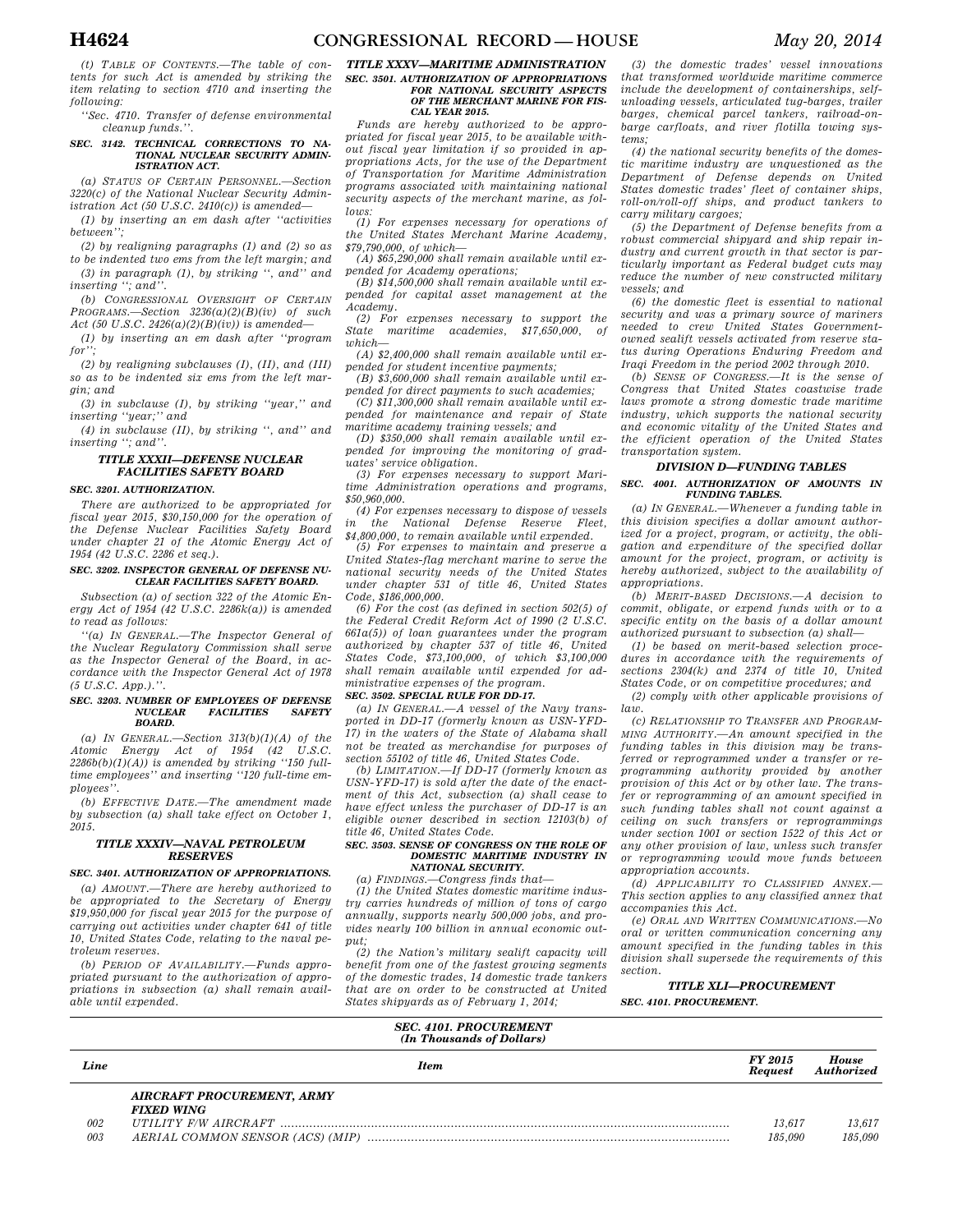(t) *TABLE OF CONTENTS*.—The table of contents for such Act is amended by striking the item relating to section 4710 and inserting the following:

"Sec. 4710. Transfer of defense environmental cleanup funds.".

#### SEC. 3142. TECHNICAL CORRECTIONS TO NATIONAL NUCLEAR SECURITY ADMINISTRATION ACT.

(a) *STATUS OF CERTAIN PERSONNEL*.—Section 3220(c) of the National Nuclear Security Administration Act (50 U.S.C. 2410(c)) is amended—

(1) by inserting an em dash after "activities between";

(2) by realigning paragraphs (1) and (2) so as to be indented two ems from the left margin; and

(3) in paragraph (1), by striking ", and" and inserting "; and".

(b) *CONGRESSIONAL OVERSIGHT OF CERTAIN PROGRAMS*.—Section 3236(a)(2)(B)(iv) of such Act (50 U.S.C. 2426(a)(2)(B)(iv)) is amended—

(1) by inserting an em dash after "program for";

(2) by realigning subclauses (I), (II), and (III) so as to be indented six ems from the left margin; and

(3) in subclause (I), by striking "year," and inserting "year;" and

(4) in subclause (II), by striking ", and" and inserting "; and".

### TITLE XXXII—DEFENSE NUCLEAR FACILITIES SAFETY BOARD

#### SEC. 3201. AUTHORIZATION.

There are authorized to be appropriated for fiscal year 2015, $30,150,000 for the operation of the Defense Nuclear Facilities Safety Board under chapter 21 of the Atomic Energy Act of 1954 (42 U.S.C. 2286 et seq.).

#### SEC. 3202. INSPECTOR GENERAL OF DEFENSE NUCLEAR FACILITIES SAFETY BOARD.

Subsection (a) of section 322 of the Atomic Energy Act of 1954 (42 U.S.C. 2286k(a)) is amended to read as follows:

"(a) *IN GENERAL*.—The Inspector General of the Nuclear Regulatory Commission shall serve as the Inspector General of the Board, in accordance with the Inspector General Act of 1978 (5 U.S.C. App.).".

#### SEC. 3203. NUMBER OF EMPLOYEES OF DEFENSE NUCLEAR FACILITIES SAFETY BOARD.

(a) *IN GENERAL*.—Section 313(b)(1)(A) of the Atomic Energy Act of 1954 (42 U.S.C. 2286b(b)(1)(A)) is amended by striking "150 full-time employees" and inserting "120 full-time employees".

(b) *EFFECTIVE DATE*.—The amendment made by subsection (a) shall take effect on October 1, 2015.

### TITLE XXXIV—NAVAL PETROLEUM RESERVES

#### SEC. 3401. AUTHORIZATION OF APPROPRIATIONS.

(a) *AMOUNT*.—There are hereby authorized to be appropriated to the Secretary of Energy $19,950,000 for fiscal year 2015 for the purpose of carrying out activities under chapter 641 of title 10, United States Code, relating to the naval petroleum reserves.

(b) *PERIOD OF AVAILABILITY*.—Funds appropriated pursuant to the authorization of appropriations in subsection (a) shall remain available until expended.

### TITLE XXXV—MARITIME ADMINISTRATION

#### SEC. 3501. AUTHORIZATION OF APPROPRIATIONS FOR NATIONAL SECURITY ASPECTS OF THE MERCHANT MARINE FOR FISCAL YEAR 2015.

Funds are hereby authorized to be appropriated for fiscal year 2015, to be available without fiscal year limitation if so provided in appropriations Acts, for the use of the Department of Transportation for Maritime Administration programs associated with maintaining national security aspects of the merchant marine, as follows:

(1) For expenses necessary for operations of the United States Merchant Marine Academy, $79,790,000, of which—

(A) $65,290,000 shall remain available until expended for Academy operations;

(B) $14,500,000 shall remain available until expended for capital asset management at the Academy.

(2) For expenses necessary to support the State maritime academies, $17,650,000, of which—

(A) $2,400,000 shall remain available until expended for student incentive payments;

(B) $3,600,000 shall remain available until expended for direct payments to such academies;

(C) $11,300,000 shall remain available until expended for maintenance and repair of State maritime academy training vessels; and

(D) $350,000 shall remain available until expended for improving the monitoring of graduates' service obligation.

(3) For expenses necessary to support Maritime Administration operations and programs, $50,960,000.

(4) For expenses necessary to dispose of vessels in the National Defense Reserve Fleet, $4,800,000, to remain available until expended.

(5) For expenses to maintain and preserve a United States-flag merchant marine to serve the national security needs of the United States under chapter 531 of title 46, United States Code, $186,000,000.

(6) For the cost (as defined in section 502(5) of the Federal Credit Reform Act of 1990 (2 U.S.C. 661a(5)) of loan guarantees under the program authorized by chapter 537 of title 46, United States Code, $73,100,000, of which $3,100,000 shall remain available until expended for administrative expenses of the program.

#### SEC. 3502. SPECIAL RULE FOR DD-17.

(a) *IN GENERAL*.—A vessel of the Navy transported in DD-17 (formerly known as USN-YFD-17) in the waters of the State of Alabama shall not be treated as merchandise for purposes of section 55102 of title 46, United States Code.

(b) *LIMITATION*.—If DD-17 (formerly known as USN-YFD-17) is sold after the date of the enactment of this Act, subsection (a) shall cease to have effect unless the purchaser of DD-17 is an eligible owner described in section 12103(b) of title 46, United States Code.

#### SEC. 3503. SENSE OF CONGRESS ON THE ROLE OF DOMESTIC MARITIME INDUSTRY IN NATIONAL SECURITY.

(a) *FINDINGS*.—Congress finds that—

(1) the United States domestic maritime industry carries hundreds of million of tons of cargo annually, supports nearly 500,000 jobs, and provides nearly 100 billion in annual economic output;

(2) the Nation's military sealift capacity will benefit from one of the fastest growing segments of the domestic trades, 14 domestic trade tankers that are on order to be constructed at United States shipyards as of February 1, 2014;

(3) the domestic trades' vessel innovations that transformed worldwide maritime commerce include the development of containerships, self-unloading vessels, articulated tug-barges, trailer barges, chemical parcel tankers, railroad-on-barge carfloats, and river flotilla towing systems;

(4) the national security benefits of the domestic maritime industry are unquestioned as the Department of Defense depends on United States domestic trades' fleet of container ships, roll-on/roll-off ships, and product tankers to carry military cargoes;

(5) the Department of Defense benefits from a robust commercial shipyard and ship repair industry and current growth in that sector is particularly important as Federal budget cuts may reduce the number of new constructed military vessels; and

(6) the domestic fleet is essential to national security and was a primary source of mariners needed to crew United States Government-owned sealift vessels activated from reserve status during Operations Enduring Freedom and Iraqi Freedom in the period 2002 through 2010.

(b) *SENSE OF CONGRESS*.—It is the sense of Congress that United States coastwise trade laws promote a strong domestic trade maritime industry, which supports the national security and economic vitality of the United States and the efficient operation of the United States transportation system.

## DIVISION D—FUNDING TABLES

#### SEC. 4001. AUTHORIZATION OF AMOUNTS IN FUNDING TABLES.

(a) *IN GENERAL*.—Whenever a funding table in this division specifies a dollar amount authorized for a project, program, or activity, the obligation and expenditure of the specified dollar amount for the project, program, or activity is hereby authorized, subject to the availability of appropriations.

(b) *MERIT-BASED DECISIONS*.—A decision to commit, obligate, or expend funds with or to a specific entity on the basis of a dollar amount authorized pursuant to subsection (a) shall—

(1) be based on merit-based selection procedures in accordance with the requirements of sections 2304(k) and 2374 of title 10, United States Code, or on competitive procedures; and

(2) comply with other applicable provisions of law.

(c) *RELATIONSHIP TO TRANSFER AND PROGRAMMING AUTHORITY*.—An amount specified in the funding tables in this division may be transferred or reprogrammed under a transfer or reprogramming authority provided by another provision of this Act or by other law. The transfer or reprogramming of an amount specified in such funding tables shall not count against a ceiling on such transfers or reprogrammings under section 1001 or section 1522 of this Act or any other provision of law, unless such transfer or reprogramming would move funds between appropriation accounts.

(d) *APPLICABILITY TO CLASSIFIED ANNEX*.—This section applies to any classified annex that accompanies this Act.

(e) *ORAL AND WRITTEN COMMUNICATIONS*.—No oral or written communication concerning any amount specified in the funding tables in this division shall supersede the requirements of this section.

### TITLE XLI—PROCUREMENT

#### SEC. 4101. PROCUREMENT.

**SEC. 4101. PROCUREMENT**
*(In Thousands of Dollars)*

| Line | Item | FY 2015 Request | House Authorized |
|---|---|---|---|
| | AIRCRAFT PROCUREMENT, ARMY | | |
| | FIXED WING | | |
| 002 | UTILITY F/W AIRCRAFT | 13,617 | 13,617 |
| 003 | AERIAL COMMON SENSOR (ACS) (MIP) | 185,090 | 185,090 |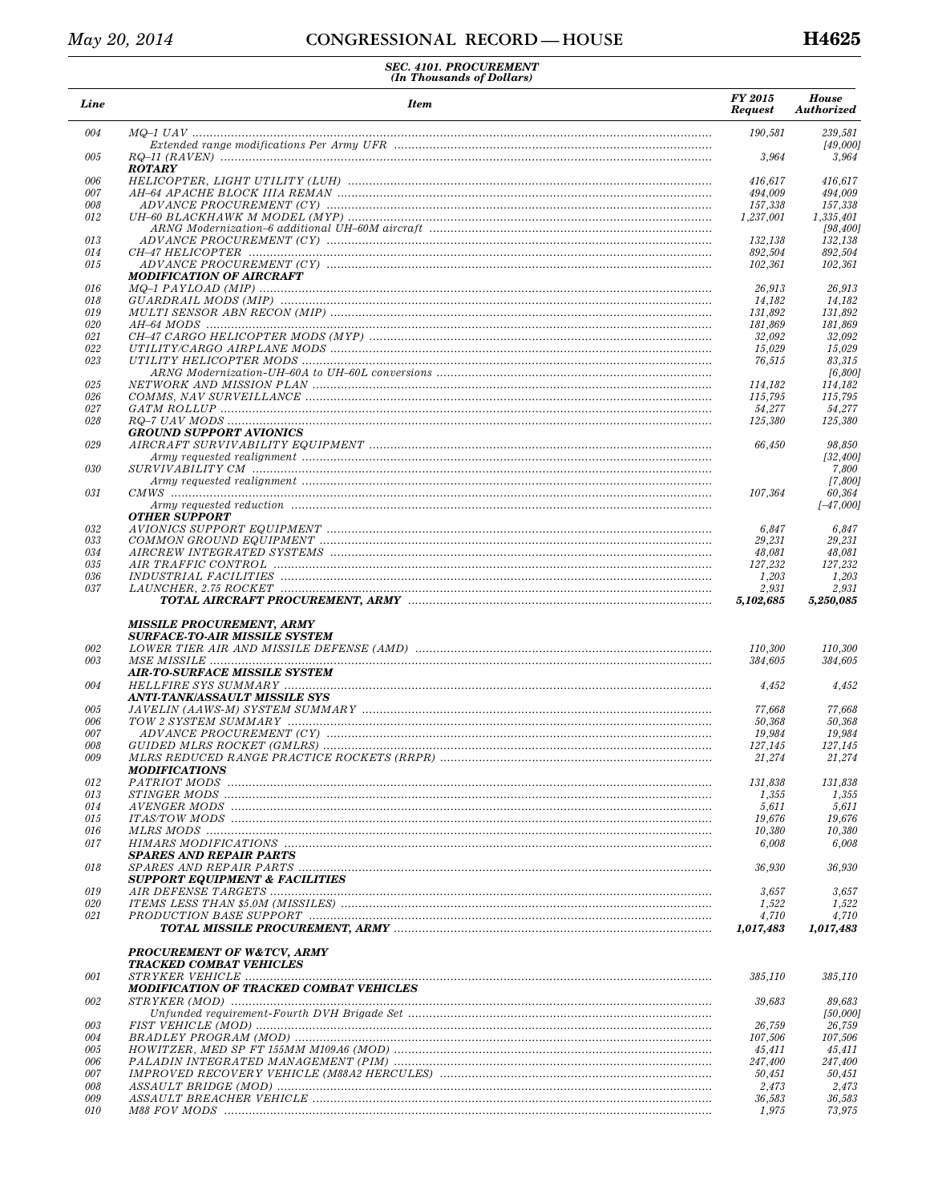**SEC. 4101. PROCUREMENT**
**(In Thousands of Dollars)**

| Line | Item | FY 2015 Request | House Authorized |
|---|---|---|---|
| 004 | MQ–1 UAV | 190,581 | 239,581 |
| | Extended range modifications Per Army UFR | | [49,000] |
| 005 | RQ–11 (RAVEN) | 3,964 | 3,964 |
| | **ROTARY** | | |
| 006 | HELICOPTER, LIGHT UTILITY (LUH) | 416,617 | 416,617 |
| 007 | AH–64 APACHE BLOCK IIIA REMAN | 494,009 | 494,009 |
| 008 | ADVANCE PROCUREMENT (CY) | 157,338 | 157,338 |
| 012 | UH–60 BLACKHAWK M MODEL (MYP) | 1,237,001 | 1,335,401 |
| | ARNG Modernization–6 additional UH–60M aircraft | | [98,400] |
| 013 | ADVANCE PROCUREMENT (CY) | 132,138 | 132,138 |
| 014 | CH–47 HELICOPTER | 892,504 | 892,504 |
| 015 | ADVANCE PROCUREMENT (CY) | 102,361 | 102,361 |
| | **MODIFICATION OF AIRCRAFT** | | |
| 016 | MQ–1 PAYLOAD (MIP) | 26,913 | 26,913 |
| 018 | GUARDRAIL MODS (MIP) | 14,182 | 14,182 |
| 019 | MULTI SENSOR ABN RECON (MIP) | 131,892 | 131,892 |
| 020 | AH–64 MODS | 181,869 | 181,869 |
| 021 | CH–47 CARGO HELICOPTER MODS (MYP) | 32,092 | 32,092 |
| 022 | UTILITY/CARGO AIRPLANE MODS | 15,029 | 15,029 |
| 023 | UTILITY HELICOPTER MODS | 76,515 | 83,315 |
| | ARNG Modernization-UH–60A to UH–60L conversions | | [6,800] |
| 025 | NETWORK AND MISSION PLAN | 114,182 | 114,182 |
| 026 | COMMS, NAV SURVEILLANCE | 115,795 | 115,795 |
| 027 | GATM ROLLUP | 54,277 | 54,277 |
| 028 | RQ–7 UAV MODS | 125,380 | 125,380 |
| | **GROUND SUPPORT AVIONICS** | | |
| 029 | AIRCRAFT SURVIVABILITY EQUIPMENT | 66,450 | 98,850 |
| | Army requested realignment | | [32,400] |
| 030 | SURVIVABILITY CM | | 7,800 |
| | Army requested realignment | | [7,800] |
| 031 | CMWS | 107,364 | 60,364 |
| | Army requested reduction | | [–47,000] |
| | **OTHER SUPPORT** | | |
| 032 | AVIONICS SUPPORT EQUIPMENT | 6,847 | 6,847 |
| 033 | COMMON GROUND EQUIPMENT | 29,231 | 29,231 |
| 034 | AIRCREW INTEGRATED SYSTEMS | 48,081 | 48,081 |
| 035 | AIR TRAFFIC CONTROL | 127,232 | 127,232 |
| 036 | INDUSTRIAL FACILITIES | 1,203 | 1,203 |
| 037 | LAUNCHER, 2.75 ROCKET | 2,931 | 2,931 |
| | **TOTAL AIRCRAFT PROCUREMENT, ARMY** | **5,102,685** | **5,250,085** |
| | | | |
| | **MISSILE PROCUREMENT, ARMY** | | |
| | **SURFACE-TO-AIR MISSILE SYSTEM** | | |
| 002 | LOWER TIER AIR AND MISSILE DEFENSE (AMD) | 110,300 | 110,300 |
| 003 | MSE MISSILE | 384,605 | 384,605 |
| | **AIR-TO-SURFACE MISSILE SYSTEM** | | |
| 004 | HELLFIRE SYS SUMMARY | 4,452 | 4,452 |
| | **ANTI-TANK/ASSAULT MISSILE SYS** | | |
| 005 | JAVELIN (AAWS-M) SYSTEM SUMMARY | 77,668 | 77,668 |
| 006 | TOW 2 SYSTEM SUMMARY | 50,368 | 50,368 |
| 007 | ADVANCE PROCUREMENT (CY) | 19,984 | 19,984 |
| 008 | GUIDED MLRS ROCKET (GMLRS) | 127,145 | 127,145 |
| 009 | MLRS REDUCED RANGE PRACTICE ROCKETS (RRPR) | 21,274 | 21,274 |
| | **MODIFICATIONS** | | |
| 012 | PATRIOT MODS | 131,838 | 131,838 |
| 013 | STINGER MODS | 1,355 | 1,355 |
| 014 | AVENGER MODS | 5,611 | 5,611 |
| 015 | ITAS/TOW MODS | 19,676 | 19,676 |
| 016 | MLRS MODS | 10,380 | 10,380 |
| 017 | HIMARS MODIFICATIONS | 6,008 | 6,008 |
| | **SPARES AND REPAIR PARTS** | | |
| 018 | SPARES AND REPAIR PARTS | 36,930 | 36,930 |
| | **SUPPORT EQUIPMENT & FACILITIES** | | |
| 019 | AIR DEFENSE TARGETS | 3,657 | 3,657 |
| 020 | ITEMS LESS THAN $5.0M (MISSILES) | 1,522 | 1,522 |
| 021 | PRODUCTION BASE SUPPORT | 4,710 | 4,710 |
| | **TOTAL MISSILE PROCUREMENT, ARMY** | **1,017,483** | **1,017,483** |
| | | | |
| | **PROCUREMENT OF W&TCV, ARMY** | | |
| | **TRACKED COMBAT VEHICLES** | | |
| 001 | STRYKER VEHICLE | 385,110 | 385,110 |
| | **MODIFICATION OF TRACKED COMBAT VEHICLES** | | |
| 002 | STRYKER (MOD) | 39,683 | 89,683 |
| | Unfunded requirement-Fourth DVH Brigade Set | | [50,000] |
| 003 | FIST VEHICLE (MOD) | 26,759 | 26,759 |
| 004 | BRADLEY PROGRAM (MOD) | 107,506 | 107,506 |
| 005 | HOWITZER, MED SP FT 155MM M109A6 (MOD) | 45,411 | 45,411 |
| 006 | PALADIN INTEGRATED MANAGEMENT (PIM) | 247,400 | 247,400 |
| 007 | IMPROVED RECOVERY VEHICLE (M88A2 HERCULES) | 50,451 | 50,451 |
| 008 | ASSAULT BRIDGE (MOD) | 2,473 | 2,473 |
| 009 | ASSAULT BREACHER VEHICLE | 36,583 | 36,583 |
| 010 | M88 FOV MODS | 1,975 | 73,975 |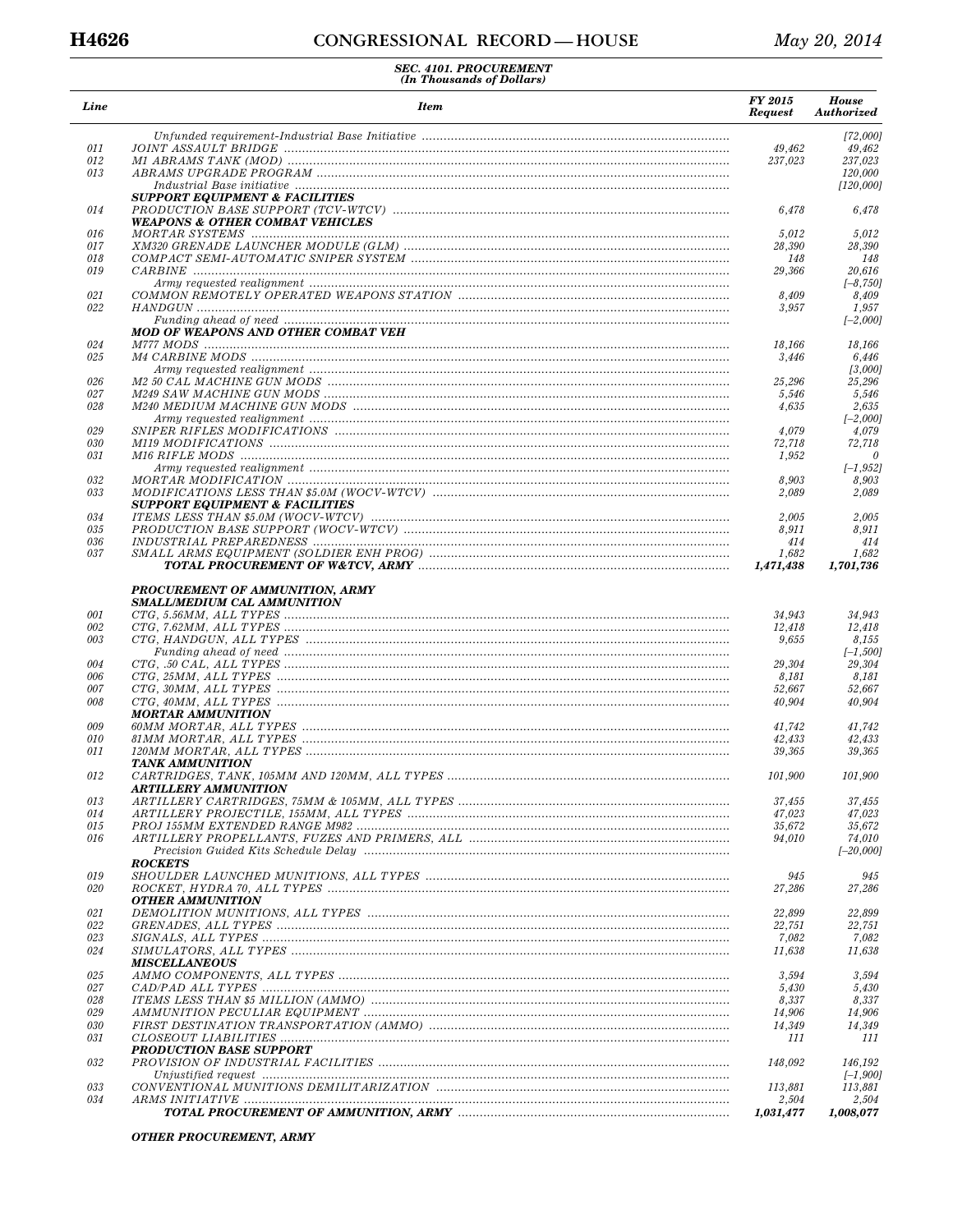SEC. 4101. PROCUREMENT
(In Thousands of Dollars)

| Line | Item | FY 2015 Request | House Authorized |
|---|---|---|---|
| | *Unfunded requirement-Industrial Base Initiative* | | [72,000] |
| 011 | JOINT ASSAULT BRIDGE | 49,462 | 49,462 |
| 012 | M1 ABRAMS TANK (MOD) | 237,023 | 237,023 |
| 013 | ABRAMS UPGRADE PROGRAM | | 120,000 |
| | *Industrial Base initiative* | | [120,000] |
| | **SUPPORT EQUIPMENT & FACILITIES** | | |
| 014 | PRODUCTION BASE SUPPORT (TCV-WTCV) | 6,478 | 6,478 |
| | **WEAPONS & OTHER COMBAT VEHICLES** | | |
| 016 | MORTAR SYSTEMS | 5,012 | 5,012 |
| 017 | XM320 GRENADE LAUNCHER MODULE (GLM) | 28,390 | 28,390 |
| 018 | COMPACT SEMI-AUTOMATIC SNIPER SYSTEM | 148 | 148 |
| 019 | CARBINE | 29,366 | 20,616 |
| | *Army requested realignment* | | [–8,750] |
| 021 | COMMON REMOTELY OPERATED WEAPONS STATION | 8,409 | 8,409 |
| 022 | HANDGUN | 3,957 | 1,957 |
| | *Funding ahead of need* | | [–2,000] |
| | **MOD OF WEAPONS AND OTHER COMBAT VEH** | | |
| 024 | M777 MODS | 18,166 | 18,166 |
| 025 | M4 CARBINE MODS | 3,446 | 6,446 |
| | *Army requested realignment* | | [3,000] |
| 026 | M2 50 CAL MACHINE GUN MODS | 25,296 | 25,296 |
| 027 | M249 SAW MACHINE GUN MODS | 5,546 | 5,546 |
| 028 | M240 MEDIUM MACHINE GUN MODS | 4,635 | 2,635 |
| | *Army requested realignment* | | [–2,000] |
| 029 | SNIPER RIFLES MODIFICATIONS | 4,079 | 4,079 |
| 030 | M119 MODIFICATIONS | 72,718 | 72,718 |
| 031 | M16 RIFLE MODS | 1,952 | 0 |
| | *Army requested realignment* | | [–1,952] |
| 032 | MORTAR MODIFICATION | 8,903 | 8,903 |
| 033 | MODIFICATIONS LESS THAN $5.0M (WOCV-WTCV) | 2,089 | 2,089 |
| | **SUPPORT EQUIPMENT & FACILITIES** | | |
| 034 | ITEMS LESS THAN $5.0M (WOCV-WTCV) | 2,005 | 2,005 |
| 035 | PRODUCTION BASE SUPPORT (WOCV-WTCV) | 8,911 | 8,911 |
| 036 | INDUSTRIAL PREPAREDNESS | 414 | 414 |
| 037 | SMALL ARMS EQUIPMENT (SOLDIER ENH PROG) | 1,682 | 1,682 |
| | **TOTAL PROCUREMENT OF W&TCV, ARMY** | **1,471,438** | **1,701,736** |
| | | | |
| | **PROCUREMENT OF AMMUNITION, ARMY** | | |
| | **SMALL/MEDIUM CAL AMMUNITION** | | |
| 001 | CTG, 5.56MM, ALL TYPES | 34,943 | 34,943 |
| 002 | CTG, 7.62MM, ALL TYPES | 12,418 | 12,418 |
| 003 | CTG, HANDGUN, ALL TYPES | 9,655 | 8,155 |
| | *Funding ahead of need* | | [–1,500] |
| 004 | CTG, .50 CAL, ALL TYPES | 29,304 | 29,304 |
| 006 | CTG, 25MM, ALL TYPES | 8,181 | 8,181 |
| 007 | CTG, 30MM, ALL TYPES | 52,667 | 52,667 |
| 008 | CTG, 40MM, ALL TYPES | 40,904 | 40,904 |
| | **MORTAR AMMUNITION** | | |
| 009 | 60MM MORTAR, ALL TYPES | 41,742 | 41,742 |
| 010 | 81MM MORTAR, ALL TYPES | 42,433 | 42,433 |
| 011 | 120MM MORTAR, ALL TYPES | 39,365 | 39,365 |
| | **TANK AMMUNITION** | | |
| 012 | CARTRIDGES, TANK, 105MM AND 120MM, ALL TYPES | 101,900 | 101,900 |
| | **ARTILLERY AMMUNITION** | | |
| 013 | ARTILLERY CARTRIDGES, 75MM & 105MM, ALL TYPES | 37,455 | 37,455 |
| 014 | ARTILLERY PROJECTILE, 155MM, ALL TYPES | 47,023 | 47,023 |
| 015 | PROJ 155MM EXTENDED RANGE M982 | 35,672 | 35,672 |
| 016 | ARTILLERY PROPELLANTS, FUZES AND PRIMERS, ALL | 94,010 | 74,010 |
| | *Precision Guided Kits Schedule Delay* | | [–20,000] |
| | **ROCKETS** | | |
| 019 | SHOULDER LAUNCHED MUNITIONS, ALL TYPES | 945 | 945 |
| 020 | ROCKET, HYDRA 70, ALL TYPES | 27,286 | 27,286 |
| | **OTHER AMMUNITION** | | |
| 021 | DEMOLITION MUNITIONS, ALL TYPES | 22,899 | 22,899 |
| 022 | GRENADES, ALL TYPES | 22,751 | 22,751 |
| 023 | SIGNALS, ALL TYPES | 7,082 | 7,082 |
| 024 | SIMULATORS, ALL TYPES | 11,638 | 11,638 |
| | **MISCELLANEOUS** | | |
| 025 | AMMO COMPONENTS, ALL TYPES | 3,594 | 3,594 |
| 027 | CAD/PAD ALL TYPES | 5,430 | 5,430 |
| 028 | ITEMS LESS THAN $5 MILLION (AMMO) | 8,337 | 8,337 |
| 029 | AMMUNITION PECULIAR EQUIPMENT | 14,906 | 14,906 |
| 030 | FIRST DESTINATION TRANSPORTATION (AMMO) | 14,349 | 14,349 |
| 031 | CLOSEOUT LIABILITIES | 111 | 111 |
| | **PRODUCTION BASE SUPPORT** | | |
| 032 | PROVISION OF INDUSTRIAL FACILITIES | 148,092 | 146,192 |
| | *Unjustified request* | | [–1,900] |
| 033 | CONVENTIONAL MUNITIONS DEMILITARIZATION | 113,881 | 113,881 |
| 034 | ARMS INITIATIVE | 2,504 | 2,504 |
| | **TOTAL PROCUREMENT OF AMMUNITION, ARMY** | **1,031,477** | **1,008,077** |
| | | | |
| | **OTHER PROCUREMENT, ARMY** | | |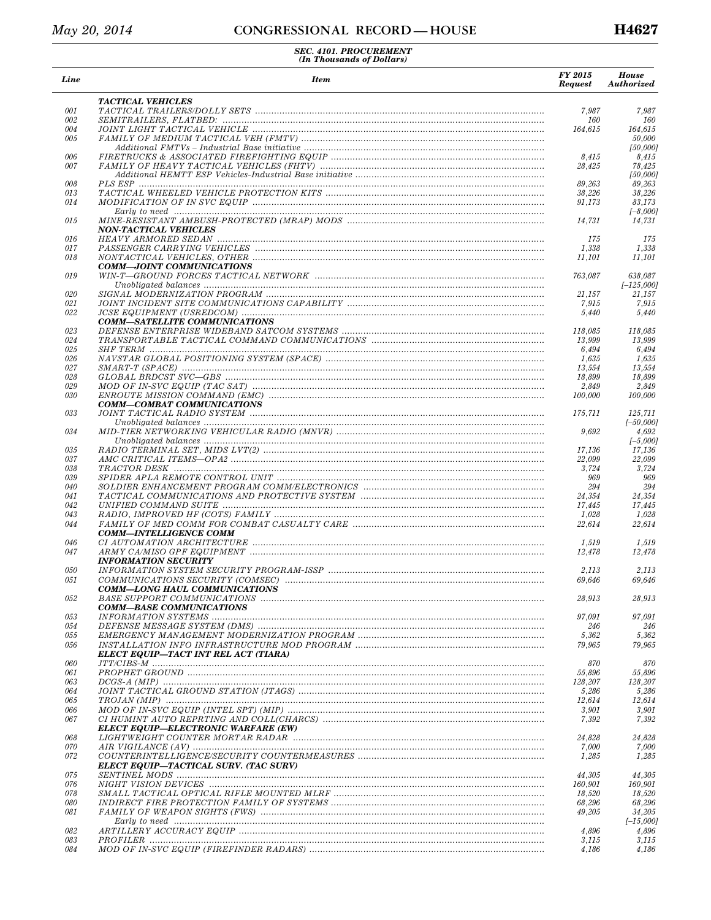SEC. 4101. PROCUREMENT
(In Thousands of Dollars)

| Line | Item | FY 2015 Request | House Authorized |
|---|---|---|---|
| | ***TACTICAL VEHICLES*** | | |
| 001 | TACTICAL TRAILERS/DOLLY SETS | 7,987 | 7,987 |
| 002 | SEMITRAILERS, FLATBED: | 160 | 160 |
| 004 | JOINT LIGHT TACTICAL VEHICLE | 164,615 | 164,615 |
| 005 | FAMILY OF MEDIUM TACTICAL VEH (FMTV) | | 50,000 |
| | Additional FMTVs – Industrial Base initiative | | [50,000] |
| 006 | FIRETRUCKS & ASSOCIATED FIREFIGHTING EQUIP | 8,415 | 8,415 |
| 007 | FAMILY OF HEAVY TACTICAL VEHICLES (FHTV) | 28,425 | 78,425 |
| | Additional HEMTT ESP Vehicles-Industrial Base initiative | | [50,000] |
| 008 | PLS ESP | 89,263 | 89,263 |
| 013 | TACTICAL WHEELED VEHICLE PROTECTION KITS | 38,226 | 38,226 |
| 014 | MODIFICATION OF IN SVC EQUIP | 91,173 | 83,173 |
| | Early to need | | [–8,000] |
| 015 | MINE-RESISTANT AMBUSH-PROTECTED (MRAP) MODS | 14,731 | 14,731 |
| | ***NON-TACTICAL VEHICLES*** | | |
| 016 | HEAVY ARMORED SEDAN | 175 | 175 |
| 017 | PASSENGER CARRYING VEHICLES | 1,338 | 1,338 |
| 018 | NONTACTICAL VEHICLES, OTHER | 11,101 | 11,101 |
| | ***COMM—JOINT COMMUNICATIONS*** | | |
| 019 | WIN-T—GROUND FORCES TACTICAL NETWORK | 763,087 | 638,087 |
| | Unobligated balances | | [–125,000] |
| 020 | SIGNAL MODERNIZATION PROGRAM | 21,157 | 21,157 |
| 021 | JOINT INCIDENT SITE COMMUNICATIONS CAPABILITY | 7,915 | 7,915 |
| 022 | JCSE EQUIPMENT (USREDCOM) | 5,440 | 5,440 |
| | ***COMM—SATELLITE COMMUNICATIONS*** | | |
| 023 | DEFENSE ENTERPRISE WIDEBAND SATCOM SYSTEMS | 118,085 | 118,085 |
| 024 | TRANSPORTABLE TACTICAL COMMAND COMMUNICATIONS | 13,999 | 13,999 |
| 025 | SHF TERM | 6,494 | 6,494 |
| 026 | NAVSTAR GLOBAL POSITIONING SYSTEM (SPACE) | 1,635 | 1,635 |
| 027 | SMART-T (SPACE) | 13,554 | 13,554 |
| 028 | GLOBAL BRDCST SVC—GBS | 18,899 | 18,899 |
| 029 | MOD OF IN-SVC EQUIP (TAC SAT) | 2,849 | 2,849 |
| 030 | ENROUTE MISSION COMMAND (EMC) | 100,000 | 100,000 |
| | ***COMM—COMBAT COMMUNICATIONS*** | | |
| 033 | JOINT TACTICAL RADIO SYSTEM | 175,711 | 125,711 |
| | Unobligated balances | | [–50,000] |
| 034 | MID-TIER NETWORKING VEHICULAR RADIO (MNVR) | 9,692 | 4,692 |
| | Unobligated balances | | [–5,000] |
| 035 | RADIO TERMINAL SET, MIDS LVT(2) | 17,136 | 17,136 |
| 037 | AMC CRITICAL ITEMS—OPA2 | 22,099 | 22,099 |
| 038 | TRACTOR DESK | 3,724 | 3,724 |
| 039 | SPIDER APLA REMOTE CONTROL UNIT | 969 | 969 |
| 040 | SOLDIER ENHANCEMENT PROGRAM COMM/ELECTRONICS | 294 | 294 |
| 041 | TACTICAL COMMUNICATIONS AND PROTECTIVE SYSTEM | 24,354 | 24,354 |
| 042 | UNIFIED COMMAND SUITE | 17,445 | 17,445 |
| 043 | RADIO, IMPROVED HF (COTS) FAMILY | 1,028 | 1,028 |
| 044 | FAMILY OF MED COMM FOR COMBAT CASUALTY CARE | 22,614 | 22,614 |
| | ***COMM—INTELLIGENCE COMM*** | | |
| 046 | CI AUTOMATION ARCHITECTURE | 1,519 | 1,519 |
| 047 | ARMY CA/MISO GPF EQUIPMENT | 12,478 | 12,478 |
| | ***INFORMATION SECURITY*** | | |
| 050 | INFORMATION SYSTEM SECURITY PROGRAM-ISSP | 2,113 | 2,113 |
| 051 | COMMUNICATIONS SECURITY (COMSEC) | 69,646 | 69,646 |
| | ***COMM—LONG HAUL COMMUNICATIONS*** | | |
| 052 | BASE SUPPORT COMMUNICATIONS | 28,913 | 28,913 |
| | ***COMM—BASE COMMUNICATIONS*** | | |
| 053 | INFORMATION SYSTEMS | 97,091 | 97,091 |
| 054 | DEFENSE MESSAGE SYSTEM (DMS) | 246 | 246 |
| 055 | EMERGENCY MANAGEMENT MODERNIZATION PROGRAM | 5,362 | 5,362 |
| 056 | INSTALLATION INFO INFRASTRUCTURE MOD PROGRAM | 79,965 | 79,965 |
| | ***ELECT EQUIP—TACT INT REL ACT (TIARA)*** | | |
| 060 | JTT/CIBS-M | 870 | 870 |
| 061 | PROPHET GROUND | 55,896 | 55,896 |
| 063 | DCGS-A (MIP) | 128,207 | 128,207 |
| 064 | JOINT TACTICAL GROUND STATION (JTAGS) | 5,286 | 5,286 |
| 065 | TROJAN (MIP) | 12,614 | 12,614 |
| 066 | MOD OF IN-SVC EQUIP (INTEL SPT) (MIP) | 3,901 | 3,901 |
| 067 | CI HUMINT AUTO REPRTING AND COLL(CHARCS) | 7,392 | 7,392 |
| | ***ELECT EQUIP—ELECTRONIC WARFARE (EW)*** | | |
| 068 | LIGHTWEIGHT COUNTER MORTAR RADAR | 24,828 | 24,828 |
| 070 | AIR VIGILANCE (AV) | 7,000 | 7,000 |
| 072 | COUNTERINTELLIGENCE/SECURITY COUNTERMEASURES | 1,285 | 1,285 |
| | ***ELECT EQUIP—TACTICAL SURV. (TAC SURV)*** | | |
| 075 | SENTINEL MODS | 44,305 | 44,305 |
| 076 | NIGHT VISION DEVICES | 160,901 | 160,901 |
| 078 | SMALL TACTICAL OPTICAL RIFLE MOUNTED MLRF | 18,520 | 18,520 |
| 080 | INDIRECT FIRE PROTECTION FAMILY OF SYSTEMS | 68,296 | 68,296 |
| 081 | FAMILY OF WEAPON SIGHTS (FWS) | 49,205 | 34,205 |
| | Early to need | | [–15,000] |
| 082 | ARTILLERY ACCURACY EQUIP | 4,896 | 4,896 |
| 083 | PROFILER | 3,115 | 3,115 |
| 084 | MOD OF IN-SVC EQUIP (FIREFINDER RADARS) | 4,186 | 4,186 |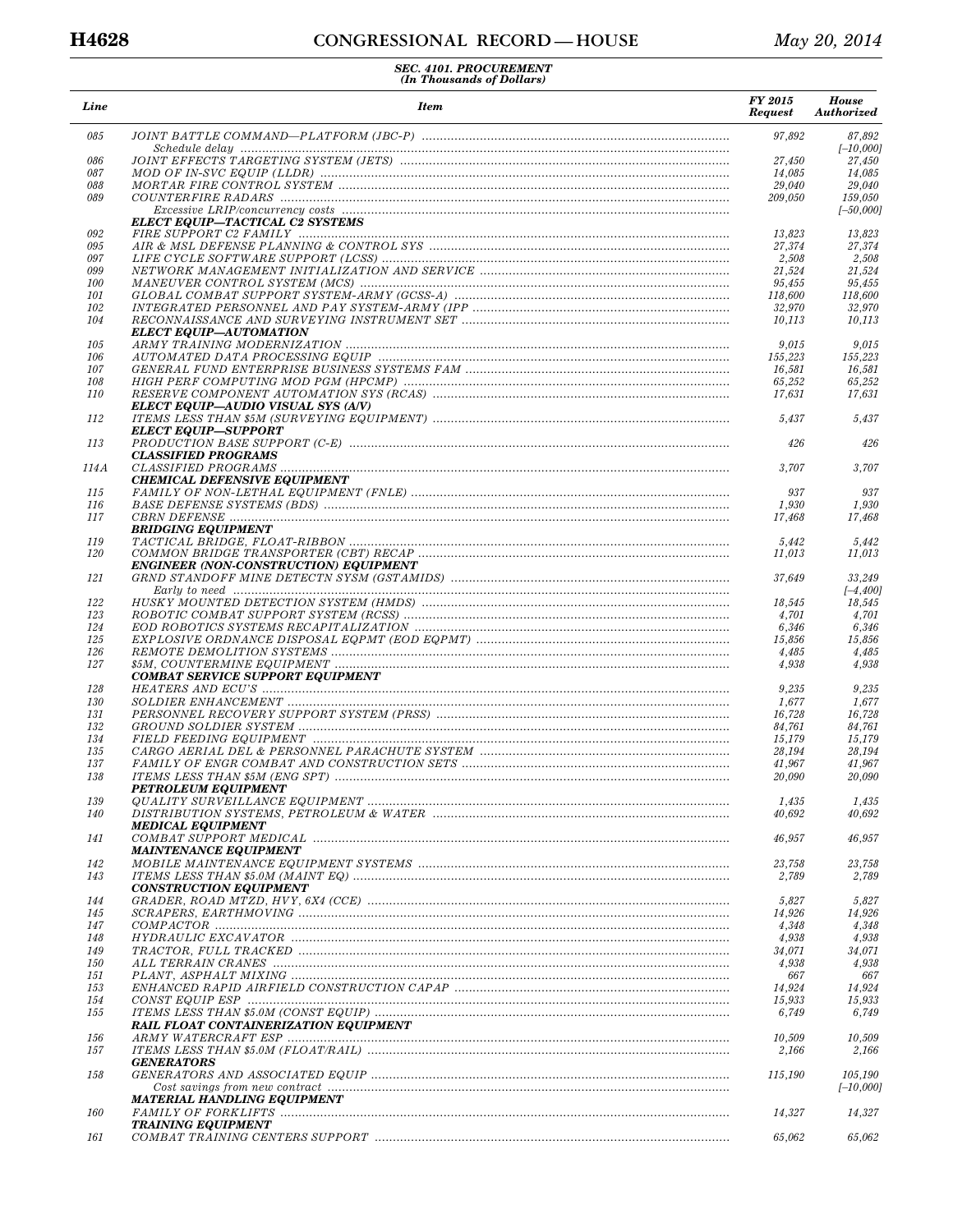**SEC. 4101. PROCUREMENT**
*(In Thousands of Dollars)*

| Line | Item | FY 2015 Request | House Authorized |
|---|---|---|---|
| 085 | JOINT BATTLE COMMAND—PLATFORM (JBC-P) | 97,892 | 87,892 |
| | Schedule delay | | [–10,000] |
| 086 | JOINT EFFECTS TARGETING SYSTEM (JETS) | 27,450 | 27,450 |
| 087 | MOD OF IN-SVC EQUIP (LLDR) | 14,085 | 14,085 |
| 088 | MORTAR FIRE CONTROL SYSTEM | 29,040 | 29,040 |
| 089 | COUNTERFIRE RADARS | 209,050 | 159,050 |
| | Excessive LRIP/concurrency costs | | [–50,000] |
| | **ELECT EQUIP—TACTICAL C2 SYSTEMS** | | |
| 092 | FIRE SUPPORT C2 FAMILY | 13,823 | 13,823 |
| 095 | AIR & MSL DEFENSE PLANNING & CONTROL SYS | 27,374 | 27,374 |
| 097 | LIFE CYCLE SOFTWARE SUPPORT (LCSS) | 2,508 | 2,508 |
| 099 | NETWORK MANAGEMENT INITIALIZATION AND SERVICE | 21,524 | 21,524 |
| 100 | MANEUVER CONTROL SYSTEM (MCS) | 95,455 | 95,455 |
| 101 | GLOBAL COMBAT SUPPORT SYSTEM-ARMY (GCSS-A) | 118,600 | 118,600 |
| 102 | INTEGRATED PERSONNEL AND PAY SYSTEM-ARMY (IPP | 32,970 | 32,970 |
| 104 | RECONNAISSANCE AND SURVEYING INSTRUMENT SET | 10,113 | 10,113 |
| | **ELECT EQUIP—AUTOMATION** | | |
| 105 | ARMY TRAINING MODERNIZATION | 9,015 | 9,015 |
| 106 | AUTOMATED DATA PROCESSING EQUIP | 155,223 | 155,223 |
| 107 | GENERAL FUND ENTERPRISE BUSINESS SYSTEMS FAM | 16,581 | 16,581 |
| 108 | HIGH PERF COMPUTING MOD PGM (HPCMP) | 65,252 | 65,252 |
| 110 | RESERVE COMPONENT AUTOMATION SYS (RCAS) | 17,631 | 17,631 |
| | **ELECT EQUIP—AUDIO VISUAL SYS (A/V)** | | |
| 112 | ITEMS LESS THAN $5M (SURVEYING EQUIPMENT) | 5,437 | 5,437 |
| | **ELECT EQUIP—SUPPORT** | | |
| 113 | PRODUCTION BASE SUPPORT (C-E) | 426 | 426 |
| | **CLASSIFIED PROGRAMS** | | |
| 114A | CLASSIFIED PROGRAMS | 3,707 | 3,707 |
| | **CHEMICAL DEFENSIVE EQUIPMENT** | | |
| 115 | FAMILY OF NON-LETHAL EQUIPMENT (FNLE) | 937 | 937 |
| 116 | BASE DEFENSE SYSTEMS (BDS) | 1,930 | 1,930 |
| 117 | CBRN DEFENSE | 17,468 | 17,468 |
| | **BRIDGING EQUIPMENT** | | |
| 119 | TACTICAL BRIDGE, FLOAT-RIBBON | 5,442 | 5,442 |
| 120 | COMMON BRIDGE TRANSPORTER (CBT) RECAP | 11,013 | 11,013 |
| | **ENGINEER (NON-CONSTRUCTION) EQUIPMENT** | | |
| 121 | GRND STANDOFF MINE DETECTN SYSM (GSTAMIDS) | 37,649 | 33,249 |
| | Early to need | | [–4,400] |
| 122 | HUSKY MOUNTED DETECTION SYSTEM (HMDS) | 18,545 | 18,545 |
| 123 | ROBOTIC COMBAT SUPPORT SYSTEM (RCSS) | 4,701 | 4,701 |
| 124 | EOD ROBOTICS SYSTEMS RECAPITALIZATION | 6,346 | 6,346 |
| 125 | EXPLOSIVE ORDNANCE DISPOSAL EQPMT (EOD EQPMT) | 15,856 | 15,856 |
| 126 | REMOTE DEMOLITION SYSTEMS | 4,485 | 4,485 |
| 127 | $5M, COUNTERMINE EQUIPMENT | 4,938 | 4,938 |
| | **COMBAT SERVICE SUPPORT EQUIPMENT** | | |
| 128 | HEATERS AND ECU'S | 9,235 | 9,235 |
| 130 | SOLDIER ENHANCEMENT | 1,677 | 1,677 |
| 131 | PERSONNEL RECOVERY SUPPORT SYSTEM (PRSS) | 16,728 | 16,728 |
| 132 | GROUND SOLDIER SYSTEM | 84,761 | 84,761 |
| 134 | FIELD FEEDING EQUIPMENT | 15,179 | 15,179 |
| 135 | CARGO AERIAL DEL & PERSONNEL PARACHUTE SYSTEM | 28,194 | 28,194 |
| 137 | FAMILY OF ENGR COMBAT AND CONSTRUCTION SETS | 41,967 | 41,967 |
| 138 | ITEMS LESS THAN $5M (ENG SPT) | 20,090 | 20,090 |
| | **PETROLEUM EQUIPMENT** | | |
| 139 | QUALITY SURVEILLANCE EQUIPMENT | 1,435 | 1,435 |
| 140 | DISTRIBUTION SYSTEMS, PETROLEUM & WATER | 40,692 | 40,692 |
| | **MEDICAL EQUIPMENT** | | |
| 141 | COMBAT SUPPORT MEDICAL | 46,957 | 46,957 |
| | **MAINTENANCE EQUIPMENT** | | |
| 142 | MOBILE MAINTENANCE EQUIPMENT SYSTEMS | 23,758 | 23,758 |
| 143 | ITEMS LESS THAN $5.0M (MAINT EQ) | 2,789 | 2,789 |
| | **CONSTRUCTION EQUIPMENT** | | |
| 144 | GRADER, ROAD MTZD, HVY, 6X4 (CCE) | 5,827 | 5,827 |
| 145 | SCRAPERS, EARTHMOVING | 14,926 | 14,926 |
| 147 | COMPACTOR | 4,348 | 4,348 |
| 148 | HYDRAULIC EXCAVATOR | 4,938 | 4,938 |
| 149 | TRACTOR, FULL TRACKED | 34,071 | 34,071 |
| 150 | ALL TERRAIN CRANES | 4,938 | 4,938 |
| 151 | PLANT, ASPHALT MIXING | 667 | 667 |
| 153 | ENHANCED RAPID AIRFIELD CONSTRUCTION CAPAP | 14,924 | 14,924 |
| 154 | CONST EQUIP ESP | 15,933 | 15,933 |
| 155 | ITEMS LESS THAN $5.0M (CONST EQUIP) | 6,749 | 6,749 |
| | **RAIL FLOAT CONTAINERIZATION EQUIPMENT** | | |
| 156 | ARMY WATERCRAFT ESP | 10,509 | 10,509 |
| 157 | ITEMS LESS THAN $5.0M (FLOAT/RAIL) | 2,166 | 2,166 |
| | **GENERATORS** | | |
| 158 | GENERATORS AND ASSOCIATED EQUIP | 115,190 | 105,190 |
| | Cost savings from new contract | | [–10,000] |
| | **MATERIAL HANDLING EQUIPMENT** | | |
| 160 | FAMILY OF FORKLIFTS | 14,327 | 14,327 |
| | **TRAINING EQUIPMENT** | | |
| 161 | COMBAT TRAINING CENTERS SUPPORT | 65,062 | 65,062 |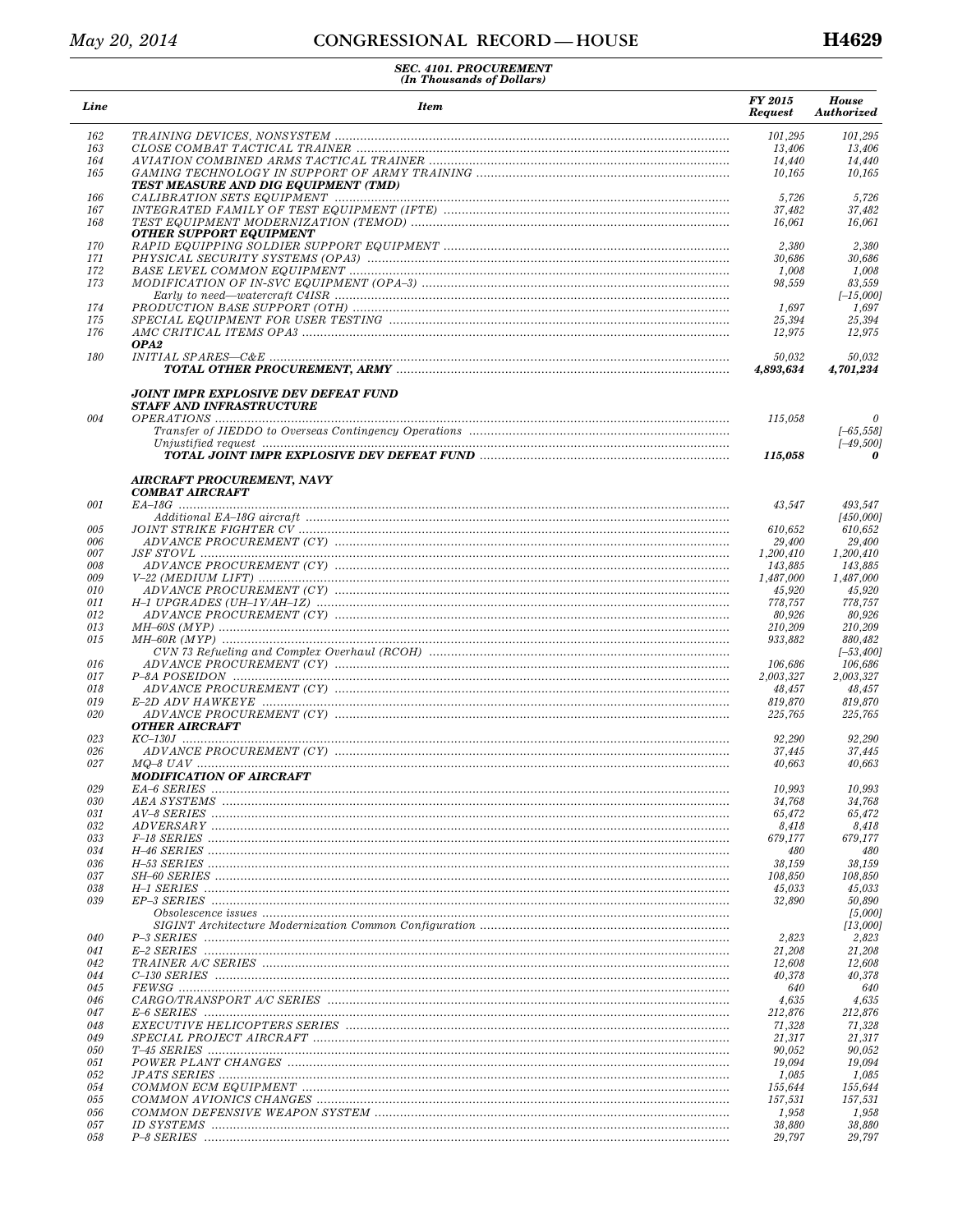**SEC. 4101. PROCUREMENT**
**(In Thousands of Dollars)**

| Line | Item | FY 2015 Request | House Authorized |
|---|---|---|---|
| 162 | TRAINING DEVICES, NONSYSTEM | 101,295 | 101,295 |
| 163 | CLOSE COMBAT TACTICAL TRAINER | 13,406 | 13,406 |
| 164 | AVIATION COMBINED ARMS TACTICAL TRAINER | 14,440 | 14,440 |
| 165 | GAMING TECHNOLOGY IN SUPPORT OF ARMY TRAINING | 10,165 | 10,165 |
| | **TEST MEASURE AND DIG EQUIPMENT (TMD)** | | |
| 166 | CALIBRATION SETS EQUIPMENT | 5,726 | 5,726 |
| 167 | INTEGRATED FAMILY OF TEST EQUIPMENT (IFTE) | 37,482 | 37,482 |
| 168 | TEST EQUIPMENT MODERNIZATION (TEMOD) | 16,061 | 16,061 |
| | **OTHER SUPPORT EQUIPMENT** | | |
| 170 | RAPID EQUIPPING SOLDIER SUPPORT EQUIPMENT | 2,380 | 2,380 |
| 171 | PHYSICAL SECURITY SYSTEMS (OPA3) | 30,686 | 30,686 |
| 172 | BASE LEVEL COMMON EQUIPMENT | 1,008 | 1,008 |
| 173 | MODIFICATION OF IN-SVC EQUIPMENT (OPA–3) | 98,559 | 83,559 |
| | Early to need—watercraft C4ISR | | [–15,000] |
| 174 | PRODUCTION BASE SUPPORT (OTH) | 1,697 | 1,697 |
| 175 | SPECIAL EQUIPMENT FOR USER TESTING | 25,394 | 25,394 |
| 176 | AMC CRITICAL ITEMS OPA3 | 12,975 | 12,975 |
| | **OPA2** | | |
| 180 | INITIAL SPARES—C&E | 50,032 | 50,032 |
| | **TOTAL OTHER PROCUREMENT, ARMY** | **4,893,634** | **4,701,234** |
| | | | |
| | **JOINT IMPR EXPLOSIVE DEV DEFEAT FUND** | | |
| | **STAFF AND INFRASTRUCTURE** | | |
| 004 | OPERATIONS | 115,058 | 0 |
| | Transfer of JIEDDO to Overseas Contingency Operations | | [–65,558] |
| | Unjustified request | | [–49,500] |
| | **TOTAL JOINT IMPR EXPLOSIVE DEV DEFEAT FUND** | **115,058** | **0** |
| | | | |
| | **AIRCRAFT PROCUREMENT, NAVY** | | |
| | **COMBAT AIRCRAFT** | | |
| 001 | EA–18G | 43,547 | 493,547 |
| | Additional EA–18G aircraft | | [450,000] |
| 005 | JOINT STRIKE FIGHTER CV | 610,652 | 610,652 |
| 006 | ADVANCE PROCUREMENT (CY) | 29,400 | 29,400 |
| 007 | JSF STOVL | 1,200,410 | 1,200,410 |
| 008 | ADVANCE PROCUREMENT (CY) | 143,885 | 143,885 |
| 009 | V–22 (MEDIUM LIFT) | 1,487,000 | 1,487,000 |
| 010 | ADVANCE PROCUREMENT (CY) | 45,920 | 45,920 |
| 011 | H–1 UPGRADES (UH–1Y/AH–1Z) | 778,757 | 778,757 |
| 012 | ADVANCE PROCUREMENT (CY) | 80,926 | 80,926 |
| 013 | MH–60S (MYP) | 210,209 | 210,209 |
| 015 | MH–60R (MYP) | 933,882 | 880,482 |
| | CVN 73 Refueling and Complex Overhaul (RCOH) | | [–53,400] |
| 016 | ADVANCE PROCUREMENT (CY) | 106,686 | 106,686 |
| 017 | P–8A POSEIDON | 2,003,327 | 2,003,327 |
| 018 | ADVANCE PROCUREMENT (CY) | 48,457 | 48,457 |
| 019 | E–2D ADV HAWKEYE | 819,870 | 819,870 |
| 020 | ADVANCE PROCUREMENT (CY) | 225,765 | 225,765 |
| | **OTHER AIRCRAFT** | | |
| 023 | KC–130J | 92,290 | 92,290 |
| 026 | ADVANCE PROCUREMENT (CY) | 37,445 | 37,445 |
| 027 | MQ–8 UAV | 40,663 | 40,663 |
| | **MODIFICATION OF AIRCRAFT** | | |
| 029 | EA–6 SERIES | 10,993 | 10,993 |
| 030 | AEA SYSTEMS | 34,768 | 34,768 |
| 031 | AV–8 SERIES | 65,472 | 65,472 |
| 032 | ADVERSARY | 8,418 | 8,418 |
| 033 | F–18 SERIES | 679,177 | 679,177 |
| 034 | H–46 SERIES | 480 | 480 |
| 036 | H–53 SERIES | 38,159 | 38,159 |
| 037 | SH–60 SERIES | 108,850 | 108,850 |
| 038 | H–1 SERIES | 45,033 | 45,033 |
| 039 | EP–3 SERIES | 32,890 | 50,890 |
| | Obsolescence issues | | [5,000] |
| | SIGINT Architecture Modernization Common Configuration | | [13,000] |
| 040 | P–3 SERIES | 2,823 | 2,823 |
| 041 | E–2 SERIES | 21,208 | 21,208 |
| 042 | TRAINER A/C SERIES | 12,608 | 12,608 |
| 044 | C–130 SERIES | 40,378 | 40,378 |
| 045 | FEWSG | 640 | 640 |
| 046 | CARGO/TRANSPORT A/C SERIES | 4,635 | 4,635 |
| 047 | E–6 SERIES | 212,876 | 212,876 |
| 048 | EXECUTIVE HELICOPTERS SERIES | 71,328 | 71,328 |
| 049 | SPECIAL PROJECT AIRCRAFT | 21,317 | 21,317 |
| 050 | T–45 SERIES | 90,052 | 90,052 |
| 051 | POWER PLANT CHANGES | 19,094 | 19,094 |
| 052 | JPATS SERIES | 1,085 | 1,085 |
| 054 | COMMON ECM EQUIPMENT | 155,644 | 155,644 |
| 055 | COMMON AVIONICS CHANGES | 157,531 | 157,531 |
| 056 | COMMON DEFENSIVE WEAPON SYSTEM | 1,958 | 1,958 |
| 057 | ID SYSTEMS | 38,880 | 38,880 |
| 058 | P–8 SERIES | 29,797 | 29,797 |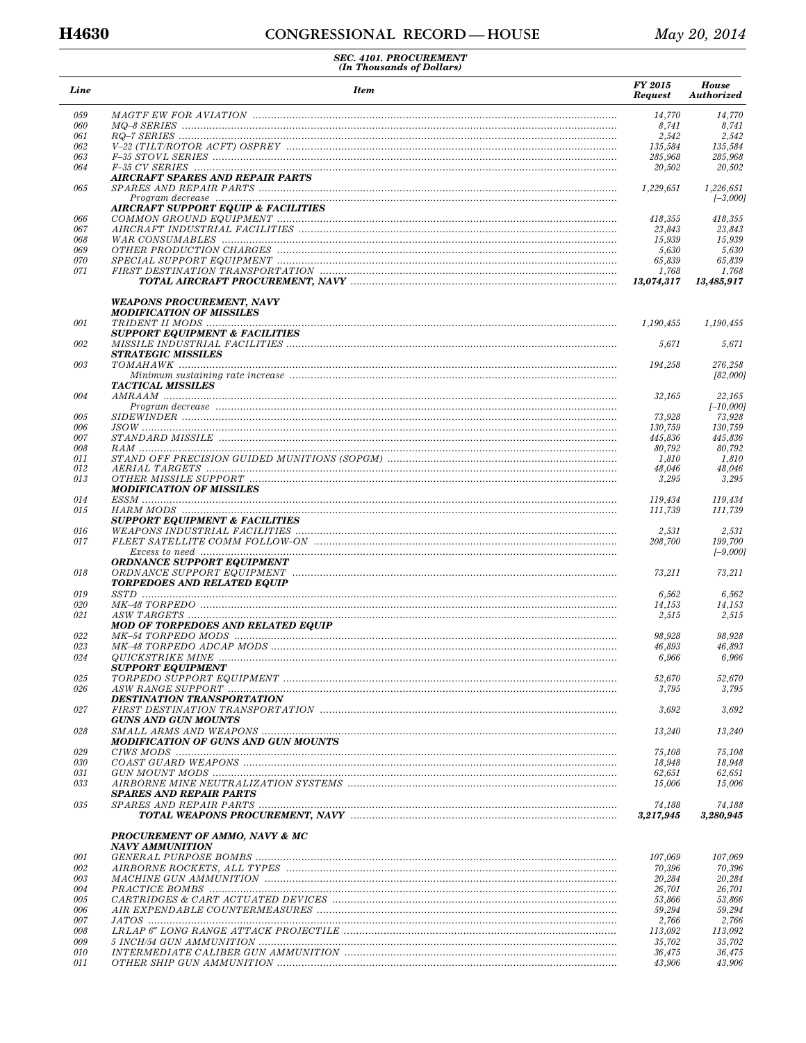**SEC. 4101. PROCUREMENT**
*(In Thousands of Dollars)*

| Line | Item | FY 2015 Request | House Authorized |
|---|---|---|---|
| 059 | MAGTF EW FOR AVIATION | 14,770 | 14,770 |
| 060 | MQ–8 SERIES | 8,741 | 8,741 |
| 061 | RQ–7 SERIES | 2,542 | 2,542 |
| 062 | V–22 (TILT/ROTOR ACFT) OSPREY | 135,584 | 135,584 |
| 063 | F–35 STOVL SERIES | 285,968 | 285,968 |
| 064 | F–35 CV SERIES | 20,502 | 20,502 |
| | **AIRCRAFT SPARES AND REPAIR PARTS** | | |
| 065 | SPARES AND REPAIR PARTS | 1,229,651 | 1,226,651 |
| | Program decrease | | [–3,000] |
| | **AIRCRAFT SUPPORT EQUIP & FACILITIES** | | |
| 066 | COMMON GROUND EQUIPMENT | 418,355 | 418,355 |
| 067 | AIRCRAFT INDUSTRIAL FACILITIES | 23,843 | 23,843 |
| 068 | WAR CONSUMABLES | 15,939 | 15,939 |
| 069 | OTHER PRODUCTION CHARGES | 5,630 | 5,630 |
| 070 | SPECIAL SUPPORT EQUIPMENT | 65,839 | 65,839 |
| 071 | FIRST DESTINATION TRANSPORTATION | 1,768 | 1,768 |
| | **TOTAL AIRCRAFT PROCUREMENT, NAVY** | **13,074,317** | **13,485,917** |
| | | | |
| | **WEAPONS PROCUREMENT, NAVY** | | |
| | **MODIFICATION OF MISSILES** | | |
| 001 | TRIDENT II MODS | 1,190,455 | 1,190,455 |
| | **SUPPORT EQUIPMENT & FACILITIES** | | |
| 002 | MISSILE INDUSTRIAL FACILITIES | 5,671 | 5,671 |
| | **STRATEGIC MISSILES** | | |
| 003 | TOMAHAWK | 194,258 | 276,258 |
| | Minimum sustaining rate increase | | [82,000] |
| | **TACTICAL MISSILES** | | |
| 004 | AMRAAM | 32,165 | 22,165 |
| | Program decrease | | [–10,000] |
| 005 | SIDEWINDER | 73,928 | 73,928 |
| 006 | JSOW | 130,759 | 130,759 |
| 007 | STANDARD MISSILE | 445,836 | 445,836 |
| 008 | RAM | 80,792 | 80,792 |
| 011 | STAND OFF PRECISION GUIDED MUNITIONS (SOPGM) | 1,810 | 1,810 |
| 012 | AERIAL TARGETS | 48,046 | 48,046 |
| 013 | OTHER MISSILE SUPPORT | 3,295 | 3,295 |
| | **MODIFICATION OF MISSILES** | | |
| 014 | ESSM | 119,434 | 119,434 |
| 015 | HARM MODS | 111,739 | 111,739 |
| | **SUPPORT EQUIPMENT & FACILITIES** | | |
| 016 | WEAPONS INDUSTRIAL FACILITIES | 2,531 | 2,531 |
| 017 | FLEET SATELLITE COMM FOLLOW-ON | 208,700 | 199,700 |
| | Excess to need | | [–9,000] |
| | **ORDNANCE SUPPORT EQUIPMENT** | | |
| 018 | ORDNANCE SUPPORT EQUIPMENT | 73,211 | 73,211 |
| | **TORPEDOES AND RELATED EQUIP** | | |
| 019 | SSTD | 6,562 | 6,562 |
| 020 | MK–48 TORPEDO | 14,153 | 14,153 |
| 021 | ASW TARGETS | 2,515 | 2,515 |
| | **MOD OF TORPEDOES AND RELATED EQUIP** | | |
| 022 | MK–54 TORPEDO MODS | 98,928 | 98,928 |
| 023 | MK–48 TORPEDO ADCAP MODS | 46,893 | 46,893 |
| 024 | QUICKSTRIKE MINE | 6,966 | 6,966 |
| | **SUPPORT EQUIPMENT** | | |
| 025 | TORPEDO SUPPORT EQUIPMENT | 52,670 | 52,670 |
| 026 | ASW RANGE SUPPORT | 3,795 | 3,795 |
| | **DESTINATION TRANSPORTATION** | | |
| 027 | FIRST DESTINATION TRANSPORTATION | 3,692 | 3,692 |
| | **GUNS AND GUN MOUNTS** | | |
| 028 | SMALL ARMS AND WEAPONS | 13,240 | 13,240 |
| | **MODIFICATION OF GUNS AND GUN MOUNTS** | | |
| 029 | CIWS MODS | 75,108 | 75,108 |
| 030 | COAST GUARD WEAPONS | 18,948 | 18,948 |
| 031 | GUN MOUNT MODS | 62,651 | 62,651 |
| 033 | AIRBORNE MINE NEUTRALIZATION SYSTEMS | 15,006 | 15,006 |
| | **SPARES AND REPAIR PARTS** | | |
| 035 | SPARES AND REPAIR PARTS | 74,188 | 74,188 |
| | **TOTAL WEAPONS PROCUREMENT, NAVY** | **3,217,945** | **3,280,945** |
| | | | |
| | **PROCUREMENT OF AMMO, NAVY & MC** | | |
| | **NAVY AMMUNITION** | | |
| 001 | GENERAL PURPOSE BOMBS | 107,069 | 107,069 |
| 002 | AIRBORNE ROCKETS, ALL TYPES | 70,396 | 70,396 |
| 003 | MACHINE GUN AMMUNITION | 20,284 | 20,284 |
| 004 | PRACTICE BOMBS | 26,701 | 26,701 |
| 005 | CARTRIDGES & CART ACTUATED DEVICES | 53,866 | 53,866 |
| 006 | AIR EXPENDABLE COUNTERMEASURES | 59,294 | 59,294 |
| 007 | JATOS | 2,766 | 2,766 |
| 008 | LRLAP 6″ LONG RANGE ATTACK PROJECTILE | 113,092 | 113,092 |
| 009 | 5 INCH/54 GUN AMMUNITION | 35,702 | 35,702 |
| 010 | INTERMEDIATE CALIBER GUN AMMUNITION | 36,475 | 36,475 |
| 011 | OTHER SHIP GUN AMMUNITION | 43,906 | 43,906 |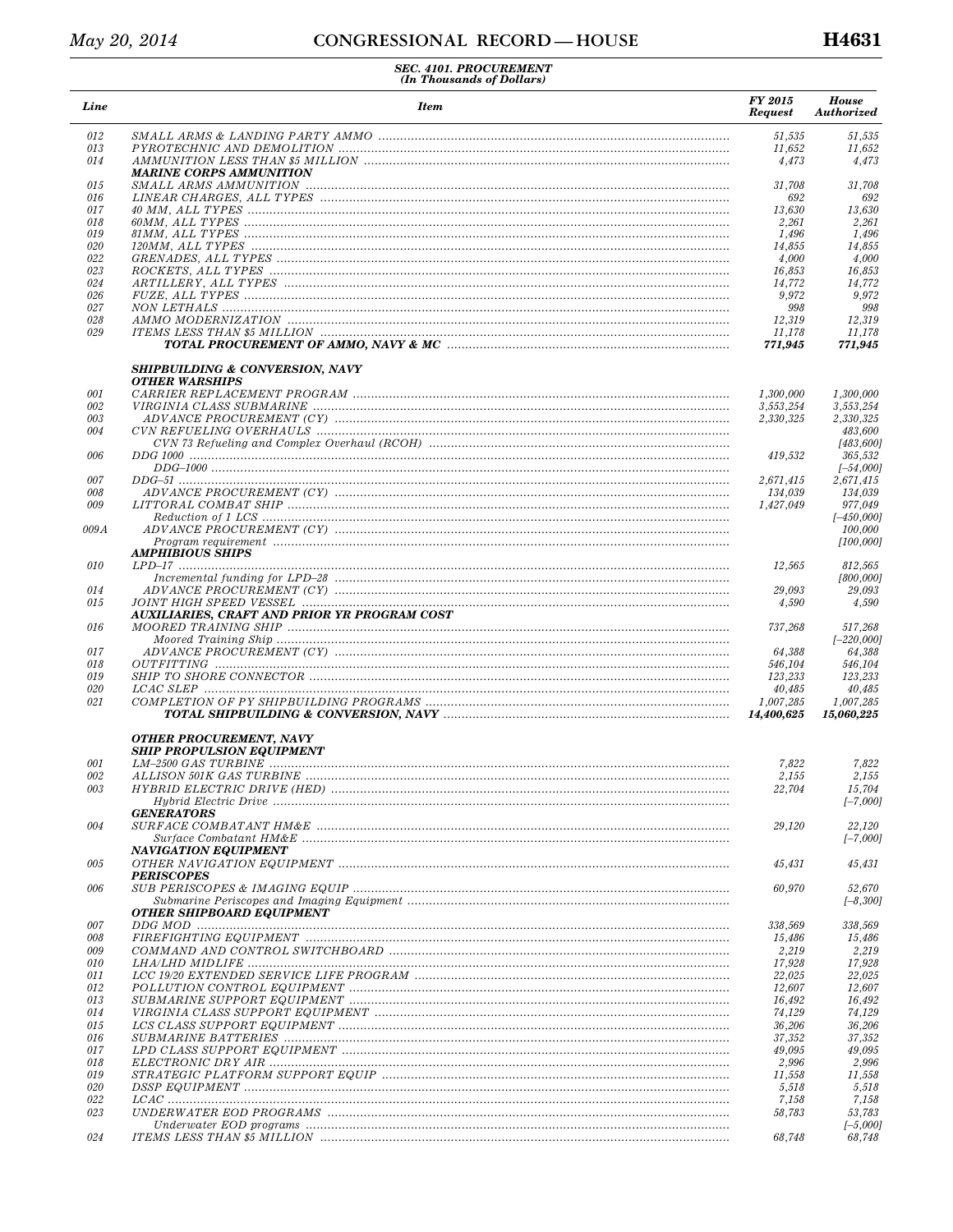**SEC. 4101. PROCUREMENT**
**(In Thousands of Dollars)**

| Line | Item | FY 2015 Request | House Authorized |
|---|---|---|---|
| 012 | SMALL ARMS & LANDING PARTY AMMO | 51,535 | 51,535 |
| 013 | PYROTECHNIC AND DEMOLITION | 11,652 | 11,652 |
| 014 | AMMUNITION LESS THAN $5 MILLION | 4,473 | 4,473 |
| | **MARINE CORPS AMMUNITION** | | |
| 015 | SMALL ARMS AMMUNITION | 31,708 | 31,708 |
| 016 | LINEAR CHARGES, ALL TYPES | 692 | 692 |
| 017 | 40 MM, ALL TYPES | 13,630 | 13,630 |
| 018 | 60MM, ALL TYPES | 2,261 | 2,261 |
| 019 | 81MM, ALL TYPES | 1,496 | 1,496 |
| 020 | 120MM, ALL TYPES | 14,855 | 14,855 |
| 022 | GRENADES, ALL TYPES | 4,000 | 4,000 |
| 023 | ROCKETS, ALL TYPES | 16,853 | 16,853 |
| 024 | ARTILLERY, ALL TYPES | 14,772 | 14,772 |
| 026 | FUZE, ALL TYPES | 9,972 | 9,972 |
| 027 | NON LETHALS | 998 | 998 |
| 028 | AMMO MODERNIZATION | 12,319 | 12,319 |
| 029 | ITEMS LESS THAN $5 MILLION | 11,178 | 11,178 |
| | **TOTAL PROCUREMENT OF AMMO, NAVY & MC** | **771,945** | **771,945** |
| | | | |
| | **SHIPBUILDING & CONVERSION, NAVY** | | |
| | **OTHER WARSHIPS** | | |
| 001 | CARRIER REPLACEMENT PROGRAM | 1,300,000 | 1,300,000 |
| 002 | VIRGINIA CLASS SUBMARINE | 3,553,254 | 3,553,254 |
| 003 | ADVANCE PROCUREMENT (CY) | 2,330,325 | 2,330,325 |
| 004 | CVN REFUELING OVERHAULS | | 483,600 |
| | CVN 73 Refueling and Complex Overhaul (RCOH) | | [483,600] |
| 006 | DDG 1000 | 419,532 | 365,532 |
| | DDG–1000 | | [–54,000] |
| 007 | DDG–51 | 2,671,415 | 2,671,415 |
| 008 | ADVANCE PROCUREMENT (CY) | 134,039 | 134,039 |
| 009 | LITTORAL COMBAT SHIP | 1,427,049 | 977,049 |
| | Reduction of 1 LCS | | [–450,000] |
| 009A | ADVANCE PROCUREMENT (CY) | | 100,000 |
| | Program requirement | | [100,000] |
| | **AMPHIBIOUS SHIPS** | | |
| 010 | LPD–17 | 12,565 | 812,565 |
| | Incremental funding for LPD–28 | | [800,000] |
| 014 | ADVANCE PROCUREMENT (CY) | 29,093 | 29,093 |
| 015 | JOINT HIGH SPEED VESSEL | 4,590 | 4,590 |
| | **AUXILIARIES, CRAFT AND PRIOR YR PROGRAM COST** | | |
| 016 | MOORED TRAINING SHIP | 737,268 | 517,268 |
| | Moored Training Ship | | [–220,000] |
| 017 | ADVANCE PROCUREMENT (CY) | 64,388 | 64,388 |
| 018 | OUTFITTING | 546,104 | 546,104 |
| 019 | SHIP TO SHORE CONNECTOR | 123,233 | 123,233 |
| 020 | LCAC SLEP | 40,485 | 40,485 |
| 021 | COMPLETION OF PY SHIPBUILDING PROGRAMS | 1,007,285 | 1,007,285 |
| | **TOTAL SHIPBUILDING & CONVERSION, NAVY** | **14,400,625** | **15,060,225** |
| | | | |
| | **OTHER PROCUREMENT, NAVY** | | |
| | **SHIP PROPULSION EQUIPMENT** | | |
| 001 | LM–2500 GAS TURBINE | 7,822 | 7,822 |
| 002 | ALLISON 501K GAS TURBINE | 2,155 | 2,155 |
| 003 | HYBRID ELECTRIC DRIVE (HED) | 22,704 | 15,704 |
| | Hybrid Electric Drive | | [–7,000] |
| | **GENERATORS** | | |
| 004 | SURFACE COMBATANT HM&E | 29,120 | 22,120 |
| | Surface Combatant HM&E | | [–7,000] |
| | **NAVIGATION EQUIPMENT** | | |
| 005 | OTHER NAVIGATION EQUIPMENT | 45,431 | 45,431 |
| | **PERISCOPES** | | |
| 006 | SUB PERISCOPES & IMAGING EQUIP | 60,970 | 52,670 |
| | Submarine Periscopes and Imaging Equipment | | [–8,300] |
| | **OTHER SHIPBOARD EQUIPMENT** | | |
| 007 | DDG MOD | 338,569 | 338,569 |
| 008 | FIREFIGHTING EQUIPMENT | 15,486 | 15,486 |
| 009 | COMMAND AND CONTROL SWITCHBOARD | 2,219 | 2,219 |
| 010 | LHA/LHD MIDLIFE | 17,928 | 17,928 |
| 011 | LCC 19/20 EXTENDED SERVICE LIFE PROGRAM | 22,025 | 22,025 |
| 012 | POLLUTION CONTROL EQUIPMENT | 12,607 | 12,607 |
| 013 | SUBMARINE SUPPORT EQUIPMENT | 16,492 | 16,492 |
| 014 | VIRGINIA CLASS SUPPORT EQUIPMENT | 74,129 | 74,129 |
| 015 | LCS CLASS SUPPORT EQUIPMENT | 36,206 | 36,206 |
| 016 | SUBMARINE BATTERIES | 37,352 | 37,352 |
| 017 | LPD CLASS SUPPORT EQUIPMENT | 49,095 | 49,095 |
| 018 | ELECTRONIC DRY AIR | 2,996 | 2,996 |
| 019 | STRATEGIC PLATFORM SUPPORT EQUIP | 11,558 | 11,558 |
| 020 | DSSP EQUIPMENT | 5,518 | 5,518 |
| 022 | LCAC | 7,158 | 7,158 |
| 023 | UNDERWATER EOD PROGRAMS | 58,783 | 53,783 |
| | Underwater EOD programs | | [–5,000] |
| 024 | ITEMS LESS THAN $5 MILLION | 68,748 | 68,748 |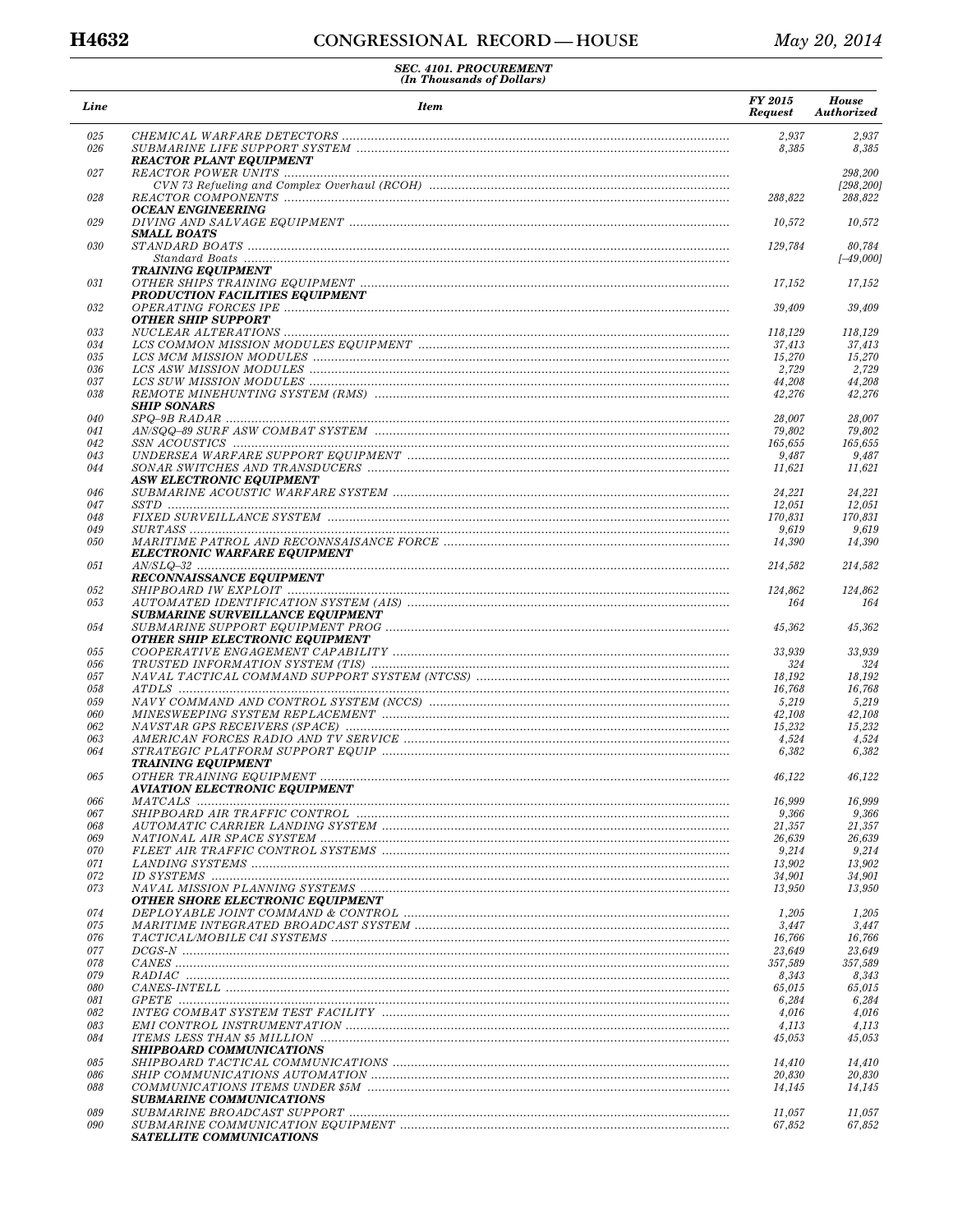**SEC. 4101. PROCUREMENT**
*(In Thousands of Dollars)*

| Line | Item | FY 2015 Request | House Authorized |
|---|---|---|---|
| 025 | CHEMICAL WARFARE DETECTORS | 2,937 | 2,937 |
| 026 | SUBMARINE LIFE SUPPORT SYSTEM | 8,385 | 8,385 |
| | **REACTOR PLANT EQUIPMENT** | | |
| 027 | REACTOR POWER UNITS | | 298,200 |
| | CVN 73 Refueling and Complex Overhaul (RCOH) | | [298,200] |
| 028 | REACTOR COMPONENTS | 288,822 | 288,822 |
| | **OCEAN ENGINEERING** | | |
| 029 | DIVING AND SALVAGE EQUIPMENT | 10,572 | 10,572 |
| | **SMALL BOATS** | | |
| 030 | STANDARD BOATS | 129,784 | 80,784 |
| | Standard Boats | | [–49,000] |
| | **TRAINING EQUIPMENT** | | |
| 031 | OTHER SHIPS TRAINING EQUIPMENT | 17,152 | 17,152 |
| | **PRODUCTION FACILITIES EQUIPMENT** | | |
| 032 | OPERATING FORCES IPE | 39,409 | 39,409 |
| | **OTHER SHIP SUPPORT** | | |
| 033 | NUCLEAR ALTERATIONS | 118,129 | 118,129 |
| 034 | LCS COMMON MISSION MODULES EQUIPMENT | 37,413 | 37,413 |
| 035 | LCS MCM MISSION MODULES | 15,270 | 15,270 |
| 036 | LCS ASW MISSION MODULES | 2,729 | 2,729 |
| 037 | LCS SUW MISSION MODULES | 44,208 | 44,208 |
| 038 | REMOTE MINEHUNTING SYSTEM (RMS) | 42,276 | 42,276 |
| | **SHIP SONARS** | | |
| 040 | SPQ–9B RADAR | 28,007 | 28,007 |
| 041 | AN/SQQ–89 SURF ASW COMBAT SYSTEM | 79,802 | 79,802 |
| 042 | SSN ACOUSTICS | 165,655 | 165,655 |
| 043 | UNDERSEA WARFARE SUPPORT EQUIPMENT | 9,487 | 9,487 |
| 044 | SONAR SWITCHES AND TRANSDUCERS | 11,621 | 11,621 |
| | **ASW ELECTRONIC EQUIPMENT** | | |
| 046 | SUBMARINE ACOUSTIC WARFARE SYSTEM | 24,221 | 24,221 |
| 047 | SSTD | 12,051 | 12,051 |
| 048 | FIXED SURVEILLANCE SYSTEM | 170,831 | 170,831 |
| 049 | SURTASS | 9,619 | 9,619 |
| 050 | MARITIME PATROL AND RECONNSAISANCE FORCE | 14,390 | 14,390 |
| | **ELECTRONIC WARFARE EQUIPMENT** | | |
| 051 | AN/SLQ–32 | 214,582 | 214,582 |
| | **RECONNAISSANCE EQUIPMENT** | | |
| 052 | SHIPBOARD IW EXPLOIT | 124,862 | 124,862 |
| 053 | AUTOMATED IDENTIFICATION SYSTEM (AIS) | 164 | 164 |
| | **SUBMARINE SURVEILLANCE EQUIPMENT** | | |
| 054 | SUBMARINE SUPPORT EQUIPMENT PROG | 45,362 | 45,362 |
| | **OTHER SHIP ELECTRONIC EQUIPMENT** | | |
| 055 | COOPERATIVE ENGAGEMENT CAPABILITY | 33,939 | 33,939 |
| 056 | TRUSTED INFORMATION SYSTEM (TIS) | 324 | 324 |
| 057 | NAVAL TACTICAL COMMAND SUPPORT SYSTEM (NTCSS) | 18,192 | 18,192 |
| 058 | ATDLS | 16,768 | 16,768 |
| 059 | NAVY COMMAND AND CONTROL SYSTEM (NCCS) | 5,219 | 5,219 |
| 060 | MINESWEEPING SYSTEM REPLACEMENT | 42,108 | 42,108 |
| 062 | NAVSTAR GPS RECEIVERS (SPACE) | 15,232 | 15,232 |
| 063 | AMERICAN FORCES RADIO AND TV SERVICE | 4,524 | 4,524 |
| 064 | STRATEGIC PLATFORM SUPPORT EQUIP | 6,382 | 6,382 |
| | **TRAINING EQUIPMENT** | | |
| 065 | OTHER TRAINING EQUIPMENT | 46,122 | 46,122 |
| | **AVIATION ELECTRONIC EQUIPMENT** | | |
| 066 | MATCALS | 16,999 | 16,999 |
| 067 | SHIPBOARD AIR TRAFFIC CONTROL | 9,366 | 9,366 |
| 068 | AUTOMATIC CARRIER LANDING SYSTEM | 21,357 | 21,357 |
| 069 | NATIONAL AIR SPACE SYSTEM | 26,639 | 26,639 |
| 070 | FLEET AIR TRAFFIC CONTROL SYSTEMS | 9,214 | 9,214 |
| 071 | LANDING SYSTEMS | 13,902 | 13,902 |
| 072 | ID SYSTEMS | 34,901 | 34,901 |
| 073 | NAVAL MISSION PLANNING SYSTEMS | 13,950 | 13,950 |
| | **OTHER SHORE ELECTRONIC EQUIPMENT** | | |
| 074 | DEPLOYABLE JOINT COMMAND & CONTROL | 1,205 | 1,205 |
| 075 | MARITIME INTEGRATED BROADCAST SYSTEM | 3,447 | 3,447 |
| 076 | TACTICAL/MOBILE C4I SYSTEMS | 16,766 | 16,766 |
| 077 | DCGS-N | 23,649 | 23,649 |
| 078 | CANES | 357,589 | 357,589 |
| 079 | RADIAC | 8,343 | 8,343 |
| 080 | CANES-INTELL | 65,015 | 65,015 |
| 081 | GPETE | 6,284 | 6,284 |
| 082 | INTEG COMBAT SYSTEM TEST FACILITY | 4,016 | 4,016 |
| 083 | EMI CONTROL INSTRUMENTATION | 4,113 | 4,113 |
| 084 | ITEMS LESS THAN $5 MILLION | 45,053 | 45,053 |
| | **SHIPBOARD COMMUNICATIONS** | | |
| 085 | SHIPBOARD TACTICAL COMMUNICATIONS | 14,410 | 14,410 |
| 086 | SHIP COMMUNICATIONS AUTOMATION | 20,830 | 20,830 |
| 088 | COMMUNICATIONS ITEMS UNDER $5M | 14,145 | 14,145 |
| | **SUBMARINE COMMUNICATIONS** | | |
| 089 | SUBMARINE BROADCAST SUPPORT | 11,057 | 11,057 |
| 090 | SUBMARINE COMMUNICATION EQUIPMENT | 67,852 | 67,852 |
| | **SATELLITE COMMUNICATIONS** | | |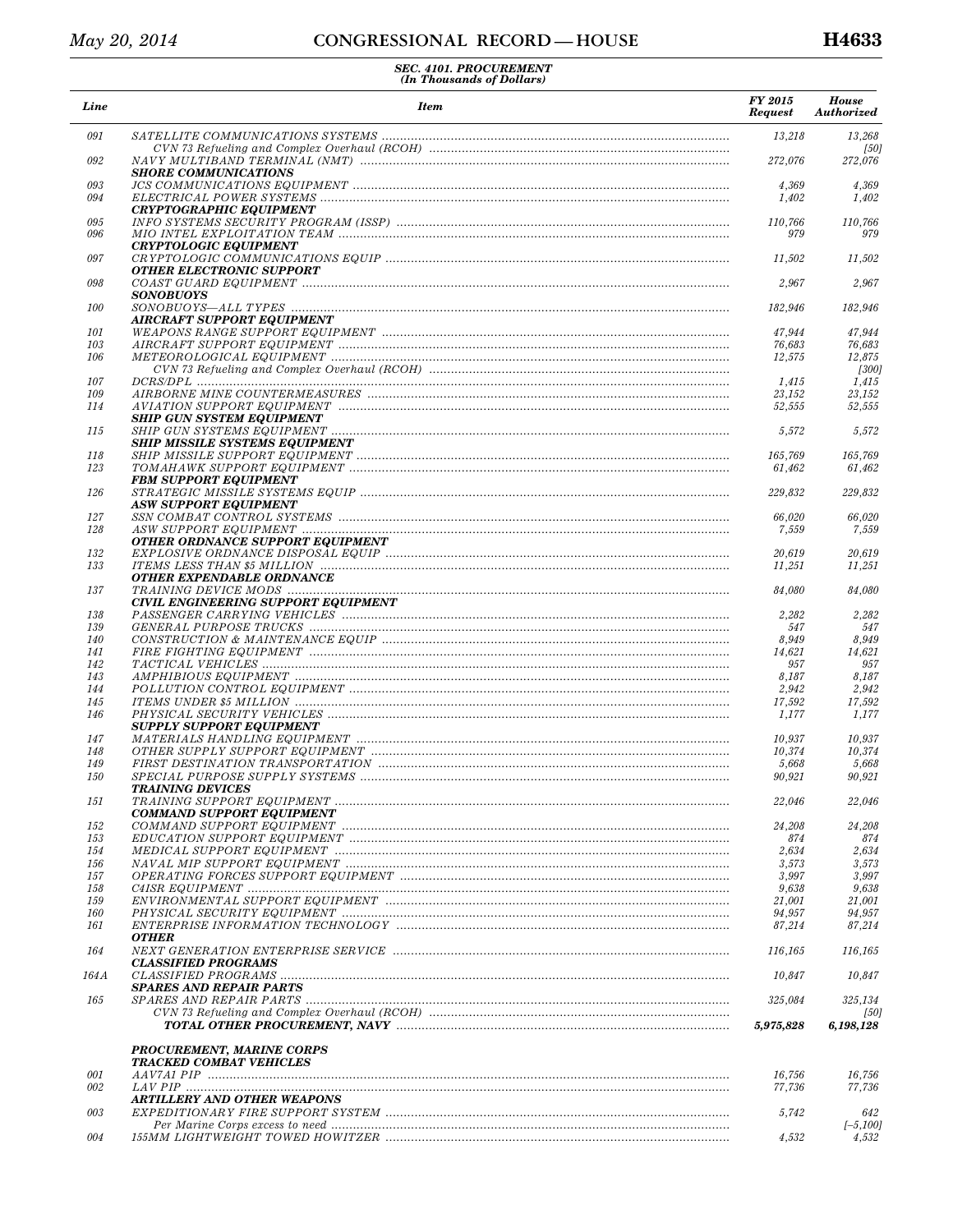**SEC. 4101. PROCUREMENT**
*(In Thousands of Dollars)*

| Line | Item | FY 2015 Request | House Authorized |
|---|---|---|---|
| 091 | SATELLITE COMMUNICATIONS SYSTEMS | 13,218 | 13,268 |
| | CVN 73 Refueling and Complex Overhaul (RCOH) | | [50] |
| 092 | NAVY MULTIBAND TERMINAL (NMT) | 272,076 | 272,076 |
| | **SHORE COMMUNICATIONS** | | |
| 093 | JCS COMMUNICATIONS EQUIPMENT | 4,369 | 4,369 |
| 094 | ELECTRICAL POWER SYSTEMS | 1,402 | 1,402 |
| | **CRYPTOGRAPHIC EQUIPMENT** | | |
| 095 | INFO SYSTEMS SECURITY PROGRAM (ISSP) | 110,766 | 110,766 |
| 096 | MIO INTEL EXPLOITATION TEAM | 979 | 979 |
| | **CRYPTOLOGIC EQUIPMENT** | | |
| 097 | CRYPTOLOGIC COMMUNICATIONS EQUIP | 11,502 | 11,502 |
| | **OTHER ELECTRONIC SUPPORT** | | |
| 098 | COAST GUARD EQUIPMENT | 2,967 | 2,967 |
| | **SONOBUOYS** | | |
| 100 | SONOBUOYS—ALL TYPES | 182,946 | 182,946 |
| | **AIRCRAFT SUPPORT EQUIPMENT** | | |
| 101 | WEAPONS RANGE SUPPORT EQUIPMENT | 47,944 | 47,944 |
| 103 | AIRCRAFT SUPPORT EQUIPMENT | 76,683 | 76,683 |
| 106 | METEOROLOGICAL EQUIPMENT | 12,575 | 12,875 |
| | CVN 73 Refueling and Complex Overhaul (RCOH) | | [300] |
| 107 | DCRS/DPL | 1,415 | 1,415 |
| 109 | AIRBORNE MINE COUNTERMEASURES | 23,152 | 23,152 |
| 114 | AVIATION SUPPORT EQUIPMENT | 52,555 | 52,555 |
| | **SHIP GUN SYSTEM EQUIPMENT** | | |
| 115 | SHIP GUN SYSTEMS EQUIPMENT | 5,572 | 5,572 |
| | **SHIP MISSILE SYSTEMS EQUIPMENT** | | |
| 118 | SHIP MISSILE SUPPORT EQUIPMENT | 165,769 | 165,769 |
| 123 | TOMAHAWK SUPPORT EQUIPMENT | 61,462 | 61,462 |
| | **FBM SUPPORT EQUIPMENT** | | |
| 126 | STRATEGIC MISSILE SYSTEMS EQUIP | 229,832 | 229,832 |
| | **ASW SUPPORT EQUIPMENT** | | |
| 127 | SSN COMBAT CONTROL SYSTEMS | 66,020 | 66,020 |
| 128 | ASW SUPPORT EQUIPMENT | 7,559 | 7,559 |
| | **OTHER ORDNANCE SUPPORT EQUIPMENT** | | |
| 132 | EXPLOSIVE ORDNANCE DISPOSAL EQUIP | 20,619 | 20,619 |
| 133 | ITEMS LESS THAN $5 MILLION | 11,251 | 11,251 |
| | **OTHER EXPENDABLE ORDNANCE** | | |
| 137 | TRAINING DEVICE MODS | 84,080 | 84,080 |
| | **CIVIL ENGINEERING SUPPORT EQUIPMENT** | | |
| 138 | PASSENGER CARRYING VEHICLES | 2,282 | 2,282 |
| 139 | GENERAL PURPOSE TRUCKS | 547 | 547 |
| 140 | CONSTRUCTION & MAINTENANCE EQUIP | 8,949 | 8,949 |
| 141 | FIRE FIGHTING EQUIPMENT | 14,621 | 14,621 |
| 142 | TACTICAL VEHICLES | 957 | 957 |
| 143 | AMPHIBIOUS EQUIPMENT | 8,187 | 8,187 |
| 144 | POLLUTION CONTROL EQUIPMENT | 2,942 | 2,942 |
| 145 | ITEMS UNDER $5 MILLION | 17,592 | 17,592 |
| 146 | PHYSICAL SECURITY VEHICLES | 1,177 | 1,177 |
| | **SUPPLY SUPPORT EQUIPMENT** | | |
| 147 | MATERIALS HANDLING EQUIPMENT | 10,937 | 10,937 |
| 148 | OTHER SUPPLY SUPPORT EQUIPMENT | 10,374 | 10,374 |
| 149 | FIRST DESTINATION TRANSPORTATION | 5,668 | 5,668 |
| 150 | SPECIAL PURPOSE SUPPLY SYSTEMS | 90,921 | 90,921 |
| | **TRAINING DEVICES** | | |
| 151 | TRAINING SUPPORT EQUIPMENT | 22,046 | 22,046 |
| | **COMMAND SUPPORT EQUIPMENT** | | |
| 152 | COMMAND SUPPORT EQUIPMENT | 24,208 | 24,208 |
| 153 | EDUCATION SUPPORT EQUIPMENT | 874 | 874 |
| 154 | MEDICAL SUPPORT EQUIPMENT | 2,634 | 2,634 |
| 156 | NAVAL MIP SUPPORT EQUIPMENT | 3,573 | 3,573 |
| 157 | OPERATING FORCES SUPPORT EQUIPMENT | 3,997 | 3,997 |
| 158 | C4ISR EQUIPMENT | 9,638 | 9,638 |
| 159 | ENVIRONMENTAL SUPPORT EQUIPMENT | 21,001 | 21,001 |
| 160 | PHYSICAL SECURITY EQUIPMENT | 94,957 | 94,957 |
| 161 | ENTERPRISE INFORMATION TECHNOLOGY | 87,214 | 87,214 |
| | **OTHER** | | |
| 164 | NEXT GENERATION ENTERPRISE SERVICE | 116,165 | 116,165 |
| | **CLASSIFIED PROGRAMS** | | |
| 164A | CLASSIFIED PROGRAMS | 10,847 | 10,847 |
| | **SPARES AND REPAIR PARTS** | | |
| 165 | SPARES AND REPAIR PARTS | 325,084 | 325,134 |
| | CVN 73 Refueling and Complex Overhaul (RCOH) | | [50] |
| | **TOTAL OTHER PROCUREMENT, NAVY** | **5,975,828** | **6,198,128** |
| | | | |
| | **PROCUREMENT, MARINE CORPS** | | |
| | **TRACKED COMBAT VEHICLES** | | |
| 001 | AAV7A1 PIP | 16,756 | 16,756 |
| 002 | LAV PIP | 77,736 | 77,736 |
| | **ARTILLERY AND OTHER WEAPONS** | | |
| 003 | EXPEDITIONARY FIRE SUPPORT SYSTEM | 5,742 | 642 |
| | Per Marine Corps excess to need | | [–5,100] |
| 004 | 155MM LIGHTWEIGHT TOWED HOWITZER | 4,532 | 4,532 |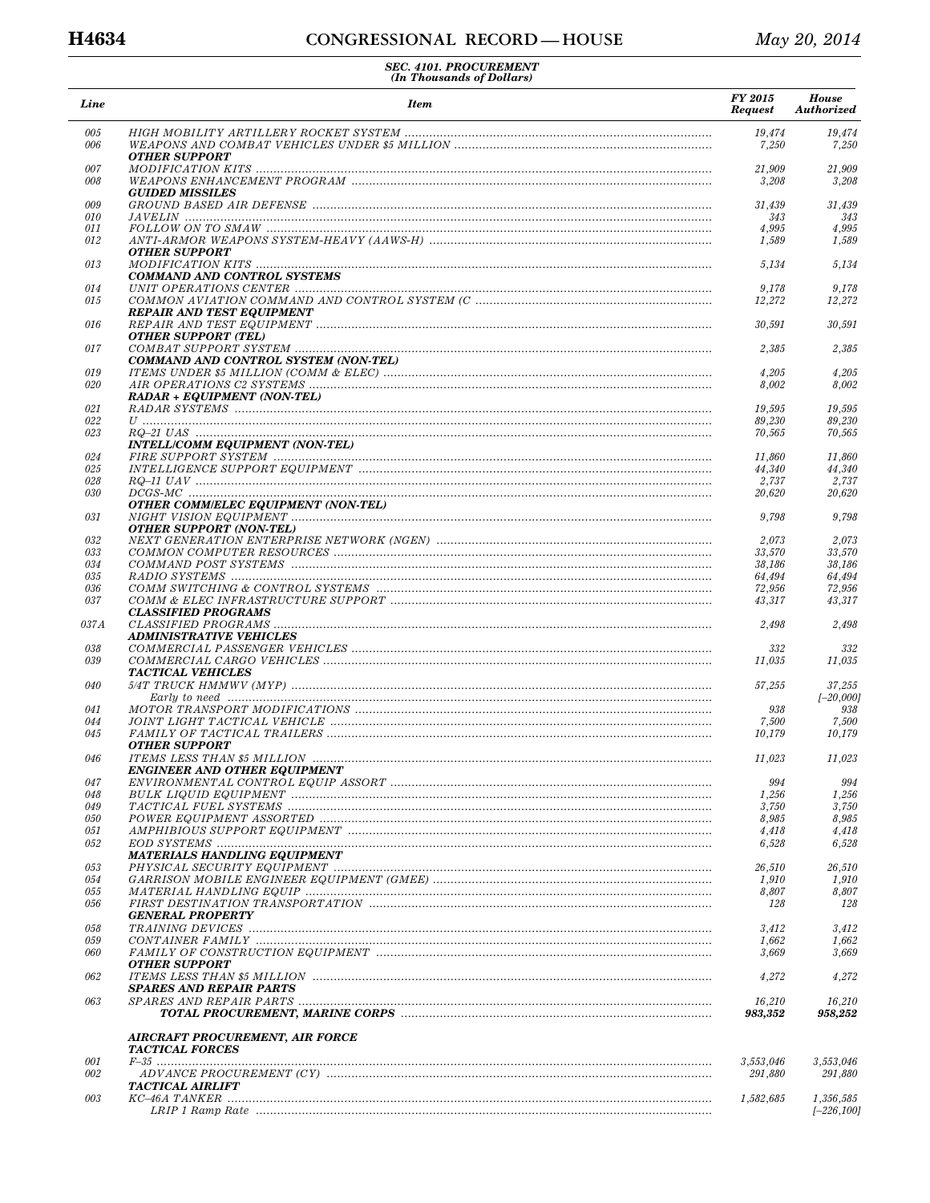### SEC. 4101. PROCUREMENT
*(In Thousands of Dollars)*

| Line | Item | FY 2015 Request | House Authorized |
|---|---|---|---|
| 005 | HIGH MOBILITY ARTILLERY ROCKET SYSTEM | 19,474 | 19,474 |
| 006 | WEAPONS AND COMBAT VEHICLES UNDER $5 MILLION | 7,250 | 7,250 |
| | **OTHER SUPPORT** | | |
| 007 | MODIFICATION KITS | 21,909 | 21,909 |
| 008 | WEAPONS ENHANCEMENT PROGRAM | 3,208 | 3,208 |
| | **GUIDED MISSILES** | | |
| 009 | GROUND BASED AIR DEFENSE | 31,439 | 31,439 |
| 010 | JAVELIN | 343 | 343 |
| 011 | FOLLOW ON TO SMAW | 4,995 | 4,995 |
| 012 | ANTI-ARMOR WEAPONS SYSTEM-HEAVY (AAWS-H) | 1,589 | 1,589 |
| | **OTHER SUPPORT** | | |
| 013 | MODIFICATION KITS | 5,134 | 5,134 |
| | **COMMAND AND CONTROL SYSTEMS** | | |
| 014 | UNIT OPERATIONS CENTER | 9,178 | 9,178 |
| 015 | COMMON AVIATION COMMAND AND CONTROL SYSTEM (C | 12,272 | 12,272 |
| | **REPAIR AND TEST EQUIPMENT** | | |
| 016 | REPAIR AND TEST EQUIPMENT | 30,591 | 30,591 |
| | **OTHER SUPPORT (TEL)** | | |
| 017 | COMBAT SUPPORT SYSTEM | 2,385 | 2,385 |
| | **COMMAND AND CONTROL SYSTEM (NON-TEL)** | | |
| 019 | ITEMS UNDER $5 MILLION (COMM & ELEC) | 4,205 | 4,205 |
| 020 | AIR OPERATIONS C2 SYSTEMS | 8,002 | 8,002 |
| | **RADAR + EQUIPMENT (NON-TEL)** | | |
| 021 | RADAR SYSTEMS | 19,595 | 19,595 |
| 022 | U | 89,230 | 89,230 |
| 023 | RQ–21 UAS | 70,565 | 70,565 |
| | **INTELL/COMM EQUIPMENT (NON-TEL)** | | |
| 024 | FIRE SUPPORT SYSTEM | 11,860 | 11,860 |
| 025 | INTELLIGENCE SUPPORT EQUIPMENT | 44,340 | 44,340 |
| 028 | RQ–11 UAV | 2,737 | 2,737 |
| 030 | DCGS-MC | 20,620 | 20,620 |
| | **OTHER COMM/ELEC EQUIPMENT (NON-TEL)** | | |
| 031 | NIGHT VISION EQUIPMENT | 9,798 | 9,798 |
| | **OTHER SUPPORT (NON-TEL)** | | |
| 032 | NEXT GENERATION ENTERPRISE NETWORK (NGEN) | 2,073 | 2,073 |
| 033 | COMMON COMPUTER RESOURCES | 33,570 | 33,570 |
| 034 | COMMAND POST SYSTEMS | 38,186 | 38,186 |
| 035 | RADIO SYSTEMS | 64,494 | 64,494 |
| 036 | COMM SWITCHING & CONTROL SYSTEMS | 72,956 | 72,956 |
| 037 | COMM & ELEC INFRASTRUCTURE SUPPORT | 43,317 | 43,317 |
| | **CLASSIFIED PROGRAMS** | | |
| 037A | CLASSIFIED PROGRAMS | 2,498 | 2,498 |
| | **ADMINISTRATIVE VEHICLES** | | |
| 038 | COMMERCIAL PASSENGER VEHICLES | 332 | 332 |
| 039 | COMMERCIAL CARGO VEHICLES | 11,035 | 11,035 |
| | **TACTICAL VEHICLES** | | |
| 040 | 5/4T TRUCK HMMWV (MYP) | 57,255 | 37,255 |
| | Early to need | | [–20,000] |
| 041 | MOTOR TRANSPORT MODIFICATIONS | 938 | 938 |
| 044 | JOINT LIGHT TACTICAL VEHICLE | 7,500 | 7,500 |
| 045 | FAMILY OF TACTICAL TRAILERS | 10,179 | 10,179 |
| | **OTHER SUPPORT** | | |
| 046 | ITEMS LESS THAN $5 MILLION | 11,023 | 11,023 |
| | **ENGINEER AND OTHER EQUIPMENT** | | |
| 047 | ENVIRONMENTAL CONTROL EQUIP ASSORT | 994 | 994 |
| 048 | BULK LIQUID EQUIPMENT | 1,256 | 1,256 |
| 049 | TACTICAL FUEL SYSTEMS | 3,750 | 3,750 |
| 050 | POWER EQUIPMENT ASSORTED | 8,985 | 8,985 |
| 051 | AMPHIBIOUS SUPPORT EQUIPMENT | 4,418 | 4,418 |
| 052 | EOD SYSTEMS | 6,528 | 6,528 |
| | **MATERIALS HANDLING EQUIPMENT** | | |
| 053 | PHYSICAL SECURITY EQUIPMENT | 26,510 | 26,510 |
| 054 | GARRISON MOBILE ENGINEER EQUIPMENT (GMEE) | 1,910 | 1,910 |
| 055 | MATERIAL HANDLING EQUIP | 8,807 | 8,807 |
| 056 | FIRST DESTINATION TRANSPORTATION | 128 | 128 |
| | **GENERAL PROPERTY** | | |
| 058 | TRAINING DEVICES | 3,412 | 3,412 |
| 059 | CONTAINER FAMILY | 1,662 | 1,662 |
| 060 | FAMILY OF CONSTRUCTION EQUIPMENT | 3,669 | 3,669 |
| | **OTHER SUPPORT** | | |
| 062 | ITEMS LESS THAN $5 MILLION | 4,272 | 4,272 |
| | **SPARES AND REPAIR PARTS** | | |
| 063 | SPARES AND REPAIR PARTS | 16,210 | 16,210 |
| | **TOTAL PROCUREMENT, MARINE CORPS** | **983,352** | **958,252** |
| | | | |
| | **AIRCRAFT PROCUREMENT, AIR FORCE** | | |
| | **TACTICAL FORCES** | | |
| 001 | F–35 | 3,553,046 | 3,553,046 |
| 002 | ADVANCE PROCUREMENT (CY) | 291,880 | 291,880 |
| | **TACTICAL AIRLIFT** | | |
| 003 | KC–46A TANKER | 1,582,685 | 1,356,585 |
| | LRIP 1 Ramp Rate | | [–226,100] |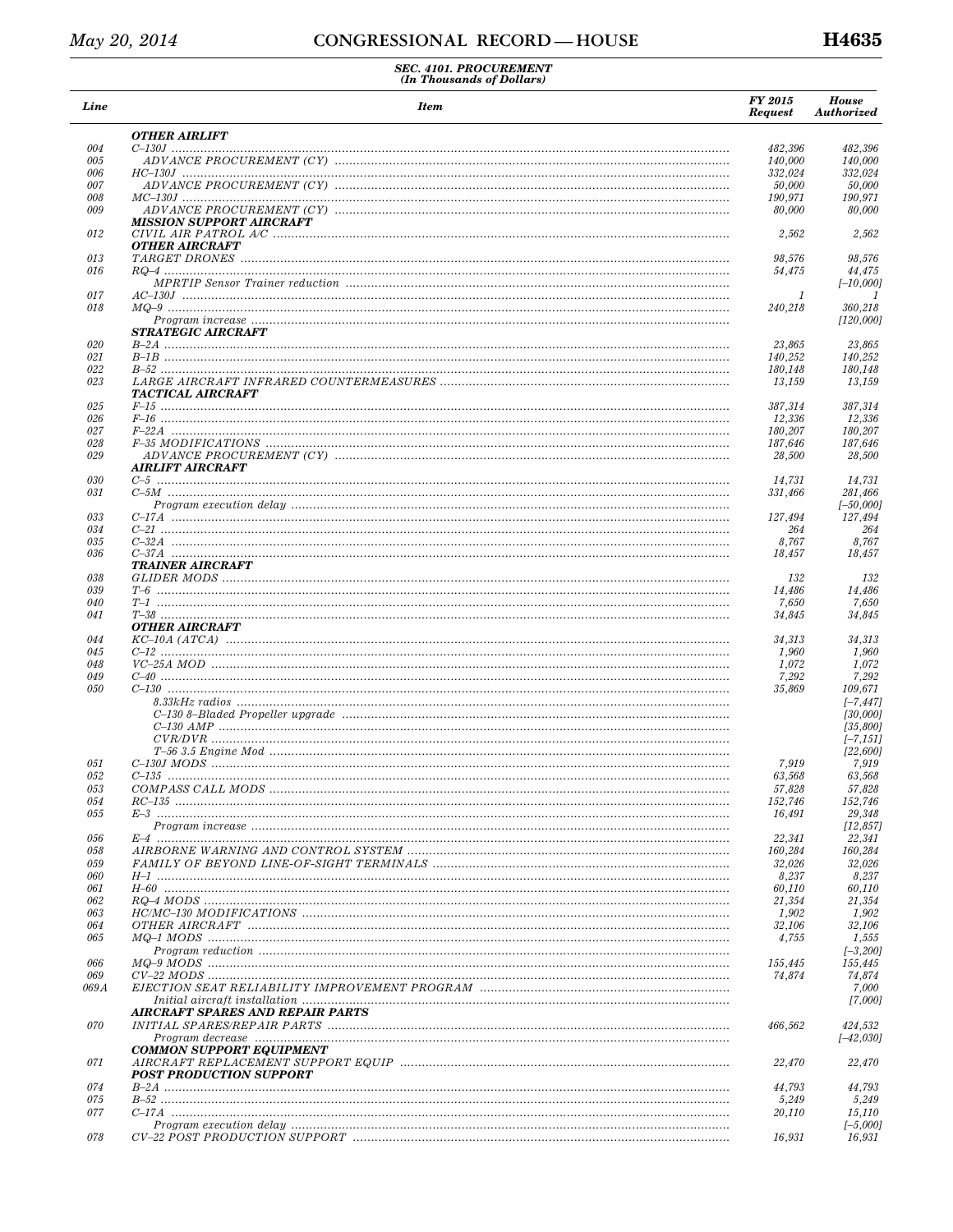SEC. 4101. PROCUREMENT
(In Thousands of Dollars)

| Line | Item | FY 2015 Request | House Authorized |
|---|---|---|---|
| | ***OTHER AIRLIFT*** | | |
| 004 | C–130J | 482,396 | 482,396 |
| 005 | ADVANCE PROCUREMENT (CY) | 140,000 | 140,000 |
| 006 | HC–130J | 332,024 | 332,024 |
| 007 | ADVANCE PROCUREMENT (CY) | 50,000 | 50,000 |
| 008 | MC–130J | 190,971 | 190,971 |
| 009 | ADVANCE PROCUREMENT (CY) | 80,000 | 80,000 |
| | ***MISSION SUPPORT AIRCRAFT*** | | |
| 012 | CIVIL AIR PATROL A/C | 2,562 | 2,562 |
| | ***OTHER AIRCRAFT*** | | |
| 013 | TARGET DRONES | 98,576 | 98,576 |
| 016 | RQ–4 | 54,475 | 44,475 |
| | MPRTIP Sensor Trainer reduction | | [–10,000] |
| 017 | AC–130J | 1 | 1 |
| 018 | MQ–9 | 240,218 | 360,218 |
| | Program increase | | [120,000] |
| | ***STRATEGIC AIRCRAFT*** | | |
| 020 | B–2A | 23,865 | 23,865 |
| 021 | B–1B | 140,252 | 140,252 |
| 022 | B–52 | 180,148 | 180,148 |
| 023 | LARGE AIRCRAFT INFRARED COUNTERMEASURES | 13,159 | 13,159 |
| | ***TACTICAL AIRCRAFT*** | | |
| 025 | F–15 | 387,314 | 387,314 |
| 026 | F–16 | 12,336 | 12,336 |
| 027 | F–22A | 180,207 | 180,207 |
| 028 | F–35 MODIFICATIONS | 187,646 | 187,646 |
| 029 | ADVANCE PROCUREMENT (CY) | 28,500 | 28,500 |
| | ***AIRLIFT AIRCRAFT*** | | |
| 030 | C–5 | 14,731 | 14,731 |
| 031 | C–5M | 331,466 | 281,466 |
| | Program execution delay | | [–50,000] |
| 033 | C–17A | 127,494 | 127,494 |
| 034 | C–21 | 264 | 264 |
| 035 | C–32A | 8,767 | 8,767 |
| 036 | C–37A | 18,457 | 18,457 |
| | ***TRAINER AIRCRAFT*** | | |
| 038 | GLIDER MODS | 132 | 132 |
| 039 | T–6 | 14,486 | 14,486 |
| 040 | T–1 | 7,650 | 7,650 |
| 041 | T–38 | 34,845 | 34,845 |
| | ***OTHER AIRCRAFT*** | | |
| 044 | KC–10A (ATCA) | 34,313 | 34,313 |
| 045 | C–12 | 1,960 | 1,960 |
| 048 | VC–25A MOD | 1,072 | 1,072 |
| 049 | C–40 | 7,292 | 7,292 |
| 050 | C–130 | 35,869 | 109,671 |
| | 8.33kHz radios | | [–7,447] |
| | C–130 8–Bladed Propeller upgrade | | [30,000] |
| | C–130 AMP | | [35,800] |
| | CVR/DVR | | [–7,151] |
| | T–56 3.5 Engine Mod | | [22,600] |
| 051 | C–130J MODS | 7,919 | 7,919 |
| 052 | C–135 | 63,568 | 63,568 |
| 053 | COMPASS CALL MODS | 57,828 | 57,828 |
| 054 | RC–135 | 152,746 | 152,746 |
| 055 | E–3 | 16,491 | 29,348 |
| | Program increase | | [12,857] |
| 056 | E–4 | 22,341 | 22,341 |
| 058 | AIRBORNE WARNING AND CONTROL SYSTEM | 160,284 | 160,284 |
| 059 | FAMILY OF BEYOND LINE-OF-SIGHT TERMINALS | 32,026 | 32,026 |
| 060 | H–1 | 8,237 | 8,237 |
| 061 | H–60 | 60,110 | 60,110 |
| 062 | RQ–4 MODS | 21,354 | 21,354 |
| 063 | HC/MC–130 MODIFICATIONS | 1,902 | 1,902 |
| 064 | OTHER AIRCRAFT | 32,106 | 32,106 |
| 065 | MQ–1 MODS | 4,755 | 1,555 |
| | Program reduction | | [–3,200] |
| 066 | MQ–9 MODS | 155,445 | 155,445 |
| 069 | CV–22 MODS | 74,874 | 74,874 |
| 069A | EJECTION SEAT RELIABILITY IMPROVEMENT PROGRAM | | 7,000 |
| | Initial aircraft installation | | [7,000] |
| | ***AIRCRAFT SPARES AND REPAIR PARTS*** | | |
| 070 | INITIAL SPARES/REPAIR PARTS | 466,562 | 424,532 |
| | Program decrease | | [–42,030] |
| | ***COMMON SUPPORT EQUIPMENT*** | | |
| 071 | AIRCRAFT REPLACEMENT SUPPORT EQUIP | 22,470 | 22,470 |
| | ***POST PRODUCTION SUPPORT*** | | |
| 074 | B–2A | 44,793 | 44,793 |
| 075 | B–52 | 5,249 | 5,249 |
| 077 | C–17A | 20,110 | 15,110 |
| | Program execution delay | | [–5,000] |
| 078 | CV–22 POST PRODUCTION SUPPORT | 16,931 | 16,931 |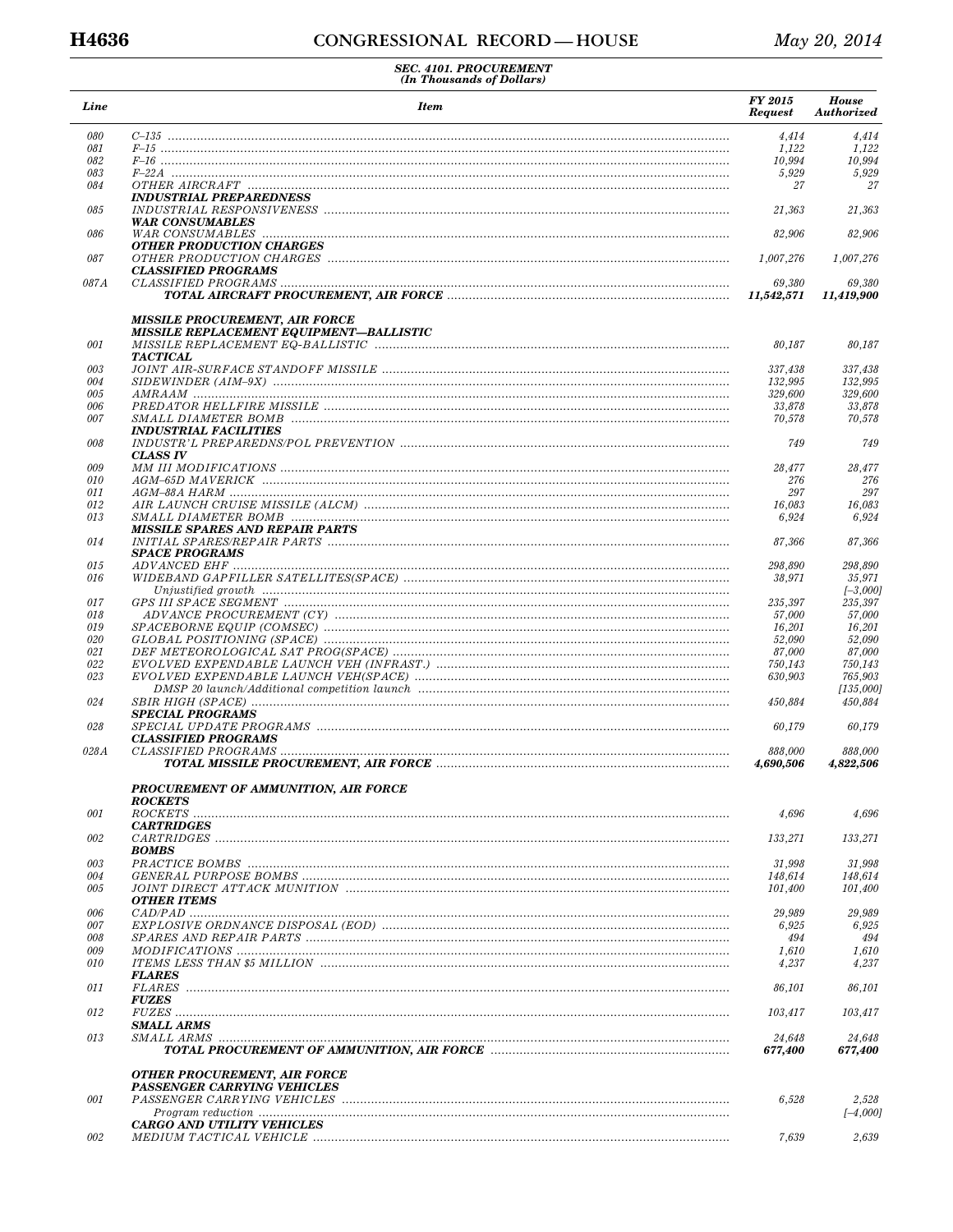SEC. 4101. PROCUREMENT
(In Thousands of Dollars)

| Line | Item | FY 2015 Request | House Authorized |
|---|---|---|---|
| 080 | C–135 | 4,414 | 4,414 |
| 081 | F–15 | 1,122 | 1,122 |
| 082 | F–16 | 10,994 | 10,994 |
| 083 | F–22A | 5,929 | 5,929 |
| 084 | OTHER AIRCRAFT | 27 | 27 |
| | **INDUSTRIAL PREPAREDNESS** | | |
| 085 | INDUSTRIAL RESPONSIVENESS | 21,363 | 21,363 |
| | **WAR CONSUMABLES** | | |
| 086 | WAR CONSUMABLES | 82,906 | 82,906 |
| | **OTHER PRODUCTION CHARGES** | | |
| 087 | OTHER PRODUCTION CHARGES | 1,007,276 | 1,007,276 |
| | **CLASSIFIED PROGRAMS** | | |
| 087A | CLASSIFIED PROGRAMS | 69,380 | 69,380 |
| | **TOTAL AIRCRAFT PROCUREMENT, AIR FORCE** | **11,542,571** | **11,419,900** |
| | | | |
| | **MISSILE PROCUREMENT, AIR FORCE** | | |
| | **MISSILE REPLACEMENT EQUIPMENT—BALLISTIC** | | |
| 001 | MISSILE REPLACEMENT EQ-BALLISTIC | 80,187 | 80,187 |
| | **TACTICAL** | | |
| 003 | JOINT AIR-SURFACE STANDOFF MISSILE | 337,438 | 337,438 |
| 004 | SIDEWINDER (AIM–9X) | 132,995 | 132,995 |
| 005 | AMRAAM | 329,600 | 329,600 |
| 006 | PREDATOR HELLFIRE MISSILE | 33,878 | 33,878 |
| 007 | SMALL DIAMETER BOMB | 70,578 | 70,578 |
| | **INDUSTRIAL FACILITIES** | | |
| 008 | INDUSTR'L PREPAREDNS/POL PREVENTION | 749 | 749 |
| | **CLASS IV** | | |
| 009 | MM III MODIFICATIONS | 28,477 | 28,477 |
| 010 | AGM–65D MAVERICK | 276 | 276 |
| 011 | AGM–88A HARM | 297 | 297 |
| 012 | AIR LAUNCH CRUISE MISSILE (ALCM) | 16,083 | 16,083 |
| 013 | SMALL DIAMETER BOMB | 6,924 | 6,924 |
| | **MISSILE SPARES AND REPAIR PARTS** | | |
| 014 | INITIAL SPARES/REPAIR PARTS | 87,366 | 87,366 |
| | **SPACE PROGRAMS** | | |
| 015 | ADVANCED EHF | 298,890 | 298,890 |
| 016 | WIDEBAND GAPFILLER SATELLITES(SPACE) | 38,971 | 35,971 |
| | Unjustified growth | | [–3,000] |
| 017 | GPS III SPACE SEGMENT | 235,397 | 235,397 |
| 018 | ADVANCE PROCUREMENT (CY) | 57,000 | 57,000 |
| 019 | SPACEBORNE EQUIP (COMSEC) | 16,201 | 16,201 |
| 020 | GLOBAL POSITIONING (SPACE) | 52,090 | 52,090 |
| 021 | DEF METEOROLOGICAL SAT PROG(SPACE) | 87,000 | 87,000 |
| 022 | EVOLVED EXPENDABLE LAUNCH VEH (INFRAST.) | 750,143 | 750,143 |
| 023 | EVOLVED EXPENDABLE LAUNCH VEH(SPACE) | 630,903 | 765,903 |
| | DMSP 20 launch/Additional competition launch | | [135,000] |
| 024 | SBIR HIGH (SPACE) | 450,884 | 450,884 |
| | **SPECIAL PROGRAMS** | | |
| 028 | SPECIAL UPDATE PROGRAMS | 60,179 | 60,179 |
| | **CLASSIFIED PROGRAMS** | | |
| 028A | CLASSIFIED PROGRAMS | 888,000 | 888,000 |
| | **TOTAL MISSILE PROCUREMENT, AIR FORCE** | **4,690,506** | **4,822,506** |
| | | | |
| | **PROCUREMENT OF AMMUNITION, AIR FORCE** | | |
| | **ROCKETS** | | |
| 001 | ROCKETS | 4,696 | 4,696 |
| | **CARTRIDGES** | | |
| 002 | CARTRIDGES | 133,271 | 133,271 |
| | **BOMBS** | | |
| 003 | PRACTICE BOMBS | 31,998 | 31,998 |
| 004 | GENERAL PURPOSE BOMBS | 148,614 | 148,614 |
| 005 | JOINT DIRECT ATTACK MUNITION | 101,400 | 101,400 |
| | **OTHER ITEMS** | | |
| 006 | CAD/PAD | 29,989 | 29,989 |
| 007 | EXPLOSIVE ORDNANCE DISPOSAL (EOD) | 6,925 | 6,925 |
| 008 | SPARES AND REPAIR PARTS | 494 | 494 |
| 009 | MODIFICATIONS | 1,610 | 1,610 |
| 010 | ITEMS LESS THAN $5 MILLION | 4,237 | 4,237 |
| | **FLARES** | | |
| 011 | FLARES | 86,101 | 86,101 |
| | **FUZES** | | |
| 012 | FUZES | 103,417 | 103,417 |
| | **SMALL ARMS** | | |
| 013 | SMALL ARMS | 24,648 | 24,648 |
| | **TOTAL PROCUREMENT OF AMMUNITION, AIR FORCE** | **677,400** | **677,400** |
| | | | |
| | **OTHER PROCUREMENT, AIR FORCE** | | |
| | **PASSENGER CARRYING VEHICLES** | | |
| 001 | PASSENGER CARRYING VEHICLES | 6,528 | 2,528 |
| | Program reduction | | [–4,000] |
| | **CARGO AND UTILITY VEHICLES** | | |
| 002 | MEDIUM TACTICAL VEHICLE | 7,639 | 2,639 |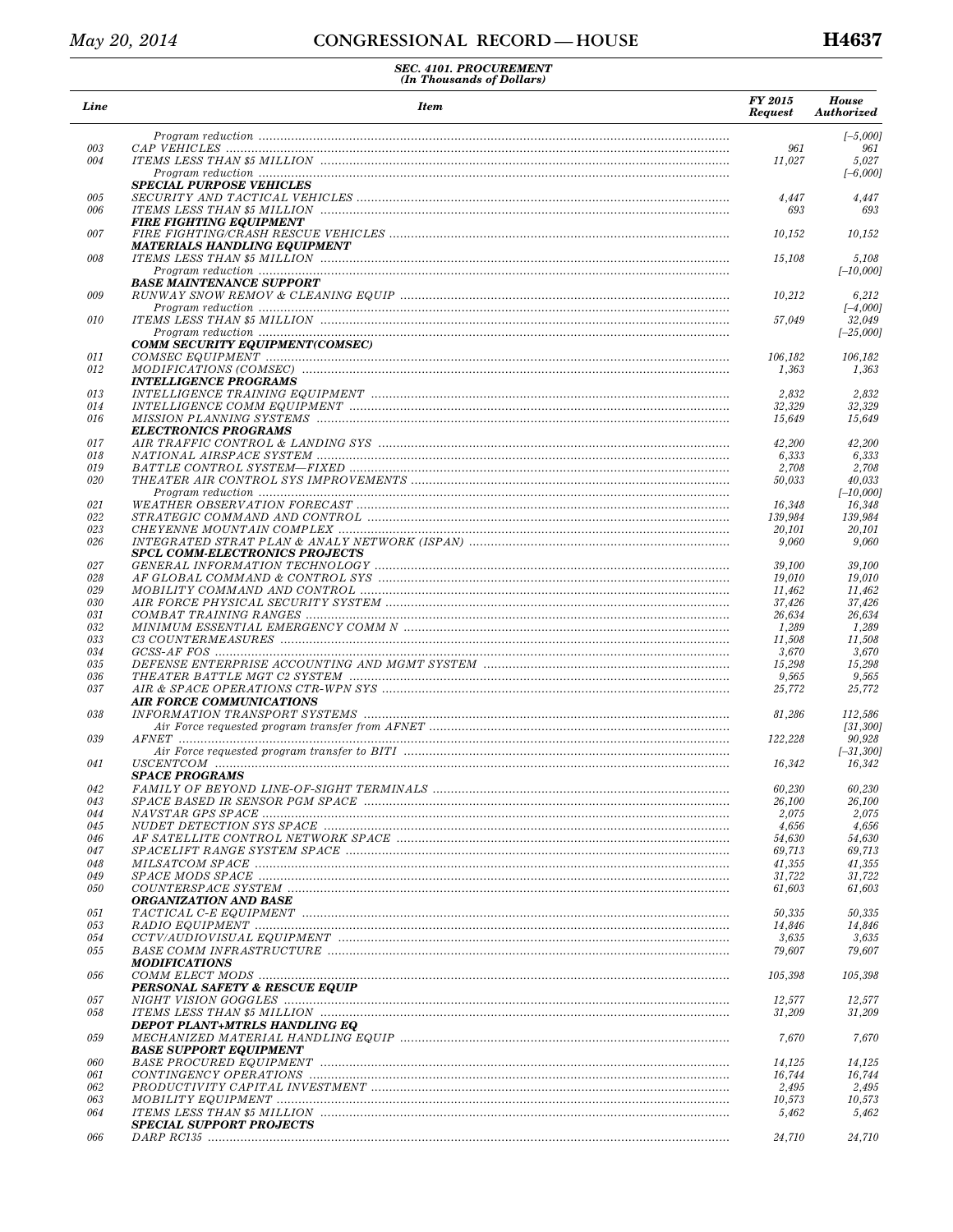SEC. 4101. PROCUREMENT
(In Thousands of Dollars)

| Line | Item | FY 2015 Request | House Authorized |
|---|---|---|---|
| | Program reduction | | [–5,000] |
| 003 | CAP VEHICLES | 961 | 961 |
| 004 | ITEMS LESS THAN $5 MILLION | 11,027 | 5,027 |
| | Program reduction | | [–6,000] |
| | **SPECIAL PURPOSE VEHICLES** | | |
| 005 | SECURITY AND TACTICAL VEHICLES | 4,447 | 4,447 |
| 006 | ITEMS LESS THAN $5 MILLION | 693 | 693 |
| | **FIRE FIGHTING EQUIPMENT** | | |
| 007 | FIRE FIGHTING/CRASH RESCUE VEHICLES | 10,152 | 10,152 |
| | **MATERIALS HANDLING EQUIPMENT** | | |
| 008 | ITEMS LESS THAN $5 MILLION | 15,108 | 5,108 |
| | Program reduction | | [–10,000] |
| | **BASE MAINTENANCE SUPPORT** | | |
| 009 | RUNWAY SNOW REMOV & CLEANING EQUIP | 10,212 | 6,212 |
| | Program reduction | | [–4,000] |
| 010 | ITEMS LESS THAN $5 MILLION | 57,049 | 32,049 |
| | Program reduction | | [–25,000] |
| | **COMM SECURITY EQUIPMENT(COMSEC)** | | |
| 011 | COMSEC EQUIPMENT | 106,182 | 106,182 |
| 012 | MODIFICATIONS (COMSEC) | 1,363 | 1,363 |
| | **INTELLIGENCE PROGRAMS** | | |
| 013 | INTELLIGENCE TRAINING EQUIPMENT | 2,832 | 2,832 |
| 014 | INTELLIGENCE COMM EQUIPMENT | 32,329 | 32,329 |
| 016 | MISSION PLANNING SYSTEMS | 15,649 | 15,649 |
| | **ELECTRONICS PROGRAMS** | | |
| 017 | AIR TRAFFIC CONTROL & LANDING SYS | 42,200 | 42,200 |
| 018 | NATIONAL AIRSPACE SYSTEM | 6,333 | 6,333 |
| 019 | BATTLE CONTROL SYSTEM—FIXED | 2,708 | 2,708 |
| 020 | THEATER AIR CONTROL SYS IMPROVEMENTS | 50,033 | 40,033 |
| | Program reduction | | [–10,000] |
| 021 | WEATHER OBSERVATION FORECAST | 16,348 | 16,348 |
| 022 | STRATEGIC COMMAND AND CONTROL | 139,984 | 139,984 |
| 023 | CHEYENNE MOUNTAIN COMPLEX | 20,101 | 20,101 |
| 026 | INTEGRATED STRAT PLAN & ANALY NETWORK (ISPAN) | 9,060 | 9,060 |
| | **SPCL COMM-ELECTRONICS PROJECTS** | | |
| 027 | GENERAL INFORMATION TECHNOLOGY | 39,100 | 39,100 |
| 028 | AF GLOBAL COMMAND & CONTROL SYS | 19,010 | 19,010 |
| 029 | MOBILITY COMMAND AND CONTROL | 11,462 | 11,462 |
| 030 | AIR FORCE PHYSICAL SECURITY SYSTEM | 37,426 | 37,426 |
| 031 | COMBAT TRAINING RANGES | 26,634 | 26,634 |
| 032 | MINIMUM ESSENTIAL EMERGENCY COMM N | 1,289 | 1,289 |
| 033 | C3 COUNTERMEASURES | 11,508 | 11,508 |
| 034 | GCSS-AF FOS | 3,670 | 3,670 |
| 035 | DEFENSE ENTERPRISE ACCOUNTING AND MGMT SYSTEM | 15,298 | 15,298 |
| 036 | THEATER BATTLE MGT C2 SYSTEM | 9,565 | 9,565 |
| 037 | AIR & SPACE OPERATIONS CTR-WPN SYS | 25,772 | 25,772 |
| | **AIR FORCE COMMUNICATIONS** | | |
| 038 | INFORMATION TRANSPORT SYSTEMS | 81,286 | 112,586 |
| | Air Force requested program transfer from AFNET | | [31,300] |
| 039 | AFNET | 122,228 | 90,928 |
| | Air Force requested program transfer to BITI | | [–31,300] |
| 041 | USCENTCOM | 16,342 | 16,342 |
| | **SPACE PROGRAMS** | | |
| 042 | FAMILY OF BEYOND LINE-OF-SIGHT TERMINALS | 60,230 | 60,230 |
| 043 | SPACE BASED IR SENSOR PGM SPACE | 26,100 | 26,100 |
| 044 | NAVSTAR GPS SPACE | 2,075 | 2,075 |
| 045 | NUDET DETECTION SYS SPACE | 4,656 | 4,656 |
| 046 | AF SATELLITE CONTROL NETWORK SPACE | 54,630 | 54,630 |
| 047 | SPACELIFT RANGE SYSTEM SPACE | 69,713 | 69,713 |
| 048 | MILSATCOM SPACE | 41,355 | 41,355 |
| 049 | SPACE MODS SPACE | 31,722 | 31,722 |
| 050 | COUNTERSPACE SYSTEM | 61,603 | 61,603 |
| | **ORGANIZATION AND BASE** | | |
| 051 | TACTICAL C-E EQUIPMENT | 50,335 | 50,335 |
| 053 | RADIO EQUIPMENT | 14,846 | 14,846 |
| 054 | CCTV/AUDIOVISUAL EQUIPMENT | 3,635 | 3,635 |
| 055 | BASE COMM INFRASTRUCTURE | 79,607 | 79,607 |
| | **MODIFICATIONS** | | |
| 056 | COMM ELECT MODS | 105,398 | 105,398 |
| | **PERSONAL SAFETY & RESCUE EQUIP** | | |
| 057 | NIGHT VISION GOGGLES | 12,577 | 12,577 |
| 058 | ITEMS LESS THAN $5 MILLION | 31,209 | 31,209 |
| | **DEPOT PLANT+MTRLS HANDLING EQ** | | |
| 059 | MECHANIZED MATERIAL HANDLING EQUIP | 7,670 | 7,670 |
| | **BASE SUPPORT EQUIPMENT** | | |
| 060 | BASE PROCURED EQUIPMENT | 14,125 | 14,125 |
| 061 | CONTINGENCY OPERATIONS | 16,744 | 16,744 |
| 062 | PRODUCTIVITY CAPITAL INVESTMENT | 2,495 | 2,495 |
| 063 | MOBILITY EQUIPMENT | 10,573 | 10,573 |
| 064 | ITEMS LESS THAN $5 MILLION | 5,462 | 5,462 |
| | **SPECIAL SUPPORT PROJECTS** | | |
| 066 | DARP RC135 | 24,710 | 24,710 |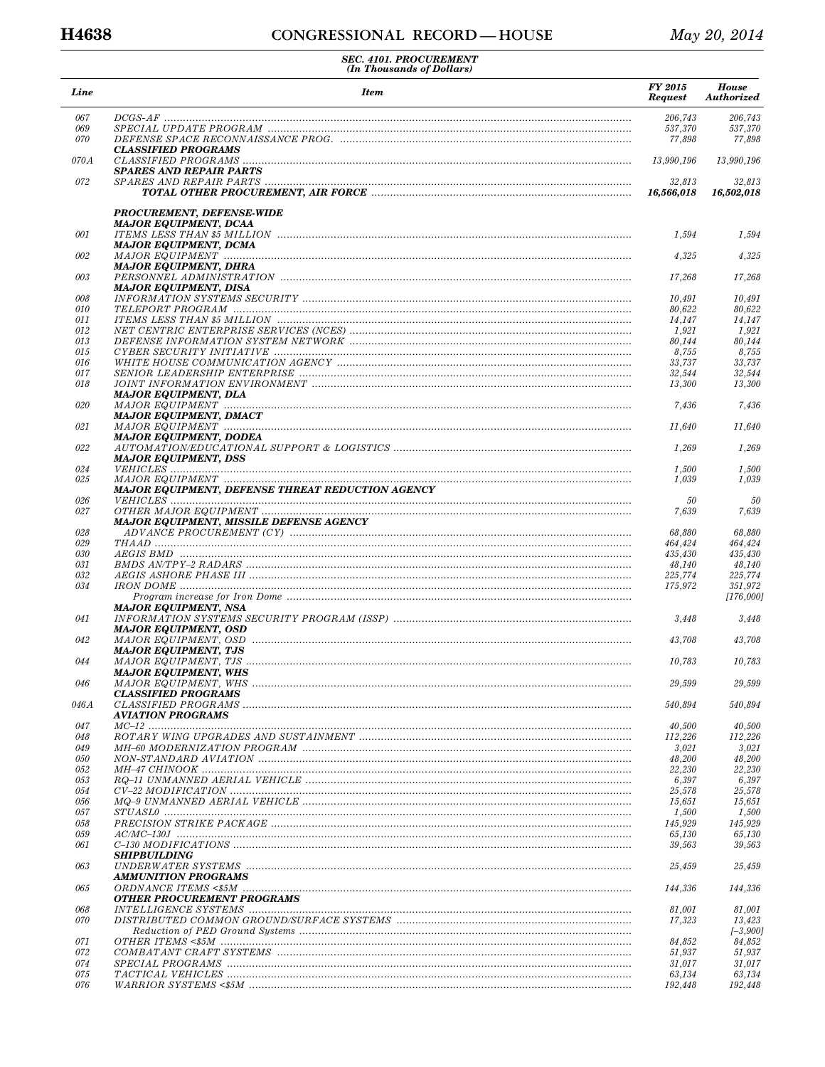**SEC. 4101. PROCUREMENT**
**(In Thousands of Dollars)**

| Line | Item | FY 2015 Request | House Authorized |
|---|---|---|---|
| 067 | DCGS-AF | 206,743 | 206,743 |
| 069 | SPECIAL UPDATE PROGRAM | 537,370 | 537,370 |
| 070 | DEFENSE SPACE RECONNAISSANCE PROG. | 77,898 | 77,898 |
| | ***CLASSIFIED PROGRAMS*** | | |
| 070A | CLASSIFIED PROGRAMS | 13,990,196 | 13,990,196 |
| | ***SPARES AND REPAIR PARTS*** | | |
| 072 | SPARES AND REPAIR PARTS | 32,813 | 32,813 |
| | ***TOTAL OTHER PROCUREMENT, AIR FORCE*** | ***16,566,018*** | ***16,502,018*** |
| | | | |
| | ***PROCUREMENT, DEFENSE-WIDE*** | | |
| | ***MAJOR EQUIPMENT, DCAA*** | | |
| 001 | ITEMS LESS THAN $5 MILLION | 1,594 | 1,594 |
| | ***MAJOR EQUIPMENT, DCMA*** | | |
| 002 | MAJOR EQUIPMENT | 4,325 | 4,325 |
| | ***MAJOR EQUIPMENT, DHRA*** | | |
| 003 | PERSONNEL ADMINISTRATION | 17,268 | 17,268 |
| | ***MAJOR EQUIPMENT, DISA*** | | |
| 008 | INFORMATION SYSTEMS SECURITY | 10,491 | 10,491 |
| 010 | TELEPORT PROGRAM | 80,622 | 80,622 |
| 011 | ITEMS LESS THAN $5 MILLION | 14,147 | 14,147 |
| 012 | NET CENTRIC ENTERPRISE SERVICES (NCES) | 1,921 | 1,921 |
| 013 | DEFENSE INFORMATION SYSTEM NETWORK | 80,144 | 80,144 |
| 015 | CYBER SECURITY INITIATIVE | 8,755 | 8,755 |
| 016 | WHITE HOUSE COMMUNICATION AGENCY | 33,737 | 33,737 |
| 017 | SENIOR LEADERSHIP ENTERPRISE | 32,544 | 32,544 |
| 018 | JOINT INFORMATION ENVIRONMENT | 13,300 | 13,300 |
| | ***MAJOR EQUIPMENT, DLA*** | | |
| 020 | MAJOR EQUIPMENT | 7,436 | 7,436 |
| | ***MAJOR EQUIPMENT, DMACT*** | | |
| 021 | MAJOR EQUIPMENT | 11,640 | 11,640 |
| | ***MAJOR EQUIPMENT, DODEA*** | | |
| 022 | AUTOMATION/EDUCATIONAL SUPPORT & LOGISTICS | 1,269 | 1,269 |
| | ***MAJOR EQUIPMENT, DSS*** | | |
| 024 | VEHICLES | 1,500 | 1,500 |
| 025 | MAJOR EQUIPMENT | 1,039 | 1,039 |
| | ***MAJOR EQUIPMENT, DEFENSE THREAT REDUCTION AGENCY*** | | |
| 026 | VEHICLES | 50 | 50 |
| 027 | OTHER MAJOR EQUIPMENT | 7,639 | 7,639 |
| | ***MAJOR EQUIPMENT, MISSILE DEFENSE AGENCY*** | | |
| 028 | ADVANCE PROCUREMENT (CY) | 68,880 | 68,880 |
| 029 | THAAD | 464,424 | 464,424 |
| 030 | AEGIS BMD | 435,430 | 435,430 |
| 031 | BMDS AN/TPY–2 RADARS | 48,140 | 48,140 |
| 032 | AEGIS ASHORE PHASE III | 225,774 | 225,774 |
| 034 | IRON DOME | 175,972 | 351,972 |
| | *Program increase for Iron Dome* | | [176,000] |
| | ***MAJOR EQUIPMENT, NSA*** | | |
| 041 | INFORMATION SYSTEMS SECURITY PROGRAM (ISSP) | 3,448 | 3,448 |
| | ***MAJOR EQUIPMENT, OSD*** | | |
| 042 | MAJOR EQUIPMENT, OSD | 43,708 | 43,708 |
| | ***MAJOR EQUIPMENT, TJS*** | | |
| 044 | MAJOR EQUIPMENT, TJS | 10,783 | 10,783 |
| | ***MAJOR EQUIPMENT, WHS*** | | |
| 046 | MAJOR EQUIPMENT, WHS | 29,599 | 29,599 |
| | ***CLASSIFIED PROGRAMS*** | | |
| 046A | CLASSIFIED PROGRAMS | 540,894 | 540,894 |
| | ***AVIATION PROGRAMS*** | | |
| 047 | MC–12 | 40,500 | 40,500 |
| 048 | ROTARY WING UPGRADES AND SUSTAINMENT | 112,226 | 112,226 |
| 049 | MH–60 MODERNIZATION PROGRAM | 3,021 | 3,021 |
| 050 | NON-STANDARD AVIATION | 48,200 | 48,200 |
| 052 | MH–47 CHINOOK | 22,230 | 22,230 |
| 053 | RQ–11 UNMANNED AERIAL VEHICLE | 6,397 | 6,397 |
| 054 | CV–22 MODIFICATION | 25,578 | 25,578 |
| 056 | MQ–9 UNMANNED AERIAL VEHICLE | 15,651 | 15,651 |
| 057 | STUASL0 | 1,500 | 1,500 |
| 058 | PRECISION STRIKE PACKAGE | 145,929 | 145,929 |
| 059 | AC/MC–130J | 65,130 | 65,130 |
| 061 | C–130 MODIFICATIONS | 39,563 | 39,563 |
| | ***SHIPBUILDING*** | | |
| 063 | UNDERWATER SYSTEMS | 25,459 | 25,459 |
| | ***AMMUNITION PROGRAMS*** | | |
| 065 | ORDNANCE ITEMS <$5M | 144,336 | 144,336 |
| | ***OTHER PROCUREMENT PROGRAMS*** | | |
| 068 | INTELLIGENCE SYSTEMS | 81,001 | 81,001 |
| 070 | DISTRIBUTED COMMON GROUND/SURFACE SYSTEMS | 17,323 | 13,423 |
| | *Reduction of PED Ground Systems* | | [–3,900] |
| 071 | OTHER ITEMS <$5M | 84,852 | 84,852 |
| 072 | COMBATANT CRAFT SYSTEMS | 51,937 | 51,937 |
| 074 | SPECIAL PROGRAMS | 31,017 | 31,017 |
| 075 | TACTICAL VEHICLES | 63,134 | 63,134 |
| 076 | WARRIOR SYSTEMS <$5M | 192,448 | 192,448 |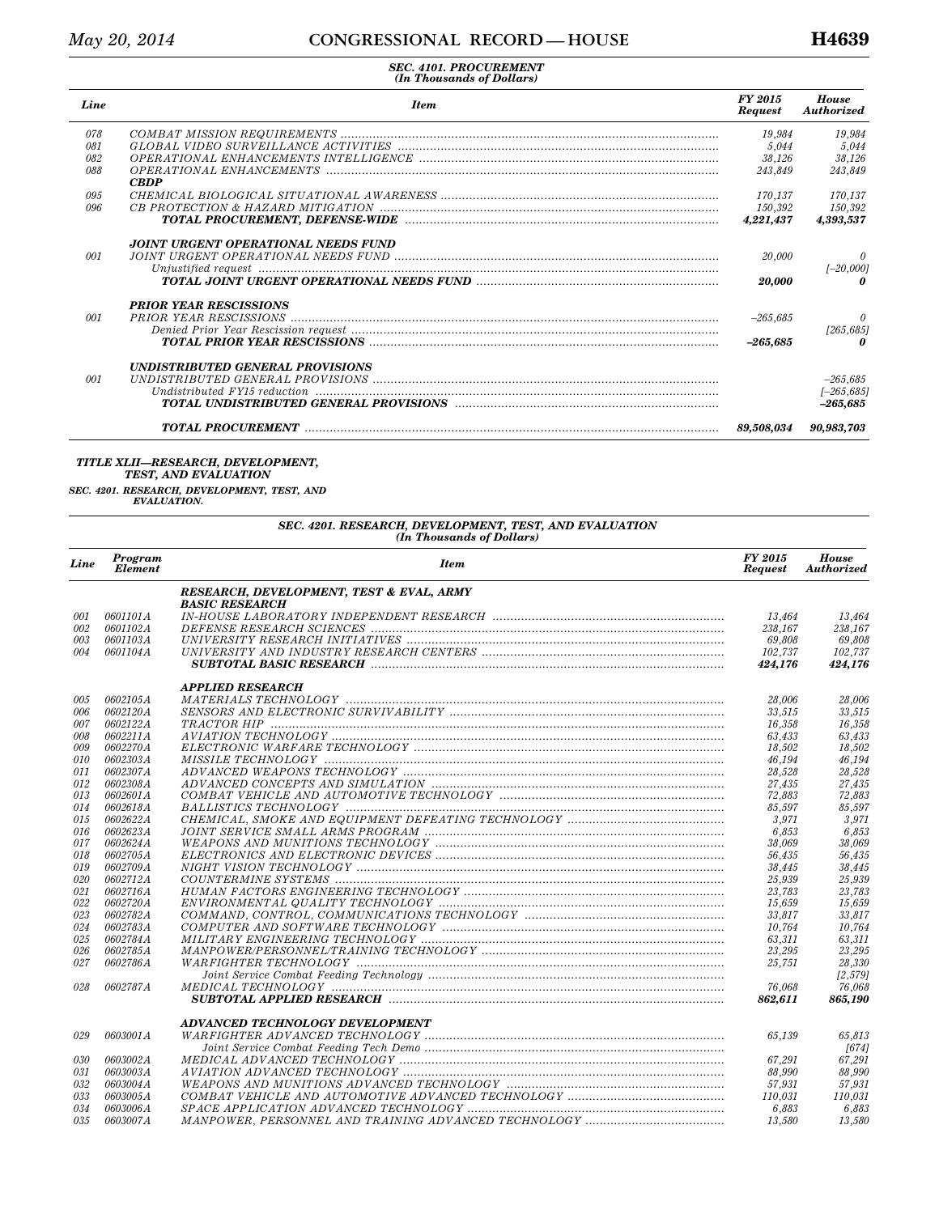**SEC. 4101. PROCUREMENT**
*(In Thousands of Dollars)*

| Line | Item | FY 2015 Request | House Authorized |
|---|---|---|---|
| 078 | COMBAT MISSION REQUIREMENTS | 19,984 | 19,984 |
| 081 | GLOBAL VIDEO SURVEILLANCE ACTIVITIES | 5,044 | 5,044 |
| 082 | OPERATIONAL ENHANCEMENTS INTELLIGENCE | 38,126 | 38,126 |
| 088 | OPERATIONAL ENHANCEMENTS | 243,849 | 243,849 |
| | **CBDP** | | |
| 095 | CHEMICAL BIOLOGICAL SITUATIONAL AWARENESS | 170,137 | 170,137 |
| 096 | CB PROTECTION & HAZARD MITIGATION | 150,392 | 150,392 |
| | **TOTAL PROCUREMENT, DEFENSE-WIDE** | **4,221,437** | **4,393,537** |
| | | | |
| | **JOINT URGENT OPERATIONAL NEEDS FUND** | | |
| 001 | JOINT URGENT OPERATIONAL NEEDS FUND | 20,000 | 0 |
| | Unjustified request | | [–20,000] |
| | **TOTAL JOINT URGENT OPERATIONAL NEEDS FUND** | **20,000** | **0** |
| | | | |
| | **PRIOR YEAR RESCISSIONS** | | |
| 001 | PRIOR YEAR RESCISSIONS | –265,685 | 0 |
| | Denied Prior Year Rescission request | | [265,685] |
| | **TOTAL PRIOR YEAR RESCISSIONS** | **–265,685** | **0** |
| | | | |
| | **UNDISTRIBUTED GENERAL PROVISIONS** | | |
| 001 | UNDISTRIBUTED GENERAL PROVISIONS | | –265,685 |
| | Undistributed FY15 reduction | | [–265,685] |
| | **TOTAL UNDISTRIBUTED GENERAL PROVISIONS** | | **–265,685** |
| | | | |
| | **TOTAL PROCUREMENT** | **89,508,034** | **90,983,703** |

### TITLE XLII—RESEARCH, DEVELOPMENT, TEST, AND EVALUATION

**SEC. 4201. RESEARCH, DEVELOPMENT, TEST, AND EVALUATION.**

**SEC. 4201. RESEARCH, DEVELOPMENT, TEST, AND EVALUATION**
*(In Thousands of Dollars)*

| Line | Program Element | Item | FY 2015 Request | House Authorized |
|---|---|---|---|---|
| | | **RESEARCH, DEVELOPMENT, TEST & EVAL, ARMY** | | |
| | | **BASIC RESEARCH** | | |
| 001 | 0601101A | IN-HOUSE LABORATORY INDEPENDENT RESEARCH | 13,464 | 13,464 |
| 002 | 0601102A | DEFENSE RESEARCH SCIENCES | 238,167 | 238,167 |
| 003 | 0601103A | UNIVERSITY RESEARCH INITIATIVES | 69,808 | 69,808 |
| 004 | 0601104A | UNIVERSITY AND INDUSTRY RESEARCH CENTERS | 102,737 | 102,737 |
| | | **SUBTOTAL BASIC RESEARCH** | **424,176** | **424,176** |
| | | | | |
| | | **APPLIED RESEARCH** | | |
| 005 | 0602105A | MATERIALS TECHNOLOGY | 28,006 | 28,006 |
| 006 | 0602120A | SENSORS AND ELECTRONIC SURVIVABILITY | 33,515 | 33,515 |
| 007 | 0602122A | TRACTOR HIP | 16,358 | 16,358 |
| 008 | 0602211A | AVIATION TECHNOLOGY | 63,433 | 63,433 |
| 009 | 0602270A | ELECTRONIC WARFARE TECHNOLOGY | 18,502 | 18,502 |
| 010 | 0602303A | MISSILE TECHNOLOGY | 46,194 | 46,194 |
| 011 | 0602307A | ADVANCED WEAPONS TECHNOLOGY | 28,528 | 28,528 |
| 012 | 0602308A | ADVANCED CONCEPTS AND SIMULATION | 27,435 | 27,435 |
| 013 | 0602601A | COMBAT VEHICLE AND AUTOMOTIVE TECHNOLOGY | 72,883 | 72,883 |
| 014 | 0602618A | BALLISTICS TECHNOLOGY | 85,597 | 85,597 |
| 015 | 0602622A | CHEMICAL, SMOKE AND EQUIPMENT DEFEATING TECHNOLOGY | 3,971 | 3,971 |
| 016 | 0602623A | JOINT SERVICE SMALL ARMS PROGRAM | 6,853 | 6,853 |
| 017 | 0602624A | WEAPONS AND MUNITIONS TECHNOLOGY | 38,069 | 38,069 |
| 018 | 0602705A | ELECTRONICS AND ELECTRONIC DEVICES | 56,435 | 56,435 |
| 019 | 0602709A | NIGHT VISION TECHNOLOGY | 38,445 | 38,445 |
| 020 | 0602712A | COUNTERMINE SYSTEMS | 25,939 | 25,939 |
| 021 | 0602716A | HUMAN FACTORS ENGINEERING TECHNOLOGY | 23,783 | 23,783 |
| 022 | 0602720A | ENVIRONMENTAL QUALITY TECHNOLOGY | 15,659 | 15,659 |
| 023 | 0602782A | COMMAND, CONTROL, COMMUNICATIONS TECHNOLOGY | 33,817 | 33,817 |
| 024 | 0602783A | COMPUTER AND SOFTWARE TECHNOLOGY | 10,764 | 10,764 |
| 025 | 0602784A | MILITARY ENGINEERING TECHNOLOGY | 63,311 | 63,311 |
| 026 | 0602785A | MANPOWER/PERSONNEL/TRAINING TECHNOLOGY | 23,295 | 23,295 |
| 027 | 0602786A | WARFIGHTER TECHNOLOGY | 25,751 | 28,330 |
| | | Joint Service Combat Feeding Technology | | [2,579] |
| 028 | 0602787A | MEDICAL TECHNOLOGY | 76,068 | 76,068 |
| | | **SUBTOTAL APPLIED RESEARCH** | **862,611** | **865,190** |
| | | | | |
| | | **ADVANCED TECHNOLOGY DEVELOPMENT** | | |
| 029 | 0603001A | WARFIGHTER ADVANCED TECHNOLOGY | 65,139 | 65,813 |
| | | Joint Service Combat Feeding Tech Demo | | [674] |
| 030 | 0603002A | MEDICAL ADVANCED TECHNOLOGY | 67,291 | 67,291 |
| 031 | 0603003A | AVIATION ADVANCED TECHNOLOGY | 88,990 | 88,990 |
| 032 | 0603004A | WEAPONS AND MUNITIONS ADVANCED TECHNOLOGY | 57,931 | 57,931 |
| 033 | 0603005A | COMBAT VEHICLE AND AUTOMOTIVE ADVANCED TECHNOLOGY | 110,031 | 110,031 |
| 034 | 0603006A | SPACE APPLICATION ADVANCED TECHNOLOGY | 6,883 | 6,883 |
| 035 | 0603007A | MANPOWER, PERSONNEL AND TRAINING ADVANCED TECHNOLOGY | 13,580 | 13,580 |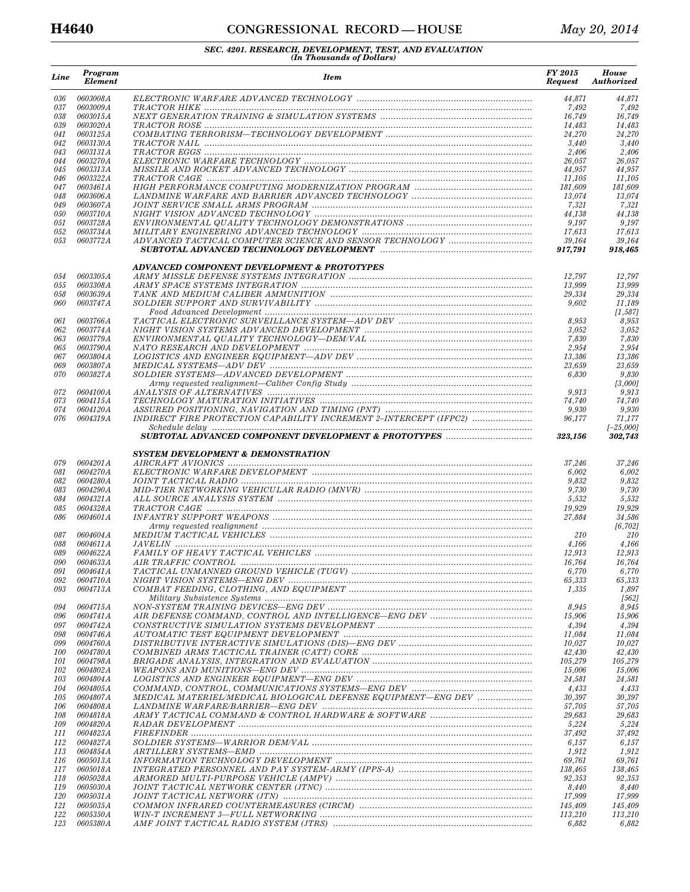### SEC. 4201. RESEARCH, DEVELOPMENT, TEST, AND EVALUATION
*(In Thousands of Dollars)*

| Line | Program Element | Item | FY 2015 Request | House Authorized |
|---|---|---|---|---|
| 036 | 0603008A | ELECTRONIC WARFARE ADVANCED TECHNOLOGY | 44,871 | 44,871 |
| 037 | 0603009A | TRACTOR HIKE | 7,492 | 7,492 |
| 038 | 0603015A | NEXT GENERATION TRAINING & SIMULATION SYSTEMS | 16,749 | 16,749 |
| 039 | 0603020A | TRACTOR ROSE | 14,483 | 14,483 |
| 041 | 0603125A | COMBATING TERRORISM—TECHNOLOGY DEVELOPMENT | 24,270 | 24,270 |
| 042 | 0603130A | TRACTOR NAIL | 3,440 | 3,440 |
| 043 | 0603131A | TRACTOR EGGS | 2,406 | 2,406 |
| 044 | 0603270A | ELECTRONIC WARFARE TECHNOLOGY | 26,057 | 26,057 |
| 045 | 0603313A | MISSILE AND ROCKET ADVANCED TECHNOLOGY | 44,957 | 44,957 |
| 046 | 0603322A | TRACTOR CAGE | 11,105 | 11,105 |
| 047 | 0603461A | HIGH PERFORMANCE COMPUTING MODERNIZATION PROGRAM | 181,609 | 181,609 |
| 048 | 0603606A | LANDMINE WARFARE AND BARRIER ADVANCED TECHNOLOGY | 13,074 | 13,074 |
| 049 | 0603607A | JOINT SERVICE SMALL ARMS PROGRAM | 7,321 | 7,321 |
| 050 | 0603710A | NIGHT VISION ADVANCED TECHNOLOGY | 44,138 | 44,138 |
| 051 | 0603728A | ENVIRONMENTAL QUALITY TECHNOLOGY DEMONSTRATIONS | 9,197 | 9,197 |
| 052 | 0603734A | MILITARY ENGINEERING ADVANCED TECHNOLOGY | 17,613 | 17,613 |
| 053 | 0603772A | ADVANCED TACTICAL COMPUTER SCIENCE AND SENSOR TECHNOLOGY | 39,164 | 39,164 |
| | | **SUBTOTAL ADVANCED TECHNOLOGY DEVELOPMENT** | **917,791** | **918,465** |
| | | | | |
| | | **ADVANCED COMPONENT DEVELOPMENT & PROTOTYPES** | | |
| 054 | 0603305A | ARMY MISSLE DEFENSE SYSTEMS INTEGRATION | 12,797 | 12,797 |
| 055 | 0603308A | ARMY SPACE SYSTEMS INTEGRATION | 13,999 | 13,999 |
| 058 | 0603639A | TANK AND MEDIUM CALIBER AMMUNITION | 29,334 | 29,334 |
| 060 | 0603747A | SOLDIER SUPPORT AND SURVIVABILITY | 9,602 | 11,189 |
| | | Food Advanced Development | | [1,587] |
| 061 | 0603766A | TACTICAL ELECTRONIC SURVEILLANCE SYSTEM—ADV DEV | 8,953 | 8,953 |
| 062 | 0603774A | NIGHT VISION SYSTEMS ADVANCED DEVELOPMENT | 3,052 | 3,052 |
| 063 | 0603779A | ENVIRONMENTAL QUALITY TECHNOLOGY—DEM/VAL | 7,830 | 7,830 |
| 065 | 0603790A | NATO RESEARCH AND DEVELOPMENT | 2,954 | 2,954 |
| 067 | 0603804A | LOGISTICS AND ENGINEER EQUIPMENT—ADV DEV | 13,386 | 13,386 |
| 069 | 0603807A | MEDICAL SYSTEMS—ADV DEV | 23,659 | 23,659 |
| 070 | 0603827A | SOLDIER SYSTEMS—ADVANCED DEVELOPMENT | 6,830 | 9,830 |
| | | Army requested realignment—Caliber Config Study | | [3,000] |
| 072 | 0604100A | ANALYSIS OF ALTERNATIVES | 9,913 | 9,913 |
| 073 | 0604115A | TECHNOLOGY MATURATION INITIATIVES | 74,740 | 74,740 |
| 074 | 0604120A | ASSURED POSITIONING, NAVIGATION AND TIMING (PNT) | 9,930 | 9,930 |
| 076 | 0604319A | INDIRECT FIRE PROTECTION CAPABILITY INCREMENT 2–INTERCEPT (IFPC2) | 96,177 | 71,177 |
| | | Schedule delay | | [–25,000] |
| | | **SUBTOTAL ADVANCED COMPONENT DEVELOPMENT & PROTOTYPES** | **323,156** | **302,743** |
| | | | | |
| | | **SYSTEM DEVELOPMENT & DEMONSTRATION** | | |
| 079 | 0604201A | AIRCRAFT AVIONICS | 37,246 | 37,246 |
| 081 | 0604270A | ELECTRONIC WARFARE DEVELOPMENT | 6,002 | 6,002 |
| 082 | 0604280A | JOINT TACTICAL RADIO | 9,832 | 9,832 |
| 083 | 0604290A | MID-TIER NETWORKING VEHICULAR RADIO (MNVR) | 9,730 | 9,730 |
| 084 | 0604321A | ALL SOURCE ANALYSIS SYSTEM | 5,532 | 5,532 |
| 085 | 0604328A | TRACTOR CAGE | 19,929 | 19,929 |
| 086 | 0604601A | INFANTRY SUPPORT WEAPONS | 27,884 | 34,586 |
| | | Army requested realignment | | [6,702] |
| 087 | 0604604A | MEDIUM TACTICAL VEHICLES | 210 | 210 |
| 088 | 0604611A | JAVELIN | 4,166 | 4,166 |
| 089 | 0604622A | FAMILY OF HEAVY TACTICAL VEHICLES | 12,913 | 12,913 |
| 090 | 0604633A | AIR TRAFFIC CONTROL | 16,764 | 16,764 |
| 091 | 0604641A | TACTICAL UNMANNED GROUND VEHICLE (TUGV) | 6,770 | 6,770 |
| 092 | 0604710A | NIGHT VISION SYSTEMS—ENG DEV | 65,333 | 65,333 |
| 093 | 0604713A | COMBAT FEEDING, CLOTHING, AND EQUIPMENT | 1,335 | 1,897 |
| | | Military Subsistence Systems | | [562] |
| 094 | 0604715A | NON-SYSTEM TRAINING DEVICES—ENG DEV | 8,945 | 8,945 |
| 096 | 0604741A | AIR DEFENSE COMMAND, CONTROL AND INTELLIGENCE—ENG DEV | 15,906 | 15,906 |
| 097 | 0604742A | CONSTRUCTIVE SIMULATION SYSTEMS DEVELOPMENT | 4,394 | 4,394 |
| 098 | 0604746A | AUTOMATIC TEST EQUIPMENT DEVELOPMENT | 11,084 | 11,084 |
| 099 | 0604760A | DISTRIBUTIVE INTERACTIVE SIMULATIONS (DIS)—ENG DEV | 10,027 | 10,027 |
| 100 | 0604780A | COMBINED ARMS TACTICAL TRAINER (CATT) CORE | 42,430 | 42,430 |
| 101 | 0604798A | BRIGADE ANALYSIS, INTEGRATION AND EVALUATION | 105,279 | 105,279 |
| 102 | 0604802A | WEAPONS AND MUNITIONS—ENG DEV | 15,006 | 15,006 |
| 103 | 0604804A | LOGISTICS AND ENGINEER EQUIPMENT—ENG DEV | 24,581 | 24,581 |
| 104 | 0604805A | COMMAND, CONTROL, COMMUNICATIONS SYSTEMS—ENG DEV | 4,433 | 4,433 |
| 105 | 0604807A | MEDICAL MATERIEL/MEDICAL BIOLOGICAL DEFENSE EQUIPMENT—ENG DEV | 30,397 | 30,397 |
| 106 | 0604808A | LANDMINE WARFARE/BARRIER—ENG DEV | 57,705 | 57,705 |
| 108 | 0604818A | ARMY TACTICAL COMMAND & CONTROL HARDWARE & SOFTWARE | 29,683 | 29,683 |
| 109 | 0604820A | RADAR DEVELOPMENT | 5,224 | 5,224 |
| 111 | 0604823A | FIREFINDER | 37,492 | 37,492 |
| 112 | 0604827A | SOLDIER SYSTEMS—WARRIOR DEM/VAL | 6,157 | 6,157 |
| 113 | 0604854A | ARTILLERY SYSTEMS—EMD | 1,912 | 1,912 |
| 116 | 0605013A | INFORMATION TECHNOLOGY DEVELOPMENT | 69,761 | 69,761 |
| 117 | 0605018A | INTEGRATED PERSONNEL AND PAY SYSTEM-ARMY (IPPS-A) | 138,465 | 138,465 |
| 118 | 0605028A | ARMORED MULTI-PURPOSE VEHICLE (AMPV) | 92,353 | 92,353 |
| 119 | 0605030A | JOINT TACTICAL NETWORK CENTER (JTNC) | 8,440 | 8,440 |
| 120 | 0605031A | JOINT TACTICAL NETWORK (JTN) | 17,999 | 17,999 |
| 121 | 0605035A | COMMON INFRARED COUNTERMEASURES (CIRCM) | 145,409 | 145,409 |
| 122 | 0605350A | WIN-T INCREMENT 3—FULL NETWORKING | 113,210 | 113,210 |
| 123 | 0605380A | AMF JOINT TACTICAL RADIO SYSTEM (JTRS) | 6,882 | 6,882 |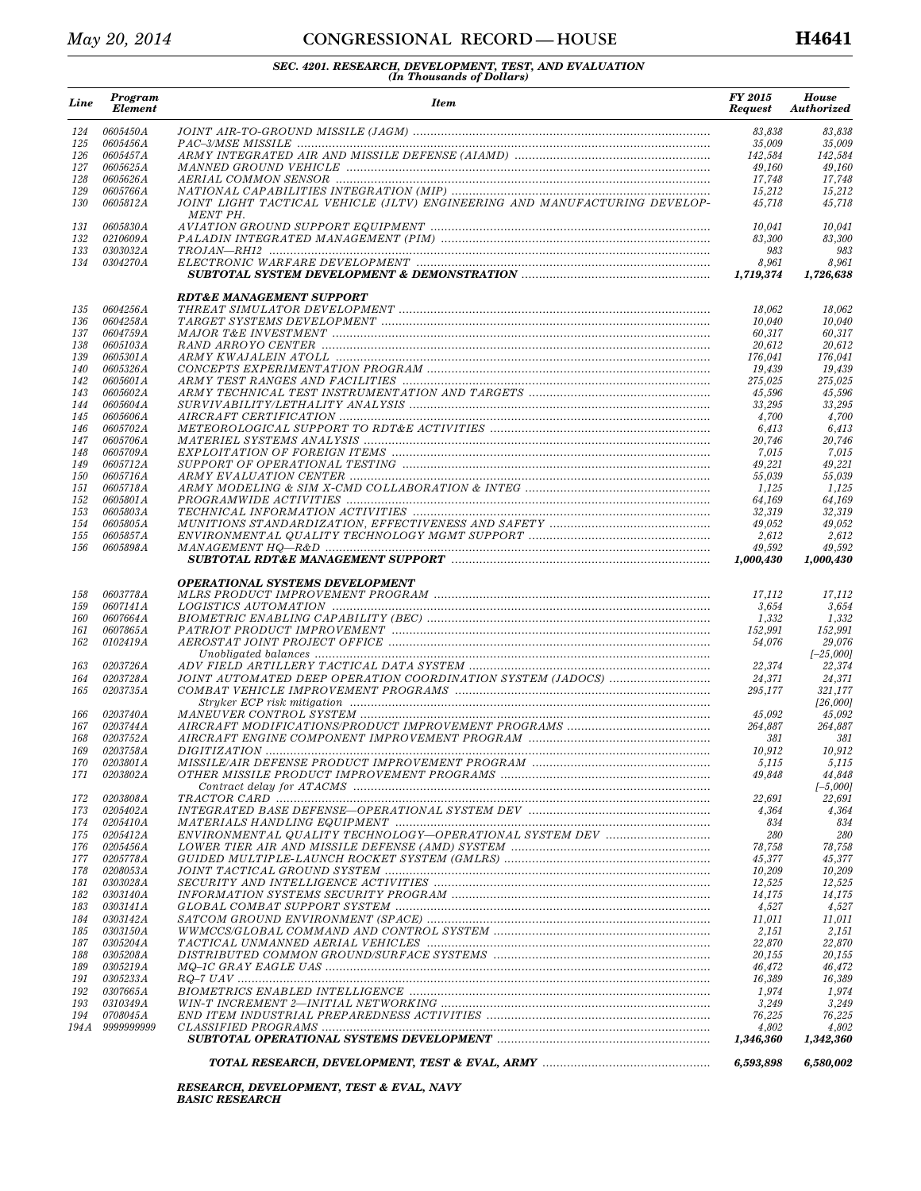### SEC. 4201. RESEARCH, DEVELOPMENT, TEST, AND EVALUATION
*(In Thousands of Dollars)*

| Line | Program Element | Item | FY 2015 Request | House Authorized |
|---|---|---|---|---|
| 124 | 0605450A | JOINT AIR-TO-GROUND MISSILE (JAGM) | 83,838 | 83,838 |
| 125 | 0605456A | PAC–3/MSE MISSILE | 35,009 | 35,009 |
| 126 | 0605457A | ARMY INTEGRATED AIR AND MISSILE DEFENSE (AIAMD) | 142,584 | 142,584 |
| 127 | 0605625A | MANNED GROUND VEHICLE | 49,160 | 49,160 |
| 128 | 0605626A | AERIAL COMMON SENSOR | 17,748 | 17,748 |
| 129 | 0605766A | NATIONAL CAPABILITIES INTEGRATION (MIP) | 15,212 | 15,212 |
| 130 | 0605812A | JOINT LIGHT TACTICAL VEHICLE (JLTV) ENGINEERING AND MANUFACTURING DEVELOPMENT PH. | 45,718 | 45,718 |
| 131 | 0605830A | AVIATION GROUND SUPPORT EQUIPMENT | 10,041 | 10,041 |
| 132 | 0210609A | PALADIN INTEGRATED MANAGEMENT (PIM) | 83,300 | 83,300 |
| 133 | 0303032A | TROJAN—RH12 | 983 | 983 |
| 134 | 0304270A | ELECTRONIC WARFARE DEVELOPMENT | 8,961 | 8,961 |
| | | **SUBTOTAL SYSTEM DEVELOPMENT & DEMONSTRATION** | **1,719,374** | **1,726,638** |
| | | **RDT&E MANAGEMENT SUPPORT** | | |
| 135 | 0604256A | THREAT SIMULATOR DEVELOPMENT | 18,062 | 18,062 |
| 136 | 0604258A | TARGET SYSTEMS DEVELOPMENT | 10,040 | 10,040 |
| 137 | 0604759A | MAJOR T&E INVESTMENT | 60,317 | 60,317 |
| 138 | 0605103A | RAND ARROYO CENTER | 20,612 | 20,612 |
| 139 | 0605301A | ARMY KWAJALEIN ATOLL | 176,041 | 176,041 |
| 140 | 0605326A | CONCEPTS EXPERIMENTATION PROGRAM | 19,439 | 19,439 |
| 142 | 0605601A | ARMY TEST RANGES AND FACILITIES | 275,025 | 275,025 |
| 143 | 0605602A | ARMY TECHNICAL TEST INSTRUMENTATION AND TARGETS | 45,596 | 45,596 |
| 144 | 0605604A | SURVIVABILITY/LETHALITY ANALYSIS | 33,295 | 33,295 |
| 145 | 0605606A | AIRCRAFT CERTIFICATION | 4,700 | 4,700 |
| 146 | 0605702A | METEOROLOGICAL SUPPORT TO RDT&E ACTIVITIES | 6,413 | 6,413 |
| 147 | 0605706A | MATERIEL SYSTEMS ANALYSIS | 20,746 | 20,746 |
| 148 | 0605709A | EXPLOITATION OF FOREIGN ITEMS | 7,015 | 7,015 |
| 149 | 0605712A | SUPPORT OF OPERATIONAL TESTING | 49,221 | 49,221 |
| 150 | 0605716A | ARMY EVALUATION CENTER | 55,039 | 55,039 |
| 151 | 0605718A | ARMY MODELING & SIM X-CMD COLLABORATION & INTEG | 1,125 | 1,125 |
| 152 | 0605801A | PROGRAMWIDE ACTIVITIES | 64,169 | 64,169 |
| 153 | 0605803A | TECHNICAL INFORMATION ACTIVITIES | 32,319 | 32,319 |
| 154 | 0605805A | MUNITIONS STANDARDIZATION, EFFECTIVENESS AND SAFETY | 49,052 | 49,052 |
| 155 | 0605857A | ENVIRONMENTAL QUALITY TECHNOLOGY MGMT SUPPORT | 2,612 | 2,612 |
| 156 | 0605898A | MANAGEMENT HQ—R&D | 49,592 | 49,592 |
| | | **SUBTOTAL RDT&E MANAGEMENT SUPPORT** | **1,000,430** | **1,000,430** |
| | | **OPERATIONAL SYSTEMS DEVELOPMENT** | | |
| 158 | 0603778A | MLRS PRODUCT IMPROVEMENT PROGRAM | 17,112 | 17,112 |
| 159 | 0607141A | LOGISTICS AUTOMATION | 3,654 | 3,654 |
| 160 | 0607664A | BIOMETRIC ENABLING CAPABILITY (BEC) | 1,332 | 1,332 |
| 161 | 0607865A | PATRIOT PRODUCT IMPROVEMENT | 152,991 | 152,991 |
| 162 | 0102419A | AEROSTAT JOINT PROJECT OFFICE | 54,076 | 29,076 |
| | | Unobligated balances | | [–25,000] |
| 163 | 0203726A | ADV FIELD ARTILLERY TACTICAL DATA SYSTEM | 22,374 | 22,374 |
| 164 | 0203728A | JOINT AUTOMATED DEEP OPERATION COORDINATION SYSTEM (JADOCS) | 24,371 | 24,371 |
| 165 | 0203735A | COMBAT VEHICLE IMPROVEMENT PROGRAMS | 295,177 | 321,177 |
| | | Stryker ECP risk mitigation | | [26,000] |
| 166 | 0203740A | MANEUVER CONTROL SYSTEM | 45,092 | 45,092 |
| 167 | 0203744A | AIRCRAFT MODIFICATIONS/PRODUCT IMPROVEMENT PROGRAMS | 264,887 | 264,887 |
| 168 | 0203752A | AIRCRAFT ENGINE COMPONENT IMPROVEMENT PROGRAM | 381 | 381 |
| 169 | 0203758A | DIGITIZATION | 10,912 | 10,912 |
| 170 | 0203801A | MISSILE/AIR DEFENSE PRODUCT IMPROVEMENT PROGRAM | 5,115 | 5,115 |
| 171 | 0203802A | OTHER MISSILE PRODUCT IMPROVEMENT PROGRAMS | 49,848 | 44,848 |
| | | Contract delay for ATACMS | | [–5,000] |
| 172 | 0203808A | TRACTOR CARD | 22,691 | 22,691 |
| 173 | 0205402A | INTEGRATED BASE DEFENSE—OPERATIONAL SYSTEM DEV | 4,364 | 4,364 |
| 174 | 0205410A | MATERIALS HANDLING EQUIPMENT | 834 | 834 |
| 175 | 0205412A | ENVIRONMENTAL QUALITY TECHNOLOGY—OPERATIONAL SYSTEM DEV | 280 | 280 |
| 176 | 0205456A | LOWER TIER AIR AND MISSILE DEFENSE (AMD) SYSTEM | 78,758 | 78,758 |
| 177 | 0205778A | GUIDED MULTIPLE-LAUNCH ROCKET SYSTEM (GMLRS) | 45,377 | 45,377 |
| 178 | 0208053A | JOINT TACTICAL GROUND SYSTEM | 10,209 | 10,209 |
| 181 | 0303028A | SECURITY AND INTELLIGENCE ACTIVITIES | 12,525 | 12,525 |
| 182 | 0303140A | INFORMATION SYSTEMS SECURITY PROGRAM | 14,175 | 14,175 |
| 183 | 0303141A | GLOBAL COMBAT SUPPORT SYSTEM | 4,527 | 4,527 |
| 184 | 0303142A | SATCOM GROUND ENVIRONMENT (SPACE) | 11,011 | 11,011 |
| 185 | 0303150A | WWMCCS/GLOBAL COMMAND AND CONTROL SYSTEM | 2,151 | 2,151 |
| 187 | 0305204A | TACTICAL UNMANNED AERIAL VEHICLES | 22,870 | 22,870 |
| 188 | 0305208A | DISTRIBUTED COMMON GROUND/SURFACE SYSTEMS | 20,155 | 20,155 |
| 189 | 0305219A | MQ–1C GRAY EAGLE UAS | 46,472 | 46,472 |
| 191 | 0305233A | RQ–7 UAV | 16,389 | 16,389 |
| 192 | 0307665A | BIOMETRICS ENABLED INTELLIGENCE | 1,974 | 1,974 |
| 193 | 0310349A | WIN-T INCREMENT 2—INITIAL NETWORKING | 3,249 | 3,249 |
| 194 | 0708045A | END ITEM INDUSTRIAL PREPAREDNESS ACTIVITIES | 76,225 | 76,225 |
| 194A | 9999999999 | CLASSIFIED PROGRAMS | 4,802 | 4,802 |
| | | **SUBTOTAL OPERATIONAL SYSTEMS DEVELOPMENT** | **1,346,360** | **1,342,360** |
| | | **TOTAL RESEARCH, DEVELOPMENT, TEST & EVAL, ARMY** | **6,593,898** | **6,580,002** |
| | | **RESEARCH, DEVELOPMENT, TEST & EVAL, NAVY** | | |
| | | **BASIC RESEARCH** | | |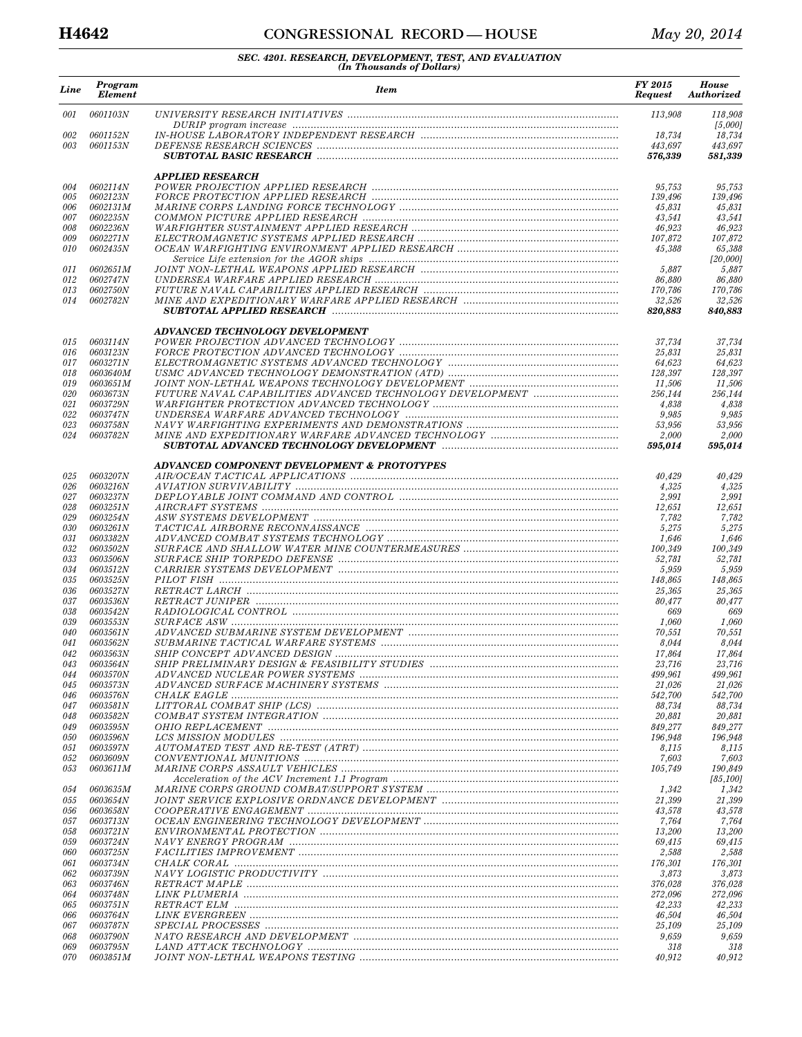### SEC. 4201. RESEARCH, DEVELOPMENT, TEST, AND EVALUATION
*(In Thousands of Dollars)*

| Line | Program Element | Item | FY 2015 Request | House Authorized |
|---|---|---|---|---|
| 001 | 0601103N | UNIVERSITY RESEARCH INITIATIVES | 113,908 | 118,908 |
| | | DURIP program increase | | [5,000] |
| 002 | 0601152N | IN-HOUSE LABORATORY INDEPENDENT RESEARCH | 18,734 | 18,734 |
| 003 | 0601153N | DEFENSE RESEARCH SCIENCES | 443,697 | 443,697 |
| | | **SUBTOTAL BASIC RESEARCH** | **576,339** | **581,339** |
| | | **APPLIED RESEARCH** | | |
| 004 | 0602114N | POWER PROJECTION APPLIED RESEARCH | 95,753 | 95,753 |
| 005 | 0602123N | FORCE PROTECTION APPLIED RESEARCH | 139,496 | 139,496 |
| 006 | 0602131M | MARINE CORPS LANDING FORCE TECHNOLOGY | 45,831 | 45,831 |
| 007 | 0602235N | COMMON PICTURE APPLIED RESEARCH | 43,541 | 43,541 |
| 008 | 0602236N | WARFIGHTER SUSTAINMENT APPLIED RESEARCH | 46,923 | 46,923 |
| 009 | 0602271N | ELECTROMAGNETIC SYSTEMS APPLIED RESEARCH | 107,872 | 107,872 |
| 010 | 0602435N | OCEAN WARFIGHTING ENVIRONMENT APPLIED RESEARCH | 45,388 | 65,388 |
| | | Service Life extension for the AGOR ships | | [20,000] |
| 011 | 0602651M | JOINT NON-LETHAL WEAPONS APPLIED RESEARCH | 5,887 | 5,887 |
| 012 | 0602747N | UNDERSEA WARFARE APPLIED RESEARCH | 86,880 | 86,880 |
| 013 | 0602750N | FUTURE NAVAL CAPABILITIES APPLIED RESEARCH | 170,786 | 170,786 |
| 014 | 0602782N | MINE AND EXPEDITIONARY WARFARE APPLIED RESEARCH | 32,526 | 32,526 |
| | | **SUBTOTAL APPLIED RESEARCH** | **820,883** | **840,883** |
| | | **ADVANCED TECHNOLOGY DEVELOPMENT** | | |
| 015 | 0603114N | POWER PROJECTION ADVANCED TECHNOLOGY | 37,734 | 37,734 |
| 016 | 0603123N | FORCE PROTECTION ADVANCED TECHNOLOGY | 25,831 | 25,831 |
| 017 | 0603271N | ELECTROMAGNETIC SYSTEMS ADVANCED TECHNOLOGY | 64,623 | 64,623 |
| 018 | 0603640M | USMC ADVANCED TECHNOLOGY DEMONSTRATION (ATD) | 128,397 | 128,397 |
| 019 | 0603651M | JOINT NON-LETHAL WEAPONS TECHNOLOGY DEVELOPMENT | 11,506 | 11,506 |
| 020 | 0603673N | FUTURE NAVAL CAPABILITIES ADVANCED TECHNOLOGY DEVELOPMENT | 256,144 | 256,144 |
| 021 | 0603729N | WARFIGHTER PROTECTION ADVANCED TECHNOLOGY | 4,838 | 4,838 |
| 022 | 0603747N | UNDERSEA WARFARE ADVANCED TECHNOLOGY | 9,985 | 9,985 |
| 023 | 0603758N | NAVY WARFIGHTING EXPERIMENTS AND DEMONSTRATIONS | 53,956 | 53,956 |
| 024 | 0603782N | MINE AND EXPEDITIONARY WARFARE ADVANCED TECHNOLOGY | 2,000 | 2,000 |
| | | **SUBTOTAL ADVANCED TECHNOLOGY DEVELOPMENT** | **595,014** | **595,014** |
| | | **ADVANCED COMPONENT DEVELOPMENT & PROTOTYPES** | | |
| 025 | 0603207N | AIR/OCEAN TACTICAL APPLICATIONS | 40,429 | 40,429 |
| 026 | 0603216N | AVIATION SURVIVABILITY | 4,325 | 4,325 |
| 027 | 0603237N | DEPLOYABLE JOINT COMMAND AND CONTROL | 2,991 | 2,991 |
| 028 | 0603251N | AIRCRAFT SYSTEMS | 12,651 | 12,651 |
| 029 | 0603254N | ASW SYSTEMS DEVELOPMENT | 7,782 | 7,782 |
| 030 | 0603261N | TACTICAL AIRBORNE RECONNAISSANCE | 5,275 | 5,275 |
| 031 | 0603382N | ADVANCED COMBAT SYSTEMS TECHNOLOGY | 1,646 | 1,646 |
| 032 | 0603502N | SURFACE AND SHALLOW WATER MINE COUNTERMEASURES | 100,349 | 100,349 |
| 033 | 0603506N | SURFACE SHIP TORPEDO DEFENSE | 52,781 | 52,781 |
| 034 | 0603512N | CARRIER SYSTEMS DEVELOPMENT | 5,959 | 5,959 |
| 035 | 0603525N | PILOT FISH | 148,865 | 148,865 |
| 036 | 0603527N | RETRACT LARCH | 25,365 | 25,365 |
| 037 | 0603536N | RETRACT JUNIPER | 80,477 | 80,477 |
| 038 | 0603542N | RADIOLOGICAL CONTROL | 669 | 669 |
| 039 | 0603553N | SURFACE ASW | 1,060 | 1,060 |
| 040 | 0603561N | ADVANCED SUBMARINE SYSTEM DEVELOPMENT | 70,551 | 70,551 |
| 041 | 0603562N | SUBMARINE TACTICAL WARFARE SYSTEMS | 8,044 | 8,044 |
| 042 | 0603563N | SHIP CONCEPT ADVANCED DESIGN | 17,864 | 17,864 |
| 043 | 0603564N | SHIP PRELIMINARY DESIGN & FEASIBILITY STUDIES | 23,716 | 23,716 |
| 044 | 0603570N | ADVANCED NUCLEAR POWER SYSTEMS | 499,961 | 499,961 |
| 045 | 0603573N | ADVANCED SURFACE MACHINERY SYSTEMS | 21,026 | 21,026 |
| 046 | 0603576N | CHALK EAGLE | 542,700 | 542,700 |
| 047 | 0603581N | LITTORAL COMBAT SHIP (LCS) | 88,734 | 88,734 |
| 048 | 0603582N | COMBAT SYSTEM INTEGRATION | 20,881 | 20,881 |
| 049 | 0603595N | OHIO REPLACEMENT | 849,277 | 849,277 |
| 050 | 0603596N | LCS MISSION MODULES | 196,948 | 196,948 |
| 051 | 0603597N | AUTOMATED TEST AND RE-TEST (ATRT) | 8,115 | 8,115 |
| 052 | 0603609N | CONVENTIONAL MUNITIONS | 7,603 | 7,603 |
| 053 | 0603611M | MARINE CORPS ASSAULT VEHICLES | 105,749 | 190,849 |
| | | Acceleration of the ACV Increment 1.1 Program | | [85,100] |
| 054 | 0603635M | MARINE CORPS GROUND COMBAT/SUPPORT SYSTEM | 1,342 | 1,342 |
| 055 | 0603654N | JOINT SERVICE EXPLOSIVE ORDNANCE DEVELOPMENT | 21,399 | 21,399 |
| 056 | 0603658N | COOPERATIVE ENGAGEMENT | 43,578 | 43,578 |
| 057 | 0603713N | OCEAN ENGINEERING TECHNOLOGY DEVELOPMENT | 7,764 | 7,764 |
| 058 | 0603721N | ENVIRONMENTAL PROTECTION | 13,200 | 13,200 |
| 059 | 0603724N | NAVY ENERGY PROGRAM | 69,415 | 69,415 |
| 060 | 0603725N | FACILITIES IMPROVEMENT | 2,588 | 2,588 |
| 061 | 0603734N | CHALK CORAL | 176,301 | 176,301 |
| 062 | 0603739N | NAVY LOGISTIC PRODUCTIVITY | 3,873 | 3,873 |
| 063 | 0603746N | RETRACT MAPLE | 376,028 | 376,028 |
| 064 | 0603748N | LINK PLUMERIA | 272,096 | 272,096 |
| 065 | 0603751N | RETRACT ELM | 42,233 | 42,233 |
| 066 | 0603764N | LINK EVERGREEN | 46,504 | 46,504 |
| 067 | 0603787N | SPECIAL PROCESSES | 25,109 | 25,109 |
| 068 | 0603790N | NATO RESEARCH AND DEVELOPMENT | 9,659 | 9,659 |
| 069 | 0603795N | LAND ATTACK TECHNOLOGY | 318 | 318 |
| 070 | 0603851M | JOINT NON-LETHAL WEAPONS TESTING | 40,912 | 40,912 |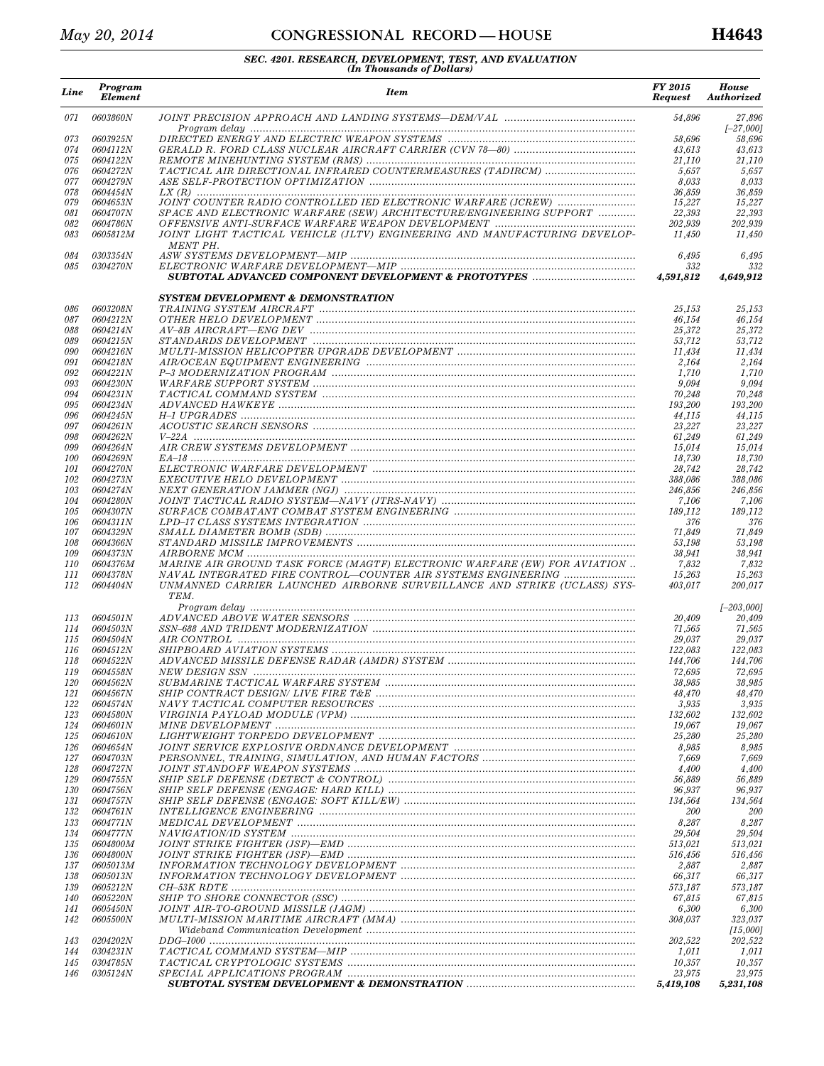**SEC. 4201. RESEARCH, DEVELOPMENT, TEST, AND EVALUATION**
*(In Thousands of Dollars)*

| Line | Program Element | Item | FY 2015 Request | House Authorized |
|---|---|---|---|---|
| 071 | 0603860N | JOINT PRECISION APPROACH AND LANDING SYSTEMS—DEM/VAL | 54,896 | 27,896 |
| | | Program delay | | [–27,000] |
| 073 | 0603925N | DIRECTED ENERGY AND ELECTRIC WEAPON SYSTEMS | 58,696 | 58,696 |
| 074 | 0604112N | GERALD R. FORD CLASS NUCLEAR AIRCRAFT CARRIER (CVN 78—80) | 43,613 | 43,613 |
| 075 | 0604122N | REMOTE MINEHUNTING SYSTEM (RMS) | 21,110 | 21,110 |
| 076 | 0604272N | TACTICAL AIR DIRECTIONAL INFRARED COUNTERMEASURES (TADIRCM) | 5,657 | 5,657 |
| 077 | 0604279N | ASE SELF-PROTECTION OPTIMIZATION | 8,033 | 8,033 |
| 078 | 0604454N | LX (R) | 36,859 | 36,859 |
| 079 | 0604653N | JOINT COUNTER RADIO CONTROLLED IED ELECTRONIC WARFARE (JCREW) | 15,227 | 15,227 |
| 081 | 0604707N | SPACE AND ELECTRONIC WARFARE (SEW) ARCHITECTURE/ENGINEERING SUPPORT | 22,393 | 22,393 |
| 082 | 0604786N | OFFENSIVE ANTI-SURFACE WARFARE WEAPON DEVELOPMENT | 202,939 | 202,939 |
| 083 | 0605812M | JOINT LIGHT TACTICAL VEHICLE (JLTV) ENGINEERING AND MANUFACTURING DEVELOPMENT PH. | 11,450 | 11,450 |
| 084 | 0303354N | ASW SYSTEMS DEVELOPMENT—MIP | 6,495 | 6,495 |
| 085 | 0304270N | ELECTRONIC WARFARE DEVELOPMENT—MIP | 332 | 332 |
| | | **SUBTOTAL ADVANCED COMPONENT DEVELOPMENT & PROTOTYPES** | **4,591,812** | **4,649,912** |
| | | | | |
| | | **SYSTEM DEVELOPMENT & DEMONSTRATION** | | |
| 086 | 0603208N | TRAINING SYSTEM AIRCRAFT | 25,153 | 25,153 |
| 087 | 0604212N | OTHER HELO DEVELOPMENT | 46,154 | 46,154 |
| 088 | 0604214N | AV–8B AIRCRAFT—ENG DEV | 25,372 | 25,372 |
| 089 | 0604215N | STANDARDS DEVELOPMENT | 53,712 | 53,712 |
| 090 | 0604216N | MULTI-MISSION HELICOPTER UPGRADE DEVELOPMENT | 11,434 | 11,434 |
| 091 | 0604218N | AIR/OCEAN EQUIPMENT ENGINEERING | 2,164 | 2,164 |
| 092 | 0604221N | P–3 MODERNIZATION PROGRAM | 1,710 | 1,710 |
| 093 | 0604230N | WARFARE SUPPORT SYSTEM | 9,094 | 9,094 |
| 094 | 0604231N | TACTICAL COMMAND SYSTEM | 70,248 | 70,248 |
| 095 | 0604234N | ADVANCED HAWKEYE | 193,200 | 193,200 |
| 096 | 0604245N | H–1 UPGRADES | 44,115 | 44,115 |
| 097 | 0604261N | ACOUSTIC SEARCH SENSORS | 23,227 | 23,227 |
| 098 | 0604262N | V–22A | 61,249 | 61,249 |
| 099 | 0604264N | AIR CREW SYSTEMS DEVELOPMENT | 15,014 | 15,014 |
| 100 | 0604269N | EA–18 | 18,730 | 18,730 |
| 101 | 0604270N | ELECTRONIC WARFARE DEVELOPMENT | 28,742 | 28,742 |
| 102 | 0604273N | EXECUTIVE HELO DEVELOPMENT | 388,086 | 388,086 |
| 103 | 0604274N | NEXT GENERATION JAMMER (NGJ) | 246,856 | 246,856 |
| 104 | 0604280N | JOINT TACTICAL RADIO SYSTEM—NAVY (JTRS-NAVY) | 7,106 | 7,106 |
| 105 | 0604307N | SURFACE COMBATANT COMBAT SYSTEM ENGINEERING | 189,112 | 189,112 |
| 106 | 0604311N | LPD–17 CLASS SYSTEMS INTEGRATION | 376 | 376 |
| 107 | 0604329N | SMALL DIAMETER BOMB (SDB) | 71,849 | 71,849 |
| 108 | 0604366N | STANDARD MISSILE IMPROVEMENTS | 53,198 | 53,198 |
| 109 | 0604373N | AIRBORNE MCM | 38,941 | 38,941 |
| 110 | 0604376M | MARINE AIR GROUND TASK FORCE (MAGTF) ELECTRONIC WARFARE (EW) FOR AVIATION | 7,832 | 7,832 |
| 111 | 0604378N | NAVAL INTEGRATED FIRE CONTROL—COUNTER AIR SYSTEMS ENGINEERING | 15,263 | 15,263 |
| 112 | 0604404N | UNMANNED CARRIER LAUNCHED AIRBORNE SURVEILLANCE AND STRIKE (UCLASS) SYSTEM. | 403,017 | 200,017 |
| | | Program delay | | [–203,000] |
| 113 | 0604501N | ADVANCED ABOVE WATER SENSORS | 20,409 | 20,409 |
| 114 | 0604503N | SSN–688 AND TRIDENT MODERNIZATION | 71,565 | 71,565 |
| 115 | 0604504N | AIR CONTROL | 29,037 | 29,037 |
| 116 | 0604512N | SHIPBOARD AVIATION SYSTEMS | 122,083 | 122,083 |
| 118 | 0604522N | ADVANCED MISSILE DEFENSE RADAR (AMDR) SYSTEM | 144,706 | 144,706 |
| 119 | 0604558N | NEW DESIGN SSN | 72,695 | 72,695 |
| 120 | 0604562N | SUBMARINE TACTICAL WARFARE SYSTEM | 38,985 | 38,985 |
| 121 | 0604567N | SHIP CONTRACT DESIGN/ LIVE FIRE T&E | 48,470 | 48,470 |
| 122 | 0604574N | NAVY TACTICAL COMPUTER RESOURCES | 3,935 | 3,935 |
| 123 | 0604580N | VIRGINIA PAYLOAD MODULE (VPM) | 132,602 | 132,602 |
| 124 | 0604601N | MINE DEVELOPMENT | 19,067 | 19,067 |
| 125 | 0604610N | LIGHTWEIGHT TORPEDO DEVELOPMENT | 25,280 | 25,280 |
| 126 | 0604654N | JOINT SERVICE EXPLOSIVE ORDNANCE DEVELOPMENT | 8,985 | 8,985 |
| 127 | 0604703N | PERSONNEL, TRAINING, SIMULATION, AND HUMAN FACTORS | 7,669 | 7,669 |
| 128 | 0604727N | JOINT STANDOFF WEAPON SYSTEMS | 4,400 | 4,400 |
| 129 | 0604755N | SHIP SELF DEFENSE (DETECT & CONTROL) | 56,889 | 56,889 |
| 130 | 0604756N | SHIP SELF DEFENSE (ENGAGE: HARD KILL) | 96,937 | 96,937 |
| 131 | 0604757N | SHIP SELF DEFENSE (ENGAGE: SOFT KILL/EW) | 134,564 | 134,564 |
| 132 | 0604761N | INTELLIGENCE ENGINEERING | 200 | 200 |
| 133 | 0604771N | MEDICAL DEVELOPMENT | 8,287 | 8,287 |
| 134 | 0604777N | NAVIGATION/ID SYSTEM | 29,504 | 29,504 |
| 135 | 0604800M | JOINT STRIKE FIGHTER (JSF)—EMD | 513,021 | 513,021 |
| 136 | 0604800N | JOINT STRIKE FIGHTER (JSF)—EMD | 516,456 | 516,456 |
| 137 | 0605013M | INFORMATION TECHNOLOGY DEVELOPMENT | 2,887 | 2,887 |
| 138 | 0605013N | INFORMATION TECHNOLOGY DEVELOPMENT | 66,317 | 66,317 |
| 139 | 0605212N | CH–53K RDTE | 573,187 | 573,187 |
| 140 | 0605220N | SHIP TO SHORE CONNECTOR (SSC) | 67,815 | 67,815 |
| 141 | 0605450N | JOINT AIR-TO-GROUND MISSILE (JAGM) | 6,300 | 6,300 |
| 142 | 0605500N | MULTI-MISSION MARITIME AIRCRAFT (MMA) | 308,037 | 323,037 |
| | | Wideband Communication Development | | [15,000] |
| 143 | 0204202N | DDG–1000 | 202,522 | 202,522 |
| 144 | 0304231N | TACTICAL COMMAND SYSTEM—MIP | 1,011 | 1,011 |
| 145 | 0304785N | TACTICAL CRYPTOLOGIC SYSTEMS | 10,357 | 10,357 |
| 146 | 0305124N | SPECIAL APPLICATIONS PROGRAM | 23,975 | 23,975 |
| | | **SUBTOTAL SYSTEM DEVELOPMENT & DEMONSTRATION** | **5,419,108** | **5,231,108** |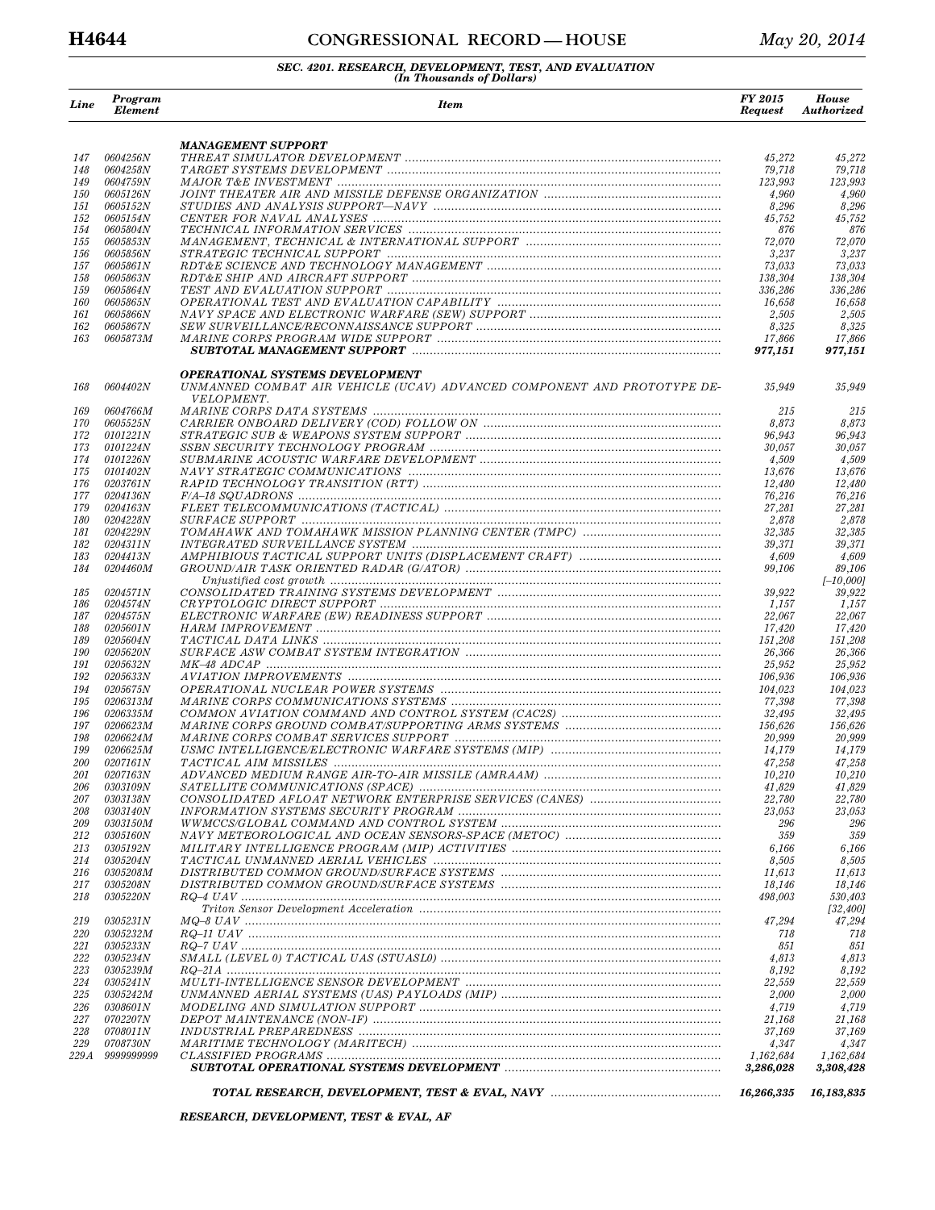### SEC. 4201. RESEARCH, DEVELOPMENT, TEST, AND EVALUATION
*(In Thousands of Dollars)*

| Line | Program Element | Item | FY 2015 Request | House Authorized |
|---|---|---|---|---|
| | | ***MANAGEMENT SUPPORT*** | | |
| 147 | 0604256N | THREAT SIMULATOR DEVELOPMENT | 45,272 | 45,272 |
| 148 | 0604258N | TARGET SYSTEMS DEVELOPMENT | 79,718 | 79,718 |
| 149 | 0604759N | MAJOR T&E INVESTMENT | 123,993 | 123,993 |
| 150 | 0605126N | JOINT THEATER AIR AND MISSILE DEFENSE ORGANIZATION | 4,960 | 4,960 |
| 151 | 0605152N | STUDIES AND ANALYSIS SUPPORT—NAVY | 8,296 | 8,296 |
| 152 | 0605154N | CENTER FOR NAVAL ANALYSES | 45,752 | 45,752 |
| 154 | 0605804N | TECHNICAL INFORMATION SERVICES | 876 | 876 |
| 155 | 0605853N | MANAGEMENT, TECHNICAL & INTERNATIONAL SUPPORT | 72,070 | 72,070 |
| 156 | 0605856N | STRATEGIC TECHNICAL SUPPORT | 3,237 | 3,237 |
| 157 | 0605861N | RDT&E SCIENCE AND TECHNOLOGY MANAGEMENT | 73,033 | 73,033 |
| 158 | 0605863N | RDT&E SHIP AND AIRCRAFT SUPPORT | 138,304 | 138,304 |
| 159 | 0605864N | TEST AND EVALUATION SUPPORT | 336,286 | 336,286 |
| 160 | 0605865N | OPERATIONAL TEST AND EVALUATION CAPABILITY | 16,658 | 16,658 |
| 161 | 0605866N | NAVY SPACE AND ELECTRONIC WARFARE (SEW) SUPPORT | 2,505 | 2,505 |
| 162 | 0605867N | SEW SURVEILLANCE/RECONNAISSANCE SUPPORT | 8,325 | 8,325 |
| 163 | 0605873M | MARINE CORPS PROGRAM WIDE SUPPORT | 17,866 | 17,866 |
| | | ***SUBTOTAL MANAGEMENT SUPPORT*** | ***977,151*** | ***977,151*** |
| | | | | |
| | | ***OPERATIONAL SYSTEMS DEVELOPMENT*** | | |
| 168 | 0604402N | UNMANNED COMBAT AIR VEHICLE (UCAV) ADVANCED COMPONENT AND PROTOTYPE DEVELOPMENT. | 35,949 | 35,949 |
| 169 | 0604766M | MARINE CORPS DATA SYSTEMS | 215 | 215 |
| 170 | 0605525N | CARRIER ONBOARD DELIVERY (COD) FOLLOW ON | 8,873 | 8,873 |
| 172 | 0101221N | STRATEGIC SUB & WEAPONS SYSTEM SUPPORT | 96,943 | 96,943 |
| 173 | 0101224N | SSBN SECURITY TECHNOLOGY PROGRAM | 30,057 | 30,057 |
| 174 | 0101226N | SUBMARINE ACOUSTIC WARFARE DEVELOPMENT | 4,509 | 4,509 |
| 175 | 0101402N | NAVY STRATEGIC COMMUNICATIONS | 13,676 | 13,676 |
| 176 | 0203761N | RAPID TECHNOLOGY TRANSITION (RTT) | 12,480 | 12,480 |
| 177 | 0204136N | F/A–18 SQUADRONS | 76,216 | 76,216 |
| 179 | 0204163N | FLEET TELECOMMUNICATIONS (TACTICAL) | 27,281 | 27,281 |
| 180 | 0204228N | SURFACE SUPPORT | 2,878 | 2,878 |
| 181 | 0204229N | TOMAHAWK AND TOMAHAWK MISSION PLANNING CENTER (TMPC) | 32,385 | 32,385 |
| 182 | 0204311N | INTEGRATED SURVEILLANCE SYSTEM | 39,371 | 39,371 |
| 183 | 0204413N | AMPHIBIOUS TACTICAL SUPPORT UNITS (DISPLACEMENT CRAFT) | 4,609 | 4,609 |
| 184 | 0204460M | GROUND/AIR TASK ORIENTED RADAR (G/ATOR) | 99,106 | 89,106 |
| | | Unjustified cost growth | | [–10,000] |
| 185 | 0204571N | CONSOLIDATED TRAINING SYSTEMS DEVELOPMENT | 39,922 | 39,922 |
| 186 | 0204574N | CRYPTOLOGIC DIRECT SUPPORT | 1,157 | 1,157 |
| 187 | 0204575N | ELECTRONIC WARFARE (EW) READINESS SUPPORT | 22,067 | 22,067 |
| 188 | 0205601N | HARM IMPROVEMENT | 17,420 | 17,420 |
| 189 | 0205604N | TACTICAL DATA LINKS | 151,208 | 151,208 |
| 190 | 0205620N | SURFACE ASW COMBAT SYSTEM INTEGRATION | 26,366 | 26,366 |
| 191 | 0205632N | MK–48 ADCAP | 25,952 | 25,952 |
| 192 | 0205633N | AVIATION IMPROVEMENTS | 106,936 | 106,936 |
| 194 | 0205675N | OPERATIONAL NUCLEAR POWER SYSTEMS | 104,023 | 104,023 |
| 195 | 0206313M | MARINE CORPS COMMUNICATIONS SYSTEMS | 77,398 | 77,398 |
| 196 | 0206335M | COMMON AVIATION COMMAND AND CONTROL SYSTEM (CAC2S) | 32,495 | 32,495 |
| 197 | 0206623M | MARINE CORPS GROUND COMBAT/SUPPORTING ARMS SYSTEMS | 156,626 | 156,626 |
| 198 | 0206624M | MARINE CORPS COMBAT SERVICES SUPPORT | 20,999 | 20,999 |
| 199 | 0206625M | USMC INTELLIGENCE/ELECTRONIC WARFARE SYSTEMS (MIP) | 14,179 | 14,179 |
| 200 | 0207161N | TACTICAL AIM MISSILES | 47,258 | 47,258 |
| 201 | 0207163N | ADVANCED MEDIUM RANGE AIR-TO-AIR MISSILE (AMRAAM) | 10,210 | 10,210 |
| 206 | 0303109N | SATELLITE COMMUNICATIONS (SPACE) | 41,829 | 41,829 |
| 207 | 0303138N | CONSOLIDATED AFLOAT NETWORK ENTERPRISE SERVICES (CANES) | 22,780 | 22,780 |
| 208 | 0303140N | INFORMATION SYSTEMS SECURITY PROGRAM | 23,053 | 23,053 |
| 209 | 0303150M | WWMCCS/GLOBAL COMMAND AND CONTROL SYSTEM | 296 | 296 |
| 212 | 0305160N | NAVY METEOROLOGICAL AND OCEAN SENSORS-SPACE (METOC) | 359 | 359 |
| 213 | 0305192N | MILITARY INTELLIGENCE PROGRAM (MIP) ACTIVITIES | 6,166 | 6,166 |
| 214 | 0305204N | TACTICAL UNMANNED AERIAL VEHICLES | 8,505 | 8,505 |
| 216 | 0305208M | DISTRIBUTED COMMON GROUND/SURFACE SYSTEMS | 11,613 | 11,613 |
| 217 | 0305208N | DISTRIBUTED COMMON GROUND/SURFACE SYSTEMS | 18,146 | 18,146 |
| 218 | 0305220N | RQ–4 UAV | 498,003 | 530,403 |
| | | Triton Sensor Development Acceleration | | [32,400] |
| 219 | 0305231N | MQ–8 UAV | 47,294 | 47,294 |
| 220 | 0305232M | RQ–11 UAV | 718 | 718 |
| 221 | 0305233N | RQ–7 UAV | 851 | 851 |
| 222 | 0305234N | SMALL (LEVEL 0) TACTICAL UAS (STUASL0) | 4,813 | 4,813 |
| 223 | 0305239M | RQ–21A | 8,192 | 8,192 |
| 224 | 0305241N | MULTI-INTELLIGENCE SENSOR DEVELOPMENT | 22,559 | 22,559 |
| 225 | 0305242M | UNMANNED AERIAL SYSTEMS (UAS) PAYLOADS (MIP) | 2,000 | 2,000 |
| 226 | 0308601N | MODELING AND SIMULATION SUPPORT | 4,719 | 4,719 |
| 227 | 0702207N | DEPOT MAINTENANCE (NON-IF) | 21,168 | 21,168 |
| 228 | 0708011N | INDUSTRIAL PREPAREDNESS | 37,169 | 37,169 |
| 229 | 0708730N | MARITIME TECHNOLOGY (MARITECH) | 4,347 | 4,347 |
| 229A | 9999999999 | CLASSIFIED PROGRAMS | 1,162,684 | 1,162,684 |
| | | ***SUBTOTAL OPERATIONAL SYSTEMS DEVELOPMENT*** | ***3,286,028*** | ***3,308,428*** |
| | | | | |
| | | ***TOTAL RESEARCH, DEVELOPMENT, TEST & EVAL, NAVY*** | ***16,266,335*** | ***16,183,835*** |
| | | | | |
| | | ***RESEARCH, DEVELOPMENT, TEST & EVAL, AF*** | | |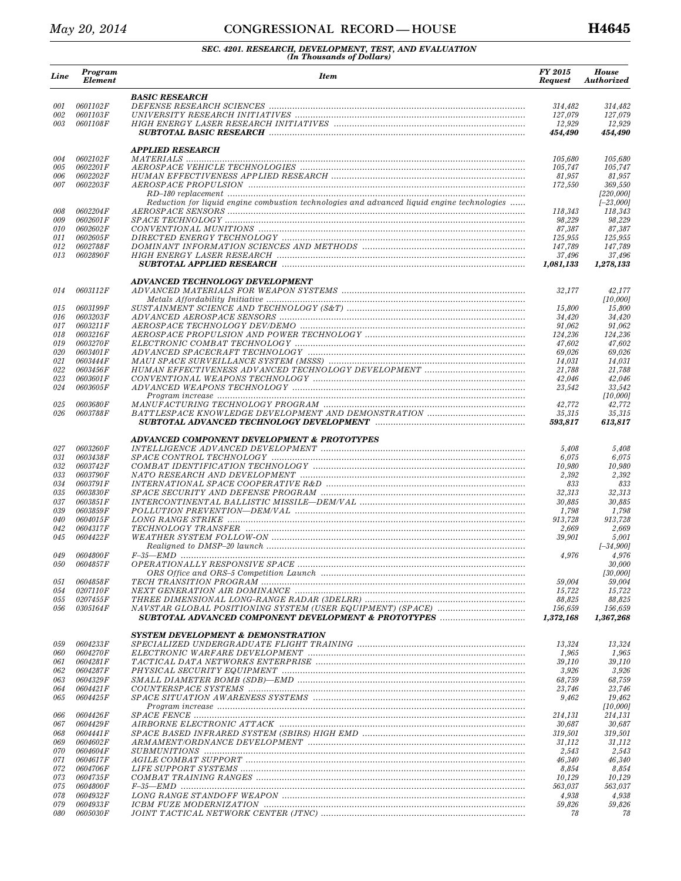**SEC. 4201. RESEARCH, DEVELOPMENT, TEST, AND EVALUATION**
*(In Thousands of Dollars)*

| Line | Program Element | Item | FY 2015 Request | House Authorized |
|---|---|---|---|---|
| | | **BASIC RESEARCH** | | |
| 001 | 0601102F | DEFENSE RESEARCH SCIENCES | 314,482 | 314,482 |
| 002 | 0601103F | UNIVERSITY RESEARCH INITIATIVES | 127,079 | 127,079 |
| 003 | 0601108F | HIGH ENERGY LASER RESEARCH INITIATIVES | 12,929 | 12,929 |
| | | **SUBTOTAL BASIC RESEARCH** | **454,490** | **454,490** |
| | | **APPLIED RESEARCH** | | |
| 004 | 0602102F | MATERIALS | 105,680 | 105,680 |
| 005 | 0602201F | AEROSPACE VEHICLE TECHNOLOGIES | 105,747 | 105,747 |
| 006 | 0602202F | HUMAN EFFECTIVENESS APPLIED RESEARCH | 81,957 | 81,957 |
| 007 | 0602203F | AEROSPACE PROPULSION | 172,550 | 369,550 |
| | | RD–180 replacement | | [220,000] |
| | | Reduction for liquid engine combustion technologies and advanced liquid engine technologies | | [–23,000] |
| 008 | 0602204F | AEROSPACE SENSORS | 118,343 | 118,343 |
| 009 | 0602601F | SPACE TECHNOLOGY | 98,229 | 98,229 |
| 010 | 0602602F | CONVENTIONAL MUNITIONS | 87,387 | 87,387 |
| 011 | 0602605F | DIRECTED ENERGY TECHNOLOGY | 125,955 | 125,955 |
| 012 | 0602788F | DOMINANT INFORMATION SCIENCES AND METHODS | 147,789 | 147,789 |
| 013 | 0602890F | HIGH ENERGY LASER RESEARCH | 37,496 | 37,496 |
| | | **SUBTOTAL APPLIED RESEARCH** | **1,081,133** | **1,278,133** |
| | | **ADVANCED TECHNOLOGY DEVELOPMENT** | | |
| 014 | 0603112F | ADVANCED MATERIALS FOR WEAPON SYSTEMS | 32,177 | 42,177 |
| | | Metals Affordability Initiative | | [10,000] |
| 015 | 0603199F | SUSTAINMENT SCIENCE AND TECHNOLOGY (S&T) | 15,800 | 15,800 |
| 016 | 0603203F | ADVANCED AEROSPACE SENSORS | 34,420 | 34,420 |
| 017 | 0603211F | AEROSPACE TECHNOLOGY DEV/DEMO | 91,062 | 91,062 |
| 018 | 0603216F | AEROSPACE PROPULSION AND POWER TECHNOLOGY | 124,236 | 124,236 |
| 019 | 0603270F | ELECTRONIC COMBAT TECHNOLOGY | 47,602 | 47,602 |
| 020 | 0603401F | ADVANCED SPACECRAFT TECHNOLOGY | 69,026 | 69,026 |
| 021 | 0603444F | MAUI SPACE SURVEILLANCE SYSTEM (MSSS) | 14,031 | 14,031 |
| 022 | 0603456F | HUMAN EFFECTIVENESS ADVANCED TECHNOLOGY DEVELOPMENT | 21,788 | 21,788 |
| 023 | 0603601F | CONVENTIONAL WEAPONS TECHNOLOGY | 42,046 | 42,046 |
| 024 | 0603605F | ADVANCED WEAPONS TECHNOLOGY | 23,542 | 33,542 |
| | | Program increase | | [10,000] |
| 025 | 0603680F | MANUFACTURING TECHNOLOGY PROGRAM | 42,772 | 42,772 |
| 026 | 0603788F | BATTLESPACE KNOWLEDGE DEVELOPMENT AND DEMONSTRATION | 35,315 | 35,315 |
| | | **SUBTOTAL ADVANCED TECHNOLOGY DEVELOPMENT** | **593,817** | **613,817** |
| | | **ADVANCED COMPONENT DEVELOPMENT & PROTOTYPES** | | |
| 027 | 0603260F | INTELLIGENCE ADVANCED DEVELOPMENT | 5,408 | 5,408 |
| 031 | 0603438F | SPACE CONTROL TECHNOLOGY | 6,075 | 6,075 |
| 032 | 0603742F | COMBAT IDENTIFICATION TECHNOLOGY | 10,980 | 10,980 |
| 033 | 0603790F | NATO RESEARCH AND DEVELOPMENT | 2,392 | 2,392 |
| 034 | 0603791F | INTERNATIONAL SPACE COOPERATIVE R&D | 833 | 833 |
| 035 | 0603830F | SPACE SECURITY AND DEFENSE PROGRAM | 32,313 | 32,313 |
| 037 | 0603851F | INTERCONTINENTAL BALLISTIC MISSILE—DEM/VAL | 30,885 | 30,885 |
| 039 | 0603859F | POLLUTION PREVENTION—DEM/VAL | 1,798 | 1,798 |
| 040 | 0604015F | LONG RANGE STRIKE | 913,728 | 913,728 |
| 042 | 0604317F | TECHNOLOGY TRANSFER | 2,669 | 2,669 |
| 045 | 0604422F | WEATHER SYSTEM FOLLOW-ON | 39,901 | 5,001 |
| | | Realigned to DMSP–20 launch | | [–34,900] |
| 049 | 0604800F | F–35—EMD | 4,976 | 4,976 |
| 050 | 0604857F | OPERATIONALLY RESPONSIVE SPACE | | 30,000 |
| | | ORS Office and ORS–5 Competition Launch | | [30,000] |
| 051 | 0604858F | TECH TRANSITION PROGRAM | 59,004 | 59,004 |
| 054 | 0207110F | NEXT GENERATION AIR DOMINANCE | 15,722 | 15,722 |
| 055 | 0207455F | THREE DIMENSIONAL LONG-RANGE RADAR (3DELRR) | 88,825 | 88,825 |
| 056 | 0305164F | NAVSTAR GLOBAL POSITIONING SYSTEM (USER EQUIPMENT) (SPACE) | 156,659 | 156,659 |
| | | **SUBTOTAL ADVANCED COMPONENT DEVELOPMENT & PROTOTYPES** | **1,372,168** | **1,367,268** |
| | | **SYSTEM DEVELOPMENT & DEMONSTRATION** | | |
| 059 | 0604233F | SPECIALIZED UNDERGRADUATE FLIGHT TRAINING | 13,324 | 13,324 |
| 060 | 0604270F | ELECTRONIC WARFARE DEVELOPMENT | 1,965 | 1,965 |
| 061 | 0604281F | TACTICAL DATA NETWORKS ENTERPRISE | 39,110 | 39,110 |
| 062 | 0604287F | PHYSICAL SECURITY EQUIPMENT | 3,926 | 3,926 |
| 063 | 0604329F | SMALL DIAMETER BOMB (SDB)—EMD | 68,759 | 68,759 |
| 064 | 0604421F | COUNTERSPACE SYSTEMS | 23,746 | 23,746 |
| 065 | 0604425F | SPACE SITUATION AWARENESS SYSTEMS | 9,462 | 19,462 |
| | | Program increase | | [10,000] |
| 066 | 0604426F | SPACE FENCE | 214,131 | 214,131 |
| 067 | 0604429F | AIRBORNE ELECTRONIC ATTACK | 30,687 | 30,687 |
| 068 | 0604441F | SPACE BASED INFRARED SYSTEM (SBIRS) HIGH EMD | 319,501 | 319,501 |
| 069 | 0604602F | ARMAMENT/ORDNANCE DEVELOPMENT | 31,112 | 31,112 |
| 070 | 0604604F | SUBMUNITIONS | 2,543 | 2,543 |
| 071 | 0604617F | AGILE COMBAT SUPPORT | 46,340 | 46,340 |
| 072 | 0604706F | LIFE SUPPORT SYSTEMS | 8,854 | 8,854 |
| 073 | 0604735F | COMBAT TRAINING RANGES | 10,129 | 10,129 |
| 075 | 0604800F | F–35—EMD | 563,037 | 563,037 |
| 078 | 0604932F | LONG RANGE STANDOFF WEAPON | 4,938 | 4,938 |
| 079 | 0604933F | ICBM FUZE MODERNIZATION | 59,826 | 59,826 |
| 080 | 0605030F | JOINT TACTICAL NETWORK CENTER (JTNC) | 78 | 78 |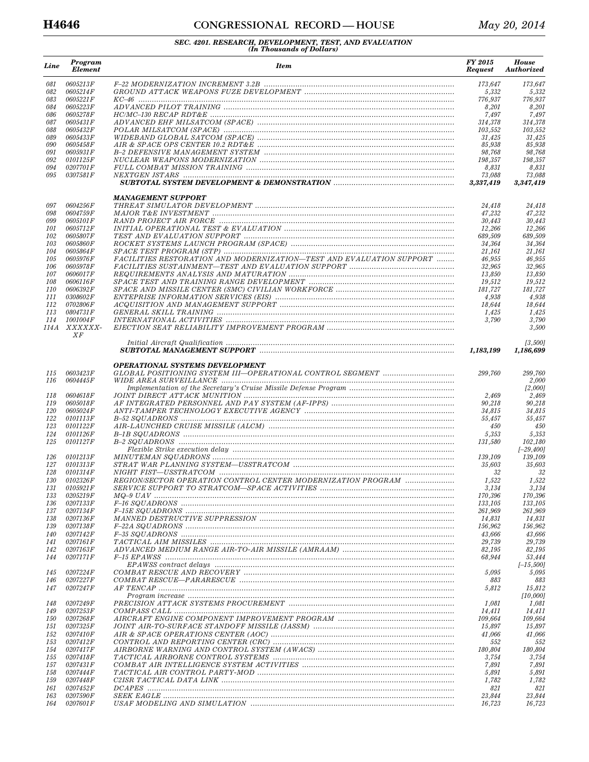**SEC. 4201. RESEARCH, DEVELOPMENT, TEST, AND EVALUATION**
*(In Thousands of Dollars)*

| Line | Program Element | Item | FY 2015 Request | House Authorized |
|---|---|---|---|---|
| 081 | 0605213F | F–22 MODERNIZATION INCREMENT 3.2B | 173,647 | 173,647 |
| 082 | 0605214F | GROUND ATTACK WEAPONS FUZE DEVELOPMENT | 5,332 | 5,332 |
| 083 | 0605221F | KC–46 | 776,937 | 776,937 |
| 084 | 0605223F | ADVANCED PILOT TRAINING | 8,201 | 8,201 |
| 086 | 0605278F | HC/MC–130 RECAP RDT&E | 7,497 | 7,497 |
| 087 | 0605431F | ADVANCED EHF MILSATCOM (SPACE) | 314,378 | 314,378 |
| 088 | 0605432F | POLAR MILSATCOM (SPACE) | 103,552 | 103,552 |
| 089 | 0605433F | WIDEBAND GLOBAL SATCOM (SPACE) | 31,425 | 31,425 |
| 090 | 0605458F | AIR & SPACE OPS CENTER 10.2 RDT&E | 85,938 | 85,938 |
| 091 | 0605931F | B–2 DEFENSIVE MANAGEMENT SYSTEM | 98,768 | 98,768 |
| 092 | 0101125F | NUCLEAR WEAPONS MODERNIZATION | 198,357 | 198,357 |
| 094 | 0207701F | FULL COMBAT MISSION TRAINING | 8,831 | 8,831 |
| 095 | 0307581F | NEXTGEN JSTARS | 73,088 | 73,088 |
| | | **SUBTOTAL SYSTEM DEVELOPMENT & DEMONSTRATION** | **3,337,419** | **3,347,419** |
| | | **MANAGEMENT SUPPORT** | | |
| 097 | 0604256F | THREAT SIMULATOR DEVELOPMENT | 24,418 | 24,418 |
| 098 | 0604759F | MAJOR T&E INVESTMENT | 47,232 | 47,232 |
| 099 | 0605101F | RAND PROJECT AIR FORCE | 30,443 | 30,443 |
| 101 | 0605712F | INITIAL OPERATIONAL TEST & EVALUATION | 12,266 | 12,266 |
| 102 | 0605807F | TEST AND EVALUATION SUPPORT | 689,509 | 689,509 |
| 103 | 0605860F | ROCKET SYSTEMS LAUNCH PROGRAM (SPACE) | 34,364 | 34,364 |
| 104 | 0605864F | SPACE TEST PROGRAM (STP) | 21,161 | 21,161 |
| 105 | 0605976F | FACILITIES RESTORATION AND MODERNIZATION—TEST AND EVALUATION SUPPORT | 46,955 | 46,955 |
| 106 | 0605978F | FACILITIES SUSTAINMENT—TEST AND EVALUATION SUPPORT | 32,965 | 32,965 |
| 107 | 0606017F | REQUIREMENTS ANALYSIS AND MATURATION | 13,850 | 13,850 |
| 108 | 0606116F | SPACE TEST AND TRAINING RANGE DEVELOPMENT | 19,512 | 19,512 |
| 110 | 0606392F | SPACE AND MISSILE CENTER (SMC) CIVILIAN WORKFORCE | 181,727 | 181,727 |
| 111 | 0308602F | ENTEPRISE INFORMATION SERVICES (EIS) | 4,938 | 4,938 |
| 112 | 0702806F | ACQUISITION AND MANAGEMENT SUPPORT | 18,644 | 18,644 |
| 113 | 0804731F | GENERAL SKILL TRAINING | 1,425 | 1,425 |
| 114 | 1001004F | INTERNATIONAL ACTIVITIES | 3,790 | 3,790 |
| 114A | XXXXXX-XF | EJECTION SEAT RELIABILITY IMPROVEMENT PROGRAM | | 3,500 |
| | | Initial Aircraft Qualification | | [3,500] |
| | | **SUBTOTAL MANAGEMENT SUPPORT** | **1,183,199** | **1,186,699** |
| | | **OPERATIONAL SYSTEMS DEVELOPMENT** | | |
| 115 | 0603423F | GLOBAL POSITIONING SYSTEM III—OPERATIONAL CONTROL SEGMENT | 299,760 | 299,760 |
| 116 | 0604445F | WIDE AREA SURVEILLANCE | | 2,000 |
| | | Implementation of the Secretary's Cruise Missile Defense Program | | [2,000] |
| 118 | 0604618F | JOINT DIRECT ATTACK MUNITION | 2,469 | 2,469 |
| 119 | 0605018F | AF INTEGRATED PERSONNEL AND PAY SYSTEM (AF-IPPS) | 90,218 | 90,218 |
| 120 | 0605024F | ANTI-TAMPER TECHNOLOGY EXECUTIVE AGENCY | 34,815 | 34,815 |
| 122 | 0101113F | B–52 SQUADRONS | 55,457 | 55,457 |
| 123 | 0101122F | AIR-LAUNCHED CRUISE MISSILE (ALCM) | 450 | 450 |
| 124 | 0101126F | B–1B SQUADRONS | 5,353 | 5,353 |
| 125 | 0101127F | B–2 SQUADRONS | 131,580 | 102,180 |
| | | Flexible Strike execution delay | | [–29,400] |
| 126 | 0101213F | MINUTEMAN SQUADRONS | 139,109 | 139,109 |
| 127 | 0101313F | STRAT WAR PLANNING SYSTEM—USSTRATCOM | 35,603 | 35,603 |
| 128 | 0101314F | NIGHT FIST—USSTRATCOM | 32 | 32 |
| 130 | 0102326F | REGION/SECTOR OPERATION CONTROL CENTER MODERNIZATION PROGRAM | 1,522 | 1,522 |
| 131 | 0105921F | SERVICE SUPPORT TO STRATCOM—SPACE ACTIVITIES | 3,134 | 3,134 |
| 133 | 0205219F | MQ–9 UAV | 170,396 | 170,396 |
| 136 | 0207133F | F–16 SQUADRONS | 133,105 | 133,105 |
| 137 | 0207134F | F–15E SQUADRONS | 261,969 | 261,969 |
| 138 | 0207136F | MANNED DESTRUCTIVE SUPPRESSION | 14,831 | 14,831 |
| 139 | 0207138F | F–22A SQUADRONS | 156,962 | 156,962 |
| 140 | 0207142F | F–35 SQUADRONS | 43,666 | 43,666 |
| 141 | 0207161F | TACTICAL AIM MISSILES | 29,739 | 29,739 |
| 142 | 0207163F | ADVANCED MEDIUM RANGE AIR-TO-AIR MISSILE (AMRAAM) | 82,195 | 82,195 |
| 144 | 0207171F | F–15 EPAWSS | 68,944 | 53,444 |
| | | EPAWSS contract delays | | [–15,500] |
| 145 | 0207224F | COMBAT RESCUE AND RECOVERY | 5,095 | 5,095 |
| 146 | 0207227F | COMBAT RESCUE—PARARESCUE | 883 | 883 |
| 147 | 0207247F | AF TENCAP | 5,812 | 15,812 |
| | | Program increase | | [10,000] |
| 148 | 0207249F | PRECISION ATTACK SYSTEMS PROCUREMENT | 1,081 | 1,081 |
| 149 | 0207253F | COMPASS CALL | 14,411 | 14,411 |
| 150 | 0207268F | AIRCRAFT ENGINE COMPONENT IMPROVEMENT PROGRAM | 109,664 | 109,664 |
| 151 | 0207325F | JOINT AIR-TO-SURFACE STANDOFF MISSILE (JASSM) | 15,897 | 15,897 |
| 152 | 0207410F | AIR & SPACE OPERATIONS CENTER (AOC) | 41,066 | 41,066 |
| 153 | 0207412F | CONTROL AND REPORTING CENTER (CRC) | 552 | 552 |
| 154 | 0207417F | AIRBORNE WARNING AND CONTROL SYSTEM (AWACS) | 180,804 | 180,804 |
| 155 | 0207418F | TACTICAL AIRBORNE CONTROL SYSTEMS | 3,754 | 3,754 |
| 157 | 0207431F | COMBAT AIR INTELLIGENCE SYSTEM ACTIVITIES | 7,891 | 7,891 |
| 158 | 0207444F | TACTICAL AIR CONTROL PARTY-MOD | 5,891 | 5,891 |
| 159 | 0207448F | C2ISR TACTICAL DATA LINK | 1,782 | 1,782 |
| 161 | 0207452F | DCAPES | 821 | 821 |
| 163 | 0207590F | SEEK EAGLE | 23,844 | 23,844 |
| 164 | 0207601F | USAF MODELING AND SIMULATION | 16,723 | 16,723 |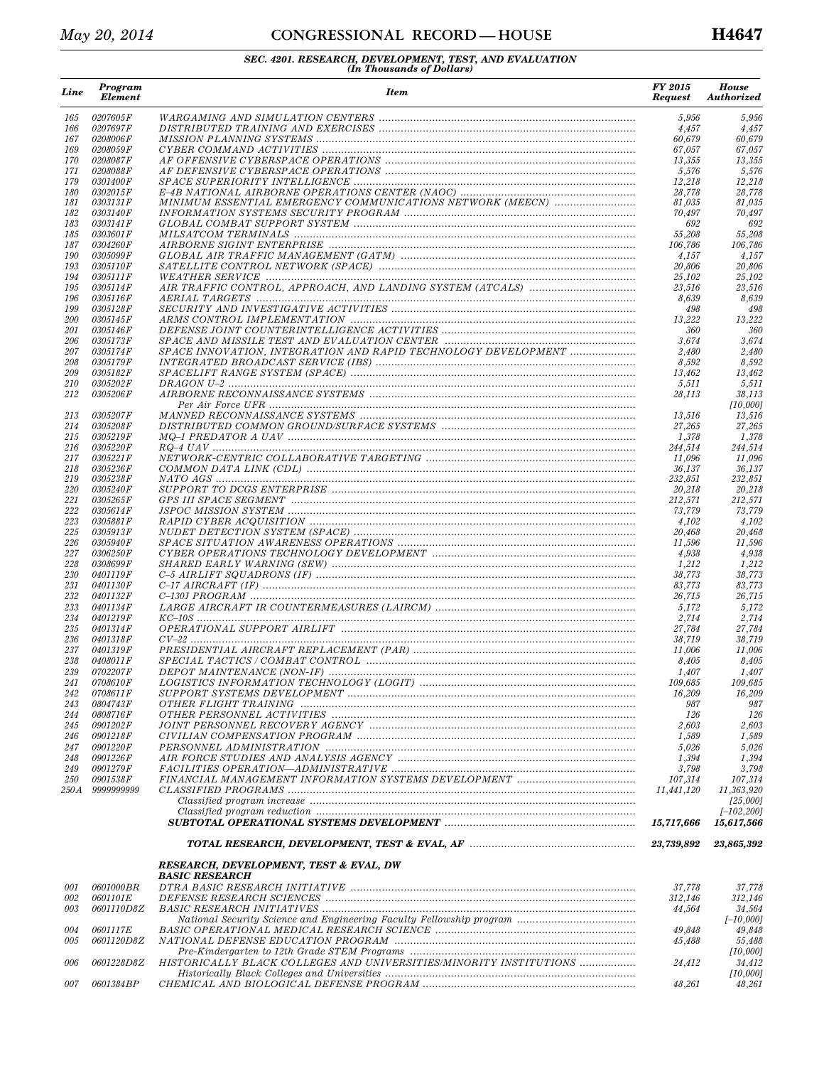### SEC. 4201. RESEARCH, DEVELOPMENT, TEST, AND EVALUATION
*(In Thousands of Dollars)*

| Line | Program Element | Item | FY 2015 Request | House Authorized |
|---|---|---|---|---|
| 165 | 0207605F | WARGAMING AND SIMULATION CENTERS | 5,956 | 5,956 |
| 166 | 0207697F | DISTRIBUTED TRAINING AND EXERCISES | 4,457 | 4,457 |
| 167 | 0208006F | MISSION PLANNING SYSTEMS | 60,679 | 60,679 |
| 169 | 0208059F | CYBER COMMAND ACTIVITIES | 67,057 | 67,057 |
| 170 | 0208087F | AF OFFENSIVE CYBERSPACE OPERATIONS | 13,355 | 13,355 |
| 171 | 0208088F | AF DEFENSIVE CYBERSPACE OPERATIONS | 5,576 | 5,576 |
| 179 | 0301400F | SPACE SUPERIORITY INTELLIGENCE | 12,218 | 12,218 |
| 180 | 0302015F | E–4B NATIONAL AIRBORNE OPERATIONS CENTER (NAOC) | 28,778 | 28,778 |
| 181 | 0303131F | MINIMUM ESSENTIAL EMERGENCY COMMUNICATIONS NETWORK (MEECN) | 81,035 | 81,035 |
| 182 | 0303140F | INFORMATION SYSTEMS SECURITY PROGRAM | 70,497 | 70,497 |
| 183 | 0303141F | GLOBAL COMBAT SUPPORT SYSTEM | 692 | 692 |
| 185 | 0303601F | MILSATCOM TERMINALS | 55,208 | 55,208 |
| 187 | 0304260F | AIRBORNE SIGINT ENTERPRISE | 106,786 | 106,786 |
| 190 | 0305099F | GLOBAL AIR TRAFFIC MANAGEMENT (GATM) | 4,157 | 4,157 |
| 193 | 0305110F | SATELLITE CONTROL NETWORK (SPACE) | 20,806 | 20,806 |
| 194 | 0305111F | WEATHER SERVICE | 25,102 | 25,102 |
| 195 | 0305114F | AIR TRAFFIC CONTROL, APPROACH, AND LANDING SYSTEM (ATCALS) | 23,516 | 23,516 |
| 196 | 0305116F | AERIAL TARGETS | 8,639 | 8,639 |
| 199 | 0305128F | SECURITY AND INVESTIGATIVE ACTIVITIES | 498 | 498 |
| 200 | 0305145F | ARMS CONTROL IMPLEMENTATION | 13,222 | 13,222 |
| 201 | 0305146F | DEFENSE JOINT COUNTERINTELLIGENCE ACTIVITIES | 360 | 360 |
| 206 | 0305173F | SPACE AND MISSILE TEST AND EVALUATION CENTER | 3,674 | 3,674 |
| 207 | 0305174F | SPACE INNOVATION, INTEGRATION AND RAPID TECHNOLOGY DEVELOPMENT | 2,480 | 2,480 |
| 208 | 0305179F | INTEGRATED BROADCAST SERVICE (IBS) | 8,592 | 8,592 |
| 209 | 0305182F | SPACELIFT RANGE SYSTEM (SPACE) | 13,462 | 13,462 |
| 210 | 0305202F | DRAGON U–2 | 5,511 | 5,511 |
| 212 | 0305206F | AIRBORNE RECONNAISSANCE SYSTEMS | 28,113 | 38,113 |
| | | Per Air Force UFR | | [10,000] |
| 213 | 0305207F | MANNED RECONNAISSANCE SYSTEMS | 13,516 | 13,516 |
| 214 | 0305208F | DISTRIBUTED COMMON GROUND/SURFACE SYSTEMS | 27,265 | 27,265 |
| 215 | 0305219F | MQ–1 PREDATOR A UAV | 1,378 | 1,378 |
| 216 | 0305220F | RQ–4 UAV | 244,514 | 244,514 |
| 217 | 0305221F | NETWORK-CENTRIC COLLABORATIVE TARGETING | 11,096 | 11,096 |
| 218 | 0305236F | COMMON DATA LINK (CDL) | 36,137 | 36,137 |
| 219 | 0305238F | NATO AGS | 232,851 | 232,851 |
| 220 | 0305240F | SUPPORT TO DCGS ENTERPRISE | 20,218 | 20,218 |
| 221 | 0305265F | GPS III SPACE SEGMENT | 212,571 | 212,571 |
| 222 | 0305614F | JSPOC MISSION SYSTEM | 73,779 | 73,779 |
| 223 | 0305881F | RAPID CYBER ACQUISITION | 4,102 | 4,102 |
| 225 | 0305913F | NUDET DETECTION SYSTEM (SPACE) | 20,468 | 20,468 |
| 226 | 0305940F | SPACE SITUATION AWARENESS OPERATIONS | 11,596 | 11,596 |
| 227 | 0306250F | CYBER OPERATIONS TECHNOLOGY DEVELOPMENT | 4,938 | 4,938 |
| 228 | 0308699F | SHARED EARLY WARNING (SEW) | 1,212 | 1,212 |
| 230 | 0401119F | C–5 AIRLIFT SQUADRONS (IF) | 38,773 | 38,773 |
| 231 | 0401130F | C–17 AIRCRAFT (IF) | 83,773 | 83,773 |
| 232 | 0401132F | C–130J PROGRAM | 26,715 | 26,715 |
| 233 | 0401134F | LARGE AIRCRAFT IR COUNTERMEASURES (LAIRCM) | 5,172 | 5,172 |
| 234 | 0401219F | KC–10S | 2,714 | 2,714 |
| 235 | 0401314F | OPERATIONAL SUPPORT AIRLIFT | 27,784 | 27,784 |
| 236 | 0401318F | CV–22 | 38,719 | 38,719 |
| 237 | 0401319F | PRESIDENTIAL AIRCRAFT REPLACEMENT (PAR) | 11,006 | 11,006 |
| 238 | 0408011F | SPECIAL TACTICS / COMBAT CONTROL | 8,405 | 8,405 |
| 239 | 0702207F | DEPOT MAINTENANCE (NON-IF) | 1,407 | 1,407 |
| 241 | 0708610F | LOGISTICS INFORMATION TECHNOLOGY (LOGIT) | 109,685 | 109,685 |
| 242 | 0708611F | SUPPORT SYSTEMS DEVELOPMENT | 16,209 | 16,209 |
| 243 | 0804743F | OTHER FLIGHT TRAINING | 987 | 987 |
| 244 | 0808716F | OTHER PERSONNEL ACTIVITIES | 126 | 126 |
| 245 | 0901202F | JOINT PERSONNEL RECOVERY AGENCY | 2,603 | 2,603 |
| 246 | 0901218F | CIVILIAN COMPENSATION PROGRAM | 1,589 | 1,589 |
| 247 | 0901220F | PERSONNEL ADMINISTRATION | 5,026 | 5,026 |
| 248 | 0901226F | AIR FORCE STUDIES AND ANALYSIS AGENCY | 1,394 | 1,394 |
| 249 | 0901279F | FACILITIES OPERATION—ADMINISTRATIVE | 3,798 | 3,798 |
| 250 | 0901538F | FINANCIAL MANAGEMENT INFORMATION SYSTEMS DEVELOPMENT | 107,314 | 107,314 |
| 250A | 9999999999 | CLASSIFIED PROGRAMS | 11,441,120 | 11,363,920 |
| | | Classified program increase | | [25,000] |
| | | Classified program reduction | | [–102,200] |
| | | **SUBTOTAL OPERATIONAL SYSTEMS DEVELOPMENT** | **15,717,666** | **15,617,566** |
| | | | | |
| | | **TOTAL RESEARCH, DEVELOPMENT, TEST & EVAL, AF** | **23,739,892** | **23,865,392** |
| | | | | |
| | | **RESEARCH, DEVELOPMENT, TEST & EVAL, DW** | | |
| | | **BASIC RESEARCH** | | |
| 001 | 0601000BR | DTRA BASIC RESEARCH INITIATIVE | 37,778 | 37,778 |
| 002 | 0601101E | DEFENSE RESEARCH SCIENCES | 312,146 | 312,146 |
| 003 | 0601110D8Z | BASIC RESEARCH INITIATIVES | 44,564 | 34,564 |
| | | National Security Science and Engineering Faculty Fellowship program | | [–10,000] |
| 004 | 0601117E | BASIC OPERATIONAL MEDICAL RESEARCH SCIENCE | 49,848 | 49,848 |
| 005 | 0601120D8Z | NATIONAL DEFENSE EDUCATION PROGRAM | 45,488 | 55,488 |
| | | Pre-Kindergarten to 12th Grade STEM Programs | | [10,000] |
| 006 | 0601228D8Z | HISTORICALLY BLACK COLLEGES AND UNIVERSITIES/MINORITY INSTITUTIONS | 24,412 | 34,412 |
| | | Historically Black Colleges and Universities | | [10,000] |
| 007 | 0601384BP | CHEMICAL AND BIOLOGICAL DEFENSE PROGRAM | 48,261 | 48,261 |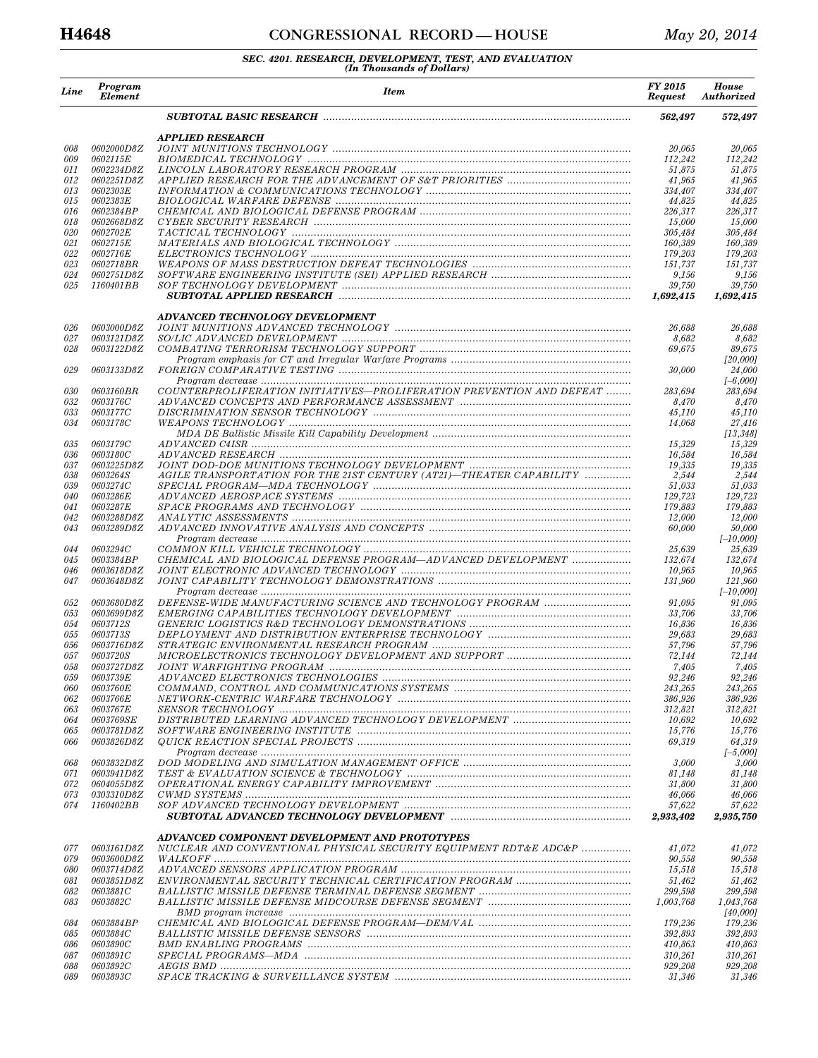**SEC. 4201. RESEARCH, DEVELOPMENT, TEST, AND EVALUATION**
*(In Thousands of Dollars)*

| Line | Program Element | Item | FY 2015 Request | House Authorized |
|---|---|---|---|---|
| | | ***SUBTOTAL BASIC RESEARCH*** | ***562,497*** | ***572,497*** |
| | | ***APPLIED RESEARCH*** | | |
| 008 | 0602000D8Z | JOINT MUNITIONS TECHNOLOGY | 20,065 | 20,065 |
| 009 | 0602115E | BIOMEDICAL TECHNOLOGY | 112,242 | 112,242 |
| 011 | 0602234D8Z | LINCOLN LABORATORY RESEARCH PROGRAM | 51,875 | 51,875 |
| 012 | 0602251D8Z | APPLIED RESEARCH FOR THE ADVANCEMENT OF S&T PRIORITIES | 41,965 | 41,965 |
| 013 | 0602303E | INFORMATION & COMMUNICATIONS TECHNOLOGY | 334,407 | 334,407 |
| 015 | 0602383E | BIOLOGICAL WARFARE DEFENSE | 44,825 | 44,825 |
| 016 | 0602384BP | CHEMICAL AND BIOLOGICAL DEFENSE PROGRAM | 226,317 | 226,317 |
| 018 | 0602668D8Z | CYBER SECURITY RESEARCH | 15,000 | 15,000 |
| 020 | 0602702E | TACTICAL TECHNOLOGY | 305,484 | 305,484 |
| 021 | 0602715E | MATERIALS AND BIOLOGICAL TECHNOLOGY | 160,389 | 160,389 |
| 022 | 0602716E | ELECTRONICS TECHNOLOGY | 179,203 | 179,203 |
| 023 | 0602718BR | WEAPONS OF MASS DESTRUCTION DEFEAT TECHNOLOGIES | 151,737 | 151,737 |
| 024 | 0602751D8Z | SOFTWARE ENGINEERING INSTITUTE (SEI) APPLIED RESEARCH | 9,156 | 9,156 |
| 025 | 1160401BB | SOF TECHNOLOGY DEVELOPMENT | 39,750 | 39,750 |
| | | ***SUBTOTAL APPLIED RESEARCH*** | ***1,692,415*** | ***1,692,415*** |
| | | ***ADVANCED TECHNOLOGY DEVELOPMENT*** | | |
| 026 | 0603000D8Z | JOINT MUNITIONS ADVANCED TECHNOLOGY | 26,688 | 26,688 |
| 027 | 0603121D8Z | SO/LIC ADVANCED DEVELOPMENT | 8,682 | 8,682 |
| 028 | 0603122D8Z | COMBATING TERRORISM TECHNOLOGY SUPPORT | 69,675 | 89,675 |
| | | Program emphasis for CT and Irregular Warfare Programs | | [20,000] |
| 029 | 0603133D8Z | FOREIGN COMPARATIVE TESTING | 30,000 | 24,000 |
| | | Program decrease | | [–6,000] |
| 030 | 0603160BR | COUNTERPROLIFERATION INITIATIVES—PROLIFERATION PREVENTION AND DEFEAT | 283,694 | 283,694 |
| 032 | 0603176C | ADVANCED CONCEPTS AND PERFORMANCE ASSESSMENT | 8,470 | 8,470 |
| 033 | 0603177C | DISCRIMINATION SENSOR TECHNOLOGY | 45,110 | 45,110 |
| 034 | 0603178C | WEAPONS TECHNOLOGY | 14,068 | 27,416 |
| | | MDA DE Ballistic Missile Kill Capability Development | | [13,348] |
| 035 | 0603179C | ADVANCED C4ISR | 15,329 | 15,329 |
| 036 | 0603180C | ADVANCED RESEARCH | 16,584 | 16,584 |
| 037 | 0603225D8Z | JOINT DOD-DOE MUNITIONS TECHNOLOGY DEVELOPMENT | 19,335 | 19,335 |
| 038 | 0603264S | AGILE TRANSPORTATION FOR THE 21ST CENTURY (AT21)—THEATER CAPABILITY | 2,544 | 2,544 |
| 039 | 0603274C | SPECIAL PROGRAM—MDA TECHNOLOGY | 51,033 | 51,033 |
| 040 | 0603286E | ADVANCED AEROSPACE SYSTEMS | 129,723 | 129,723 |
| 041 | 0603287E | SPACE PROGRAMS AND TECHNOLOGY | 179,883 | 179,883 |
| 042 | 0603288D8Z | ANALYTIC ASSESSMENTS | 12,000 | 12,000 |
| 043 | 0603289D8Z | ADVANCED INNOVATIVE ANALYSIS AND CONCEPTS | 60,000 | 50,000 |
| | | Program decrease | | [–10,000] |
| 044 | 0603294C | COMMON KILL VEHICLE TECHNOLOGY | 25,639 | 25,639 |
| 045 | 0603384BP | CHEMICAL AND BIOLOGICAL DEFENSE PROGRAM—ADVANCED DEVELOPMENT | 132,674 | 132,674 |
| 046 | 0603618D8Z | JOINT ELECTRONIC ADVANCED TECHNOLOGY | 10,965 | 10,965 |
| 047 | 0603648D8Z | JOINT CAPABILITY TECHNOLOGY DEMONSTRATIONS | 131,960 | 121,960 |
| | | Program decrease | | [–10,000] |
| 052 | 0603680D8Z | DEFENSE-WIDE MANUFACTURING SCIENCE AND TECHNOLOGY PROGRAM | 91,095 | 91,095 |
| 053 | 0603699D8Z | EMERGING CAPABILITIES TECHNOLOGY DEVELOPMENT | 33,706 | 33,706 |
| 054 | 0603712S | GENERIC LOGISTICS R&D TECHNOLOGY DEMONSTRATIONS | 16,836 | 16,836 |
| 055 | 0603713S | DEPLOYMENT AND DISTRIBUTION ENTERPRISE TECHNOLOGY | 29,683 | 29,683 |
| 056 | 0603716D8Z | STRATEGIC ENVIRONMENTAL RESEARCH PROGRAM | 57,796 | 57,796 |
| 057 | 0603720S | MICROELECTRONICS TECHNOLOGY DEVELOPMENT AND SUPPORT | 72,144 | 72,144 |
| 058 | 0603727D8Z | JOINT WARFIGHTING PROGRAM | 7,405 | 7,405 |
| 059 | 0603739E | ADVANCED ELECTRONICS TECHNOLOGIES | 92,246 | 92,246 |
| 060 | 0603760E | COMMAND, CONTROL AND COMMUNICATIONS SYSTEMS | 243,265 | 243,265 |
| 062 | 0603766E | NETWORK-CENTRIC WARFARE TECHNOLOGY | 386,926 | 386,926 |
| 063 | 0603767E | SENSOR TECHNOLOGY | 312,821 | 312,821 |
| 064 | 0603769SE | DISTRIBUTED LEARNING ADVANCED TECHNOLOGY DEVELOPMENT | 10,692 | 10,692 |
| 065 | 0603781D8Z | SOFTWARE ENGINEERING INSTITUTE | 15,776 | 15,776 |
| 066 | 0603826D8Z | QUICK REACTION SPECIAL PROJECTS | 69,319 | 64,319 |
| | | Program decrease | | [–5,000] |
| 068 | 0603832D8Z | DOD MODELING AND SIMULATION MANAGEMENT OFFICE | 3,000 | 3,000 |
| 071 | 0603941D8Z | TEST & EVALUATION SCIENCE & TECHNOLOGY | 81,148 | 81,148 |
| 072 | 0604055D8Z | OPERATIONAL ENERGY CAPABILITY IMPROVEMENT | 31,800 | 31,800 |
| 073 | 0303310D8Z | CWMD SYSTEMS | 46,066 | 46,066 |
| 074 | 1160402BB | SOF ADVANCED TECHNOLOGY DEVELOPMENT | 57,622 | 57,622 |
| | | ***SUBTOTAL ADVANCED TECHNOLOGY DEVELOPMENT*** | ***2,933,402*** | ***2,935,750*** |
| | | ***ADVANCED COMPONENT DEVELOPMENT AND PROTOTYPES*** | | |
| 077 | 0603161D8Z | NUCLEAR AND CONVENTIONAL PHYSICAL SECURITY EQUIPMENT RDT&E ADC&P | 41,072 | 41,072 |
| 079 | 0603600D8Z | WALKOFF | 90,558 | 90,558 |
| 080 | 0603714D8Z | ADVANCED SENSORS APPLICATION PROGRAM | 15,518 | 15,518 |
| 081 | 0603851D8Z | ENVIRONMENTAL SECURITY TECHNICAL CERTIFICATION PROGRAM | 51,462 | 51,462 |
| 082 | 0603881C | BALLISTIC MISSILE DEFENSE TERMINAL DEFENSE SEGMENT | 299,598 | 299,598 |
| 083 | 0603882C | BALLISTIC MISSILE DEFENSE MIDCOURSE DEFENSE SEGMENT | 1,003,768 | 1,043,768 |
| | | BMD program increase | | [40,000] |
| 084 | 0603884BP | CHEMICAL AND BIOLOGICAL DEFENSE PROGRAM—DEM/VAL | 179,236 | 179,236 |
| 085 | 0603884C | BALLISTIC MISSILE DEFENSE SENSORS | 392,893 | 392,893 |
| 086 | 0603890C | BMD ENABLING PROGRAMS | 410,863 | 410,863 |
| 087 | 0603891C | SPECIAL PROGRAMS—MDA | 310,261 | 310,261 |
| 088 | 0603892C | AEGIS BMD | 929,208 | 929,208 |
| 089 | 0603893C | SPACE TRACKING & SURVEILLANCE SYSTEM | 31,346 | 31,346 |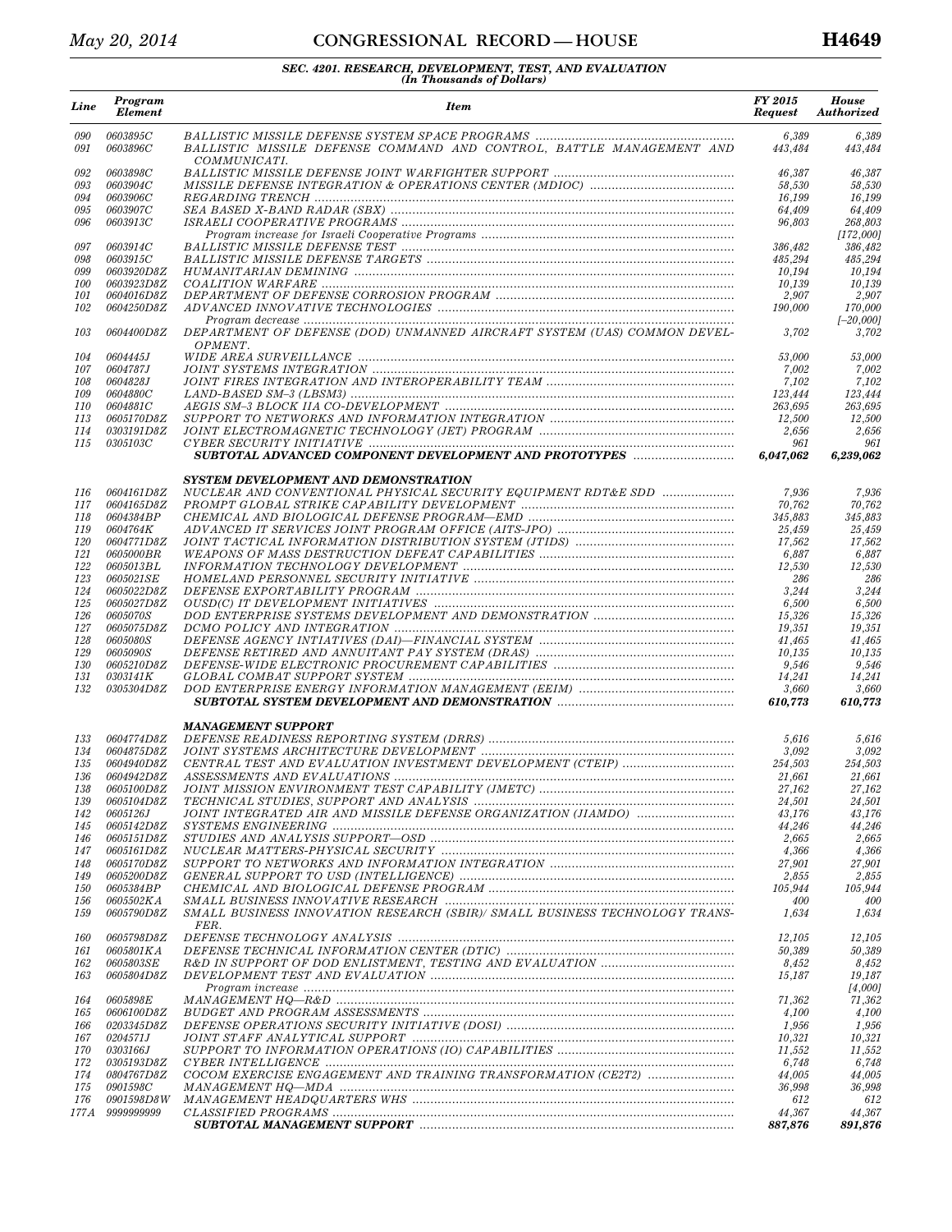### SEC. 4201. RESEARCH, DEVELOPMENT, TEST, AND EVALUATION
*(In Thousands of Dollars)*

| Line | Program Element | Item | FY 2015 Request | House Authorized |
|---|---|---|---|---|
| 090 | 0603895C | BALLISTIC MISSILE DEFENSE SYSTEM SPACE PROGRAMS | 6,389 | 6,389 |
| 091 | 0603896C | BALLISTIC MISSILE DEFENSE COMMAND AND CONTROL, BATTLE MANAGEMENT AND COMMUNICATI. | 443,484 | 443,484 |
| 092 | 0603898C | BALLISTIC MISSILE DEFENSE JOINT WARFIGHTER SUPPORT | 46,387 | 46,387 |
| 093 | 0603904C | MISSILE DEFENSE INTEGRATION & OPERATIONS CENTER (MDIOC) | 58,530 | 58,530 |
| 094 | 0603906C | REGARDING TRENCH | 16,199 | 16,199 |
| 095 | 0603907C | SEA BASED X-BAND RADAR (SBX) | 64,409 | 64,409 |
| 096 | 0603913C | ISRAELI COOPERATIVE PROGRAMS | 96,803 | 268,803 |
| | | Program increase for Israeli Cooperative Programs | | [172,000] |
| 097 | 0603914C | BALLISTIC MISSILE DEFENSE TEST | 386,482 | 386,482 |
| 098 | 0603915C | BALLISTIC MISSILE DEFENSE TARGETS | 485,294 | 485,294 |
| 099 | 0603920D8Z | HUMANITARIAN DEMINING | 10,194 | 10,194 |
| 100 | 0603923D8Z | COALITION WARFARE | 10,139 | 10,139 |
| 101 | 0604016D8Z | DEPARTMENT OF DEFENSE CORROSION PROGRAM | 2,907 | 2,907 |
| 102 | 0604250D8Z | ADVANCED INNOVATIVE TECHNOLOGIES | 190,000 | 170,000 |
| | | Program decrease | | [–20,000] |
| 103 | 0604400D8Z | DEPARTMENT OF DEFENSE (DOD) UNMANNED AIRCRAFT SYSTEM (UAS) COMMON DEVELOPMENT. | 3,702 | 3,702 |
| 104 | 0604445J | WIDE AREA SURVEILLANCE | 53,000 | 53,000 |
| 107 | 0604787J | JOINT SYSTEMS INTEGRATION | 7,002 | 7,002 |
| 108 | 0604828J | JOINT FIRES INTEGRATION AND INTEROPERABILITY TEAM | 7,102 | 7,102 |
| 109 | 0604880C | LAND-BASED SM–3 (LBSM3) | 123,444 | 123,444 |
| 110 | 0604881C | AEGIS SM–3 BLOCK IIA CO-DEVELOPMENT | 263,695 | 263,695 |
| 113 | 0605170D8Z | SUPPORT TO NETWORKS AND INFORMATION INTEGRATION | 12,500 | 12,500 |
| 114 | 0303191D8Z | JOINT ELECTROMAGNETIC TECHNOLOGY (JET) PROGRAM | 2,656 | 2,656 |
| 115 | 0305103C | CYBER SECURITY INITIATIVE | 961 | 961 |
| | | **SUBTOTAL ADVANCED COMPONENT DEVELOPMENT AND PROTOTYPES** | **6,047,062** | **6,239,062** |
| | | | | |
| | | **SYSTEM DEVELOPMENT AND DEMONSTRATION** | | |
| 116 | 0604161D8Z | NUCLEAR AND CONVENTIONAL PHYSICAL SECURITY EQUIPMENT RDT&E SDD | 7,936 | 7,936 |
| 117 | 0604165D8Z | PROMPT GLOBAL STRIKE CAPABILITY DEVELOPMENT | 70,762 | 70,762 |
| 118 | 0604384BP | CHEMICAL AND BIOLOGICAL DEFENSE PROGRAM—EMD | 345,883 | 345,883 |
| 119 | 0604764K | ADVANCED IT SERVICES JOINT PROGRAM OFFICE (AITS-JPO) | 25,459 | 25,459 |
| 120 | 0604771D8Z | JOINT TACTICAL INFORMATION DISTRIBUTION SYSTEM (JTIDS) | 17,562 | 17,562 |
| 121 | 0605000BR | WEAPONS OF MASS DESTRUCTION DEFEAT CAPABILITIES | 6,887 | 6,887 |
| 122 | 0605013BL | INFORMATION TECHNOLOGY DEVELOPMENT | 12,530 | 12,530 |
| 123 | 0605021SE | HOMELAND PERSONNEL SECURITY INITIATIVE | 286 | 286 |
| 124 | 0605022D8Z | DEFENSE EXPORTABILITY PROGRAM | 3,244 | 3,244 |
| 125 | 0605027D8Z | OUSD(C) IT DEVELOPMENT INITIATIVES | 6,500 | 6,500 |
| 126 | 0605070S | DOD ENTERPRISE SYSTEMS DEVELOPMENT AND DEMONSTRATION | 15,326 | 15,326 |
| 127 | 0605075D8Z | DCMO POLICY AND INTEGRATION | 19,351 | 19,351 |
| 128 | 0605080S | DEFENSE AGENCY INTIATIVES (DAI)—FINANCIAL SYSTEM | 41,465 | 41,465 |
| 129 | 0605090S | DEFENSE RETIRED AND ANNUITANT PAY SYSTEM (DRAS) | 10,135 | 10,135 |
| 130 | 0605210D8Z | DEFENSE-WIDE ELECTRONIC PROCUREMENT CAPABILITIES | 9,546 | 9,546 |
| 131 | 0303141K | GLOBAL COMBAT SUPPORT SYSTEM | 14,241 | 14,241 |
| 132 | 0305304D8Z | DOD ENTERPRISE ENERGY INFORMATION MANAGEMENT (EEIM) | 3,660 | 3,660 |
| | | **SUBTOTAL SYSTEM DEVELOPMENT AND DEMONSTRATION** | **610,773** | **610,773** |
| | | | | |
| | | **MANAGEMENT SUPPORT** | | |
| 133 | 0604774D8Z | DEFENSE READINESS REPORTING SYSTEM (DRRS) | 5,616 | 5,616 |
| 134 | 0604875D8Z | JOINT SYSTEMS ARCHITECTURE DEVELOPMENT | 3,092 | 3,092 |
| 135 | 0604940D8Z | CENTRAL TEST AND EVALUATION INVESTMENT DEVELOPMENT (CTEIP) | 254,503 | 254,503 |
| 136 | 0604942D8Z | ASSESSMENTS AND EVALUATIONS | 21,661 | 21,661 |
| 138 | 0605100D8Z | JOINT MISSION ENVIRONMENT TEST CAPABILITY (JMETC) | 27,162 | 27,162 |
| 139 | 0605104D8Z | TECHNICAL STUDIES, SUPPORT AND ANALYSIS | 24,501 | 24,501 |
| 142 | 0605126J | JOINT INTEGRATED AIR AND MISSILE DEFENSE ORGANIZATION (JIAMDO) | 43,176 | 43,176 |
| 145 | 0605142D8Z | SYSTEMS ENGINEERING | 44,246 | 44,246 |
| 146 | 0605151D8Z | STUDIES AND ANALYSIS SUPPORT—OSD | 2,665 | 2,665 |
| 147 | 0605161D8Z | NUCLEAR MATTERS-PHYSICAL SECURITY | 4,366 | 4,366 |
| 148 | 0605170D8Z | SUPPORT TO NETWORKS AND INFORMATION INTEGRATION | 27,901 | 27,901 |
| 149 | 0605200D8Z | GENERAL SUPPORT TO USD (INTELLIGENCE) | 2,855 | 2,855 |
| 150 | 0605384BP | CHEMICAL AND BIOLOGICAL DEFENSE PROGRAM | 105,944 | 105,944 |
| 156 | 0605502KA | SMALL BUSINESS INNOVATIVE RESEARCH | 400 | 400 |
| 159 | 0605790D8Z | SMALL BUSINESS INNOVATION RESEARCH (SBIR)/ SMALL BUSINESS TECHNOLOGY TRANSFER. | 1,634 | 1,634 |
| 160 | 0605798D8Z | DEFENSE TECHNOLOGY ANALYSIS | 12,105 | 12,105 |
| 161 | 0605801KA | DEFENSE TECHNICAL INFORMATION CENTER (DTIC) | 50,389 | 50,389 |
| 162 | 0605803SE | R&D IN SUPPORT OF DOD ENLISTMENT, TESTING AND EVALUATION | 8,452 | 8,452 |
| 163 | 0605804D8Z | DEVELOPMENT TEST AND EVALUATION | 15,187 | 19,187 |
| | | Program increase | | [4,000] |
| 164 | 0605898E | MANAGEMENT HQ—R&D | 71,362 | 71,362 |
| 165 | 0606100D8Z | BUDGET AND PROGRAM ASSESSMENTS | 4,100 | 4,100 |
| 166 | 0203345D8Z | DEFENSE OPERATIONS SECURITY INITIATIVE (DOSI) | 1,956 | 1,956 |
| 167 | 0204571J | JOINT STAFF ANALYTICAL SUPPORT | 10,321 | 10,321 |
| 170 | 0303166J | SUPPORT TO INFORMATION OPERATIONS (IO) CAPABILITIES | 11,552 | 11,552 |
| 172 | 0305193D8Z | CYBER INTELLIGENCE | 6,748 | 6,748 |
| 174 | 0804767D8Z | COCOM EXERCISE ENGAGEMENT AND TRAINING TRANSFORMATION (CE2T2) | 44,005 | 44,005 |
| 175 | 0901598C | MANAGEMENT HQ—MDA | 36,998 | 36,998 |
| 176 | 0901598D8W | MANAGEMENT HEADQUARTERS WHS | 612 | 612 |
| 177A | 9999999999 | CLASSIFIED PROGRAMS | 44,367 | 44,367 |
| | | **SUBTOTAL MANAGEMENT SUPPORT** | **887,876** | **891,876** |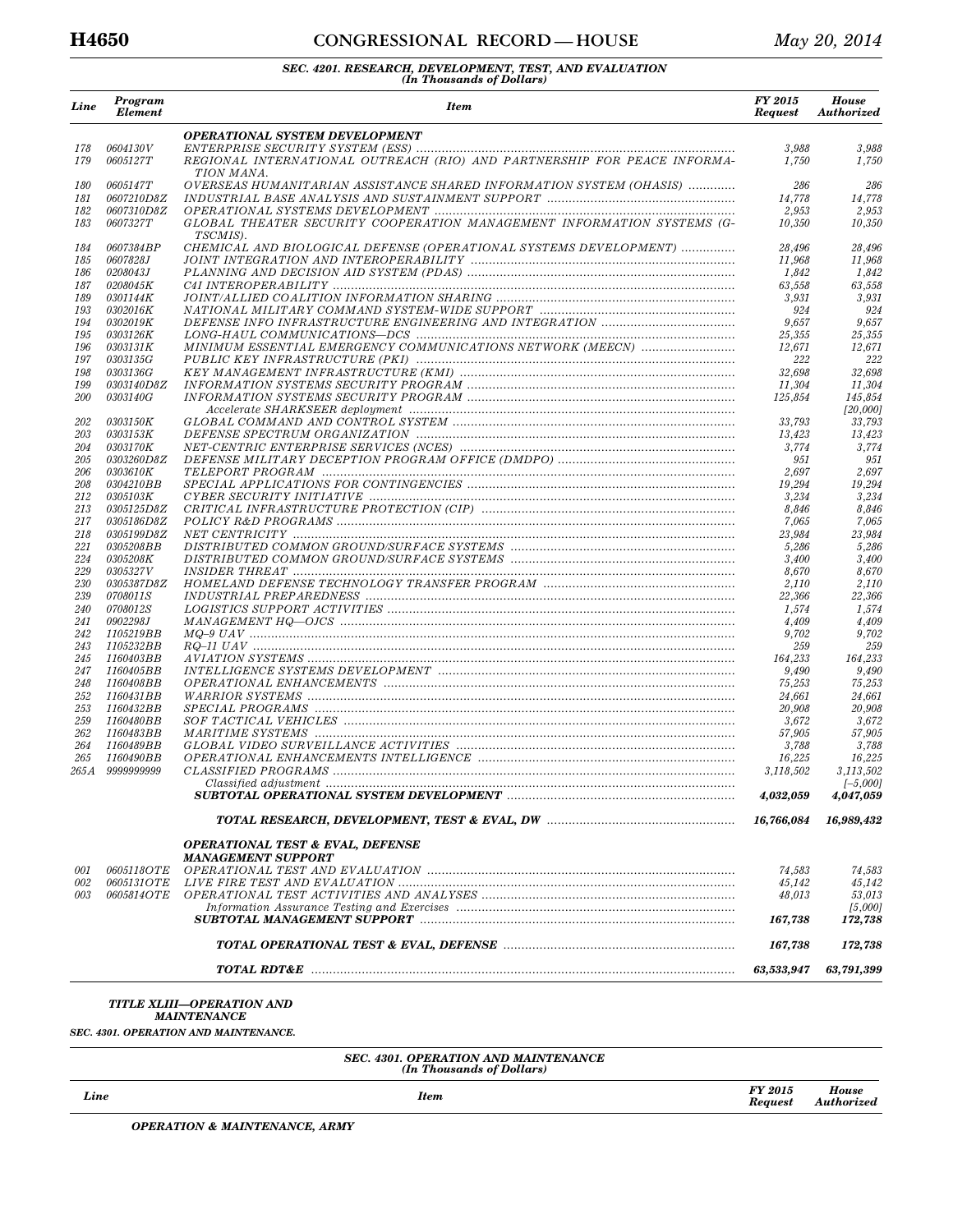### SEC. 4201. RESEARCH, DEVELOPMENT, TEST, AND EVALUATION
*(In Thousands of Dollars)*

| Line | Program Element | Item | FY 2015 Request | House Authorized |
|---|---|---|---|---|
| | | ***OPERATIONAL SYSTEM DEVELOPMENT*** | | |
| 178 | 0604130V | ENTERPRISE SECURITY SYSTEM (ESS) | 3,988 | 3,988 |
| 179 | 0605127T | REGIONAL INTERNATIONAL OUTREACH (RIO) AND PARTNERSHIP FOR PEACE INFORMATION MANA. | 1,750 | 1,750 |
| 180 | 0605147T | OVERSEAS HUMANITARIAN ASSISTANCE SHARED INFORMATION SYSTEM (OHASIS) | 286 | 286 |
| 181 | 0607210D8Z | INDUSTRIAL BASE ANALYSIS AND SUSTAINMENT SUPPORT | 14,778 | 14,778 |
| 182 | 0607310D8Z | OPERATIONAL SYSTEMS DEVELOPMENT | 2,953 | 2,953 |
| 183 | 0607327T | GLOBAL THEATER SECURITY COOPERATION MANAGEMENT INFORMATION SYSTEMS (G-TSCMIS). | 10,350 | 10,350 |
| 184 | 0607384BP | CHEMICAL AND BIOLOGICAL DEFENSE (OPERATIONAL SYSTEMS DEVELOPMENT) | 28,496 | 28,496 |
| 185 | 0607828J | JOINT INTEGRATION AND INTEROPERABILITY | 11,968 | 11,968 |
| 186 | 0208043J | PLANNING AND DECISION AID SYSTEM (PDAS) | 1,842 | 1,842 |
| 187 | 0208045K | C4I INTEROPERABILITY | 63,558 | 63,558 |
| 189 | 0301144K | JOINT/ALLIED COALITION INFORMATION SHARING | 3,931 | 3,931 |
| 193 | 0302016K | NATIONAL MILITARY COMMAND SYSTEM-WIDE SUPPORT | 924 | 924 |
| 194 | 0302019K | DEFENSE INFO INFRASTRUCTURE ENGINEERING AND INTEGRATION | 9,657 | 9,657 |
| 195 | 0303126K | LONG-HAUL COMMUNICATIONS—DCS | 25,355 | 25,355 |
| 196 | 0303131K | MINIMUM ESSENTIAL EMERGENCY COMMUNICATIONS NETWORK (MEECN) | 12,671 | 12,671 |
| 197 | 0303135G | PUBLIC KEY INFRASTRUCTURE (PKI) | 222 | 222 |
| 198 | 0303136G | KEY MANAGEMENT INFRASTRUCTURE (KMI) | 32,698 | 32,698 |
| 199 | 0303140D8Z | INFORMATION SYSTEMS SECURITY PROGRAM | 11,304 | 11,304 |
| 200 | 0303140G | INFORMATION SYSTEMS SECURITY PROGRAM | 125,854 | 145,854 |
| | | *Accelerate SHARKSEER deployment* | | [20,000] |
| 202 | 0303150K | GLOBAL COMMAND AND CONTROL SYSTEM | 33,793 | 33,793 |
| 203 | 0303153K | DEFENSE SPECTRUM ORGANIZATION | 13,423 | 13,423 |
| 204 | 0303170K | NET-CENTRIC ENTERPRISE SERVICES (NCES) | 3,774 | 3,774 |
| 205 | 0303260D8Z | DEFENSE MILITARY DECEPTION PROGRAM OFFICE (DMDPO) | 951 | 951 |
| 206 | 0303610K | TELEPORT PROGRAM | 2,697 | 2,697 |
| 208 | 0304210BB | SPECIAL APPLICATIONS FOR CONTINGENCIES | 19,294 | 19,294 |
| 212 | 0305103K | CYBER SECURITY INITIATIVE | 3,234 | 3,234 |
| 213 | 0305125D8Z | CRITICAL INFRASTRUCTURE PROTECTION (CIP) | 8,846 | 8,846 |
| 217 | 0305186D8Z | POLICY R&D PROGRAMS | 7,065 | 7,065 |
| 218 | 0305199D8Z | NET CENTRICITY | 23,984 | 23,984 |
| 221 | 0305208BB | DISTRIBUTED COMMON GROUND/SURFACE SYSTEMS | 5,286 | 5,286 |
| 224 | 0305208K | DISTRIBUTED COMMON GROUND/SURFACE SYSTEMS | 3,400 | 3,400 |
| 229 | 0305327V | INSIDER THREAT | 8,670 | 8,670 |
| 230 | 0305387D8Z | HOMELAND DEFENSE TECHNOLOGY TRANSFER PROGRAM | 2,110 | 2,110 |
| 239 | 0708011S | INDUSTRIAL PREPAREDNESS | 22,366 | 22,366 |
| 240 | 0708012S | LOGISTICS SUPPORT ACTIVITIES | 1,574 | 1,574 |
| 241 | 0902298J | MANAGEMENT HQ—OJCS | 4,409 | 4,409 |
| 242 | 1105219BB | MQ–9 UAV | 9,702 | 9,702 |
| 243 | 1105232BB | RQ–11 UAV | 259 | 259 |
| 245 | 1160403BB | AVIATION SYSTEMS | 164,233 | 164,233 |
| 247 | 1160405BB | INTELLIGENCE SYSTEMS DEVELOPMENT | 9,490 | 9,490 |
| 248 | 1160408BB | OPERATIONAL ENHANCEMENTS | 75,253 | 75,253 |
| 252 | 1160431BB | WARRIOR SYSTEMS | 24,661 | 24,661 |
| 253 | 1160432BB | SPECIAL PROGRAMS | 20,908 | 20,908 |
| 259 | 1160480BB | SOF TACTICAL VEHICLES | 3,672 | 3,672 |
| 262 | 1160483BB | MARITIME SYSTEMS | 57,905 | 57,905 |
| 264 | 1160489BB | GLOBAL VIDEO SURVEILLANCE ACTIVITIES | 3,788 | 3,788 |
| 265 | 1160490BB | OPERATIONAL ENHANCEMENTS INTELLIGENCE | 16,225 | 16,225 |
| 265A | 9999999999 | CLASSIFIED PROGRAMS | 3,118,502 | 3,113,502 |
| | | *Classified adjustment* | | [–5,000] |
| | | ***SUBTOTAL OPERATIONAL SYSTEM DEVELOPMENT*** | ***4,032,059*** | ***4,047,059*** |
| | | ***TOTAL RESEARCH, DEVELOPMENT, TEST & EVAL, DW*** | ***16,766,084*** | ***16,989,432*** |
| | | ***OPERATIONAL TEST & EVAL, DEFENSE*** | | |
| | | ***MANAGEMENT SUPPORT*** | | |
| 001 | 0605118OTE | OPERATIONAL TEST AND EVALUATION | 74,583 | 74,583 |
| 002 | 0605131OTE | LIVE FIRE TEST AND EVALUATION | 45,142 | 45,142 |
| 003 | 0605814OTE | OPERATIONAL TEST ACTIVITIES AND ANALYSES | 48,013 | 53,013 |
| | | *Information Assurance Testing and Exercises* | | [5,000] |
| | | ***SUBTOTAL MANAGEMENT SUPPORT*** | ***167,738*** | ***172,738*** |
| | | ***TOTAL OPERATIONAL TEST & EVAL, DEFENSE*** | ***167,738*** | ***172,738*** |
| | | ***TOTAL RDT&E*** | ***63,533,947*** | ***63,791,399*** |

## TITLE XLIII—OPERATION AND MAINTENANCE

***SEC. 4301. OPERATION AND MAINTENANCE.***

### SEC. 4301. OPERATION AND MAINTENANCE
*(In Thousands of Dollars)*

| Line | Item | FY 2015 Request | House Authorized |
|---|---|---|---|
| | ***OPERATION & MAINTENANCE, ARMY*** | | |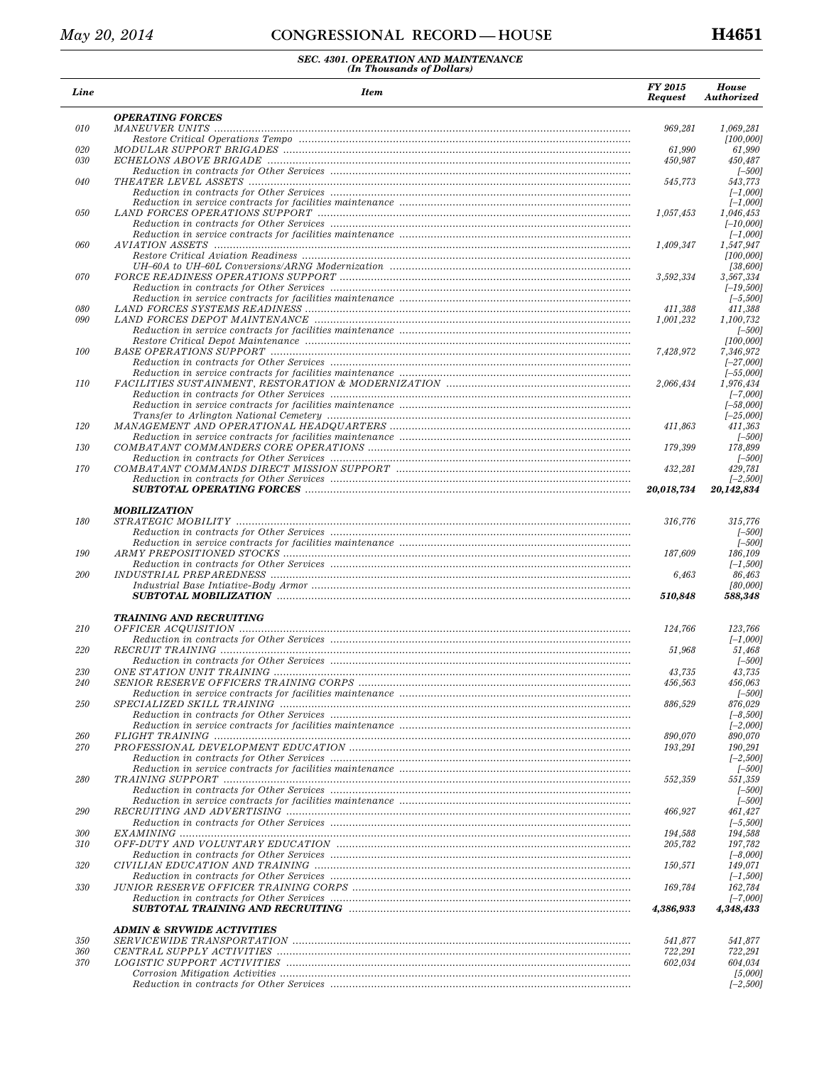**SEC. 4301. OPERATION AND MAINTENANCE**
*(In Thousands of Dollars)*

| Line | Item | FY 2015 Request | House Authorized |
|---|---|---|---|
| | **OPERATING FORCES** | | |
| 010 | MANEUVER UNITS | 969,281 | 1,069,281 |
| | Restore Critical Operations Tempo | | [100,000] |
| 020 | MODULAR SUPPORT BRIGADES | 61,990 | 61,990 |
| 030 | ECHELONS ABOVE BRIGADE | 450,987 | 450,487 |
| | Reduction in contracts for Other Services | | [–500] |
| 040 | THEATER LEVEL ASSETS | 545,773 | 543,773 |
| | Reduction in contracts for Other Services | | [–1,000] |
| | Reduction in service contracts for facilities maintenance | | [–1,000] |
| 050 | LAND FORCES OPERATIONS SUPPORT | 1,057,453 | 1,046,453 |
| | Reduction in contracts for Other Services | | [–10,000] |
| | Reduction in service contracts for facilities maintenance | | [–1,000] |
| 060 | AVIATION ASSETS | 1,409,347 | 1,547,947 |
| | Restore Critical Aviation Readiness | | [100,000] |
| | UH–60A to UH–60L Conversions/ARNG Modernization | | [38,600] |
| 070 | FORCE READINESS OPERATIONS SUPPORT | 3,592,334 | 3,567,334 |
| | Reduction in contracts for Other Services | | [–19,500] |
| | Reduction in service contracts for facilities maintenance | | [–5,500] |
| 080 | LAND FORCES SYSTEMS READINESS | 411,388 | 411,388 |
| 090 | LAND FORCES DEPOT MAINTENANCE | 1,001,232 | 1,100,732 |
| | Reduction in service contracts for facilities maintenance | | [–500] |
| | Restore Critical Depot Maintenance | | [100,000] |
| 100 | BASE OPERATIONS SUPPORT | 7,428,972 | 7,346,972 |
| | Reduction in contracts for Other Services | | [–27,000] |
| | Reduction in service contracts for facilities maintenance | | [–55,000] |
| 110 | FACILITIES SUSTAINMENT, RESTORATION & MODERNIZATION | 2,066,434 | 1,976,434 |
| | Reduction in contracts for Other Services | | [–7,000] |
| | Reduction in service contracts for facilities maintenance | | [–58,000] |
| | Transfer to Arlington National Cemetery | | [–25,000] |
| 120 | MANAGEMENT AND OPERATIONAL HEADQUARTERS | 411,863 | 411,363 |
| | Reduction in service contracts for facilities maintenance | | [–500] |
| 130 | COMBATANT COMMANDERS CORE OPERATIONS | 179,399 | 178,899 |
| | Reduction in contracts for Other Services | | [–500] |
| 170 | COMBATANT COMMANDS DIRECT MISSION SUPPORT | 432,281 | 429,781 |
| | Reduction in contracts for Other Services | | [–2,500] |
| | **SUBTOTAL OPERATING FORCES** | **20,018,734** | **20,142,834** |
| | | | |
| | **MOBILIZATION** | | |
| 180 | STRATEGIC MOBILITY | 316,776 | 315,776 |
| | Reduction in contracts for Other Services | | [–500] |
| | Reduction in service contracts for facilities maintenance | | [–500] |
| 190 | ARMY PREPOSITIONED STOCKS | 187,609 | 186,109 |
| | Reduction in contracts for Other Services | | [–1,500] |
| 200 | INDUSTRIAL PREPAREDNESS | 6,463 | 86,463 |
| | Industrial Base Intiative-Body Armor | | [80,000] |
| | **SUBTOTAL MOBILIZATION** | **510,848** | **588,348** |
| | | | |
| | **TRAINING AND RECRUITING** | | |
| 210 | OFFICER ACQUISITION | 124,766 | 123,766 |
| | Reduction in contracts for Other Services | | [–1,000] |
| 220 | RECRUIT TRAINING | 51,968 | 51,468 |
| | Reduction in contracts for Other Services | | [–500] |
| 230 | ONE STATION UNIT TRAINING | 43,735 | 43,735 |
| 240 | SENIOR RESERVE OFFICERS TRAINING CORPS | 456,563 | 456,063 |
| | Reduction in service contracts for facilities maintenance | | [–500] |
| 250 | SPECIALIZED SKILL TRAINING | 886,529 | 876,029 |
| | Reduction in contracts for Other Services | | [–8,500] |
| | Reduction in service contracts for facilities maintenance | | [–2,000] |
| 260 | FLIGHT TRAINING | 890,070 | 890,070 |
| 270 | PROFESSIONAL DEVELOPMENT EDUCATION | 193,291 | 190,291 |
| | Reduction in contracts for Other Services | | [–2,500] |
| | Reduction in service contracts for facilities maintenance | | [–500] |
| 280 | TRAINING SUPPORT | 552,359 | 551,359 |
| | Reduction in contracts for Other Services | | [–500] |
| | Reduction in service contracts for facilities maintenance | | [–500] |
| 290 | RECRUITING AND ADVERTISING | 466,927 | 461,427 |
| | Reduction in contracts for Other Services | | [–5,500] |
| 300 | EXAMINING | 194,588 | 194,588 |
| 310 | OFF-DUTY AND VOLUNTARY EDUCATION | 205,782 | 197,782 |
| | Reduction in contracts for Other Services | | [–8,000] |
| 320 | CIVILIAN EDUCATION AND TRAINING | 150,571 | 149,071 |
| | Reduction in contracts for Other Services | | [–1,500] |
| 330 | JUNIOR RESERVE OFFICER TRAINING CORPS | 169,784 | 162,784 |
| | Reduction in contracts for Other Services | | [–7,000] |
| | **SUBTOTAL TRAINING AND RECRUITING** | **4,386,933** | **4,348,433** |
| | | | |
| | **ADMIN & SRVWIDE ACTIVITIES** | | |
| 350 | SERVICEWIDE TRANSPORTATION | 541,877 | 541,877 |
| 360 | CENTRAL SUPPLY ACTIVITIES | 722,291 | 722,291 |
| 370 | LOGISTIC SUPPORT ACTIVITIES | 602,034 | 604,034 |
| | Corrosion Mitigation Activities | | [5,000] |
| | Reduction in contracts for Other Services | | [–2,500] |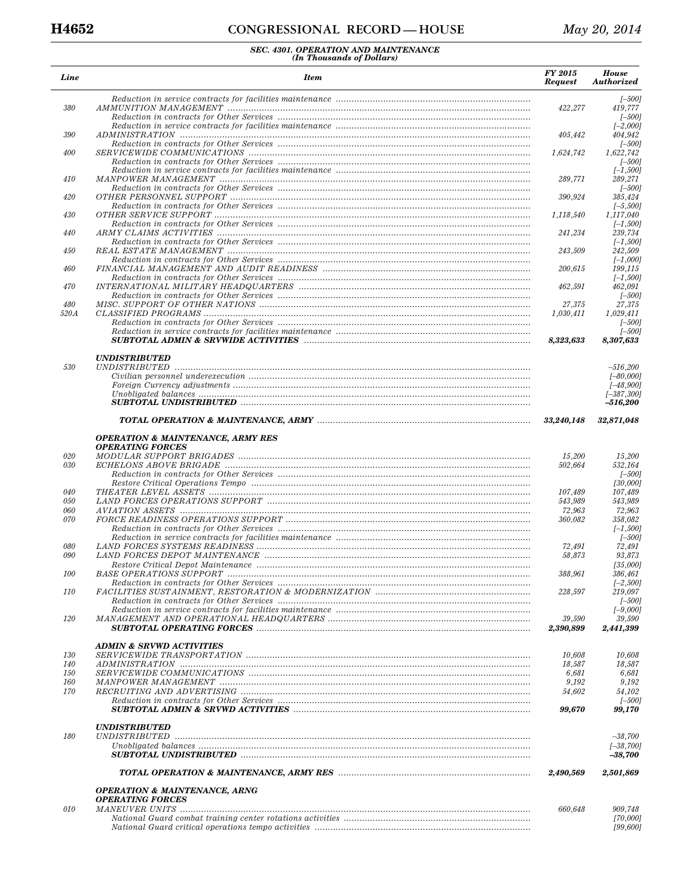SEC. 4301. OPERATION AND MAINTENANCE
(In Thousands of Dollars)

| Line | Item | FY 2015 Request | House Authorized |
|---|---|---|---|
| | Reduction in service contracts for facilities maintenance | | [–500] |
| 380 | AMMUNITION MANAGEMENT | 422,277 | 419,777 |
| | Reduction in contracts for Other Services | | [–500] |
| | Reduction in service contracts for facilities maintenance | | [–2,000] |
| 390 | ADMINISTRATION | 405,442 | 404,942 |
| | Reduction in contracts for Other Services | | [–500] |
| 400 | SERVICEWIDE COMMUNICATIONS | 1,624,742 | 1,622,742 |
| | Reduction in contracts for Other Services | | [–500] |
| | Reduction in service contracts for facilities maintenance | | [–1,500] |
| 410 | MANPOWER MANAGEMENT | 289,771 | 289,271 |
| | Reduction in contracts for Other Services | | [–500] |
| 420 | OTHER PERSONNEL SUPPORT | 390,924 | 385,424 |
| | Reduction in contracts for Other Services | | [–5,500] |
| 430 | OTHER SERVICE SUPPORT | 1,118,540 | 1,117,040 |
| | Reduction in contracts for Other Services | | [–1,500] |
| 440 | ARMY CLAIMS ACTIVITIES | 241,234 | 239,734 |
| | Reduction in contracts for Other Services | | [–1,500] |
| 450 | REAL ESTATE MANAGEMENT | 243,509 | 242,509 |
| | Reduction in contracts for Other Services | | [–1,000] |
| 460 | FINANCIAL MANAGEMENT AND AUDIT READINESS | 200,615 | 199,115 |
| | Reduction in contracts for Other Services | | [–1,500] |
| 470 | INTERNATIONAL MILITARY HEADQUARTERS | 462,591 | 462,091 |
| | Reduction in contracts for Other Services | | [–500] |
| 480 | MISC. SUPPORT OF OTHER NATIONS | 27,375 | 27,375 |
| 520A | CLASSIFIED PROGRAMS | 1,030,411 | 1,029,411 |
| | Reduction in contracts for Other Services | | [–500] |
| | Reduction in service contracts for facilities maintenance | | [–500] |
| | **SUBTOTAL ADMIN & SRVWIDE ACTIVITIES** | **8,323,633** | **8,307,633** |
| | | | |
| | **UNDISTRIBUTED** | | |
| 530 | UNDISTRIBUTED | | –516,200 |
| | Civilian personnel underexecution | | [–80,000] |
| | Foreign Currency adjustments | | [–48,900] |
| | Unobligated balances | | [–387,300] |
| | **SUBTOTAL UNDISTRIBUTED** | | **–516,200** |
| | | | |
| | **TOTAL OPERATION & MAINTENANCE, ARMY** | **33,240,148** | **32,871,048** |
| | | | |
| | **OPERATION & MAINTENANCE, ARMY RES** | | |
| | **OPERATING FORCES** | | |
| 020 | MODULAR SUPPORT BRIGADES | 15,200 | 15,200 |
| 030 | ECHELONS ABOVE BRIGADE | 502,664 | 532,164 |
| | Reduction in contracts for Other Services | | [–500] |
| | Restore Critical Operations Tempo | | [30,000] |
| 040 | THEATER LEVEL ASSETS | 107,489 | 107,489 |
| 050 | LAND FORCES OPERATIONS SUPPORT | 543,989 | 543,989 |
| 060 | AVIATION ASSETS | 72,963 | 72,963 |
| 070 | FORCE READINESS OPERATIONS SUPPORT | 360,082 | 358,082 |
| | Reduction in contracts for Other Services | | [–1,500] |
| | Reduction in service contracts for facilities maintenance | | [–500] |
| 080 | LAND FORCES SYSTEMS READINESS | 72,491 | 72,491 |
| 090 | LAND FORCES DEPOT MAINTENANCE | 58,873 | 93,873 |
| | Restore Critical Depot Maintenance | | [35,000] |
| 100 | BASE OPERATIONS SUPPORT | 388,961 | 386,461 |
| | Reduction in contracts for Other Services | | [–2,500] |
| 110 | FACILITIES SUSTAINMENT, RESTORATION & MODERNIZATION | 228,597 | 219,097 |
| | Reduction in contracts for Other Services | | [–500] |
| | Reduction in service contracts for facilities maintenance | | [–9,000] |
| 120 | MANAGEMENT AND OPERATIONAL HEADQUARTERS | 39,590 | 39,590 |
| | **SUBTOTAL OPERATING FORCES** | **2,390,899** | **2,441,399** |
| | | | |
| | **ADMIN & SRVWD ACTIVITIES** | | |
| 130 | SERVICEWIDE TRANSPORTATION | 10,608 | 10,608 |
| 140 | ADMINISTRATION | 18,587 | 18,587 |
| 150 | SERVICEWIDE COMMUNICATIONS | 6,681 | 6,681 |
| 160 | MANPOWER MANAGEMENT | 9,192 | 9,192 |
| 170 | RECRUITING AND ADVERTISING | 54,602 | 54,102 |
| | Reduction in contracts for Other Services | | [–500] |
| | **SUBTOTAL ADMIN & SRVWD ACTIVITIES** | **99,670** | **99,170** |
| | | | |
| | **UNDISTRIBUTED** | | |
| 180 | UNDISTRIBUTED | | –38,700 |
| | Unobligated balances | | [–38,700] |
| | **SUBTOTAL UNDISTRIBUTED** | | **–38,700** |
| | | | |
| | **TOTAL OPERATION & MAINTENANCE, ARMY RES** | **2,490,569** | **2,501,869** |
| | | | |
| | **OPERATION & MAINTENANCE, ARNG** | | |
| | **OPERATING FORCES** | | |
| 010 | MANEUVER UNITS | 660,648 | 909,748 |
| | National Guard combat training center rotations activities | | [70,000] |
| | National Guard critical operations tempo activities | | [99,600] |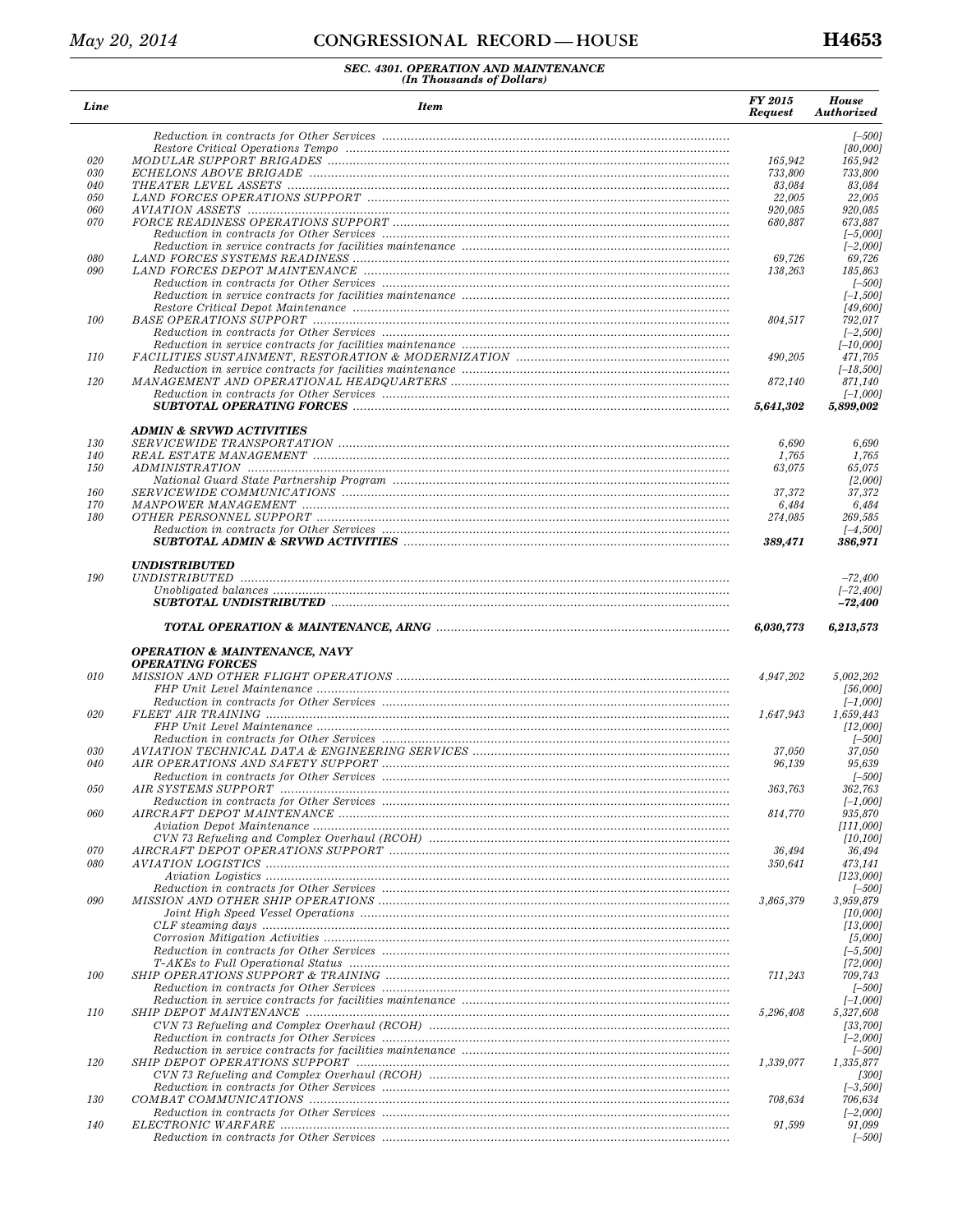**SEC. 4301. OPERATION AND MAINTENANCE**
*(In Thousands of Dollars)*

| Line | Item | FY 2015 Request | House Authorized |
|---|---|---|---|
| | Reduction in contracts for Other Services | | [–500] |
| | Restore Critical Operations Tempo | | [80,000] |
| 020 | MODULAR SUPPORT BRIGADES | 165,942 | 165,942 |
| 030 | ECHELONS ABOVE BRIGADE | 733,800 | 733,800 |
| 040 | THEATER LEVEL ASSETS | 83,084 | 83,084 |
| 050 | LAND FORCES OPERATIONS SUPPORT | 22,005 | 22,005 |
| 060 | AVIATION ASSETS | 920,085 | 920,085 |
| 070 | FORCE READINESS OPERATIONS SUPPORT | 680,887 | 673,887 |
| | Reduction in contracts for Other Services | | [–5,000] |
| | Reduction in service contracts for facilities maintenance | | [–2,000] |
| 080 | LAND FORCES SYSTEMS READINESS | 69,726 | 69,726 |
| 090 | LAND FORCES DEPOT MAINTENANCE | 138,263 | 185,863 |
| | Reduction in contracts for Other Services | | [–500] |
| | Reduction in service contracts for facilities maintenance | | [–1,500] |
| | Restore Critical Depot Maintenance | | [49,600] |
| 100 | BASE OPERATIONS SUPPORT | 804,517 | 792,017 |
| | Reduction in contracts for Other Services | | [–2,500] |
| | Reduction in service contracts for facilities maintenance | | [–10,000] |
| 110 | FACILITIES SUSTAINMENT, RESTORATION & MODERNIZATION | 490,205 | 471,705 |
| | Reduction in service contracts for facilities maintenance | | [–18,500] |
| 120 | MANAGEMENT AND OPERATIONAL HEADQUARTERS | 872,140 | 871,140 |
| | Reduction in contracts for Other Services | | [–1,000] |
| | **SUBTOTAL OPERATING FORCES** | **5,641,302** | **5,899,002** |
| | **ADMIN & SRVWD ACTIVITIES** | | |
| 130 | SERVICEWIDE TRANSPORTATION | 6,690 | 6,690 |
| 140 | REAL ESTATE MANAGEMENT | 1,765 | 1,765 |
| 150 | ADMINISTRATION | 63,075 | 65,075 |
| | National Guard State Partnership Program | | [2,000] |
| 160 | SERVICEWIDE COMMUNICATIONS | 37,372 | 37,372 |
| 170 | MANPOWER MANAGEMENT | 6,484 | 6,484 |
| 180 | OTHER PERSONNEL SUPPORT | 274,085 | 269,585 |
| | Reduction in contracts for Other Services | | [–4,500] |
| | **SUBTOTAL ADMIN & SRVWD ACTIVITIES** | **389,471** | **386,971** |
| | **UNDISTRIBUTED** | | |
| 190 | UNDISTRIBUTED | | –72,400 |
| | Unobligated balances | | [–72,400] |
| | **SUBTOTAL UNDISTRIBUTED** | | **–72,400** |
| | **TOTAL OPERATION & MAINTENANCE, ARNG** | **6,030,773** | **6,213,573** |
| | **OPERATION & MAINTENANCE, NAVY** | | |
| | **OPERATING FORCES** | | |
| 010 | MISSION AND OTHER FLIGHT OPERATIONS | 4,947,202 | 5,002,202 |
| | FHP Unit Level Maintenance | | [56,000] |
| | Reduction in contracts for Other Services | | [–1,000] |
| 020 | FLEET AIR TRAINING | 1,647,943 | 1,659,443 |
| | FHP Unit Level Maintenance | | [12,000] |
| | Reduction in contracts for Other Services | | [–500] |
| 030 | AVIATION TECHNICAL DATA & ENGINEERING SERVICES | 37,050 | 37,050 |
| 040 | AIR OPERATIONS AND SAFETY SUPPORT | 96,139 | 95,639 |
| | Reduction in contracts for Other Services | | [–500] |
| 050 | AIR SYSTEMS SUPPORT | 363,763 | 362,763 |
| | Reduction in contracts for Other Services | | [–1,000] |
| 060 | AIRCRAFT DEPOT MAINTENANCE | 814,770 | 935,870 |
| | Aviation Depot Maintenance | | [111,000] |
| | CVN 73 Refueling and Complex Overhaul (RCOH) | | [10,100] |
| 070 | AIRCRAFT DEPOT OPERATIONS SUPPORT | 36,494 | 36,494 |
| 080 | AVIATION LOGISTICS | 350,641 | 473,141 |
| | Aviation Logistics | | [123,000] |
| | Reduction in contracts for Other Services | | [–500] |
| 090 | MISSION AND OTHER SHIP OPERATIONS | 3,865,379 | 3,959,879 |
| | Joint High Speed Vessel Operations | | [10,000] |
| | CLF steaming days | | [13,000] |
| | Corrosion Mitigation Activities | | [5,000] |
| | Reduction in contracts for Other Services | | [–5,500] |
| | T-AKEs to Full Operational Status | | [72,000] |
| 100 | SHIP OPERATIONS SUPPORT & TRAINING | 711,243 | 709,743 |
| | Reduction in contracts for Other Services | | [–500] |
| | Reduction in service contracts for facilities maintenance | | [–1,000] |
| 110 | SHIP DEPOT MAINTENANCE | 5,296,408 | 5,327,608 |
| | CVN 73 Refueling and Complex Overhaul (RCOH) | | [33,700] |
| | Reduction in contracts for Other Services | | [–2,000] |
| | Reduction in service contracts for facilities maintenance | | [–500] |
| 120 | SHIP DEPOT OPERATIONS SUPPORT | 1,339,077 | 1,335,877 |
| | CVN 73 Refueling and Complex Overhaul (RCOH) | | [300] |
| | Reduction in contracts for Other Services | | [–3,500] |
| 130 | COMBAT COMMUNICATIONS | 708,634 | 706,634 |
| | Reduction in contracts for Other Services | | [–2,000] |
| 140 | ELECTRONIC WARFARE | 91,599 | 91,099 |
| | Reduction in contracts for Other Services | | [–500] |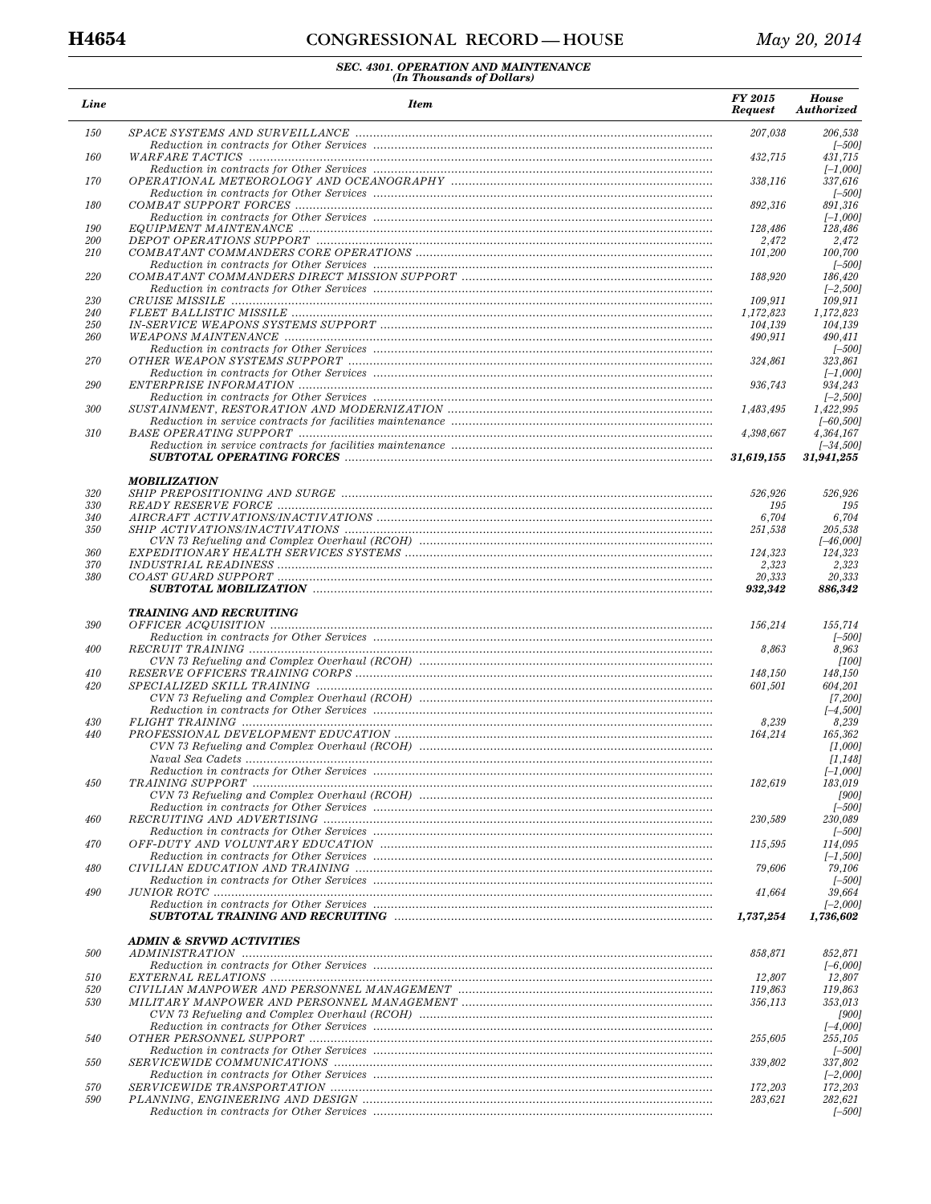**SEC. 4301. OPERATION AND MAINTENANCE**
*(In Thousands of Dollars)*

| Line | Item | FY 2015 Request | House Authorized |
|---|---|---|---|
| 150 | SPACE SYSTEMS AND SURVEILLANCE | 207,038 | 206,538 |
| | Reduction in contracts for Other Services | | [–500] |
| 160 | WARFARE TACTICS | 432,715 | 431,715 |
| | Reduction in contracts for Other Services | | [–1,000] |
| 170 | OPERATIONAL METEOROLOGY AND OCEANOGRAPHY | 338,116 | 337,616 |
| | Reduction in contracts for Other Services | | [–500] |
| 180 | COMBAT SUPPORT FORCES | 892,316 | 891,316 |
| | Reduction in contracts for Other Services | | [–1,000] |
| 190 | EQUIPMENT MAINTENANCE | 128,486 | 128,486 |
| 200 | DEPOT OPERATIONS SUPPORT | 2,472 | 2,472 |
| 210 | COMBATANT COMMANDERS CORE OPERATIONS | 101,200 | 100,700 |
| | Reduction in contracts for Other Services | | [–500] |
| 220 | COMBATANT COMMANDERS DIRECT MISSION SUPPORT | 188,920 | 186,420 |
| | Reduction in contracts for Other Services | | [–2,500] |
| 230 | CRUISE MISSILE | 109,911 | 109,911 |
| 240 | FLEET BALLISTIC MISSILE | 1,172,823 | 1,172,823 |
| 250 | IN-SERVICE WEAPONS SYSTEMS SUPPORT | 104,139 | 104,139 |
| 260 | WEAPONS MAINTENANCE | 490,911 | 490,411 |
| | Reduction in contracts for Other Services | | [–500] |
| 270 | OTHER WEAPON SYSTEMS SUPPORT | 324,861 | 323,861 |
| | Reduction in contracts for Other Services | | [–1,000] |
| 290 | ENTERPRISE INFORMATION | 936,743 | 934,243 |
| | Reduction in contracts for Other Services | | [–2,500] |
| 300 | SUSTAINMENT, RESTORATION AND MODERNIZATION | 1,483,495 | 1,422,995 |
| | Reduction in service contracts for facilities maintenance | | [–60,500] |
| 310 | BASE OPERATING SUPPORT | 4,398,667 | 4,364,167 |
| | Reduction in service contracts for facilities maintenance | | [–34,500] |
| | **SUBTOTAL OPERATING FORCES** | **31,619,155** | **31,941,255** |
| | | | |
| | **MOBILIZATION** | | |
| 320 | SHIP PREPOSITIONING AND SURGE | 526,926 | 526,926 |
| 330 | READY RESERVE FORCE | 195 | 195 |
| 340 | AIRCRAFT ACTIVATIONS/INACTIVATIONS | 6,704 | 6,704 |
| 350 | SHIP ACTIVATIONS/INACTIVATIONS | 251,538 | 205,538 |
| | CVN 73 Refueling and Complex Overhaul (RCOH) | | [–46,000] |
| 360 | EXPEDITIONARY HEALTH SERVICES SYSTEMS | 124,323 | 124,323 |
| 370 | INDUSTRIAL READINESS | 2,323 | 2,323 |
| 380 | COAST GUARD SUPPORT | 20,333 | 20,333 |
| | **SUBTOTAL MOBILIZATION** | **932,342** | **886,342** |
| | | | |
| | **TRAINING AND RECRUITING** | | |
| 390 | OFFICER ACQUISITION | 156,214 | 155,714 |
| | Reduction in contracts for Other Services | | [–500] |
| 400 | RECRUIT TRAINING | 8,863 | 8,963 |
| | CVN 73 Refueling and Complex Overhaul (RCOH) | | [100] |
| 410 | RESERVE OFFICERS TRAINING CORPS | 148,150 | 148,150 |
| 420 | SPECIALIZED SKILL TRAINING | 601,501 | 604,201 |
| | CVN 73 Refueling and Complex Overhaul (RCOH) | | [7,200] |
| | Reduction in contracts for Other Services | | [–4,500] |
| 430 | FLIGHT TRAINING | 8,239 | 8,239 |
| 440 | PROFESSIONAL DEVELOPMENT EDUCATION | 164,214 | 165,362 |
| | CVN 73 Refueling and Complex Overhaul (RCOH) | | [1,000] |
| | Naval Sea Cadets | | [1,148] |
| | Reduction in contracts for Other Services | | [–1,000] |
| 450 | TRAINING SUPPORT | 182,619 | 183,019 |
| | CVN 73 Refueling and Complex Overhaul (RCOH) | | [900] |
| | Reduction in contracts for Other Services | | [–500] |
| 460 | RECRUITING AND ADVERTISING | 230,589 | 230,089 |
| | Reduction in contracts for Other Services | | [–500] |
| 470 | OFF-DUTY AND VOLUNTARY EDUCATION | 115,595 | 114,095 |
| | Reduction in contracts for Other Services | | [–1,500] |
| 480 | CIVILIAN EDUCATION AND TRAINING | 79,606 | 79,106 |
| | Reduction in contracts for Other Services | | [–500] |
| 490 | JUNIOR ROTC | 41,664 | 39,664 |
| | Reduction in contracts for Other Services | | [–2,000] |
| | **SUBTOTAL TRAINING AND RECRUITING** | **1,737,254** | **1,736,602** |
| | | | |
| | **ADMIN & SRVWD ACTIVITIES** | | |
| 500 | ADMINISTRATION | 858,871 | 852,871 |
| | Reduction in contracts for Other Services | | [–6,000] |
| 510 | EXTERNAL RELATIONS | 12,807 | 12,807 |
| 520 | CIVILIAN MANPOWER AND PERSONNEL MANAGEMENT | 119,863 | 119,863 |
| 530 | MILITARY MANPOWER AND PERSONNEL MANAGEMENT | 356,113 | 353,013 |
| | CVN 73 Refueling and Complex Overhaul (RCOH) | | [900] |
| | Reduction in contracts for Other Services | | [–4,000] |
| 540 | OTHER PERSONNEL SUPPORT | 255,605 | 255,105 |
| | Reduction in contracts for Other Services | | [–500] |
| 550 | SERVICEWIDE COMMUNICATIONS | 339,802 | 337,802 |
| | Reduction in contracts for Other Services | | [–2,000] |
| 570 | SERVICEWIDE TRANSPORTATION | 172,203 | 172,203 |
| 590 | PLANNING, ENGINEERING AND DESIGN | 283,621 | 282,621 |
| | Reduction in contracts for Other Services | | [–500] |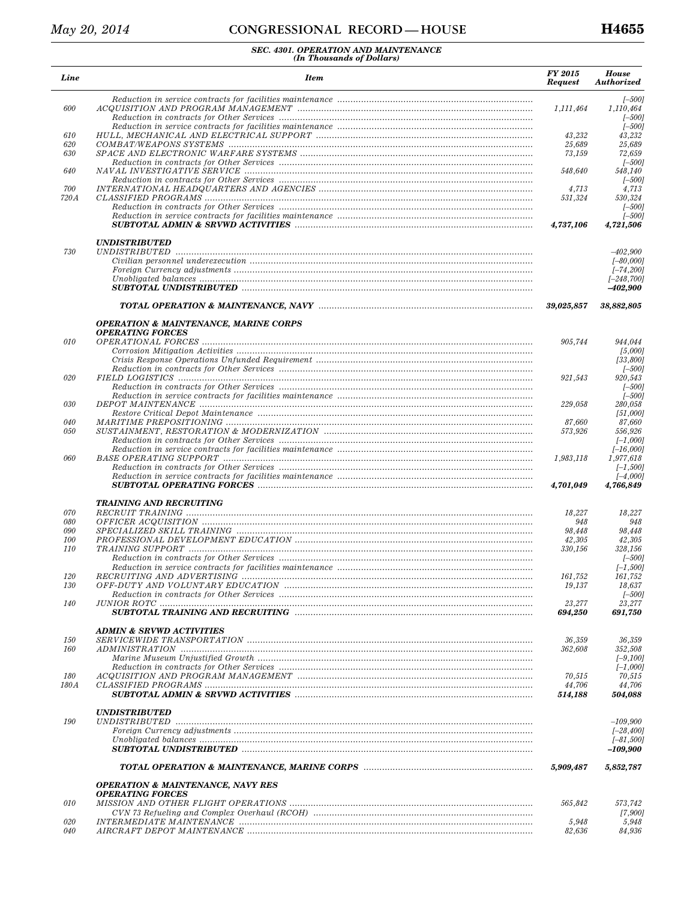SEC. 4301. OPERATION AND MAINTENANCE
(In Thousands of Dollars)

| Line | Item | FY 2015 Request | House Authorized |
|---|---|---|---|
| | Reduction in service contracts for facilities maintenance | | [–500] |
| 600 | ACQUISITION AND PROGRAM MANAGEMENT | 1,111,464 | 1,110,464 |
| | Reduction in contracts for Other Services | | [–500] |
| | Reduction in service contracts for facilities maintenance | | [–500] |
| 610 | HULL, MECHANICAL AND ELECTRICAL SUPPORT | 43,232 | 43,232 |
| 620 | COMBAT/WEAPONS SYSTEMS | 25,689 | 25,689 |
| 630 | SPACE AND ELECTRONIC WARFARE SYSTEMS | 73,159 | 72,659 |
| | Reduction in contracts for Other Services | | [–500] |
| 640 | NAVAL INVESTIGATIVE SERVICE | 548,640 | 548,140 |
| | Reduction in contracts for Other Services | | [–500] |
| 700 | INTERNATIONAL HEADQUARTERS AND AGENCIES | 4,713 | 4,713 |
| 720A | CLASSIFIED PROGRAMS | 531,324 | 530,324 |
| | Reduction in contracts for Other Services | | [–500] |
| | Reduction in service contracts for facilities maintenance | | [–500] |
| | **SUBTOTAL ADMIN & SRVWD ACTIVITIES** | **4,737,106** | **4,721,506** |
| | | | |
| | **UNDISTRIBUTED** | | |
| 730 | UNDISTRIBUTED | | –402,900 |
| | Civilian personnel underexecution | | [–80,000] |
| | Foreign Currency adjustments | | [–74,200] |
| | Unobligated balances | | [–248,700] |
| | **SUBTOTAL UNDISTRIBUTED** | | **–402,900** |
| | | | |
| | **TOTAL OPERATION & MAINTENANCE, NAVY** | **39,025,857** | **38,882,805** |
| | | | |
| | **OPERATION & MAINTENANCE, MARINE CORPS** | | |
| | **OPERATING FORCES** | | |
| 010 | OPERATIONAL FORCES | 905,744 | 944,044 |
| | Corrosion Mitigation Activities | | [5,000] |
| | Crisis Response Operations Unfunded Requirement | | [33,800] |
| | Reduction in contracts for Other Services | | [–500] |
| 020 | FIELD LOGISTICS | 921,543 | 920,543 |
| | Reduction in contracts for Other Services | | [–500] |
| | Reduction in service contracts for facilities maintenance | | [–500] |
| 030 | DEPOT MAINTENANCE | 229,058 | 280,058 |
| | Restore Critical Depot Maintenance | | [51,000] |
| 040 | MARITIME PREPOSITIONING | 87,660 | 87,660 |
| 050 | SUSTAINMENT, RESTORATION & MODERNIZATION | 573,926 | 556,926 |
| | Reduction in contracts for Other Services | | [–1,000] |
| | Reduction in service contracts for facilities maintenance | | [–16,000] |
| 060 | BASE OPERATING SUPPORT | 1,983,118 | 1,977,618 |
| | Reduction in contracts for Other Services | | [–1,500] |
| | Reduction in service contracts for facilities maintenance | | [–4,000] |
| | **SUBTOTAL OPERATING FORCES** | **4,701,049** | **4,766,849** |
| | | | |
| | **TRAINING AND RECRUITING** | | |
| 070 | RECRUIT TRAINING | 18,227 | 18,227 |
| 080 | OFFICER ACQUISITION | 948 | 948 |
| 090 | SPECIALIZED SKILL TRAINING | 98,448 | 98,448 |
| 100 | PROFESSIONAL DEVELOPMENT EDUCATION | 42,305 | 42,305 |
| 110 | TRAINING SUPPORT | 330,156 | 328,156 |
| | Reduction in contracts for Other Services | | [–500] |
| | Reduction in service contracts for facilities maintenance | | [–1,500] |
| 120 | RECRUITING AND ADVERTISING | 161,752 | 161,752 |
| 130 | OFF-DUTY AND VOLUNTARY EDUCATION | 19,137 | 18,637 |
| | Reduction in contracts for Other Services | | [–500] |
| 140 | JUNIOR ROTC | 23,277 | 23,277 |
| | **SUBTOTAL TRAINING AND RECRUITING** | **694,250** | **691,750** |
| | | | |
| | **ADMIN & SRVWD ACTIVITIES** | | |
| 150 | SERVICEWIDE TRANSPORTATION | 36,359 | 36,359 |
| 160 | ADMINISTRATION | 362,608 | 352,508 |
| | Marine Museum Unjustified Growth | | [–9,100] |
| | Reduction in contracts for Other Services | | [–1,000] |
| 180 | ACQUISITION AND PROGRAM MANAGEMENT | 70,515 | 70,515 |
| 180A | CLASSIFIED PROGRAMS | 44,706 | 44,706 |
| | **SUBTOTAL ADMIN & SRVWD ACTIVITIES** | **514,188** | **504,088** |
| | | | |
| | **UNDISTRIBUTED** | | |
| 190 | UNDISTRIBUTED | | –109,900 |
| | Foreign Currency adjustments | | [–28,400] |
| | Unobligated balances | | [–81,500] |
| | **SUBTOTAL UNDISTRIBUTED** | | **–109,900** |
| | | | |
| | **TOTAL OPERATION & MAINTENANCE, MARINE CORPS** | **5,909,487** | **5,852,787** |
| | | | |
| | **OPERATION & MAINTENANCE, NAVY RES** | | |
| | **OPERATING FORCES** | | |
| 010 | MISSION AND OTHER FLIGHT OPERATIONS | 565,842 | 573,742 |
| | CVN 73 Refueling and Complex Overhaul (RCOH) | | [7,900] |
| 020 | INTERMEDIATE MAINTENANCE | 5,948 | 5,948 |
| 040 | AIRCRAFT DEPOT MAINTENANCE | 82,636 | 84,936 |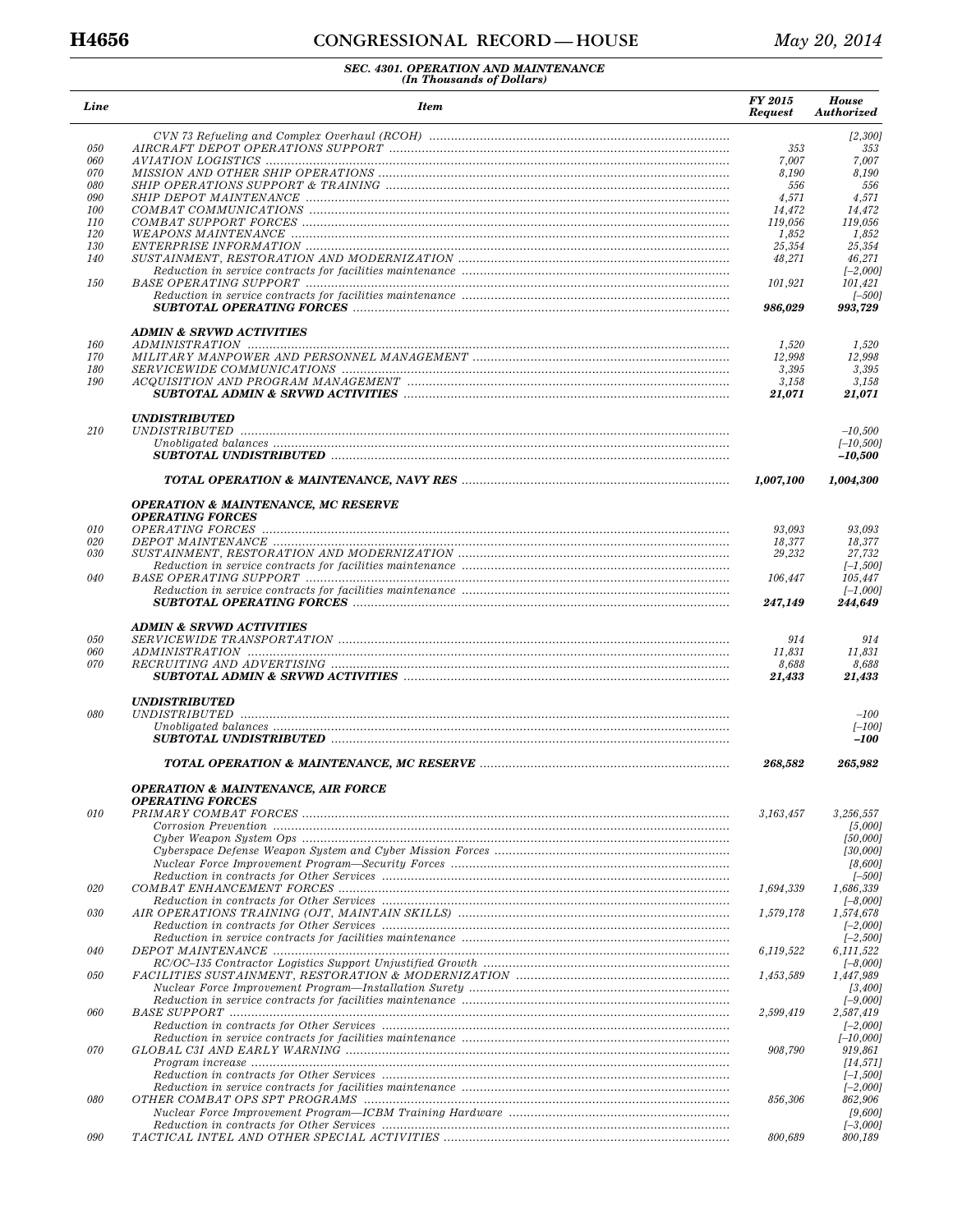**SEC. 4301. OPERATION AND MAINTENANCE**
*(In Thousands of Dollars)*

| Line | Item | FY 2015 Request | House Authorized |
|---|---|---|---|
| | CVN 73 Refueling and Complex Overhaul (RCOH) | | [2,300] |
| 050 | AIRCRAFT DEPOT OPERATIONS SUPPORT | 353 | 353 |
| 060 | AVIATION LOGISTICS | 7,007 | 7,007 |
| 070 | MISSION AND OTHER SHIP OPERATIONS | 8,190 | 8,190 |
| 080 | SHIP OPERATIONS SUPPORT & TRAINING | 556 | 556 |
| 090 | SHIP DEPOT MAINTENANCE | 4,571 | 4,571 |
| 100 | COMBAT COMMUNICATIONS | 14,472 | 14,472 |
| 110 | COMBAT SUPPORT FORCES | 119,056 | 119,056 |
| 120 | WEAPONS MAINTENANCE | 1,852 | 1,852 |
| 130 | ENTERPRISE INFORMATION | 25,354 | 25,354 |
| 140 | SUSTAINMENT, RESTORATION AND MODERNIZATION | 48,271 | 46,271 |
| | Reduction in service contracts for facilities maintenance | | [–2,000] |
| 150 | BASE OPERATING SUPPORT | 101,921 | 101,421 |
| | Reduction in service contracts for facilities maintenance | | [–500] |
| | **SUBTOTAL OPERATING FORCES** | **986,029** | **993,729** |
| | | | |
| | **ADMIN & SRVWD ACTIVITIES** | | |
| 160 | ADMINISTRATION | 1,520 | 1,520 |
| 170 | MILITARY MANPOWER AND PERSONNEL MANAGEMENT | 12,998 | 12,998 |
| 180 | SERVICEWIDE COMMUNICATIONS | 3,395 | 3,395 |
| 190 | ACQUISITION AND PROGRAM MANAGEMENT | 3,158 | 3,158 |
| | **SUBTOTAL ADMIN & SRVWD ACTIVITIES** | **21,071** | **21,071** |
| | | | |
| | **UNDISTRIBUTED** | | |
| 210 | UNDISTRIBUTED | | –10,500 |
| | Unobligated balances | | [–10,500] |
| | **SUBTOTAL UNDISTRIBUTED** | | **–10,500** |
| | | | |
| | **TOTAL OPERATION & MAINTENANCE, NAVY RES** | **1,007,100** | **1,004,300** |
| | | | |
| | **OPERATION & MAINTENANCE, MC RESERVE** | | |
| | **OPERATING FORCES** | | |
| 010 | OPERATING FORCES | 93,093 | 93,093 |
| 020 | DEPOT MAINTENANCE | 18,377 | 18,377 |
| 030 | SUSTAINMENT, RESTORATION AND MODERNIZATION | 29,232 | 27,732 |
| | Reduction in service contracts for facilities maintenance | | [–1,500] |
| 040 | BASE OPERATING SUPPORT | 106,447 | 105,447 |
| | Reduction in service contracts for facilities maintenance | | [–1,000] |
| | **SUBTOTAL OPERATING FORCES** | **247,149** | **244,649** |
| | | | |
| | **ADMIN & SRVWD ACTIVITIES** | | |
| 050 | SERVICEWIDE TRANSPORTATION | 914 | 914 |
| 060 | ADMINISTRATION | 11,831 | 11,831 |
| 070 | RECRUITING AND ADVERTISING | 8,688 | 8,688 |
| | **SUBTOTAL ADMIN & SRVWD ACTIVITIES** | **21,433** | **21,433** |
| | | | |
| | **UNDISTRIBUTED** | | |
| 080 | UNDISTRIBUTED | | –100 |
| | Unobligated balances | | [–100] |
| | **SUBTOTAL UNDISTRIBUTED** | | **–100** |
| | | | |
| | **TOTAL OPERATION & MAINTENANCE, MC RESERVE** | **268,582** | **265,982** |
| | | | |
| | **OPERATION & MAINTENANCE, AIR FORCE** | | |
| | **OPERATING FORCES** | | |
| 010 | PRIMARY COMBAT FORCES | 3,163,457 | 3,256,557 |
| | Corrosion Prevention | | [5,000] |
| | Cyber Weapon System Ops | | [50,000] |
| | Cyberspace Defense Weapon System and Cyber Mission Forces | | [30,000] |
| | Nuclear Force Improvement Program—Security Forces | | [8,600] |
| | Reduction in contracts for Other Services | | [–500] |
| 020 | COMBAT ENHANCEMENT FORCES | 1,694,339 | 1,686,339 |
| | Reduction in contracts for Other Services | | [–8,000] |
| 030 | AIR OPERATIONS TRAINING (OJT, MAINTAIN SKILLS) | 1,579,178 | 1,574,678 |
| | Reduction in contracts for Other Services | | [–2,000] |
| | Reduction in service contracts for facilities maintenance | | [–2,500] |
| 040 | DEPOT MAINTENANCE | 6,119,522 | 6,111,522 |
| | RC/OC–135 Contractor Logistics Support Unjustified Growth | | [–8,000] |
| 050 | FACILITIES SUSTAINMENT, RESTORATION & MODERNIZATION | 1,453,589 | 1,447,989 |
| | Nuclear Force Improvement Program—Installation Surety | | [3,400] |
| | Reduction in service contracts for facilities maintenance | | [–9,000] |
| 060 | BASE SUPPORT | 2,599,419 | 2,587,419 |
| | Reduction in contracts for Other Services | | [–2,000] |
| | Reduction in service contracts for facilities maintenance | | [–10,000] |
| 070 | GLOBAL C3I AND EARLY WARNING | 908,790 | 919,861 |
| | Program increase | | [14,571] |
| | Reduction in contracts for Other Services | | [–1,500] |
| | Reduction in service contracts for facilities maintenance | | [–2,000] |
| 080 | OTHER COMBAT OPS SPT PROGRAMS | 856,306 | 862,906 |
| | Nuclear Force Improvement Program—ICBM Training Hardware | | [9,600] |
| | Reduction in contracts for Other Services | | [–3,000] |
| 090 | TACTICAL INTEL AND OTHER SPECIAL ACTIVITIES | 800,689 | 800,189 |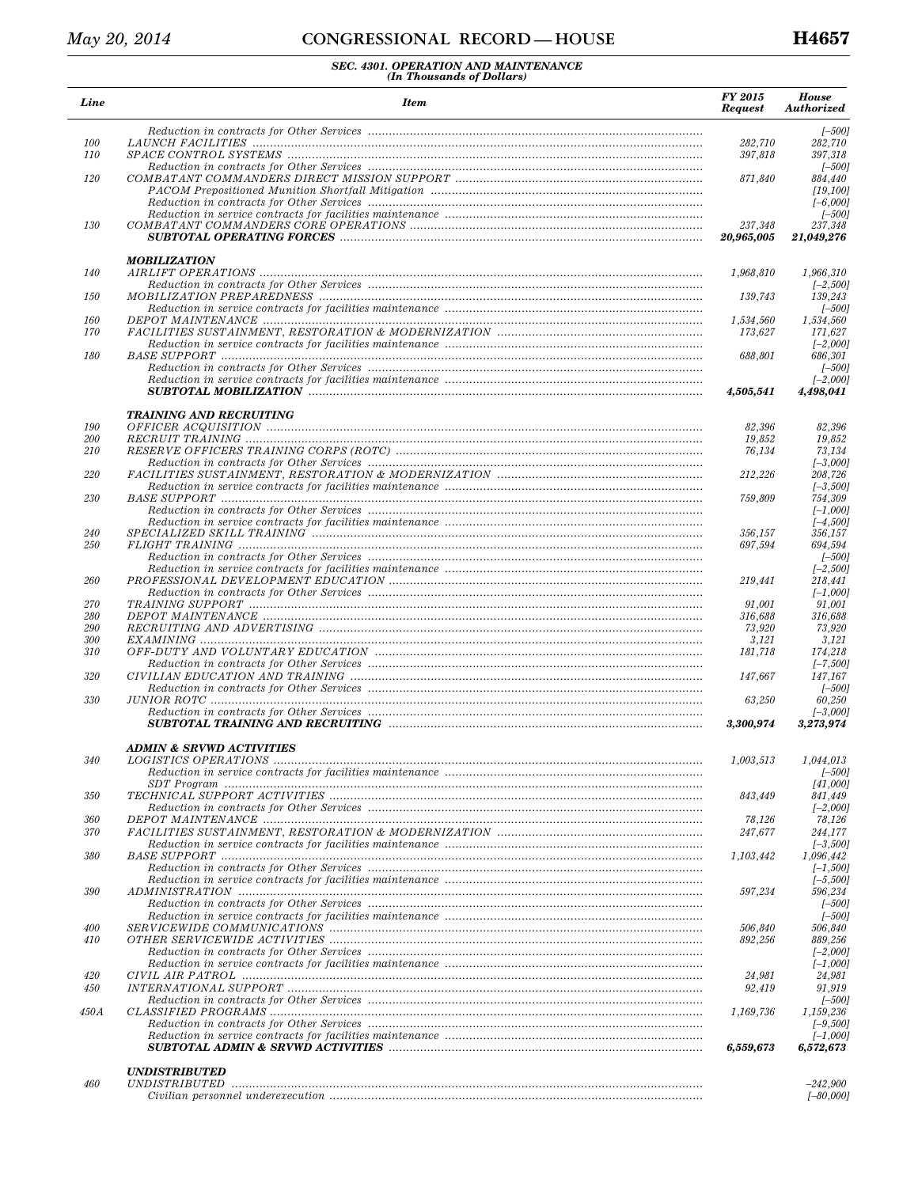**SEC. 4301. OPERATION AND MAINTENANCE**
*(In Thousands of Dollars)*

| Line | Item | FY 2015 Request | House Authorized |
|---|---|---|---|
| | Reduction in contracts for Other Services | | [–500] |
| 100 | LAUNCH FACILITIES | 282,710 | 282,710 |
| 110 | SPACE CONTROL SYSTEMS | 397,818 | 397,318 |
| | Reduction in contracts for Other Services | | [–500] |
| 120 | COMBATANT COMMANDERS DIRECT MISSION SUPPORT | 871,840 | 884,440 |
| | PACOM Prepositioned Munition Shortfall Mitigation | | [19,100] |
| | Reduction in contracts for Other Services | | [–6,000] |
| | Reduction in service contracts for facilities maintenance | | [–500] |
| 130 | COMBATANT COMMANDERS CORE OPERATIONS | 237,348 | 237,348 |
| | **SUBTOTAL OPERATING FORCES** | **20,965,005** | **21,049,276** |
| | **MOBILIZATION** | | |
| 140 | AIRLIFT OPERATIONS | 1,968,810 | 1,966,310 |
| | Reduction in contracts for Other Services | | [–2,500] |
| 150 | MOBILIZATION PREPAREDNESS | 139,743 | 139,243 |
| | Reduction in service contracts for facilities maintenance | | [–500] |
| 160 | DEPOT MAINTENANCE | 1,534,560 | 1,534,560 |
| 170 | FACILITIES SUSTAINMENT, RESTORATION & MODERNIZATION | 173,627 | 171,627 |
| | Reduction in service contracts for facilities maintenance | | [–2,000] |
| 180 | BASE SUPPORT | 688,801 | 686,301 |
| | Reduction in contracts for Other Services | | [–500] |
| | Reduction in service contracts for facilities maintenance | | [–2,000] |
| | **SUBTOTAL MOBILIZATION** | **4,505,541** | **4,498,041** |
| | **TRAINING AND RECRUITING** | | |
| 190 | OFFICER ACQUISITION | 82,396 | 82,396 |
| 200 | RECRUIT TRAINING | 19,852 | 19,852 |
| 210 | RESERVE OFFICERS TRAINING CORPS (ROTC) | 76,134 | 73,134 |
| | Reduction in contracts for Other Services | | [–3,000] |
| 220 | FACILITIES SUSTAINMENT, RESTORATION & MODERNIZATION | 212,226 | 208,726 |
| | Reduction in service contracts for facilities maintenance | | [–3,500] |
| 230 | BASE SUPPORT | 759,809 | 754,309 |
| | Reduction in contracts for Other Services | | [–1,000] |
| | Reduction in service contracts for facilities maintenance | | [–4,500] |
| 240 | SPECIALIZED SKILL TRAINING | 356,157 | 356,157 |
| 250 | FLIGHT TRAINING | 697,594 | 694,594 |
| | Reduction in contracts for Other Services | | [–500] |
| | Reduction in service contracts for facilities maintenance | | [–2,500] |
| 260 | PROFESSIONAL DEVELOPMENT EDUCATION | 219,441 | 218,441 |
| | Reduction in contracts for Other Services | | [–1,000] |
| 270 | TRAINING SUPPORT | 91,001 | 91,001 |
| 280 | DEPOT MAINTENANCE | 316,688 | 316,688 |
| 290 | RECRUITING AND ADVERTISING | 73,920 | 73,920 |
| 300 | EXAMINING | 3,121 | 3,121 |
| 310 | OFF-DUTY AND VOLUNTARY EDUCATION | 181,718 | 174,218 |
| | Reduction in contracts for Other Services | | [–7,500] |
| 320 | CIVILIAN EDUCATION AND TRAINING | 147,667 | 147,167 |
| | Reduction in contracts for Other Services | | [–500] |
| 330 | JUNIOR ROTC | 63,250 | 60,250 |
| | Reduction in contracts for Other Services | | [–3,000] |
| | **SUBTOTAL TRAINING AND RECRUITING** | **3,300,974** | **3,273,974** |
| | **ADMIN & SRVWD ACTIVITIES** | | |
| 340 | LOGISTICS OPERATIONS | 1,003,513 | 1,044,013 |
| | Reduction in service contracts for facilities maintenance | | [–500] |
| | SDT Program | | [41,000] |
| 350 | TECHNICAL SUPPORT ACTIVITIES | 843,449 | 841,449 |
| | Reduction in contracts for Other Services | | [–2,000] |
| 360 | DEPOT MAINTENANCE | 78,126 | 78,126 |
| 370 | FACILITIES SUSTAINMENT, RESTORATION & MODERNIZATION | 247,677 | 244,177 |
| | Reduction in service contracts for facilities maintenance | | [–3,500] |
| 380 | BASE SUPPORT | 1,103,442 | 1,096,442 |
| | Reduction in contracts for Other Services | | [–1,500] |
| | Reduction in service contracts for facilities maintenance | | [–5,500] |
| 390 | ADMINISTRATION | 597,234 | 596,234 |
| | Reduction in contracts for Other Services | | [–500] |
| | Reduction in service contracts for facilities maintenance | | [–500] |
| 400 | SERVICEWIDE COMMUNICATIONS | 506,840 | 506,840 |
| 410 | OTHER SERVICEWIDE ACTIVITIES | 892,256 | 889,256 |
| | Reduction in contracts for Other Services | | [–2,000] |
| | Reduction in service contracts for facilities maintenance | | [–1,000] |
| 420 | CIVIL AIR PATROL | 24,981 | 24,981 |
| 450 | INTERNATIONAL SUPPORT | 92,419 | 91,919 |
| | Reduction in contracts for Other Services | | [–500] |
| 450A | CLASSIFIED PROGRAMS | 1,169,736 | 1,159,236 |
| | Reduction in contracts for Other Services | | [–9,500] |
| | Reduction in service contracts for facilities maintenance | | [–1,000] |
| | **SUBTOTAL ADMIN & SRVWD ACTIVITIES** | **6,559,673** | **6,572,673** |
| | **UNDISTRIBUTED** | | |
| 460 | UNDISTRIBUTED | | –242,900 |
| | Civilian personnel underexecution | | [–80,000] |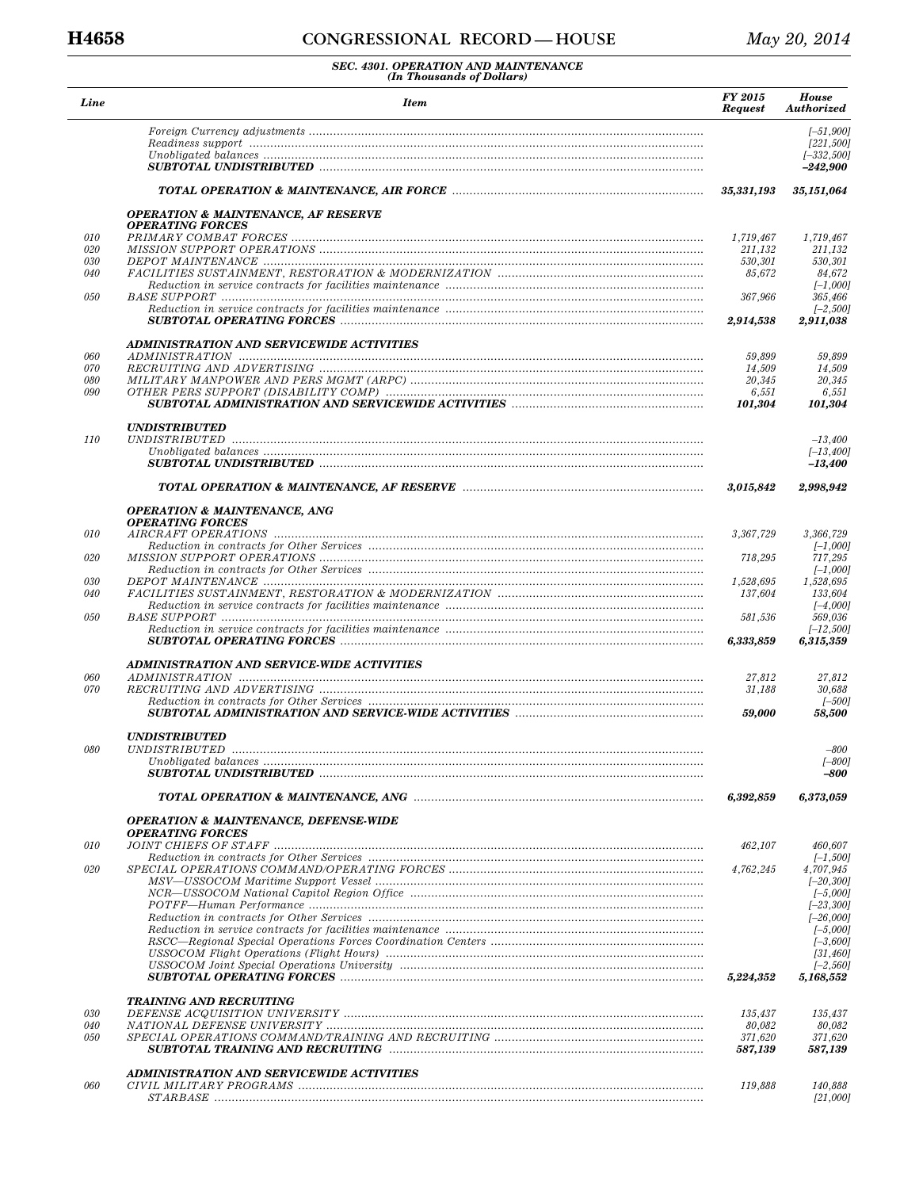**SEC. 4301. OPERATION AND MAINTENANCE**
**(In Thousands of Dollars)**

| Line | Item | FY 2015 Request | House Authorized |
|---|---|---|---|
| | Foreign Currency adjustments | | [–51,900] |
| | Readiness support | | [221,500] |
| | Unobligated balances | | [–332,500] |
| | **SUBTOTAL UNDISTRIBUTED** | | **–242,900** |
| | | | |
| | **TOTAL OPERATION & MAINTENANCE, AIR FORCE** | **35,331,193** | **35,151,064** |
| | | | |
| | **OPERATION & MAINTENANCE, AF RESERVE** | | |
| | **OPERATING FORCES** | | |
| 010 | PRIMARY COMBAT FORCES | 1,719,467 | 1,719,467 |
| 020 | MISSION SUPPORT OPERATIONS | 211,132 | 211,132 |
| 030 | DEPOT MAINTENANCE | 530,301 | 530,301 |
| 040 | FACILITIES SUSTAINMENT, RESTORATION & MODERNIZATION | 85,672 | 84,672 |
| | Reduction in service contracts for facilities maintenance | | [–1,000] |
| 050 | BASE SUPPORT | 367,966 | 365,466 |
| | Reduction in service contracts for facilities maintenance | | [–2,500] |
| | **SUBTOTAL OPERATING FORCES** | **2,914,538** | **2,911,038** |
| | | | |
| | **ADMINISTRATION AND SERVICEWIDE ACTIVITIES** | | |
| 060 | ADMINISTRATION | 59,899 | 59,899 |
| 070 | RECRUITING AND ADVERTISING | 14,509 | 14,509 |
| 080 | MILITARY MANPOWER AND PERS MGMT (ARPC) | 20,345 | 20,345 |
| 090 | OTHER PERS SUPPORT (DISABILITY COMP) | 6,551 | 6,551 |
| | **SUBTOTAL ADMINISTRATION AND SERVICEWIDE ACTIVITIES** | **101,304** | **101,304** |
| | | | |
| | **UNDISTRIBUTED** | | |
| 110 | UNDISTRIBUTED | | –13,400 |
| | Unobligated balances | | [–13,400] |
| | **SUBTOTAL UNDISTRIBUTED** | | **–13,400** |
| | | | |
| | **TOTAL OPERATION & MAINTENANCE, AF RESERVE** | **3,015,842** | **2,998,942** |
| | | | |
| | **OPERATION & MAINTENANCE, ANG** | | |
| | **OPERATING FORCES** | | |
| 010 | AIRCRAFT OPERATIONS | 3,367,729 | 3,366,729 |
| | Reduction in contracts for Other Services | | [–1,000] |
| 020 | MISSION SUPPORT OPERATIONS | 718,295 | 717,295 |
| | Reduction in contracts for Other Services | | [–1,000] |
| 030 | DEPOT MAINTENANCE | 1,528,695 | 1,528,695 |
| 040 | FACILITIES SUSTAINMENT, RESTORATION & MODERNIZATION | 137,604 | 133,604 |
| | Reduction in service contracts for facilities maintenance | | [–4,000] |
| 050 | BASE SUPPORT | 581,536 | 569,036 |
| | Reduction in service contracts for facilities maintenance | | [–12,500] |
| | **SUBTOTAL OPERATING FORCES** | **6,333,859** | **6,315,359** |
| | | | |
| | **ADMINISTRATION AND SERVICE-WIDE ACTIVITIES** | | |
| 060 | ADMINISTRATION | 27,812 | 27,812 |
| 070 | RECRUITING AND ADVERTISING | 31,188 | 30,688 |
| | Reduction in contracts for Other Services | | [–500] |
| | **SUBTOTAL ADMINISTRATION AND SERVICE-WIDE ACTIVITIES** | **59,000** | **58,500** |
| | | | |
| | **UNDISTRIBUTED** | | |
| 080 | UNDISTRIBUTED | | –800 |
| | Unobligated balances | | [–800] |
| | **SUBTOTAL UNDISTRIBUTED** | | **–800** |
| | | | |
| | **TOTAL OPERATION & MAINTENANCE, ANG** | **6,392,859** | **6,373,059** |
| | | | |
| | **OPERATION & MAINTENANCE, DEFENSE-WIDE** | | |
| | **OPERATING FORCES** | | |
| 010 | JOINT CHIEFS OF STAFF | 462,107 | 460,607 |
| | Reduction in contracts for Other Services | | [–1,500] |
| 020 | SPECIAL OPERATIONS COMMAND/OPERATING FORCES | 4,762,245 | 4,707,945 |
| | MSV—USSOCOM Maritime Support Vessel | | [–20,300] |
| | NCR—USSOCOM National Capitol Region Office | | [–5,000] |
| | POTFF—Human Performance | | [–23,300] |
| | Reduction in contracts for Other Services | | [–26,000] |
| | Reduction in service contracts for facilities maintenance | | [–5,000] |
| | RSCC—Regional Special Operations Forces Coordination Centers | | [–3,600] |
| | USSOCOM Flight Operations (Flight Hours) | | [31,460] |
| | USSOCOM Joint Special Operations University | | [–2,560] |
| | **SUBTOTAL OPERATING FORCES** | **5,224,352** | **5,168,552** |
| | | | |
| | **TRAINING AND RECRUITING** | | |
| 030 | DEFENSE ACQUISITION UNIVERSITY | 135,437 | 135,437 |
| 040 | NATIONAL DEFENSE UNIVERSITY | 80,082 | 80,082 |
| 050 | SPECIAL OPERATIONS COMMAND/TRAINING AND RECRUITING | 371,620 | 371,620 |
| | **SUBTOTAL TRAINING AND RECRUITING** | **587,139** | **587,139** |
| | | | |
| | **ADMINISTRATION AND SERVICEWIDE ACTIVITIES** | | |
| 060 | CIVIL MILITARY PROGRAMS | 119,888 | 140,888 |
| | STARBASE | | [21,000] |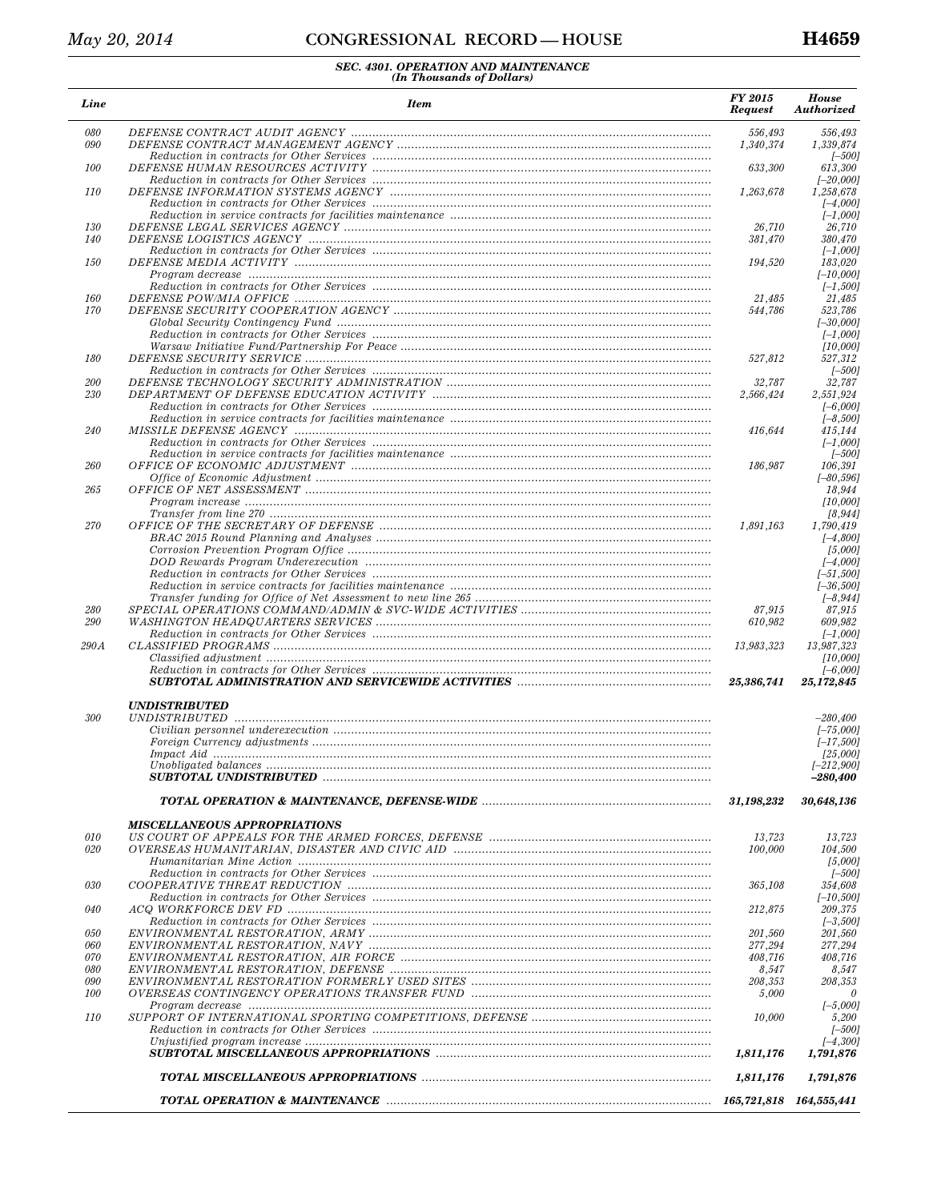**SEC. 4301. OPERATION AND MAINTENANCE**
*(In Thousands of Dollars)*

| Line | Item | FY 2015 Request | House Authorized |
|---|---|---|---|
| 080 | DEFENSE CONTRACT AUDIT AGENCY | 556,493 | 556,493 |
| 090 | DEFENSE CONTRACT MANAGEMENT AGENCY | 1,340,374 | 1,339,874 |
| | Reduction in contracts for Other Services | | [–500] |
| 100 | DEFENSE HUMAN RESOURCES ACTIVITY | 633,300 | 613,300 |
| | Reduction in contracts for Other Services | | [–20,000] |
| 110 | DEFENSE INFORMATION SYSTEMS AGENCY | 1,263,678 | 1,258,678 |
| | Reduction in contracts for Other Services | | [–4,000] |
| | Reduction in service contracts for facilities maintenance | | [–1,000] |
| 130 | DEFENSE LEGAL SERVICES AGENCY | 26,710 | 26,710 |
| 140 | DEFENSE LOGISTICS AGENCY | 381,470 | 380,470 |
| | Reduction in contracts for Other Services | | [–1,000] |
| 150 | DEFENSE MEDIA ACTIVITY | 194,520 | 183,020 |
| | Program decrease | | [–10,000] |
| | Reduction in contracts for Other Services | | [–1,500] |
| 160 | DEFENSE POW/MIA OFFICE | 21,485 | 21,485 |
| 170 | DEFENSE SECURITY COOPERATION AGENCY | 544,786 | 523,786 |
| | Global Security Contingency Fund | | [–30,000] |
| | Reduction in contracts for Other Services | | [–1,000] |
| | Warsaw Initiative Fund/Partnership For Peace | | [10,000] |
| 180 | DEFENSE SECURITY SERVICE | 527,812 | 527,312 |
| | Reduction in contracts for Other Services | | [–500] |
| 200 | DEFENSE TECHNOLOGY SECURITY ADMINISTRATION | 32,787 | 32,787 |
| 230 | DEPARTMENT OF DEFENSE EDUCATION ACTIVITY | 2,566,424 | 2,551,924 |
| | Reduction in contracts for Other Services | | [–6,000] |
| | Reduction in service contracts for facilities maintenance | | [–8,500] |
| 240 | MISSILE DEFENSE AGENCY | 416,644 | 415,144 |
| | Reduction in contracts for Other Services | | [–1,000] |
| | Reduction in service contracts for facilities maintenance | | [–500] |
| 260 | OFFICE OF ECONOMIC ADJUSTMENT | 186,987 | 106,391 |
| | Office of Economic Adjustment | | [–80,596] |
| 265 | OFFICE OF NET ASSESSMENT | | 18,944 |
| | Program increase | | [10,000] |
| | Transfer from line 270 | | [8,944] |
| 270 | OFFICE OF THE SECRETARY OF DEFENSE | 1,891,163 | 1,790,419 |
| | BRAC 2015 Round Planning and Analyses | | [–4,800] |
| | Corrosion Prevention Program Office | | [5,000] |
| | DOD Rewards Program Underexecution | | [–4,000] |
| | Reduction in contracts for Other Services | | [–51,500] |
| | Reduction in service contracts for facilities maintenance | | [–36,500] |
| | Transfer funding for Office of Net Assessment to new line 265 | | [–8,944] |
| 280 | SPECIAL OPERATIONS COMMAND/ADMIN & SVC-WIDE ACTIVITIES | 87,915 | 87,915 |
| 290 | WASHINGTON HEADQUARTERS SERVICES | 610,982 | 609,982 |
| | Reduction in contracts for Other Services | | [–1,000] |
| 290A | CLASSIFIED PROGRAMS | 13,983,323 | 13,987,323 |
| | Classified adjustment | | [10,000] |
| | Reduction in contracts for Other Services | | [–6,000] |
| | **SUBTOTAL ADMINISTRATION AND SERVICEWIDE ACTIVITIES** | **25,386,741** | **25,172,845** |
| | | | |
| | **UNDISTRIBUTED** | | |
| 300 | UNDISTRIBUTED | | –280,400 |
| | Civilian personnel underexecution | | [–75,000] |
| | Foreign Currency adjustments | | [–17,500] |
| | Impact Aid | | [25,000] |
| | Unobligated balances | | [–212,900] |
| | **SUBTOTAL UNDISTRIBUTED** | | **–280,400** |
| | | | |
| | **TOTAL OPERATION & MAINTENANCE, DEFENSE-WIDE** | **31,198,232** | **30,648,136** |
| | | | |
| | **MISCELLANEOUS APPROPRIATIONS** | | |
| 010 | US COURT OF APPEALS FOR THE ARMED FORCES, DEFENSE | 13,723 | 13,723 |
| 020 | OVERSEAS HUMANITARIAN, DISASTER AND CIVIC AID | 100,000 | 104,500 |
| | Humanitarian Mine Action | | [5,000] |
| | Reduction in contracts for Other Services | | [–500] |
| 030 | COOPERATIVE THREAT REDUCTION | 365,108 | 354,608 |
| | Reduction in contracts for Other Services | | [–10,500] |
| 040 | ACQ WORKFORCE DEV FD | 212,875 | 209,375 |
| | Reduction in contracts for Other Services | | [–3,500] |
| 050 | ENVIRONMENTAL RESTORATION, ARMY | 201,560 | 201,560 |
| 060 | ENVIRONMENTAL RESTORATION, NAVY | 277,294 | 277,294 |
| 070 | ENVIRONMENTAL RESTORATION, AIR FORCE | 408,716 | 408,716 |
| 080 | ENVIRONMENTAL RESTORATION, DEFENSE | 8,547 | 8,547 |
| 090 | ENVIRONMENTAL RESTORATION FORMERLY USED SITES | 208,353 | 208,353 |
| 100 | OVERSEAS CONTINGENCY OPERATIONS TRANSFER FUND | 5,000 | 0 |
| | Program decrease | | [–5,000] |
| 110 | SUPPORT OF INTERNATIONAL SPORTING COMPETITIONS, DEFENSE | 10,000 | 5,200 |
| | Reduction in contracts for Other Services | | [–500] |
| | Unjustified program increase | | [–4,300] |
| | **SUBTOTAL MISCELLANEOUS APPROPRIATIONS** | **1,811,176** | **1,791,876** |
| | | | |
| | **TOTAL MISCELLANEOUS APPROPRIATIONS** | **1,811,176** | **1,791,876** |
| | | | |
| | **TOTAL OPERATION & MAINTENANCE** | **165,721,818** | **164,555,441** |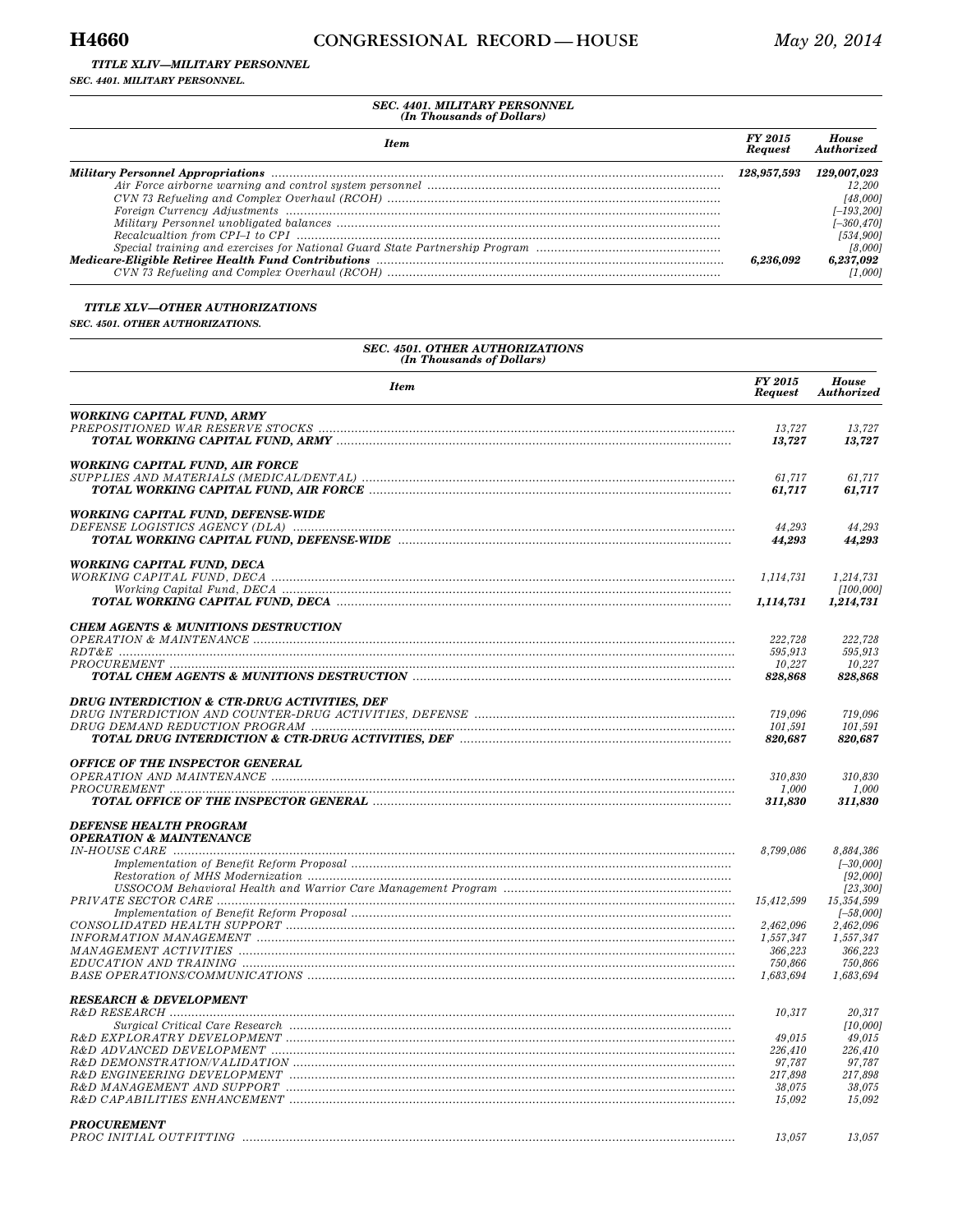*TITLE XLIV—MILITARY PERSONNEL*

*SEC. 4401. MILITARY PERSONNEL.*

**SEC. 4401. MILITARY PERSONNEL**
*(In Thousands of Dollars)*

| Item | FY 2015 Request | House Authorized |
|---|---|---|
| ***Military Personnel Appropriations*** | ***128,957,593*** | ***129,007,023*** |
| Air Force airborne warning and control system personnel | | 12,200 |
| CVN 73 Refueling and Complex Overhaul (RCOH) | | [48,000] |
| Foreign Currency Adjustments | | [–193,200] |
| Military Personnel unobligated balances | | [–360,470] |
| Recalcualtion from CPI–1 to CPI | | [534,900] |
| Special training and exercises for National Guard State Partnership Program | | [8,000] |
| ***Medicare-Eligible Retiree Health Fund Contributions*** | ***6,236,092*** | ***6,237,092*** |
| CVN 73 Refueling and Complex Overhaul (RCOH) | | [1,000] |

*TITLE XLV—OTHER AUTHORIZATIONS*

*SEC. 4501. OTHER AUTHORIZATIONS.*

**SEC. 4501. OTHER AUTHORIZATIONS**
*(In Thousands of Dollars)*

| Item | FY 2015 Request | House Authorized |
|---|---|---|
| ***WORKING CAPITAL FUND, ARMY*** | | |
| PREPOSITIONED WAR RESERVE STOCKS | 13,727 | 13,727 |
| ***TOTAL WORKING CAPITAL FUND, ARMY*** | ***13,727*** | ***13,727*** |
| ***WORKING CAPITAL FUND, AIR FORCE*** | | |
| SUPPLIES AND MATERIALS (MEDICAL/DENTAL) | 61,717 | 61,717 |
| ***TOTAL WORKING CAPITAL FUND, AIR FORCE*** | ***61,717*** | ***61,717*** |
| ***WORKING CAPITAL FUND, DEFENSE-WIDE*** | | |
| DEFENSE LOGISTICS AGENCY (DLA) | 44,293 | 44,293 |
| ***TOTAL WORKING CAPITAL FUND, DEFENSE-WIDE*** | ***44,293*** | ***44,293*** |
| ***WORKING CAPITAL FUND, DECA*** | | |
| WORKING CAPITAL FUND, DECA | 1,114,731 | 1,214,731 |
| Working Capital Fund, DECA | | [100,000] |
| ***TOTAL WORKING CAPITAL FUND, DECA*** | ***1,114,731*** | ***1,214,731*** |
| ***CHEM AGENTS & MUNITIONS DESTRUCTION*** | | |
| OPERATION & MAINTENANCE | 222,728 | 222,728 |
| RDT&E | 595,913 | 595,913 |
| PROCUREMENT | 10,227 | 10,227 |
| ***TOTAL CHEM AGENTS & MUNITIONS DESTRUCTION*** | ***828,868*** | ***828,868*** |
| ***DRUG INTERDICTION & CTR-DRUG ACTIVITIES, DEF*** | | |
| DRUG INTERDICTION AND COUNTER-DRUG ACTIVITIES, DEFENSE | 719,096 | 719,096 |
| DRUG DEMAND REDUCTION PROGRAM | 101,591 | 101,591 |
| ***TOTAL DRUG INTERDICTION & CTR-DRUG ACTIVITIES, DEF*** | ***820,687*** | ***820,687*** |
| ***OFFICE OF THE INSPECTOR GENERAL*** | | |
| OPERATION AND MAINTENANCE | 310,830 | 310,830 |
| PROCUREMENT | 1,000 | 1,000 |
| ***TOTAL OFFICE OF THE INSPECTOR GENERAL*** | ***311,830*** | ***311,830*** |
| ***DEFENSE HEALTH PROGRAM*** | | |
| ***OPERATION & MAINTENANCE*** | | |
| IN-HOUSE CARE | 8,799,086 | 8,884,386 |
| Implementation of Benefit Reform Proposal | | [–30,000] |
| Restoration of MHS Modernization | | [92,000] |
| USSOCOM Behavioral Health and Warrior Care Management Program | | [23,300] |
| PRIVATE SECTOR CARE | 15,412,599 | 15,354,599 |
| Implementation of Benefit Reform Proposal | | [–58,000] |
| CONSOLIDATED HEALTH SUPPORT | 2,462,096 | 2,462,096 |
| INFORMATION MANAGEMENT | 1,557,347 | 1,557,347 |
| MANAGEMENT ACTIVITIES | 366,223 | 366,223 |
| EDUCATION AND TRAINING | 750,866 | 750,866 |
| BASE OPERATIONS/COMMUNICATIONS | 1,683,694 | 1,683,694 |
| ***RESEARCH & DEVELOPMENT*** | | |
| R&D RESEARCH | 10,317 | 20,317 |
| Surgical Critical Care Research | | [10,000] |
| R&D EXPLORATRY DEVELOPMENT | 49,015 | 49,015 |
| R&D ADVANCED DEVELOPMENT | 226,410 | 226,410 |
| R&D DEMONSTRATION/VALIDATION | 97,787 | 97,787 |
| R&D ENGINEERING DEVELOPMENT | 217,898 | 217,898 |
| R&D MANAGEMENT AND SUPPORT | 38,075 | 38,075 |
| R&D CAPABILITIES ENHANCEMENT | 15,092 | 15,092 |
| ***PROCUREMENT*** | | |
| PROC INITIAL OUTFITTING | 13,057 | 13,057 |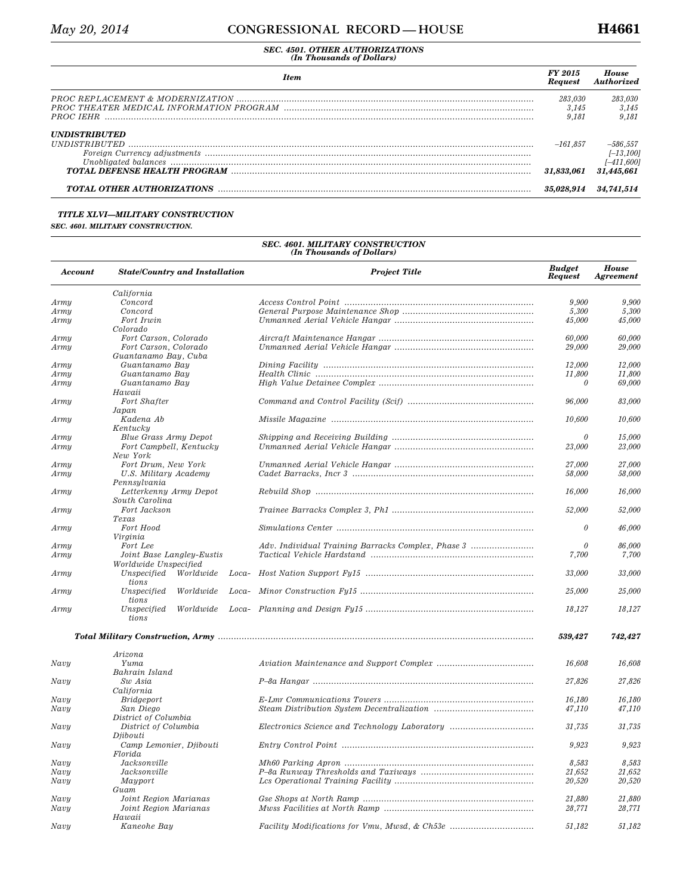**SEC. 4501. OTHER AUTHORIZATIONS**
**(In Thousands of Dollars)**

| Item | FY 2015 Request | House Authorized |
|---|---|---|
| PROC REPLACEMENT & MODERNIZATION | 283,030 | 283,030 |
| PROC THEATER MEDICAL INFORMATION PROGRAM | 3,145 | 3,145 |
| PROC IEHR | 9,181 | 9,181 |
| **UNDISTRIBUTED** | | |
| UNDISTRIBUTED | –161,857 | –586,557 |
| Foreign Currency adjustments | | [–13,100] |
| Unobligated balances | | [–411,600] |
| **TOTAL DEFENSE HEALTH PROGRAM** | **31,833,061** | **31,445,661** |
| **TOTAL OTHER AUTHORIZATIONS** | **35,028,914** | **34,741,514** |

***TITLE XLVI—MILITARY CONSTRUCTION***

***SEC. 4601. MILITARY CONSTRUCTION.***

**SEC. 4601. MILITARY CONSTRUCTION**
**(In Thousands of Dollars)**

| Account | State/Country and Installation | Project Title | Budget Request | House Agreement |
|---|---|---|---|---|
| | California | | | |
| Army | Concord | Access Control Point | 9,900 | 9,900 |
| Army | Concord | General Purpose Maintenance Shop | 5,300 | 5,300 |
| Army | Fort Irwin | Unmanned Aerial Vehicle Hangar | 45,000 | 45,000 |
| | Colorado | | | |
| Army | Fort Carson, Colorado | Aircraft Maintenance Hangar | 60,000 | 60,000 |
| Army | Fort Carson, Colorado | Unmanned Aerial Vehicle Hangar | 29,000 | 29,000 |
| | Guantanamo Bay, Cuba | | | |
| Army | Guantanamo Bay | Dining Facility | 12,000 | 12,000 |
| Army | Guantanamo Bay | Health Clinic | 11,800 | 11,800 |
| Army | Guantanamo Bay | High Value Detainee Complex | 0 | 69,000 |
| | Hawaii | | | |
| Army | Fort Shafter | Command and Control Facility (Scif) | 96,000 | 83,000 |
| | Japan | | | |
| Army | Kadena Ab | Missile Magazine | 10,600 | 10,600 |
| | Kentucky | | | |
| Army | Blue Grass Army Depot | Shipping and Receiving Building | 0 | 15,000 |
| Army | Fort Campbell, Kentucky | Unmanned Aerial Vehicle Hangar | 23,000 | 23,000 |
| | New York | | | |
| Army | Fort Drum, New York | Unmanned Aerial Vehicle Hangar | 27,000 | 27,000 |
| Army | U.S. Military Academy | Cadet Barracks, Incr 3 | 58,000 | 58,000 |
| | Pennsylvania | | | |
| Army | Letterkenny Army Depot | Rebuild Shop | 16,000 | 16,000 |
| | South Carolina | | | |
| Army | Fort Jackson | Trainee Barracks Complex 3, Ph1 | 52,000 | 52,000 |
| | Texas | | | |
| Army | Fort Hood | Simulations Center | 0 | 46,000 |
| | Virginia | | | |
| Army | Fort Lee | Adv. Individual Training Barracks Complex, Phase 3 | 0 | 86,000 |
| Army | Joint Base Langley-Eustis | Tactical Vehicle Hardstand | 7,700 | 7,700 |
| | Worldwide Unspecified | | | |
| Army | Unspecified Worldwide Locations | Host Nation Support Fy15 | 33,000 | 33,000 |
| Army | Unspecified Worldwide Locations | Minor Construction Fy15 | 25,000 | 25,000 |
| Army | Unspecified Worldwide Locations | Planning and Design Fy15 | 18,127 | 18,127 |
| | **Total Military Construction, Army** | | **539,427** | **742,427** |
| | Arizona | | | |
| Navy | Yuma | Aviation Maintenance and Support Complex | 16,608 | 16,608 |
| | Bahrain Island | | | |
| Navy | Sw Asia | P–8a Hangar | 27,826 | 27,826 |
| | California | | | |
| Navy | Bridgeport | E-Lmr Communications Towers | 16,180 | 16,180 |
| Navy | San Diego | Steam Distribution System Decentralization | 47,110 | 47,110 |
| | District of Columbia | | | |
| Navy | District of Columbia | Electronics Science and Technology Laboratory | 31,735 | 31,735 |
| | Djibouti | | | |
| Navy | Camp Lemonier, Djibouti | Entry Control Point | 9,923 | 9,923 |
| | Florida | | | |
| Navy | Jacksonville | Mh60 Parking Apron | 8,583 | 8,583 |
| Navy | Jacksonville | P–8a Runway Thresholds and Taxiways | 21,652 | 21,652 |
| Navy | Mayport | Lcs Operational Training Facility | 20,520 | 20,520 |
| | Guam | | | |
| Navy | Joint Region Marianas | Gse Shops at North Ramp | 21,880 | 21,880 |
| Navy | Joint Region Marianas | Mwss Facilities at North Ramp | 28,771 | 28,771 |
| | Hawaii | | | |
| Navy | Kaneohe Bay | Facility Modifications for Vmu, Mwsd, & Ch53e | 51,182 | 51,182 |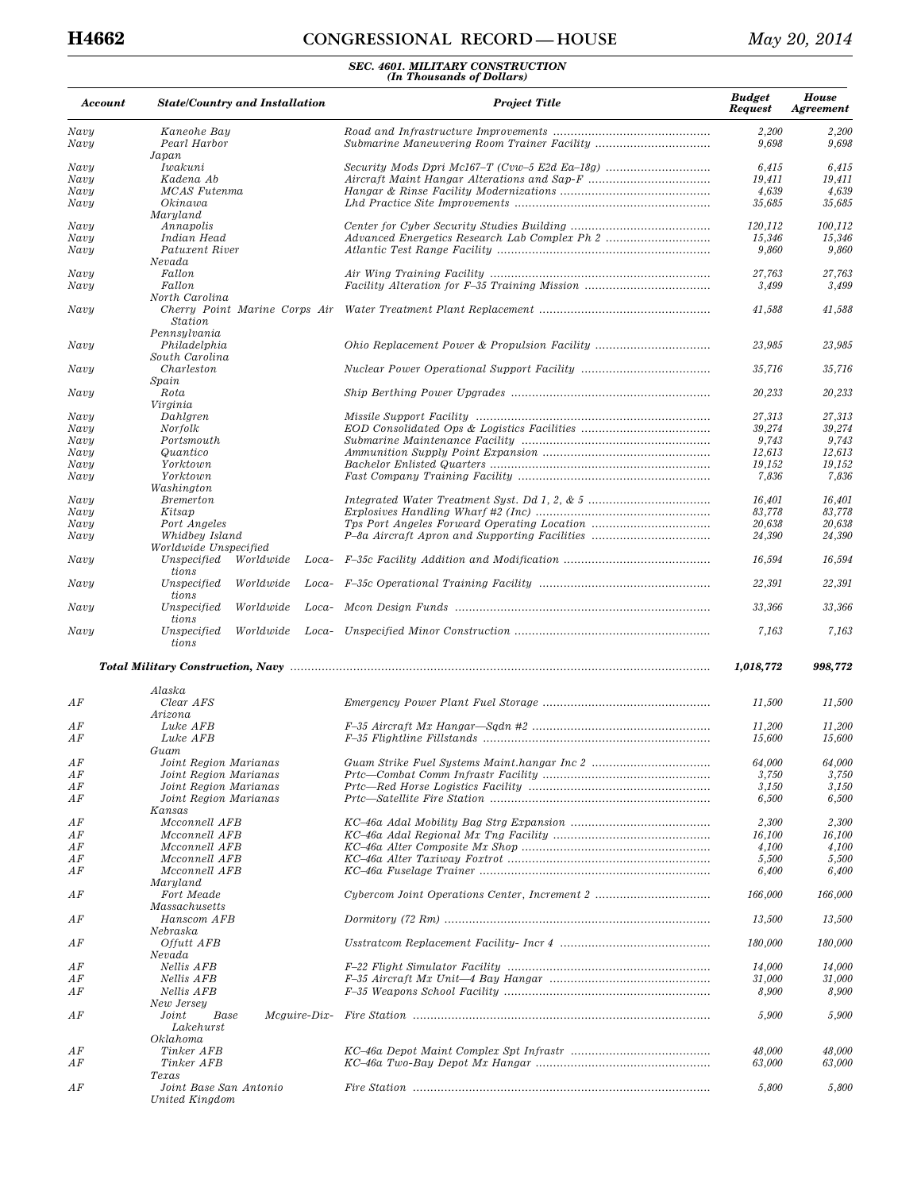**SEC. 4601. MILITARY CONSTRUCTION**
*(In Thousands of Dollars)*

| Account | State/Country and Installation | Project Title | Budget Request | House Agreement |
|---|---|---|---|---|
| Navy | Kaneohe Bay | Road and Infrastructure Improvements | 2,200 | 2,200 |
| Navy | Pearl Harbor | Submarine Maneuvering Room Trainer Facility | 9,698 | 9,698 |
| | Japan | | | |
| Navy | Iwakuni | Security Mods Dpri Mc167–T (Cvw–5 E2d Ea–18g) | 6,415 | 6,415 |
| Navy | Kadena Ab | Aircraft Maint Hangar Alterations and Sap-F | 19,411 | 19,411 |
| Navy | MCAS Futenma | Hangar & Rinse Facility Modernizations | 4,639 | 4,639 |
| Navy | Okinawa | Lhd Practice Site Improvements | 35,685 | 35,685 |
| | Maryland | | | |
| Navy | Annapolis | Center for Cyber Security Studies Building | 120,112 | 100,112 |
| Navy | Indian Head | Advanced Energetics Research Lab Complex Ph 2 | 15,346 | 15,346 |
| Navy | Patuxent River | Atlantic Test Range Facility | 9,860 | 9,860 |
| | Nevada | | | |
| Navy | Fallon | Air Wing Training Facility | 27,763 | 27,763 |
| Navy | Fallon | Facility Alteration for F–35 Training Mission | 3,499 | 3,499 |
| | North Carolina | | | |
| Navy | Cherry Point Marine Corps Air Station | Water Treatment Plant Replacement | 41,588 | 41,588 |
| | Pennsylvania | | | |
| Navy | Philadelphia | Ohio Replacement Power & Propulsion Facility | 23,985 | 23,985 |
| | South Carolina | | | |
| Navy | Charleston | Nuclear Power Operational Support Facility | 35,716 | 35,716 |
| | Spain | | | |
| Navy | Rota | Ship Berthing Power Upgrades | 20,233 | 20,233 |
| | Virginia | | | |
| Navy | Dahlgren | Missile Support Facility | 27,313 | 27,313 |
| Navy | Norfolk | EOD Consolidated Ops & Logistics Facilities | 39,274 | 39,274 |
| Navy | Portsmouth | Submarine Maintenance Facility | 9,743 | 9,743 |
| Navy | Quantico | Ammunition Supply Point Expansion | 12,613 | 12,613 |
| Navy | Yorktown | Bachelor Enlisted Quarters | 19,152 | 19,152 |
| Navy | Yorktown | Fast Company Training Facility | 7,836 | 7,836 |
| | Washington | | | |
| Navy | Bremerton | Integrated Water Treatment Syst. Dd 1, 2, & 5 | 16,401 | 16,401 |
| Navy | Kitsap | Explosives Handling Wharf #2 (Inc) | 83,778 | 83,778 |
| Navy | Port Angeles | Tps Port Angeles Forward Operating Location | 20,638 | 20,638 |
| Navy | Whidbey Island | P–8a Aircraft Apron and Supporting Facilities | 24,390 | 24,390 |
| | Worldwide Unspecified | | | |
| Navy | Unspecified Worldwide Locations | F–35c Facility Addition and Modification | 16,594 | 16,594 |
| Navy | Unspecified Worldwide Locations | F–35c Operational Training Facility | 22,391 | 22,391 |
| Navy | Unspecified Worldwide Locations | Mcon Design Funds | 33,366 | 33,366 |
| Navy | Unspecified Worldwide Locations | Unspecified Minor Construction | 7,163 | 7,163 |
| **Total Military Construction, Navy** | | | **1,018,772** | **998,772** |
| | Alaska | | | |
| AF | Clear AFS | Emergency Power Plant Fuel Storage | 11,500 | 11,500 |
| | Arizona | | | |
| AF | Luke AFB | F–35 Aircraft Mx Hangar—Sqdn #2 | 11,200 | 11,200 |
| AF | Luke AFB | F–35 Flightline Fillstands | 15,600 | 15,600 |
| | Guam | | | |
| AF | Joint Region Marianas | Guam Strike Fuel Systems Maint.hangar Inc 2 | 64,000 | 64,000 |
| AF | Joint Region Marianas | Prtc—Combat Comm Infrastr Facility | 3,750 | 3,750 |
| AF | Joint Region Marianas | Prtc—Red Horse Logistics Facility | 3,150 | 3,150 |
| AF | Joint Region Marianas | Prtc—Satellite Fire Station | 6,500 | 6,500 |
| | Kansas | | | |
| AF | Mcconnell AFB | KC–46a Adal Mobility Bag Strg Expansion | 2,300 | 2,300 |
| AF | Mcconnell AFB | KC–46a Adal Regional Mx Tng Facility | 16,100 | 16,100 |
| AF | Mcconnell AFB | KC–46a Alter Composite Mx Shop | 4,100 | 4,100 |
| AF | Mcconnell AFB | KC–46a Alter Taxiway Foxtrot | 5,500 | 5,500 |
| AF | Mcconnell AFB | KC–46a Fuselage Trainer | 6,400 | 6,400 |
| | Maryland | | | |
| AF | Fort Meade | Cybercom Joint Operations Center, Increment 2 | 166,000 | 166,000 |
| | Massachusetts | | | |
| AF | Hanscom AFB | Dormitory (72 Rm) | 13,500 | 13,500 |
| | Nebraska | | | |
| AF | Offutt AFB | Usstratcom Replacement Facility- Incr 4 | 180,000 | 180,000 |
| | Nevada | | | |
| AF | Nellis AFB | F–22 Flight Simulator Facility | 14,000 | 14,000 |
| AF | Nellis AFB | F–35 Aircraft Mx Unit—4 Bay Hangar | 31,000 | 31,000 |
| AF | Nellis AFB | F–35 Weapons School Facility | 8,900 | 8,900 |
| | New Jersey | | | |
| AF | Joint Base Mcguire-Dix-Lakehurst | Fire Station | 5,900 | 5,900 |
| | Oklahoma | | | |
| AF | Tinker AFB | KC–46a Depot Maint Complex Spt Infrastr | 48,000 | 48,000 |
| AF | Tinker AFB | KC–46a Two-Bay Depot Mx Hangar | 63,000 | 63,000 |
| | Texas | | | |
| AF | Joint Base San Antonio | Fire Station | 5,800 | 5,800 |
| | United Kingdom | | | |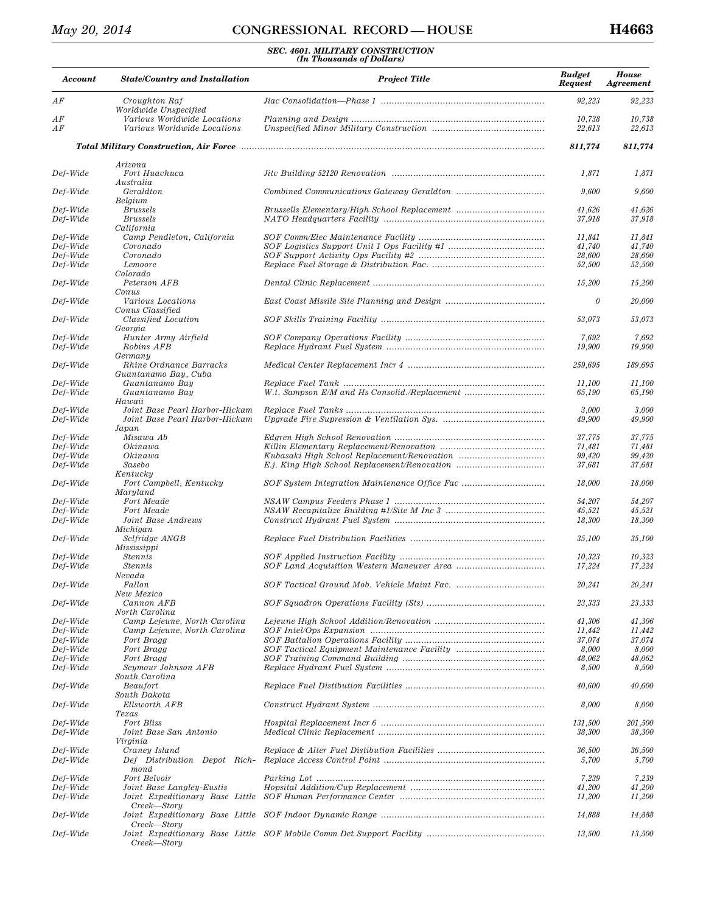**SEC. 4601. MILITARY CONSTRUCTION**
*(In Thousands of Dollars)*

| Account | State/Country and Installation | Project Title | Budget Request | House Agreement |
|---|---|---|---|---|
| AF | Croughton Raf | Jiac Consolidation—Phase 1 | 92,223 | 92,223 |
| | Worldwide Unspecified | | | |
| AF | Various Worldwide Locations | Planning and Design | 10,738 | 10,738 |
| AF | Various Worldwide Locations | Unspecified Minor Military Construction | 22,613 | 22,613 |
| | **Total Military Construction, Air Force** | | **811,774** | **811,774** |
| | Arizona | | | |
| Def-Wide | Fort Huachuca | Jitc Building 52120 Renovation | 1,871 | 1,871 |
| | Australia | | | |
| Def-Wide | Geraldton | Combined Communications Gateway Geraldton | 9,600 | 9,600 |
| | Belgium | | | |
| Def-Wide | Brussels | Brussells Elementary/High School Replacement | 41,626 | 41,626 |
| Def-Wide | Brussels | NATO Headquarters Facility | 37,918 | 37,918 |
| | California | | | |
| Def-Wide | Camp Pendleton, California | SOF Comm/Elec Maintenance Facility | 11,841 | 11,841 |
| Def-Wide | Coronado | SOF Logistics Support Unit 1 Ops Facility #1 | 41,740 | 41,740 |
| Def-Wide | Coronado | SOF Support Activity Ops Facility #2 | 28,600 | 28,600 |
| Def-Wide | Lemoore | Replace Fuel Storage & Distribution Fac. | 52,500 | 52,500 |
| | Colorado | | | |
| Def-Wide | Peterson AFB | Dental Clinic Replacement | 15,200 | 15,200 |
| | Conus | | | |
| Def-Wide | Various Locations | East Coast Missile Site Planning and Design | 0 | 20,000 |
| | Conus Classified | | | |
| Def-Wide | Classified Location | SOF Skills Training Facility | 53,073 | 53,073 |
| | Georgia | | | |
| Def-Wide | Hunter Army Airfield | SOF Company Operations Facility | 7,692 | 7,692 |
| Def-Wide | Robins AFB | Replace Hydrant Fuel System | 19,900 | 19,900 |
| | Germany | | | |
| Def-Wide | Rhine Ordnance Barracks | Medical Center Replacement Incr 4 | 259,695 | 189,695 |
| | Guantanamo Bay, Cuba | | | |
| Def-Wide | Guantanamo Bay | Replace Fuel Tank | 11,100 | 11,100 |
| Def-Wide | Guantanamo Bay | W.t. Sampson E/M and Hs Consolid./Replacement | 65,190 | 65,190 |
| | Hawaii | | | |
| Def-Wide | Joint Base Pearl Harbor-Hickam | Replace Fuel Tanks | 3,000 | 3,000 |
| Def-Wide | Joint Base Pearl Harbor-Hickam | Upgrade Fire Supression & Ventilation Sys. | 49,900 | 49,900 |
| | Japan | | | |
| Def-Wide | Misawa Ab | Edgren High School Renovation | 37,775 | 37,775 |
| Def-Wide | Okinawa | Killin Elementary Replacement/Renovation | 71,481 | 71,481 |
| Def-Wide | Okinawa | Kubasaki High School Replacement/Renovation | 99,420 | 99,420 |
| Def-Wide | Sasebo | E.j. King High School Replacement/Renovation | 37,681 | 37,681 |
| | Kentucky | | | |
| Def-Wide | Fort Campbell, Kentucky | SOF System Integration Maintenance Office Fac | 18,000 | 18,000 |
| | Maryland | | | |
| Def-Wide | Fort Meade | NSAW Campus Feeders Phase 1 | 54,207 | 54,207 |
| Def-Wide | Fort Meade | NSAW Recapitalize Building #1/Site M Inc 3 | 45,521 | 45,521 |
| Def-Wide | Joint Base Andrews | Construct Hydrant Fuel System | 18,300 | 18,300 |
| | Michigan | | | |
| Def-Wide | Selfridge ANGB | Replace Fuel Distribution Facilities | 35,100 | 35,100 |
| | Mississippi | | | |
| Def-Wide | Stennis | SOF Applied Instruction Facility | 10,323 | 10,323 |
| Def-Wide | Stennis | SOF Land Acquisition Western Maneuver Area | 17,224 | 17,224 |
| | Nevada | | | |
| Def-Wide | Fallon | SOF Tactical Ground Mob. Vehicle Maint Fac. | 20,241 | 20,241 |
| | New Mexico | | | |
| Def-Wide | Cannon AFB | SOF Squadron Operations Facility (Sts) | 23,333 | 23,333 |
| | North Carolina | | | |
| Def-Wide | Camp Lejeune, North Carolina | Lejeune High School Addition/Renovation | 41,306 | 41,306 |
| Def-Wide | Camp Lejeune, North Carolina | SOF Intel/Ops Expansion | 11,442 | 11,442 |
| Def-Wide | Fort Bragg | SOF Battalion Operations Facility | 37,074 | 37,074 |
| Def-Wide | Fort Bragg | SOF Tactical Equipment Maintenance Facility | 8,000 | 8,000 |
| Def-Wide | Fort Bragg | SOF Training Command Building | 48,062 | 48,062 |
| Def-Wide | Seymour Johnson AFB | Replace Hydrant Fuel System | 8,500 | 8,500 |
| | South Carolina | | | |
| Def-Wide | Beaufort | Replace Fuel Distibution Facilities | 40,600 | 40,600 |
| | South Dakota | | | |
| Def-Wide | Ellsworth AFB | Construct Hydrant System | 8,000 | 8,000 |
| | Texas | | | |
| Def-Wide | Fort Bliss | Hospital Replacement Incr 6 | 131,500 | 201,500 |
| Def-Wide | Joint Base San Antonio | Medical Clinic Replacement | 38,300 | 38,300 |
| | Virginia | | | |
| Def-Wide | Craney Island | Replace & Alter Fuel Distibution Facilities | 36,500 | 36,500 |
| Def-Wide | Def Distribution Depot Richmond | Replace Access Control Point | 5,700 | 5,700 |
| Def-Wide | Fort Belvoir | Parking Lot | 7,239 | 7,239 |
| Def-Wide | Joint Base Langley-Eustis | Hopsital Addition/Cup Replacement | 41,200 | 41,200 |
| Def-Wide | Joint Expeditionary Base Little Creek—Story | SOF Human Performance Center | 11,200 | 11,200 |
| Def-Wide | Joint Expeditionary Base Little Creek—Story | SOF Indoor Dynamic Range | 14,888 | 14,888 |
| Def-Wide | Joint Expeditionary Base Little Creek—Story | SOF Mobile Comm Det Support Facility | 13,500 | 13,500 |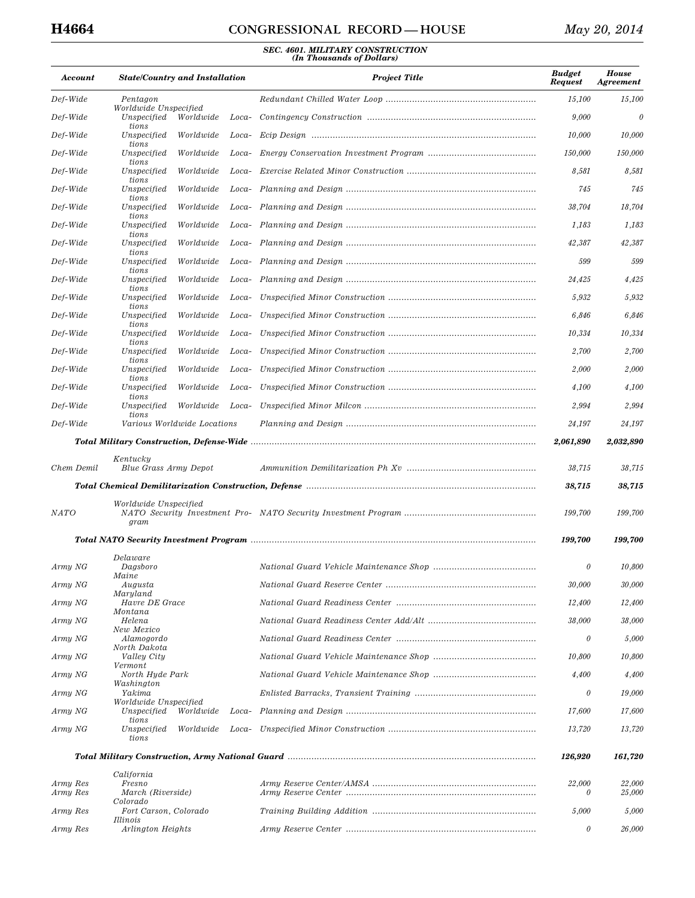**SEC. 4601. MILITARY CONSTRUCTION**
**(In Thousands of Dollars)**

| Account | State/Country and Installation | Project Title | Budget Request | House Agreement |
|---|---|---|---|---|
| Def-Wide | Pentagon | Redundant Chilled Water Loop | 15,100 | 15,100 |
| | Worldwide Unspecified | | | |
| Def-Wide | Unspecified Worldwide Locations | Contingency Construction | 9,000 | 0 |
| Def-Wide | Unspecified Worldwide Locations | Ecip Design | 10,000 | 10,000 |
| Def-Wide | Unspecified Worldwide Locations | Energy Conservation Investment Program | 150,000 | 150,000 |
| Def-Wide | Unspecified Worldwide Locations | Exercise Related Minor Construction | 8,581 | 8,581 |
| Def-Wide | Unspecified Worldwide Locations | Planning and Design | 745 | 745 |
| Def-Wide | Unspecified Worldwide Locations | Planning and Design | 38,704 | 18,704 |
| Def-Wide | Unspecified Worldwide Locations | Planning and Design | 1,183 | 1,183 |
| Def-Wide | Unspecified Worldwide Locations | Planning and Design | 42,387 | 42,387 |
| Def-Wide | Unspecified Worldwide Locations | Planning and Design | 599 | 599 |
| Def-Wide | Unspecified Worldwide Locations | Planning and Design | 24,425 | 4,425 |
| Def-Wide | Unspecified Worldwide Locations | Unspecified Minor Construction | 5,932 | 5,932 |
| Def-Wide | Unspecified Worldwide Locations | Unspecified Minor Construction | 6,846 | 6,846 |
| Def-Wide | Unspecified Worldwide Locations | Unspecified Minor Construction | 10,334 | 10,334 |
| Def-Wide | Unspecified Worldwide Locations | Unspecified Minor Construction | 2,700 | 2,700 |
| Def-Wide | Unspecified Worldwide Locations | Unspecified Minor Construction | 2,000 | 2,000 |
| Def-Wide | Unspecified Worldwide Locations | Unspecified Minor Construction | 4,100 | 4,100 |
| Def-Wide | Unspecified Worldwide Locations | Unspecified Minor Milcon | 2,994 | 2,994 |
| Def-Wide | Various Worldwide Locations | Planning and Design | 24,197 | 24,197 |
| **Total Military Construction, Defense-Wide** | | | **2,061,890** | **2,032,890** |
| | Kentucky | | | |
| Chem Demil | Blue Grass Army Depot | Ammunition Demilitarization Ph Xv | 38,715 | 38,715 |
| **Total Chemical Demilitarization Construction, Defense** | | | **38,715** | **38,715** |
| | Worldwide Unspecified | | | |
| NATO | NATO Security Investment Program | NATO Security Investment Program | 199,700 | 199,700 |
| **Total NATO Security Investment Program** | | | **199,700** | **199,700** |
| | Delaware | | | |
| Army NG | Dagsboro | National Guard Vehicle Maintenance Shop | 0 | 10,800 |
| | Maine | | | |
| Army NG | Augusta | National Guard Reserve Center | 30,000 | 30,000 |
| | Maryland | | | |
| Army NG | Havre DE Grace | National Guard Readiness Center | 12,400 | 12,400 |
| | Montana | | | |
| Army NG | Helena | National Guard Readiness Center Add/Alt | 38,000 | 38,000 |
| | New Mexico | | | |
| Army NG | Alamogordo | National Guard Readiness Center | 0 | 5,000 |
| | North Dakota | | | |
| Army NG | Valley City | National Guard Vehicle Maintenance Shop | 10,800 | 10,800 |
| | Vermont | | | |
| Army NG | North Hyde Park | National Guard Vehicle Maintenance Shop | 4,400 | 4,400 |
| | Washington | | | |
| Army NG | Yakima | Enlisted Barracks, Transient Training | 0 | 19,000 |
| | Worldwide Unspecified | | | |
| Army NG | Unspecified Worldwide Locations | Planning and Design | 17,600 | 17,600 |
| Army NG | Unspecified Worldwide Locations | Unspecified Minor Construction | 13,720 | 13,720 |
| **Total Military Construction, Army National Guard** | | | **126,920** | **161,720** |
| | California | | | |
| Army Res | Fresno | Army Reserve Center/AMSA | 22,000 | 22,000 |
| Army Res | March (Riverside) | Army Reserve Center | 0 | 25,000 |
| | Colorado | | | |
| Army Res | Fort Carson, Colorado | Training Building Addition | 5,000 | 5,000 |
| | Illinois | | | |
| Army Res | Arlington Heights | Army Reserve Center | 0 | 26,000 |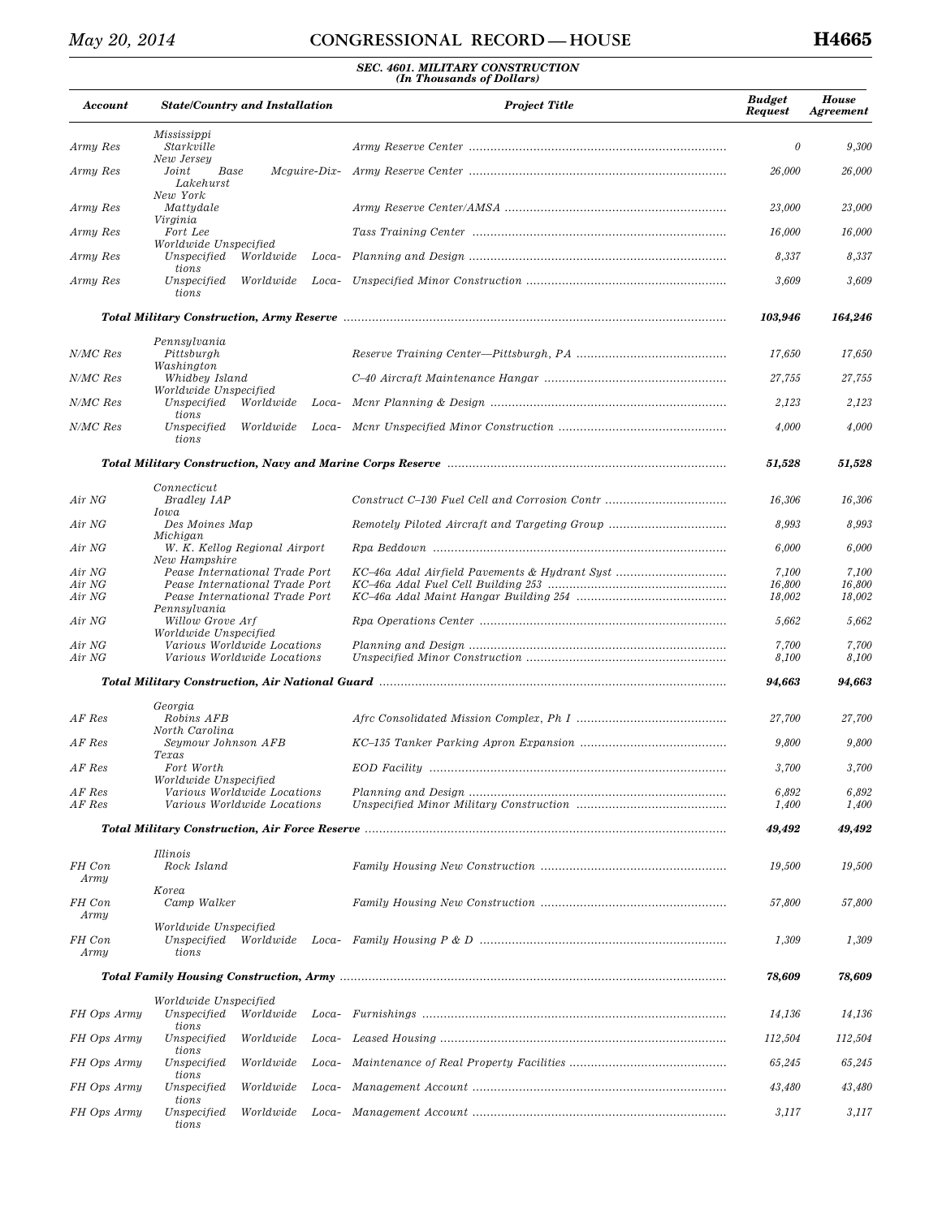**SEC. 4601. MILITARY CONSTRUCTION**
*(In Thousands of Dollars)*

| Account | State/Country and Installation | Project Title | Budget Request | House Agreement |
|---|---|---|---|---|
| | Mississippi | | | |
| Army Res | Starkville | Army Reserve Center | 0 | 9,300 |
| | New Jersey | | | |
| Army Res | Joint Base Mcguire-Dix-Lakehurst | Army Reserve Center | 26,000 | 26,000 |
| | New York | | | |
| Army Res | Mattydale | Army Reserve Center/AMSA | 23,000 | 23,000 |
| | Virginia | | | |
| Army Res | Fort Lee | Tass Training Center | 16,000 | 16,000 |
| | Worldwide Unspecified | | | |
| Army Res | Unspecified Worldwide Locations | Planning and Design | 8,337 | 8,337 |
| Army Res | Unspecified Worldwide Locations | Unspecified Minor Construction | 3,609 | 3,609 |
| | | **Total Military Construction, Army Reserve** | **103,946** | **164,246** |
| | Pennsylvania | | | |
| N/MC Res | Pittsburgh | Reserve Training Center—Pittsburgh, PA | 17,650 | 17,650 |
| | Washington | | | |
| N/MC Res | Whidbey Island | C–40 Aircraft Maintenance Hangar | 27,755 | 27,755 |
| | Worldwide Unspecified | | | |
| N/MC Res | Unspecified Worldwide Locations | Mcnr Planning & Design | 2,123 | 2,123 |
| N/MC Res | Unspecified Worldwide Locations | Mcnr Unspecified Minor Construction | 4,000 | 4,000 |
| | | **Total Military Construction, Navy and Marine Corps Reserve** | **51,528** | **51,528** |
| | Connecticut | | | |
| Air NG | Bradley IAP | Construct C–130 Fuel Cell and Corrosion Contr | 16,306 | 16,306 |
| | Iowa | | | |
| Air NG | Des Moines Map | Remotely Piloted Aircraft and Targeting Group | 8,993 | 8,993 |
| | Michigan | | | |
| Air NG | W. K. Kellog Regional Airport | Rpa Beddown | 6,000 | 6,000 |
| | New Hampshire | | | |
| Air NG | Pease International Trade Port | KC–46a Adal Airfield Pavements & Hydrant Syst | 7,100 | 7,100 |
| Air NG | Pease International Trade Port | KC–46a Adal Fuel Cell Building 253 | 16,800 | 16,800 |
| Air NG | Pease International Trade Port | KC–46a Adal Maint Hangar Building 254 | 18,002 | 18,002 |
| | Pennsylvania | | | |
| Air NG | Willow Grove Arf | Rpa Operations Center | 5,662 | 5,662 |
| | Worldwide Unspecified | | | |
| Air NG | Various Worldwide Locations | Planning and Design | 7,700 | 7,700 |
| Air NG | Various Worldwide Locations | Unspecified Minor Construction | 8,100 | 8,100 |
| | | **Total Military Construction, Air National Guard** | **94,663** | **94,663** |
| | Georgia | | | |
| AF Res | Robins AFB | Afrc Consolidated Mission Complex, Ph I | 27,700 | 27,700 |
| | North Carolina | | | |
| AF Res | Seymour Johnson AFB | KC–135 Tanker Parking Apron Expansion | 9,800 | 9,800 |
| | Texas | | | |
| AF Res | Fort Worth | EOD Facility | 3,700 | 3,700 |
| | Worldwide Unspecified | | | |
| AF Res | Various Worldwide Locations | Planning and Design | 6,892 | 6,892 |
| AF Res | Various Worldwide Locations | Unspecified Minor Military Construction | 1,400 | 1,400 |
| | | **Total Military Construction, Air Force Reserve** | **49,492** | **49,492** |
| | Illinois | | | |
| FH Con Army | Rock Island | Family Housing New Construction | 19,500 | 19,500 |
| | Korea | | | |
| FH Con Army | Camp Walker | Family Housing New Construction | 57,800 | 57,800 |
| | Worldwide Unspecified | | | |
| FH Con Army | Unspecified Worldwide Locations | Family Housing P & D | 1,309 | 1,309 |
| | | **Total Family Housing Construction, Army** | **78,609** | **78,609** |
| | Worldwide Unspecified | | | |
| FH Ops Army | Unspecified Worldwide Locations | Furnishings | 14,136 | 14,136 |
| FH Ops Army | Unspecified Worldwide Locations | Leased Housing | 112,504 | 112,504 |
| FH Ops Army | Unspecified Worldwide Locations | Maintenance of Real Property Facilities | 65,245 | 65,245 |
| FH Ops Army | Unspecified Worldwide Locations | Management Account | 43,480 | 43,480 |
| FH Ops Army | Unspecified Worldwide Locations | Management Account | 3,117 | 3,117 |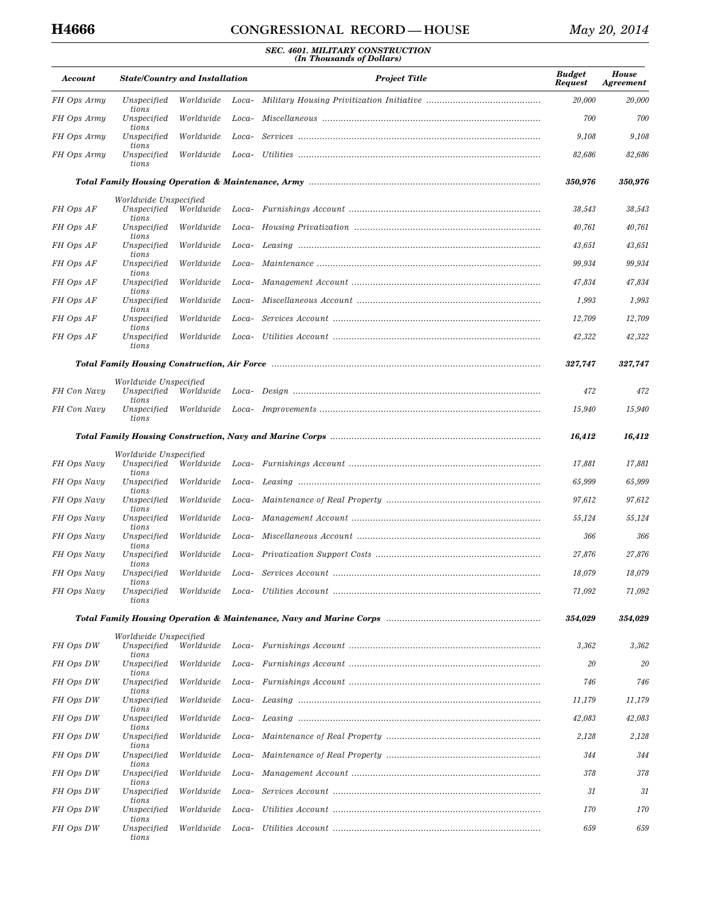**SEC. 4601. MILITARY CONSTRUCTION**
*(In Thousands of Dollars)*

| Account | State/Country and Installation | Project Title | Budget Request | House Agreement |
|---|---|---|---|---|
| FH Ops Army | Unspecified Worldwide Locations | Military Housing Privitization Initiative | 20,000 | 20,000 |
| FH Ops Army | Unspecified Worldwide Locations | Miscellaneous | 700 | 700 |
| FH Ops Army | Unspecified Worldwide Locations | Services | 9,108 | 9,108 |
| FH Ops Army | Unspecified Worldwide Locations | Utilities | 82,686 | 82,686 |
| | | **Total Family Housing Operation & Maintenance, Army** | **350,976** | **350,976** |
| | Worldwide Unspecified | | | |
| FH Ops AF | Unspecified Worldwide Locations | Furnishings Account | 38,543 | 38,543 |
| FH Ops AF | Unspecified Worldwide Locations | Housing Privatization | 40,761 | 40,761 |
| FH Ops AF | Unspecified Worldwide Locations | Leasing | 43,651 | 43,651 |
| FH Ops AF | Unspecified Worldwide Locations | Maintenance | 99,934 | 99,934 |
| FH Ops AF | Unspecified Worldwide Locations | Management Account | 47,834 | 47,834 |
| FH Ops AF | Unspecified Worldwide Locations | Miscellaneous Account | 1,993 | 1,993 |
| FH Ops AF | Unspecified Worldwide Locations | Services Account | 12,709 | 12,709 |
| FH Ops AF | Unspecified Worldwide Locations | Utilities Account | 42,322 | 42,322 |
| | | **Total Family Housing Construction, Air Force** | **327,747** | **327,747** |
| | Worldwide Unspecified | | | |
| FH Con Navy | Unspecified Worldwide Locations | Design | 472 | 472 |
| FH Con Navy | Unspecified Worldwide Locations | Improvements | 15,940 | 15,940 |
| | | **Total Family Housing Construction, Navy and Marine Corps** | **16,412** | **16,412** |
| | Worldwide Unspecified | | | |
| FH Ops Navy | Unspecified Worldwide Locations | Furnishings Account | 17,881 | 17,881 |
| FH Ops Navy | Unspecified Worldwide Locations | Leasing | 65,999 | 65,999 |
| FH Ops Navy | Unspecified Worldwide Locations | Maintenance of Real Property | 97,612 | 97,612 |
| FH Ops Navy | Unspecified Worldwide Locations | Management Account | 55,124 | 55,124 |
| FH Ops Navy | Unspecified Worldwide Locations | Miscellaneous Account | 366 | 366 |
| FH Ops Navy | Unspecified Worldwide Locations | Privatization Support Costs | 27,876 | 27,876 |
| FH Ops Navy | Unspecified Worldwide Locations | Services Account | 18,079 | 18,079 |
| FH Ops Navy | Unspecified Worldwide Locations | Utilities Account | 71,092 | 71,092 |
| | | **Total Family Housing Operation & Maintenance, Navy and Marine Corps** | **354,029** | **354,029** |
| | Worldwide Unspecified | | | |
| FH Ops DW | Unspecified Worldwide Locations | Furnishings Account | 3,362 | 3,362 |
| FH Ops DW | Unspecified Worldwide Locations | Furnishings Account | 20 | 20 |
| FH Ops DW | Unspecified Worldwide Locations | Furnishings Account | 746 | 746 |
| FH Ops DW | Unspecified Worldwide Locations | Leasing | 11,179 | 11,179 |
| FH Ops DW | Unspecified Worldwide Locations | Leasing | 42,083 | 42,083 |
| FH Ops DW | Unspecified Worldwide Locations | Maintenance of Real Property | 2,128 | 2,128 |
| FH Ops DW | Unspecified Worldwide Locations | Maintenance of Real Property | 344 | 344 |
| FH Ops DW | Unspecified Worldwide Locations | Management Account | 378 | 378 |
| FH Ops DW | Unspecified Worldwide Locations | Services Account | 31 | 31 |
| FH Ops DW | Unspecified Worldwide Locations | Utilities Account | 170 | 170 |
| FH Ops DW | Unspecified Worldwide Locations | Utilities Account | 659 | 659 |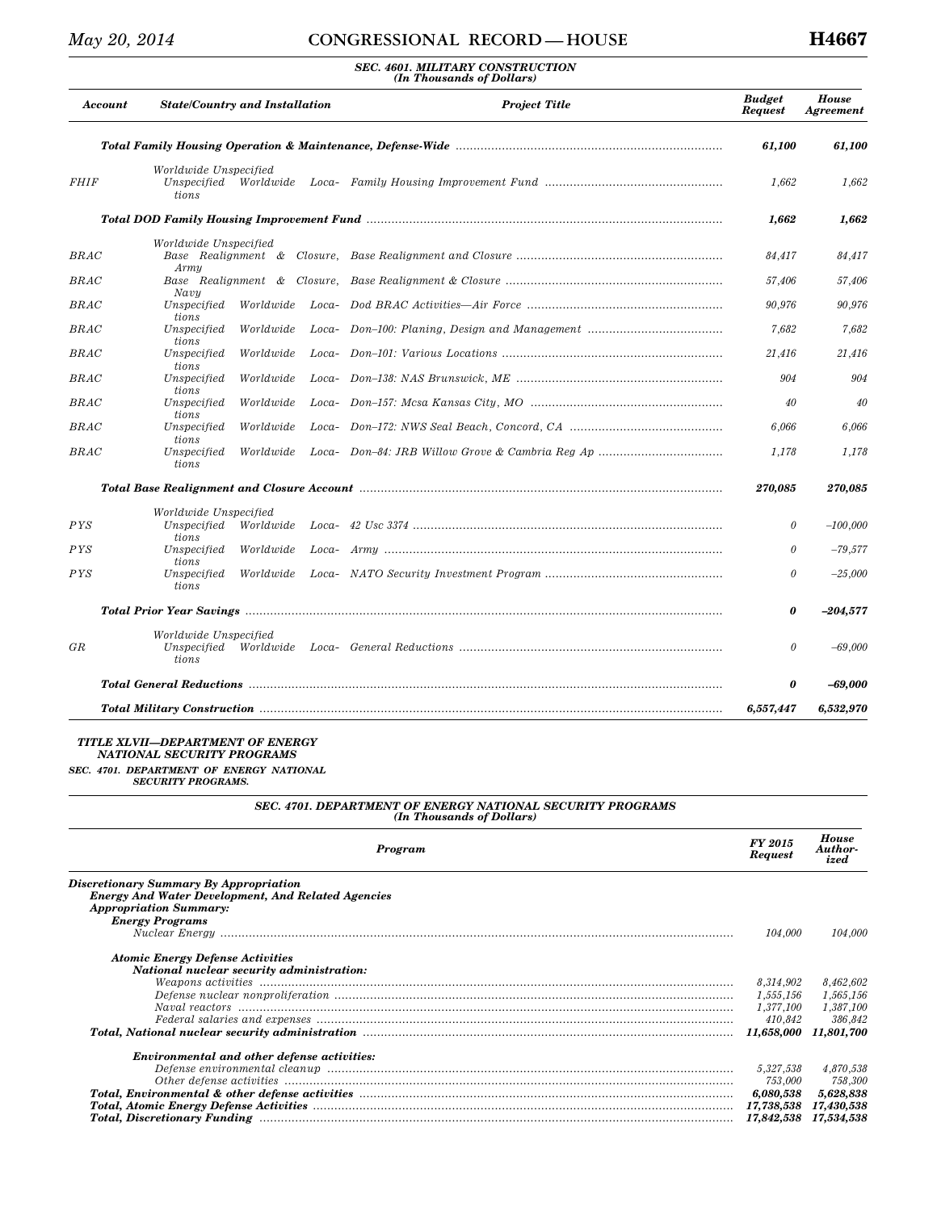### SEC. 4601. MILITARY CONSTRUCTION
(In Thousands of Dollars)

| Account | State/Country and Installation | Project Title | Budget Request | House Agreement |
|---|---|---|---|---|
| | **Total Family Housing Operation & Maintenance, Defense-Wide** | | **61,100** | **61,100** |
| | Worldwide Unspecified | | | |
| FHIF | Unspecified Worldwide Locations | Family Housing Improvement Fund | 1,662 | 1,662 |
| | **Total DOD Family Housing Improvement Fund** | | **1,662** | **1,662** |
| | Worldwide Unspecified | | | |
| BRAC | Base Realignment & Closure, Army | Base Realignment and Closure | 84,417 | 84,417 |
| BRAC | Base Realignment & Closure, Navy | Base Realignment & Closure | 57,406 | 57,406 |
| BRAC | Unspecified Worldwide Locations | Dod BRAC Activities—Air Force | 90,976 | 90,976 |
| BRAC | Unspecified Worldwide Locations | Don–100: Planing, Design and Management | 7,682 | 7,682 |
| BRAC | Unspecified Worldwide Locations | Don–101: Various Locations | 21,416 | 21,416 |
| BRAC | Unspecified Worldwide Locations | Don–138: NAS Brunswick, ME | 904 | 904 |
| BRAC | Unspecified Worldwide Locations | Don–157: Mcsa Kansas City, MO | 40 | 40 |
| BRAC | Unspecified Worldwide Locations | Don–172: NWS Seal Beach, Concord, CA | 6,066 | 6,066 |
| BRAC | Unspecified Worldwide Locations | Don–84: JRB Willow Grove & Cambria Reg Ap | 1,178 | 1,178 |
| | **Total Base Realignment and Closure Account** | | **270,085** | **270,085** |
| | Worldwide Unspecified | | | |
| PYS | Unspecified Worldwide Locations | 42 Usc 3374 | 0 | –100,000 |
| PYS | Unspecified Worldwide Locations | Army | 0 | –79,577 |
| PYS | Unspecified Worldwide Locations | NATO Security Investment Program | 0 | –25,000 |
| | **Total Prior Year Savings** | | **0** | **–204,577** |
| | Worldwide Unspecified | | | |
| GR | Unspecified Worldwide Locations | General Reductions | 0 | –69,000 |
| | **Total General Reductions** | | **0** | **–69,000** |
| | **Total Military Construction** | | **6,557,447** | **6,532,970** |

## TITLE XLVII—DEPARTMENT OF ENERGY NATIONAL SECURITY PROGRAMS

### SEC. 4701. DEPARTMENT OF ENERGY NATIONAL SECURITY PROGRAMS.

### SEC. 4701. DEPARTMENT OF ENERGY NATIONAL SECURITY PROGRAMS
(In Thousands of Dollars)

| Program | FY 2015 Request | House Authorized |
|---|---|---|
| **Discretionary Summary By Appropriation** | | |
| **Energy And Water Development, And Related Agencies** | | |
| **Appropriation Summary:** | | |
| **Energy Programs** | | |
| Nuclear Energy | 104,000 | 104,000 |
| **Atomic Energy Defense Activities** | | |
| **National nuclear security administration:** | | |
| Weapons activities | 8,314,902 | 8,462,602 |
| Defense nuclear nonproliferation | 1,555,156 | 1,565,156 |
| Naval reactors | 1,377,100 | 1,387,100 |
| Federal salaries and expenses | 410,842 | 386,842 |
| **Total, National nuclear security administration** | **11,658,000** | **11,801,700** |
| **Environmental and other defense activities:** | | |
| Defense environmental cleanup | 5,327,538 | 4,870,538 |
| Other defense activities | 753,000 | 758,300 |
| **Total, Environmental & other defense activities** | **6,080,538** | **5,628,838** |
| **Total, Atomic Energy Defense Activities** | **17,738,538** | **17,430,538** |
| **Total, Discretionary Funding** | **17,842,538** | **17,534,538** |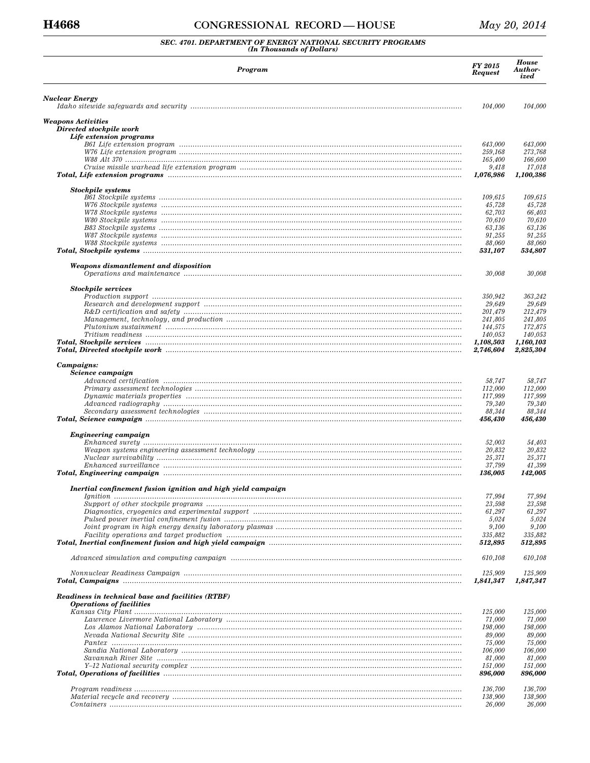### SEC. 4701. DEPARTMENT OF ENERGY NATIONAL SECURITY PROGRAMS
*(In Thousands of Dollars)*

| Program | FY 2015 Request | House Authorized |
|---|---|---|
| **Nuclear Energy** | | |
| Idaho sitewide safeguards and security | 104,000 | 104,000 |
| **Weapons Activities** | | |
| **Directed stockpile work** | | |
| **Life extension programs** | | |
| B61 Life extension program | 643,000 | 643,000 |
| W76 Life extension program | 259,168 | 273,768 |
| W88 Alt 370 | 165,400 | 166,600 |
| Cruise missile warhead life extension program | 9,418 | 17,018 |
| **Total, Life extension programs** | **1,076,986** | **1,100,386** |
| **Stockpile systems** | | |
| B61 Stockpile systems | 109,615 | 109,615 |
| W76 Stockpile systems | 45,728 | 45,728 |
| W78 Stockpile systems | 62,703 | 66,403 |
| W80 Stockpile systems | 70,610 | 70,610 |
| B83 Stockpile systems | 63,136 | 63,136 |
| W87 Stockpile systems | 91,255 | 91,255 |
| W88 Stockpile systems | 88,060 | 88,060 |
| **Total, Stockpile systems** | **531,107** | **534,807** |
| **Weapons dismantlement and disposition** | | |
| Operations and maintenance | 30,008 | 30,008 |
| **Stockpile services** | | |
| Production support | 350,942 | 363,242 |
| Research and development support | 29,649 | 29,649 |
| R&D certification and safety | 201,479 | 212,479 |
| Management, technology, and production | 241,805 | 241,805 |
| Plutonium sustainment | 144,575 | 172,875 |
| Tritium readiness | 140,053 | 140,053 |
| **Total, Stockpile services** | **1,108,503** | **1,160,103** |
| **Total, Directed stockpile work** | **2,746,604** | **2,825,304** |
| **Campaigns:** | | |
| **Science campaign** | | |
| Advanced certification | 58,747 | 58,747 |
| Primary assessment technologies | 112,000 | 112,000 |
| Dynamic materials properties | 117,999 | 117,999 |
| Advanced radiography | 79,340 | 79,340 |
| Secondary assessment technologies | 88,344 | 88,344 |
| **Total, Science campaign** | **456,430** | **456,430** |
| **Engineering campaign** | | |
| Enhanced surety | 52,003 | 54,403 |
| Weapon systems engineering assessment technology | 20,832 | 20,832 |
| Nuclear survivability | 25,371 | 25,371 |
| Enhanced surveillance | 37,799 | 41,399 |
| **Total, Engineering campaign** | **136,005** | **142,005** |
| **Inertial confinement fusion ignition and high yield campaign** | | |
| Ignition | 77,994 | 77,994 |
| Support of other stockpile programs | 23,598 | 23,598 |
| Diagnostics, cryogenics and experimental support | 61,297 | 61,297 |
| Pulsed power inertial confinement fusion | 5,024 | 5,024 |
| Joint program in high energy density laboratory plasmas | 9,100 | 9,100 |
| Facility operations and target production | 335,882 | 335,882 |
| **Total, Inertial confinement fusion and high yield campaign** | **512,895** | **512,895** |
| Advanced simulation and computing campaign | 610,108 | 610,108 |
| Nonnuclear Readiness Campaign | 125,909 | 125,909 |
| **Total, Campaigns** | **1,841,347** | **1,847,347** |
| **Readiness in technical base and facilities (RTBF)** | | |
| **Operations of facilities** | | |
| Kansas City Plant | 125,000 | 125,000 |
| Lawrence Livermore National Laboratory | 71,000 | 71,000 |
| Los Alamos National Laboratory | 198,000 | 198,000 |
| Nevada National Security Site | 89,000 | 89,000 |
| Pantex | 75,000 | 75,000 |
| Sandia National Laboratory | 106,000 | 106,000 |
| Savannah River Site | 81,000 | 81,000 |
| Y–12 National security complex | 151,000 | 151,000 |
| **Total, Operations of facilities** | **896,000** | **896,000** |
| Program readiness | 136,700 | 136,700 |
| Material recycle and recovery | 138,900 | 138,900 |
| Containers | 26,000 | 26,000 |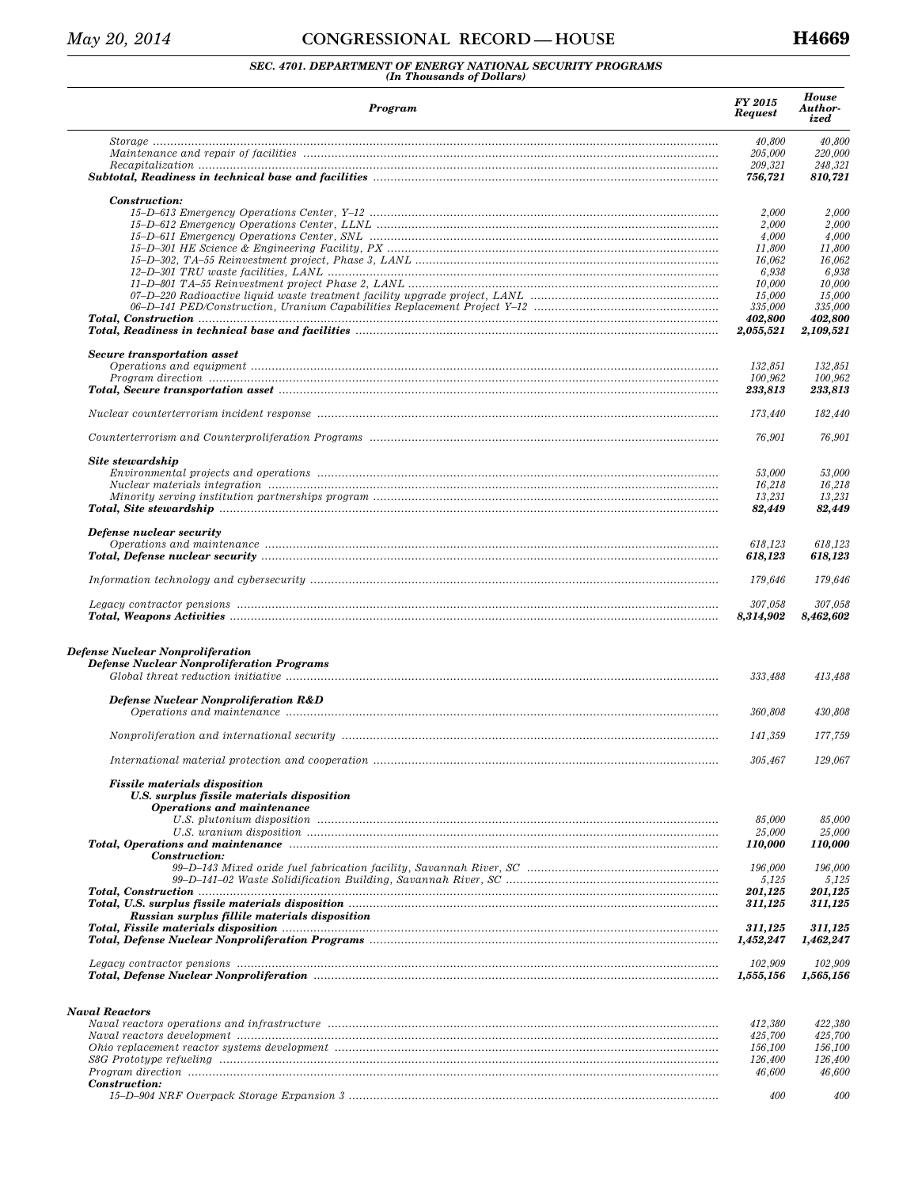### SEC. 4701. DEPARTMENT OF ENERGY NATIONAL SECURITY PROGRAMS
(In Thousands of Dollars)

| Program | FY 2015 Request | House Authorized |
|---|---|---|
| Storage | 40,800 | 40,800 |
| Maintenance and repair of facilities | 205,000 | 220,000 |
| Recapitalization | 209,321 | 248,321 |
| **Subtotal, Readiness in technical base and facilities** | **756,721** | **810,721** |
| **Construction:** | | |
| 15–D–613 Emergency Operations Center, Y–12 | 2,000 | 2,000 |
| 15–D–612 Emergency Operations Center, LLNL | 2,000 | 2,000 |
| 15–D–611 Emergency Operations Center, SNL | 4,000 | 4,000 |
| 15–D–301 HE Science & Engineering Facility, PX | 11,800 | 11,800 |
| 15–D–302, TA–55 Reinvestment project, Phase 3, LANL | 16,062 | 16,062 |
| 12–D–301 TRU waste facilities, LANL | 6,938 | 6,938 |
| 11–D–801 TA–55 Reinvestment project Phase 2, LANL | 10,000 | 10,000 |
| 07–D–220 Radioactive liquid waste treatment facility upgrade project, LANL | 15,000 | 15,000 |
| 06–D–141 PED/Construction, Uranium Capabilities Replacement Project Y–12 | 335,000 | 335,000 |
| **Total, Construction** | **402,800** | **402,800** |
| **Total, Readiness in technical base and facilities** | **2,055,521** | **2,109,521** |
| **Secure transportation asset** | | |
| Operations and equipment | 132,851 | 132,851 |
| Program direction | 100,962 | 100,962 |
| **Total, Secure transportation asset** | **233,813** | **233,813** |
| Nuclear counterterrorism incident response | 173,440 | 182,440 |
| Counterterrorism and Counterproliferation Programs | 76,901 | 76,901 |
| **Site stewardship** | | |
| Environmental projects and operations | 53,000 | 53,000 |
| Nuclear materials integration | 16,218 | 16,218 |
| Minority serving institution partnerships program | 13,231 | 13,231 |
| **Total, Site stewardship** | **82,449** | **82,449** |
| **Defense nuclear security** | | |
| Operations and maintenance | 618,123 | 618,123 |
| **Total, Defense nuclear security** | **618,123** | **618,123** |
| Information technology and cybersecurity | 179,646 | 179,646 |
| Legacy contractor pensions | 307,058 | 307,058 |
| **Total, Weapons Activities** | **8,314,902** | **8,462,602** |
| **Defense Nuclear Nonproliferation** | | |
| **Defense Nuclear Nonproliferation Programs** | | |
| Global threat reduction initiative | 333,488 | 413,488 |
| **Defense Nuclear Nonproliferation R&D** | | |
| Operations and maintenance | 360,808 | 430,808 |
| Nonproliferation and international security | 141,359 | 177,759 |
| International material protection and cooperation | 305,467 | 129,067 |
| **Fissile materials disposition** | | |
| **U.S. surplus fissile materials disposition** | | |
| **Operations and maintenance** | | |
| U.S. plutonium disposition | 85,000 | 85,000 |
| U.S. uranium disposition | 25,000 | 25,000 |
| **Total, Operations and maintenance** | **110,000** | **110,000** |
| **Construction:** | | |
| 99–D–143 Mixed oxide fuel fabrication facility, Savannah River, SC | 196,000 | 196,000 |
| 99–D–141–02 Waste Solidification Building, Savannah River, SC | 5,125 | 5,125 |
| **Total, Construction** | **201,125** | **201,125** |
| **Total, U.S. surplus fissile materials disposition** | **311,125** | **311,125** |
| **Russian surplus fillile materials disposition** | | |
| **Total, Fissile materials disposition** | **311,125** | **311,125** |
| **Total, Defense Nuclear Nonproliferation Programs** | **1,452,247** | **1,462,247** |
| Legacy contractor pensions | 102,909 | 102,909 |
| **Total, Defense Nuclear Nonproliferation** | **1,555,156** | **1,565,156** |
| **Naval Reactors** | | |
| Naval reactors operations and infrastructure | 412,380 | 422,380 |
| Naval reactors development | 425,700 | 425,700 |
| Ohio replacement reactor systems development | 156,100 | 156,100 |
| S8G Prototype refueling | 126,400 | 126,400 |
| Program direction | 46,600 | 46,600 |
| **Construction:** | | |
| 15–D–904 NRF Overpack Storage Expansion 3 | 400 | 400 |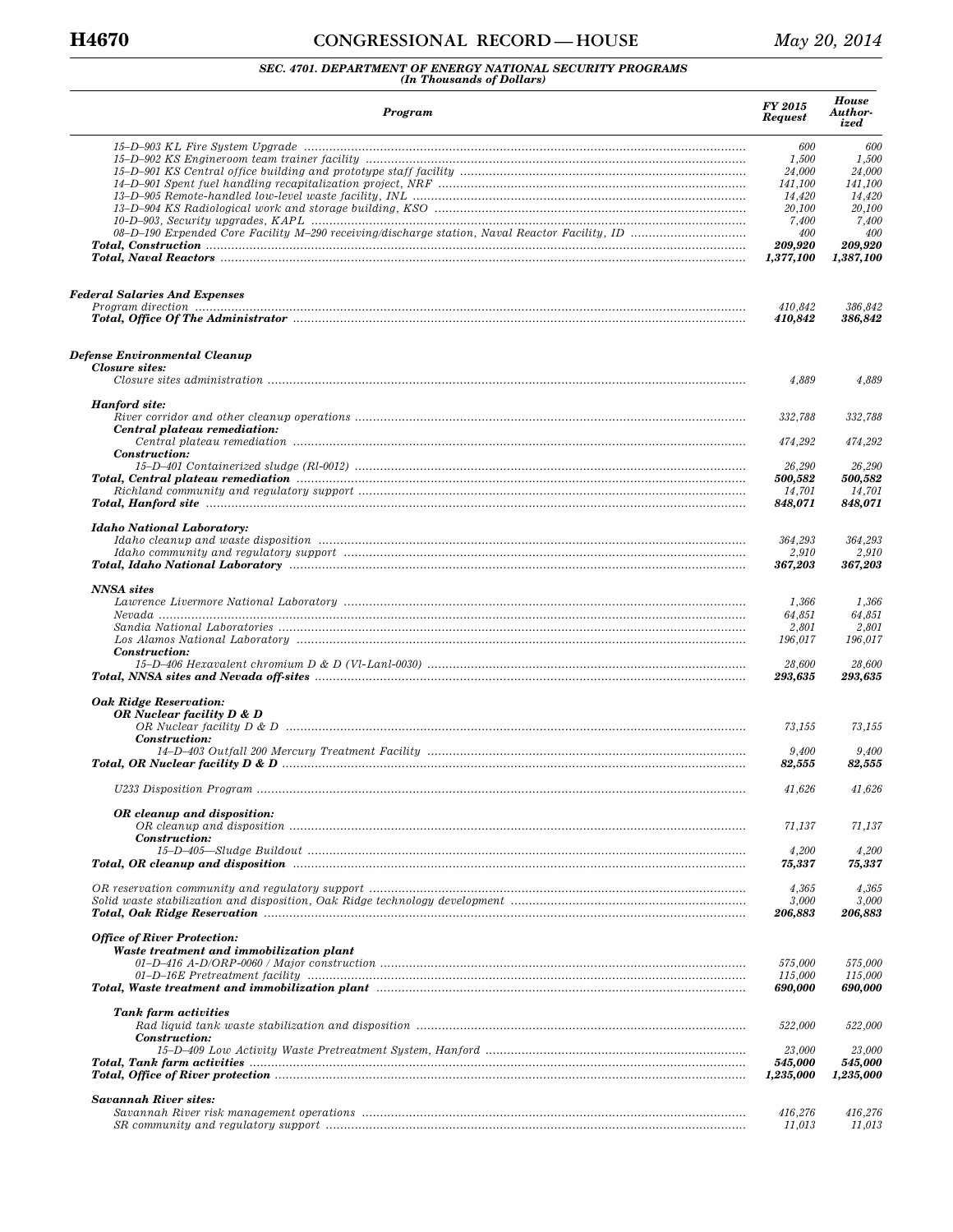### SEC. 4701. DEPARTMENT OF ENERGY NATIONAL SECURITY PROGRAMS
(In Thousands of Dollars)

| Program | FY 2015 Request | House Authorized |
|---|---|---|
| 15–D–903 KL Fire System Upgrade | 600 | 600 |
| 15–D–902 KS Engineroom team trainer facility | 1,500 | 1,500 |
| 15–D–901 KS Central office building and prototype staff facility | 24,000 | 24,000 |
| 14–D–901 Spent fuel handling recapitalization project, NRF | 141,100 | 141,100 |
| 13–D–905 Remote-handled low-level waste facility, INL | 14,420 | 14,420 |
| 13–D–904 KS Radiological work and storage building, KSO | 20,100 | 20,100 |
| 10–D–903, Security upgrades, KAPL | 7,400 | 7,400 |
| 08–D–190 Expended Core Facility M–290 receiving/discharge station, Naval Reactor Facility, ID | 400 | 400 |
| **Total, Construction** | **209,920** | **209,920** |
| **Total, Naval Reactors** | **1,377,100** | **1,387,100** |
| | | |
| **Federal Salaries And Expenses** | | |
| Program direction | 410,842 | 386,842 |
| **Total, Office Of The Administrator** | **410,842** | **386,842** |
| | | |
| **Defense Environmental Cleanup** | | |
| **Closure sites:** | | |
| Closure sites administration | 4,889 | 4,889 |
| | | |
| **Hanford site:** | | |
| River corridor and other cleanup operations | 332,788 | 332,788 |
| **Central plateau remediation:** | | |
| Central plateau remediation | 474,292 | 474,292 |
| **Construction:** | | |
| 15–D–401 Containerized sludge (Rl-0012) | 26,290 | 26,290 |
| **Total, Central plateau remediation** | **500,582** | **500,582** |
| Richland community and regulatory support | 14,701 | 14,701 |
| **Total, Hanford site** | **848,071** | **848,071** |
| | | |
| **Idaho National Laboratory:** | | |
| Idaho cleanup and waste disposition | 364,293 | 364,293 |
| Idaho community and regulatory support | 2,910 | 2,910 |
| **Total, Idaho National Laboratory** | **367,203** | **367,203** |
| | | |
| **NNSA sites** | | |
| Lawrence Livermore National Laboratory | 1,366 | 1,366 |
| Nevada | 64,851 | 64,851 |
| Sandia National Laboratories | 2,801 | 2,801 |
| Los Alamos National Laboratory | 196,017 | 196,017 |
| **Construction:** | | |
| 15–D–406 Hexavalent chromium D & D (Vl-Lanl-0030) | 28,600 | 28,600 |
| **Total, NNSA sites and Nevada off-sites** | **293,635** | **293,635** |
| | | |
| **Oak Ridge Reservation:** | | |
| **OR Nuclear facility D & D** | | |
| OR Nuclear facility D & D | 73,155 | 73,155 |
| **Construction:** | | |
| 14–D–403 Outfall 200 Mercury Treatment Facility | 9,400 | 9,400 |
| **Total, OR Nuclear facility D & D** | **82,555** | **82,555** |
| | | |
| U233 Disposition Program | 41,626 | 41,626 |
| | | |
| **OR cleanup and disposition:** | | |
| OR cleanup and disposition | 71,137 | 71,137 |
| **Construction:** | | |
| 15–D–405—Sludge Buildout | 4,200 | 4,200 |
| **Total, OR cleanup and disposition** | **75,337** | **75,337** |
| | | |
| OR reservation community and regulatory support | 4,365 | 4,365 |
| Solid waste stabilization and disposition, Oak Ridge technology development | 3,000 | 3,000 |
| **Total, Oak Ridge Reservation** | **206,883** | **206,883** |
| | | |
| **Office of River Protection:** | | |
| **Waste treatment and immobilization plant** | | |
| 01–D–416 A-D/ORP-0060 / Major construction | 575,000 | 575,000 |
| 01–D–16E Pretreatment facility | 115,000 | 115,000 |
| **Total, Waste treatment and immobilization plant** | **690,000** | **690,000** |
| | | |
| **Tank farm activities** | | |
| Rad liquid tank waste stabilization and disposition | 522,000 | 522,000 |
| **Construction:** | | |
| 15–D–409 Low Activity Waste Pretreatment System, Hanford | 23,000 | 23,000 |
| **Total, Tank farm activities** | **545,000** | **545,000** |
| **Total, Office of River protection** | **1,235,000** | **1,235,000** |
| | | |
| **Savannah River sites:** | | |
| Savannah River risk management operations | 416,276 | 416,276 |
| SR community and regulatory support | 11,013 | 11,013 |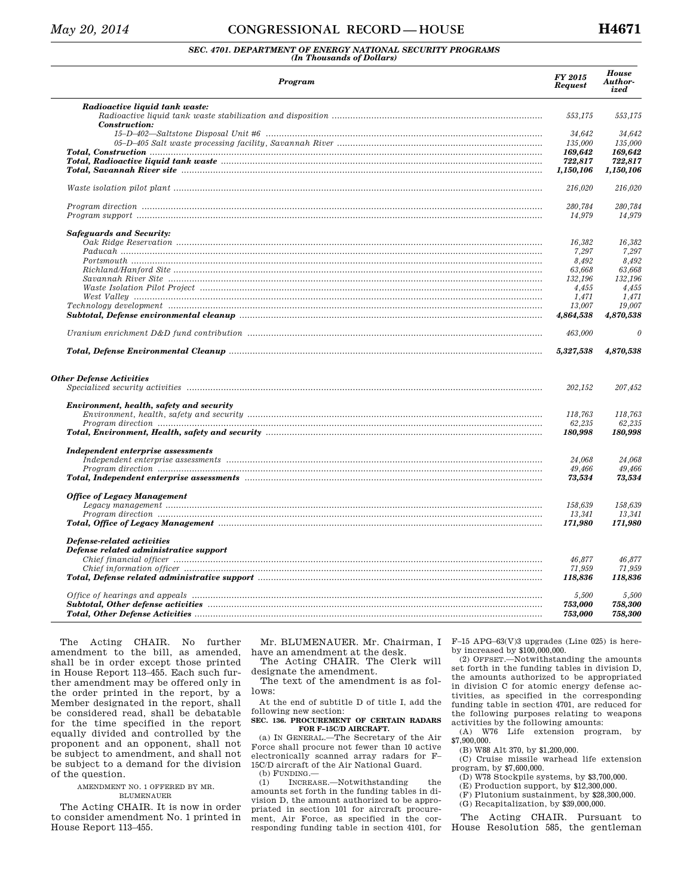**SEC. 4701. DEPARTMENT OF ENERGY NATIONAL SECURITY PROGRAMS**
*(In Thousands of Dollars)*

| Program | FY 2015 Request | House Authorized |
|---|---|---|
| ***Radioactive liquid tank waste:*** | | |
| *Radioactive liquid tank waste stabilization and disposition* | 553,175 | 553,175 |
| ***Construction:*** | | |
| *15–D–402—Saltstone Disposal Unit #6* | 34,642 | 34,642 |
| *05–D–405 Salt waste processing facility, Savannah River* | 135,000 | 135,000 |
| ***Total, Construction*** | ***169,642*** | ***169,642*** |
| ***Total, Radioactive liquid tank waste*** | ***722,817*** | ***722,817*** |
| ***Total, Savannah River site*** | ***1,150,106*** | ***1,150,106*** |
| | | |
| *Waste isolation pilot plant* | 216,020 | 216,020 |
| | | |
| *Program direction* | 280,784 | 280,784 |
| *Program support* | 14,979 | 14,979 |
| | | |
| ***Safeguards and Security:*** | | |
| *Oak Ridge Reservation* | 16,382 | 16,382 |
| *Paducah* | 7,297 | 7,297 |
| *Portsmouth* | 8,492 | 8,492 |
| *Richland/Hanford Site* | 63,668 | 63,668 |
| *Savannah River Site* | 132,196 | 132,196 |
| *Waste Isolation Pilot Project* | 4,455 | 4,455 |
| *West Valley* | 1,471 | 1,471 |
| *Technology development* | 13,007 | 19,007 |
| ***Subtotal, Defense environmental cleanup*** | ***4,864,538*** | ***4,870,538*** |
| | | |
| *Uranium enrichment D&D fund contribution* | 463,000 | 0 |
| | | |
| ***Total, Defense Environmental Cleanup*** | ***5,327,538*** | ***4,870,538*** |
| | | |
| ***Other Defense Activities*** | | |
| *Specialized security activities* | 202,152 | 207,452 |
| | | |
| ***Environment, health, safety and security*** | | |
| *Environment, health, safety and security* | 118,763 | 118,763 |
| *Program direction* | 62,235 | 62,235 |
| ***Total, Environment, Health, safety and security*** | ***180,998*** | ***180,998*** |
| | | |
| ***Independent enterprise assessments*** | | |
| *Independent enterprise assessments* | 24,068 | 24,068 |
| *Program direction* | 49,466 | 49,466 |
| ***Total, Independent enterprise assessments*** | ***73,534*** | ***73,534*** |
| | | |
| ***Office of Legacy Management*** | | |
| *Legacy management* | 158,639 | 158,639 |
| *Program direction* | 13,341 | 13,341 |
| ***Total, Office of Legacy Management*** | ***171,980*** | ***171,980*** |
| | | |
| ***Defense-related activities*** | | |
| ***Defense related administrative support*** | | |
| *Chief financial officer* | 46,877 | 46,877 |
| *Chief information officer* | 71,959 | 71,959 |
| ***Total, Defense related administrative support*** | ***118,836*** | ***118,836*** |
| | | |
| *Office of hearings and appeals* | 5,500 | 5,500 |
| ***Subtotal, Other defense activities*** | ***753,000*** | ***758,300*** |
| ***Total, Other Defense Activities*** | ***753,000*** | ***758,300*** |

The Acting CHAIR. No further amendment to the bill, as amended, shall be in order except those printed in House Report 113–455. Each such further amendment may be offered only in the order printed in the report, by a Member designated in the report, shall be considered read, shall be debatable for the time specified in the report equally divided and controlled by the proponent and an opponent, shall not be subject to amendment, and shall not be subject to a demand for the division of the question.

AMENDMENT NO. 1 OFFERED BY MR. BLUMENAUER

The Acting CHAIR. It is now in order to consider amendment No. 1 printed in House Report 113–455.

Mr. BLUMENAUER. Mr. Chairman, I have an amendment at the desk.

The Acting CHAIR. The Clerk will designate the amendment.

The text of the amendment is as follows:

At the end of subtitle D of title I, add the following new section:

**SEC. 136. PROCUREMENT OF CERTAIN RADARS FOR F–15C/D AIRCRAFT.**

(a) IN GENERAL.—The Secretary of the Air Force shall procure not fewer than 10 active electronically scanned array radars for F–15C/D aircraft of the Air National Guard.

(b) FUNDING.—

(1) INCREASE.—Notwithstanding the amounts set forth in the funding tables in division D, the amount authorized to be appropriated in section 101 for aircraft procurement, Air Force, as specified in the corresponding funding table in section 4101, for F–15 APG–63(V)3 upgrades (Line 025) is hereby increased by $100,000,000.

(2) OFFSET.—Notwithstanding the amounts set forth in the funding tables in division D, the amounts authorized to be appropriated in division C for atomic energy defense activities, as specified in the corresponding funding table in section 4701, are reduced for the following purposes relating to weapons activities by the following amounts:

(A) W76 Life extension program, by $7,900,000.

(B) W88 Alt 370, by $1,200,000.

(C) Cruise missile warhead life extension program, by $7,600,000.

(D) W78 Stockpile systems, by $3,700,000.

(E) Production support, by $12,300,000.

(F) Plutonium sustainment, by $28,300,000.

(G) Recapitalization, by $39,000,000.

The Acting CHAIR. Pursuant to House Resolution 585, the gentleman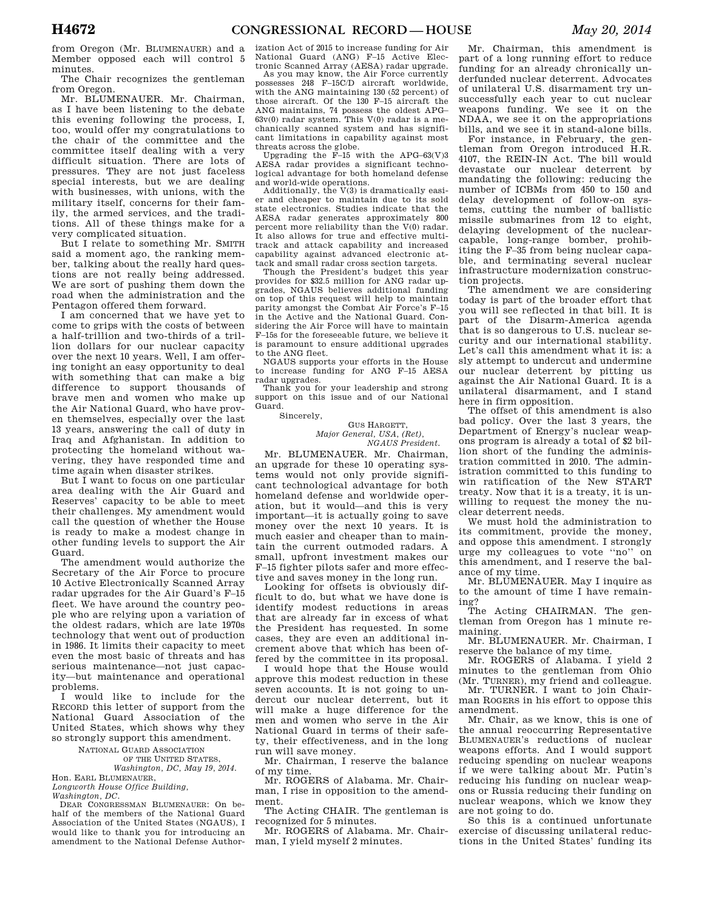from Oregon (Mr. BLUMENAUER) and a Member opposed each will control 5 minutes.

The Chair recognizes the gentleman from Oregon.

Mr. BLUMENAUER. Mr. Chairman, as I have been listening to the debate this evening following the process, I, too, would offer my congratulations to the chair of the committee and the committee itself dealing with a very difficult situation. There are lots of pressures. They are not just faceless special interests, but we are dealing with businesses, with unions, with the military itself, concerns for their family, the armed services, and the traditions. All of these things make for a very complicated situation.

But I relate to something Mr. SMITH said a moment ago, the ranking member, talking about the really hard questions are not really being addressed. We are sort of pushing them down the road when the administration and the Pentagon offered them forward.

I am concerned that we have yet to come to grips with the costs of between a half-trillion and two-thirds of a trillion dollars for our nuclear capacity over the next 10 years. Well, I am offering tonight an easy opportunity to deal with something that can make a big difference to support thousands of brave men and women who make up the Air National Guard, who have proven themselves, especially over the last 13 years, answering the call of duty in Iraq and Afghanistan. In addition to protecting the homeland without wavering, they have responded time and time again when disaster strikes.

But I want to focus on one particular area dealing with the Air Guard and Reserves' capacity to be able to meet their challenges. My amendment would call the question of whether the House is ready to make a modest change in other funding levels to support the Air Guard.

The amendment would authorize the Secretary of the Air Force to procure 10 Active Electronically Scanned Array radar upgrades for the Air Guard's F–15 fleet. We have around the country people who are relying upon a variation of the oldest radars, which are late 1970s technology that went out of production in 1986. It limits their capacity to meet even the most basic of threats and has serious maintenance—not just capacity—but maintenance and operational problems.

I would like to include for the RECORD this letter of support from the National Guard Association of the United States, which shows why they so strongly support this amendment.

NATIONAL GUARD ASSOCIATION OF THE UNITED STATES,
*Washington, DC, May 19, 2014.*

Hon. EARL BLUMENAUER,
*Longworth House Office Building,*
*Washington, DC.*

DEAR CONGRESSMAN BLUMENAUER: On behalf of the members of the National Guard Association of the United States (NGAUS), I would like to thank you for introducing an amendment to the National Defense Authorization Act of 2015 to increase funding for Air National Guard (ANG) F–15 Active Electronic Scanned Array (AESA) radar upgrade.

As you may know, the Air Force currently possesses 248 F–15C/D aircraft worldwide, with the ANG maintaining 130 (52 percent) of those aircraft. Of the 130 F–15 aircraft the ANG maintains, 74 possess the oldest APG–63v(0) radar system. This V(0) radar is a mechanically scanned system and has significant limitations in capability against most threats across the globe.

Upgrading the F–15 with the APG–63(V)3 AESA radar provides a significant technological advantage for both homeland defense and world-wide operations.

Additionally, the V(3) is dramatically easier and cheaper to maintain due to its sold state electronics. Studies indicate that the AESA radar generates approximately 800 percent more reliability than the V(0) radar. It also allows for true and effective multi-track and attack capability and increased capability against advanced electronic attack and small radar cross section targets.

Though the President's budget this year provides for $32.5 million for ANG radar upgrades, NGAUS believes additional funding on top of this request will help to maintain parity amongst the Combat Air Force's F–15 in the Active and the National Guard. Considering the Air Force will have to maintain F–15s for the foreseeable future, we believe it is paramount to ensure additional upgrades to the ANG fleet.

NGAUS supports your efforts in the House to increase funding for ANG F–15 AESA radar upgrades.

Thank you for your leadership and strong support on this issue and of our National Guard.

Sincerely,

GUS HARGETT,
*Major General, USA, (Ret),*
*NGAUS President.*

Mr. BLUMENAUER. Mr. Chairman, an upgrade for these 10 operating systems would not only provide significant technological advantage for both homeland defense and worldwide operation, but it would—and this is very important—it is actually going to save money over the next 10 years. It is much easier and cheaper than to maintain the current outmoded radars. A small, upfront investment makes our F–15 fighter pilots safer and more effective and saves money in the long run.

Looking for offsets is obviously difficult to do, but what we have done is identify modest reductions in areas that are already far in excess of what the President has requested. In some cases, they are even an additional increment above that which has been offered by the committee in its proposal.

I would hope that the House would approve this modest reduction in these seven accounts. It is not going to undercut our nuclear deterrent, but it will make a huge difference for the men and women who serve in the Air National Guard in terms of their safety, their effectiveness, and in the long run will save money.

Mr. Chairman, I reserve the balance of my time.

Mr. ROGERS of Alabama. Mr. Chairman, I rise in opposition to the amendment.

The Acting CHAIR. The gentleman is recognized for 5 minutes.

Mr. ROGERS of Alabama. Mr. Chairman, I yield myself 2 minutes.

Mr. Chairman, this amendment is part of a long running effort to reduce funding for an already chronically underfunded nuclear deterrent. Advocates of unilateral U.S. disarmament try unsuccessfully each year to cut nuclear weapons funding. We see it on the NDAA, we see it on the appropriations bills, and we see it in stand-alone bills.

For instance, in February, the gentleman from Oregon introduced H.R. 4107, the REIN-IN Act. The bill would devastate our nuclear deterrent by mandating the following: reducing the number of ICBMs from 450 to 150 and delay development of follow-on systems, cutting the number of ballistic missile submarines from 12 to eight, delaying development of the nuclear-capable, long-range bomber, prohibiting the F–35 from being nuclear capable, and terminating several nuclear infrastructure modernization construction projects.

The amendment we are considering today is part of the broader effort that you will see reflected in that bill. It is part of the Disarm-America agenda that is so dangerous to U.S. nuclear security and our international stability. Let's call this amendment what it is: a sly attempt to undercut and undermine our nuclear deterrent by pitting us against the Air National Guard. It is a unilateral disarmament, and I stand here in firm opposition.

The offset of this amendment is also bad policy. Over the last 3 years, the Department of Energy's nuclear weapons program is already a total of $2 billion short of the funding the administration committed in 2010. The administration committed to this funding to win ratification of the New START treaty. Now that it is a treaty, it is unwilling to request the money the nuclear deterrent needs.

We must hold the administration to its commitment, provide the money, and oppose this amendment. I strongly urge my colleagues to vote ''no'' on this amendment, and I reserve the balance of my time.

Mr. BLUMENAUER. May I inquire as to the amount of time I have remaining?

The Acting CHAIRMAN. The gentleman from Oregon has 1 minute remaining.

Mr. BLUMENAUER. Mr. Chairman, I reserve the balance of my time.

Mr. ROGERS of Alabama. I yield 2 minutes to the gentleman from Ohio (Mr. TURNER), my friend and colleague.

Mr. TURNER. I want to join Chairman ROGERS in his effort to oppose this amendment.

Mr. Chair, as we know, this is one of the annual reoccurring Representative BLUMENAUER's reductions of nuclear weapons efforts. And I would support reducing spending on nuclear weapons if we were talking about Mr. Putin's reducing his funding on nuclear weapons or Russia reducing their funding on nuclear weapons, which we know they are not going to do.

So this is a continued unfortunate exercise of discussing unilateral reductions in the United States' funding its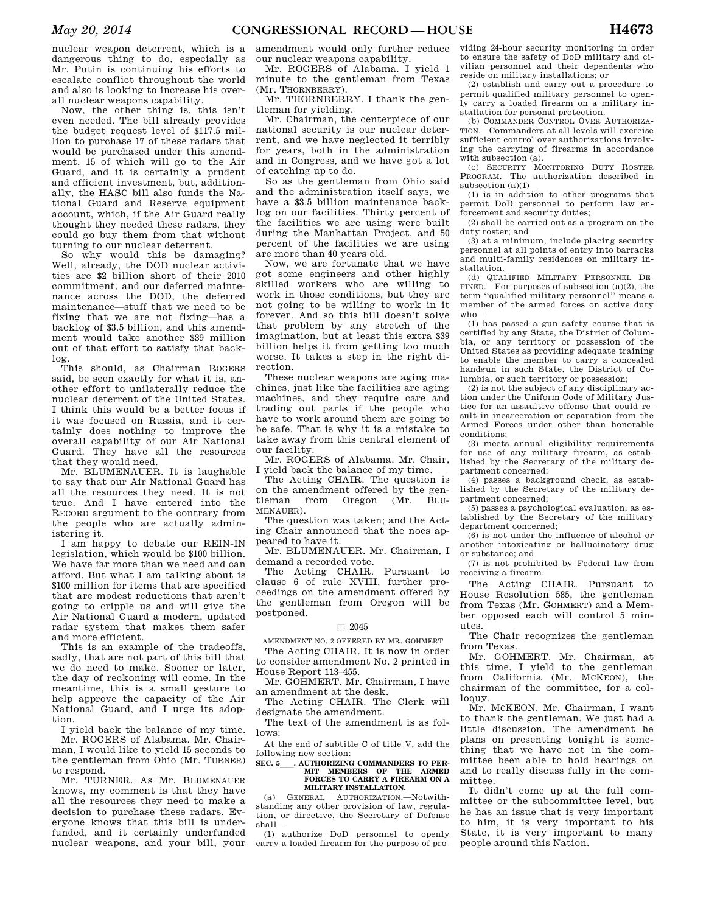nuclear weapon deterrent, which is a dangerous thing to do, especially as Mr. Putin is continuing his efforts to escalate conflict throughout the world and also is looking to increase his overall nuclear weapons capability.

Now, the other thing is, this isn't even needed. The bill already provides the budget request level of $117.5 million to purchase 17 of these radars that would be purchased under this amendment, 15 of which will go to the Air Guard, and it is certainly a prudent and efficient investment, but, additionally, the HASC bill also funds the National Guard and Reserve equipment account, which, if the Air Guard really thought they needed these radars, they could go buy them from that without turning to our nuclear deterrent.

So why would this be damaging? Well, already, the DOD nuclear activities are $2 billion short of their 2010 commitment, and our deferred maintenance across the DOD, the deferred maintenance—stuff that we need to be fixing that we are not fixing—has a backlog of $3.5 billion, and this amendment would take another $39 million out of that effort to satisfy that backlog.

This should, as Chairman ROGERS said, be seen exactly for what it is, another effort to unilaterally reduce the nuclear deterrent of the United States. I think this would be a better focus if it was focused on Russia, and it certainly does nothing to improve the overall capability of our Air National Guard. They have all the resources that they would need.

Mr. BLUMENAUER. It is laughable to say that our Air National Guard has all the resources they need. It is not true. And I have entered into the RECORD argument to the contrary from the people who are actually administering it.

I am happy to debate our REIN-IN legislation, which would be $100 billion. We have far more than we need and can afford. But what I am talking about is $100 million for items that are specified that are modest reductions that aren't going to cripple us and will give the Air National Guard a modern, updated radar system that makes them safer and more efficient.

This is an example of the tradeoffs, sadly, that are not part of this bill that we do need to make. Sooner or later, the day of reckoning will come. In the meantime, this is a small gesture to help approve the capacity of the Air National Guard, and I urge its adoption.

I yield back the balance of my time.

Mr. ROGERS of Alabama. Mr. Chairman, I would like to yield 15 seconds to the gentleman from Ohio (Mr. TURNER) to respond.

Mr. TURNER. As Mr. BLUMENAUER knows, my comment is that they have all the resources they need to make a decision to purchase these radars. Everyone knows that this bill is underfunded, and it certainly underfunded nuclear weapons, and your bill, your amendment would only further reduce our nuclear weapons capability.

Mr. ROGERS of Alabama. I yield 1 minute to the gentleman from Texas (Mr. THORNBERRY).

Mr. THORNBERRY. I thank the gentleman for yielding.

Mr. Chairman, the centerpiece of our national security is our nuclear deterrent, and we have neglected it terribly for years, both in the administration and in Congress, and we have got a lot of catching up to do.

So as the gentleman from Ohio said and the administration itself says, we have a $3.5 billion maintenance backlog on our facilities. Thirty percent of the facilities we are using were built during the Manhattan Project, and 50 percent of the facilities we are using are more than 40 years old.

Now, we are fortunate that we have got some engineers and other highly skilled workers who are willing to work in those conditions, but they are not going to be willing to work in it forever. And so this bill doesn't solve that problem by any stretch of the imagination, but at least this extra $39 billion helps it from getting too much worse. It takes a step in the right direction.

These nuclear weapons are aging machines, just like the facilities are aging machines, and they require care and trading out parts if the people who have to work around them are going to be safe. That is why it is a mistake to take away from this central element of our facility.

Mr. ROGERS of Alabama. Mr. Chair, I yield back the balance of my time.

The Acting CHAIR. The question is on the amendment offered by the gentleman from Oregon (Mr. BLUMENAUER).

The question was taken; and the Acting Chair announced that the noes appeared to have it.

Mr. BLUMENAUER. Mr. Chairman, I demand a recorded vote.

The Acting CHAIR. Pursuant to clause 6 of rule XVIII, further proceedings on the amendment offered by the gentleman from Oregon will be postponed.

□ 2045

AMENDMENT NO. 2 OFFERED BY MR. GOHMERT

The Acting CHAIR. It is now in order to consider amendment No. 2 printed in House Report 113–455.

Mr. GOHMERT. Mr. Chairman, I have an amendment at the desk.

The Acting CHAIR. The Clerk will designate the amendment.

The text of the amendment is as follows:

At the end of subtitle C of title V, add the following new section:

**SEC. 5___. AUTHORIZING COMMANDERS TO PERMIT MEMBERS OF THE ARMED FORCES TO CARRY A FIREARM ON A MILITARY INSTALLATION.**

(a) GENERAL AUTHORIZATION.—Notwithstanding any other provision of law, regulation, or directive, the Secretary of Defense shall—

(1) authorize DoD personnel to openly carry a loaded firearm for the purpose of providing 24-hour security monitoring in order to ensure the safety of DoD military and civilian personnel and their dependents who reside on military installations; or

(2) establish and carry out a procedure to permit qualified military personnel to openly carry a loaded firearm on a military installation for personal protection.

(b) COMMANDER CONTROL OVER AUTHORIZATION.—Commanders at all levels will exercise sufficient control over authorizations involving the carrying of firearms in accordance with subsection (a).

(c) SECURITY MONITORING DUTY ROSTER PROGRAM.—The authorization described in subsection (a)(1)—

(1) is in addition to other programs that permit DoD personnel to perform law enforcement and security duties;

(2) shall be carried out as a program on the duty roster; and

(3) at a minimum, include placing security personnel at all points of entry into barracks and multi-family residences on military installation.

(d) QUALIFIED MILITARY PERSONNEL DEFINED.—For purposes of subsection (a)(2), the term ''qualified military personnel'' means a member of the armed forces on active duty who—

(1) has passed a gun safety course that is certified by any State, the District of Columbia, or any territory or possession of the United States as providing adequate training to enable the member to carry a concealed handgun in such State, the District of Columbia, or such territory or possession;

(2) is not the subject of any disciplinary action under the Uniform Code of Military Justice for an assaultive offense that could result in incarceration or separation from the Armed Forces under other than honorable conditions;

(3) meets annual eligibility requirements for use of any military firearm, as established by the Secretary of the military department concerned;

(4) passes a background check, as established by the Secretary of the military department concerned;

(5) passes a psychological evaluation, as established by the Secretary of the military department concerned;

(6) is not under the influence of alcohol or another intoxicating or hallucinatory drug or substance; and

(7) is not prohibited by Federal law from receiving a firearm.

The Acting CHAIR. Pursuant to House Resolution 585, the gentleman from Texas (Mr. GOHMERT) and a Member opposed each will control 5 minutes.

The Chair recognizes the gentleman from Texas.

Mr. GOHMERT. Mr. Chairman, at this time, I yield to the gentleman from California (Mr. MCKEON), the chairman of the committee, for a colloquy.

Mr. MCKEON. Mr. Chairman, I want to thank the gentleman. We just had a little discussion. The amendment he plans on presenting tonight is something that we have not in the committee been able to hold hearings on and to really discuss fully in the committee.

It didn't come up at the full committee or the subcommittee level, but he has an issue that is very important to him, it is very important to his State, it is very important to many people around this Nation.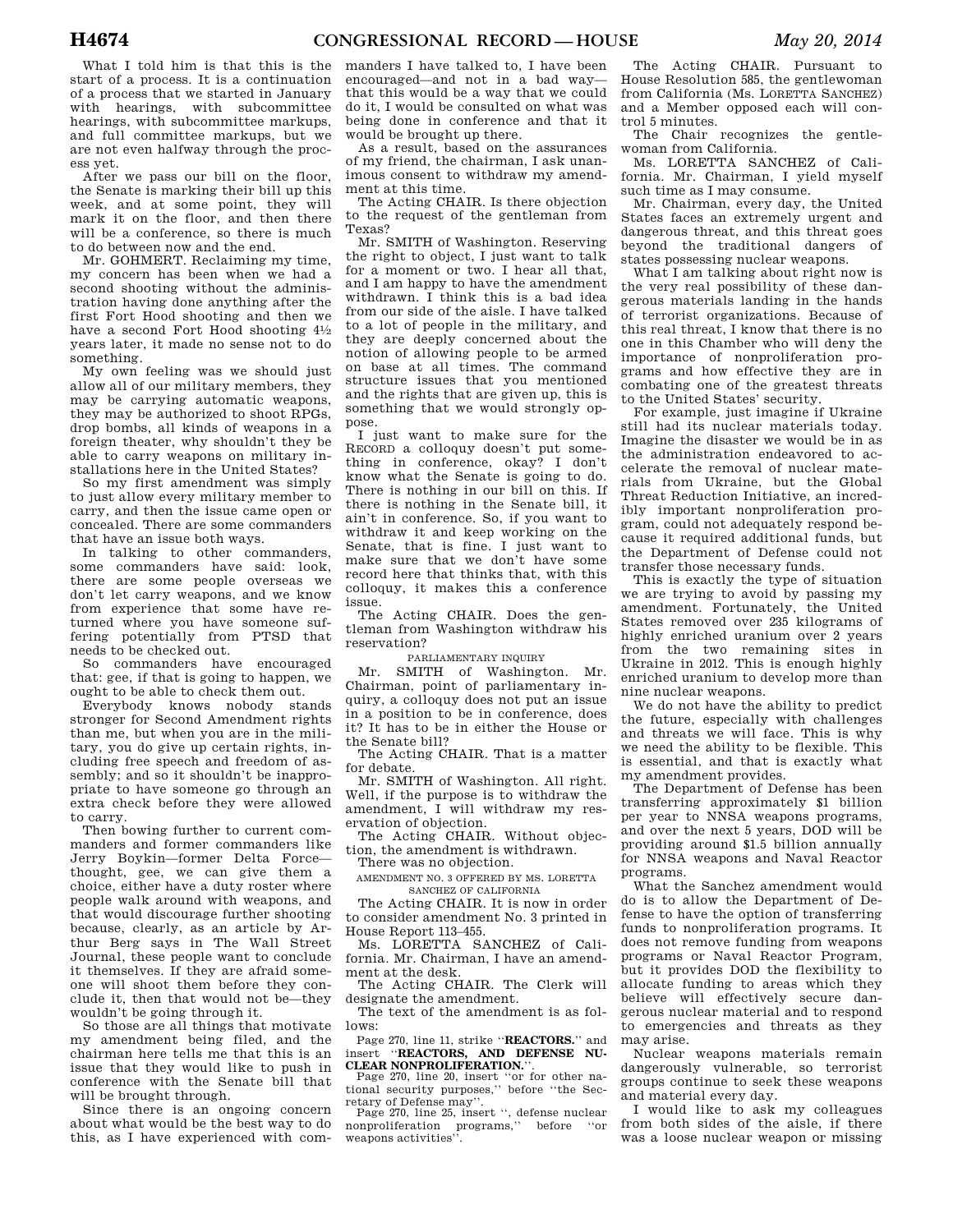What I told him is that this is the start of a process. It is a continuation of a process that we started in January with hearings, with subcommittee hearings, with subcommittee markups, and full committee markups, but we are not even halfway through the process yet.

After we pass our bill on the floor, the Senate is marking their bill up this week, and at some point, they will mark it on the floor, and then there will be a conference, so there is much to do between now and the end.

Mr. GOHMERT. Reclaiming my time, my concern has been when we had a second shooting without the administration having done anything after the first Fort Hood shooting and then we have a second Fort Hood shooting 4½ years later, it made no sense not to do something.

My own feeling was we should just allow all of our military members, they may be carrying automatic weapons, they may be authorized to shoot RPGs, drop bombs, all kinds of weapons in a foreign theater, why shouldn't they be able to carry weapons on military installations here in the United States?

So my first amendment was simply to just allow every military member to carry, and then the issue came open or concealed. There are some commanders that have an issue both ways.

In talking to other commanders, some commanders have said: look, there are some people overseas we don't let carry weapons, and we know from experience that some have returned where you have someone suffering potentially from PTSD that needs to be checked out.

So commanders have encouraged that: gee, if that is going to happen, we ought to be able to check them out.

Everybody knows nobody stands stronger for Second Amendment rights than me, but when you are in the military, you do give up certain rights, including free speech and freedom of assembly; and so it shouldn't be inappropriate to have someone go through an extra check before they were allowed to carry.

Then bowing further to current commanders and former commanders like Jerry Boykin—former Delta Force—thought, gee, we can give them a choice, either have a duty roster where people walk around with weapons, and that would discourage further shooting because, clearly, as an article by Arthur Berg says in The Wall Street Journal, these people want to conclude it themselves. If they are afraid someone will shoot them before they conclude it, then that would not be—they wouldn't be going through it.

So those are all things that motivate my amendment being filed, and the chairman here tells me that this is an issue that they would like to push in conference with the Senate bill that will be brought through.

Since there is an ongoing concern about what would be the best way to do this, as I have experienced with commanders I have talked to, I have been encouraged—and not in a bad way—that this would be a way that we could do it, I would be consulted on what was being done in conference and that it would be brought up there.

As a result, based on the assurances of my friend, the chairman, I ask unanimous consent to withdraw my amendment at this time.

The Acting CHAIR. Is there objection to the request of the gentleman from Texas?

Mr. SMITH of Washington. Reserving the right to object, I just want to talk for a moment or two. I hear all that, and I am happy to have the amendment withdrawn. I think this is a bad idea from our side of the aisle. I have talked to a lot of people in the military, and they are deeply concerned about the notion of allowing people to be armed on base at all times. The command structure issues that you mentioned and the rights that are given up, this is something that we would strongly oppose.

I just want to make sure for the RECORD a colloquy doesn't put something in conference, okay? I don't know what the Senate is going to do. There is nothing in our bill on this. If there is nothing in the Senate bill, it ain't in conference. So, if you want to withdraw it and keep working on the Senate, that is fine. I just want to make sure that we don't have some record here that thinks that, with this colloquy, it makes this a conference issue.

The Acting CHAIR. Does the gentleman from Washington withdraw his reservation?

PARLIAMENTARY INQUIRY

Mr. SMITH of Washington. Mr. Chairman, point of parliamentary inquiry, a colloquy does not put an issue in a position to be in conference, does it? It has to be in either the House or the Senate bill?

The Acting CHAIR. That is a matter for debate.

Mr. SMITH of Washington. All right. Well, if the purpose is to withdraw the amendment, I will withdraw my reservation of objection.

The Acting CHAIR. Without objection, the amendment is withdrawn.

There was no objection.

AMENDMENT NO. 3 OFFERED BY MS. LORETTA SANCHEZ OF CALIFORNIA

The Acting CHAIR. It is now in order to consider amendment No. 3 printed in House Report 113–455.

Ms. LORETTA SANCHEZ of California. Mr. Chairman, I have an amendment at the desk.

The Acting CHAIR. The Clerk will designate the amendment.

The text of the amendment is as follows:

Page 270, line 11, strike "**REACTORS.**" and insert "**REACTORS, AND DEFENSE NUCLEAR NONPROLIFERATION.**".

Page 270, line 20, insert "or for other national security purposes," before "the Secretary of Defense may".

Page 270, line 25, insert ", defense nuclear nonproliferation programs," before "or weapons activities".

The Acting CHAIR. Pursuant to House Resolution 585, the gentlewoman from California (Ms. LORETTA SANCHEZ) and a Member opposed each will control 5 minutes.

The Chair recognizes the gentlewoman from California.

Ms. LORETTA SANCHEZ of California. Mr. Chairman, I yield myself such time as I may consume.

Mr. Chairman, every day, the United States faces an extremely urgent and dangerous threat, and this threat goes beyond the traditional dangers of states possessing nuclear weapons.

What I am talking about right now is the very real possibility of these dangerous materials landing in the hands of terrorist organizations. Because of this real threat, I know that there is no one in this Chamber who will deny the importance of nonproliferation programs and how effective they are in combating one of the greatest threats to the United States' security.

For example, just imagine if Ukraine still had its nuclear materials today. Imagine the disaster we would be in as the administration endeavored to accelerate the removal of nuclear materials from Ukraine, but the Global Threat Reduction Initiative, an incredibly important nonproliferation program, could not adequately respond because it required additional funds, but the Department of Defense could not transfer those necessary funds.

This is exactly the type of situation we are trying to avoid by passing my amendment. Fortunately, the United States removed over 235 kilograms of highly enriched uranium over 2 years from the two remaining sites in Ukraine in 2012. This is enough highly enriched uranium to develop more than nine nuclear weapons.

We do not have the ability to predict the future, especially with challenges and threats we will face. This is why we need the ability to be flexible. This is essential, and that is exactly what my amendment provides.

The Department of Defense has been transferring approximately $1 billion per year to NNSA weapons programs, and over the next 5 years, DOD will be providing around $1.5 billion annually for NNSA weapons and Naval Reactor programs.

What the Sanchez amendment would do is to allow the Department of Defense to have the option of transferring funds to nonproliferation programs. It does not remove funding from weapons programs or Naval Reactor Program, but it provides DOD the flexibility to allocate funding to areas which they believe will effectively secure dangerous nuclear material and to respond to emergencies and threats as they may arise.

Nuclear weapons materials remain dangerously vulnerable, so terrorist groups continue to seek these weapons and material every day.

I would like to ask my colleagues from both sides of the aisle, if there was a loose nuclear weapon or missing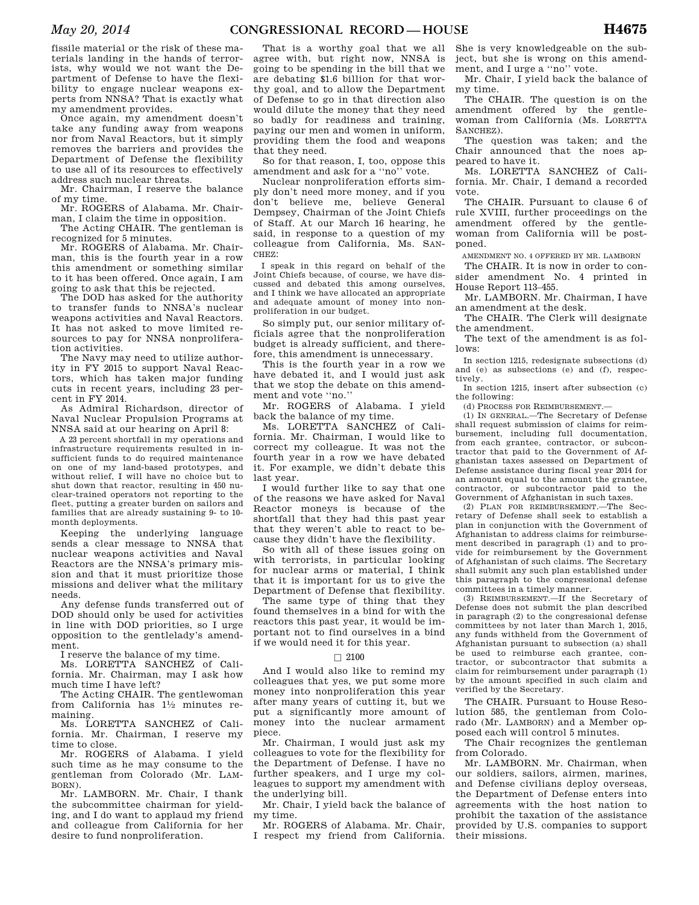fissile material or the risk of these materials landing in the hands of terrorists, why would we not want the Department of Defense to have the flexibility to engage nuclear weapons experts from NNSA? That is exactly what my amendment provides.

Once again, my amendment doesn't take any funding away from weapons nor from Naval Reactors, but it simply removes the barriers and provides the Department of Defense the flexibility to use all of its resources to effectively address such nuclear threats.

Mr. Chairman, I reserve the balance of my time.

Mr. ROGERS of Alabama. Mr. Chairman, I claim the time in opposition.

The Acting CHAIR. The gentleman is recognized for 5 minutes.

Mr. ROGERS of Alabama. Mr. Chairman, this is the fourth year in a row this amendment or something similar to it has been offered. Once again, I am going to ask that this be rejected.

The DOD has asked for the authority to transfer funds to NNSA's nuclear weapons activities and Naval Reactors. It has not asked to move limited resources to pay for NNSA nonproliferation activities.

The Navy may need to utilize authority in FY 2015 to support Naval Reactors, which has taken major funding cuts in recent years, including 23 percent in FY 2014.

As Admiral Richardson, director of Naval Nuclear Propulsion Programs at NNSA said at our hearing on April 8:

> A 23 percent shortfall in my operations and infrastructure requirements resulted in insufficient funds to do required maintenance on one of my land-based prototypes, and without relief, I will have no choice but to shut down that reactor, resulting in 450 nuclear-trained operators not reporting to the fleet, putting a greater burden on sailors and families that are already sustaining 9- to 10-month deployments.

Keeping the underlying language sends a clear message to NNSA that nuclear weapons activities and Naval Reactors are the NNSA's primary mission and that it must prioritize those missions and deliver what the military needs.

Any defense funds transferred out of DOD should only be used for activities in line with DOD priorities, so I urge opposition to the gentlelady's amendment.

I reserve the balance of my time.

Ms. LORETTA SANCHEZ of California. Mr. Chairman, may I ask how much time I have left?

The Acting CHAIR. The gentlewoman from California has 1½ minutes remaining.

Ms. LORETTA SANCHEZ of California. Mr. Chairman, I reserve my time to close.

Mr. ROGERS of Alabama. I yield such time as he may consume to the gentleman from Colorado (Mr. LAMBORN).

Mr. LAMBORN. Mr. Chair, I thank the subcommittee chairman for yielding, and I do want to applaud my friend and colleague from California for her desire to fund nonproliferation.

That is a worthy goal that we all agree with, but right now, NNSA is going to be spending in the bill that we are debating $1.6 billion for that worthy goal, and to allow the Department of Defense to go in that direction also would dilute the money that they need so badly for readiness and training, paying our men and women in uniform, providing them the food and weapons that they need.

So for that reason, I, too, oppose this amendment and ask for a "no" vote.

Nuclear nonproliferation efforts simply don't need more money, and if you don't believe me, believe General Dempsey, Chairman of the Joint Chiefs of Staff. At our March 16 hearing, he said, in response to a question of my colleague from California, Ms. SANCHEZ:

> I speak in this regard on behalf of the Joint Chiefs because, of course, we have discussed and debated this among ourselves, and I think we have allocated an appropriate and adequate amount of money into nonproliferation in our budget.

So simply put, our senior military officials agree that the nonproliferation budget is already sufficient, and therefore, this amendment is unnecessary.

This is the fourth year in a row we have debated it, and I would just ask that we stop the debate on this amendment and vote "no."

Mr. ROGERS of Alabama. I yield back the balance of my time.

Ms. LORETTA SANCHEZ of California. Mr. Chairman, I would like to correct my colleague. It was not the fourth year in a row we have debated it. For example, we didn't debate this last year.

I would further like to say that one of the reasons we have asked for Naval Reactor moneys is because of the shortfall that they had this past year that they weren't able to react to because they didn't have the flexibility.

So with all of these issues going on with terrorists, in particular looking for nuclear arms or material, I think that it is important for us to give the Department of Defense that flexibility.

The same type of thing that they found themselves in a bind for with the reactors this past year, it would be important not to find ourselves in a bind if we would need it for this year.

□ 2100

And I would also like to remind my colleagues that yes, we put some more money into nonproliferation this year after many years of cutting it, but we put a significantly more amount of money into the nuclear armament piece.

Mr. Chairman, I would just ask my colleagues to vote for the flexibility for the Department of Defense. I have no further speakers, and I urge my colleagues to support my amendment with the underlying bill.

Mr. Chair, I yield back the balance of my time.

Mr. ROGERS of Alabama. Mr. Chair, I respect my friend from California. She is very knowledgeable on the subject, but she is wrong on this amendment, and I urge a "no" vote.

Mr. Chair, I yield back the balance of my time.

The CHAIR. The question is on the amendment offered by the gentlewoman from California (Ms. LORETTA SANCHEZ).

The question was taken; and the Chair announced that the noes appeared to have it.

Ms. LORETTA SANCHEZ of California. Mr. Chair, I demand a recorded vote.

The CHAIR. Pursuant to clause 6 of rule XVIII, further proceedings on the amendment offered by the gentlewoman from California will be postponed.

AMENDMENT NO. 4 OFFERED BY MR. LAMBORN

The CHAIR. It is now in order to consider amendment No. 4 printed in House Report 113–455.

Mr. LAMBORN. Mr. Chairman, I have an amendment at the desk.

The CHAIR. The Clerk will designate the amendment.

The text of the amendment is as follows:

> In section 1215, redesignate subsections (d) and (e) as subsections (e) and (f), respectively.
>
> In section 1215, insert after subsection (c) the following:
>
> (d) PROCESS FOR REIMBURSEMENT.—
>
> (1) IN GENERAL.—The Secretary of Defense shall request submission of claims for reimbursement, including full documentation, from each grantee, contractor, or subcontractor that paid to the Government of Afghanistan taxes assessed on Department of Defense assistance during fiscal year 2014 for an amount equal to the amount the grantee, contractor, or subcontractor paid to the Government of Afghanistan in such taxes.
>
> (2) PLAN FOR REIMBURSEMENT.—The Secretary of Defense shall seek to establish a plan in conjunction with the Government of Afghanistan to address claims for reimbursement described in paragraph (1) and to provide for reimbursement by the Government of Afghanistan of such claims. The Secretary shall submit any such plan established under this paragraph to the congressional defense committees in a timely manner.
>
> (3) REIMBURSEMENT.—If the Secretary of Defense does not submit the plan described in paragraph (2) to the congressional defense committees by not later than March 1, 2015, any funds withheld from the Government of Afghanistan pursuant to subsection (a) shall be used to reimburse each grantee, contractor, or subcontractor that submits a claim for reimbursement under paragraph (1) by the amount specified in such claim and verified by the Secretary.

The CHAIR. Pursuant to House Resolution 585, the gentleman from Colorado (Mr. LAMBORN) and a Member opposed each will control 5 minutes.

The Chair recognizes the gentleman from Colorado.

Mr. LAMBORN. Mr. Chairman, when our soldiers, sailors, airmen, marines, and Defense civilians deploy overseas, the Department of Defense enters into agreements with the host nation to prohibit the taxation of the assistance provided by U.S. companies to support their missions.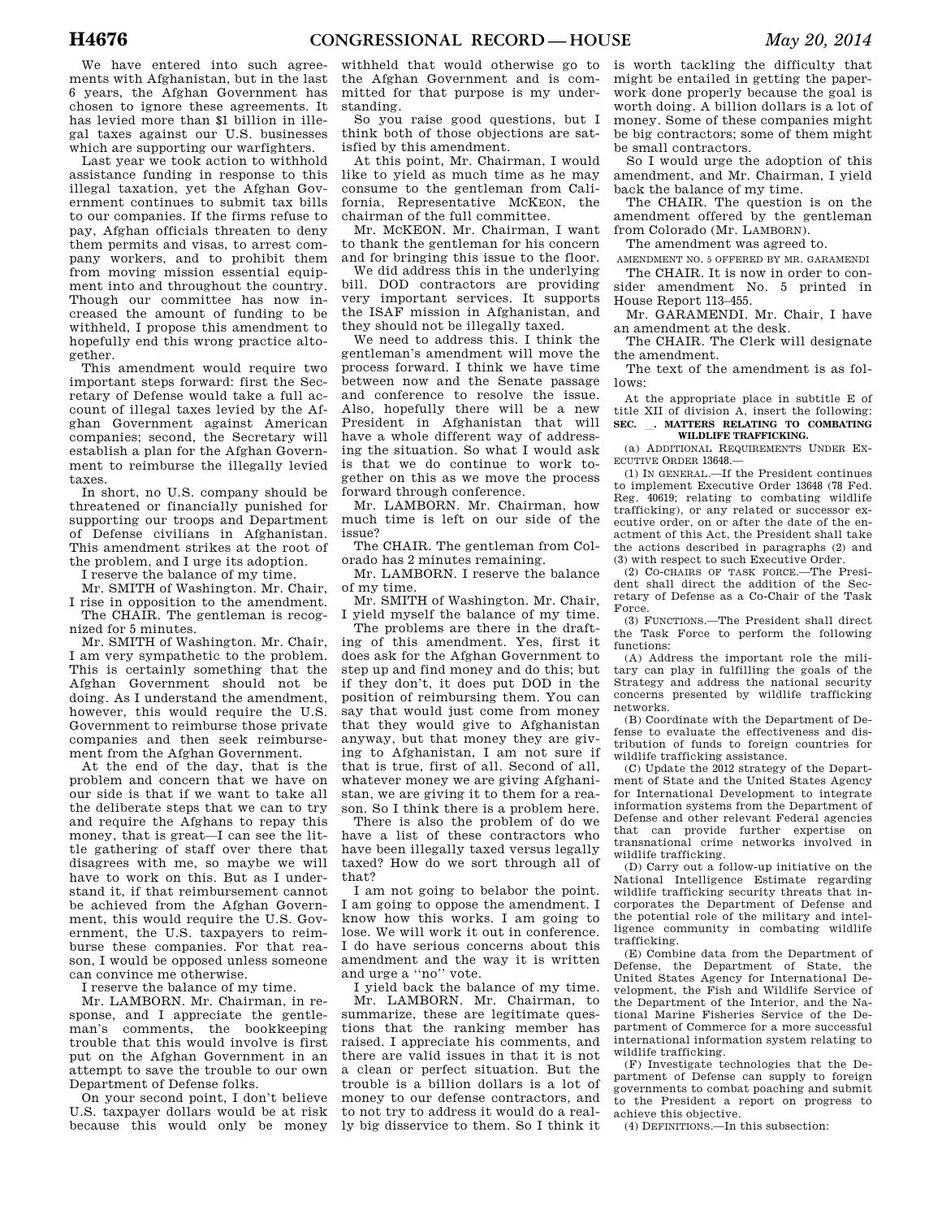We have entered into such agreements with Afghanistan, but in the last 6 years, the Afghan Government has chosen to ignore these agreements. It has levied more than $1 billion in illegal taxes against our U.S. businesses which are supporting our warfighters.

Last year we took action to withhold assistance funding in response to this illegal taxation, yet the Afghan Government continues to submit tax bills to our companies. If the firms refuse to pay, Afghan officials threaten to deny them permits and visas, to arrest company workers, and to prohibit them from moving mission essential equipment into and throughout the country. Though our committee has now increased the amount of funding to be withheld, I propose this amendment to hopefully end this wrong practice altogether.

This amendment would require two important steps forward: first the Secretary of Defense would take a full account of illegal taxes levied by the Afghan Government against American companies; second, the Secretary will establish a plan for the Afghan Government to reimburse the illegally levied taxes.

In short, no U.S. company should be threatened or financially punished for supporting our troops and Department of Defense civilians in Afghanistan. This amendment strikes at the root of the problem, and I urge its adoption.

I reserve the balance of my time.

Mr. SMITH of Washington. Mr. Chair, I rise in opposition to the amendment.

The CHAIR. The gentleman is recognized for 5 minutes.

Mr. SMITH of Washington. Mr. Chair, I am very sympathetic to the problem. This is certainly something that the Afghan Government should not be doing. As I understand the amendment, however, this would require the U.S. Government to reimburse those private companies and then seek reimbursement from the Afghan Government.

At the end of the day, that is the problem and concern that we have on our side is that if we want to take all the deliberate steps that we can to try and require the Afghans to repay this money, that is great—I can see the little gathering of staff over there that disagrees with me, so maybe we will have to work on this. But as I understand it, if that reimbursement cannot be achieved from the Afghan Government, this would require the U.S. Government, the U.S. taxpayers to reimburse these companies. For that reason, I would be opposed unless someone can convince me otherwise.

I reserve the balance of my time.

Mr. LAMBORN. Mr. Chairman, in response, and I appreciate the gentleman's comments, the bookkeeping trouble that this would involve is first put on the Afghan Government in an attempt to save the trouble to our own Department of Defense folks.

On your second point, I don't believe U.S. taxpayer dollars would be at risk because this would only be money withheld that would otherwise go to the Afghan Government and is committed for that purpose is my understanding.

So you raise good questions, but I think both of those objections are satisfied by this amendment.

At this point, Mr. Chairman, I would like to yield as much time as he may consume to the gentleman from California, Representative MCKEON, the chairman of the full committee.

Mr. MCKEON. Mr. Chairman, I want to thank the gentleman for his concern and for bringing this issue to the floor.

We did address this in the underlying bill. DOD contractors are providing very important services. It supports the ISAF mission in Afghanistan, and they should not be illegally taxed.

We need to address this. I think the gentleman's amendment will move the process forward. I think we have time between now and the Senate passage and conference to resolve the issue. Also, hopefully there will be a new President in Afghanistan that will have a whole different way of addressing the situation. So what I would ask is that we do continue to work together on this as we move the process forward through conference.

Mr. LAMBORN. Mr. Chairman, how much time is left on our side of the issue?

The CHAIR. The gentleman from Colorado has 2 minutes remaining.

Mr. LAMBORN. I reserve the balance of my time.

Mr. SMITH of Washington. Mr. Chair, I yield myself the balance of my time.

The problems are there in the drafting of this amendment. Yes, first it does ask for the Afghan Government to step up and find money and do this; but if they don't, it does put DOD in the position of reimbursing them. You can say that would just come from money that they would give to Afghanistan anyway, but that money they are giving to Afghanistan, I am not sure if that is true, first of all. Second of all, whatever money we are giving Afghanistan, we are giving it to them for a reason. So I think there is a problem here.

There is also the problem of do we have a list of these contractors who have been illegally taxed versus legally taxed? How do we sort through all of that?

I am not going to belabor the point. I am going to oppose the amendment. I know how this works. I am going to lose. We will work it out in conference. I do have serious concerns about this amendment and the way it is written and urge a ''no'' vote.

I yield back the balance of my time.

Mr. LAMBORN. Mr. Chairman, to summarize, these are legitimate questions that the ranking member has raised. I appreciate his comments, and there are valid issues in that it is not a clean or perfect situation. But the trouble is a billion dollars is a lot of money to our defense contractors, and to not try to address it would do a really big disservice to them. So I think it is worth tackling the difficulty that might be entailed in getting the paperwork done properly because the goal is worth doing. A billion dollars is a lot of money. Some of these companies might be big contractors; some of them might be small contractors.

So I would urge the adoption of this amendment, and Mr. Chairman, I yield back the balance of my time.

The CHAIR. The question is on the amendment offered by the gentleman from Colorado (Mr. LAMBORN).

The amendment was agreed to.

AMENDMENT NO. 5 OFFERED BY MR. GARAMENDI

The CHAIR. It is now in order to consider amendment No. 5 printed in House Report 113–455.

Mr. GARAMENDI. Mr. Chair, I have an amendment at the desk.

The CHAIR. The Clerk will designate the amendment.

The text of the amendment is as follows:

At the appropriate place in subtitle E of title XII of division A, insert the following:

**SEC. \_\_. MATTERS RELATING TO COMBATING WILDLIFE TRAFFICKING.**

(a) ADDITIONAL REQUIREMENTS UNDER EXECUTIVE ORDER 13648.—

(1) IN GENERAL.—If the President continues to implement Executive Order 13648 (78 Fed. Reg. 40619; relating to combating wildlife trafficking), or any related or successor executive order, on or after the date of the enactment of this Act, the President shall take the actions described in paragraphs (2) and (3) with respect to such Executive Order.

(2) CO-CHAIRS OF TASK FORCE.—The President shall direct the addition of the Secretary of Defense as a Co-Chair of the Task Force.

(3) FUNCTIONS.—The President shall direct the Task Force to perform the following functions:

(A) Address the important role the military can play in fulfilling the goals of the Strategy and address the national security concerns presented by wildlife trafficking networks.

(B) Coordinate with the Department of Defense to evaluate the effectiveness and distribution of funds to foreign countries for wildlife trafficking assistance.

(C) Update the 2012 strategy of the Department of State and the United States Agency for International Development to integrate information systems from the Department of Defense and other relevant Federal agencies that can provide further expertise on transnational crime networks involved in wildlife trafficking.

(D) Carry out a follow-up initiative on the National Intelligence Estimate regarding wildlife trafficking security threats that incorporates the Department of Defense and the potential role of the military and intelligence community in combating wildlife trafficking.

(E) Combine data from the Department of Defense, the Department of State, the United States Agency for International Development, the Fish and Wildlife Service of the Department of the Interior, and the National Marine Fisheries Service of the Department of Commerce for a more successful international information system relating to wildlife trafficking.

(F) Investigate technologies that the Department of Defense can supply to foreign governments to combat poaching and submit to the President a report on progress to achieve this objective.

(4) DEFINITIONS.—In this subsection: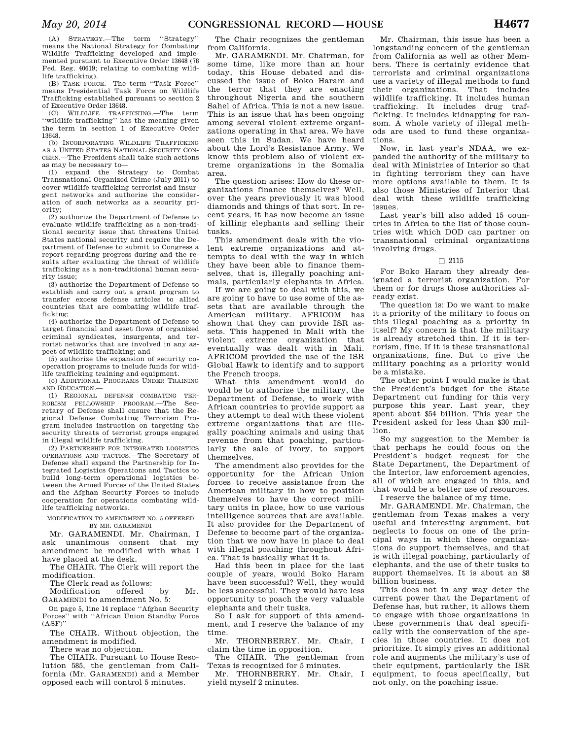(A) STRATEGY.—The term "Strategy" means the National Strategy for Combating Wildlife Trafficking developed and implemented pursuant to Executive Order 13648 (78 Fed. Reg. 40619; relating to combating wildlife trafficking).

(B) TASK FORCE.—The term "Task Force" means Presidential Task Force on Wildlife Trafficking established pursuant to section 2 of Executive Order 13648.

(C) WILDLIFE TRAFFICKING.—The term "wildlife trafficking" has the meaning given the term in section 1 of Executive Order 13648.

(b) INCORPORATING WILDLIFE TRAFFICKING AS A UNITED STATES NATIONAL SECURITY CONCERN.—The President shall take such actions as may be necessary to—

(1) expand the Strategy to Combat Transnational Organized Crime (July 2011) to cover wildlife trafficking terrorist and insurgent networks and authorize the consideration of such networks as a security priority;

(2) authorize the Department of Defense to evaluate wildlife trafficking as a non-traditional security issue that threatens United States national security and require the Department of Defense to submit to Congress a report regarding progress during and the results after evaluating the threat of wildlife trafficking as a non-traditional human security issue;

(3) authorize the Department of Defense to establish and carry out a grant program to transfer excess defense articles to allied countries that are combating wildlife trafficking;

(4) authorize the Department of Defense to target financial and asset flows of organized criminal syndicates, insurgents, and terrorist networks that are involved in any aspect of wildlife trafficking; and

(5) authorize the expansion of security cooperation programs to include funds for wildlife trafficking training and equipment.

(c) ADDITIONAL PROGRAMS UNDER TRAINING AND EDUCATION.—

(1) REGIONAL DEFENSE COMBATING TERRORISM FELLOWSHIP PROGRAM.—The Secretary of Defense shall ensure that the Regional Defense Combating Terrorism Program includes instruction on targeting the security threats of terrorist groups engaged in illegal wildlife trafficking.

(2) PARTNERSHIP FOR INTEGRATED LOGISTICS OPERATIONS AND TACTICS.—The Secretary of Defense shall expand the Partnership for Integrated Logistics Operations and Tactics to build long-term operational logistics between the Armed Forces of the United States and the Afghan Security Forces to include cooperation for operations combating wildlife trafficking networks.

MODIFICATION TO AMENDMENT NO. 5 OFFERED BY MR. GARAMENDI

Mr. GARAMENDI. Mr. Chairman, I ask unanimous consent that my amendment be modified with what I have placed at the desk.

The CHAIR. The Clerk will report the modification.

The Clerk read as follows:

Modification offered by Mr. GARAMENDI to amendment No. 5:

On page 5, line 14 replace "Afghan Security Forces" with "African Union Standby Force (ASF)"

The CHAIR. Without objection, the amendment is modified.

There was no objection.

The CHAIR. Pursuant to House Resolution 585, the gentleman from California (Mr. GARAMENDI) and a Member opposed each will control 5 minutes.

The Chair recognizes the gentleman from California.

Mr. GARAMENDI. Mr. Chairman, for some time, like more than an hour today, this House debated and discussed the issue of Boko Haram and the terror that they are enacting throughout Nigeria and the southern Sahel of Africa. This is not a new issue. This is an issue that has been ongoing among several violent extreme organizations operating in that area. We have seen this in Sudan. We have heard about the Lord's Resistance Army. We know this problem also of violent extreme organizations in the Somalia area.

The question arises: How do these organizations finance themselves? Well, over the years previously it was blood diamonds and things of that sort. In recent years, it has now become an issue of killing elephants and selling their tusks.

This amendment deals with the violent extreme organizations and attempts to deal with the way in which they have been able to finance themselves, that is, illegally poaching animals, particularly elephants in Africa.

If we are going to deal with this, we are going to have to use some of the assets that are available through the American military. AFRICOM has shown that they can provide ISR assets. This happened in Mali with the violent extreme organization that eventually was dealt with in Mali. AFRICOM provided the use of the ISR Global Hawk to identify and to support the French troops.

What this amendment would do would be to authorize the military, the Department of Defense, to work with African countries to provide support as they attempt to deal with these violent extreme organizations that are illegally poaching animals and using that revenue from that poaching, particularly the sale of ivory, to support themselves.

The amendment also provides for the opportunity for the African Union forces to receive assistance from the American military in how to position themselves to have the correct military units in place, how to use various intelligence sources that are available. It also provides for the Department of Defense to become part of the organization that we now have in place to deal with illegal poaching throughout Africa. That is basically what it is.

Had this been in place for the last couple of years, would Boko Haram have been successful? Well, they would be less successful. They would have less opportunity to poach the very valuable elephants and their tusks.

So I ask for support of this amendment, and I reserve the balance of my time.

Mr. THORNBERRY. Mr. Chair, I claim the time in opposition.

The CHAIR. The gentleman from Texas is recognized for 5 minutes.

Mr. THORNBERRY. Mr. Chair, I yield myself 2 minutes.

Mr. Chairman, this issue has been a longstanding concern of the gentleman from California as well as other Members. There is certainly evidence that terrorists and criminal organizations use a variety of illegal methods to fund their organizations. That includes wildlife trafficking. It includes human trafficking. It includes drug trafficking. It includes kidnapping for ransom. A whole variety of illegal methods are used to fund these organizations.

Now, in last year's NDAA, we expanded the authority of the military to deal with Ministries of Interior so that in fighting terrorism they can have more options available to them. It is also those Ministries of Interior that deal with these wildlife trafficking issues.

Last year's bill also added 15 countries in Africa to the list of those countries with which DOD can partner on transnational criminal organizations involving drugs.

□ 2115

For Boko Haram they already designated a terrorist organization. For them or for drugs those authorities already exist.

The question is: Do we want to make it a priority of the military to focus on this illegal poaching as a priority in itself? My concern is that the military is already stretched thin. If it is terrorism, fine. If it is these transnational organizations, fine. But to give the military poaching as a priority would be a mistake.

The other point I would make is that the President's budget for the State Department cut funding for this very purpose this year. Last year, they spent about $54 billion. This year the President asked for less than $30 million.

So my suggestion to the Member is that perhaps he could focus on the President's budget request for the State Department, the Department of the Interior, law enforcement agencies, all of which are engaged in this, and that would be a better use of resources.

I reserve the balance of my time.

Mr. GARAMENDI. Mr. Chairman, the gentleman from Texas makes a very useful and interesting argument, but neglects to focus on one of the principal ways in which these organizations do support themselves, and that is with illegal poaching, particularly of elephants, and the use of their tusks to support themselves. It is about an $8 billion business.

This does not in any way deter the current power that the Department of Defense has, but rather, it allows them to engage with those organizations in these governments that deal specifically with the conservation of the species in those countries. It does not prioritize. It simply gives an additional role and augments the military's use of their equipment, particularly the ISR equipment, to focus specifically, but not only, on the poaching issue.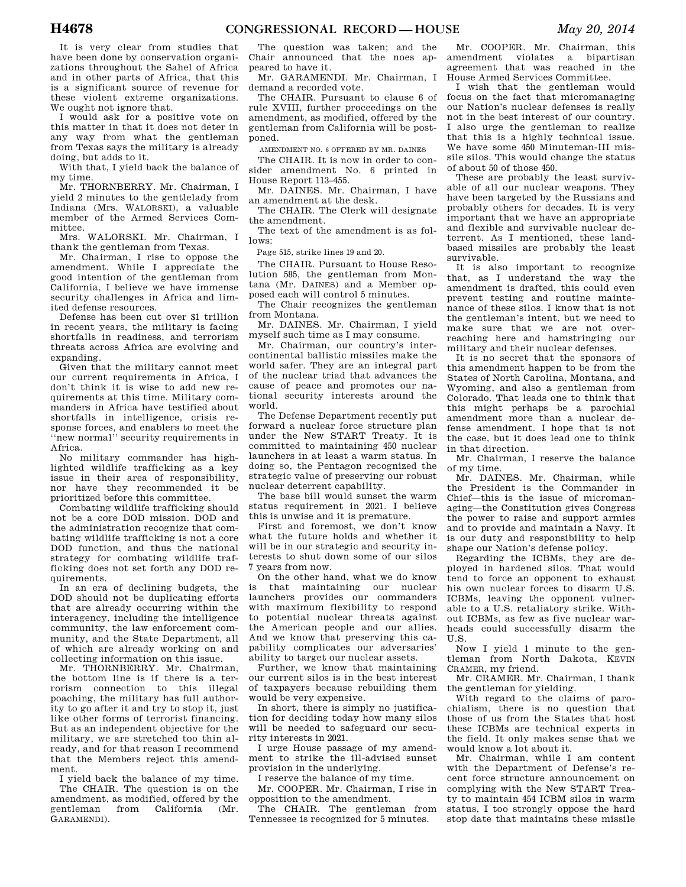It is very clear from studies that have been done by conservation organizations throughout the Sahel of Africa and in other parts of Africa, that this is a significant source of revenue for these violent extreme organizations. We ought not ignore that.

I would ask for a positive vote on this matter in that it does not deter in any way from what the gentleman from Texas says the military is already doing, but adds to it.

With that, I yield back the balance of my time.

Mr. THORNBERRY. Mr. Chairman, I yield 2 minutes to the gentlelady from Indiana (Mrs. WALORSKI), a valuable member of the Armed Services Committee.

Mrs. WALORSKI. Mr. Chairman, I thank the gentleman from Texas.

Mr. Chairman, I rise to oppose the amendment. While I appreciate the good intention of the gentleman from California, I believe we have immense security challenges in Africa and limited defense resources.

Defense has been cut over $1 trillion in recent years, the military is facing shortfalls in readiness, and terrorism threats across Africa are evolving and expanding.

Given that the military cannot meet our current requirements in Africa, I don't think it is wise to add new requirements at this time. Military commanders in Africa have testified about shortfalls in intelligence, crisis response forces, and enablers to meet the "new normal" security requirements in Africa.

No military commander has highlighted wildlife trafficking as a key issue in their area of responsibility, nor have they recommended it be prioritized before this committee.

Combating wildlife trafficking should not be a core DOD mission. DOD and the administration recognize that combating wildlife trafficking is not a core DOD function, and thus the national strategy for combating wildlife trafficking does not set forth any DOD requirements.

In an era of declining budgets, the DOD should not be duplicating efforts that are already occurring within the interagency, including the intelligence community, the law enforcement community, and the State Department, all of which are already working on and collecting information on this issue.

Mr. THORNBERRY. Mr. Chairman, the bottom line is if there is a terrorism connection to this illegal poaching, the military has full authority to go after it and try to stop it, just like other forms of terrorist financing. But as an independent objective for the military, we are stretched too thin already, and for that reason I recommend that the Members reject this amendment.

I yield back the balance of my time.

The CHAIR. The question is on the amendment, as modified, offered by the gentleman from California (Mr. GARAMENDI).

The question was taken; and the Chair announced that the noes appeared to have it.

Mr. GARAMENDI. Mr. Chairman, I demand a recorded vote.

The CHAIR. Pursuant to clause 6 of rule XVIII, further proceedings on the amendment, as modified, offered by the gentleman from California will be postponed.

AMENDMENT NO. 6 OFFERED BY MR. DAINES

The CHAIR. It is now in order to consider amendment No. 6 printed in House Report 113–455.

Mr. DAINES. Mr. Chairman, I have an amendment at the desk.

The CHAIR. The Clerk will designate the amendment.

The text of the amendment is as follows:

Page 515, strike lines 19 and 20.

The CHAIR. Pursuant to House Resolution 585, the gentleman from Montana (Mr. DAINES) and a Member opposed each will control 5 minutes.

The Chair recognizes the gentleman from Montana.

Mr. DAINES. Mr. Chairman, I yield myself such time as I may consume.

Mr. Chairman, our country's intercontinental ballistic missiles make the world safer. They are an integral part of the nuclear triad that advances the cause of peace and promotes our national security interests around the world.

The Defense Department recently put forward a nuclear force structure plan under the New START Treaty. It is committed to maintaining 450 nuclear launchers in at least a warm status. In doing so, the Pentagon recognized the strategic value of preserving our robust nuclear deterrent capability.

The base bill would sunset the warm status requirement in 2021. I believe this is unwise and it is premature.

First and foremost, we don't know what the future holds and whether it will be in our strategic and security interests to shut down some of our silos 7 years from now.

On the other hand, what we do know is that maintaining our nuclear launchers provides our commanders with maximum flexibility to respond to potential nuclear threats against the American people and our allies. And we know that preserving this capability complicates our adversaries' ability to target our nuclear assets.

Further, we know that maintaining our current silos is in the best interest of taxpayers because rebuilding them would be very expensive.

In short, there is simply no justification for deciding today how many silos will be needed to safeguard our security interests in 2021.

I urge House passage of my amendment to strike the ill-advised sunset provision in the underlying.

I reserve the balance of my time.

Mr. COOPER. Mr. Chairman, I rise in opposition to the amendment.

The CHAIR. The gentleman from Tennessee is recognized for 5 minutes.

Mr. COOPER. Mr. Chairman, this amendment violates a bipartisan agreement that was reached in the House Armed Services Committee.

I wish that the gentleman would focus on the fact that micromanaging our Nation's nuclear defenses is really not in the best interest of our country. I also urge the gentleman to realize that this is a highly technical issue. We have some 450 Minuteman-III missile silos. This would change the status of about 50 of those 450.

These are probably the least survivable of all our nuclear weapons. They have been targeted by the Russians and probably others for decades. It is very important that we have an appropriate and flexible and survivable nuclear deterrent. As I mentioned, these land-based missiles are probably the least survivable.

It is also important to recognize that, as I understand the way the amendment is drafted, this could even prevent testing and routine maintenance of these silos. I know that is not the gentleman's intent, but we need to make sure that we are not overreaching here and hamstringing our military and their nuclear defenses.

It is no secret that the sponsors of this amendment happen to be from the States of North Carolina, Montana, and Wyoming, and also a gentleman from Colorado. That leads one to think that this might perhaps be a parochial amendment more than a nuclear defense amendment. I hope that is not the case, but it does lead one to think in that direction.

Mr. Chairman, I reserve the balance of my time.

Mr. DAINES. Mr. Chairman, while the President is the Commander in Chief—this is the issue of micromanaging—the Constitution gives Congress the power to raise and support armies and to provide and maintain a Navy. It is our duty and responsibility to help shape our Nation's defense policy.

Regarding the ICBMs, they are deployed in hardened silos. That would tend to force an opponent to exhaust his own nuclear forces to disarm U.S. ICBMs, leaving the opponent vulnerable to a U.S. retaliatory strike. Without ICBMs, as few as five nuclear warheads could successfully disarm the U.S.

Now I yield 1 minute to the gentleman from North Dakota, KEVIN CRAMER, my friend.

Mr. CRAMER. Mr. Chairman, I thank the gentleman for yielding.

With regard to the claims of parochialism, there is no question that those of us from the States that host these ICBMs are technical experts in the field. It only makes sense that we would know a lot about it.

Mr. Chairman, while I am content with the Department of Defense's recent force structure announcement on complying with the New START Treaty to maintain 454 ICBM silos in warm status, I too strongly oppose the hard stop date that maintains these missile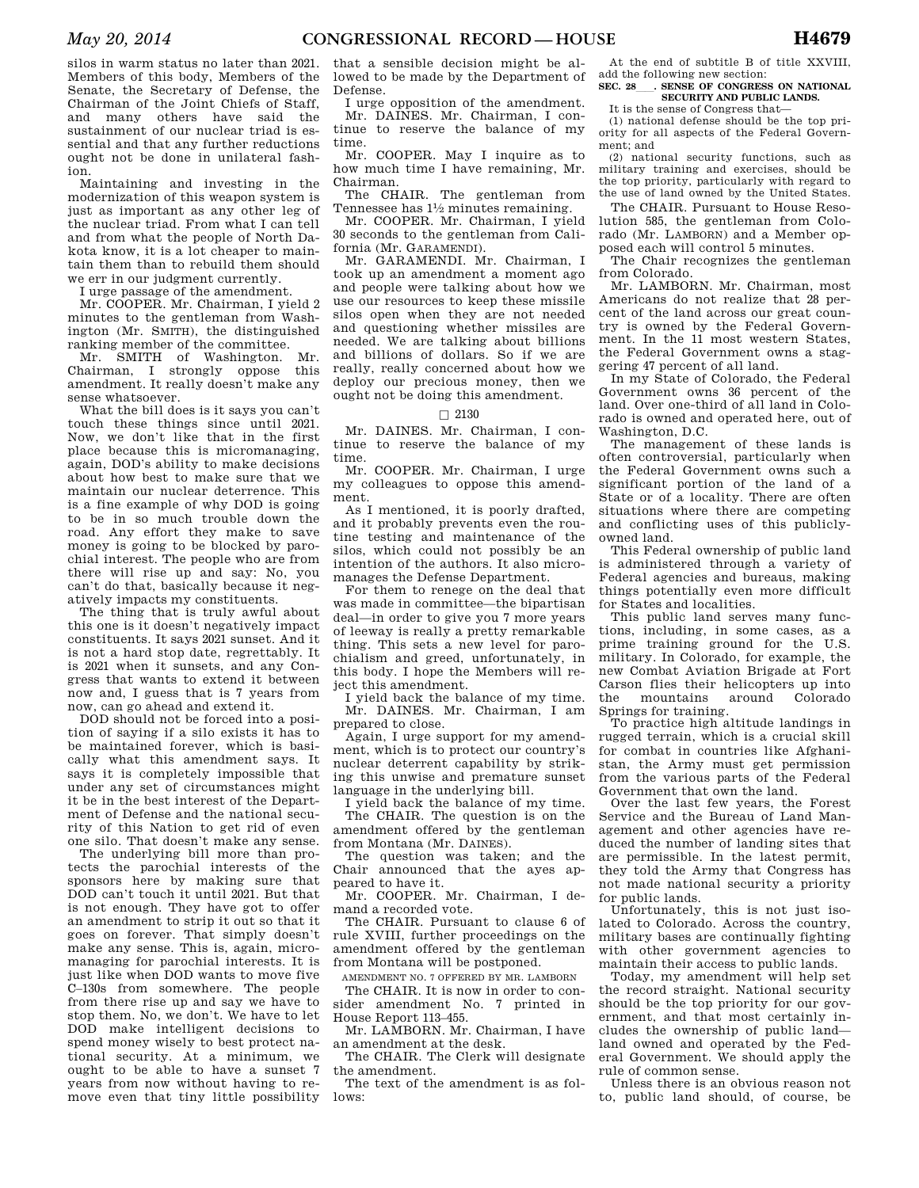silos in warm status no later than 2021. Members of this body, Members of the Senate, the Secretary of Defense, the Chairman of the Joint Chiefs of Staff, and many others have said the sustainment of our nuclear triad is essential and that any further reductions ought not be done in unilateral fashion.

Maintaining and investing in the modernization of this weapon system is just as important as any other leg of the nuclear triad. From what I can tell and from what the people of North Dakota know, it is a lot cheaper to maintain them than to rebuild them should we err in our judgment currently.

I urge passage of the amendment.

Mr. COOPER. Mr. Chairman, I yield 2 minutes to the gentleman from Washington (Mr. SMITH), the distinguished ranking member of the committee.

Mr. SMITH of Washington. Mr. Chairman, I strongly oppose this amendment. It really doesn't make any sense whatsoever.

What the bill does is it says you can't touch these things since until 2021. Now, we don't like that in the first place because this is micromanaging, again, DOD's ability to make decisions about how best to make sure that we maintain our nuclear deterrence. This is a fine example of why DOD is going to be in so much trouble down the road. Any effort they make to save money is going to be blocked by parochial interest. The people who are from there will rise up and say: No, you can't do that, basically because it negatively impacts my constituents.

The thing that is truly awful about this one is it doesn't negatively impact constituents. It says 2021 sunset. And it is not a hard stop date, regrettably. It is 2021 when it sunsets, and any Congress that wants to extend it between now and, I guess that is 7 years from now, can go ahead and extend it.

DOD should not be forced into a position of saying if a silo exists it has to be maintained forever, which is basically what this amendment says. It says it is completely impossible that under any set of circumstances might it be in the best interest of the Department of Defense and the national security of this Nation to get rid of even one silo. That doesn't make any sense.

The underlying bill more than protects the parochial interests of the sponsors here by making sure that DOD can't touch it until 2021. But that is not enough. They have got to offer an amendment to strip it out so that it goes on forever. That simply doesn't make any sense. This is, again, micromanaging for parochial interests. It is just like when DOD wants to move five C–130s from somewhere. The people from there rise up and say we have to stop them. No, we don't. We have to let DOD make intelligent decisions to spend money wisely to best protect national security. At a minimum, we ought to be able to have a sunset 7 years from now without having to remove even that tiny little possibility that a sensible decision might be allowed to be made by the Department of Defense.

I urge opposition of the amendment.

Mr. DAINES. Mr. Chairman, I continue to reserve the balance of my time.

Mr. COOPER. May I inquire as to how much time I have remaining, Mr. Chairman.

The CHAIR. The gentleman from Tennessee has 1½ minutes remaining.

Mr. COOPER. Mr. Chairman, I yield 30 seconds to the gentleman from California (Mr. GARAMENDI).

Mr. GARAMENDI. Mr. Chairman, I took up an amendment a moment ago and people were talking about how we use our resources to keep these missile silos open when they are not needed and questioning whether missiles are needed. We are talking about billions and billions of dollars. So if we are really, really concerned about how we deploy our precious money, then we ought not be doing this amendment.

□ 2130

Mr. DAINES. Mr. Chairman, I continue to reserve the balance of my time.

Mr. COOPER. Mr. Chairman, I urge my colleagues to oppose this amendment.

As I mentioned, it is poorly drafted, and it probably prevents even the routine testing and maintenance of the silos, which could not possibly be an intention of the authors. It also micromanages the Defense Department.

For them to renege on the deal that was made in committee—the bipartisan deal—in order to give you 7 more years of leeway is really a pretty remarkable thing. This sets a new level for parochialism and greed, unfortunately, in this body. I hope the Members will reject this amendment.

I yield back the balance of my time.

Mr. DAINES. Mr. Chairman, I am prepared to close.

Again, I urge support for my amendment, which is to protect our country's nuclear deterrent capability by striking this unwise and premature sunset language in the underlying bill.

I yield back the balance of my time.

The CHAIR. The question is on the amendment offered by the gentleman from Montana (Mr. DAINES).

The question was taken; and the Chair announced that the ayes appeared to have it.

Mr. COOPER. Mr. Chairman, I demand a recorded vote.

The CHAIR. Pursuant to clause 6 of rule XVIII, further proceedings on the amendment offered by the gentleman from Montana will be postponed.

AMENDMENT NO. 7 OFFERED BY MR. LAMBORN

The CHAIR. It is now in order to consider amendment No. 7 printed in House Report 113–455.

Mr. LAMBORN. Mr. Chairman, I have an amendment at the desk.

The CHAIR. The Clerk will designate the amendment.

The text of the amendment is as follows:

At the end of subtitle B of title XXVIII, add the following new section:

**SEC. 28__. SENSE OF CONGRESS ON NATIONAL SECURITY AND PUBLIC LANDS.**

It is the sense of Congress that—

(1) national defense should be the top priority for all aspects of the Federal Government; and

(2) national security functions, such as military training and exercises, should be the top priority, particularly with regard to the use of land owned by the United States.

The CHAIR. Pursuant to House Resolution 585, the gentleman from Colorado (Mr. LAMBORN) and a Member opposed each will control 5 minutes.

The Chair recognizes the gentleman from Colorado.

Mr. LAMBORN. Mr. Chairman, most Americans do not realize that 28 percent of the land across our great country is owned by the Federal Government. In the 11 most western States, the Federal Government owns a staggering 47 percent of all land.

In my State of Colorado, the Federal Government owns 36 percent of the land. Over one-third of all land in Colorado is owned and operated here, out of Washington, D.C.

The management of these lands is often controversial, particularly when the Federal Government owns such a significant portion of the land of a State or of a locality. There are often situations where there are competing and conflicting uses of this publicly-owned land.

This Federal ownership of public land is administered through a variety of Federal agencies and bureaus, making things potentially even more difficult for States and localities.

This public land serves many functions, including, in some cases, as a prime training ground for the U.S. military. In Colorado, for example, the new Combat Aviation Brigade at Fort Carson flies their helicopters up into the mountains around Colorado Springs for training.

To practice high altitude landings in rugged terrain, which is a crucial skill for combat in countries like Afghanistan, the Army must get permission from the various parts of the Federal Government that own the land.

Over the last few years, the Forest Service and the Bureau of Land Management and other agencies have reduced the number of landing sites that are permissible. In the latest permit, they told the Army that Congress has not made national security a priority for public lands.

Unfortunately, this is not just isolated to Colorado. Across the country, military bases are continually fighting with other government agencies to maintain their access to public lands.

Today, my amendment will help set the record straight. National security should be the top priority for our government, and that most certainly includes the ownership of public land—land owned and operated by the Federal Government. We should apply the rule of common sense.

Unless there is an obvious reason not to, public land should, of course, be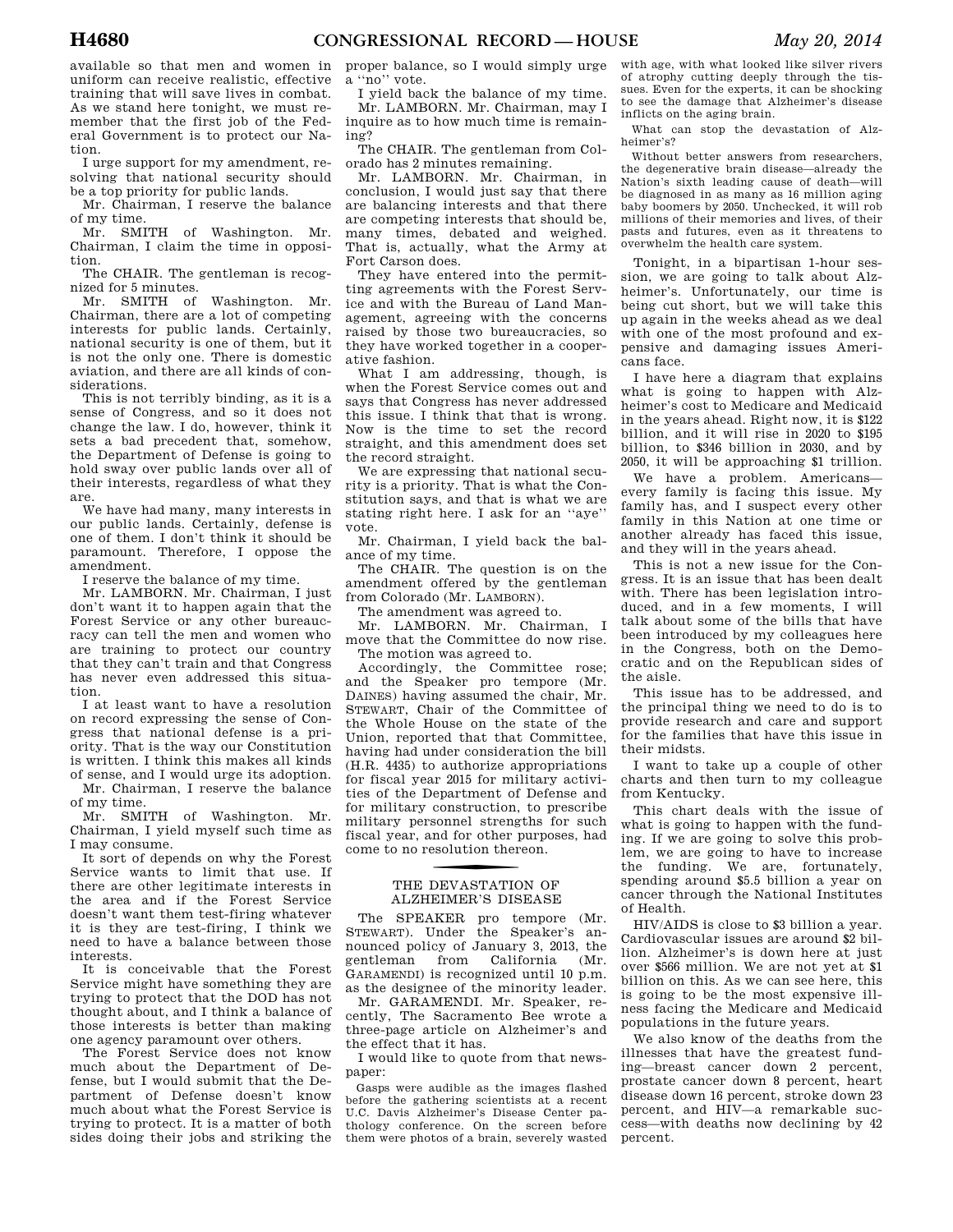available so that men and women in uniform can receive realistic, effective training that will save lives in combat. As we stand here tonight, we must remember that the first job of the Federal Government is to protect our Nation.

I urge support for my amendment, resolving that national security should be a top priority for public lands.

Mr. Chairman, I reserve the balance of my time.

Mr. SMITH of Washington. Mr. Chairman, I claim the time in opposition.

The CHAIR. The gentleman is recognized for 5 minutes.

Mr. SMITH of Washington. Mr. Chairman, there are a lot of competing interests for public lands. Certainly, national security is one of them, but it is not the only one. There is domestic aviation, and there are all kinds of considerations.

This is not terribly binding, as it is a sense of Congress, and so it does not change the law. I do, however, think it sets a bad precedent that, somehow, the Department of Defense is going to hold sway over public lands over all of their interests, regardless of what they are.

We have had many, many interests in our public lands. Certainly, defense is one of them. I don't think it should be paramount. Therefore, I oppose the amendment.

I reserve the balance of my time.

Mr. LAMBORN. Mr. Chairman, I just don't want it to happen again that the Forest Service or any other bureaucracy can tell the men and women who are training to protect our country that they can't train and that Congress has never even addressed this situation.

I at least want to have a resolution on record expressing the sense of Congress that national defense is a priority. That is the way our Constitution is written. I think this makes all kinds of sense, and I would urge its adoption.

Mr. Chairman, I reserve the balance of my time.

Mr. SMITH of Washington. Mr. Chairman, I yield myself such time as I may consume.

It sort of depends on why the Forest Service wants to limit that use. If there are other legitimate interests in the area and if the Forest Service doesn't want them test-firing whatever it is they are test-firing, I think we need to have a balance between those interests.

It is conceivable that the Forest Service might have something they are trying to protect that the DOD has not thought about, and I think a balance of those interests is better than making one agency paramount over others.

The Forest Service does not know much about the Department of Defense, but I would submit that the Department of Defense doesn't know much about what the Forest Service is trying to protect. It is a matter of both sides doing their jobs and striking the proper balance, so I would simply urge a "no" vote.

I yield back the balance of my time.

Mr. LAMBORN. Mr. Chairman, may I inquire as to how much time is remaining?

The CHAIR. The gentleman from Colorado has 2 minutes remaining.

Mr. LAMBORN. Mr. Chairman, in conclusion, I would just say that there are balancing interests and that there are competing interests that should be, many times, debated and weighed. That is, actually, what the Army at Fort Carson does.

They have entered into the permitting agreements with the Forest Service and with the Bureau of Land Management, agreeing with the concerns raised by those two bureaucracies, so they have worked together in a cooperative fashion.

What I am addressing, though, is when the Forest Service comes out and says that Congress has never addressed this issue. I think that that is wrong. Now is the time to set the record straight, and this amendment does set the record straight.

We are expressing that national security is a priority. That is what the Constitution says, and that is what we are stating right here. I ask for an "aye" vote.

Mr. Chairman, I yield back the balance of my time.

The CHAIR. The question is on the amendment offered by the gentleman from Colorado (Mr. LAMBORN).

The amendment was agreed to.

Mr. LAMBORN. Mr. Chairman, I move that the Committee do now rise.

The motion was agreed to.

Accordingly, the Committee rose; and the Speaker pro tempore (Mr. DAINES) having assumed the chair, Mr. STEWART, Chair of the Committee of the Whole House on the state of the Union, reported that that Committee, having had under consideration the bill (H.R. 4435) to authorize appropriations for fiscal year 2015 for military activities of the Department of Defense and for military construction, to prescribe military personnel strengths for such fiscal year, and for other purposes, had come to no resolution thereon.

---

## THE DEVASTATION OF ALZHEIMER'S DISEASE

The SPEAKER pro tempore (Mr. STEWART). Under the Speaker's announced policy of January 3, 2013, the gentleman from California (Mr. GARAMENDI) is recognized until 10 p.m. as the designee of the minority leader.

Mr. GARAMENDI. Mr. Speaker, recently, The Sacramento Bee wrote a three-page article on Alzheimer's and the effect that it has.

I would like to quote from that newspaper:

> Gasps were audible as the images flashed before the gathering scientists at a recent U.C. Davis Alzheimer's Disease Center pathology conference. On the screen before them were photos of a brain, severely wasted with age, with what looked like silver rivers of atrophy cutting deeply through the tissues. Even for the experts, it can be shocking to see the damage that Alzheimer's disease inflicts on the aging brain.
>
> What can stop the devastation of Alzheimer's?
>
> Without better answers from researchers, the degenerative brain disease—already the Nation's sixth leading cause of death—will be diagnosed in as many as 16 million aging baby boomers by 2050. Unchecked, it will rob millions of their memories and lives, of their pasts and futures, even as it threatens to overwhelm the health care system.

Tonight, in a bipartisan 1-hour session, we are going to talk about Alzheimer's. Unfortunately, our time is being cut short, but we will take this up again in the weeks ahead as we deal with one of the most profound and expensive and damaging issues Americans face.

I have here a diagram that explains what is going to happen with Alzheimer's cost to Medicare and Medicaid in the years ahead. Right now, it is $122 billion, and it will rise in 2020 to $195 billion, to $346 billion in 2030, and by 2050, it will be approaching $1 trillion.

We have a problem. Americans—every family is facing this issue. My family has, and I suspect every other family in this Nation at one time or another already has faced this issue, and they will in the years ahead.

This is not a new issue for the Congress. It is an issue that has been dealt with. There has been legislation introduced, and in a few moments, I will talk about some of the bills that have been introduced by my colleagues here in the Congress, both on the Democratic and on the Republican sides of the aisle.

This issue has to be addressed, and the principal thing we need to do is to provide research and care and support for the families that have this issue in their midsts.

I want to take up a couple of other charts and then turn to my colleague from Kentucky.

This chart deals with the issue of what is going to happen with the funding. If we are going to solve this problem, we are going to have to increase the funding. We are, fortunately, spending around $5.5 billion a year on cancer through the National Institutes of Health.

HIV/AIDS is close to $3 billion a year. Cardiovascular issues are around $2 billion. Alzheimer's is down here at just over $566 million. We are not yet at $1 billion on this. As we can see here, this is going to be the most expensive illness facing the Medicare and Medicaid populations in the future years.

We also know of the deaths from the illnesses that have the greatest funding—breast cancer down 2 percent, prostate cancer down 8 percent, heart disease down 16 percent, stroke down 23 percent, and HIV—a remarkable success—with deaths now declining by 42 percent.